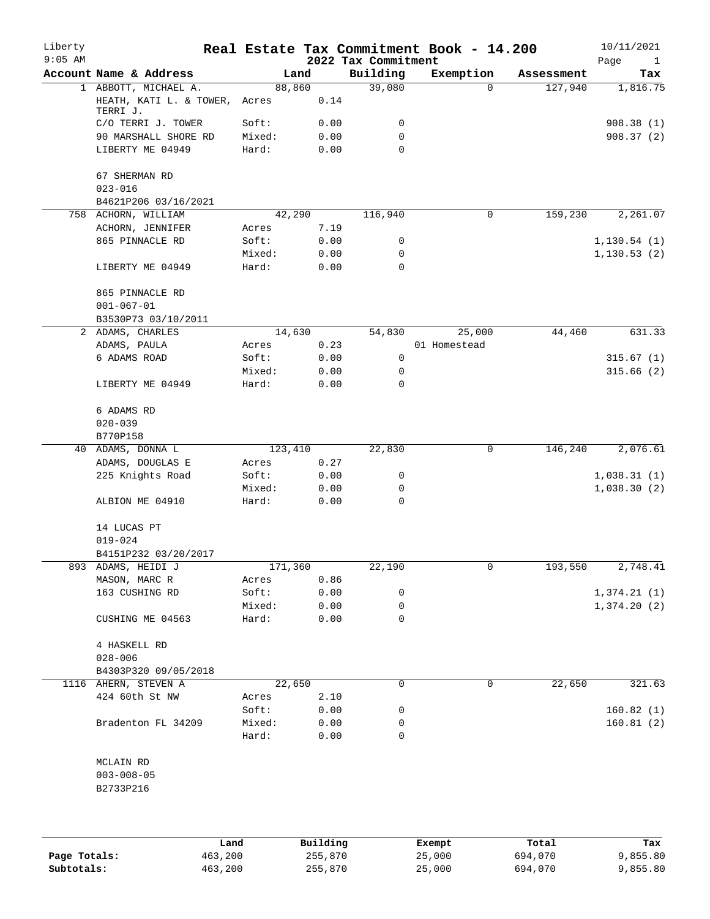# Real Estate Tax Commitment Book - 14.200

Liberty
9:05 AM

2022 Tax Commitment

10/11/2021

| Account Name & Address | Land | | Building | Exemption | Assessment | Tax |
|---|---|---|---|---|---|---|
| 1 ABBOTT, MICHAEL A. | 88,860 | | 39,080 | 0 | 127,940 | 1,816.75 |
| HEATH, KATI L. & TOWER, TERRI J. | Acres | 0.14 | | | | |
| C/O TERRI J. TOWER | Soft: | 0.00 | 0 | | | 908.38 (1) |
| 90 MARSHALL SHORE RD | Mixed: | 0.00 | 0 | | | 908.37 (2) |
| LIBERTY ME 04949 | Hard: | 0.00 | 0 | | | |
| 67 SHERMAN RD | | | | | | |
| 023-016 | | | | | | |
| B4621P206 03/16/2021 | | | | | | |
| 758 ACHORN, WILLIAM | 42,290 | | 116,940 | 0 | 159,230 | 2,261.07 |
| ACHORN, JENNIFER | Acres | 7.19 | | | | |
| 865 PINNACLE RD | Soft: | 0.00 | 0 | | | 1,130.54 (1) |
| | Mixed: | 0.00 | 0 | | | 1,130.53 (2) |
| LIBERTY ME 04949 | Hard: | 0.00 | 0 | | | |
| 865 PINNACLE RD | | | | | | |
| 001-067-01 | | | | | | |
| B3530P73 03/10/2011 | | | | | | |
| 2 ADAMS, CHARLES | 14,630 | | 54,830 | 25,000 | 44,460 | 631.33 |
| ADAMS, PAULA | Acres | 0.23 | | 01 Homestead | | |
| 6 ADAMS ROAD | Soft: | 0.00 | 0 | | | 315.67 (1) |
| | Mixed: | 0.00 | 0 | | | 315.66 (2) |
| LIBERTY ME 04949 | Hard: | 0.00 | 0 | | | |
| 6 ADAMS RD | | | | | | |
| 020-039 | | | | | | |
| B770P158 | | | | | | |
| 40 ADAMS, DONNA L | 123,410 | | 22,830 | 0 | 146,240 | 2,076.61 |
| ADAMS, DOUGLAS E | Acres | 0.27 | | | | |
| 225 Knights Road | Soft: | 0.00 | 0 | | | 1,038.31 (1) |
| | Mixed: | 0.00 | 0 | | | 1,038.30 (2) |
| ALBION ME 04910 | Hard: | 0.00 | 0 | | | |
| 14 LUCAS PT | | | | | | |
| 019-024 | | | | | | |
| B4151P232 03/20/2017 | | | | | | |
| 893 ADAMS, HEIDI J | 171,360 | | 22,190 | 0 | 193,550 | 2,748.41 |
| MASON, MARC R | Acres | 0.86 | | | | |
| 163 CUSHING RD | Soft: | 0.00 | 0 | | | 1,374.21 (1) |
| | Mixed: | 0.00 | 0 | | | 1,374.20 (2) |
| CUSHING ME 04563 | Hard: | 0.00 | 0 | | | |
| 4 HASKELL RD | | | | | | |
| 028-006 | | | | | | |
| B4303P320 09/05/2018 | | | | | | |
| 1116 AHERN, STEVEN A | 22,650 | | 0 | 0 | 22,650 | 321.63 |
| 424 60th St NW | Acres | 2.10 | | | | |
| | Soft: | 0.00 | 0 | | | 160.82 (1) |
| Bradenton FL 34209 | Mixed: | 0.00 | 0 | | | 160.81 (2) |
| | Hard: | 0.00 | 0 | | | |
| MCLAIN RD | | | | | | |
| 003-008-05 | | | | | | |
| B2733P216 | | | | | | |

| | Land | Building | Exempt | Total | Tax |
|---|---|---|---|---|---|
| Page Totals: | 463,200 | 255,870 | 25,000 | 694,070 | 9,855.80 |
| Subtotals: | 463,200 | 255,870 | 25,000 | 694,070 | 9,855.80 |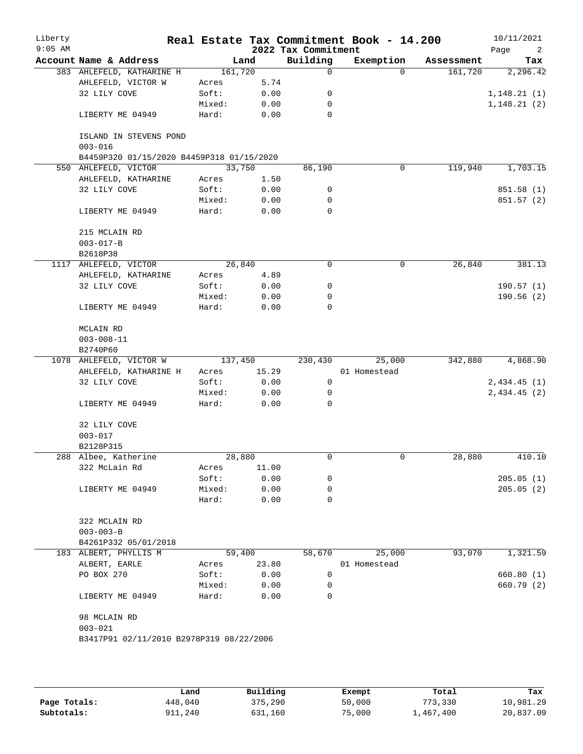# Real Estate Tax Commitment Book - 14.200

Liberty
9:05 AM

2022 Tax Commitment

10/11/2021

| Account Name & Address | Land | | Building | Exemption | Assessment | Tax |
|---|---|---|---|---|---|---|
| 383 AHLEFELD, KATHARINE H | 161,720 | | 0 | 0 | 161,720 | 2,296.42 |
| AHLEFELD, VICTOR W | Acres | 5.74 | | | | |
| 32 LILY COVE | Soft: | 0.00 | 0 | | | 1,148.21 (1) |
| | Mixed: | 0.00 | 0 | | | 1,148.21 (2) |
| LIBERTY ME 04949 | Hard: | 0.00 | 0 | | | |
| ISLAND IN STEVENS POND | | | | | | |
| 003-016 | | | | | | |
| B4459P320 01/15/2020 B4459P318 01/15/2020 | | | | | | |
| 550 AHLEFELD, VICTOR | 33,750 | | 86,190 | 0 | 119,940 | 1,703.15 |
| AHLEFELD, KATHARINE | Acres | 1.50 | | | | |
| 32 LILY COVE | Soft: | 0.00 | 0 | | | 851.58 (1) |
| | Mixed: | 0.00 | 0 | | | 851.57 (2) |
| LIBERTY ME 04949 | Hard: | 0.00 | 0 | | | |
| 215 MCLAIN RD | | | | | | |
| 003-017-B | | | | | | |
| B2618P38 | | | | | | |
| 1117 AHLEFELD, VICTOR | 26,840 | | 0 | 0 | 26,840 | 381.13 |
| AHLEFELD, KATHARINE | Acres | 4.89 | | | | |
| 32 LILY COVE | Soft: | 0.00 | 0 | | | 190.57 (1) |
| | Mixed: | 0.00 | 0 | | | 190.56 (2) |
| LIBERTY ME 04949 | Hard: | 0.00 | 0 | | | |
| MCLAIN RD | | | | | | |
| 003-008-11 | | | | | | |
| B2740P60 | | | | | | |
| 1078 AHLEFELD, VICTOR W | 137,450 | | 230,430 | 25,000 | 342,880 | 4,868.90 |
| AHLEFELD, KATHARINE H | Acres | 15.29 | | 01 Homestead | | |
| 32 LILY COVE | Soft: | 0.00 | 0 | | | 2,434.45 (1) |
| | Mixed: | 0.00 | 0 | | | 2,434.45 (2) |
| LIBERTY ME 04949 | Hard: | 0.00 | 0 | | | |
| 32 LILY COVE | | | | | | |
| 003-017 | | | | | | |
| B2128P315 | | | | | | |
| 288 Albee, Katherine | 28,880 | | 0 | 0 | 28,880 | 410.10 |
| 322 McLain Rd | Acres | 11.00 | | | | |
| | Soft: | 0.00 | 0 | | | 205.05 (1) |
| LIBERTY ME 04949 | Mixed: | 0.00 | 0 | | | 205.05 (2) |
| | Hard: | 0.00 | 0 | | | |
| 322 MCLAIN RD | | | | | | |
| 003-003-B | | | | | | |
| B4261P332 05/01/2018 | | | | | | |
| 183 ALBERT, PHYLLIS M | 59,400 | | 58,670 | 25,000 | 93,070 | 1,321.59 |
| ALBERT, EARLE | Acres | 23.80 | | 01 Homestead | | |
| PO BOX 270 | Soft: | 0.00 | 0 | | | 660.80 (1) |
| | Mixed: | 0.00 | 0 | | | 660.79 (2) |
| LIBERTY ME 04949 | Hard: | 0.00 | 0 | | | |
| 98 MCLAIN RD | | | | | | |
| 003-021 | | | | | | |
| B3417P91 02/11/2010 B2978P319 08/22/2006 | | | | | | |

| | Land | Building | Exempt | Total | Tax |
|---|---|---|---|---|---|
| Page Totals: | 448,040 | 375,290 | 50,000 | 773,330 | 10,981.29 |
| Subtotals: | 911,240 | 631,160 | 75,000 | 1,467,400 | 20,837.09 |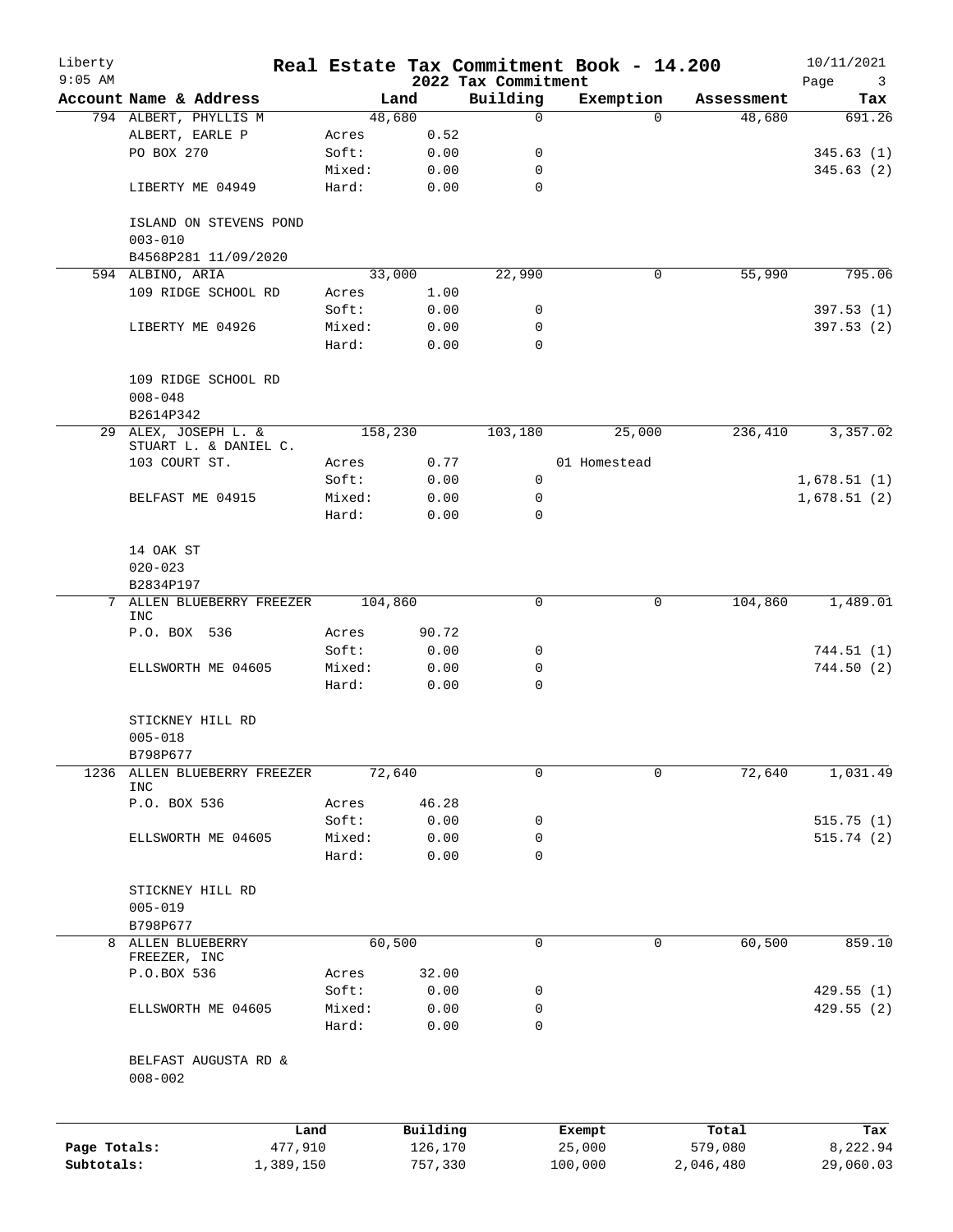# Real Estate Tax Commitment Book - 14.200

Liberty
9:05 AM

2022 Tax Commitment

10/11/2021

| Account Name & Address | | Land | Building | Exemption | Assessment | Tax |
|---|---|---|---|---|---|---|
| 794 ALBERT, PHYLLIS M | | 48,680 | 0 | 0 | 48,680 | 691.26 |
| ALBERT, EARLE P | Acres | 0.52 | | | | |
| PO BOX 270 | Soft: | 0.00 | 0 | | | 345.63 (1) |
| | Mixed: | 0.00 | 0 | | | 345.63 (2) |
| LIBERTY ME 04949 | Hard: | 0.00 | 0 | | | |
| ISLAND ON STEVENS POND | | | | | | |
| 003-010 | | | | | | |
| B4568P281 11/09/2020 | | | | | | |
| 594 ALBINO, ARIA | | 33,000 | 22,990 | 0 | 55,990 | 795.06 |
| 109 RIDGE SCHOOL RD | Acres | 1.00 | | | | |
| | Soft: | 0.00 | 0 | | | 397.53 (1) |
| LIBERTY ME 04926 | Mixed: | 0.00 | 0 | | | 397.53 (2) |
| | Hard: | 0.00 | 0 | | | |
| 109 RIDGE SCHOOL RD | | | | | | |
| 008-048 | | | | | | |
| B2614P342 | | | | | | |
| 29 ALEX, JOSEPH L. & STUART L. & DANIEL C. | | 158,230 | 103,180 | 25,000 | 236,410 | 3,357.02 |
| 103 COURT ST. | Acres | 0.77 | | 01 Homestead | | |
| | Soft: | 0.00 | 0 | | | 1,678.51 (1) |
| BELFAST ME 04915 | Mixed: | 0.00 | 0 | | | 1,678.51 (2) |
| | Hard: | 0.00 | 0 | | | |
| 14 OAK ST | | | | | | |
| 020-023 | | | | | | |
| B2834P197 | | | | | | |
| 7 ALLEN BLUEBERRY FREEZER INC | | 104,860 | 0 | 0 | 104,860 | 1,489.01 |
| P.O. BOX 536 | Acres | 90.72 | | | | |
| | Soft: | 0.00 | 0 | | | 744.51 (1) |
| ELLSWORTH ME 04605 | Mixed: | 0.00 | 0 | | | 744.50 (2) |
| | Hard: | 0.00 | 0 | | | |
| STICKNEY HILL RD | | | | | | |
| 005-018 | | | | | | |
| B798P677 | | | | | | |
| 1236 ALLEN BLUEBERRY FREEZER INC | | 72,640 | 0 | 0 | 72,640 | 1,031.49 |
| P.O. BOX 536 | Acres | 46.28 | | | | |
| | Soft: | 0.00 | 0 | | | 515.75 (1) |
| ELLSWORTH ME 04605 | Mixed: | 0.00 | 0 | | | 515.74 (2) |
| | Hard: | 0.00 | 0 | | | |
| STICKNEY HILL RD | | | | | | |
| 005-019 | | | | | | |
| B798P677 | | | | | | |
| 8 ALLEN BLUEBERRY FREEZER, INC | | 60,500 | 0 | 0 | 60,500 | 859.10 |
| P.O.BOX 536 | Acres | 32.00 | | | | |
| | Soft: | 0.00 | 0 | | | 429.55 (1) |
| ELLSWORTH ME 04605 | Mixed: | 0.00 | 0 | | | 429.55 (2) |
| | Hard: | 0.00 | 0 | | | |
| BELFAST AUGUSTA RD & | | | | | | |
| 008-002 | | | | | | |

| | Land | Building | Exempt | Total | Tax |
|---|---|---|---|---|---|
| Page Totals: | 477,910 | 126,170 | 25,000 | 579,080 | 8,222.94 |
| Subtotals: | 1,389,150 | 757,330 | 100,000 | 2,046,480 | 29,060.03 |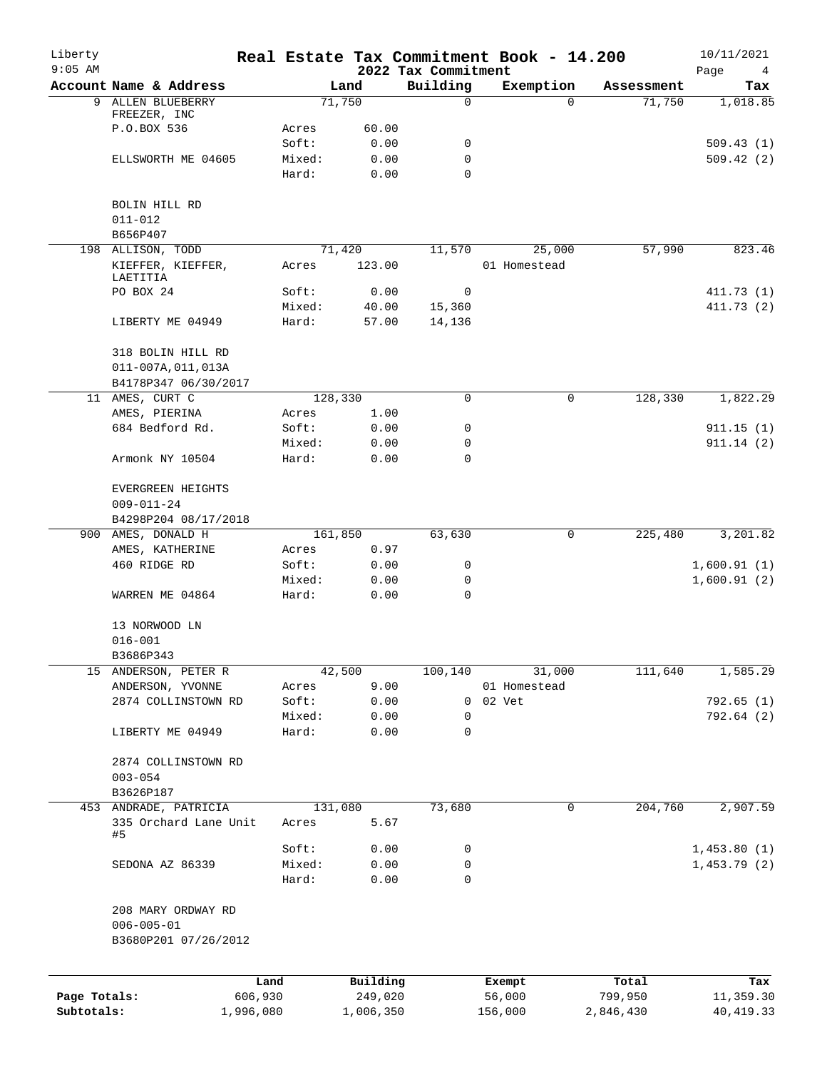Liberty
9:05 AM

# Real Estate Tax Commitment Book - 14.200

## 2022 Tax Commitment

10/11/2021

| Account Name & Address | Land | | Building | Exemption | Assessment | Tax |
|---|---|---|---|---|---|---|
| 9 ALLEN BLUEBERRY FREEZER, INC | 71,750 | | 0 | 0 | 71,750 | 1,018.85 |
| P.O.BOX 536 | Acres | 60.00 | | | | |
| | Soft: | 0.00 | 0 | | | 509.43 (1) |
| ELLSWORTH ME 04605 | Mixed: | 0.00 | 0 | | | 509.42 (2) |
| | Hard: | 0.00 | 0 | | | |
| BOLIN HILL RD | | | | | | |
| 011-012 | | | | | | |
| B656P407 | | | | | | |
| 198 ALLISON, TODD | 71,420 | | 11,570 | 25,000 | 57,990 | 823.46 |
| KIEFFER, KIEFFER, LAETITIA | Acres | 123.00 | | 01 Homestead | | |
| PO BOX 24 | Soft: | 0.00 | 0 | | | 411.73 (1) |
| | Mixed: | 40.00 | 15,360 | | | 411.73 (2) |
| LIBERTY ME 04949 | Hard: | 57.00 | 14,136 | | | |
| 318 BOLIN HILL RD | | | | | | |
| 011-007A,011,013A | | | | | | |
| B4178P347 06/30/2017 | | | | | | |
| 11 AMES, CURT C | 128,330 | | 0 | 0 | 128,330 | 1,822.29 |
| AMES, PIERINA | Acres | 1.00 | | | | |
| 684 Bedford Rd. | Soft: | 0.00 | 0 | | | 911.15 (1) |
| | Mixed: | 0.00 | 0 | | | 911.14 (2) |
| Armonk NY 10504 | Hard: | 0.00 | 0 | | | |
| EVERGREEN HEIGHTS | | | | | | |
| 009-011-24 | | | | | | |
| B4298P204 08/17/2018 | | | | | | |
| 900 AMES, DONALD H | 161,850 | | 63,630 | 0 | 225,480 | 3,201.82 |
| AMES, KATHERINE | Acres | 0.97 | | | | |
| 460 RIDGE RD | Soft: | 0.00 | 0 | | | 1,600.91 (1) |
| | Mixed: | 0.00 | 0 | | | 1,600.91 (2) |
| WARREN ME 04864 | Hard: | 0.00 | 0 | | | |
| 13 NORWOOD LN | | | | | | |
| 016-001 | | | | | | |
| B3686P343 | | | | | | |
| 15 ANDERSON, PETER R | 42,500 | | 100,140 | 31,000 | 111,640 | 1,585.29 |
| ANDERSON, YVONNE | Acres | 9.00 | | 01 Homestead | | |
| 2874 COLLINSTOWN RD | Soft: | 0.00 | 0 | 02 Vet | | 792.65 (1) |
| | Mixed: | 0.00 | 0 | | | 792.64 (2) |
| LIBERTY ME 04949 | Hard: | 0.00 | 0 | | | |
| 2874 COLLINSTOWN RD | | | | | | |
| 003-054 | | | | | | |
| B3626P187 | | | | | | |
| 453 ANDRADE, PATRICIA | 131,080 | | 73,680 | 0 | 204,760 | 2,907.59 |
| 335 Orchard Lane Unit #5 | Acres | 5.67 | | | | |
| | Soft: | 0.00 | 0 | | | 1,453.80 (1) |
| SEDONA AZ 86339 | Mixed: | 0.00 | 0 | | | 1,453.79 (2) |
| | Hard: | 0.00 | 0 | | | |
| 208 MARY ORDWAY RD | | | | | | |
| 006-005-01 | | | | | | |
| B3680P201 07/26/2012 | | | | | | |

| | Land | Building | Exempt | Total | Tax |
|---|---|---|---|---|---|
| Page Totals: | 606,930 | 249,020 | 56,000 | 799,950 | 11,359.30 |
| Subtotals: | 1,996,080 | 1,006,350 | 156,000 | 2,846,430 | 40,419.33 |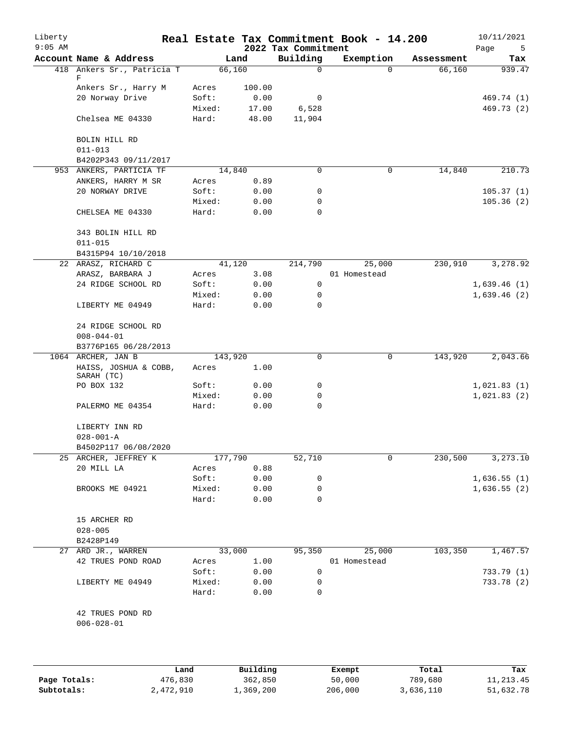Liberty
9:05 AM

# Real Estate Tax Commitment Book - 14.200

## 2022 Tax Commitment

10/11/2021

| Account | Name & Address | | Land | Building | Exemption | Assessment | Tax |
|---|---|---|---|---|---|---|---|
| 418 | Ankers Sr., Patricia T F | | 66,160 | 0 | 0 | 66,160 | 939.47 |
| | Ankers Sr., Harry M | Acres | 100.00 | | | | |
| | 20 Norway Drive | Soft: | 0.00 | 0 | | | 469.74 (1) |
| | | Mixed: | 17.00 | 6,528 | | | 469.73 (2) |
| | Chelsea ME 04330 | Hard: | 48.00 | 11,904 | | | |
| | BOLIN HILL RD | | | | | | |
| | 011-013 | | | | | | |
| | B4202P343 09/11/2017 | | | | | | |
| 953 | ANKERS, PARTICIA TF | | 14,840 | 0 | 0 | 14,840 | 210.73 |
| | ANKERS, HARRY M SR | Acres | 0.89 | | | | |
| | 20 NORWAY DRIVE | Soft: | 0.00 | 0 | | | 105.37 (1) |
| | | Mixed: | 0.00 | 0 | | | 105.36 (2) |
| | CHELSEA ME 04330 | Hard: | 0.00 | 0 | | | |
| | 343 BOLIN HILL RD | | | | | | |
| | 011-015 | | | | | | |
| | B4315P94 10/10/2018 | | | | | | |
| 22 | ARASZ, RICHARD C | | 41,120 | 214,790 | 25,000 | 230,910 | 3,278.92 |
| | ARASZ, BARBARA J | Acres | 3.08 | | 01 Homestead | | |
| | 24 RIDGE SCHOOL RD | Soft: | 0.00 | 0 | | | 1,639.46 (1) |
| | | Mixed: | 0.00 | 0 | | | 1,639.46 (2) |
| | LIBERTY ME 04949 | Hard: | 0.00 | 0 | | | |
| | 24 RIDGE SCHOOL RD | | | | | | |
| | 008-044-01 | | | | | | |
| | B3776P165 06/28/2013 | | | | | | |
| 1064 | ARCHER, JAN B | | 143,920 | 0 | 0 | 143,920 | 2,043.66 |
| | HAISS, JOSHUA & COBB, SARAH (TC) | Acres | 1.00 | | | | |
| | PO BOX 132 | Soft: | 0.00 | 0 | | | 1,021.83 (1) |
| | | Mixed: | 0.00 | 0 | | | 1,021.83 (2) |
| | PALERMO ME 04354 | Hard: | 0.00 | 0 | | | |
| | LIBERTY INN RD | | | | | | |
| | 028-001-A | | | | | | |
| | B4502P117 06/08/2020 | | | | | | |
| 25 | ARCHER, JEFFREY K | | 177,790 | 52,710 | 0 | 230,500 | 3,273.10 |
| | 20 MILL LA | Acres | 0.88 | | | | |
| | | Soft: | 0.00 | 0 | | | 1,636.55 (1) |
| | BROOKS ME 04921 | Mixed: | 0.00 | 0 | | | 1,636.55 (2) |
| | | Hard: | 0.00 | 0 | | | |
| | 15 ARCHER RD | | | | | | |
| | 028-005 | | | | | | |
| | B2428P149 | | | | | | |
| 27 | ARD JR., WARREN | | 33,000 | 95,350 | 25,000 | 103,350 | 1,467.57 |
| | 42 TRUES POND ROAD | Acres | 1.00 | | 01 Homestead | | |
| | | Soft: | 0.00 | 0 | | | 733.79 (1) |
| | LIBERTY ME 04949 | Mixed: | 0.00 | 0 | | | 733.78 (2) |
| | | Hard: | 0.00 | 0 | | | |
| | 42 TRUES POND RD | | | | | | |
| | 006-028-01 | | | | | | |

| | Land | Building | Exempt | Total | Tax |
|---|---|---|---|---|---|
| Page Totals: | 476,830 | 362,850 | 50,000 | 789,680 | 11,213.45 |
| Subtotals: | 2,472,910 | 1,369,200 | 206,000 | 3,636,110 | 51,632.78 |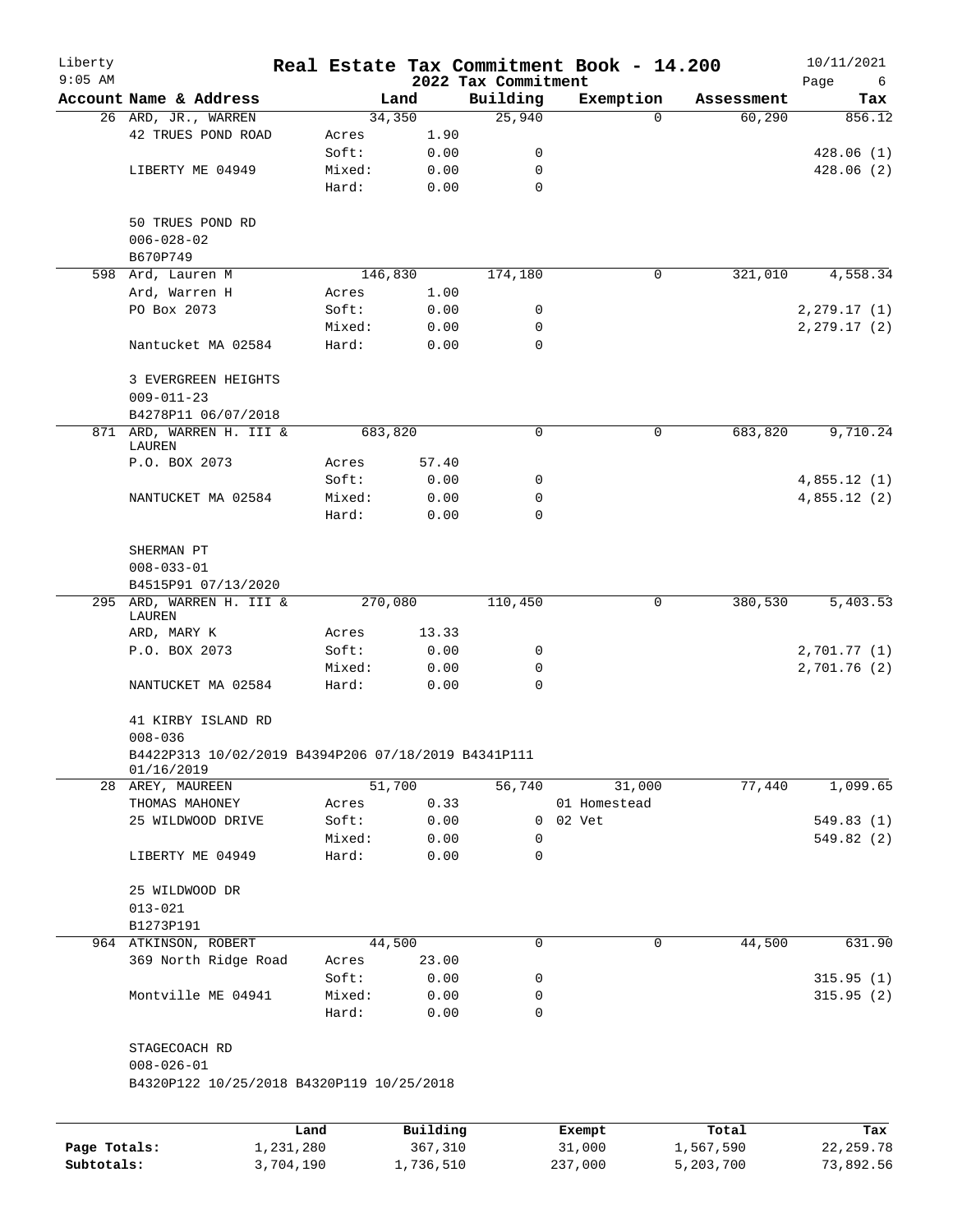# Real Estate Tax Commitment Book - 14.200

## 2022 Tax Commitment

Liberty
9:05 AM
10/11/2021

| Account | Name & Address | Land | | Building | Exemption | Assessment | Tax |
|---|---|---|---|---|---|---|---|
| 26 | ARD, JR., WARREN | 34,350 | | 25,940 | 0 | 60,290 | 856.12 |
| | 42 TRUES POND ROAD | Acres | 1.90 | | | | |
| | | Soft: | 0.00 | 0 | | | 428.06 (1) |
| | LIBERTY ME 04949 | Mixed: | 0.00 | 0 | | | 428.06 (2) |
| | | Hard: | 0.00 | 0 | | | |
| | 50 TRUES POND RD | | | | | | |
| | 006-028-02 | | | | | | |
| | B670P749 | | | | | | |
| 598 | Ard, Lauren M | 146,830 | | 174,180 | 0 | 321,010 | 4,558.34 |
| | Ard, Warren H | Acres | 1.00 | | | | |
| | PO Box 2073 | Soft: | 0.00 | 0 | | | 2,279.17 (1) |
| | | Mixed: | 0.00 | 0 | | | 2,279.17 (2) |
| | Nantucket MA 02584 | Hard: | 0.00 | 0 | | | |
| | 3 EVERGREEN HEIGHTS | | | | | | |
| | 009-011-23 | | | | | | |
| | B4278P11 06/07/2018 | | | | | | |
| 871 | ARD, WARREN H. III & LAUREN | 683,820 | | 0 | 0 | 683,820 | 9,710.24 |
| | P.O. BOX 2073 | Acres | 57.40 | | | | |
| | | Soft: | 0.00 | 0 | | | 4,855.12 (1) |
| | NANTUCKET MA 02584 | Mixed: | 0.00 | 0 | | | 4,855.12 (2) |
| | | Hard: | 0.00 | 0 | | | |
| | SHERMAN PT | | | | | | |
| | 008-033-01 | | | | | | |
| | B4515P91 07/13/2020 | | | | | | |
| 295 | ARD, WARREN H. III & LAUREN | 270,080 | | 110,450 | 0 | 380,530 | 5,403.53 |
| | ARD, MARY K | Acres | 13.33 | | | | |
| | P.O. BOX 2073 | Soft: | 0.00 | 0 | | | 2,701.77 (1) |
| | | Mixed: | 0.00 | 0 | | | 2,701.76 (2) |
| | NANTUCKET MA 02584 | Hard: | 0.00 | 0 | | | |
| | 41 KIRBY ISLAND RD | | | | | | |
| | 008-036 | | | | | | |
| | B4422P313 10/02/2019 B4394P206 07/18/2019 B4341P111 01/16/2019 | | | | | | |
| 28 | AREY, MAUREEN | 51,700 | | 56,740 | 31,000 | 77,440 | 1,099.65 |
| | THOMAS MAHONEY | Acres | 0.33 | | 01 Homestead | | |
| | 25 WILDWOOD DRIVE | Soft: | 0.00 | 0 | 02 Vet | | 549.83 (1) |
| | | Mixed: | 0.00 | 0 | | | 549.82 (2) |
| | LIBERTY ME 04949 | Hard: | 0.00 | 0 | | | |
| | 25 WILDWOOD DR | | | | | | |
| | 013-021 | | | | | | |
| | B1273P191 | | | | | | |
| 964 | ATKINSON, ROBERT | 44,500 | | 0 | 0 | 44,500 | 631.90 |
| | 369 North Ridge Road | Acres | 23.00 | | | | |
| | | Soft: | 0.00 | 0 | | | 315.95 (1) |
| | Montville ME 04941 | Mixed: | 0.00 | 0 | | | 315.95 (2) |
| | | Hard: | 0.00 | 0 | | | |
| | STAGECOACH RD | | | | | | |
| | 008-026-01 | | | | | | |
| | B4320P122 10/25/2018 B4320P119 10/25/2018 | | | | | | |

| | Land | Building | Exempt | Total | Tax |
|---|---|---|---|---|---|
| Page Totals: | 1,231,280 | 367,310 | 31,000 | 1,567,590 | 22,259.78 |
| Subtotals: | 3,704,190 | 1,736,510 | 237,000 | 5,203,700 | 73,892.56 |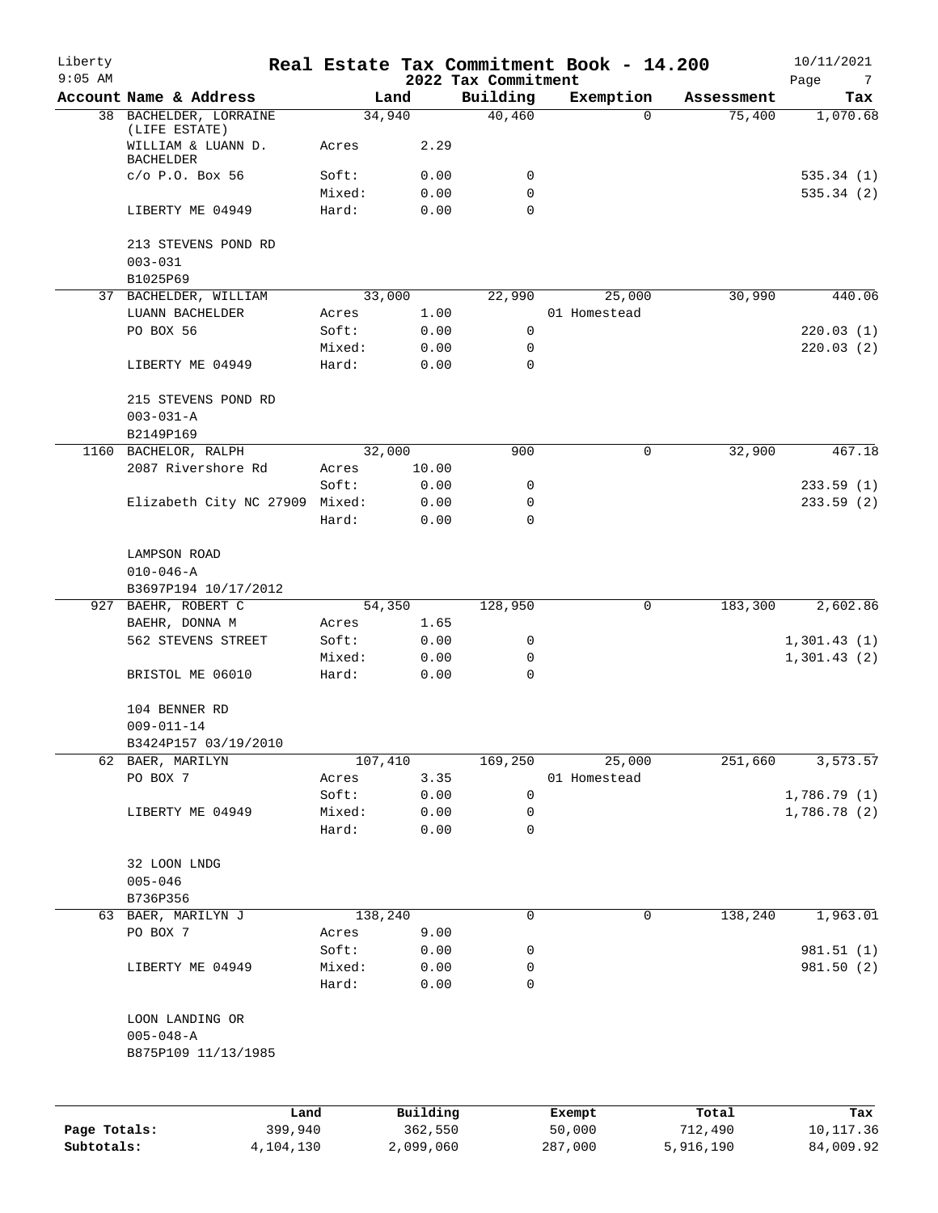# Real Estate Tax Commitment Book - 14.200

Liberty
9:05 AM

2022 Tax Commitment

10/11/2021

| Account Name & Address | | Land | Building | Exemption | Assessment | Tax |
|---|---|---|---|---|---|---|
| 38 BACHELDER, LORRAINE (LIFE ESTATE) | | 34,940 | 40,460 | 0 | 75,400 | 1,070.68 |
| WILLIAM & LUANN D. BACHELDER | Acres | 2.29 | | | | |
| c/o P.O. Box 56 | Soft: | 0.00 | 0 | | | 535.34 (1) |
| | Mixed: | 0.00 | 0 | | | 535.34 (2) |
| LIBERTY ME 04949 | Hard: | 0.00 | 0 | | | |
| 213 STEVENS POND RD | | | | | | |
| 003-031 | | | | | | |
| B1025P69 | | | | | | |
| 37 BACHELDER, WILLIAM | | 33,000 | 22,990 | 25,000 | 30,990 | 440.06 |
| LUANN BACHELDER | Acres | 1.00 | | 01 Homestead | | |
| PO BOX 56 | Soft: | 0.00 | 0 | | | 220.03 (1) |
| | Mixed: | 0.00 | 0 | | | 220.03 (2) |
| LIBERTY ME 04949 | Hard: | 0.00 | 0 | | | |
| 215 STEVENS POND RD | | | | | | |
| 003-031-A | | | | | | |
| B2149P169 | | | | | | |
| 1160 BACHELOR, RALPH | | 32,000 | 900 | 0 | 32,900 | 467.18 |
| 2087 Rivershore Rd | Acres | 10.00 | | | | |
| | Soft: | 0.00 | 0 | | | 233.59 (1) |
| Elizabeth City NC 27909 | Mixed: | 0.00 | 0 | | | 233.59 (2) |
| | Hard: | 0.00 | 0 | | | |
| LAMPSON ROAD | | | | | | |
| 010-046-A | | | | | | |
| B3697P194 10/17/2012 | | | | | | |
| 927 BAEHR, ROBERT C | | 54,350 | 128,950 | 0 | 183,300 | 2,602.86 |
| BAEHR, DONNA M | Acres | 1.65 | | | | |
| 562 STEVENS STREET | Soft: | 0.00 | 0 | | | 1,301.43 (1) |
| | Mixed: | 0.00 | 0 | | | 1,301.43 (2) |
| BRISTOL ME 06010 | Hard: | 0.00 | 0 | | | |
| 104 BENNER RD | | | | | | |
| 009-011-14 | | | | | | |
| B3424P157 03/19/2010 | | | | | | |
| 62 BAER, MARILYN | | 107,410 | 169,250 | 25,000 | 251,660 | 3,573.57 |
| PO BOX 7 | Acres | 3.35 | | 01 Homestead | | |
| | Soft: | 0.00 | 0 | | | 1,786.79 (1) |
| LIBERTY ME 04949 | Mixed: | 0.00 | 0 | | | 1,786.78 (2) |
| | Hard: | 0.00 | 0 | | | |
| 32 LOON LNDG | | | | | | |
| 005-046 | | | | | | |
| B736P356 | | | | | | |
| 63 BAER, MARILYN J | | 138,240 | 0 | 0 | 138,240 | 1,963.01 |
| PO BOX 7 | Acres | 9.00 | | | | |
| | Soft: | 0.00 | 0 | | | 981.51 (1) |
| LIBERTY ME 04949 | Mixed: | 0.00 | 0 | | | 981.50 (2) |
| | Hard: | 0.00 | 0 | | | |
| LOON LANDING OR | | | | | | |
| 005-048-A | | | | | | |
| B875P109 11/13/1985 | | | | | | |

| | Land | Building | Exempt | Total | Tax |
|---|---|---|---|---|---|
| Page Totals: | 399,940 | 362,550 | 50,000 | 712,490 | 10,117.36 |
| Subtotals: | 4,104,130 | 2,099,060 | 287,000 | 5,916,190 | 84,009.92 |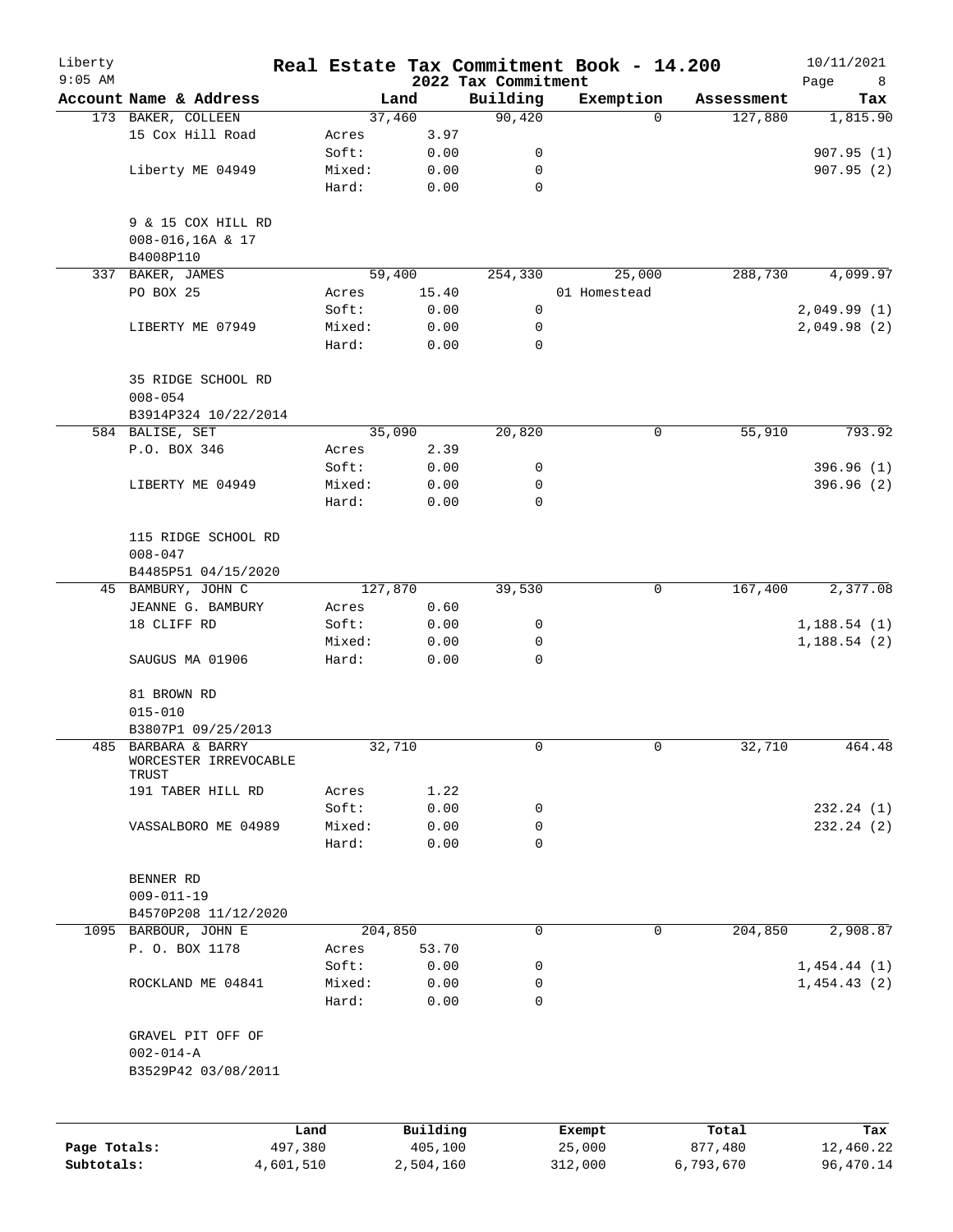Liberty
9:05 AM

# Real Estate Tax Commitment Book - 14.200

## 2022 Tax Commitment

10/11/2021

| Account Name & Address | | Land | Building | Exemption | Assessment | Tax |
|---|---|---|---|---|---|---|
| 173 BAKER, COLLEEN | | 37,460 | 90,420 | 0 | 127,880 | 1,815.90 |
| 15 Cox Hill Road | Acres | 3.97 | | | | |
| | Soft: | 0.00 | 0 | | | 907.95 (1) |
| Liberty ME 04949 | Mixed: | 0.00 | 0 | | | 907.95 (2) |
| | Hard: | 0.00 | 0 | | | |
| 9 & 15 COX HILL RD | | | | | | |
| 008-016,16A & 17 | | | | | | |
| B4008P110 | | | | | | |
| 337 BAKER, JAMES | | 59,400 | 254,330 | 25,000 | 288,730 | 4,099.97 |
| PO BOX 25 | Acres | 15.40 | | 01 Homestead | | |
| | Soft: | 0.00 | 0 | | | 2,049.99 (1) |
| LIBERTY ME 07949 | Mixed: | 0.00 | 0 | | | 2,049.98 (2) |
| | Hard: | 0.00 | 0 | | | |
| 35 RIDGE SCHOOL RD | | | | | | |
| 008-054 | | | | | | |
| B3914P324 10/22/2014 | | | | | | |
| 584 BALISE, SET | | 35,090 | 20,820 | 0 | 55,910 | 793.92 |
| P.O. BOX 346 | Acres | 2.39 | | | | |
| | Soft: | 0.00 | 0 | | | 396.96 (1) |
| LIBERTY ME 04949 | Mixed: | 0.00 | 0 | | | 396.96 (2) |
| | Hard: | 0.00 | 0 | | | |
| 115 RIDGE SCHOOL RD | | | | | | |
| 008-047 | | | | | | |
| B4485P51 04/15/2020 | | | | | | |
| 45 BAMBURY, JOHN C | | 127,870 | 39,530 | 0 | 167,400 | 2,377.08 |
| JEANNE G. BAMBURY | Acres | 0.60 | | | | |
| 18 CLIFF RD | Soft: | 0.00 | 0 | | | 1,188.54 (1) |
| | Mixed: | 0.00 | 0 | | | 1,188.54 (2) |
| SAUGUS MA 01906 | Hard: | 0.00 | 0 | | | |
| 81 BROWN RD | | | | | | |
| 015-010 | | | | | | |
| B3807P1 09/25/2013 | | | | | | |
| 485 BARBARA & BARRY WORCESTER IRREVOCABLE TRUST | | 32,710 | 0 | 0 | 32,710 | 464.48 |
| 191 TABER HILL RD | Acres | 1.22 | | | | |
| | Soft: | 0.00 | 0 | | | 232.24 (1) |
| VASSALBORO ME 04989 | Mixed: | 0.00 | 0 | | | 232.24 (2) |
| | Hard: | 0.00 | 0 | | | |
| BENNER RD | | | | | | |
| 009-011-19 | | | | | | |
| B4570P208 11/12/2020 | | | | | | |
| 1095 BARBOUR, JOHN E | | 204,850 | 0 | 0 | 204,850 | 2,908.87 |
| P. O. BOX 1178 | Acres | 53.70 | | | | |
| | Soft: | 0.00 | 0 | | | 1,454.44 (1) |
| ROCKLAND ME 04841 | Mixed: | 0.00 | 0 | | | 1,454.43 (2) |
| | Hard: | 0.00 | 0 | | | |
| GRAVEL PIT OFF OF | | | | | | |
| 002-014-A | | | | | | |
| B3529P42 03/08/2011 | | | | | | |

| | Land | Building | Exempt | Total | Tax |
|---|---|---|---|---|---|
| Page Totals: | 497,380 | 405,100 | 25,000 | 877,480 | 12,460.22 |
| Subtotals: | 4,601,510 | 2,504,160 | 312,000 | 6,793,670 | 96,470.14 |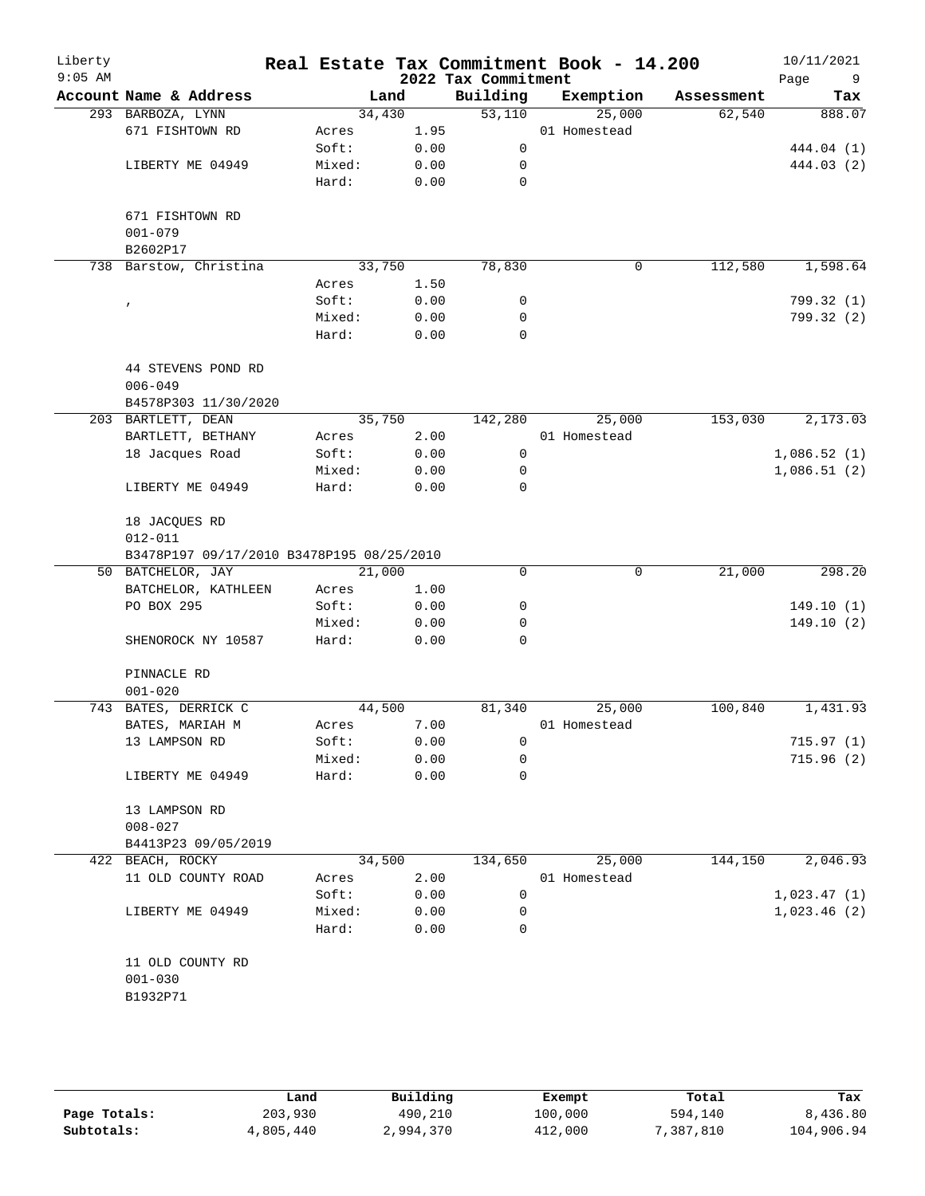# Real Estate Tax Commitment Book - 14.200

Liberty
9:05 AM

2022 Tax Commitment

10/11/2021

| Account Name & Address | Land | | Building | Exemption | Assessment | Tax |
|---|---|---|---|---|---|---|
| 293 BARBOZA, LYNN | 34,430 | | 53,110 | 25,000 | 62,540 | 888.07 |
| 671 FISHTOWN RD | Acres | 1.95 | | 01 Homestead | | |
| | Soft: | 0.00 | 0 | | | 444.04 (1) |
| LIBERTY ME 04949 | Mixed: | 0.00 | 0 | | | 444.03 (2) |
| | Hard: | 0.00 | 0 | | | |
| 671 FISHTOWN RD | | | | | | |
| 001-079 | | | | | | |
| B2602P17 | | | | | | |
| 738 Barstow, Christina | 33,750 | | 78,830 | 0 | 112,580 | 1,598.64 |
| | Acres | 1.50 | | | | |
| , | Soft: | 0.00 | 0 | | | 799.32 (1) |
| | Mixed: | 0.00 | 0 | | | 799.32 (2) |
| | Hard: | 0.00 | 0 | | | |
| 44 STEVENS POND RD | | | | | | |
| 006-049 | | | | | | |
| B4578P303 11/30/2020 | | | | | | |
| 203 BARTLETT, DEAN | 35,750 | | 142,280 | 25,000 | 153,030 | 2,173.03 |
| BARTLETT, BETHANY | Acres | 2.00 | | 01 Homestead | | |
| 18 Jacques Road | Soft: | 0.00 | 0 | | | 1,086.52 (1) |
| | Mixed: | 0.00 | 0 | | | 1,086.51 (2) |
| LIBERTY ME 04949 | Hard: | 0.00 | 0 | | | |
| 18 JACQUES RD | | | | | | |
| 012-011 | | | | | | |
| B3478P197 09/17/2010 B3478P195 08/25/2010 | | | | | | |
| 50 BATCHELOR, JAY | 21,000 | | 0 | 0 | 21,000 | 298.20 |
| BATCHELOR, KATHLEEN | Acres | 1.00 | | | | |
| PO BOX 295 | Soft: | 0.00 | 0 | | | 149.10 (1) |
| | Mixed: | 0.00 | 0 | | | 149.10 (2) |
| SHENOROCK NY 10587 | Hard: | 0.00 | 0 | | | |
| PINNACLE RD | | | | | | |
| 001-020 | | | | | | |
| 743 BATES, DERRICK C | 44,500 | | 81,340 | 25,000 | 100,840 | 1,431.93 |
| BATES, MARIAH M | Acres | 7.00 | | 01 Homestead | | |
| 13 LAMPSON RD | Soft: | 0.00 | 0 | | | 715.97 (1) |
| | Mixed: | 0.00 | 0 | | | 715.96 (2) |
| LIBERTY ME 04949 | Hard: | 0.00 | 0 | | | |
| 13 LAMPSON RD | | | | | | |
| 008-027 | | | | | | |
| B4413P23 09/05/2019 | | | | | | |
| 422 BEACH, ROCKY | 34,500 | | 134,650 | 25,000 | 144,150 | 2,046.93 |
| 11 OLD COUNTY ROAD | Acres | 2.00 | | 01 Homestead | | |
| | Soft: | 0.00 | 0 | | | 1,023.47 (1) |
| LIBERTY ME 04949 | Mixed: | 0.00 | 0 | | | 1,023.46 (2) |
| | Hard: | 0.00 | 0 | | | |
| 11 OLD COUNTY RD | | | | | | |
| 001-030 | | | | | | |
| B1932P71 | | | | | | |

| | Land | Building | Exempt | Total | Tax |
|---|---|---|---|---|---|
| Page Totals: | 203,930 | 490,210 | 100,000 | 594,140 | 8,436.80 |
| Subtotals: | 4,805,440 | 2,994,370 | 412,000 | 7,387,810 | 104,906.94 |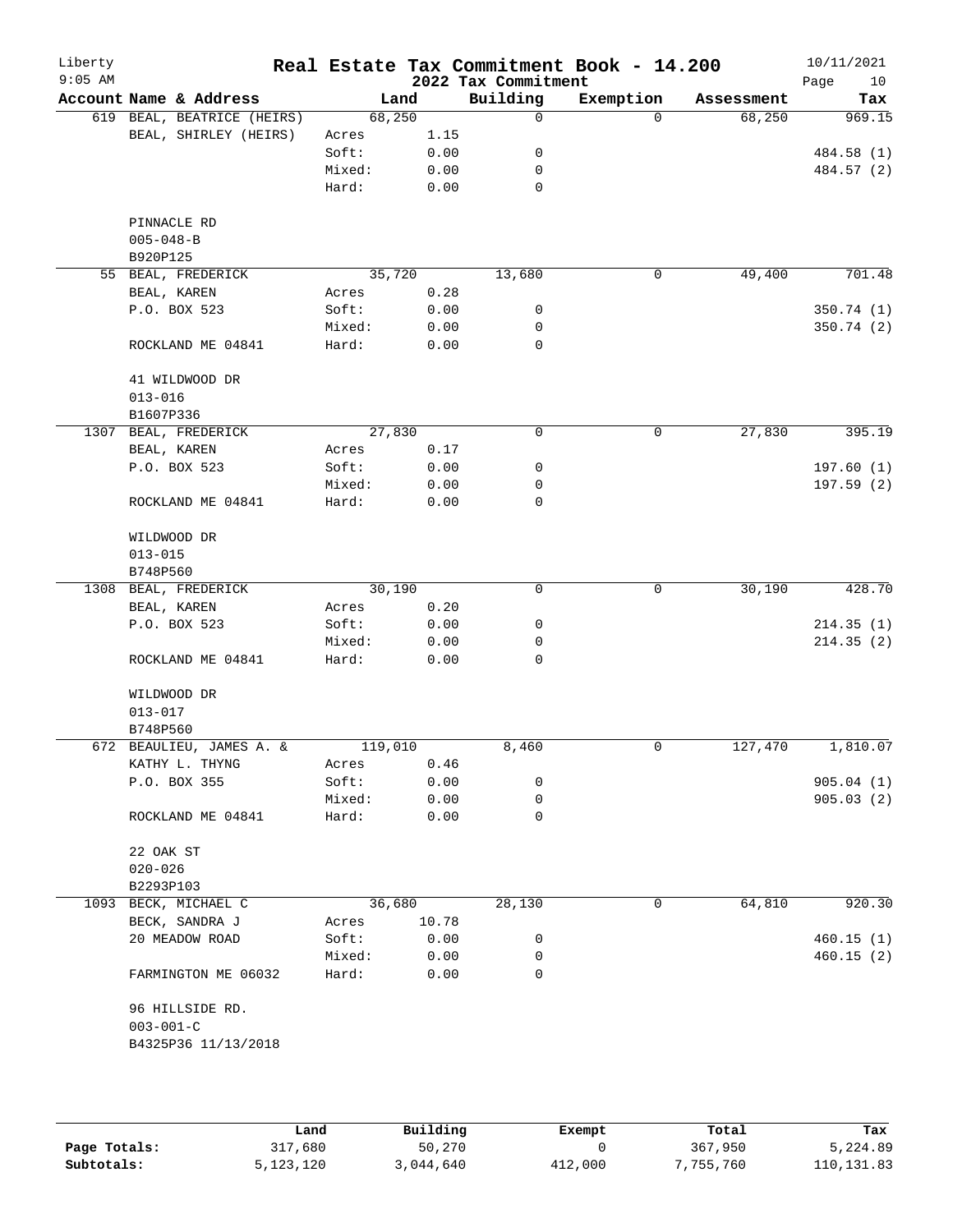# Real Estate Tax Commitment Book - 14.200

Liberty
9:05 AM

2022 Tax Commitment

10/11/2021

| Account | Name & Address | Land | | Building | Exemption | Assessment | Tax |
|---|---|---|---|---|---|---|---|
| 619 | BEAL, BEATRICE (HEIRS) | 68,250 | | 0 | 0 | 68,250 | 969.15 |
| | BEAL, SHIRLEY (HEIRS) | Acres | 1.15 | | | | |
| | | Soft: | 0.00 | 0 | | | 484.58 (1) |
| | | Mixed: | 0.00 | 0 | | | 484.57 (2) |
| | | Hard: | 0.00 | 0 | | | |
| | PINNACLE RD | | | | | | |
| | 005-048-B | | | | | | |
| | B920P125 | | | | | | |
| 55 | BEAL, FREDERICK | 35,720 | | 13,680 | 0 | 49,400 | 701.48 |
| | BEAL, KAREN | Acres | 0.28 | | | | |
| | P.O. BOX 523 | Soft: | 0.00 | 0 | | | 350.74 (1) |
| | | Mixed: | 0.00 | 0 | | | 350.74 (2) |
| | ROCKLAND ME 04841 | Hard: | 0.00 | 0 | | | |
| | 41 WILDWOOD DR | | | | | | |
| | 013-016 | | | | | | |
| | B1607P336 | | | | | | |
| 1307 | BEAL, FREDERICK | 27,830 | | 0 | 0 | 27,830 | 395.19 |
| | BEAL, KAREN | Acres | 0.17 | | | | |
| | P.O. BOX 523 | Soft: | 0.00 | 0 | | | 197.60 (1) |
| | | Mixed: | 0.00 | 0 | | | 197.59 (2) |
| | ROCKLAND ME 04841 | Hard: | 0.00 | 0 | | | |
| | WILDWOOD DR | | | | | | |
| | 013-015 | | | | | | |
| | B748P560 | | | | | | |
| 1308 | BEAL, FREDERICK | 30,190 | | 0 | 0 | 30,190 | 428.70 |
| | BEAL, KAREN | Acres | 0.20 | | | | |
| | P.O. BOX 523 | Soft: | 0.00 | 0 | | | 214.35 (1) |
| | | Mixed: | 0.00 | 0 | | | 214.35 (2) |
| | ROCKLAND ME 04841 | Hard: | 0.00 | 0 | | | |
| | WILDWOOD DR | | | | | | |
| | 013-017 | | | | | | |
| | B748P560 | | | | | | |
| 672 | BEAULIEU, JAMES A. & | 119,010 | | 8,460 | 0 | 127,470 | 1,810.07 |
| | KATHY L. THYNG | Acres | 0.46 | | | | |
| | P.O. BOX 355 | Soft: | 0.00 | 0 | | | 905.04 (1) |
| | | Mixed: | 0.00 | 0 | | | 905.03 (2) |
| | ROCKLAND ME 04841 | Hard: | 0.00 | 0 | | | |
| | 22 OAK ST | | | | | | |
| | 020-026 | | | | | | |
| | B2293P103 | | | | | | |
| 1093 | BECK, MICHAEL C | 36,680 | | 28,130 | 0 | 64,810 | 920.30 |
| | BECK, SANDRA J | Acres | 10.78 | | | | |
| | 20 MEADOW ROAD | Soft: | 0.00 | 0 | | | 460.15 (1) |
| | | Mixed: | 0.00 | 0 | | | 460.15 (2) |
| | FARMINGTON ME 06032 | Hard: | 0.00 | 0 | | | |
| | 96 HILLSIDE RD. | | | | | | |
| | 003-001-C | | | | | | |
| | B4325P36 11/13/2018 | | | | | | |

| | Land | Building | Exempt | Total | Tax |
|---|---|---|---|---|---|
| Page Totals: | 317,680 | 50,270 | 0 | 367,950 | 5,224.89 |
| Subtotals: | 5,123,120 | 3,044,640 | 412,000 | 7,755,760 | 110,131.83 |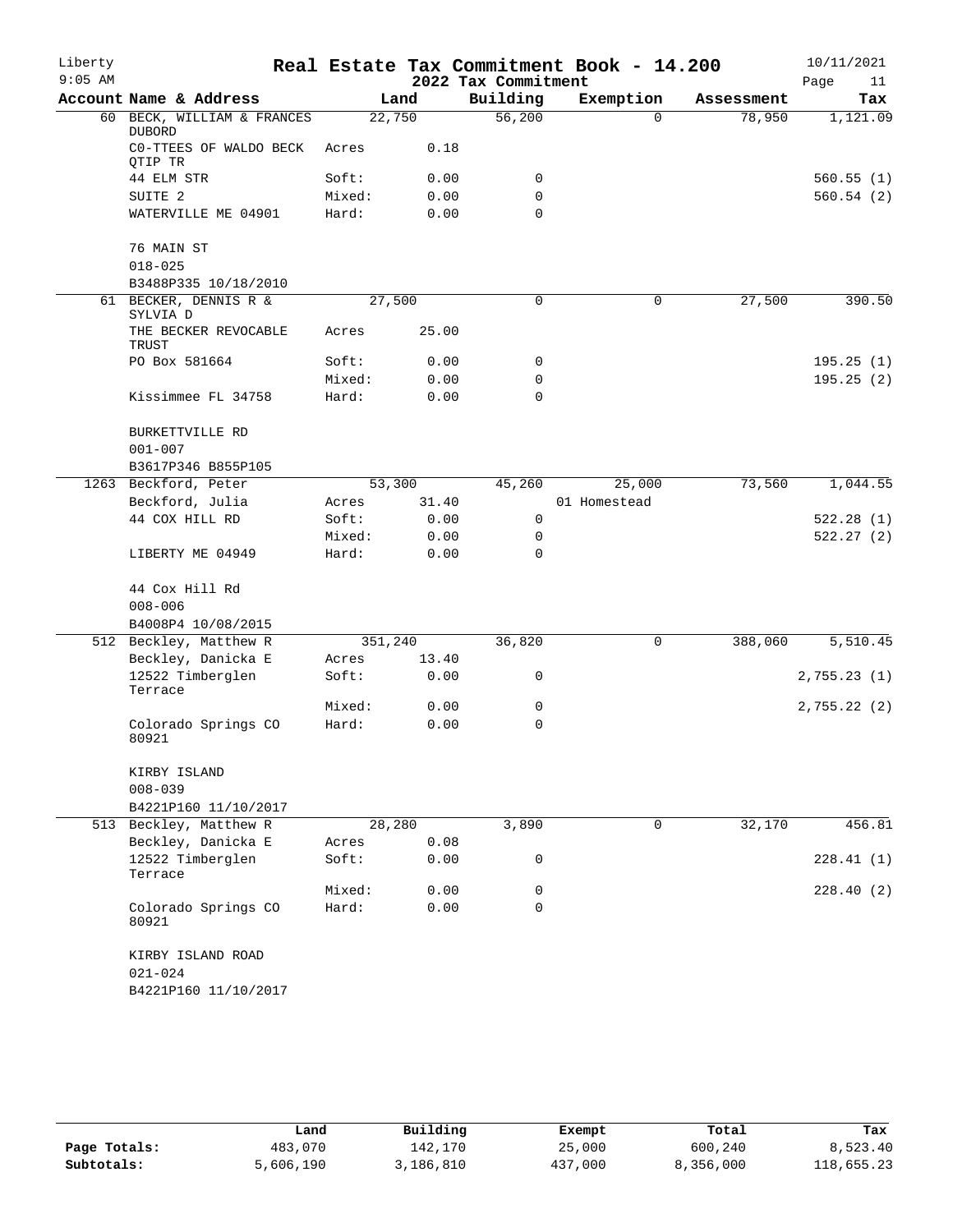# Real Estate Tax Commitment Book - 14.200

Liberty
9:05 AM

2022 Tax Commitment

10/11/2021

| Account | Name & Address | Land | | Building | Exemption | Assessment | Tax |
|---|---|---|---|---|---|---|---|
| 60 | BECK, WILLIAM & FRANCES DUBORD | 22,750 | | 56,200 | 0 | 78,950 | 1,121.09 |
| | C0-TTEES OF WALDO BECK QTIP TR | Acres | 0.18 | | | | |
| | 44 ELM STR | Soft: | 0.00 | 0 | | | 560.55 (1) |
| | SUITE 2 | Mixed: | 0.00 | 0 | | | 560.54 (2) |
| | WATERVILLE ME 04901 | Hard: | 0.00 | 0 | | | |
| | 76 MAIN ST | | | | | | |
| | 018-025 | | | | | | |
| | B3488P335 10/18/2010 | | | | | | |
| 61 | BECKER, DENNIS R & SYLVIA D | 27,500 | | 0 | 0 | 27,500 | 390.50 |
| | THE BECKER REVOCABLE TRUST | Acres | 25.00 | | | | |
| | PO Box 581664 | Soft: | 0.00 | 0 | | | 195.25 (1) |
| | | Mixed: | 0.00 | 0 | | | 195.25 (2) |
| | Kissimmee FL 34758 | Hard: | 0.00 | 0 | | | |
| | BURKETTVILLE RD | | | | | | |
| | 001-007 | | | | | | |
| | B3617P346 B855P105 | | | | | | |
| 1263 | Beckford, Peter | 53,300 | | 45,260 | 25,000 | 73,560 | 1,044.55 |
| | Beckford, Julia | Acres | 31.40 | | 01 Homestead | | |
| | 44 COX HILL RD | Soft: | 0.00 | 0 | | | 522.28 (1) |
| | | Mixed: | 0.00 | 0 | | | 522.27 (2) |
| | LIBERTY ME 04949 | Hard: | 0.00 | 0 | | | |
| | 44 Cox Hill Rd | | | | | | |
| | 008-006 | | | | | | |
| | B4008P4 10/08/2015 | | | | | | |
| 512 | Beckley, Matthew R | 351,240 | | 36,820 | 0 | 388,060 | 5,510.45 |
| | Beckley, Danicka E | Acres | 13.40 | | | | |
| | 12522 Timberglen Terrace | Soft: | 0.00 | 0 | | | 2,755.23 (1) |
| | | Mixed: | 0.00 | 0 | | | 2,755.22 (2) |
| | Colorado Springs CO 80921 | Hard: | 0.00 | 0 | | | |
| | KIRBY ISLAND | | | | | | |
| | 008-039 | | | | | | |
| | B4221P160 11/10/2017 | | | | | | |
| 513 | Beckley, Matthew R | 28,280 | | 3,890 | 0 | 32,170 | 456.81 |
| | Beckley, Danicka E | Acres | 0.08 | | | | |
| | 12522 Timberglen Terrace | Soft: | 0.00 | 0 | | | 228.41 (1) |
| | | Mixed: | 0.00 | 0 | | | 228.40 (2) |
| | Colorado Springs CO 80921 | Hard: | 0.00 | 0 | | | |
| | KIRBY ISLAND ROAD | | | | | | |
| | 021-024 | | | | | | |
| | B4221P160 11/10/2017 | | | | | | |

| | Land | Building | Exempt | Total | Tax |
|---|---|---|---|---|---|
| Page Totals: | 483,070 | 142,170 | 25,000 | 600,240 | 8,523.40 |
| Subtotals: | 5,606,190 | 3,186,810 | 437,000 | 8,356,000 | 118,655.23 |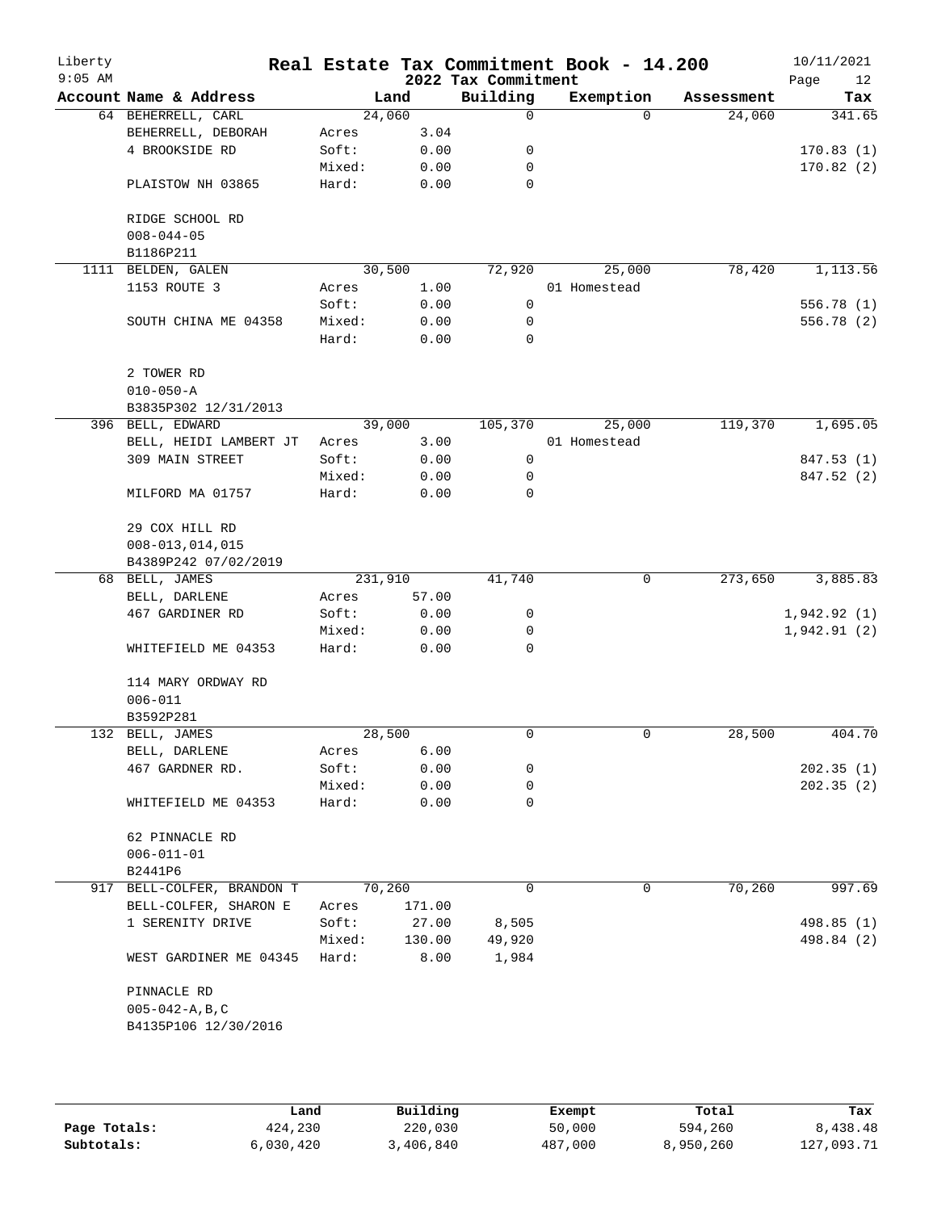# Real Estate Tax Commitment Book - 14.200

Liberty
9:05 AM

2022 Tax Commitment

10/11/2021

| Account | Name & Address | | Land | Building | Exemption | Assessment | Tax |
|---|---|---|---|---|---|---|---|
| 64 | BEHERRELL, CARL | | 24,060 | 0 | 0 | 24,060 | 341.65 |
| | BEHERRELL, DEBORAH | Acres | 3.04 | | | | |
| | 4 BROOKSIDE RD | Soft: | 0.00 | 0 | | | 170.83 (1) |
| | | Mixed: | 0.00 | 0 | | | 170.82 (2) |
| | PLAISTOW NH 03865 | Hard: | 0.00 | 0 | | | |
| | RIDGE SCHOOL RD | | | | | | |
| | 008-044-05 | | | | | | |
| | B1186P211 | | | | | | |
| 1111 | BELDEN, GALEN | | 30,500 | 72,920 | 25,000 | 78,420 | 1,113.56 |
| | 1153 ROUTE 3 | Acres | 1.00 | | 01 Homestead | | |
| | | Soft: | 0.00 | 0 | | | 556.78 (1) |
| | SOUTH CHINA ME 04358 | Mixed: | 0.00 | 0 | | | 556.78 (2) |
| | | Hard: | 0.00 | 0 | | | |
| | 2 TOWER RD | | | | | | |
| | 010-050-A | | | | | | |
| | B3835P302 12/31/2013 | | | | | | |
| 396 | BELL, EDWARD | | 39,000 | 105,370 | 25,000 | 119,370 | 1,695.05 |
| | BELL, HEIDI LAMBERT JT | Acres | 3.00 | | 01 Homestead | | |
| | 309 MAIN STREET | Soft: | 0.00 | 0 | | | 847.53 (1) |
| | | Mixed: | 0.00 | 0 | | | 847.52 (2) |
| | MILFORD MA 01757 | Hard: | 0.00 | 0 | | | |
| | 29 COX HILL RD | | | | | | |
| | 008-013,014,015 | | | | | | |
| | B4389P242 07/02/2019 | | | | | | |
| 68 | BELL, JAMES | | 231,910 | 41,740 | 0 | 273,650 | 3,885.83 |
| | BELL, DARLENE | Acres | 57.00 | | | | |
| | 467 GARDINER RD | Soft: | 0.00 | 0 | | | 1,942.92 (1) |
| | | Mixed: | 0.00 | 0 | | | 1,942.91 (2) |
| | WHITEFIELD ME 04353 | Hard: | 0.00 | 0 | | | |
| | 114 MARY ORDWAY RD | | | | | | |
| | 006-011 | | | | | | |
| | B3592P281 | | | | | | |
| 132 | BELL, JAMES | | 28,500 | 0 | 0 | 28,500 | 404.70 |
| | BELL, DARLENE | Acres | 6.00 | | | | |
| | 467 GARDNER RD. | Soft: | 0.00 | 0 | | | 202.35 (1) |
| | | Mixed: | 0.00 | 0 | | | 202.35 (2) |
| | WHITEFIELD ME 04353 | Hard: | 0.00 | 0 | | | |
| | 62 PINNACLE RD | | | | | | |
| | 006-011-01 | | | | | | |
| | B2441P6 | | | | | | |
| 917 | BELL-COLFER, BRANDON T | | 70,260 | 0 | 0 | 70,260 | 997.69 |
| | BELL-COLFER, SHARON E | Acres | 171.00 | | | | |
| | 1 SERENITY DRIVE | Soft: | 27.00 | 8,505 | | | 498.85 (1) |
| | | Mixed: | 130.00 | 49,920 | | | 498.84 (2) |
| | WEST GARDINER ME 04345 | Hard: | 8.00 | 1,984 | | | |
| | PINNACLE RD | | | | | | |
| | 005-042-A,B,C | | | | | | |
| | B4135P106 12/30/2016 | | | | | | |

| | Land | Building | Exempt | Total | Tax |
|---|---|---|---|---|---|
| Page Totals: | 424,230 | 220,030 | 50,000 | 594,260 | 8,438.48 |
| Subtotals: | 6,030,420 | 3,406,840 | 487,000 | 8,950,260 | 127,093.71 |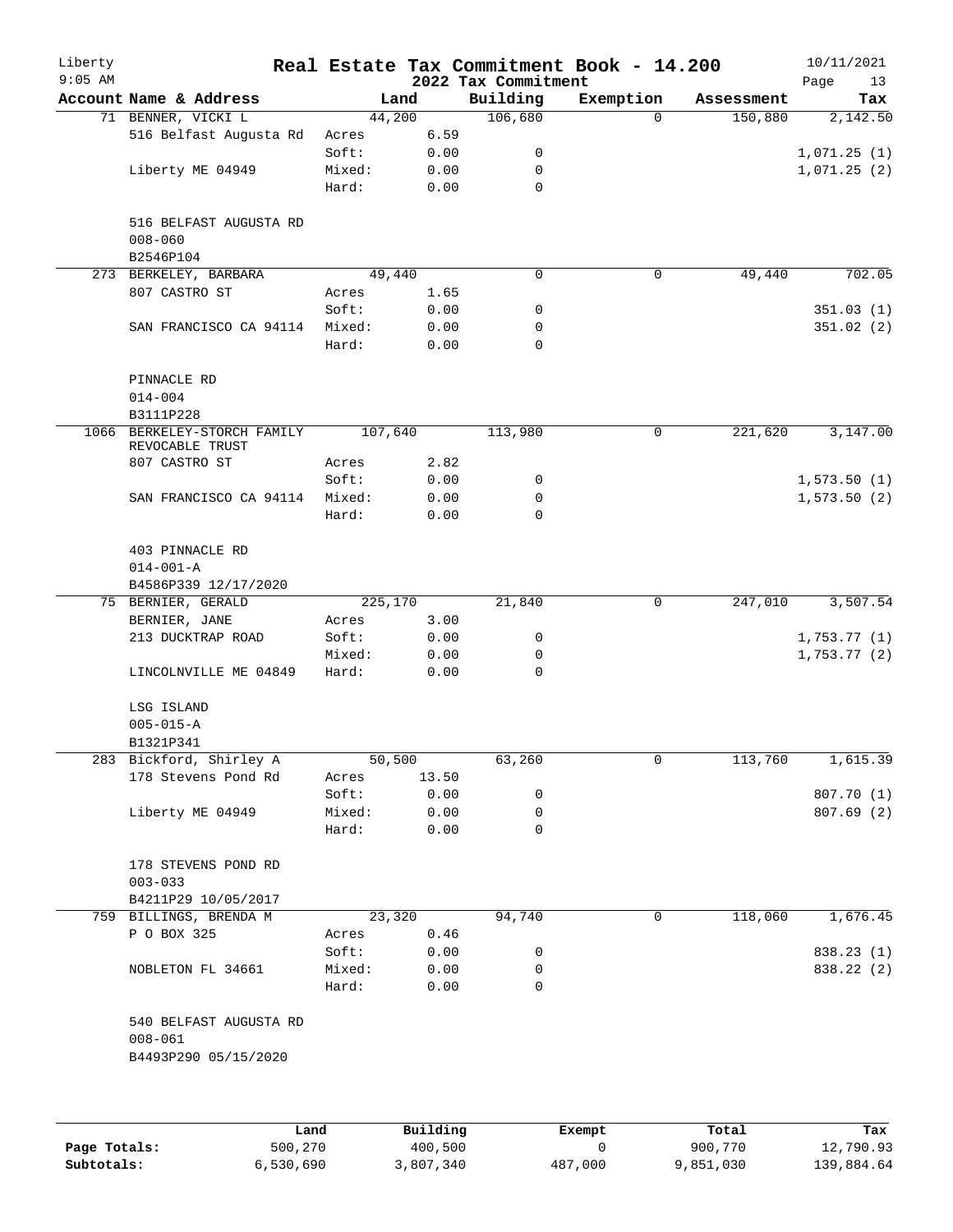# Real Estate Tax Commitment Book - 14.200

Liberty
9:05 AM

2022 Tax Commitment

10/11/2021

| Account | Name & Address | | Land | Building | Exemption | Assessment | Tax |
|---|---|---|---|---|---|---|---|
| 71 | BENNER, VICKI L | | 44,200 | 106,680 | 0 | 150,880 | 2,142.50 |
| | 516 Belfast Augusta Rd | Acres | 6.59 | | | | |
| | | Soft: | 0.00 | 0 | | | 1,071.25 (1) |
| | Liberty ME 04949 | Mixed: | 0.00 | 0 | | | 1,071.25 (2) |
| | | Hard: | 0.00 | 0 | | | |
| | 516 BELFAST AUGUSTA RD | | | | | | |
| | 008-060 | | | | | | |
| | B2546P104 | | | | | | |
| 273 | BERKELEY, BARBARA | | 49,440 | 0 | 0 | 49,440 | 702.05 |
| | 807 CASTRO ST | Acres | 1.65 | | | | |
| | | Soft: | 0.00 | 0 | | | 351.03 (1) |
| | SAN FRANCISCO CA 94114 | Mixed: | 0.00 | 0 | | | 351.02 (2) |
| | | Hard: | 0.00 | 0 | | | |
| | PINNACLE RD | | | | | | |
| | 014-004 | | | | | | |
| | B3111P228 | | | | | | |
| 1066 | BERKELEY-STORCH FAMILY REVOCABLE TRUST | | 107,640 | 113,980 | 0 | 221,620 | 3,147.00 |
| | 807 CASTRO ST | Acres | 2.82 | | | | |
| | | Soft: | 0.00 | 0 | | | 1,573.50 (1) |
| | SAN FRANCISCO CA 94114 | Mixed: | 0.00 | 0 | | | 1,573.50 (2) |
| | | Hard: | 0.00 | 0 | | | |
| | 403 PINNACLE RD | | | | | | |
| | 014-001-A | | | | | | |
| | B4586P339 12/17/2020 | | | | | | |
| 75 | BERNIER, GERALD | | 225,170 | 21,840 | 0 | 247,010 | 3,507.54 |
| | BERNIER, JANE | Acres | 3.00 | | | | |
| | 213 DUCKTRAP ROAD | Soft: | 0.00 | 0 | | | 1,753.77 (1) |
| | | Mixed: | 0.00 | 0 | | | 1,753.77 (2) |
| | LINCOLNVILLE ME 04849 | Hard: | 0.00 | 0 | | | |
| | LSG ISLAND | | | | | | |
| | 005-015-A | | | | | | |
| | B1321P341 | | | | | | |
| 283 | Bickford, Shirley A | | 50,500 | 63,260 | 0 | 113,760 | 1,615.39 |
| | 178 Stevens Pond Rd | Acres | 13.50 | | | | |
| | | Soft: | 0.00 | 0 | | | 807.70 (1) |
| | Liberty ME 04949 | Mixed: | 0.00 | 0 | | | 807.69 (2) |
| | | Hard: | 0.00 | 0 | | | |
| | 178 STEVENS POND RD | | | | | | |
| | 003-033 | | | | | | |
| | B4211P29 10/05/2017 | | | | | | |
| 759 | BILLINGS, BRENDA M | | 23,320 | 94,740 | 0 | 118,060 | 1,676.45 |
| | P O BOX 325 | Acres | 0.46 | | | | |
| | | Soft: | 0.00 | 0 | | | 838.23 (1) |
| | NOBLETON FL 34661 | Mixed: | 0.00 | 0 | | | 838.22 (2) |
| | | Hard: | 0.00 | 0 | | | |
| | 540 BELFAST AUGUSTA RD | | | | | | |
| | 008-061 | | | | | | |
| | B4493P290 05/15/2020 | | | | | | |

| | Land | Building | Exempt | Total | Tax |
|---|---|---|---|---|---|
| Page Totals: | 500,270 | 400,500 | 0 | 900,770 | 12,790.93 |
| Subtotals: | 6,530,690 | 3,807,340 | 487,000 | 9,851,030 | 139,884.64 |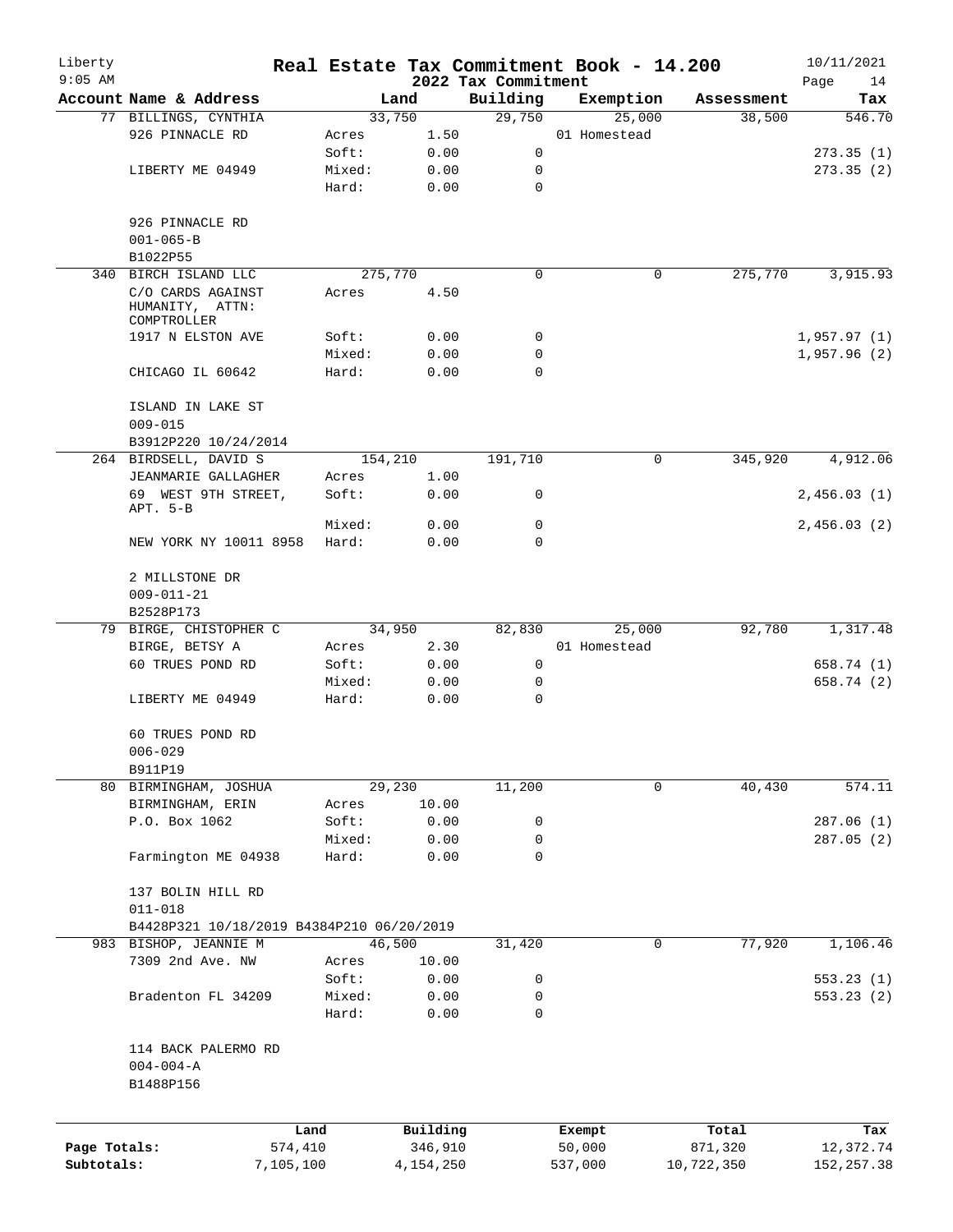# Real Estate Tax Commitment Book - 14.200

Liberty
9:05 AM

2022 Tax Commitment

10/11/2021

| Account Name & Address | Land | | Building | Exemption | Assessment | Tax |
|---|---|---|---|---|---|---|
| 77 BILLINGS, CYNTHIA | 33,750 | | 29,750 | 25,000 | 38,500 | 546.70 |
| 926 PINNACLE RD | Acres | 1.50 | | 01 Homestead | | |
| | Soft: | 0.00 | 0 | | | 273.35 (1) |
| LIBERTY ME 04949 | Mixed: | 0.00 | 0 | | | 273.35 (2) |
| | Hard: | 0.00 | 0 | | | |
| 926 PINNACLE RD | | | | | | |
| 001-065-B | | | | | | |
| B1022P55 | | | | | | |
| 340 BIRCH ISLAND LLC | 275,770 | | 0 | 0 | 275,770 | 3,915.93 |
| C/O CARDS AGAINST HUMANITY, ATTN: COMPTROLLER | Acres | 4.50 | | | | |
| 1917 N ELSTON AVE | Soft: | 0.00 | 0 | | | 1,957.97 (1) |
| | Mixed: | 0.00 | 0 | | | 1,957.96 (2) |
| CHICAGO IL 60642 | Hard: | 0.00 | 0 | | | |
| ISLAND IN LAKE ST | | | | | | |
| 009-015 | | | | | | |
| B3912P220 10/24/2014 | | | | | | |
| 264 BIRDSELL, DAVID S | 154,210 | | 191,710 | 0 | 345,920 | 4,912.06 |
| JEANMARIE GALLAGHER | Acres | 1.00 | | | | |
| 69 WEST 9TH STREET, APT. 5-B | Soft: | 0.00 | 0 | | | 2,456.03 (1) |
| | Mixed: | 0.00 | 0 | | | 2,456.03 (2) |
| NEW YORK NY 10011 8958 | Hard: | 0.00 | 0 | | | |
| 2 MILLSTONE DR | | | | | | |
| 009-011-21 | | | | | | |
| B2528P173 | | | | | | |
| 79 BIRGE, CHISTOPHER C | 34,950 | | 82,830 | 25,000 | 92,780 | 1,317.48 |
| BIRGE, BETSY A | Acres | 2.30 | | 01 Homestead | | |
| 60 TRUES POND RD | Soft: | 0.00 | 0 | | | 658.74 (1) |
| | Mixed: | 0.00 | 0 | | | 658.74 (2) |
| LIBERTY ME 04949 | Hard: | 0.00 | 0 | | | |
| 60 TRUES POND RD | | | | | | |
| 006-029 | | | | | | |
| B911P19 | | | | | | |
| 80 BIRMINGHAM, JOSHUA | 29,230 | | 11,200 | 0 | 40,430 | 574.11 |
| BIRMINGHAM, ERIN | Acres | 10.00 | | | | |
| P.O. Box 1062 | Soft: | 0.00 | 0 | | | 287.06 (1) |
| | Mixed: | 0.00 | 0 | | | 287.05 (2) |
| Farmington ME 04938 | Hard: | 0.00 | 0 | | | |
| 137 BOLIN HILL RD | | | | | | |
| 011-018 | | | | | | |
| B4428P321 10/18/2019 B4384P210 06/20/2019 | | | | | | |
| 983 BISHOP, JEANNIE M | 46,500 | | 31,420 | 0 | 77,920 | 1,106.46 |
| 7309 2nd Ave. NW | Acres | 10.00 | | | | |
| | Soft: | 0.00 | 0 | | | 553.23 (1) |
| Bradenton FL 34209 | Mixed: | 0.00 | 0 | | | 553.23 (2) |
| | Hard: | 0.00 | 0 | | | |
| 114 BACK PALERMO RD | | | | | | |
| 004-004-A | | | | | | |
| B1488P156 | | | | | | |

| | Land | Building | Exempt | Total | Tax |
|---|---|---|---|---|---|
| Page Totals: | 574,410 | 346,910 | 50,000 | 871,320 | 12,372.74 |
| Subtotals: | 7,105,100 | 4,154,250 | 537,000 | 10,722,350 | 152,257.38 |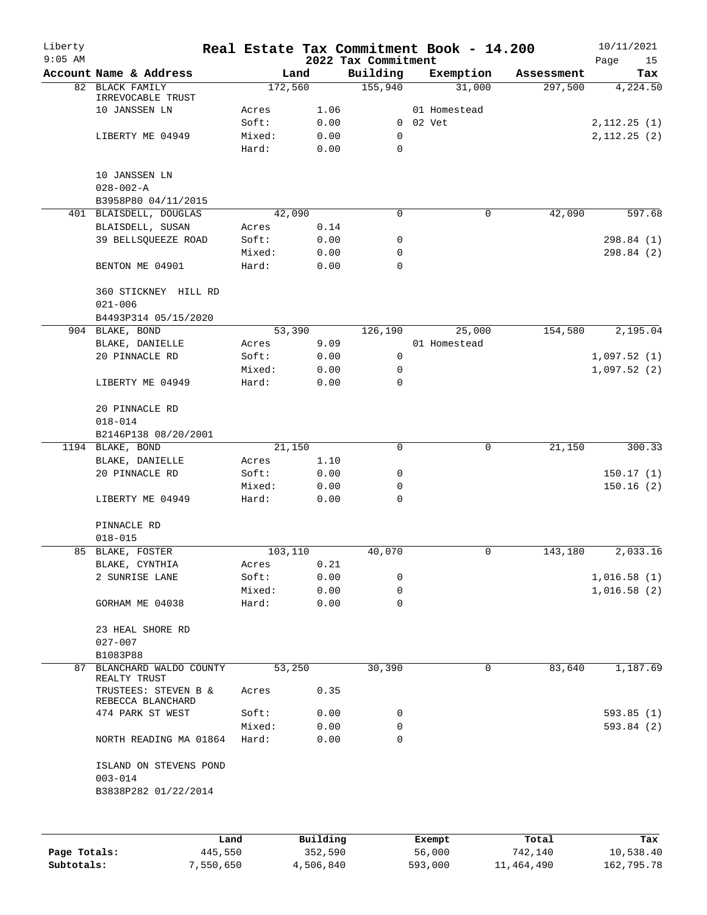# Real Estate Tax Commitment Book - 14.200

Liberty
9:05 AM

2022 Tax Commitment

10/11/2021

| Account | Name & Address | | Land | Building | Exemption | Assessment | Tax |
|---|---|---|---|---|---|---|---|
| 82 | BLACK FAMILY IRREVOCABLE TRUST | | 172,560 | 155,940 | 31,000 | 297,500 | 4,224.50 |
| | 10 JANSSEN LN | Acres | 1.06 | | 01 Homestead | | |
| | | Soft: | 0.00 | 0 | 02 Vet | | 2,112.25 (1) |
| | LIBERTY ME 04949 | Mixed: | 0.00 | 0 | | | 2,112.25 (2) |
| | | Hard: | 0.00 | 0 | | | |
| | 10 JANSSEN LN | | | | | | |
| | 028-002-A | | | | | | |
| | B3958P80 04/11/2015 | | | | | | |
| 401 | BLAISDELL, DOUGLAS | | 42,090 | 0 | 0 | 42,090 | 597.68 |
| | BLAISDELL, SUSAN | Acres | 0.14 | | | | |
| | 39 BELLSQUEEZE ROAD | Soft: | 0.00 | 0 | | | 298.84 (1) |
| | | Mixed: | 0.00 | 0 | | | 298.84 (2) |
| | BENTON ME 04901 | Hard: | 0.00 | 0 | | | |
| | 360 STICKNEY HILL RD | | | | | | |
| | 021-006 | | | | | | |
| | B4493P314 05/15/2020 | | | | | | |
| 904 | BLAKE, BOND | | 53,390 | 126,190 | 25,000 | 154,580 | 2,195.04 |
| | BLAKE, DANIELLE | Acres | 9.09 | | 01 Homestead | | |
| | 20 PINNACLE RD | Soft: | 0.00 | 0 | | | 1,097.52 (1) |
| | | Mixed: | 0.00 | 0 | | | 1,097.52 (2) |
| | LIBERTY ME 04949 | Hard: | 0.00 | 0 | | | |
| | 20 PINNACLE RD | | | | | | |
| | 018-014 | | | | | | |
| | B2146P138 08/20/2001 | | | | | | |
| 1194 | BLAKE, BOND | | 21,150 | 0 | 0 | 21,150 | 300.33 |
| | BLAKE, DANIELLE | Acres | 1.10 | | | | |
| | 20 PINNACLE RD | Soft: | 0.00 | 0 | | | 150.17 (1) |
| | | Mixed: | 0.00 | 0 | | | 150.16 (2) |
| | LIBERTY ME 04949 | Hard: | 0.00 | 0 | | | |
| | PINNACLE RD | | | | | | |
| | 018-015 | | | | | | |
| 85 | BLAKE, FOSTER | | 103,110 | 40,070 | 0 | 143,180 | 2,033.16 |
| | BLAKE, CYNTHIA | Acres | 0.21 | | | | |
| | 2 SUNRISE LANE | Soft: | 0.00 | 0 | | | 1,016.58 (1) |
| | | Mixed: | 0.00 | 0 | | | 1,016.58 (2) |
| | GORHAM ME 04038 | Hard: | 0.00 | 0 | | | |
| | 23 HEAL SHORE RD | | | | | | |
| | 027-007 | | | | | | |
| | B1083P88 | | | | | | |
| 87 | BLANCHARD WALDO COUNTY REALTY TRUST | | 53,250 | 30,390 | 0 | 83,640 | 1,187.69 |
| | TRUSTEES: STEVEN B & REBECCA BLANCHARD | Acres | 0.35 | | | | |
| | 474 PARK ST WEST | Soft: | 0.00 | 0 | | | 593.85 (1) |
| | | Mixed: | 0.00 | 0 | | | 593.84 (2) |
| | NORTH READING MA 01864 | Hard: | 0.00 | 0 | | | |
| | ISLAND ON STEVENS POND | | | | | | |
| | 003-014 | | | | | | |
| | B3838P282 01/22/2014 | | | | | | |

| | Land | Building | Exempt | Total | Tax |
|---|---|---|---|---|---|
| Page Totals: | 445,550 | 352,590 | 56,000 | 742,140 | 10,538.40 |
| Subtotals: | 7,550,650 | 4,506,840 | 593,000 | 11,464,490 | 162,795.78 |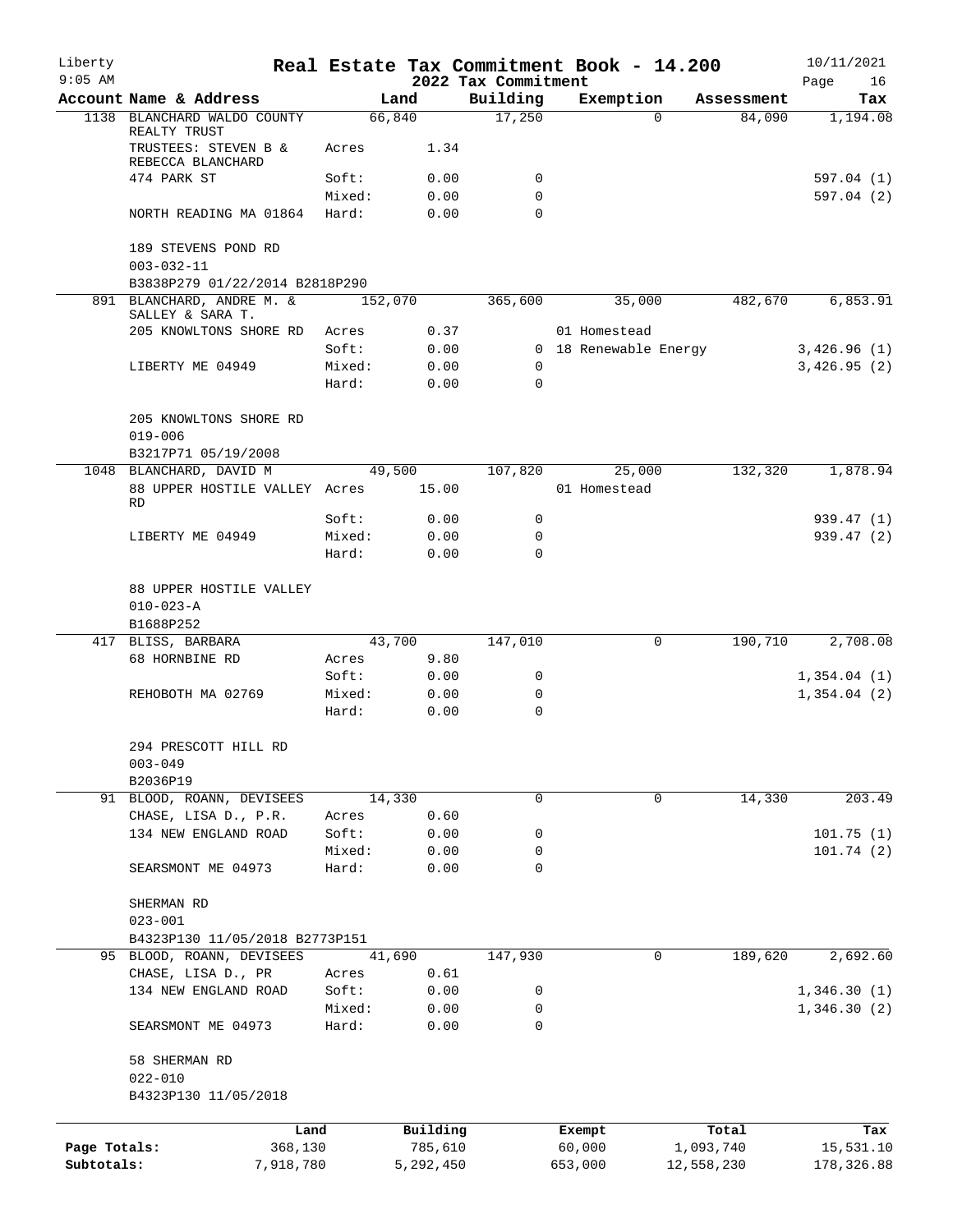# Real Estate Tax Commitment Book - 14.200

Liberty 9:05 AM — 2022 Tax Commitment — 10/11/2021

| Account Name & Address | | Land | Building | Exemption | Assessment | Tax |
|---|---|---|---|---|---|---|
| 1138 BLANCHARD WALDO COUNTY REALTY TRUST | | 66,840 | 17,250 | 0 | 84,090 | 1,194.08 |
| TRUSTEES: STEVEN B & REBECCA BLANCHARD | Acres | 1.34 | | | | |
| 474 PARK ST | Soft: | 0.00 | 0 | | | 597.04 (1) |
| | Mixed: | 0.00 | 0 | | | 597.04 (2) |
| NORTH READING MA 01864 | Hard: | 0.00 | 0 | | | |
| 189 STEVENS POND RD | | | | | | |
| 003-032-11 | | | | | | |
| B3838P279 01/22/2014 B2818P290 | | | | | | |
| 891 BLANCHARD, ANDRE M. & SALLEY & SARA T. | | 152,070 | 365,600 | 35,000 | 482,670 | 6,853.91 |
| 205 KNOWLTONS SHORE RD | Acres | 0.37 | | 01 Homestead | | |
| | Soft: | 0.00 | 0 | 18 Renewable Energy | | 3,426.96 (1) |
| LIBERTY ME 04949 | Mixed: | 0.00 | 0 | | | 3,426.95 (2) |
| | Hard: | 0.00 | 0 | | | |
| 205 KNOWLTONS SHORE RD | | | | | | |
| 019-006 | | | | | | |
| B3217P71 05/19/2008 | | | | | | |
| 1048 BLANCHARD, DAVID M | | 49,500 | 107,820 | 25,000 | 132,320 | 1,878.94 |
| 88 UPPER HOSTILE VALLEY RD | Acres | 15.00 | | 01 Homestead | | |
| | Soft: | 0.00 | 0 | | | 939.47 (1) |
| LIBERTY ME 04949 | Mixed: | 0.00 | 0 | | | 939.47 (2) |
| | Hard: | 0.00 | 0 | | | |
| 88 UPPER HOSTILE VALLEY | | | | | | |
| 010-023-A | | | | | | |
| B1688P252 | | | | | | |
| 417 BLISS, BARBARA | | 43,700 | 147,010 | 0 | 190,710 | 2,708.08 |
| 68 HORNBINE RD | Acres | 9.80 | | | | |
| | Soft: | 0.00 | 0 | | | 1,354.04 (1) |
| REHOBOTH MA 02769 | Mixed: | 0.00 | 0 | | | 1,354.04 (2) |
| | Hard: | 0.00 | 0 | | | |
| 294 PRESCOTT HILL RD | | | | | | |
| 003-049 | | | | | | |
| B2036P19 | | | | | | |
| 91 BLOOD, ROANN, DEVISEES | | 14,330 | 0 | 0 | 14,330 | 203.49 |
| CHASE, LISA D., P.R. | Acres | 0.60 | | | | |
| 134 NEW ENGLAND ROAD | Soft: | 0.00 | 0 | | | 101.75 (1) |
| | Mixed: | 0.00 | 0 | | | 101.74 (2) |
| SEARSMONT ME 04973 | Hard: | 0.00 | 0 | | | |
| SHERMAN RD | | | | | | |
| 023-001 | | | | | | |
| B4323P130 11/05/2018 B2773P151 | | | | | | |
| 95 BLOOD, ROANN, DEVISEES | | 41,690 | 147,930 | 0 | 189,620 | 2,692.60 |
| CHASE, LISA D., PR | Acres | 0.61 | | | | |
| 134 NEW ENGLAND ROAD | Soft: | 0.00 | 0 | | | 1,346.30 (1) |
| | Mixed: | 0.00 | 0 | | | 1,346.30 (2) |
| SEARSMONT ME 04973 | Hard: | 0.00 | 0 | | | |
| 58 SHERMAN RD | | | | | | |
| 022-010 | | | | | | |
| B4323P130 11/05/2018 | | | | | | |

| | Land | Building | Exempt | Total | Tax |
|---|---|---|---|---|---|
| Page Totals: | 368,130 | 785,610 | 60,000 | 1,093,740 | 15,531.10 |
| Subtotals: | 7,918,780 | 5,292,450 | 653,000 | 12,558,230 | 178,326.88 |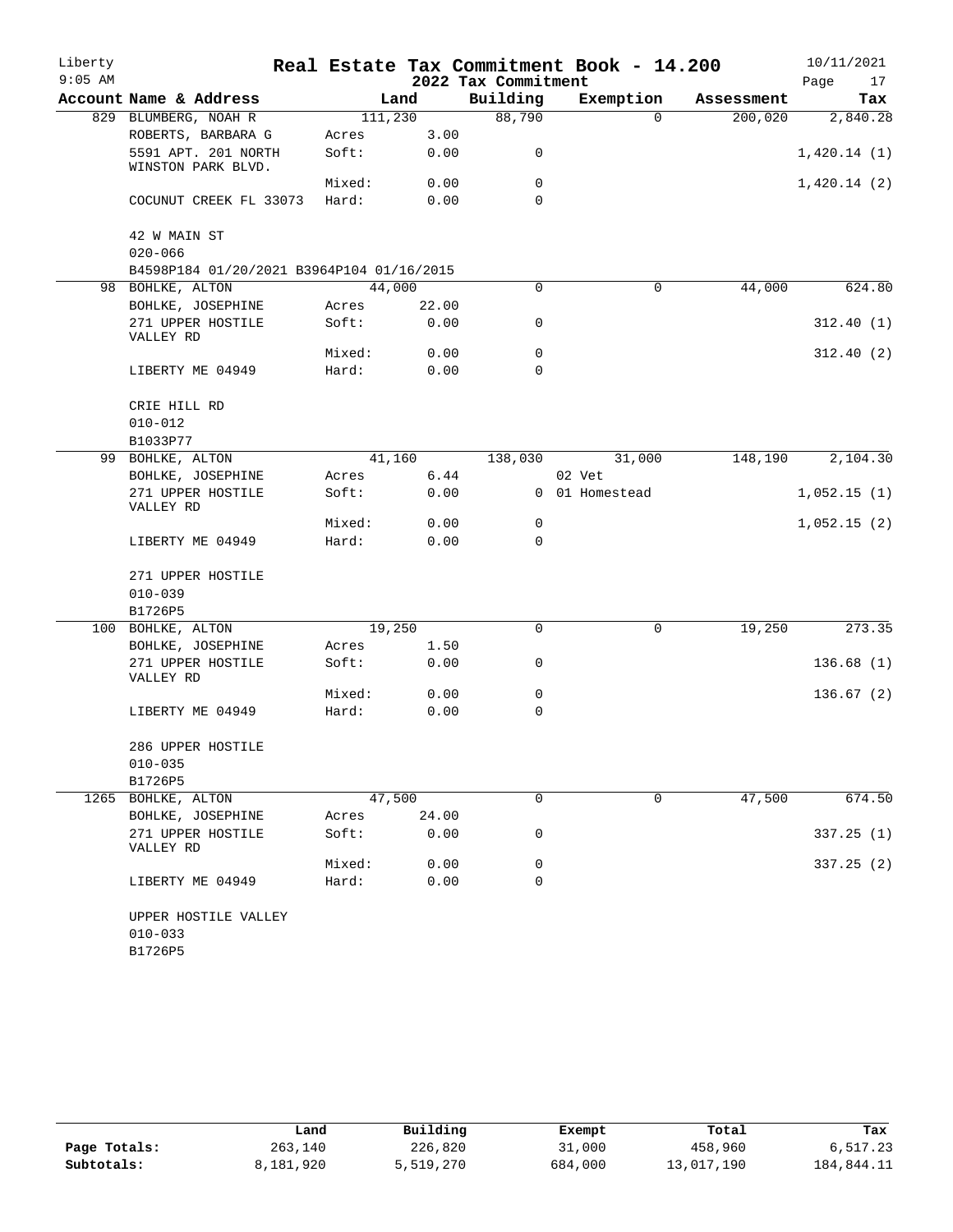Liberty
9:05 AM

# Real Estate Tax Commitment Book - 14.200

2022 Tax Commitment

10/11/2021

| Account Name & Address | Land | | Building | Exemption | Assessment | Tax |
|---|---|---|---|---|---|---|
| 829 BLUMBERG, NOAH R | 111,230 | | 88,790 | 0 | 200,020 | 2,840.28 |
| ROBERTS, BARBARA G | Acres | 3.00 | | | | |
| 5591 APT. 201 NORTH WINSTON PARK BLVD. | Soft: | 0.00 | 0 | | | 1,420.14 (1) |
| | Mixed: | 0.00 | 0 | | | 1,420.14 (2) |
| COCUNUT CREEK FL 33073 | Hard: | 0.00 | 0 | | | |
| 42 W MAIN ST | | | | | | |
| 020-066 | | | | | | |
| B4598P184 01/20/2021 B3964P104 01/16/2015 | | | | | | |
| 98 BOHLKE, ALTON | 44,000 | | 0 | 0 | 44,000 | 624.80 |
| BOHLKE, JOSEPHINE | Acres | 22.00 | | | | |
| 271 UPPER HOSTILE VALLEY RD | Soft: | 0.00 | 0 | | | 312.40 (1) |
| | Mixed: | 0.00 | 0 | | | 312.40 (2) |
| LIBERTY ME 04949 | Hard: | 0.00 | 0 | | | |
| CRIE HILL RD | | | | | | |
| 010-012 | | | | | | |
| B1033P77 | | | | | | |
| 99 BOHLKE, ALTON | 41,160 | | 138,030 | 31,000 | 148,190 | 2,104.30 |
| BOHLKE, JOSEPHINE | Acres | 6.44 | | 02 Vet | | |
| 271 UPPER HOSTILE VALLEY RD | Soft: | 0.00 | 0 | 01 Homestead | | 1,052.15 (1) |
| | Mixed: | 0.00 | 0 | | | 1,052.15 (2) |
| LIBERTY ME 04949 | Hard: | 0.00 | 0 | | | |
| 271 UPPER HOSTILE | | | | | | |
| 010-039 | | | | | | |
| B1726P5 | | | | | | |
| 100 BOHLKE, ALTON | 19,250 | | 0 | 0 | 19,250 | 273.35 |
| BOHLKE, JOSEPHINE | Acres | 1.50 | | | | |
| 271 UPPER HOSTILE VALLEY RD | Soft: | 0.00 | 0 | | | 136.68 (1) |
| | Mixed: | 0.00 | 0 | | | 136.67 (2) |
| LIBERTY ME 04949 | Hard: | 0.00 | 0 | | | |
| 286 UPPER HOSTILE | | | | | | |
| 010-035 | | | | | | |
| B1726P5 | | | | | | |
| 1265 BOHLKE, ALTON | 47,500 | | 0 | 0 | 47,500 | 674.50 |
| BOHLKE, JOSEPHINE | Acres | 24.00 | | | | |
| 271 UPPER HOSTILE VALLEY RD | Soft: | 0.00 | 0 | | | 337.25 (1) |
| | Mixed: | 0.00 | 0 | | | 337.25 (2) |
| LIBERTY ME 04949 | Hard: | 0.00 | 0 | | | |
| UPPER HOSTILE VALLEY | | | | | | |
| 010-033 | | | | | | |
| B1726P5 | | | | | | |

| | Land | Building | Exempt | Total | Tax |
|---|---|---|---|---|---|
| Page Totals: | 263,140 | 226,820 | 31,000 | 458,960 | 6,517.23 |
| Subtotals: | 8,181,920 | 5,519,270 | 684,000 | 13,017,190 | 184,844.11 |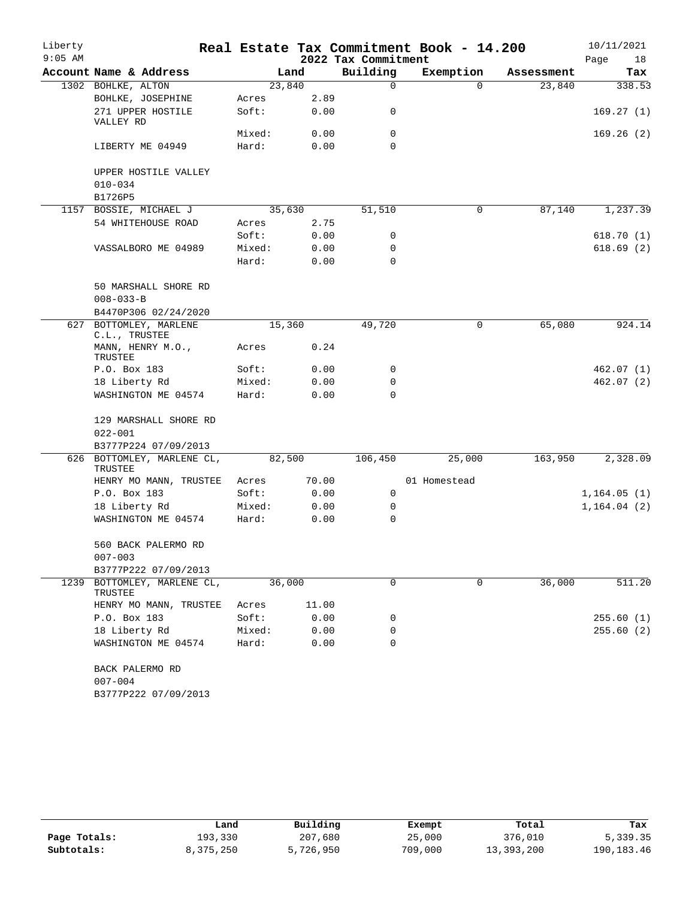Liberty
9:05 AM

# Real Estate Tax Commitment Book - 14.200

2022 Tax Commitment

10/11/2021
Page 18

| Account Name & Address | | Land | Building | Exemption | Assessment | Tax |
|---|---|---|---|---|---|---|
| 1302 BOHLKE, ALTON | | 23,840 | 0 | 0 | 23,840 | 338.53 |
| BOHLKE, JOSEPHINE | Acres | 2.89 | | | | |
| 271 UPPER HOSTILE VALLEY RD | Soft: | 0.00 | 0 | | | 169.27 (1) |
| | Mixed: | 0.00 | 0 | | | 169.26 (2) |
| LIBERTY ME 04949 | Hard: | 0.00 | 0 | | | |
| UPPER HOSTILE VALLEY | | | | | | |
| 010-034 | | | | | | |
| B1726P5 | | | | | | |
| 1157 BOSSIE, MICHAEL J | | 35,630 | 51,510 | 0 | 87,140 | 1,237.39 |
| 54 WHITEHOUSE ROAD | Acres | 2.75 | | | | |
| | Soft: | 0.00 | 0 | | | 618.70 (1) |
| VASSALBORO ME 04989 | Mixed: | 0.00 | 0 | | | 618.69 (2) |
| | Hard: | 0.00 | 0 | | | |
| 50 MARSHALL SHORE RD | | | | | | |
| 008-033-B | | | | | | |
| B4470P306 02/24/2020 | | | | | | |
| 627 BOTTOMLEY, MARLENE C.L., TRUSTEE | | 15,360 | 49,720 | 0 | 65,080 | 924.14 |
| MANN, HENRY M.O., TRUSTEE | Acres | 0.24 | | | | |
| P.O. Box 183 | Soft: | 0.00 | 0 | | | 462.07 (1) |
| 18 Liberty Rd | Mixed: | 0.00 | 0 | | | 462.07 (2) |
| WASHINGTON ME 04574 | Hard: | 0.00 | 0 | | | |
| 129 MARSHALL SHORE RD | | | | | | |
| 022-001 | | | | | | |
| B3777P224 07/09/2013 | | | | | | |
| 626 BOTTOMLEY, MARLENE CL, TRUSTEE | | 82,500 | 106,450 | 25,000 | 163,950 | 2,328.09 |
| HENRY MO MANN, TRUSTEE | Acres | 70.00 | | 01 Homestead | | |
| P.O. Box 183 | Soft: | 0.00 | 0 | | | 1,164.05 (1) |
| 18 Liberty Rd | Mixed: | 0.00 | 0 | | | 1,164.04 (2) |
| WASHINGTON ME 04574 | Hard: | 0.00 | 0 | | | |
| 560 BACK PALERMO RD | | | | | | |
| 007-003 | | | | | | |
| B3777P222 07/09/2013 | | | | | | |
| 1239 BOTTOMLEY, MARLENE CL, TRUSTEE | | 36,000 | 0 | 0 | 36,000 | 511.20 |
| HENRY MO MANN, TRUSTEE | Acres | 11.00 | | | | |
| P.O. Box 183 | Soft: | 0.00 | 0 | | | 255.60 (1) |
| 18 Liberty Rd | Mixed: | 0.00 | 0 | | | 255.60 (2) |
| WASHINGTON ME 04574 | Hard: | 0.00 | 0 | | | |
| BACK PALERMO RD | | | | | | |
| 007-004 | | | | | | |
| B3777P222 07/09/2013 | | | | | | |

| | Land | Building | Exempt | Total | Tax |
|---|---|---|---|---|---|
| Page Totals: | 193,330 | 207,680 | 25,000 | 376,010 | 5,339.35 |
| Subtotals: | 8,375,250 | 5,726,950 | 709,000 | 13,393,200 | 190,183.46 |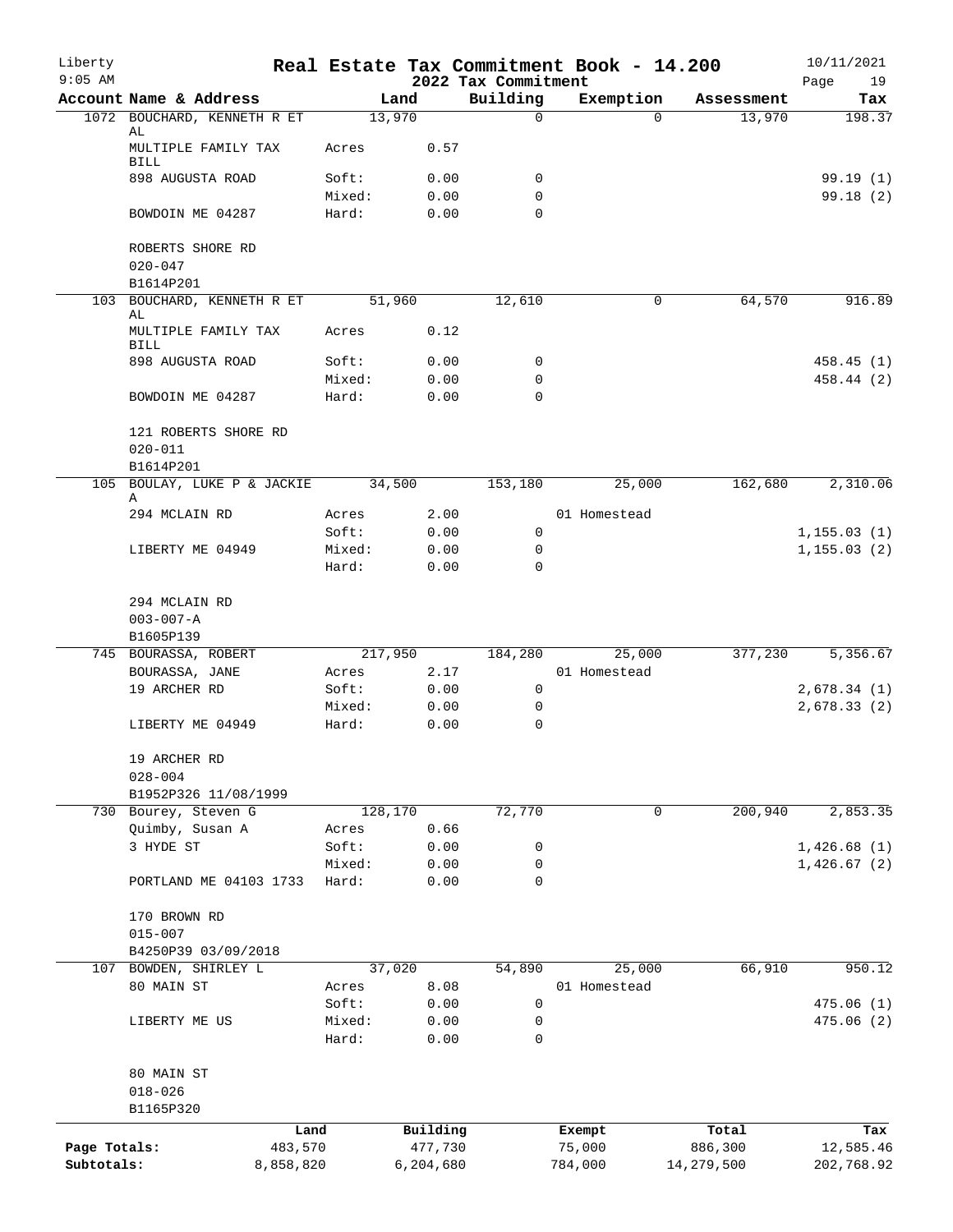Liberty 9:05 AM

# Real Estate Tax Commitment Book - 14.200

## 2022 Tax Commitment

10/11/2021 Page 19

| Account Name & Address | Land | | Building | Exemption | Assessment | Tax |
|---|---|---|---|---|---|---|
| 1072 BOUCHARD, KENNETH R ET AL | 13,970 | | 0 | 0 | 13,970 | 198.37 |
| MULTIPLE FAMILY TAX BILL | Acres | 0.57 | | | | |
| 898 AUGUSTA ROAD | Soft: | 0.00 | 0 | | | 99.19 (1) |
| | Mixed: | 0.00 | 0 | | | 99.18 (2) |
| BOWDOIN ME 04287 | Hard: | 0.00 | 0 | | | |
| ROBERTS SHORE RD | | | | | | |
| 020-047 | | | | | | |
| B1614P201 | | | | | | |
| 103 BOUCHARD, KENNETH R ET AL | 51,960 | | 12,610 | 0 | 64,570 | 916.89 |
| MULTIPLE FAMILY TAX BILL | Acres | 0.12 | | | | |
| 898 AUGUSTA ROAD | Soft: | 0.00 | 0 | | | 458.45 (1) |
| | Mixed: | 0.00 | 0 | | | 458.44 (2) |
| BOWDOIN ME 04287 | Hard: | 0.00 | 0 | | | |
| 121 ROBERTS SHORE RD | | | | | | |
| 020-011 | | | | | | |
| B1614P201 | | | | | | |
| 105 BOULAY, LUKE P & JACKIE A | 34,500 | | 153,180 | 25,000 | 162,680 | 2,310.06 |
| 294 MCLAIN RD | Acres | 2.00 | | 01 Homestead | | |
| | Soft: | 0.00 | 0 | | | 1,155.03 (1) |
| LIBERTY ME 04949 | Mixed: | 0.00 | 0 | | | 1,155.03 (2) |
| | Hard: | 0.00 | 0 | | | |
| 294 MCLAIN RD | | | | | | |
| 003-007-A | | | | | | |
| B1605P139 | | | | | | |
| 745 BOURASSA, ROBERT | 217,950 | | 184,280 | 25,000 | 377,230 | 5,356.67 |
| BOURASSA, JANE | Acres | 2.17 | | 01 Homestead | | |
| 19 ARCHER RD | Soft: | 0.00 | 0 | | | 2,678.34 (1) |
| | Mixed: | 0.00 | 0 | | | 2,678.33 (2) |
| LIBERTY ME 04949 | Hard: | 0.00 | 0 | | | |
| 19 ARCHER RD | | | | | | |
| 028-004 | | | | | | |
| B1952P326 11/08/1999 | | | | | | |
| 730 Bourey, Steven G | 128,170 | | 72,770 | 0 | 200,940 | 2,853.35 |
| Quimby, Susan A | Acres | 0.66 | | | | |
| 3 HYDE ST | Soft: | 0.00 | 0 | | | 1,426.68 (1) |
| | Mixed: | 0.00 | 0 | | | 1,426.67 (2) |
| PORTLAND ME 04103 1733 | Hard: | 0.00 | 0 | | | |
| 170 BROWN RD | | | | | | |
| 015-007 | | | | | | |
| B4250P39 03/09/2018 | | | | | | |
| 107 BOWDEN, SHIRLEY L | 37,020 | | 54,890 | 25,000 | 66,910 | 950.12 |
| 80 MAIN ST | Acres | 8.08 | | 01 Homestead | | |
| | Soft: | 0.00 | 0 | | | 475.06 (1) |
| LIBERTY ME US | Mixed: | 0.00 | 0 | | | 475.06 (2) |
| | Hard: | 0.00 | 0 | | | |
| 80 MAIN ST | | | | | | |
| 018-026 | | | | | | |
| B1165P320 | | | | | | |

| | Land | Building | Exempt | Total | Tax |
|---|---|---|---|---|---|
| Page Totals: | 483,570 | 477,730 | 75,000 | 886,300 | 12,585.46 |
| Subtotals: | 8,858,820 | 6,204,680 | 784,000 | 14,279,500 | 202,768.92 |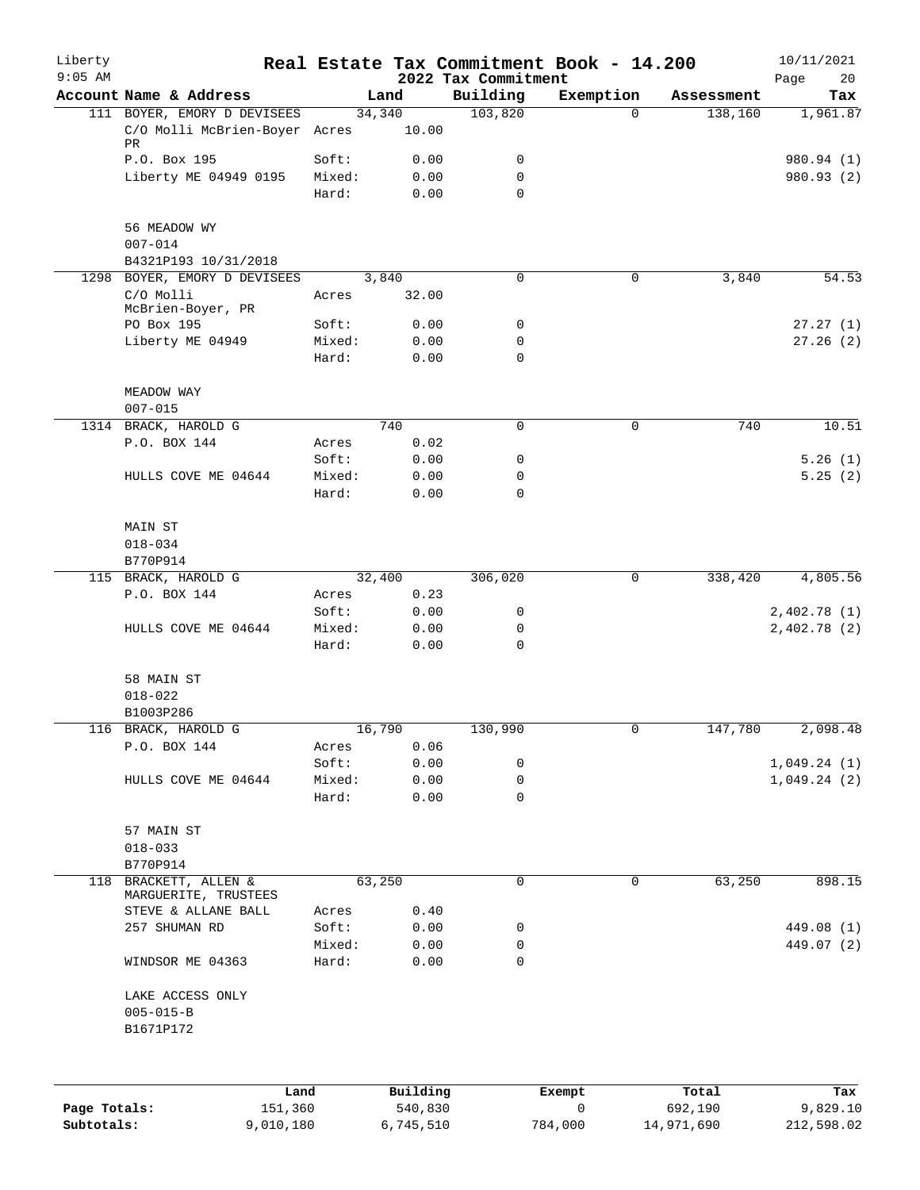# Real Estate Tax Commitment Book - 14.200

Liberty
9:05 AM

2022 Tax Commitment

10/11/2021

| Account | Name & Address | | Land | Building | Exemption | Assessment | Tax |
|---|---|---|---|---|---|---|---|
| 111 | BOYER, EMORY D DEVISEES | | 34,340 | 103,820 | 0 | 138,160 | 1,961.87 |
| | C/O Molli McBrien-Boyer PR | Acres | 10.00 | | | | |
| | P.O. Box 195 | Soft: | 0.00 | 0 | | | 980.94 (1) |
| | Liberty ME 04949 0195 | Mixed: | 0.00 | 0 | | | 980.93 (2) |
| | | Hard: | 0.00 | 0 | | | |
| | 56 MEADOW WY | | | | | | |
| | 007-014 | | | | | | |
| | B4321P193 10/31/2018 | | | | | | |
| 1298 | BOYER, EMORY D DEVISEES | | 3,840 | 0 | 0 | 3,840 | 54.53 |
| | C/O Molli McBrien-Boyer, PR | Acres | 32.00 | | | | |
| | PO Box 195 | Soft: | 0.00 | 0 | | | 27.27 (1) |
| | Liberty ME 04949 | Mixed: | 0.00 | 0 | | | 27.26 (2) |
| | | Hard: | 0.00 | 0 | | | |
| | MEADOW WAY | | | | | | |
| | 007-015 | | | | | | |
| 1314 | BRACK, HAROLD G | | 740 | 0 | 0 | 740 | 10.51 |
| | P.O. BOX 144 | Acres | 0.02 | | | | |
| | | Soft: | 0.00 | 0 | | | 5.26 (1) |
| | HULLS COVE ME 04644 | Mixed: | 0.00 | 0 | | | 5.25 (2) |
| | | Hard: | 0.00 | 0 | | | |
| | MAIN ST | | | | | | |
| | 018-034 | | | | | | |
| | B770P914 | | | | | | |
| 115 | BRACK, HAROLD G | | 32,400 | 306,020 | 0 | 338,420 | 4,805.56 |
| | P.O. BOX 144 | Acres | 0.23 | | | | |
| | | Soft: | 0.00 | 0 | | | 2,402.78 (1) |
| | HULLS COVE ME 04644 | Mixed: | 0.00 | 0 | | | 2,402.78 (2) |
| | | Hard: | 0.00 | 0 | | | |
| | 58 MAIN ST | | | | | | |
| | 018-022 | | | | | | |
| | B1003P286 | | | | | | |
| 116 | BRACK, HAROLD G | | 16,790 | 130,990 | 0 | 147,780 | 2,098.48 |
| | P.O. BOX 144 | Acres | 0.06 | | | | |
| | | Soft: | 0.00 | 0 | | | 1,049.24 (1) |
| | HULLS COVE ME 04644 | Mixed: | 0.00 | 0 | | | 1,049.24 (2) |
| | | Hard: | 0.00 | 0 | | | |
| | 57 MAIN ST | | | | | | |
| | 018-033 | | | | | | |
| | B770P914 | | | | | | |
| 118 | BRACKETT, ALLEN & MARGUERITE, TRUSTEES | | 63,250 | 0 | 0 | 63,250 | 898.15 |
| | STEVE & ALLANE BALL | Acres | 0.40 | | | | |
| | 257 SHUMAN RD | Soft: | 0.00 | 0 | | | 449.08 (1) |
| | | Mixed: | 0.00 | 0 | | | 449.07 (2) |
| | WINDSOR ME 04363 | Hard: | 0.00 | 0 | | | |
| | LAKE ACCESS ONLY | | | | | | |
| | 005-015-B | | | | | | |
| | B1671P172 | | | | | | |

| | Land | Building | Exempt | Total | Tax |
|---|---|---|---|---|---|
| Page Totals: | 151,360 | 540,830 | 0 | 692,190 | 9,829.10 |
| Subtotals: | 9,010,180 | 6,745,510 | 784,000 | 14,971,690 | 212,598.02 |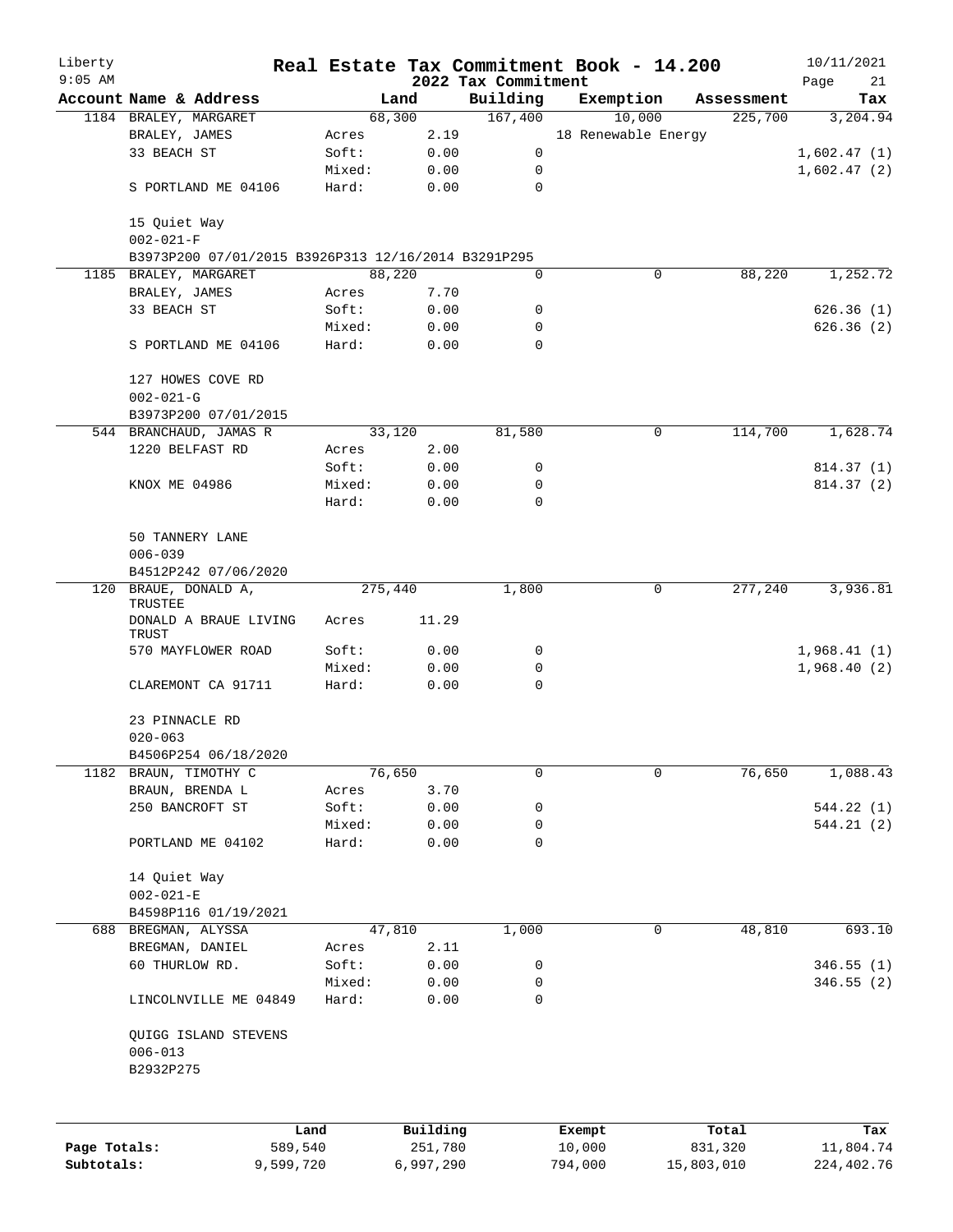# Liberty — Real Estate Tax Commitment Book - 14.200

## 2022 Tax Commitment

9:05 AM — 10/11/2021 — Page 21

| Account Name & Address | | Land | Building | Exemption | Assessment | Tax |
|---|---|---|---|---|---|---|
| 1184 BRALEY, MARGARET | | 68,300 | 167,400 | 10,000 | 225,700 | 3,204.94 |
| BRALEY, JAMES | Acres | 2.19 | | 18 Renewable Energy | | |
| 33 BEACH ST | Soft: | 0.00 | 0 | | | 1,602.47 (1) |
| | Mixed: | 0.00 | 0 | | | 1,602.47 (2) |
| S PORTLAND ME 04106 | Hard: | 0.00 | 0 | | | |
| 15 Quiet Way | | | | | | |
| 002-021-F | | | | | | |
| B3973P200 07/01/2015 B3926P313 12/16/2014 B3291P295 | | | | | | |
| 1185 BRALEY, MARGARET | | 88,220 | 0 | 0 | 88,220 | 1,252.72 |
| BRALEY, JAMES | Acres | 7.70 | | | | |
| 33 BEACH ST | Soft: | 0.00 | 0 | | | 626.36 (1) |
| | Mixed: | 0.00 | 0 | | | 626.36 (2) |
| S PORTLAND ME 04106 | Hard: | 0.00 | 0 | | | |
| 127 HOWES COVE RD | | | | | | |
| 002-021-G | | | | | | |
| B3973P200 07/01/2015 | | | | | | |
| 544 BRANCHAUD, JAMAS R | | 33,120 | 81,580 | 0 | 114,700 | 1,628.74 |
| 1220 BELFAST RD | Acres | 2.00 | | | | |
| | Soft: | 0.00 | 0 | | | 814.37 (1) |
| KNOX ME 04986 | Mixed: | 0.00 | 0 | | | 814.37 (2) |
| | Hard: | 0.00 | 0 | | | |
| 50 TANNERY LANE | | | | | | |
| 006-039 | | | | | | |
| B4512P242 07/06/2020 | | | | | | |
| 120 BRAUE, DONALD A, TRUSTEE | | 275,440 | 1,800 | 0 | 277,240 | 3,936.81 |
| DONALD A BRAUE LIVING TRUST | Acres | 11.29 | | | | |
| 570 MAYFLOWER ROAD | Soft: | 0.00 | 0 | | | 1,968.41 (1) |
| | Mixed: | 0.00 | 0 | | | 1,968.40 (2) |
| CLAREMONT CA 91711 | Hard: | 0.00 | 0 | | | |
| 23 PINNACLE RD | | | | | | |
| 020-063 | | | | | | |
| B4506P254 06/18/2020 | | | | | | |
| 1182 BRAUN, TIMOTHY C | | 76,650 | 0 | 0 | 76,650 | 1,088.43 |
| BRAUN, BRENDA L | Acres | 3.70 | | | | |
| 250 BANCROFT ST | Soft: | 0.00 | 0 | | | 544.22 (1) |
| | Mixed: | 0.00 | 0 | | | 544.21 (2) |
| PORTLAND ME 04102 | Hard: | 0.00 | 0 | | | |
| 14 Quiet Way | | | | | | |
| 002-021-E | | | | | | |
| B4598P116 01/19/2021 | | | | | | |
| 688 BREGMAN, ALYSSA | | 47,810 | 1,000 | 0 | 48,810 | 693.10 |
| BREGMAN, DANIEL | Acres | 2.11 | | | | |
| 60 THURLOW RD. | Soft: | 0.00 | 0 | | | 346.55 (1) |
| | Mixed: | 0.00 | 0 | | | 346.55 (2) |
| LINCOLNVILLE ME 04849 | Hard: | 0.00 | 0 | | | |
| QUIGG ISLAND STEVENS | | | | | | |
| 006-013 | | | | | | |
| B2932P275 | | | | | | |

| | Land | Building | Exempt | Total | Tax |
|---|---|---|---|---|---|
| Page Totals: | 589,540 | 251,780 | 10,000 | 831,320 | 11,804.74 |
| Subtotals: | 9,599,720 | 6,997,290 | 794,000 | 15,803,010 | 224,402.76 |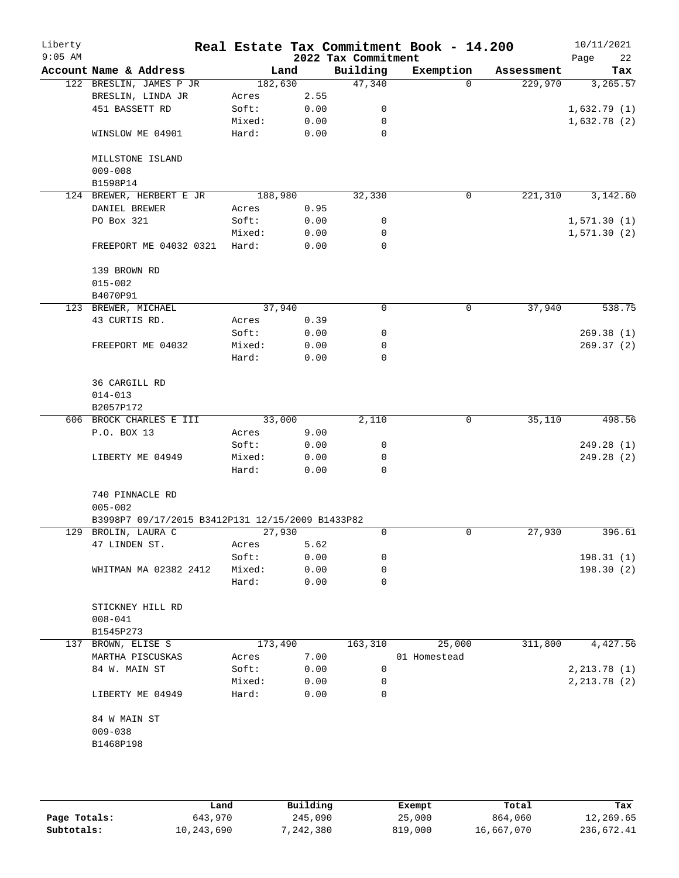# Real Estate Tax Commitment Book - 14.200

Liberty
9:05 AM

2022 Tax Commitment

10/11/2021

| Account Name & Address | Land | | Building | Exemption | Assessment | Tax |
|---|---|---|---|---|---|---|
| 122 BRESLIN, JAMES P JR | 182,630 | | 47,340 | 0 | 229,970 | 3,265.57 |
| BRESLIN, LINDA JR | Acres | 2.55 | | | | |
| 451 BASSETT RD | Soft: | 0.00 | 0 | | | 1,632.79 (1) |
| | Mixed: | 0.00 | 0 | | | 1,632.78 (2) |
| WINSLOW ME 04901 | Hard: | 0.00 | 0 | | | |
| MILLSTONE ISLAND | | | | | | |
| 009-008 | | | | | | |
| B1598P14 | | | | | | |
| 124 BREWER, HERBERT E JR | 188,980 | | 32,330 | 0 | 221,310 | 3,142.60 |
| DANIEL BREWER | Acres | 0.95 | | | | |
| PO Box 321 | Soft: | 0.00 | 0 | | | 1,571.30 (1) |
| | Mixed: | 0.00 | 0 | | | 1,571.30 (2) |
| FREEPORT ME 04032 0321 | Hard: | 0.00 | 0 | | | |
| 139 BROWN RD | | | | | | |
| 015-002 | | | | | | |
| B4070P91 | | | | | | |
| 123 BREWER, MICHAEL | 37,940 | | 0 | 0 | 37,940 | 538.75 |
| 43 CURTIS RD. | Acres | 0.39 | | | | |
| | Soft: | 0.00 | 0 | | | 269.38 (1) |
| FREEPORT ME 04032 | Mixed: | 0.00 | 0 | | | 269.37 (2) |
| | Hard: | 0.00 | 0 | | | |
| 36 CARGILL RD | | | | | | |
| 014-013 | | | | | | |
| B2057P172 | | | | | | |
| 606 BROCK CHARLES E III | 33,000 | | 2,110 | 0 | 35,110 | 498.56 |
| P.O. BOX 13 | Acres | 9.00 | | | | |
| | Soft: | 0.00 | 0 | | | 249.28 (1) |
| LIBERTY ME 04949 | Mixed: | 0.00 | 0 | | | 249.28 (2) |
| | Hard: | 0.00 | 0 | | | |
| 740 PINNACLE RD | | | | | | |
| 005-002 | | | | | | |
| B3998P7 09/17/2015 B3412P131 12/15/2009 B1433P82 | | | | | | |
| 129 BROLIN, LAURA C | 27,930 | | 0 | 0 | 27,930 | 396.61 |
| 47 LINDEN ST. | Acres | 5.62 | | | | |
| | Soft: | 0.00 | 0 | | | 198.31 (1) |
| WHITMAN MA 02382 2412 | Mixed: | 0.00 | 0 | | | 198.30 (2) |
| | Hard: | 0.00 | 0 | | | |
| STICKNEY HILL RD | | | | | | |
| 008-041 | | | | | | |
| B1545P273 | | | | | | |
| 137 BROWN, ELISE S | 173,490 | | 163,310 | 25,000 | 311,800 | 4,427.56 |
| MARTHA PISCUSKAS | Acres | 7.00 | | 01 Homestead | | |
| 84 W. MAIN ST | Soft: | 0.00 | 0 | | | 2,213.78 (1) |
| | Mixed: | 0.00 | 0 | | | 2,213.78 (2) |
| LIBERTY ME 04949 | Hard: | 0.00 | 0 | | | |
| 84 W MAIN ST | | | | | | |
| 009-038 | | | | | | |
| B1468P198 | | | | | | |

| | Land | Building | Exempt | Total | Tax |
|---|---|---|---|---|---|
| Page Totals: | 643,970 | 245,090 | 25,000 | 864,060 | 12,269.65 |
| Subtotals: | 10,243,690 | 7,242,380 | 819,000 | 16,667,070 | 236,672.41 |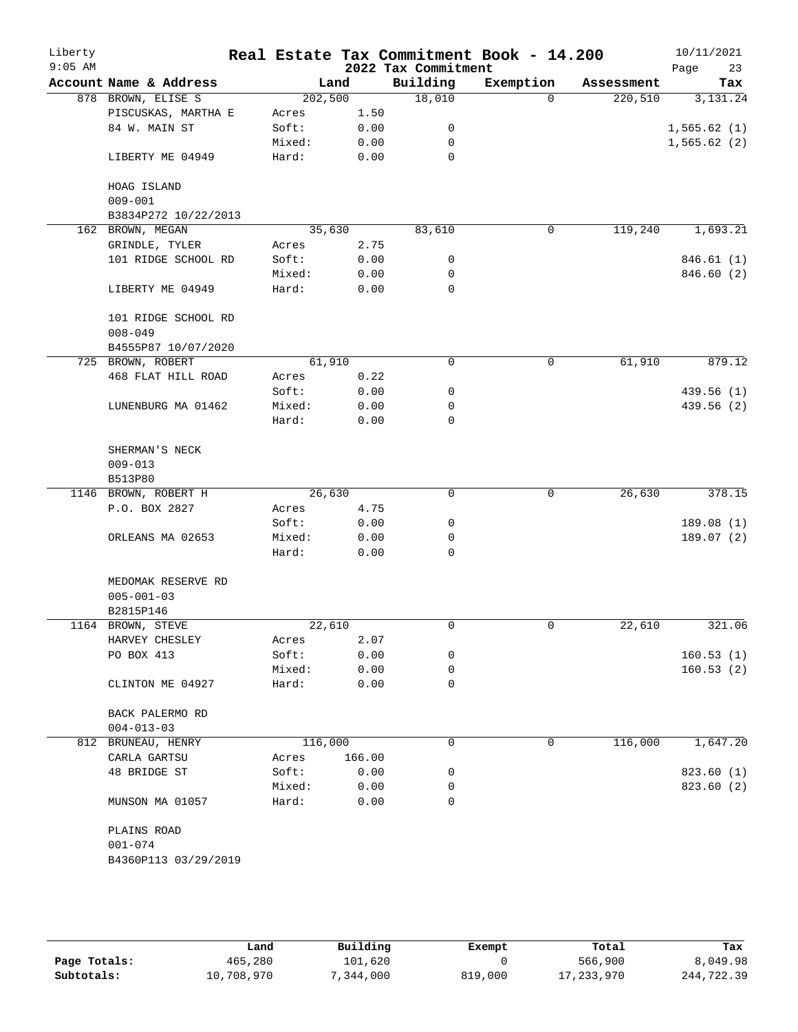Liberty
9:05 AM

# Real Estate Tax Commitment Book - 14.200

## 2022 Tax Commitment

10/11/2021

| Account Name & Address | Land | | Building | Exemption | Assessment | Tax |
|---|---|---|---|---|---|---|
| 878 BROWN, ELISE S | 202,500 | | 18,010 | 0 | 220,510 | 3,131.24 |
| PISCUSKAS, MARTHA E | Acres | 1.50 | | | | |
| 84 W. MAIN ST | Soft: | 0.00 | 0 | | | 1,565.62 (1) |
| | Mixed: | 0.00 | 0 | | | 1,565.62 (2) |
| LIBERTY ME 04949 | Hard: | 0.00 | 0 | | | |
| HOAG ISLAND | | | | | | |
| 009-001 | | | | | | |
| B3834P272 10/22/2013 | | | | | | |
| 162 BROWN, MEGAN | 35,630 | | 83,610 | 0 | 119,240 | 1,693.21 |
| GRINDLE, TYLER | Acres | 2.75 | | | | |
| 101 RIDGE SCHOOL RD | Soft: | 0.00 | 0 | | | 846.61 (1) |
| | Mixed: | 0.00 | 0 | | | 846.60 (2) |
| LIBERTY ME 04949 | Hard: | 0.00 | 0 | | | |
| 101 RIDGE SCHOOL RD | | | | | | |
| 008-049 | | | | | | |
| B4555P87 10/07/2020 | | | | | | |
| 725 BROWN, ROBERT | 61,910 | | 0 | 0 | 61,910 | 879.12 |
| 468 FLAT HILL ROAD | Acres | 0.22 | | | | |
| | Soft: | 0.00 | 0 | | | 439.56 (1) |
| LUNENBURG MA 01462 | Mixed: | 0.00 | 0 | | | 439.56 (2) |
| | Hard: | 0.00 | 0 | | | |
| SHERMAN'S NECK | | | | | | |
| 009-013 | | | | | | |
| B513P80 | | | | | | |
| 1146 BROWN, ROBERT H | 26,630 | | 0 | 0 | 26,630 | 378.15 |
| P.O. BOX 2827 | Acres | 4.75 | | | | |
| | Soft: | 0.00 | 0 | | | 189.08 (1) |
| ORLEANS MA 02653 | Mixed: | 0.00 | 0 | | | 189.07 (2) |
| | Hard: | 0.00 | 0 | | | |
| MEDOMAK RESERVE RD | | | | | | |
| 005-001-03 | | | | | | |
| B2815P146 | | | | | | |
| 1164 BROWN, STEVE | 22,610 | | 0 | 0 | 22,610 | 321.06 |
| HARVEY CHESLEY | Acres | 2.07 | | | | |
| PO BOX 413 | Soft: | 0.00 | 0 | | | 160.53 (1) |
| | Mixed: | 0.00 | 0 | | | 160.53 (2) |
| CLINTON ME 04927 | Hard: | 0.00 | 0 | | | |
| BACK PALERMO RD | | | | | | |
| 004-013-03 | | | | | | |
| 812 BRUNEAU, HENRY | 116,000 | | 0 | 0 | 116,000 | 1,647.20 |
| CARLA GARTSU | Acres | 166.00 | | | | |
| 48 BRIDGE ST | Soft: | 0.00 | 0 | | | 823.60 (1) |
| | Mixed: | 0.00 | 0 | | | 823.60 (2) |
| MUNSON MA 01057 | Hard: | 0.00 | 0 | | | |
| PLAINS ROAD | | | | | | |
| 001-074 | | | | | | |
| B4360P113 03/29/2019 | | | | | | |

| | Land | Building | Exempt | Total | Tax |
|---|---|---|---|---|---|
| Page Totals: | 465,280 | 101,620 | 0 | 566,900 | 8,049.98 |
| Subtotals: | 10,708,970 | 7,344,000 | 819,000 | 17,233,970 | 244,722.39 |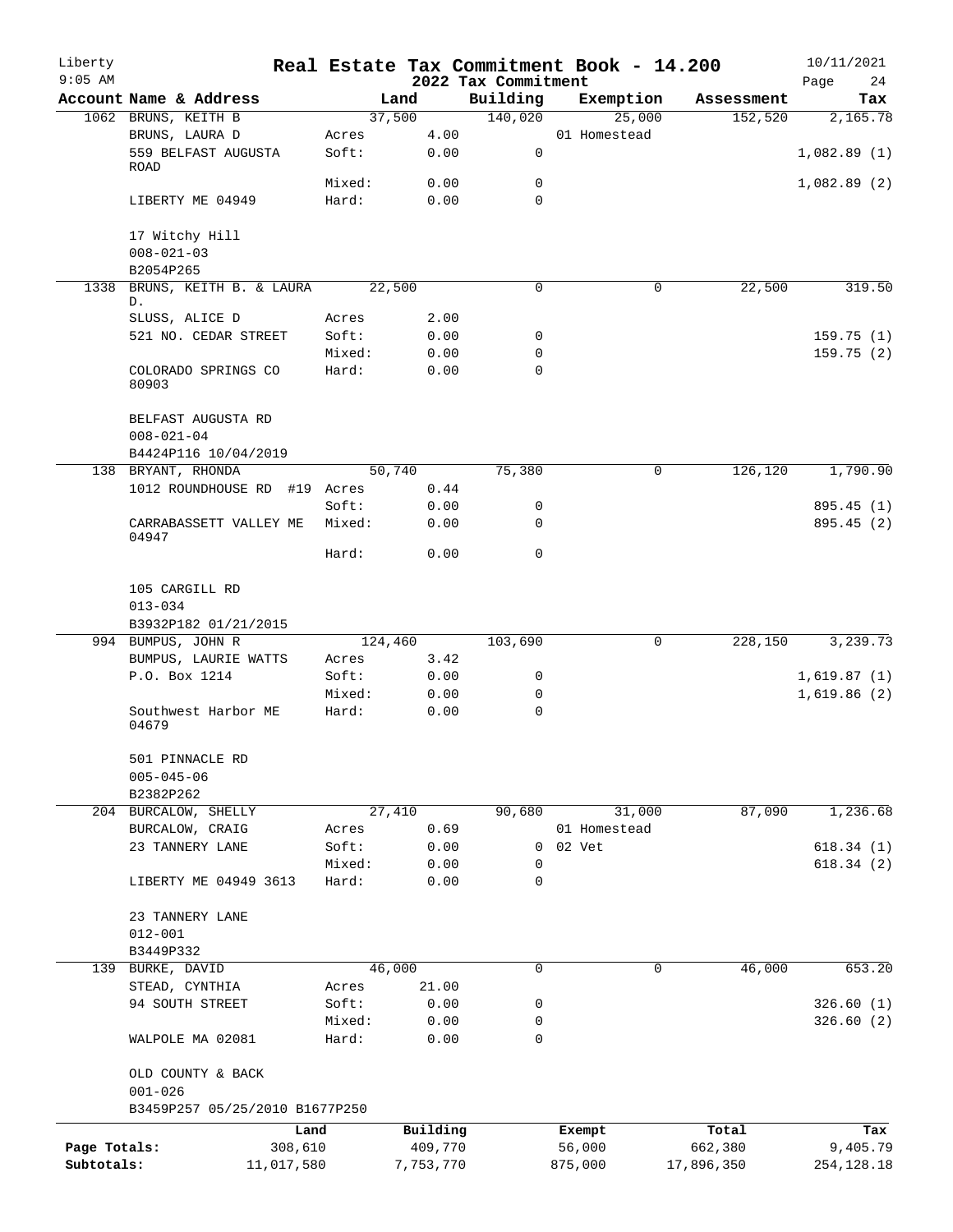Liberty 9:05 AM

# Real Estate Tax Commitment Book - 14.200

## 2022 Tax Commitment

10/11/2021

| Account Name & Address | | Land | Building | Exemption | Assessment | Tax |
|---|---|---|---|---|---|---|
| 1062 BRUNS, KEITH B | | 37,500 | 140,020 | 25,000 | 152,520 | 2,165.78 |
| BRUNS, LAURA D | Acres | 4.00 | | 01 Homestead | | |
| 559 BELFAST AUGUSTA ROAD | Soft: | 0.00 | 0 | | | 1,082.89 (1) |
| | Mixed: | 0.00 | 0 | | | 1,082.89 (2) |
| LIBERTY ME 04949 | Hard: | 0.00 | 0 | | | |
| 17 Witchy Hill | | | | | | |
| 008-021-03 | | | | | | |
| B2054P265 | | | | | | |
| 1338 BRUNS, KEITH B. & LAURA D. | | 22,500 | 0 | 0 | 22,500 | 319.50 |
| SLUSS, ALICE D | Acres | 2.00 | | | | |
| 521 NO. CEDAR STREET | Soft: | 0.00 | 0 | | | 159.75 (1) |
| | Mixed: | 0.00 | 0 | | | 159.75 (2) |
| COLORADO SPRINGS CO 80903 | Hard: | 0.00 | 0 | | | |
| BELFAST AUGUSTA RD | | | | | | |
| 008-021-04 | | | | | | |
| B4424P116 10/04/2019 | | | | | | |
| 138 BRYANT, RHONDA | | 50,740 | 75,380 | 0 | 126,120 | 1,790.90 |
| 1012 ROUNDHOUSE RD #19 | Acres | 0.44 | | | | |
| | Soft: | 0.00 | 0 | | | 895.45 (1) |
| CARRABASSETT VALLEY ME 04947 | Mixed: | 0.00 | 0 | | | 895.45 (2) |
| | Hard: | 0.00 | 0 | | | |
| 105 CARGILL RD | | | | | | |
| 013-034 | | | | | | |
| B3932P182 01/21/2015 | | | | | | |
| 994 BUMPUS, JOHN R | | 124,460 | 103,690 | 0 | 228,150 | 3,239.73 |
| BUMPUS, LAURIE WATTS | Acres | 3.42 | | | | |
| P.O. Box 1214 | Soft: | 0.00 | 0 | | | 1,619.87 (1) |
| | Mixed: | 0.00 | 0 | | | 1,619.86 (2) |
| Southwest Harbor ME 04679 | Hard: | 0.00 | 0 | | | |
| 501 PINNACLE RD | | | | | | |
| 005-045-06 | | | | | | |
| B2382P262 | | | | | | |
| 204 BURCALOW, SHELLY | | 27,410 | 90,680 | 31,000 | 87,090 | 1,236.68 |
| BURCALOW, CRAIG | Acres | 0.69 | | 01 Homestead | | |
| 23 TANNERY LANE | Soft: | 0.00 | 0 | 02 Vet | | 618.34 (1) |
| | Mixed: | 0.00 | 0 | | | 618.34 (2) |
| LIBERTY ME 04949 3613 | Hard: | 0.00 | 0 | | | |
| 23 TANNERY LANE | | | | | | |
| 012-001 | | | | | | |
| B3449P332 | | | | | | |
| 139 BURKE, DAVID | | 46,000 | 0 | 0 | 46,000 | 653.20 |
| STEAD, CYNTHIA | Acres | 21.00 | | | | |
| 94 SOUTH STREET | Soft: | 0.00 | 0 | | | 326.60 (1) |
| | Mixed: | 0.00 | 0 | | | 326.60 (2) |
| WALPOLE MA 02081 | Hard: | 0.00 | 0 | | | |
| OLD COUNTY & BACK | | | | | | |
| 001-026 | | | | | | |
| B3459P257 05/25/2010 B1677P250 | | | | | | |

| | Land | Building | Exempt | Total | Tax |
|---|---|---|---|---|---|
| Page Totals: | 308,610 | 409,770 | 56,000 | 662,380 | 9,405.79 |
| Subtotals: | 11,017,580 | 7,753,770 | 875,000 | 17,896,350 | 254,128.18 |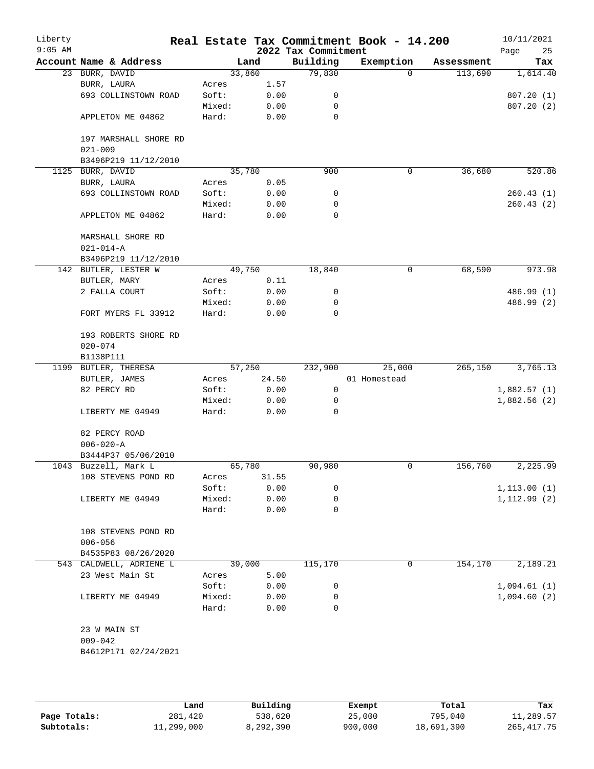Liberty
9:05 AM

# Real Estate Tax Commitment Book - 14.200

## 2022 Tax Commitment

10/11/2021

| Account | Name & Address | | Land | Building | Exemption | Assessment | Tax |
|---|---|---|---|---|---|---|---|
| 23 | BURR, DAVID | | 33,860 | 79,830 | 0 | 113,690 | 1,614.40 |
| | BURR, LAURA | Acres | 1.57 | | | | |
| | 693 COLLINSTOWN ROAD | Soft: | 0.00 | 0 | | | 807.20 (1) |
| | | Mixed: | 0.00 | 0 | | | 807.20 (2) |
| | APPLETON ME 04862 | Hard: | 0.00 | 0 | | | |
| | 197 MARSHALL SHORE RD | | | | | | |
| | 021-009 | | | | | | |
| | B3496P219 11/12/2010 | | | | | | |
| 1125 | BURR, DAVID | | 35,780 | 900 | 0 | 36,680 | 520.86 |
| | BURR, LAURA | Acres | 0.05 | | | | |
| | 693 COLLINSTOWN ROAD | Soft: | 0.00 | 0 | | | 260.43 (1) |
| | | Mixed: | 0.00 | 0 | | | 260.43 (2) |
| | APPLETON ME 04862 | Hard: | 0.00 | 0 | | | |
| | MARSHALL SHORE RD | | | | | | |
| | 021-014-A | | | | | | |
| | B3496P219 11/12/2010 | | | | | | |
| 142 | BUTLER, LESTER W | | 49,750 | 18,840 | 0 | 68,590 | 973.98 |
| | BUTLER, MARY | Acres | 0.11 | | | | |
| | 2 FALLA COURT | Soft: | 0.00 | 0 | | | 486.99 (1) |
| | | Mixed: | 0.00 | 0 | | | 486.99 (2) |
| | FORT MYERS FL 33912 | Hard: | 0.00 | 0 | | | |
| | 193 ROBERTS SHORE RD | | | | | | |
| | 020-074 | | | | | | |
| | B1138P111 | | | | | | |
| 1199 | BUTLER, THERESA | | 57,250 | 232,900 | 25,000 | 265,150 | 3,765.13 |
| | BUTLER, JAMES | Acres | 24.50 | | 01 Homestead | | |
| | 82 PERCY RD | Soft: | 0.00 | 0 | | | 1,882.57 (1) |
| | | Mixed: | 0.00 | 0 | | | 1,882.56 (2) |
| | LIBERTY ME 04949 | Hard: | 0.00 | 0 | | | |
| | 82 PERCY ROAD | | | | | | |
| | 006-020-A | | | | | | |
| | B3444P37 05/06/2010 | | | | | | |
| 1043 | Buzzell, Mark L | | 65,780 | 90,980 | 0 | 156,760 | 2,225.99 |
| | 108 STEVENS POND RD | Acres | 31.55 | | | | |
| | | Soft: | 0.00 | 0 | | | 1,113.00 (1) |
| | LIBERTY ME 04949 | Mixed: | 0.00 | 0 | | | 1,112.99 (2) |
| | | Hard: | 0.00 | 0 | | | |
| | 108 STEVENS POND RD | | | | | | |
| | 006-056 | | | | | | |
| | B4535P83 08/26/2020 | | | | | | |
| 543 | CALDWELL, ADRIENE L | | 39,000 | 115,170 | 0 | 154,170 | 2,189.21 |
| | 23 West Main St | Acres | 5.00 | | | | |
| | | Soft: | 0.00 | 0 | | | 1,094.61 (1) |
| | LIBERTY ME 04949 | Mixed: | 0.00 | 0 | | | 1,094.60 (2) |
| | | Hard: | 0.00 | 0 | | | |
| | 23 W MAIN ST | | | | | | |
| | 009-042 | | | | | | |
| | B4612P171 02/24/2021 | | | | | | |

| | Land | Building | Exempt | Total | Tax |
|---|---|---|---|---|---|
| Page Totals: | 281,420 | 538,620 | 25,000 | 795,040 | 11,289.57 |
| Subtotals: | 11,299,000 | 8,292,390 | 900,000 | 18,691,390 | 265,417.75 |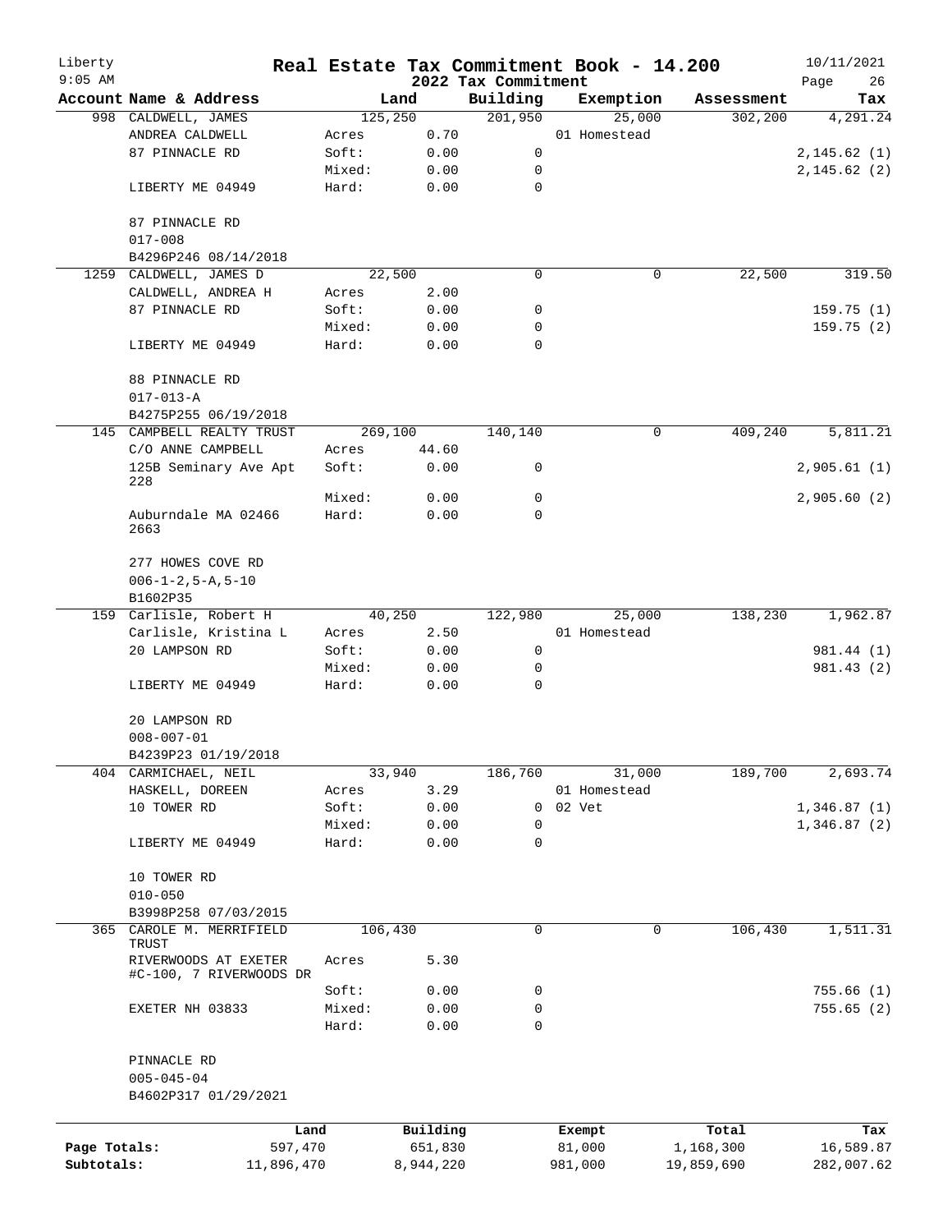# Real Estate Tax Commitment Book - 14.200

## 2022 Tax Commitment

| Account | Name & Address | Land | | Building | Exemption | Assessment | Tax |
|---|---|---|---|---|---|---|---|
| 998 | CALDWELL, JAMES | 125,250 | | 201,950 | 25,000 | 302,200 | 4,291.24 |
| | ANDREA CALDWELL | Acres | 0.70 | | 01 Homestead | | |
| | 87 PINNACLE RD | Soft: | 0.00 | 0 | | | 2,145.62 (1) |
| | | Mixed: | 0.00 | 0 | | | 2,145.62 (2) |
| | LIBERTY ME 04949 | Hard: | 0.00 | 0 | | | |
| | 87 PINNACLE RD | | | | | | |
| | 017-008 | | | | | | |
| | B4296P246 08/14/2018 | | | | | | |
| 1259 | CALDWELL, JAMES D | 22,500 | | 0 | 0 | 22,500 | 319.50 |
| | CALDWELL, ANDREA H | Acres | 2.00 | | | | |
| | 87 PINNACLE RD | Soft: | 0.00 | 0 | | | 159.75 (1) |
| | | Mixed: | 0.00 | 0 | | | 159.75 (2) |
| | LIBERTY ME 04949 | Hard: | 0.00 | 0 | | | |
| | 88 PINNACLE RD | | | | | | |
| | 017-013-A | | | | | | |
| | B4275P255 06/19/2018 | | | | | | |
| 145 | CAMPBELL REALTY TRUST | 269,100 | | 140,140 | 0 | 409,240 | 5,811.21 |
| | C/O ANNE CAMPBELL | Acres | 44.60 | | | | |
| | 125B Seminary Ave Apt 228 | Soft: | 0.00 | 0 | | | 2,905.61 (1) |
| | | Mixed: | 0.00 | 0 | | | 2,905.60 (2) |
| | Auburndale MA 02466 2663 | Hard: | 0.00 | 0 | | | |
| | 277 HOWES COVE RD | | | | | | |
| | 006-1-2,5-A,5-10 | | | | | | |
| | B1602P35 | | | | | | |
| 159 | Carlisle, Robert H | 40,250 | | 122,980 | 25,000 | 138,230 | 1,962.87 |
| | Carlisle, Kristina L | Acres | 2.50 | | 01 Homestead | | |
| | 20 LAMPSON RD | Soft: | 0.00 | 0 | | | 981.44 (1) |
| | | Mixed: | 0.00 | 0 | | | 981.43 (2) |
| | LIBERTY ME 04949 | Hard: | 0.00 | 0 | | | |
| | 20 LAMPSON RD | | | | | | |
| | 008-007-01 | | | | | | |
| | B4239P23 01/19/2018 | | | | | | |
| 404 | CARMICHAEL, NEIL | 33,940 | | 186,760 | 31,000 | 189,700 | 2,693.74 |
| | HASKELL, DOREEN | Acres | 3.29 | | 01 Homestead | | |
| | 10 TOWER RD | Soft: | 0.00 | 0 | 02 Vet | | 1,346.87 (1) |
| | | Mixed: | 0.00 | 0 | | | 1,346.87 (2) |
| | LIBERTY ME 04949 | Hard: | 0.00 | 0 | | | |
| | 10 TOWER RD | | | | | | |
| | 010-050 | | | | | | |
| | B3998P258 07/03/2015 | | | | | | |
| 365 | CAROLE M. MERRIFIELD TRUST | 106,430 | | 0 | 0 | 106,430 | 1,511.31 |
| | RIVERWOODS AT EXETER #C-100, 7 RIVERWOODS DR | Acres | 5.30 | | | | |
| | | Soft: | 0.00 | 0 | | | 755.66 (1) |
| | EXETER NH 03833 | Mixed: | 0.00 | 0 | | | 755.65 (2) |
| | | Hard: | 0.00 | 0 | | | |
| | PINNACLE RD | | | | | | |
| | 005-045-04 | | | | | | |
| | B4602P317 01/29/2021 | | | | | | |

| | Land | Building | Exempt | Total | Tax |
|---|---|---|---|---|---|
| Page Totals: | 597,470 | 651,830 | 81,000 | 1,168,300 | 16,589.87 |
| Subtotals: | 11,896,470 | 8,944,220 | 981,000 | 19,859,690 | 282,007.62 |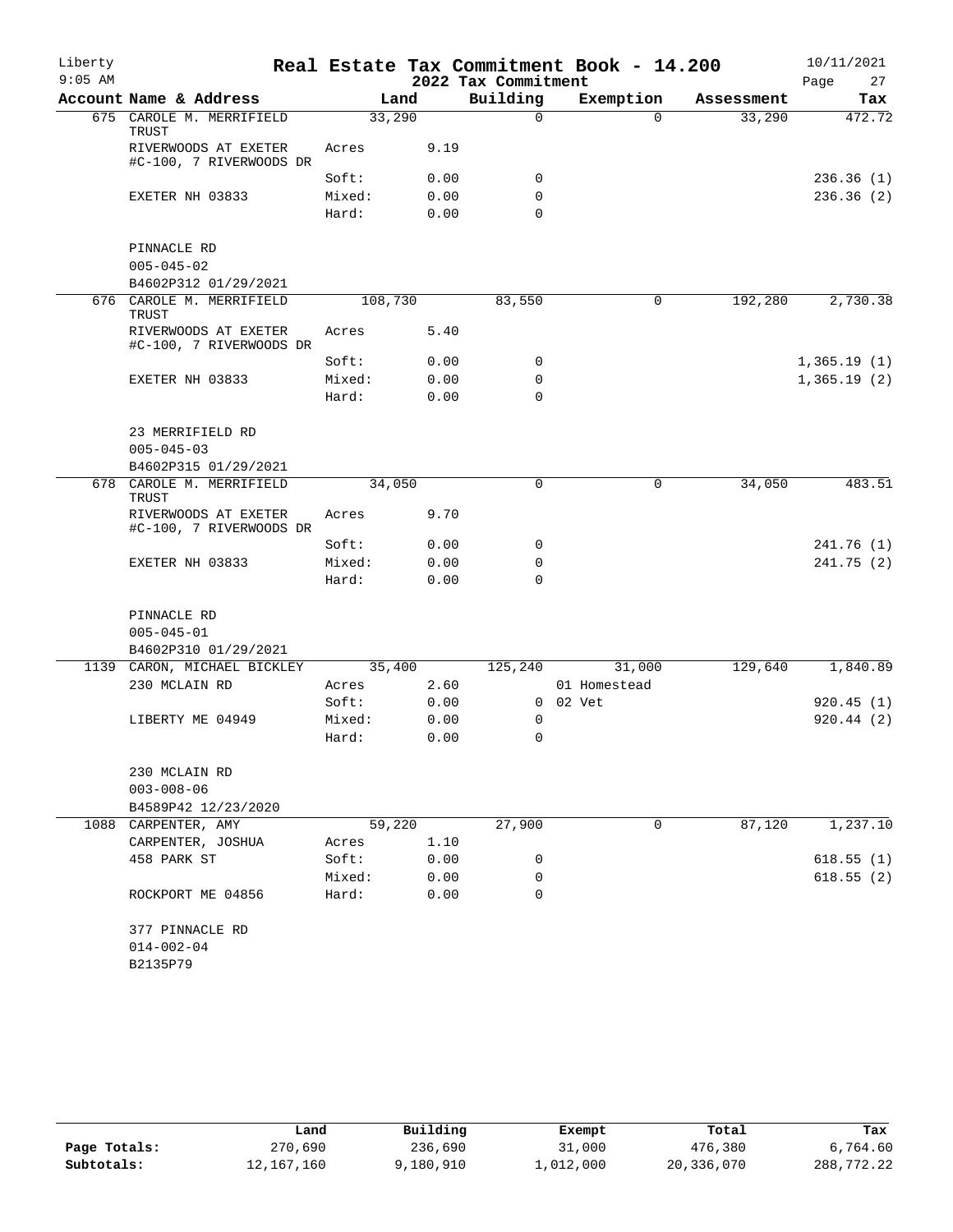Liberty
9:05 AM

# Real Estate Tax Commitment Book - 14.200

2022 Tax Commitment

10/11/2021
Page 27

| Account Name & Address | Land | | Building | Exemption | Assessment | Tax |
|---|---|---|---|---|---|---|
| 675 CAROLE M. MERRIFIELD TRUST | 33,290 | | 0 | 0 | 33,290 | 472.72 |
| RIVERWOODS AT EXETER #C-100, 7 RIVERWOODS DR | Acres | 9.19 | | | | |
| | Soft: | 0.00 | 0 | | | 236.36 (1) |
| EXETER NH 03833 | Mixed: | 0.00 | 0 | | | 236.36 (2) |
| | Hard: | 0.00 | 0 | | | |
| PINNACLE RD | | | | | | |
| 005-045-02 | | | | | | |
| B4602P312 01/29/2021 | | | | | | |
| 676 CAROLE M. MERRIFIELD TRUST | 108,730 | | 83,550 | 0 | 192,280 | 2,730.38 |
| RIVERWOODS AT EXETER #C-100, 7 RIVERWOODS DR | Acres | 5.40 | | | | |
| | Soft: | 0.00 | 0 | | | 1,365.19 (1) |
| EXETER NH 03833 | Mixed: | 0.00 | 0 | | | 1,365.19 (2) |
| | Hard: | 0.00 | 0 | | | |
| 23 MERRIFIELD RD | | | | | | |
| 005-045-03 | | | | | | |
| B4602P315 01/29/2021 | | | | | | |
| 678 CAROLE M. MERRIFIELD TRUST | 34,050 | | 0 | 0 | 34,050 | 483.51 |
| RIVERWOODS AT EXETER #C-100, 7 RIVERWOODS DR | Acres | 9.70 | | | | |
| | Soft: | 0.00 | 0 | | | 241.76 (1) |
| EXETER NH 03833 | Mixed: | 0.00 | 0 | | | 241.75 (2) |
| | Hard: | 0.00 | 0 | | | |
| PINNACLE RD | | | | | | |
| 005-045-01 | | | | | | |
| B4602P310 01/29/2021 | | | | | | |
| 1139 CARON, MICHAEL BICKLEY | 35,400 | | 125,240 | 31,000 | 129,640 | 1,840.89 |
| 230 MCLAIN RD | Acres | 2.60 | | 01 Homestead | | |
| | Soft: | 0.00 | 0 | 02 Vet | | 920.45 (1) |
| LIBERTY ME 04949 | Mixed: | 0.00 | 0 | | | 920.44 (2) |
| | Hard: | 0.00 | 0 | | | |
| 230 MCLAIN RD | | | | | | |
| 003-008-06 | | | | | | |
| B4589P42 12/23/2020 | | | | | | |
| 1088 CARPENTER, AMY | 59,220 | | 27,900 | 0 | 87,120 | 1,237.10 |
| CARPENTER, JOSHUA | Acres | 1.10 | | | | |
| 458 PARK ST | Soft: | 0.00 | 0 | | | 618.55 (1) |
| | Mixed: | 0.00 | 0 | | | 618.55 (2) |
| ROCKPORT ME 04856 | Hard: | 0.00 | 0 | | | |
| 377 PINNACLE RD | | | | | | |
| 014-002-04 | | | | | | |
| B2135P79 | | | | | | |

| | Land | Building | Exempt | Total | Tax |
|---|---|---|---|---|---|
| Page Totals: | 270,690 | 236,690 | 31,000 | 476,380 | 6,764.60 |
| Subtotals: | 12,167,160 | 9,180,910 | 1,012,000 | 20,336,070 | 288,772.22 |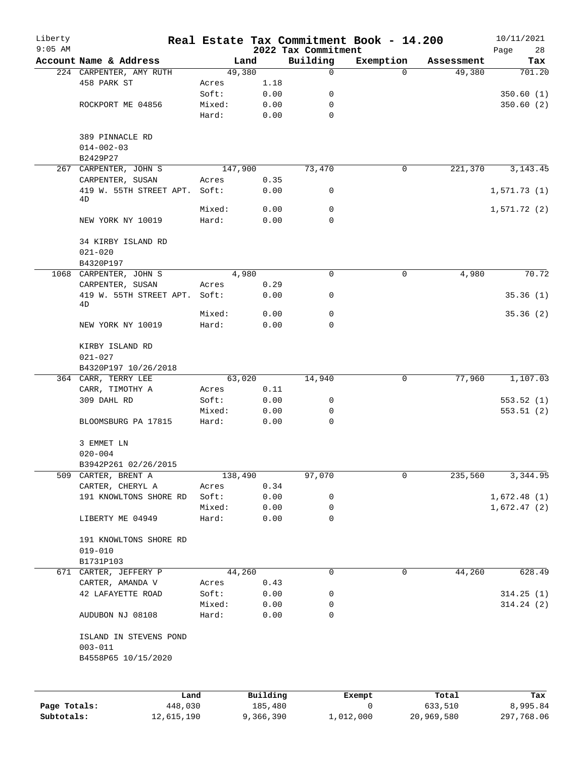Liberty
9:05 AM

# Real Estate Tax Commitment Book - 14.200

## 2022 Tax Commitment

10/11/2021

| Account Name & Address | Land | | Building | Exemption | Assessment | Tax |
|---|---|---|---|---|---|---|
| 224 CARPENTER, AMY RUTH | 49,380 | | 0 | 0 | 49,380 | 701.20 |
| 458 PARK ST | Acres | 1.18 | | | | |
| | Soft: | 0.00 | 0 | | | 350.60 (1) |
| ROCKPORT ME 04856 | Mixed: | 0.00 | 0 | | | 350.60 (2) |
| | Hard: | 0.00 | 0 | | | |
| 389 PINNACLE RD | | | | | | |
| 014-002-03 | | | | | | |
| B2429P27 | | | | | | |
| 267 CARPENTER, JOHN S | 147,900 | | 73,470 | 0 | 221,370 | 3,143.45 |
| CARPENTER, SUSAN | Acres | 0.35 | | | | |
| 419 W. 55TH STREET APT. 4D | Soft: | 0.00 | 0 | | | 1,571.73 (1) |
| | Mixed: | 0.00 | 0 | | | 1,571.72 (2) |
| NEW YORK NY 10019 | Hard: | 0.00 | 0 | | | |
| 34 KIRBY ISLAND RD | | | | | | |
| 021-020 | | | | | | |
| B4320P197 | | | | | | |
| 1068 CARPENTER, JOHN S | 4,980 | | 0 | 0 | 4,980 | 70.72 |
| CARPENTER, SUSAN | Acres | 0.29 | | | | |
| 419 W. 55TH STREET APT. 4D | Soft: | 0.00 | 0 | | | 35.36 (1) |
| | Mixed: | 0.00 | 0 | | | 35.36 (2) |
| NEW YORK NY 10019 | Hard: | 0.00 | 0 | | | |
| KIRBY ISLAND RD | | | | | | |
| 021-027 | | | | | | |
| B4320P197 10/26/2018 | | | | | | |
| 364 CARR, TERRY LEE | 63,020 | | 14,940 | 0 | 77,960 | 1,107.03 |
| CARR, TIMOTHY A | Acres | 0.11 | | | | |
| 309 DAHL RD | Soft: | 0.00 | 0 | | | 553.52 (1) |
| | Mixed: | 0.00 | 0 | | | 553.51 (2) |
| BLOOMSBURG PA 17815 | Hard: | 0.00 | 0 | | | |
| 3 EMMET LN | | | | | | |
| 020-004 | | | | | | |
| B3942P261 02/26/2015 | | | | | | |
| 509 CARTER, BRENT A | 138,490 | | 97,070 | 0 | 235,560 | 3,344.95 |
| CARTER, CHERYL A | Acres | 0.34 | | | | |
| 191 KNOWLTONS SHORE RD | Soft: | 0.00 | 0 | | | 1,672.48 (1) |
| | Mixed: | 0.00 | 0 | | | 1,672.47 (2) |
| LIBERTY ME 04949 | Hard: | 0.00 | 0 | | | |
| 191 KNOWLTONS SHORE RD | | | | | | |
| 019-010 | | | | | | |
| B1731P103 | | | | | | |
| 671 CARTER, JEFFERY P | 44,260 | | 0 | 0 | 44,260 | 628.49 |
| CARTER, AMANDA V | Acres | 0.43 | | | | |
| 42 LAFAYETTE ROAD | Soft: | 0.00 | 0 | | | 314.25 (1) |
| | Mixed: | 0.00 | 0 | | | 314.24 (2) |
| AUDUBON NJ 08108 | Hard: | 0.00 | 0 | | | |
| ISLAND IN STEVENS POND | | | | | | |
| 003-011 | | | | | | |
| B4558P65 10/15/2020 | | | | | | |

| | Land | Building | Exempt | Total | Tax |
|---|---|---|---|---|---|
| Page Totals: | 448,030 | 185,480 | 0 | 633,510 | 8,995.84 |
| Subtotals: | 12,615,190 | 9,366,390 | 1,012,000 | 20,969,580 | 297,768.06 |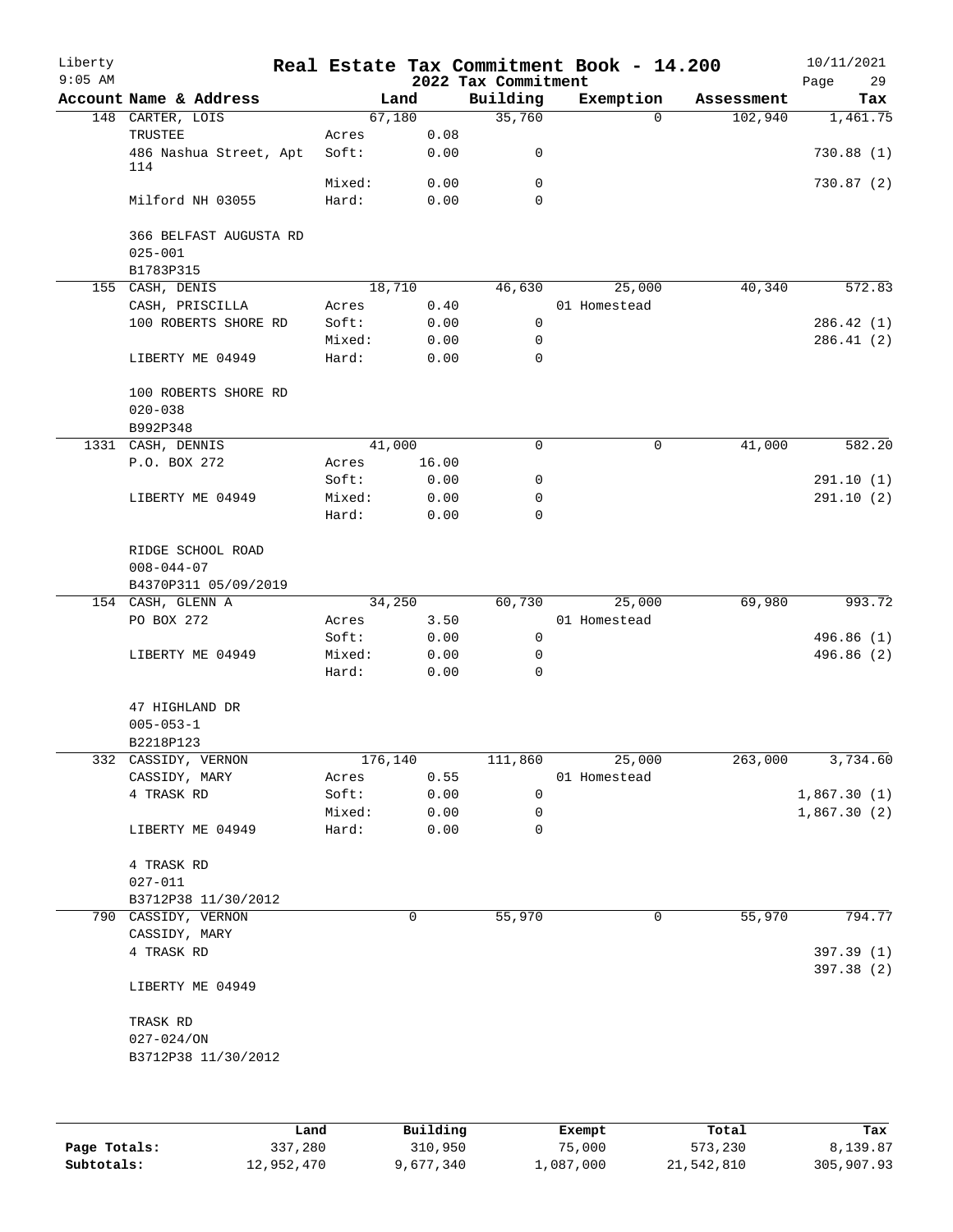Liberty
9:05 AM

# Real Estate Tax Commitment Book - 14.200

2022 Tax Commitment

10/11/2021

| Account Name & Address | Land | | Building | Exemption | Assessment | Tax |
|---|---|---|---|---|---|---|
| 148 CARTER, LOIS | 67,180 | | 35,760 | 0 | 102,940 | 1,461.75 |
| TRUSTEE | Acres | 0.08 | | | | |
| 486 Nashua Street, Apt 114 | Soft: | 0.00 | 0 | | | 730.88 (1) |
| | Mixed: | 0.00 | 0 | | | 730.87 (2) |
| Milford NH 03055 | Hard: | 0.00 | 0 | | | |
| 366 BELFAST AUGUSTA RD | | | | | | |
| 025-001 | | | | | | |
| B1783P315 | | | | | | |
| 155 CASH, DENIS | 18,710 | | 46,630 | 25,000 | 40,340 | 572.83 |
| CASH, PRISCILLA | Acres | 0.40 | | 01 Homestead | | |
| 100 ROBERTS SHORE RD | Soft: | 0.00 | 0 | | | 286.42 (1) |
| | Mixed: | 0.00 | 0 | | | 286.41 (2) |
| LIBERTY ME 04949 | Hard: | 0.00 | 0 | | | |
| 100 ROBERTS SHORE RD | | | | | | |
| 020-038 | | | | | | |
| B992P348 | | | | | | |
| 1331 CASH, DENNIS | 41,000 | | 0 | 0 | 41,000 | 582.20 |
| P.O. BOX 272 | Acres | 16.00 | | | | |
| | Soft: | 0.00 | 0 | | | 291.10 (1) |
| LIBERTY ME 04949 | Mixed: | 0.00 | 0 | | | 291.10 (2) |
| | Hard: | 0.00 | 0 | | | |
| RIDGE SCHOOL ROAD | | | | | | |
| 008-044-07 | | | | | | |
| B4370P311 05/09/2019 | | | | | | |
| 154 CASH, GLENN A | 34,250 | | 60,730 | 25,000 | 69,980 | 993.72 |
| PO BOX 272 | Acres | 3.50 | | 01 Homestead | | |
| | Soft: | 0.00 | 0 | | | 496.86 (1) |
| LIBERTY ME 04949 | Mixed: | 0.00 | 0 | | | 496.86 (2) |
| | Hard: | 0.00 | 0 | | | |
| 47 HIGHLAND DR | | | | | | |
| 005-053-1 | | | | | | |
| B2218P123 | | | | | | |
| 332 CASSIDY, VERNON | 176,140 | | 111,860 | 25,000 | 263,000 | 3,734.60 |
| CASSIDY, MARY | Acres | 0.55 | | 01 Homestead | | |
| 4 TRASK RD | Soft: | 0.00 | 0 | | | 1,867.30 (1) |
| | Mixed: | 0.00 | 0 | | | 1,867.30 (2) |
| LIBERTY ME 04949 | Hard: | 0.00 | 0 | | | |
| 4 TRASK RD | | | | | | |
| 027-011 | | | | | | |
| B3712P38 11/30/2012 | | | | | | |
| 790 CASSIDY, VERNON | 0 | | 55,970 | 0 | 55,970 | 794.77 |
| CASSIDY, MARY | | | | | | |
| 4 TRASK RD | | | | | | 397.39 (1) |
| | | | | | | 397.38 (2) |
| LIBERTY ME 04949 | | | | | | |
| TRASK RD | | | | | | |
| 027-024/ON | | | | | | |
| B3712P38 11/30/2012 | | | | | | |

| | Land | Building | Exempt | Total | Tax |
|---|---|---|---|---|---|
| Page Totals: | 337,280 | 310,950 | 75,000 | 573,230 | 8,139.87 |
| Subtotals: | 12,952,470 | 9,677,340 | 1,087,000 | 21,542,810 | 305,907.93 |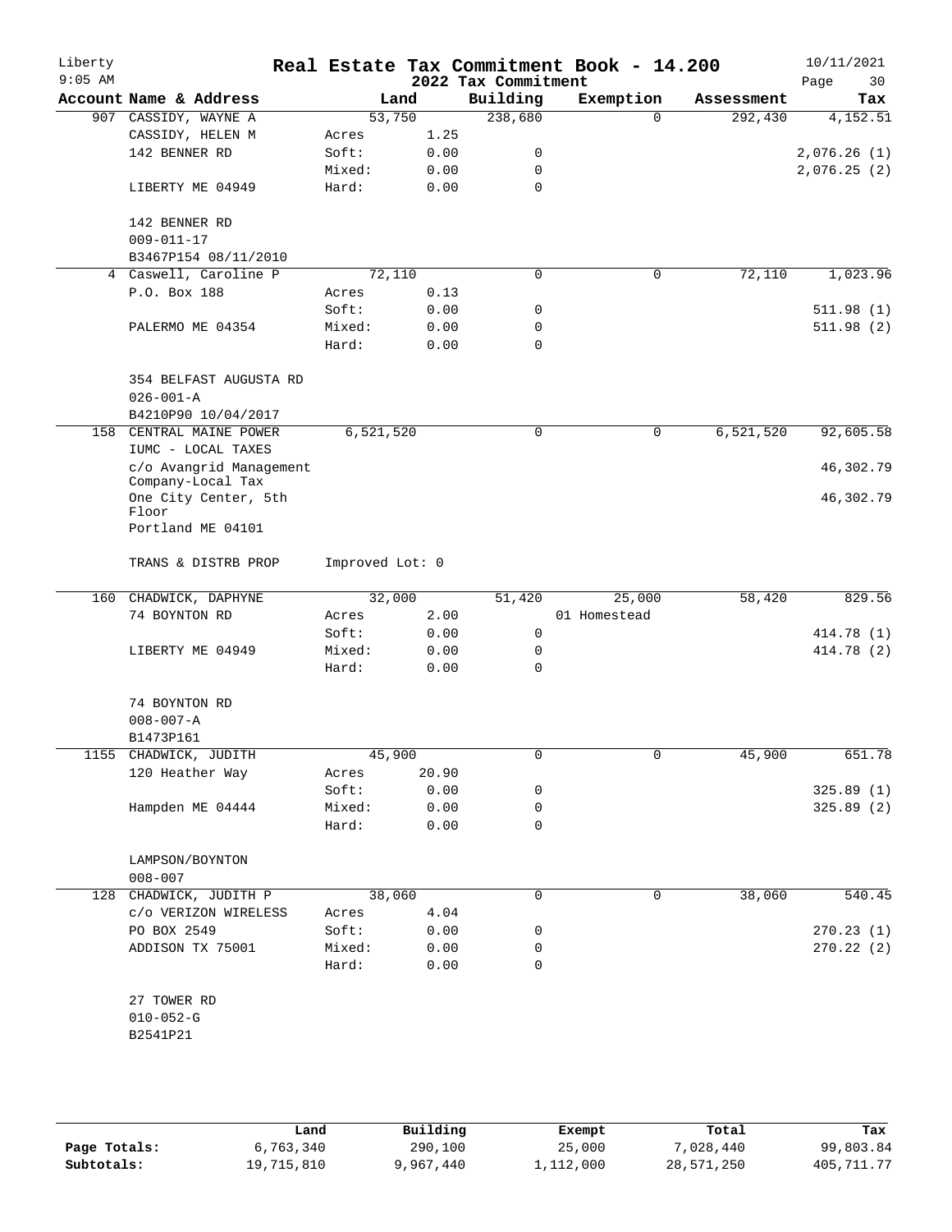# Real Estate Tax Commitment Book - 14.200

Liberty
9:05 AM

2022 Tax Commitment

10/11/2021

| Account | Name & Address | Land | | Building | Exemption | Assessment | Tax |
|---|---|---|---|---|---|---|---|
| 907 | CASSIDY, WAYNE A | 53,750 | | 238,680 | 0 | 292,430 | 4,152.51 |
| | CASSIDY, HELEN M | Acres | 1.25 | | | | |
| | 142 BENNER RD | Soft: | 0.00 | 0 | | | 2,076.26 (1) |
| | | Mixed: | 0.00 | 0 | | | 2,076.25 (2) |
| | LIBERTY ME 04949 | Hard: | 0.00 | 0 | | | |
| | 142 BENNER RD | | | | | | |
| | 009-011-17 | | | | | | |
| | B3467P154 08/11/2010 | | | | | | |
| 4 | Caswell, Caroline P | 72,110 | | 0 | 0 | 72,110 | 1,023.96 |
| | P.O. Box 188 | Acres | 0.13 | | | | |
| | | Soft: | 0.00 | 0 | | | 511.98 (1) |
| | PALERMO ME 04354 | Mixed: | 0.00 | 0 | | | 511.98 (2) |
| | | Hard: | 0.00 | 0 | | | |
| | 354 BELFAST AUGUSTA RD | | | | | | |
| | 026-001-A | | | | | | |
| | B4210P90 10/04/2017 | | | | | | |
| 158 | CENTRAL MAINE POWER | 6,521,520 | | 0 | 0 | 6,521,520 | 92,605.58 |
| | IUMC - LOCAL TAXES | | | | | | |
| | c/o Avangrid Management Company-Local Tax | | | | | | 46,302.79 |
| | One City Center, 5th Floor | | | | | | 46,302.79 |
| | Portland ME 04101 | | | | | | |
| | TRANS & DISTRB PROP | Improved Lot: 0 | | | | | |
| 160 | CHADWICK, DAPHYNE | 32,000 | | 51,420 | 25,000 | 58,420 | 829.56 |
| | 74 BOYNTON RD | Acres | 2.00 | | 01 Homestead | | |
| | | Soft: | 0.00 | 0 | | | 414.78 (1) |
| | LIBERTY ME 04949 | Mixed: | 0.00 | 0 | | | 414.78 (2) |
| | | Hard: | 0.00 | 0 | | | |
| | 74 BOYNTON RD | | | | | | |
| | 008-007-A | | | | | | |
| | B1473P161 | | | | | | |
| 1155 | CHADWICK, JUDITH | 45,900 | | 0 | 0 | 45,900 | 651.78 |
| | 120 Heather Way | Acres | 20.90 | | | | |
| | | Soft: | 0.00 | 0 | | | 325.89 (1) |
| | Hampden ME 04444 | Mixed: | 0.00 | 0 | | | 325.89 (2) |
| | | Hard: | 0.00 | 0 | | | |
| | LAMPSON/BOYNTON | | | | | | |
| | 008-007 | | | | | | |
| 128 | CHADWICK, JUDITH P | 38,060 | | 0 | 0 | 38,060 | 540.45 |
| | c/o VERIZON WIRELESS | Acres | 4.04 | | | | |
| | PO BOX 2549 | Soft: | 0.00 | 0 | | | 270.23 (1) |
| | ADDISON TX 75001 | Mixed: | 0.00 | 0 | | | 270.22 (2) |
| | | Hard: | 0.00 | 0 | | | |
| | 27 TOWER RD | | | | | | |
| | 010-052-G | | | | | | |
| | B2541P21 | | | | | | |

| | Land | Building | Exempt | Total | Tax |
|---|---|---|---|---|---|
| Page Totals: | 6,763,340 | 290,100 | 25,000 | 7,028,440 | 99,803.84 |
| Subtotals: | 19,715,810 | 9,967,440 | 1,112,000 | 28,571,250 | 405,711.77 |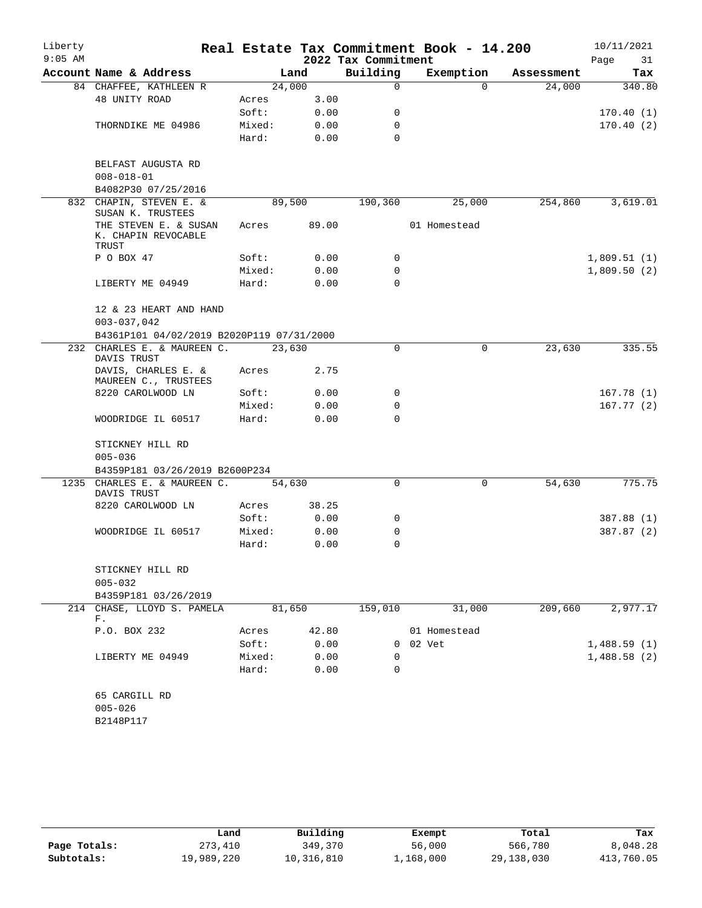Liberty 9:05 AM

# Real Estate Tax Commitment Book - 14.200

## 2022 Tax Commitment

10/11/2021

| Account Name & Address | Land | | Building | Exemption | Assessment | Tax |
|---|---|---|---|---|---|---|
| 84 CHAFFEE, KATHLEEN R | 24,000 | | 0 | 0 | 24,000 | 340.80 |
| 48 UNITY ROAD | Acres | 3.00 | | | | |
| | Soft: | 0.00 | 0 | | | 170.40 (1) |
| THORNDIKE ME 04986 | Mixed: | 0.00 | 0 | | | 170.40 (2) |
| | Hard: | 0.00 | 0 | | | |
| BELFAST AUGUSTA RD | | | | | | |
| 008-018-01 | | | | | | |
| B4082P30 07/25/2016 | | | | | | |
| 832 CHAPIN, STEVEN E. & SUSAN K. TRUSTEES | 89,500 | | 190,360 | 25,000 | 254,860 | 3,619.01 |
| THE STEVEN E. & SUSAN K. CHAPIN REVOCABLE TRUST | Acres | 89.00 | | 01 Homestead | | |
| P O BOX 47 | Soft: | 0.00 | 0 | | | 1,809.51 (1) |
| | Mixed: | 0.00 | 0 | | | 1,809.50 (2) |
| LIBERTY ME 04949 | Hard: | 0.00 | 0 | | | |
| 12 & 23 HEART AND HAND | | | | | | |
| 003-037,042 | | | | | | |
| B4361P101 04/02/2019 B2020P119 07/31/2000 | | | | | | |
| 232 CHARLES E. & MAUREEN C. DAVIS TRUST | 23,630 | | 0 | 0 | 23,630 | 335.55 |
| DAVIS, CHARLES E. & MAUREEN C., TRUSTEES | Acres | 2.75 | | | | |
| 8220 CAROLWOOD LN | Soft: | 0.00 | 0 | | | 167.78 (1) |
| | Mixed: | 0.00 | 0 | | | 167.77 (2) |
| WOODRIDGE IL 60517 | Hard: | 0.00 | 0 | | | |
| STICKNEY HILL RD | | | | | | |
| 005-036 | | | | | | |
| B4359P181 03/26/2019 B2600P234 | | | | | | |
| 1235 CHARLES E. & MAUREEN C. DAVIS TRUST | 54,630 | | 0 | 0 | 54,630 | 775.75 |
| 8220 CAROLWOOD LN | Acres | 38.25 | | | | |
| | Soft: | 0.00 | 0 | | | 387.88 (1) |
| WOODRIDGE IL 60517 | Mixed: | 0.00 | 0 | | | 387.87 (2) |
| | Hard: | 0.00 | 0 | | | |
| STICKNEY HILL RD | | | | | | |
| 005-032 | | | | | | |
| B4359P181 03/26/2019 | | | | | | |
| 214 CHASE, LLOYD S. PAMELA F. | 81,650 | | 159,010 | 31,000 | 209,660 | 2,977.17 |
| P.O. BOX 232 | Acres | 42.80 | | 01 Homestead | | |
| | Soft: | 0.00 | 0 | 02 Vet | | 1,488.59 (1) |
| LIBERTY ME 04949 | Mixed: | 0.00 | 0 | | | 1,488.58 (2) |
| | Hard: | 0.00 | 0 | | | |
| 65 CARGILL RD | | | | | | |
| 005-026 | | | | | | |
| B2148P117 | | | | | | |

| | Land | Building | Exempt | Total | Tax |
|---|---|---|---|---|---|
| Page Totals: | 273,410 | 349,370 | 56,000 | 566,780 | 8,048.28 |
| Subtotals: | 19,989,220 | 10,316,810 | 1,168,000 | 29,138,030 | 413,760.05 |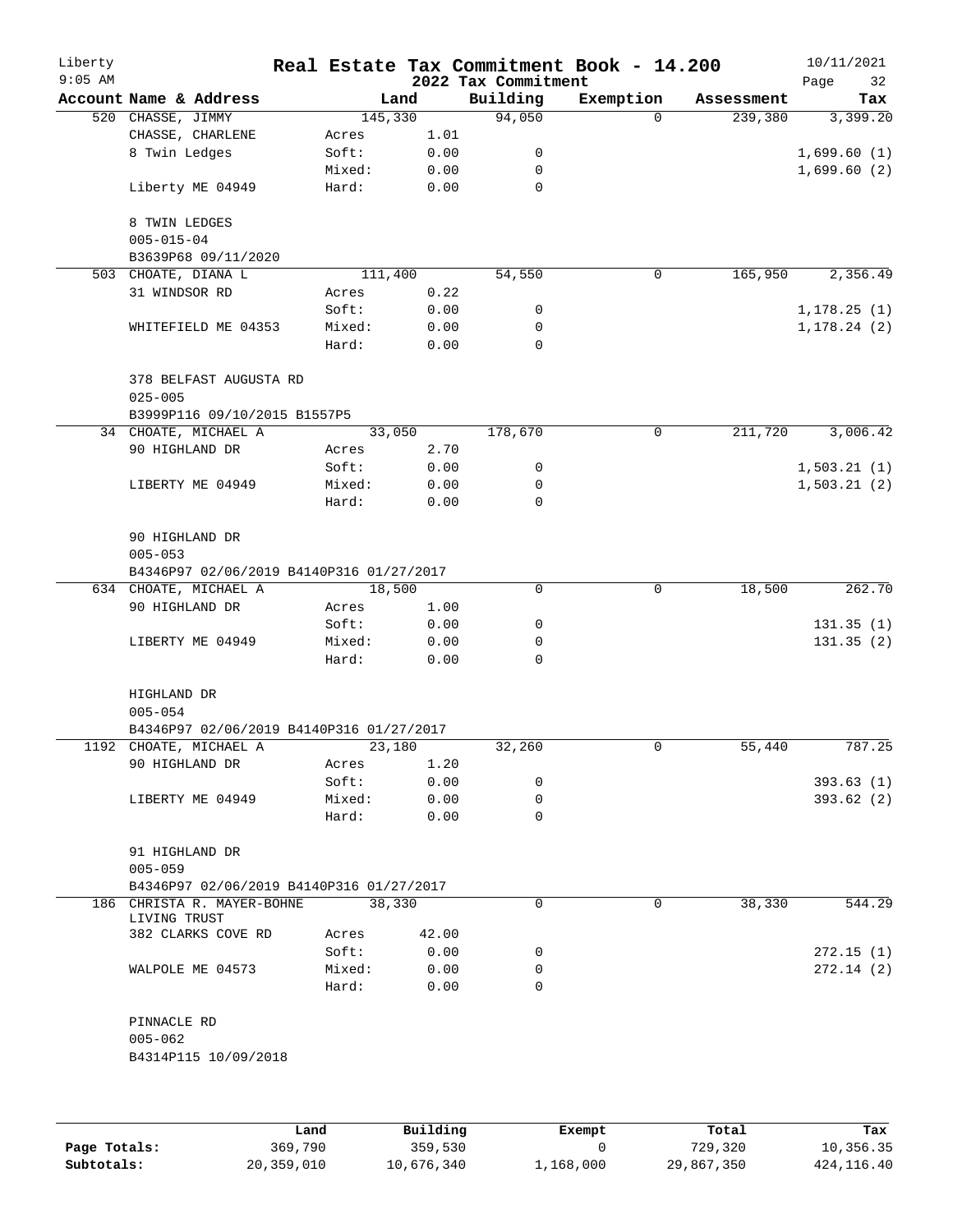# Real Estate Tax Commitment Book - 14.200

Liberty 9:05 AM — 2022 Tax Commitment — 10/11/2021

| Account | Name & Address | | Land | Building | Exemption | Assessment | Tax |
|---|---|---|---|---|---|---|---|
| 520 | CHASSE, JIMMY | | 145,330 | 94,050 | 0 | 239,380 | 3,399.20 |
| | CHASSE, CHARLENE | Acres | 1.01 | | | | |
| | 8 Twin Ledges | Soft: | 0.00 | 0 | | | 1,699.60 (1) |
| | | Mixed: | 0.00 | 0 | | | 1,699.60 (2) |
| | Liberty ME 04949 | Hard: | 0.00 | 0 | | | |
| | 8 TWIN LEDGES | | | | | | |
| | 005-015-04 | | | | | | |
| | B3639P68 09/11/2020 | | | | | | |
| 503 | CHOATE, DIANA L | | 111,400 | 54,550 | 0 | 165,950 | 2,356.49 |
| | 31 WINDSOR RD | Acres | 0.22 | | | | |
| | | Soft: | 0.00 | 0 | | | 1,178.25 (1) |
| | WHITEFIELD ME 04353 | Mixed: | 0.00 | 0 | | | 1,178.24 (2) |
| | | Hard: | 0.00 | 0 | | | |
| | 378 BELFAST AUGUSTA RD | | | | | | |
| | 025-005 | | | | | | |
| | B3999P116 09/10/2015 B1557P5 | | | | | | |
| 34 | CHOATE, MICHAEL A | | 33,050 | 178,670 | 0 | 211,720 | 3,006.42 |
| | 90 HIGHLAND DR | Acres | 2.70 | | | | |
| | | Soft: | 0.00 | 0 | | | 1,503.21 (1) |
| | LIBERTY ME 04949 | Mixed: | 0.00 | 0 | | | 1,503.21 (2) |
| | | Hard: | 0.00 | 0 | | | |
| | 90 HIGHLAND DR | | | | | | |
| | 005-053 | | | | | | |
| | B4346P97 02/06/2019 B4140P316 01/27/2017 | | | | | | |
| 634 | CHOATE, MICHAEL A | | 18,500 | 0 | 0 | 18,500 | 262.70 |
| | 90 HIGHLAND DR | Acres | 1.00 | | | | |
| | | Soft: | 0.00 | 0 | | | 131.35 (1) |
| | LIBERTY ME 04949 | Mixed: | 0.00 | 0 | | | 131.35 (2) |
| | | Hard: | 0.00 | 0 | | | |
| | HIGHLAND DR | | | | | | |
| | 005-054 | | | | | | |
| | B4346P97 02/06/2019 B4140P316 01/27/2017 | | | | | | |
| 1192 | CHOATE, MICHAEL A | | 23,180 | 32,260 | 0 | 55,440 | 787.25 |
| | 90 HIGHLAND DR | Acres | 1.20 | | | | |
| | | Soft: | 0.00 | 0 | | | 393.63 (1) |
| | LIBERTY ME 04949 | Mixed: | 0.00 | 0 | | | 393.62 (2) |
| | | Hard: | 0.00 | 0 | | | |
| | 91 HIGHLAND DR | | | | | | |
| | 005-059 | | | | | | |
| | B4346P97 02/06/2019 B4140P316 01/27/2017 | | | | | | |
| 186 | CHRISTA R. MAYER-BOHNE LIVING TRUST | | 38,330 | 0 | 0 | 38,330 | 544.29 |
| | 382 CLARKS COVE RD | Acres | 42.00 | | | | |
| | | Soft: | 0.00 | 0 | | | 272.15 (1) |
| | WALPOLE ME 04573 | Mixed: | 0.00 | 0 | | | 272.14 (2) |
| | | Hard: | 0.00 | 0 | | | |
| | PINNACLE RD | | | | | | |
| | 005-062 | | | | | | |
| | B4314P115 10/09/2018 | | | | | | |

| | Land | Building | Exempt | Total | Tax |
|---|---|---|---|---|---|
| Page Totals: | 369,790 | 359,530 | 0 | 729,320 | 10,356.35 |
| Subtotals: | 20,359,010 | 10,676,340 | 1,168,000 | 29,867,350 | 424,116.40 |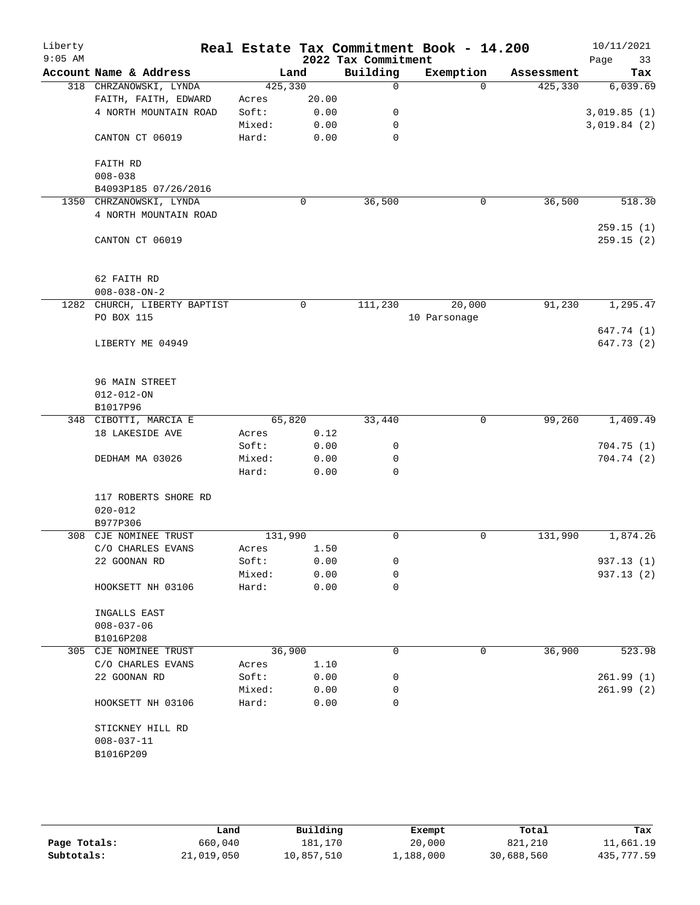# Real Estate Tax Commitment Book - 14.200

Liberty 9:05 AM — 2022 Tax Commitment — 10/11/2021

| Account | Name & Address | Land | | Building | Exemption | Assessment | Tax |
|---|---|---|---|---|---|---|---|
| 318 | CHRZANOWSKI, LYNDA | | 425,330 | 0 | 0 | 425,330 | 6,039.69 |
| | FAITH, FAITH, EDWARD | Acres | 20.00 | | | | |
| | 4 NORTH MOUNTAIN ROAD | Soft: | 0.00 | 0 | | | 3,019.85 (1) |
| | | Mixed: | 0.00 | 0 | | | 3,019.84 (2) |
| | CANTON CT 06019 | Hard: | 0.00 | 0 | | | |
| | FAITH RD | | | | | | |
| | 008-038 | | | | | | |
| | B4093P185 07/26/2016 | | | | | | |
| 1350 | CHRZANOWSKI, LYNDA | | 0 | 36,500 | 0 | 36,500 | 518.30 |
| | 4 NORTH MOUNTAIN ROAD | | | | | | |
| | | | | | | | 259.15 (1) |
| | CANTON CT 06019 | | | | | | 259.15 (2) |
| | 62 FAITH RD | | | | | | |
| | 008-038-ON-2 | | | | | | |
| 1282 | CHURCH, LIBERTY BAPTIST | | 0 | 111,230 | 20,000 | 91,230 | 1,295.47 |
| | PO BOX 115 | | | | 10 Parsonage | | |
| | | | | | | | 647.74 (1) |
| | LIBERTY ME 04949 | | | | | | 647.73 (2) |
| | 96 MAIN STREET | | | | | | |
| | 012-012-ON | | | | | | |
| | B1017P96 | | | | | | |
| 348 | CIBOTTI, MARCIA E | | 65,820 | 33,440 | 0 | 99,260 | 1,409.49 |
| | 18 LAKESIDE AVE | Acres | 0.12 | | | | |
| | | Soft: | 0.00 | 0 | | | 704.75 (1) |
| | DEDHAM MA 03026 | Mixed: | 0.00 | 0 | | | 704.74 (2) |
| | | Hard: | 0.00 | 0 | | | |
| | 117 ROBERTS SHORE RD | | | | | | |
| | 020-012 | | | | | | |
| | B977P306 | | | | | | |
| 308 | CJE NOMINEE TRUST | | 131,990 | 0 | 0 | 131,990 | 1,874.26 |
| | C/O CHARLES EVANS | Acres | 1.50 | | | | |
| | 22 GOONAN RD | Soft: | 0.00 | 0 | | | 937.13 (1) |
| | | Mixed: | 0.00 | 0 | | | 937.13 (2) |
| | HOOKSETT NH 03106 | Hard: | 0.00 | 0 | | | |
| | INGALLS EAST | | | | | | |
| | 008-037-06 | | | | | | |
| | B1016P208 | | | | | | |
| 305 | CJE NOMINEE TRUST | | 36,900 | 0 | 0 | 36,900 | 523.98 |
| | C/O CHARLES EVANS | Acres | 1.10 | | | | |
| | 22 GOONAN RD | Soft: | 0.00 | 0 | | | 261.99 (1) |
| | | Mixed: | 0.00 | 0 | | | 261.99 (2) |
| | HOOKSETT NH 03106 | Hard: | 0.00 | 0 | | | |
| | STICKNEY HILL RD | | | | | | |
| | 008-037-11 | | | | | | |
| | B1016P209 | | | | | | |

| | Land | Building | Exempt | Total | Tax |
|---|---|---|---|---|---|
| Page Totals: | 660,040 | 181,170 | 20,000 | 821,210 | 11,661.19 |
| Subtotals: | 21,019,050 | 10,857,510 | 1,188,000 | 30,688,560 | 435,777.59 |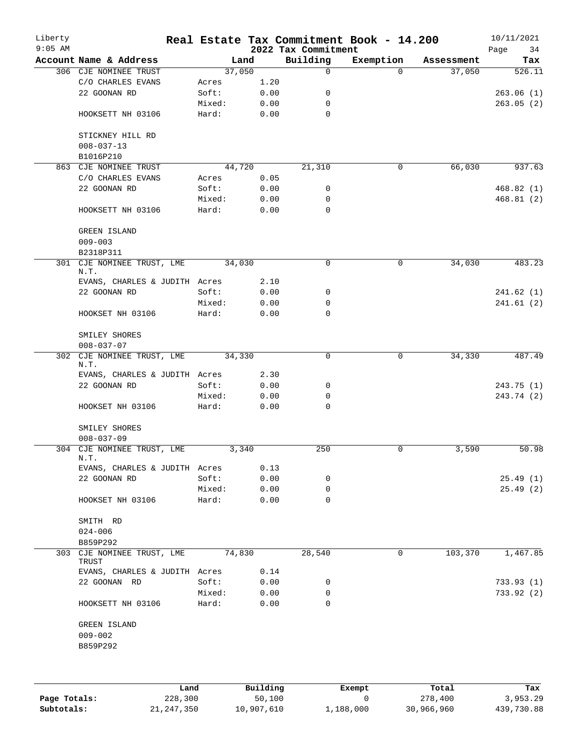Liberty 9:05 AM

# Real Estate Tax Commitment Book - 14.200

2022 Tax Commitment

10/11/2021

| Account Name & Address | Land | | Building | Exemption | Assessment | Tax |
|---|---|---|---|---|---|---|
| 306 CJE NOMINEE TRUST | 37,050 | | 0 | 0 | 37,050 | 526.11 |
| C/O CHARLES EVANS | Acres | 1.20 | | | | |
| 22 GOONAN RD | Soft: | 0.00 | 0 | | | 263.06 (1) |
| | Mixed: | 0.00 | 0 | | | 263.05 (2) |
| HOOKSETT NH 03106 | Hard: | 0.00 | 0 | | | |
| STICKNEY HILL RD | | | | | | |
| 008-037-13 | | | | | | |
| B1016P210 | | | | | | |
| 863 CJE NOMINEE TRUST | 44,720 | | 21,310 | 0 | 66,030 | 937.63 |
| C/O CHARLES EVANS | Acres | 0.05 | | | | |
| 22 GOONAN RD | Soft: | 0.00 | 0 | | | 468.82 (1) |
| | Mixed: | 0.00 | 0 | | | 468.81 (2) |
| HOOKSETT NH 03106 | Hard: | 0.00 | 0 | | | |
| GREEN ISLAND | | | | | | |
| 009-003 | | | | | | |
| B2318P311 | | | | | | |
| 301 CJE NOMINEE TRUST, LME N.T. | 34,030 | | 0 | 0 | 34,030 | 483.23 |
| EVANS, CHARLES & JUDITH | Acres | 2.10 | | | | |
| 22 GOONAN RD | Soft: | 0.00 | 0 | | | 241.62 (1) |
| | Mixed: | 0.00 | 0 | | | 241.61 (2) |
| HOOKSET NH 03106 | Hard: | 0.00 | 0 | | | |
| SMILEY SHORES | | | | | | |
| 008-037-07 | | | | | | |
| 302 CJE NOMINEE TRUST, LME N.T. | 34,330 | | 0 | 0 | 34,330 | 487.49 |
| EVANS, CHARLES & JUDITH | Acres | 2.30 | | | | |
| 22 GOONAN RD | Soft: | 0.00 | 0 | | | 243.75 (1) |
| | Mixed: | 0.00 | 0 | | | 243.74 (2) |
| HOOKSET NH 03106 | Hard: | 0.00 | 0 | | | |
| SMILEY SHORES | | | | | | |
| 008-037-09 | | | | | | |
| 304 CJE NOMINEE TRUST, LME N.T. | 3,340 | | 250 | 0 | 3,590 | 50.98 |
| EVANS, CHARLES & JUDITH | Acres | 0.13 | | | | |
| 22 GOONAN RD | Soft: | 0.00 | 0 | | | 25.49 (1) |
| | Mixed: | 0.00 | 0 | | | 25.49 (2) |
| HOOKSET NH 03106 | Hard: | 0.00 | 0 | | | |
| SMITH RD | | | | | | |
| 024-006 | | | | | | |
| B859P292 | | | | | | |
| 303 CJE NOMINEE TRUST, LME TRUST | 74,830 | | 28,540 | 0 | 103,370 | 1,467.85 |
| EVANS, CHARLES & JUDITH | Acres | 0.14 | | | | |
| 22 GOONAN RD | Soft: | 0.00 | 0 | | | 733.93 (1) |
| | Mixed: | 0.00 | 0 | | | 733.92 (2) |
| HOOKSETT NH 03106 | Hard: | 0.00 | 0 | | | |
| GREEN ISLAND | | | | | | |
| 009-002 | | | | | | |
| B859P292 | | | | | | |

| | Land | Building | Exempt | Total | Tax |
|---|---|---|---|---|---|
| Page Totals: | 228,300 | 50,100 | 0 | 278,400 | 3,953.29 |
| Subtotals: | 21,247,350 | 10,907,610 | 1,188,000 | 30,966,960 | 439,730.88 |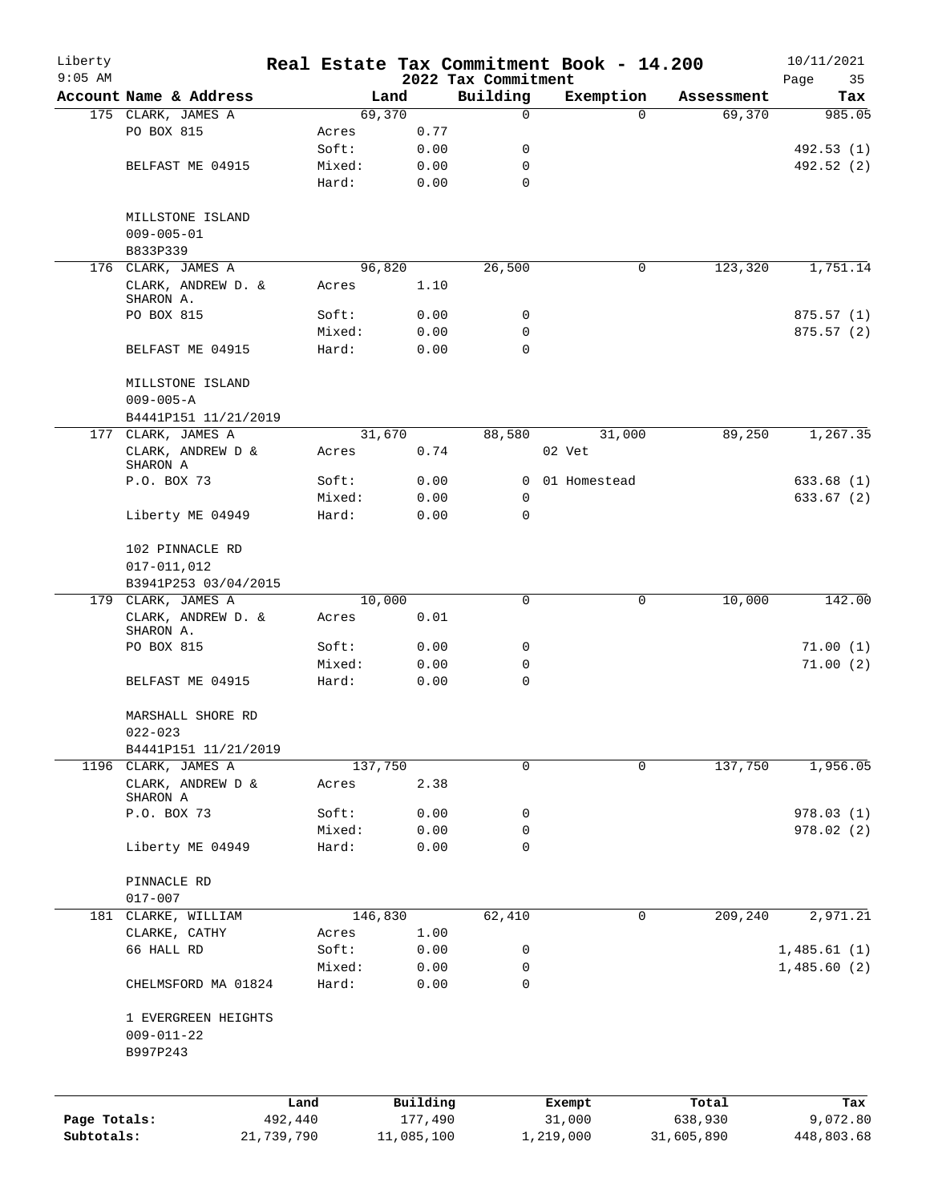Liberty
9:05 AM

# Real Estate Tax Commitment Book - 14.200

2022 Tax Commitment

10/11/2021

| Account | Name & Address | Land | | Building | Exemption | Assessment | Tax |
|---|---|---|---|---|---|---|---|
| 175 | CLARK, JAMES A | 69,370 | | 0 | 0 | 69,370 | 985.05 |
| | PO BOX 815 | Acres | 0.77 | | | | |
| | | Soft: | 0.00 | 0 | | | 492.53 (1) |
| | BELFAST ME 04915 | Mixed: | 0.00 | 0 | | | 492.52 (2) |
| | | Hard: | 0.00 | 0 | | | |
| | MILLSTONE ISLAND | | | | | | |
| | 009-005-01 | | | | | | |
| | B833P339 | | | | | | |
| 176 | CLARK, JAMES A | 96,820 | | 26,500 | 0 | 123,320 | 1,751.14 |
| | CLARK, ANDREW D. & SHARON A. | Acres | 1.10 | | | | |
| | PO BOX 815 | Soft: | 0.00 | 0 | | | 875.57 (1) |
| | | Mixed: | 0.00 | 0 | | | 875.57 (2) |
| | BELFAST ME 04915 | Hard: | 0.00 | 0 | | | |
| | MILLSTONE ISLAND | | | | | | |
| | 009-005-A | | | | | | |
| | B4441P151 11/21/2019 | | | | | | |
| 177 | CLARK, JAMES A | 31,670 | | 88,580 | 31,000 | 89,250 | 1,267.35 |
| | CLARK, ANDREW D & SHARON A | Acres | 0.74 | | 02 Vet | | |
| | P.O. BOX 73 | Soft: | 0.00 | 0 | 01 Homestead | | 633.68 (1) |
| | | Mixed: | 0.00 | 0 | | | 633.67 (2) |
| | Liberty ME 04949 | Hard: | 0.00 | 0 | | | |
| | 102 PINNACLE RD | | | | | | |
| | 017-011,012 | | | | | | |
| | B3941P253 03/04/2015 | | | | | | |
| 179 | CLARK, JAMES A | 10,000 | | 0 | 0 | 10,000 | 142.00 |
| | CLARK, ANDREW D. & SHARON A. | Acres | 0.01 | | | | |
| | PO BOX 815 | Soft: | 0.00 | 0 | | | 71.00 (1) |
| | | Mixed: | 0.00 | 0 | | | 71.00 (2) |
| | BELFAST ME 04915 | Hard: | 0.00 | 0 | | | |
| | MARSHALL SHORE RD | | | | | | |
| | 022-023 | | | | | | |
| | B4441P151 11/21/2019 | | | | | | |
| 1196 | CLARK, JAMES A | 137,750 | | 0 | 0 | 137,750 | 1,956.05 |
| | CLARK, ANDREW D & SHARON A | Acres | 2.38 | | | | |
| | P.O. BOX 73 | Soft: | 0.00 | 0 | | | 978.03 (1) |
| | | Mixed: | 0.00 | 0 | | | 978.02 (2) |
| | Liberty ME 04949 | Hard: | 0.00 | 0 | | | |
| | PINNACLE RD | | | | | | |
| | 017-007 | | | | | | |
| 181 | CLARKE, WILLIAM | 146,830 | | 62,410 | 0 | 209,240 | 2,971.21 |
| | CLARKE, CATHY | Acres | 1.00 | | | | |
| | 66 HALL RD | Soft: | 0.00 | 0 | | | 1,485.61 (1) |
| | | Mixed: | 0.00 | 0 | | | 1,485.60 (2) |
| | CHELMSFORD MA 01824 | Hard: | 0.00 | 0 | | | |
| | 1 EVERGREEN HEIGHTS | | | | | | |
| | 009-011-22 | | | | | | |
| | B997P243 | | | | | | |

| | Land | Building | Exempt | Total | Tax |
|---|---|---|---|---|---|
| Page Totals: | 492,440 | 177,490 | 31,000 | 638,930 | 9,072.80 |
| Subtotals: | 21,739,790 | 11,085,100 | 1,219,000 | 31,605,890 | 448,803.68 |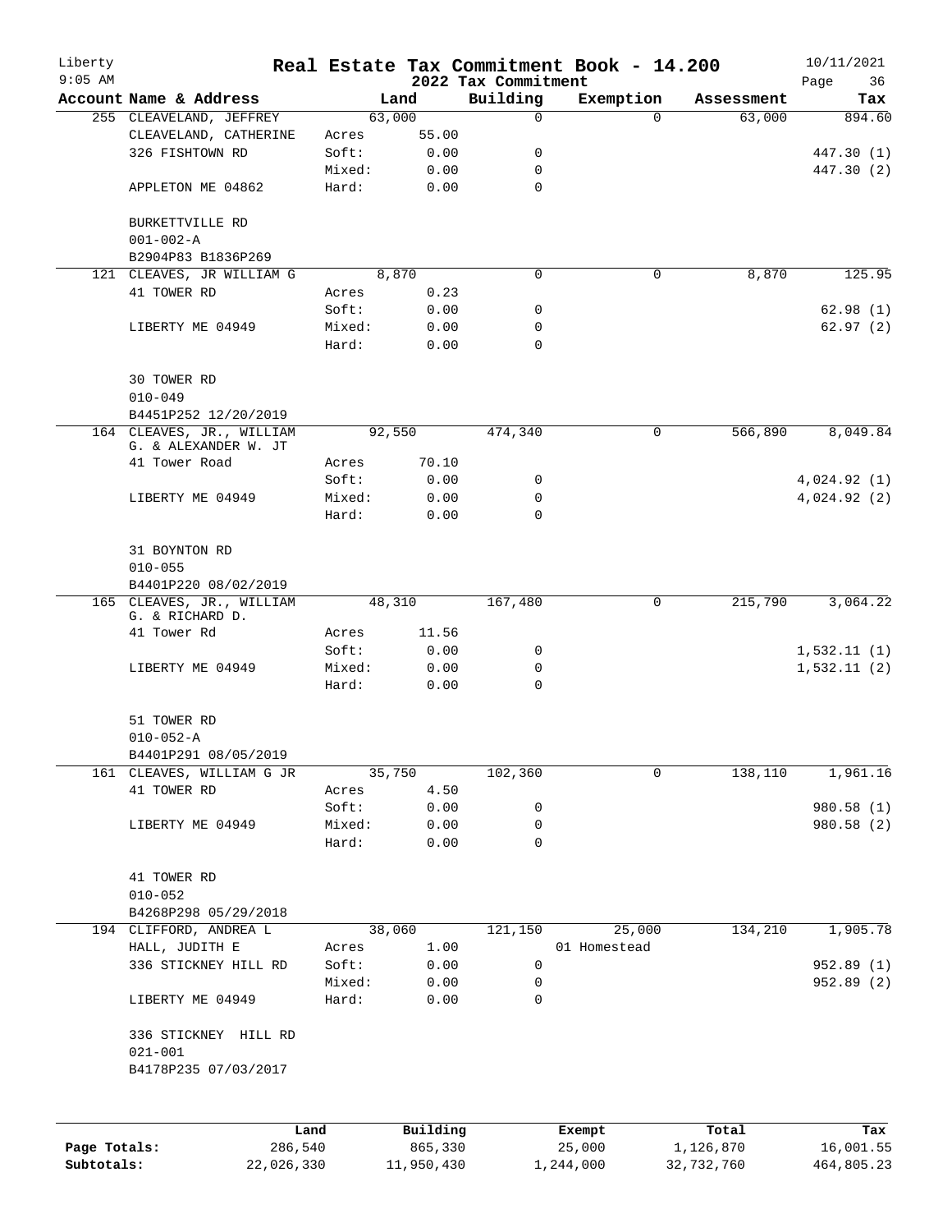# Real Estate Tax Commitment Book - 14.200

Liberty 9:05 AM — 2022 Tax Commitment — 10/11/2021

| Account Name & Address | | Land | Building | Exemption | Assessment | Tax |
|---|---|---|---|---|---|---|
| 255 CLEAVELAND, JEFFREY | | 63,000 | 0 | 0 | 63,000 | 894.60 |
| CLEAVELAND, CATHERINE | Acres | 55.00 | | | | |
| 326 FISHTOWN RD | Soft: | 0.00 | 0 | | | 447.30 (1) |
| | Mixed: | 0.00 | 0 | | | 447.30 (2) |
| APPLETON ME 04862 | Hard: | 0.00 | 0 | | | |
| BURKETTVILLE RD | | | | | | |
| 001-002-A | | | | | | |
| B2904P83 B1836P269 | | | | | | |
| 121 CLEAVES, JR WILLIAM G | | 8,870 | 0 | 0 | 8,870 | 125.95 |
| 41 TOWER RD | Acres | 0.23 | | | | |
| | Soft: | 0.00 | 0 | | | 62.98 (1) |
| LIBERTY ME 04949 | Mixed: | 0.00 | 0 | | | 62.97 (2) |
| | Hard: | 0.00 | 0 | | | |
| 30 TOWER RD | | | | | | |
| 010-049 | | | | | | |
| B4451P252 12/20/2019 | | | | | | |
| 164 CLEAVES, JR., WILLIAM G. & ALEXANDER W. JT | | 92,550 | 474,340 | 0 | 566,890 | 8,049.84 |
| 41 Tower Road | Acres | 70.10 | | | | |
| | Soft: | 0.00 | 0 | | | 4,024.92 (1) |
| LIBERTY ME 04949 | Mixed: | 0.00 | 0 | | | 4,024.92 (2) |
| | Hard: | 0.00 | 0 | | | |
| 31 BOYNTON RD | | | | | | |
| 010-055 | | | | | | |
| B4401P220 08/02/2019 | | | | | | |
| 165 CLEAVES, JR., WILLIAM G. & RICHARD D. | | 48,310 | 167,480 | 0 | 215,790 | 3,064.22 |
| 41 Tower Rd | Acres | 11.56 | | | | |
| | Soft: | 0.00 | 0 | | | 1,532.11 (1) |
| LIBERTY ME 04949 | Mixed: | 0.00 | 0 | | | 1,532.11 (2) |
| | Hard: | 0.00 | 0 | | | |
| 51 TOWER RD | | | | | | |
| 010-052-A | | | | | | |
| B4401P291 08/05/2019 | | | | | | |
| 161 CLEAVES, WILLIAM G JR | | 35,750 | 102,360 | 0 | 138,110 | 1,961.16 |
| 41 TOWER RD | Acres | 4.50 | | | | |
| | Soft: | 0.00 | 0 | | | 980.58 (1) |
| LIBERTY ME 04949 | Mixed: | 0.00 | 0 | | | 980.58 (2) |
| | Hard: | 0.00 | 0 | | | |
| 41 TOWER RD | | | | | | |
| 010-052 | | | | | | |
| B4268P298 05/29/2018 | | | | | | |
| 194 CLIFFORD, ANDREA L | | 38,060 | 121,150 | 25,000 | 134,210 | 1,905.78 |
| HALL, JUDITH E | Acres | 1.00 | | 01 Homestead | | |
| 336 STICKNEY HILL RD | Soft: | 0.00 | 0 | | | 952.89 (1) |
| | Mixed: | 0.00 | 0 | | | 952.89 (2) |
| LIBERTY ME 04949 | Hard: | 0.00 | 0 | | | |
| 336 STICKNEY HILL RD | | | | | | |
| 021-001 | | | | | | |
| B4178P235 07/03/2017 | | | | | | |

| | Land | Building | Exempt | Total | Tax |
|---|---|---|---|---|---|
| Page Totals: | 286,540 | 865,330 | 25,000 | 1,126,870 | 16,001.55 |
| Subtotals: | 22,026,330 | 11,950,430 | 1,244,000 | 32,732,760 | 464,805.23 |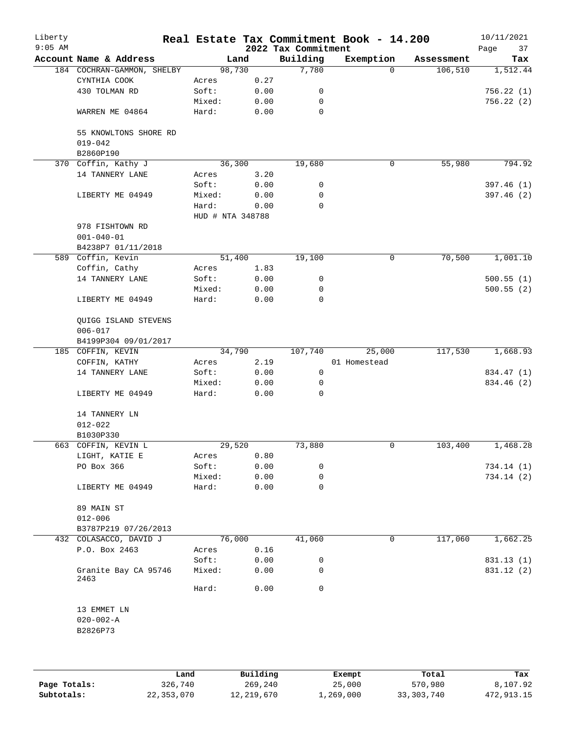# Real Estate Tax Commitment Book - 14.200

Liberty
9:05 AM

2022 Tax Commitment

10/11/2021

| Account Name & Address | Land | | Building | Exemption | Assessment | Tax |
|---|---|---|---|---|---|---|
| 184 COCHRAN-GAMMON, SHELBY | 98,730 | | 7,780 | 0 | 106,510 | 1,512.44 |
| CYNTHIA COOK | Acres | 0.27 | | | | |
| 430 TOLMAN RD | Soft: | 0.00 | 0 | | | 756.22 (1) |
| | Mixed: | 0.00 | 0 | | | 756.22 (2) |
| WARREN ME 04864 | Hard: | 0.00 | 0 | | | |
| 55 KNOWLTONS SHORE RD | | | | | | |
| 019-042 | | | | | | |
| B2860P190 | | | | | | |
| 370 Coffin, Kathy J | 36,300 | | 19,680 | 0 | 55,980 | 794.92 |
| 14 TANNERY LANE | Acres | 3.20 | | | | |
| | Soft: | 0.00 | 0 | | | 397.46 (1) |
| LIBERTY ME 04949 | Mixed: | 0.00 | 0 | | | 397.46 (2) |
| | Hard: | 0.00 | 0 | | | |
| | HUD # NTA 348788 | | | | | |
| 978 FISHTOWN RD | | | | | | |
| 001-040-01 | | | | | | |
| B4238P7 01/11/2018 | | | | | | |
| 589 Coffin, Kevin | 51,400 | | 19,100 | 0 | 70,500 | 1,001.10 |
| Coffin, Cathy | Acres | 1.83 | | | | |
| 14 TANNERY LANE | Soft: | 0.00 | 0 | | | 500.55 (1) |
| | Mixed: | 0.00 | 0 | | | 500.55 (2) |
| LIBERTY ME 04949 | Hard: | 0.00 | 0 | | | |
| QUIGG ISLAND STEVENS | | | | | | |
| 006-017 | | | | | | |
| B4199P304 09/01/2017 | | | | | | |
| 185 COFFIN, KEVIN | 34,790 | | 107,740 | 25,000 | 117,530 | 1,668.93 |
| COFFIN, KATHY | Acres | 2.19 | | 01 Homestead | | |
| 14 TANNERY LANE | Soft: | 0.00 | 0 | | | 834.47 (1) |
| | Mixed: | 0.00 | 0 | | | 834.46 (2) |
| LIBERTY ME 04949 | Hard: | 0.00 | 0 | | | |
| 14 TANNERY LN | | | | | | |
| 012-022 | | | | | | |
| B1030P330 | | | | | | |
| 663 COFFIN, KEVIN L | 29,520 | | 73,880 | 0 | 103,400 | 1,468.28 |
| LIGHT, KATIE E | Acres | 0.80 | | | | |
| PO Box 366 | Soft: | 0.00 | 0 | | | 734.14 (1) |
| | Mixed: | 0.00 | 0 | | | 734.14 (2) |
| LIBERTY ME 04949 | Hard: | 0.00 | 0 | | | |
| 89 MAIN ST | | | | | | |
| 012-006 | | | | | | |
| B3787P219 07/26/2013 | | | | | | |
| 432 COLASACCO, DAVID J | 76,000 | | 41,060 | 0 | 117,060 | 1,662.25 |
| P.O. Box 2463 | Acres | 0.16 | | | | |
| | Soft: | 0.00 | 0 | | | 831.13 (1) |
| Granite Bay CA 95746 2463 | Mixed: | 0.00 | 0 | | | 831.12 (2) |
| | Hard: | 0.00 | 0 | | | |
| 13 EMMET LN | | | | | | |
| 020-002-A | | | | | | |
| B2826P73 | | | | | | |

| | Land | Building | Exempt | Total | Tax |
|---|---|---|---|---|---|
| Page Totals: | 326,740 | 269,240 | 25,000 | 570,980 | 8,107.92 |
| Subtotals: | 22,353,070 | 12,219,670 | 1,269,000 | 33,303,740 | 472,913.15 |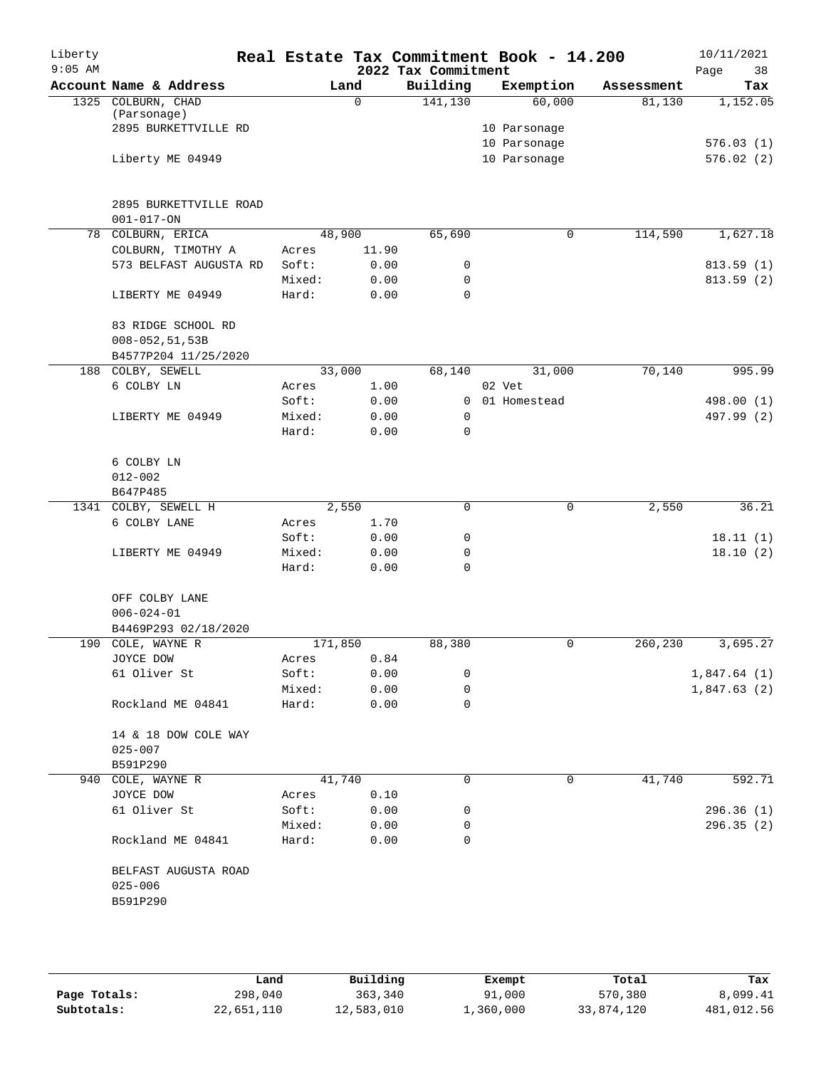Liberty
9:05 AM

# Real Estate Tax Commitment Book - 14.200

## 2022 Tax Commitment

10/11/2021

| Account | Name & Address | Land | | Building | Exemption | Assessment | Tax |
|---|---|---|---|---|---|---|---|
| 1325 | COLBURN, CHAD | | 0 | 141,130 | 60,000 | 81,130 | 1,152.05 |
| | (Parsonage) | | | | | | |
| | 2895 BURKETTVILLE RD | | | | 10 Parsonage | | |
| | | | | | 10 Parsonage | | 576.03 (1) |
| | Liberty ME 04949 | | | | 10 Parsonage | | 576.02 (2) |
| | 2895 BURKETTVILLE ROAD | | | | | | |
| | 001-017-ON | | | | | | |
| 78 | COLBURN, ERICA | | 48,900 | 65,690 | 0 | 114,590 | 1,627.18 |
| | COLBURN, TIMOTHY A | Acres | 11.90 | | | | |
| | 573 BELFAST AUGUSTA RD | Soft: | 0.00 | 0 | | | 813.59 (1) |
| | | Mixed: | 0.00 | 0 | | | 813.59 (2) |
| | LIBERTY ME 04949 | Hard: | 0.00 | 0 | | | |
| | 83 RIDGE SCHOOL RD | | | | | | |
| | 008-052,51,53B | | | | | | |
| | B4577P204 11/25/2020 | | | | | | |
| 188 | COLBY, SEWELL | | 33,000 | 68,140 | 31,000 | 70,140 | 995.99 |
| | 6 COLBY LN | Acres | 1.00 | | 02 Vet | | |
| | | Soft: | 0.00 | 0 | 01 Homestead | | 498.00 (1) |
| | LIBERTY ME 04949 | Mixed: | 0.00 | 0 | | | 497.99 (2) |
| | | Hard: | 0.00 | 0 | | | |
| | 6 COLBY LN | | | | | | |
| | 012-002 | | | | | | |
| | B647P485 | | | | | | |
| 1341 | COLBY, SEWELL H | | 2,550 | 0 | 0 | 2,550 | 36.21 |
| | 6 COLBY LANE | Acres | 1.70 | | | | |
| | | Soft: | 0.00 | 0 | | | 18.11 (1) |
| | LIBERTY ME 04949 | Mixed: | 0.00 | 0 | | | 18.10 (2) |
| | | Hard: | 0.00 | 0 | | | |
| | OFF COLBY LANE | | | | | | |
| | 006-024-01 | | | | | | |
| | B4469P293 02/18/2020 | | | | | | |
| 190 | COLE, WAYNE R | | 171,850 | 88,380 | 0 | 260,230 | 3,695.27 |
| | JOYCE DOW | Acres | 0.84 | | | | |
| | 61 Oliver St | Soft: | 0.00 | 0 | | | 1,847.64 (1) |
| | | Mixed: | 0.00 | 0 | | | 1,847.63 (2) |
| | Rockland ME 04841 | Hard: | 0.00 | 0 | | | |
| | 14 & 18 DOW COLE WAY | | | | | | |
| | 025-007 | | | | | | |
| | B591P290 | | | | | | |
| 940 | COLE, WAYNE R | | 41,740 | 0 | 0 | 41,740 | 592.71 |
| | JOYCE DOW | Acres | 0.10 | | | | |
| | 61 Oliver St | Soft: | 0.00 | 0 | | | 296.36 (1) |
| | | Mixed: | 0.00 | 0 | | | 296.35 (2) |
| | Rockland ME 04841 | Hard: | 0.00 | 0 | | | |
| | BELFAST AUGUSTA ROAD | | | | | | |
| | 025-006 | | | | | | |
| | B591P290 | | | | | | |

| | Land | Building | Exempt | Total | Tax |
|---|---|---|---|---|---|
| Page Totals: | 298,040 | 363,340 | 91,000 | 570,380 | 8,099.41 |
| Subtotals: | 22,651,110 | 12,583,010 | 1,360,000 | 33,874,120 | 481,012.56 |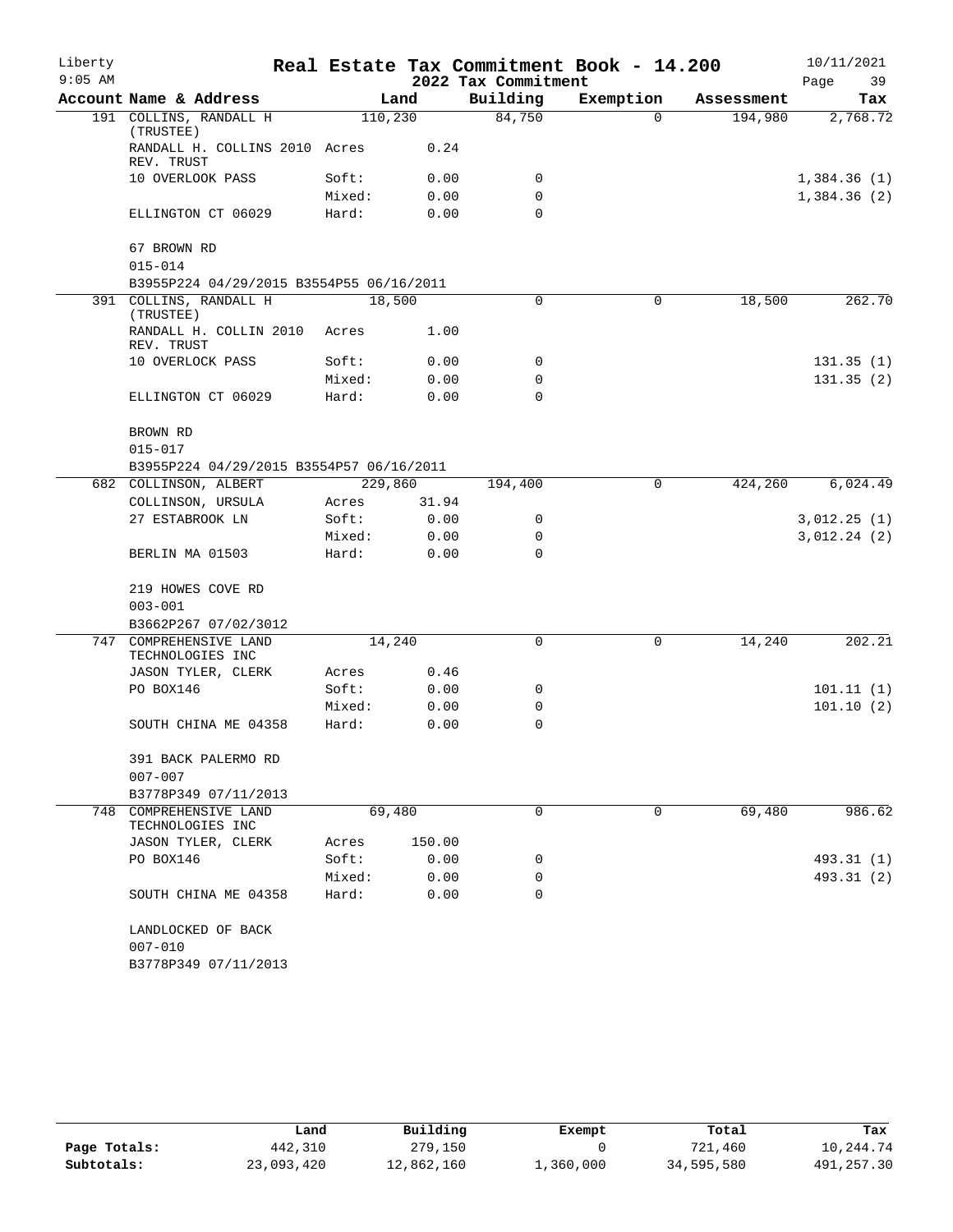# Real Estate Tax Commitment Book - 14.200

Liberty
9:05 AM

2022 Tax Commitment

10/11/2021

| Account Name & Address | | Land | Building | Exemption | Assessment | Tax |
|---|---|---|---|---|---|---|
| 191 COLLINS, RANDALL H (TRUSTEE) | | 110,230 | 84,750 | 0 | 194,980 | 2,768.72 |
| RANDALL H. COLLINS 2010 REV. TRUST | Acres | 0.24 | | | | |
| 10 OVERLOOK PASS | Soft: | 0.00 | 0 | | | 1,384.36 (1) |
| | Mixed: | 0.00 | 0 | | | 1,384.36 (2) |
| ELLINGTON CT 06029 | Hard: | 0.00 | 0 | | | |
| 67 BROWN RD | | | | | | |
| 015-014 | | | | | | |
| B3955P224 04/29/2015 B3554P55 06/16/2011 | | | | | | |
| 391 COLLINS, RANDALL H (TRUSTEE) | | 18,500 | 0 | 0 | 18,500 | 262.70 |
| RANDALL H. COLLIN 2010 REV. TRUST | Acres | 1.00 | | | | |
| 10 OVERLOCK PASS | Soft: | 0.00 | 0 | | | 131.35 (1) |
| | Mixed: | 0.00 | 0 | | | 131.35 (2) |
| ELLINGTON CT 06029 | Hard: | 0.00 | 0 | | | |
| BROWN RD | | | | | | |
| 015-017 | | | | | | |
| B3955P224 04/29/2015 B3554P57 06/16/2011 | | | | | | |
| 682 COLLINSON, ALBERT | | 229,860 | 194,400 | 0 | 424,260 | 6,024.49 |
| COLLINSON, URSULA | Acres | 31.94 | | | | |
| 27 ESTABROOK LN | Soft: | 0.00 | 0 | | | 3,012.25 (1) |
| | Mixed: | 0.00 | 0 | | | 3,012.24 (2) |
| BERLIN MA 01503 | Hard: | 0.00 | 0 | | | |
| 219 HOWES COVE RD | | | | | | |
| 003-001 | | | | | | |
| B3662P267 07/02/3012 | | | | | | |
| 747 COMPREHENSIVE LAND TECHNOLOGIES INC | | 14,240 | 0 | 0 | 14,240 | 202.21 |
| JASON TYLER, CLERK | Acres | 0.46 | | | | |
| PO BOX146 | Soft: | 0.00 | 0 | | | 101.11 (1) |
| | Mixed: | 0.00 | 0 | | | 101.10 (2) |
| SOUTH CHINA ME 04358 | Hard: | 0.00 | 0 | | | |
| 391 BACK PALERMO RD | | | | | | |
| 007-007 | | | | | | |
| B3778P349 07/11/2013 | | | | | | |
| 748 COMPREHENSIVE LAND TECHNOLOGIES INC | | 69,480 | 0 | 0 | 69,480 | 986.62 |
| JASON TYLER, CLERK | Acres | 150.00 | | | | |
| PO BOX146 | Soft: | 0.00 | 0 | | | 493.31 (1) |
| | Mixed: | 0.00 | 0 | | | 493.31 (2) |
| SOUTH CHINA ME 04358 | Hard: | 0.00 | 0 | | | |
| LANDLOCKED OF BACK | | | | | | |
| 007-010 | | | | | | |
| B3778P349 07/11/2013 | | | | | | |

| | Land | Building | Exempt | Total | Tax |
|---|---|---|---|---|---|
| Page Totals: | 442,310 | 279,150 | 0 | 721,460 | 10,244.74 |
| Subtotals: | 23,093,420 | 12,862,160 | 1,360,000 | 34,595,580 | 491,257.30 |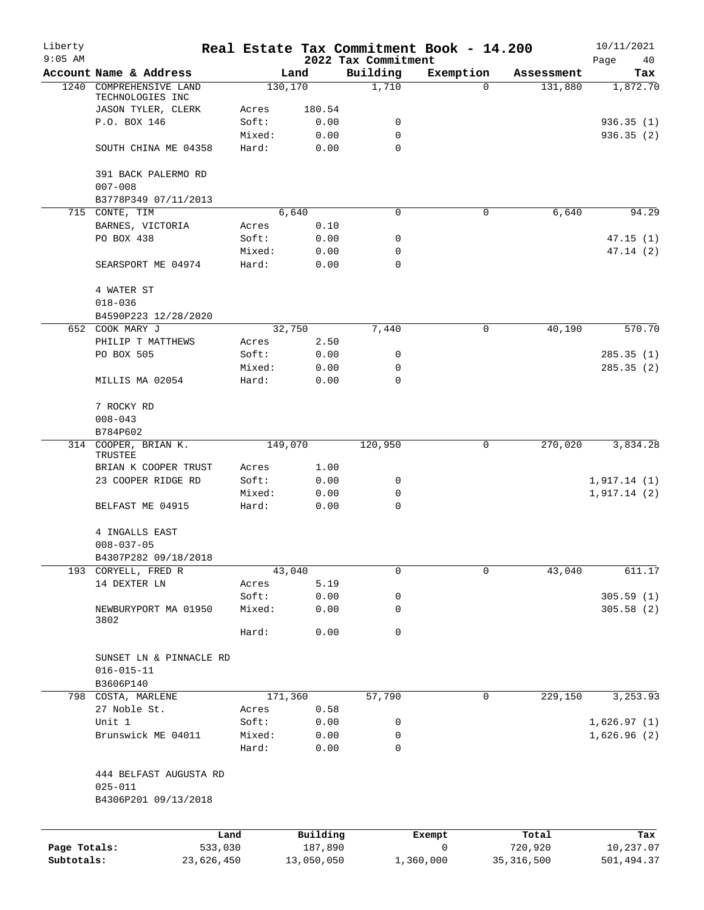# Liberty — Real Estate Tax Commitment Book - 14.200

2022 Tax Commitment

9:05 AM — 10/11/2021

| Account | Name & Address | | Land | Building | Exemption | Assessment | Tax |
|---|---|---|---|---|---|---|---|
| 1240 | COMPREHENSIVE LAND TECHNOLOGIES INC | | 130,170 | 1,710 | 0 | 131,880 | 1,872.70 |
| | JASON TYLER, CLERK | Acres | 180.54 | | | | |
| | P.O. BOX 146 | Soft: | 0.00 | 0 | | | 936.35 (1) |
| | | Mixed: | 0.00 | 0 | | | 936.35 (2) |
| | SOUTH CHINA ME 04358 | Hard: | 0.00 | 0 | | | |
| | 391 BACK PALERMO RD | | | | | | |
| | 007-008 | | | | | | |
| | B3778P349 07/11/2013 | | | | | | |
| 715 | CONTE, TIM | | 6,640 | 0 | 0 | 6,640 | 94.29 |
| | BARNES, VICTORIA | Acres | 0.10 | | | | |
| | PO BOX 438 | Soft: | 0.00 | 0 | | | 47.15 (1) |
| | | Mixed: | 0.00 | 0 | | | 47.14 (2) |
| | SEARSPORT ME 04974 | Hard: | 0.00 | 0 | | | |
| | 4 WATER ST | | | | | | |
| | 018-036 | | | | | | |
| | B4590P223 12/28/2020 | | | | | | |
| 652 | COOK MARY J | | 32,750 | 7,440 | 0 | 40,190 | 570.70 |
| | PHILIP T MATTHEWS | Acres | 2.50 | | | | |
| | PO BOX 505 | Soft: | 0.00 | 0 | | | 285.35 (1) |
| | | Mixed: | 0.00 | 0 | | | 285.35 (2) |
| | MILLIS MA 02054 | Hard: | 0.00 | 0 | | | |
| | 7 ROCKY RD | | | | | | |
| | 008-043 | | | | | | |
| | B784P602 | | | | | | |
| 314 | COOPER, BRIAN K. TRUSTEE | | 149,070 | 120,950 | 0 | 270,020 | 3,834.28 |
| | BRIAN K COOPER TRUST | Acres | 1.00 | | | | |
| | 23 COOPER RIDGE RD | Soft: | 0.00 | 0 | | | 1,917.14 (1) |
| | | Mixed: | 0.00 | 0 | | | 1,917.14 (2) |
| | BELFAST ME 04915 | Hard: | 0.00 | 0 | | | |
| | 4 INGALLS EAST | | | | | | |
| | 008-037-05 | | | | | | |
| | B4307P282 09/18/2018 | | | | | | |
| 193 | CORYELL, FRED R | | 43,040 | 0 | 0 | 43,040 | 611.17 |
| | 14 DEXTER LN | Acres | 5.19 | | | | |
| | | Soft: | 0.00 | 0 | | | 305.59 (1) |
| | NEWBURYPORT MA 01950 3802 | Mixed: | 0.00 | 0 | | | 305.58 (2) |
| | | Hard: | 0.00 | 0 | | | |
| | SUNSET LN & PINNACLE RD | | | | | | |
| | 016-015-11 | | | | | | |
| | B3606P140 | | | | | | |
| 798 | COSTA, MARLENE | | 171,360 | 57,790 | 0 | 229,150 | 3,253.93 |
| | 27 Noble St. | Acres | 0.58 | | | | |
| | Unit 1 | Soft: | 0.00 | 0 | | | 1,626.97 (1) |
| | Brunswick ME 04011 | Mixed: | 0.00 | 0 | | | 1,626.96 (2) |
| | | Hard: | 0.00 | 0 | | | |
| | 444 BELFAST AUGUSTA RD | | | | | | |
| | 025-011 | | | | | | |
| | B4306P201 09/13/2018 | | | | | | |

| | Land | Building | Exempt | Total | Tax |
|---|---|---|---|---|---|
| Page Totals: | 533,030 | 187,890 | 0 | 720,920 | 10,237.07 |
| Subtotals: | 23,626,450 | 13,050,050 | 1,360,000 | 35,316,500 | 501,494.37 |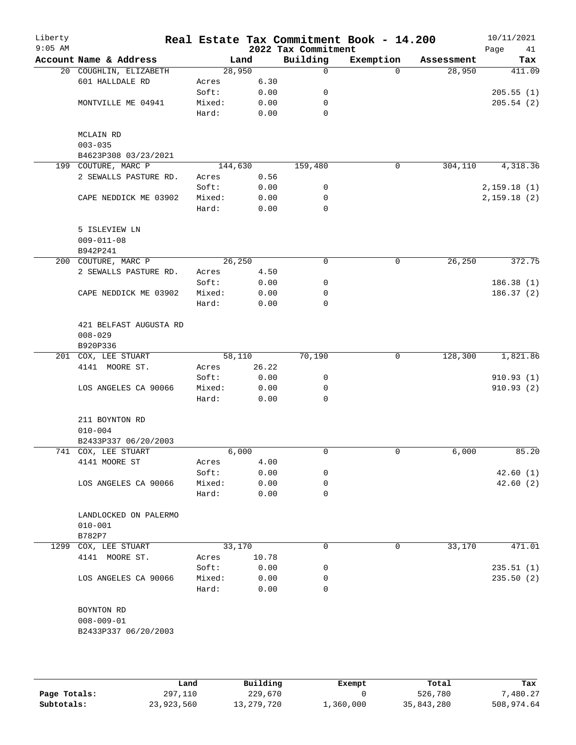# Real Estate Tax Commitment Book - 14.200

Liberty
9:05 AM

2022 Tax Commitment

10/11/2021

| Account Name & Address | Land | | Building | Exemption | Assessment | Tax |
|---|---|---|---|---|---|---|
| 20 COUGHLIN, ELIZABETH | 28,950 | | 0 | 0 | 28,950 | 411.09 |
| 601 HALLDALE RD | Acres | 6.30 | | | | |
| | Soft: | 0.00 | 0 | | | 205.55 (1) |
| MONTVILLE ME 04941 | Mixed: | 0.00 | 0 | | | 205.54 (2) |
| | Hard: | 0.00 | 0 | | | |
| MCLAIN RD | | | | | | |
| 003-035 | | | | | | |
| B4623P308 03/23/2021 | | | | | | |
| 199 COUTURE, MARC P | 144,630 | | 159,480 | 0 | 304,110 | 4,318.36 |
| 2 SEWALLS PASTURE RD. | Acres | 0.56 | | | | |
| | Soft: | 0.00 | 0 | | | 2,159.18 (1) |
| CAPE NEDDICK ME 03902 | Mixed: | 0.00 | 0 | | | 2,159.18 (2) |
| | Hard: | 0.00 | 0 | | | |
| 5 ISLEVIEW LN | | | | | | |
| 009-011-08 | | | | | | |
| B942P241 | | | | | | |
| 200 COUTURE, MARC P | 26,250 | | 0 | 0 | 26,250 | 372.75 |
| 2 SEWALLS PASTURE RD. | Acres | 4.50 | | | | |
| | Soft: | 0.00 | 0 | | | 186.38 (1) |
| CAPE NEDDICK ME 03902 | Mixed: | 0.00 | 0 | | | 186.37 (2) |
| | Hard: | 0.00 | 0 | | | |
| 421 BELFAST AUGUSTA RD | | | | | | |
| 008-029 | | | | | | |
| B920P336 | | | | | | |
| 201 COX, LEE STUART | 58,110 | | 70,190 | 0 | 128,300 | 1,821.86 |
| 4141 MOORE ST. | Acres | 26.22 | | | | |
| | Soft: | 0.00 | 0 | | | 910.93 (1) |
| LOS ANGELES CA 90066 | Mixed: | 0.00 | 0 | | | 910.93 (2) |
| | Hard: | 0.00 | 0 | | | |
| 211 BOYNTON RD | | | | | | |
| 010-004 | | | | | | |
| B2433P337 06/20/2003 | | | | | | |
| 741 COX, LEE STUART | 6,000 | | 0 | 0 | 6,000 | 85.20 |
| 4141 MOORE ST | Acres | 4.00 | | | | |
| | Soft: | 0.00 | 0 | | | 42.60 (1) |
| LOS ANGELES CA 90066 | Mixed: | 0.00 | 0 | | | 42.60 (2) |
| | Hard: | 0.00 | 0 | | | |
| LANDLOCKED ON PALERMO | | | | | | |
| 010-001 | | | | | | |
| B782P7 | | | | | | |
| 1299 COX, LEE STUART | 33,170 | | 0 | 0 | 33,170 | 471.01 |
| 4141 MOORE ST. | Acres | 10.78 | | | | |
| | Soft: | 0.00 | 0 | | | 235.51 (1) |
| LOS ANGELES CA 90066 | Mixed: | 0.00 | 0 | | | 235.50 (2) |
| | Hard: | 0.00 | 0 | | | |
| BOYNTON RD | | | | | | |
| 008-009-01 | | | | | | |
| B2433P337 06/20/2003 | | | | | | |

| | Land | Building | Exempt | Total | Tax |
|---|---|---|---|---|---|
| Page Totals: | 297,110 | 229,670 | 0 | 526,780 | 7,480.27 |
| Subtotals: | 23,923,560 | 13,279,720 | 1,360,000 | 35,843,280 | 508,974.64 |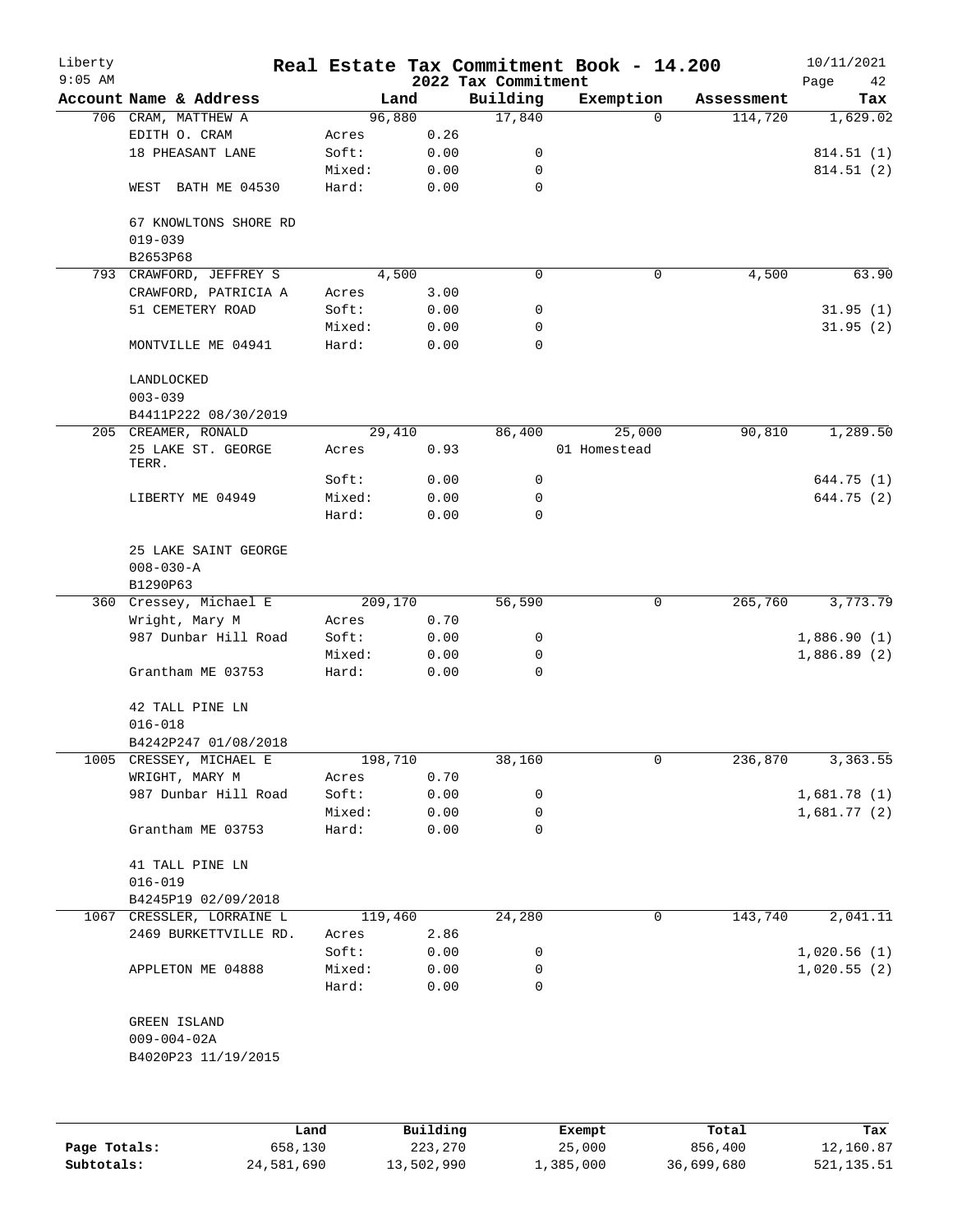# Liberty — Real Estate Tax Commitment Book - 14.200

## 2022 Tax Commitment

9:05 AM — 10/11/2021

| Account | Name & Address | Land | | Building | Exemption | Assessment | Tax |
|---|---|---|---|---|---|---|---|
| 706 | CRAM, MATTHEW A | 96,880 | | 17,840 | 0 | 114,720 | 1,629.02 |
| | EDITH O. CRAM | Acres | 0.26 | | | | |
| | 18 PHEASANT LANE | Soft: | 0.00 | 0 | | | 814.51 (1) |
| | | Mixed: | 0.00 | 0 | | | 814.51 (2) |
| | WEST BATH ME 04530 | Hard: | 0.00 | 0 | | | |
| | 67 KNOWLTONS SHORE RD | | | | | | |
| | 019-039 | | | | | | |
| | B2653P68 | | | | | | |
| 793 | CRAWFORD, JEFFREY S | 4,500 | | 0 | 0 | 4,500 | 63.90 |
| | CRAWFORD, PATRICIA A | Acres | 3.00 | | | | |
| | 51 CEMETERY ROAD | Soft: | 0.00 | 0 | | | 31.95 (1) |
| | | Mixed: | 0.00 | 0 | | | 31.95 (2) |
| | MONTVILLE ME 04941 | Hard: | 0.00 | 0 | | | |
| | LANDLOCKED | | | | | | |
| | 003-039 | | | | | | |
| | B4411P222 08/30/2019 | | | | | | |
| 205 | CREAMER, RONALD | 29,410 | | 86,400 | 25,000 | 90,810 | 1,289.50 |
| | 25 LAKE ST. GEORGE TERR. | Acres | 0.93 | | 01 Homestead | | |
| | | Soft: | 0.00 | 0 | | | 644.75 (1) |
| | LIBERTY ME 04949 | Mixed: | 0.00 | 0 | | | 644.75 (2) |
| | | Hard: | 0.00 | 0 | | | |
| | 25 LAKE SAINT GEORGE | | | | | | |
| | 008-030-A | | | | | | |
| | B1290P63 | | | | | | |
| 360 | Cressey, Michael E | 209,170 | | 56,590 | 0 | 265,760 | 3,773.79 |
| | Wright, Mary M | Acres | 0.70 | | | | |
| | 987 Dunbar Hill Road | Soft: | 0.00 | 0 | | | 1,886.90 (1) |
| | | Mixed: | 0.00 | 0 | | | 1,886.89 (2) |
| | Grantham ME 03753 | Hard: | 0.00 | 0 | | | |
| | 42 TALL PINE LN | | | | | | |
| | 016-018 | | | | | | |
| | B4242P247 01/08/2018 | | | | | | |
| 1005 | CRESSEY, MICHAEL E | 198,710 | | 38,160 | 0 | 236,870 | 3,363.55 |
| | WRIGHT, MARY M | Acres | 0.70 | | | | |
| | 987 Dunbar Hill Road | Soft: | 0.00 | 0 | | | 1,681.78 (1) |
| | | Mixed: | 0.00 | 0 | | | 1,681.77 (2) |
| | Grantham ME 03753 | Hard: | 0.00 | 0 | | | |
| | 41 TALL PINE LN | | | | | | |
| | 016-019 | | | | | | |
| | B4245P19 02/09/2018 | | | | | | |
| 1067 | CRESSLER, LORRAINE L | 119,460 | | 24,280 | 0 | 143,740 | 2,041.11 |
| | 2469 BURKETTVILLE RD. | Acres | 2.86 | | | | |
| | | Soft: | 0.00 | 0 | | | 1,020.56 (1) |
| | APPLETON ME 04888 | Mixed: | 0.00 | 0 | | | 1,020.55 (2) |
| | | Hard: | 0.00 | 0 | | | |
| | GREEN ISLAND | | | | | | |
| | 009-004-02A | | | | | | |
| | B4020P23 11/19/2015 | | | | | | |

| | Land | Building | Exempt | Total | Tax |
|---|---|---|---|---|---|
| Page Totals: | 658,130 | 223,270 | 25,000 | 856,400 | 12,160.87 |
| Subtotals: | 24,581,690 | 13,502,990 | 1,385,000 | 36,699,680 | 521,135.51 |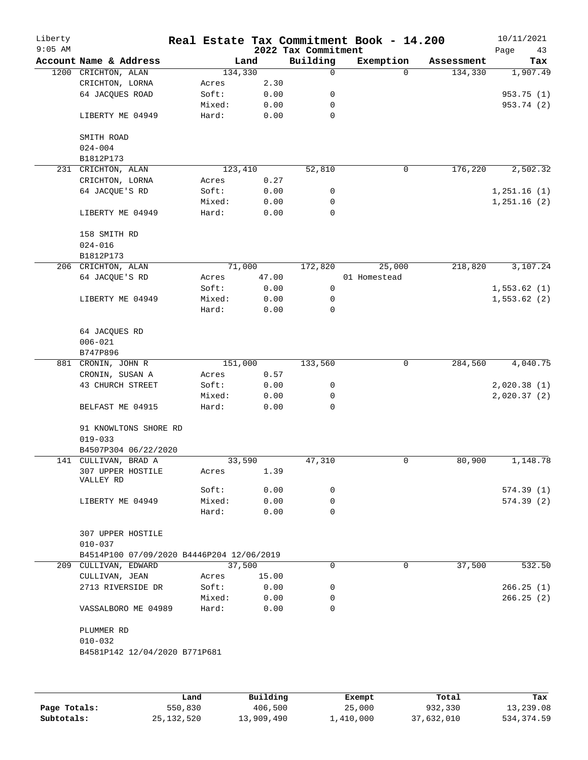# Real Estate Tax Commitment Book - 14.200

Liberty
9:05 AM

2022 Tax Commitment

10/11/2021

| Account Name & Address | Land | | Building | Exemption | Assessment | Tax |
|---|---|---|---|---|---|---|
| 1200 CRICHTON, ALAN | 134,330 | | 0 | 0 | 134,330 | 1,907.49 |
| CRICHTON, LORNA | Acres | 2.30 | | | | |
| 64 JACQUES ROAD | Soft: | 0.00 | 0 | | | 953.75 (1) |
| | Mixed: | 0.00 | 0 | | | 953.74 (2) |
| LIBERTY ME 04949 | Hard: | 0.00 | 0 | | | |
| SMITH ROAD | | | | | | |
| 024-004 | | | | | | |
| B1812P173 | | | | | | |
| 231 CRICHTON, ALAN | 123,410 | | 52,810 | 0 | 176,220 | 2,502.32 |
| CRICHTON, LORNA | Acres | 0.27 | | | | |
| 64 JACQUE'S RD | Soft: | 0.00 | 0 | | | 1,251.16 (1) |
| | Mixed: | 0.00 | 0 | | | 1,251.16 (2) |
| LIBERTY ME 04949 | Hard: | 0.00 | 0 | | | |
| 158 SMITH RD | | | | | | |
| 024-016 | | | | | | |
| B1812P173 | | | | | | |
| 206 CRICHTON, ALAN | 71,000 | | 172,820 | 25,000 | 218,820 | 3,107.24 |
| 64 JACQUE'S RD | Acres | 47.00 | | 01 Homestead | | |
| | Soft: | 0.00 | 0 | | | 1,553.62 (1) |
| LIBERTY ME 04949 | Mixed: | 0.00 | 0 | | | 1,553.62 (2) |
| | Hard: | 0.00 | 0 | | | |
| 64 JACQUES RD | | | | | | |
| 006-021 | | | | | | |
| B747P896 | | | | | | |
| 881 CRONIN, JOHN R | 151,000 | | 133,560 | 0 | 284,560 | 4,040.75 |
| CRONIN, SUSAN A | Acres | 0.57 | | | | |
| 43 CHURCH STREET | Soft: | 0.00 | 0 | | | 2,020.38 (1) |
| | Mixed: | 0.00 | 0 | | | 2,020.37 (2) |
| BELFAST ME 04915 | Hard: | 0.00 | 0 | | | |
| 91 KNOWLTONS SHORE RD | | | | | | |
| 019-033 | | | | | | |
| B4507P304 06/22/2020 | | | | | | |
| 141 CULLIVAN, BRAD A | 33,590 | | 47,310 | 0 | 80,900 | 1,148.78 |
| 307 UPPER HOSTILE VALLEY RD | Acres | 1.39 | | | | |
| | Soft: | 0.00 | 0 | | | 574.39 (1) |
| LIBERTY ME 04949 | Mixed: | 0.00 | 0 | | | 574.39 (2) |
| | Hard: | 0.00 | 0 | | | |
| 307 UPPER HOSTILE | | | | | | |
| 010-037 | | | | | | |
| B4514P100 07/09/2020 B4446P204 12/06/2019 | | | | | | |
| 209 CULLIVAN, EDWARD | 37,500 | | 0 | 0 | 37,500 | 532.50 |
| CULLIVAN, JEAN | Acres | 15.00 | | | | |
| 2713 RIVERSIDE DR | Soft: | 0.00 | 0 | | | 266.25 (1) |
| | Mixed: | 0.00 | 0 | | | 266.25 (2) |
| VASSALBORO ME 04989 | Hard: | 0.00 | 0 | | | |
| PLUMMER RD | | | | | | |
| 010-032 | | | | | | |
| B4581P142 12/04/2020 B771P681 | | | | | | |

| | Land | Building | Exempt | Total | Tax |
|---|---|---|---|---|---|
| Page Totals: | 550,830 | 406,500 | 25,000 | 932,330 | 13,239.08 |
| Subtotals: | 25,132,520 | 13,909,490 | 1,410,000 | 37,632,010 | 534,374.59 |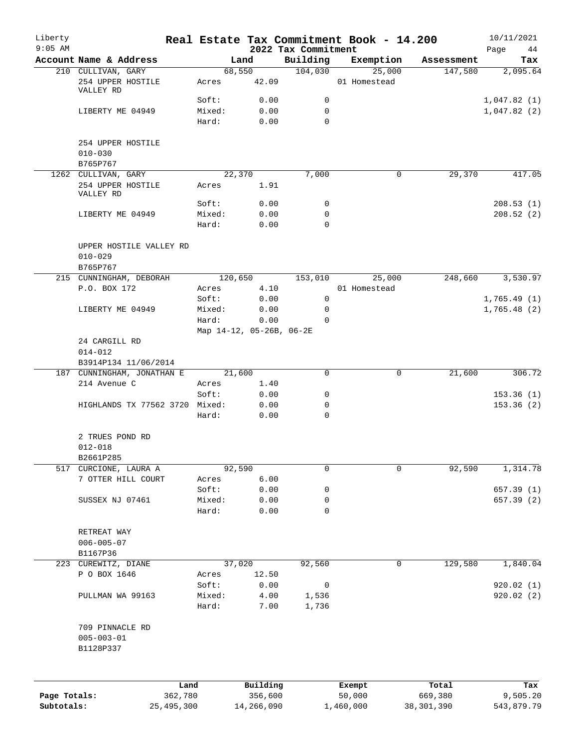# Real Estate Tax Commitment Book - 14.200

Liberty
9:05 AM

2022 Tax Commitment

10/11/2021

| Account | Name & Address | | Land | Building | Exemption | Assessment | Tax |
|---|---|---|---|---|---|---|---|
| 210 | CULLIVAN, GARY | | 68,550 | 104,030 | 25,000 | 147,580 | 2,095.64 |
| | 254 UPPER HOSTILE VALLEY RD | Acres | 42.09 | | 01 Homestead | | |
| | | Soft: | 0.00 | 0 | | | 1,047.82 (1) |
| | LIBERTY ME 04949 | Mixed: | 0.00 | 0 | | | 1,047.82 (2) |
| | | Hard: | 0.00 | 0 | | | |
| | 254 UPPER HOSTILE | | | | | | |
| | 010-030 | | | | | | |
| | B765P767 | | | | | | |
| 1262 | CULLIVAN, GARY | | 22,370 | 7,000 | 0 | 29,370 | 417.05 |
| | 254 UPPER HOSTILE VALLEY RD | Acres | 1.91 | | | | |
| | | Soft: | 0.00 | 0 | | | 208.53 (1) |
| | LIBERTY ME 04949 | Mixed: | 0.00 | 0 | | | 208.52 (2) |
| | | Hard: | 0.00 | 0 | | | |
| | UPPER HOSTILE VALLEY RD | | | | | | |
| | 010-029 | | | | | | |
| | B765P767 | | | | | | |
| 215 | CUNNINGHAM, DEBORAH | | 120,650 | 153,010 | 25,000 | 248,660 | 3,530.97 |
| | P.O. BOX 172 | Acres | 4.10 | | 01 Homestead | | |
| | | Soft: | 0.00 | 0 | | | 1,765.49 (1) |
| | LIBERTY ME 04949 | Mixed: | 0.00 | 0 | | | 1,765.48 (2) |
| | | Hard: | 0.00 | 0 | | | |
| | | Map 14-12, 05-26B, 06-2E | | | | | |
| | 24 CARGILL RD | | | | | | |
| | 014-012 | | | | | | |
| | B3914P134 11/06/2014 | | | | | | |
| 187 | CUNNINGHAM, JONATHAN E | | 21,600 | 0 | 0 | 21,600 | 306.72 |
| | 214 Avenue C | Acres | 1.40 | | | | |
| | | Soft: | 0.00 | 0 | | | 153.36 (1) |
| | HIGHLANDS TX 77562 3720 | Mixed: | 0.00 | 0 | | | 153.36 (2) |
| | | Hard: | 0.00 | 0 | | | |
| | 2 TRUES POND RD | | | | | | |
| | 012-018 | | | | | | |
| | B2661P285 | | | | | | |
| 517 | CURCIONE, LAURA A | | 92,590 | 0 | 0 | 92,590 | 1,314.78 |
| | 7 OTTER HILL COURT | Acres | 6.00 | | | | |
| | | Soft: | 0.00 | 0 | | | 657.39 (1) |
| | SUSSEX NJ 07461 | Mixed: | 0.00 | 0 | | | 657.39 (2) |
| | | Hard: | 0.00 | 0 | | | |
| | RETREAT WAY | | | | | | |
| | 006-005-07 | | | | | | |
| | B1167P36 | | | | | | |
| 223 | CUREWITZ, DIANE | | 37,020 | 92,560 | 0 | 129,580 | 1,840.04 |
| | P O BOX 1646 | Acres | 12.50 | | | | |
| | | Soft: | 0.00 | 0 | | | 920.02 (1) |
| | PULLMAN WA 99163 | Mixed: | 4.00 | 1,536 | | | 920.02 (2) |
| | | Hard: | 7.00 | 1,736 | | | |
| | 709 PINNACLE RD | | | | | | |
| | 005-003-01 | | | | | | |
| | B1128P337 | | | | | | |

| | Land | Building | Exempt | Total | Tax |
|---|---|---|---|---|---|
| Page Totals: | 362,780 | 356,600 | 50,000 | 669,380 | 9,505.20 |
| Subtotals: | 25,495,300 | 14,266,090 | 1,460,000 | 38,301,390 | 543,879.79 |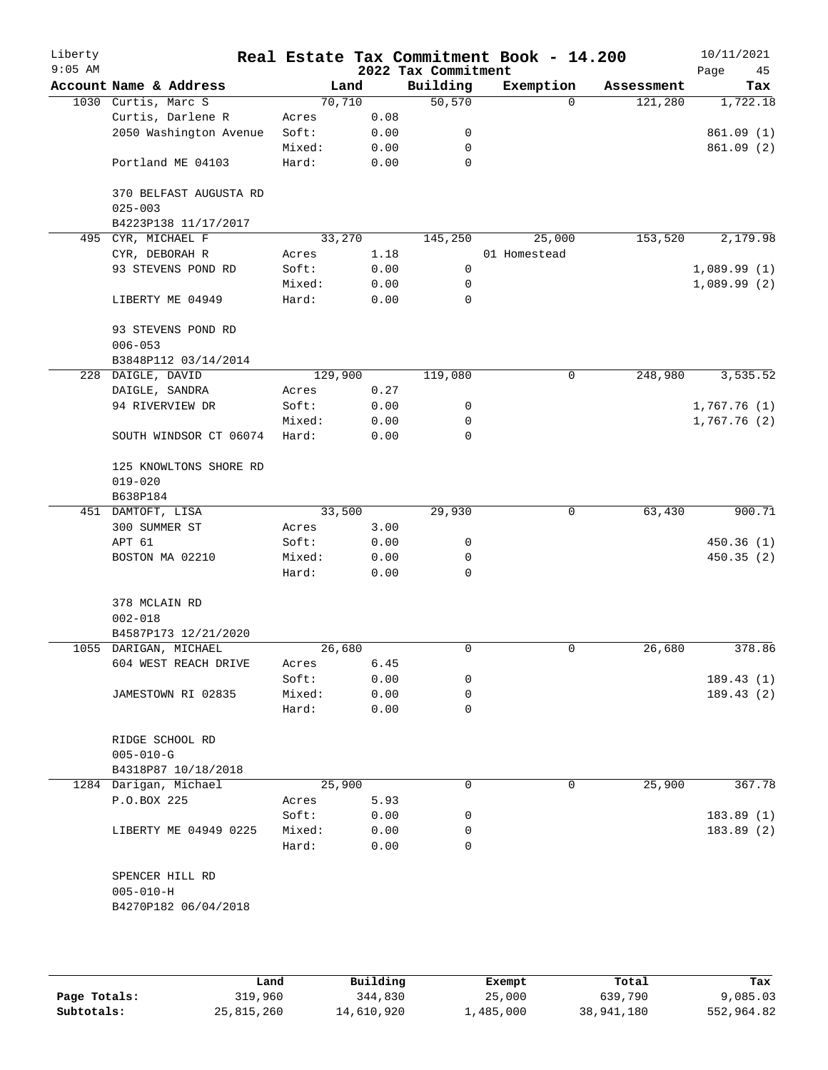Liberty 9:05 AM

# Real Estate Tax Commitment Book - 14.200

## 2022 Tax Commitment

10/11/2021

| Account | Name & Address | | Land | Building | Exemption | Assessment | Tax |
|---|---|---|---|---|---|---|---|
| 1030 | Curtis, Marc S | | 70,710 | 50,570 | 0 | 121,280 | 1,722.18 |
| | Curtis, Darlene R | Acres | 0.08 | | | | |
| | 2050 Washington Avenue | Soft: | 0.00 | 0 | | | 861.09 (1) |
| | | Mixed: | 0.00 | 0 | | | 861.09 (2) |
| | Portland ME 04103 | Hard: | 0.00 | 0 | | | |
| | 370 BELFAST AUGUSTA RD | | | | | | |
| | 025-003 | | | | | | |
| | B4223P138 11/17/2017 | | | | | | |
| 495 | CYR, MICHAEL F | | 33,270 | 145,250 | 25,000 | 153,520 | 2,179.98 |
| | CYR, DEBORAH R | Acres | 1.18 | | 01 Homestead | | |
| | 93 STEVENS POND RD | Soft: | 0.00 | 0 | | | 1,089.99 (1) |
| | | Mixed: | 0.00 | 0 | | | 1,089.99 (2) |
| | LIBERTY ME 04949 | Hard: | 0.00 | 0 | | | |
| | 93 STEVENS POND RD | | | | | | |
| | 006-053 | | | | | | |
| | B3848P112 03/14/2014 | | | | | | |
| 228 | DAIGLE, DAVID | | 129,900 | 119,080 | 0 | 248,980 | 3,535.52 |
| | DAIGLE, SANDRA | Acres | 0.27 | | | | |
| | 94 RIVERVIEW DR | Soft: | 0.00 | 0 | | | 1,767.76 (1) |
| | | Mixed: | 0.00 | 0 | | | 1,767.76 (2) |
| | SOUTH WINDSOR CT 06074 | Hard: | 0.00 | 0 | | | |
| | 125 KNOWLTONS SHORE RD | | | | | | |
| | 019-020 | | | | | | |
| | B638P184 | | | | | | |
| 451 | DAMTOFT, LISA | | 33,500 | 29,930 | 0 | 63,430 | 900.71 |
| | 300 SUMMER ST | Acres | 3.00 | | | | |
| | APT 61 | Soft: | 0.00 | 0 | | | 450.36 (1) |
| | BOSTON MA 02210 | Mixed: | 0.00 | 0 | | | 450.35 (2) |
| | | Hard: | 0.00 | 0 | | | |
| | 378 MCLAIN RD | | | | | | |
| | 002-018 | | | | | | |
| | B4587P173 12/21/2020 | | | | | | |
| 1055 | DARIGAN, MICHAEL | | 26,680 | 0 | 0 | 26,680 | 378.86 |
| | 604 WEST REACH DRIVE | Acres | 6.45 | | | | |
| | | Soft: | 0.00 | 0 | | | 189.43 (1) |
| | JAMESTOWN RI 02835 | Mixed: | 0.00 | 0 | | | 189.43 (2) |
| | | Hard: | 0.00 | 0 | | | |
| | RIDGE SCHOOL RD | | | | | | |
| | 005-010-G | | | | | | |
| | B4318P87 10/18/2018 | | | | | | |
| 1284 | Darigan, Michael | | 25,900 | 0 | 0 | 25,900 | 367.78 |
| | P.O.BOX 225 | Acres | 5.93 | | | | |
| | | Soft: | 0.00 | 0 | | | 183.89 (1) |
| | LIBERTY ME 04949 0225 | Mixed: | 0.00 | 0 | | | 183.89 (2) |
| | | Hard: | 0.00 | 0 | | | |
| | SPENCER HILL RD | | | | | | |
| | 005-010-H | | | | | | |
| | B4270P182 06/04/2018 | | | | | | |

| | Land | Building | Exempt | Total | Tax |
|---|---|---|---|---|---|
| Page Totals: | 319,960 | 344,830 | 25,000 | 639,790 | 9,085.03 |
| Subtotals: | 25,815,260 | 14,610,920 | 1,485,000 | 38,941,180 | 552,964.82 |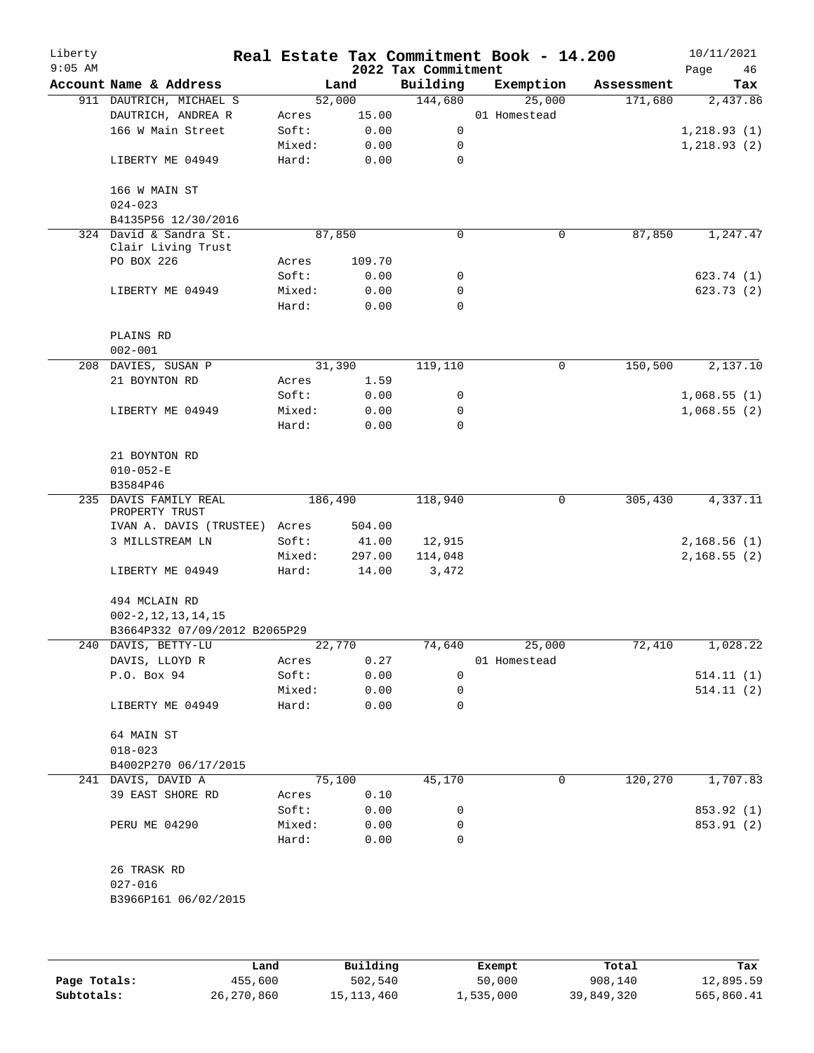# Real Estate Tax Commitment Book - 14.200

## 2022 Tax Commitment

| Account Name & Address | | Land | Building | Exemption | Assessment | Tax |
|---|---|---|---|---|---|---|
| 911 DAUTRICH, MICHAEL S | | 52,000 | 144,680 | 25,000 | 171,680 | 2,437.86 |
| DAUTRICH, ANDREA R | Acres | 15.00 | | 01 Homestead | | |
| 166 W Main Street | Soft: | 0.00 | 0 | | | 1,218.93 (1) |
| | Mixed: | 0.00 | 0 | | | 1,218.93 (2) |
| LIBERTY ME 04949 | Hard: | 0.00 | 0 | | | |
| 166 W MAIN ST | | | | | | |
| 024-023 | | | | | | |
| B4135P56 12/30/2016 | | | | | | |
| 324 David & Sandra St. Clair Living Trust | | 87,850 | 0 | 0 | 87,850 | 1,247.47 |
| PO BOX 226 | Acres | 109.70 | | | | |
| | Soft: | 0.00 | 0 | | | 623.74 (1) |
| LIBERTY ME 04949 | Mixed: | 0.00 | 0 | | | 623.73 (2) |
| | Hard: | 0.00 | 0 | | | |
| PLAINS RD | | | | | | |
| 002-001 | | | | | | |
| 208 DAVIES, SUSAN P | | 31,390 | 119,110 | 0 | 150,500 | 2,137.10 |
| 21 BOYNTON RD | Acres | 1.59 | | | | |
| | Soft: | 0.00 | 0 | | | 1,068.55 (1) |
| LIBERTY ME 04949 | Mixed: | 0.00 | 0 | | | 1,068.55 (2) |
| | Hard: | 0.00 | 0 | | | |
| 21 BOYNTON RD | | | | | | |
| 010-052-E | | | | | | |
| B3584P46 | | | | | | |
| 235 DAVIS FAMILY REAL PROPERTY TRUST | | 186,490 | 118,940 | 0 | 305,430 | 4,337.11 |
| IVAN A. DAVIS (TRUSTEE) | Acres | 504.00 | | | | |
| 3 MILLSTREAM LN | Soft: | 41.00 | 12,915 | | | 2,168.56 (1) |
| | Mixed: | 297.00 | 114,048 | | | 2,168.55 (2) |
| LIBERTY ME 04949 | Hard: | 14.00 | 3,472 | | | |
| 494 MCLAIN RD | | | | | | |
| 002-2,12,13,14,15 | | | | | | |
| B3664P332 07/09/2012 B2065P29 | | | | | | |
| 240 DAVIS, BETTY-LU | | 22,770 | 74,640 | 25,000 | 72,410 | 1,028.22 |
| DAVIS, LLOYD R | Acres | 0.27 | | 01 Homestead | | |
| P.O. Box 94 | Soft: | 0.00 | 0 | | | 514.11 (1) |
| | Mixed: | 0.00 | 0 | | | 514.11 (2) |
| LIBERTY ME 04949 | Hard: | 0.00 | 0 | | | |
| 64 MAIN ST | | | | | | |
| 018-023 | | | | | | |
| B4002P270 06/17/2015 | | | | | | |
| 241 DAVIS, DAVID A | | 75,100 | 45,170 | 0 | 120,270 | 1,707.83 |
| 39 EAST SHORE RD | Acres | 0.10 | | | | |
| | Soft: | 0.00 | 0 | | | 853.92 (1) |
| PERU ME 04290 | Mixed: | 0.00 | 0 | | | 853.91 (2) |
| | Hard: | 0.00 | 0 | | | |
| 26 TRASK RD | | | | | | |
| 027-016 | | | | | | |
| B3966P161 06/02/2015 | | | | | | |

| | Land | Building | Exempt | Total | Tax |
|---|---|---|---|---|---|
| Page Totals: | 455,600 | 502,540 | 50,000 | 908,140 | 12,895.59 |
| Subtotals: | 26,270,860 | 15,113,460 | 1,535,000 | 39,849,320 | 565,860.41 |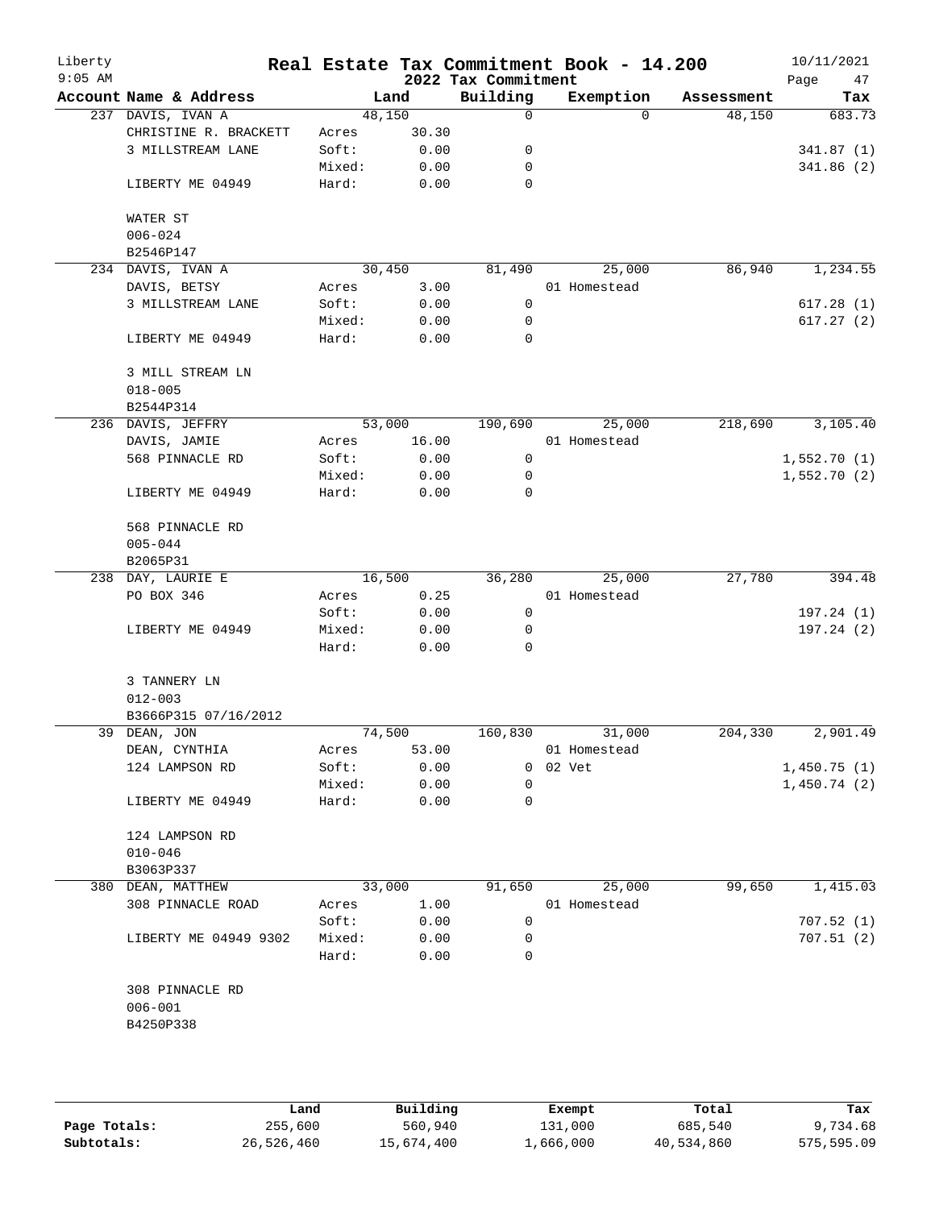# Real Estate Tax Commitment Book - 14.200

## 2022 Tax Commitment

| Account Name & Address | | Land | Building | Exemption | Assessment | Tax |
|---|---|---|---|---|---|---|
| 237 DAVIS, IVAN A | | 48,150 | 0 | 0 | 48,150 | 683.73 |
| CHRISTINE R. BRACKETT | Acres | 30.30 | | | | |
| 3 MILLSTREAM LANE | Soft: | 0.00 | 0 | | | 341.87 (1) |
| | Mixed: | 0.00 | 0 | | | 341.86 (2) |
| LIBERTY ME 04949 | Hard: | 0.00 | 0 | | | |
| WATER ST | | | | | | |
| 006-024 | | | | | | |
| B2546P147 | | | | | | |
| 234 DAVIS, IVAN A | | 30,450 | 81,490 | 25,000 | 86,940 | 1,234.55 |
| DAVIS, BETSY | Acres | 3.00 | | 01 Homestead | | |
| 3 MILLSTREAM LANE | Soft: | 0.00 | 0 | | | 617.28 (1) |
| | Mixed: | 0.00 | 0 | | | 617.27 (2) |
| LIBERTY ME 04949 | Hard: | 0.00 | 0 | | | |
| 3 MILL STREAM LN | | | | | | |
| 018-005 | | | | | | |
| B2544P314 | | | | | | |
| 236 DAVIS, JEFFRY | | 53,000 | 190,690 | 25,000 | 218,690 | 3,105.40 |
| DAVIS, JAMIE | Acres | 16.00 | | 01 Homestead | | |
| 568 PINNACLE RD | Soft: | 0.00 | 0 | | | 1,552.70 (1) |
| | Mixed: | 0.00 | 0 | | | 1,552.70 (2) |
| LIBERTY ME 04949 | Hard: | 0.00 | 0 | | | |
| 568 PINNACLE RD | | | | | | |
| 005-044 | | | | | | |
| B2065P31 | | | | | | |
| 238 DAY, LAURIE E | | 16,500 | 36,280 | 25,000 | 27,780 | 394.48 |
| PO BOX 346 | Acres | 0.25 | | 01 Homestead | | |
| | Soft: | 0.00 | 0 | | | 197.24 (1) |
| LIBERTY ME 04949 | Mixed: | 0.00 | 0 | | | 197.24 (2) |
| | Hard: | 0.00 | 0 | | | |
| 3 TANNERY LN | | | | | | |
| 012-003 | | | | | | |
| B3666P315 07/16/2012 | | | | | | |
| 39 DEAN, JON | | 74,500 | 160,830 | 31,000 | 204,330 | 2,901.49 |
| DEAN, CYNTHIA | Acres | 53.00 | | 01 Homestead | | |
| 124 LAMPSON RD | Soft: | 0.00 | 0 | 02 Vet | | 1,450.75 (1) |
| | Mixed: | 0.00 | 0 | | | 1,450.74 (2) |
| LIBERTY ME 04949 | Hard: | 0.00 | 0 | | | |
| 124 LAMPSON RD | | | | | | |
| 010-046 | | | | | | |
| B3063P337 | | | | | | |
| 380 DEAN, MATTHEW | | 33,000 | 91,650 | 25,000 | 99,650 | 1,415.03 |
| 308 PINNACLE ROAD | Acres | 1.00 | | 01 Homestead | | |
| | Soft: | 0.00 | 0 | | | 707.52 (1) |
| LIBERTY ME 04949 9302 | Mixed: | 0.00 | 0 | | | 707.51 (2) |
| | Hard: | 0.00 | 0 | | | |
| 308 PINNACLE RD | | | | | | |
| 006-001 | | | | | | |
| B4250P338 | | | | | | |

| | Land | Building | Exempt | Total | Tax |
|---|---|---|---|---|---|
| Page Totals: | 255,600 | 560,940 | 131,000 | 685,540 | 9,734.68 |
| Subtotals: | 26,526,460 | 15,674,400 | 1,666,000 | 40,534,860 | 575,595.09 |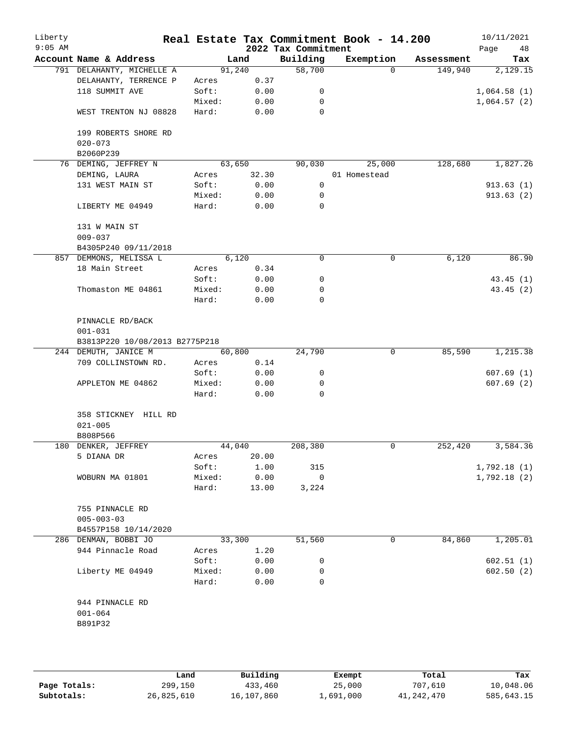# Real Estate Tax Commitment Book - 14.200

## 2022 Tax Commitment

| Account Name & Address | | Land | Building | Exemption | Assessment | Tax |
|---|---|---|---|---|---|---|
| 791 DELAHANTY, MICHELLE A | | 91,240 | 58,700 | 0 | 149,940 | 2,129.15 |
| DELAHANTY, TERRENCE P | Acres | 0.37 | | | | |
| 118 SUMMIT AVE | Soft: | 0.00 | 0 | | | 1,064.58 (1) |
| | Mixed: | 0.00 | 0 | | | 1,064.57 (2) |
| WEST TRENTON NJ 08828 | Hard: | 0.00 | 0 | | | |
| 199 ROBERTS SHORE RD | | | | | | |
| 020-073 | | | | | | |
| B2060P239 | | | | | | |
| 76 DEMING, JEFFREY N | | 63,650 | 90,030 | 25,000 | 128,680 | 1,827.26 |
| DEMING, LAURA | Acres | 32.30 | | 01 Homestead | | |
| 131 WEST MAIN ST | Soft: | 0.00 | 0 | | | 913.63 (1) |
| | Mixed: | 0.00 | 0 | | | 913.63 (2) |
| LIBERTY ME 04949 | Hard: | 0.00 | 0 | | | |
| 131 W MAIN ST | | | | | | |
| 009-037 | | | | | | |
| B4305P240 09/11/2018 | | | | | | |
| 857 DEMMONS, MELISSA L | | 6,120 | 0 | 0 | 6,120 | 86.90 |
| 18 Main Street | Acres | 0.34 | | | | |
| | Soft: | 0.00 | 0 | | | 43.45 (1) |
| Thomaston ME 04861 | Mixed: | 0.00 | 0 | | | 43.45 (2) |
| | Hard: | 0.00 | 0 | | | |
| PINNACLE RD/BACK | | | | | | |
| 001-031 | | | | | | |
| B3813P220 10/08/2013 B2775P218 | | | | | | |
| 244 DEMUTH, JANICE M | | 60,800 | 24,790 | 0 | 85,590 | 1,215.38 |
| 709 COLLINSTOWN RD. | Acres | 0.14 | | | | |
| | Soft: | 0.00 | 0 | | | 607.69 (1) |
| APPLETON ME 04862 | Mixed: | 0.00 | 0 | | | 607.69 (2) |
| | Hard: | 0.00 | 0 | | | |
| 358 STICKNEY HILL RD | | | | | | |
| 021-005 | | | | | | |
| B808P566 | | | | | | |
| 180 DENKER, JEFFREY | | 44,040 | 208,380 | 0 | 252,420 | 3,584.36 |
| 5 DIANA DR | Acres | 20.00 | | | | |
| | Soft: | 1.00 | 315 | | | 1,792.18 (1) |
| WOBURN MA 01801 | Mixed: | 0.00 | 0 | | | 1,792.18 (2) |
| | Hard: | 13.00 | 3,224 | | | |
| 755 PINNACLE RD | | | | | | |
| 005-003-03 | | | | | | |
| B4557P158 10/14/2020 | | | | | | |
| 286 DENMAN, BOBBI JO | | 33,300 | 51,560 | 0 | 84,860 | 1,205.01 |
| 944 Pinnacle Road | Acres | 1.20 | | | | |
| | Soft: | 0.00 | 0 | | | 602.51 (1) |
| Liberty ME 04949 | Mixed: | 0.00 | 0 | | | 602.50 (2) |
| | Hard: | 0.00 | 0 | | | |
| 944 PINNACLE RD | | | | | | |
| 001-064 | | | | | | |
| B891P32 | | | | | | |

| | Land | Building | Exempt | Total | Tax |
|---|---|---|---|---|---|
| **Page Totals:** | 299,150 | 433,460 | 25,000 | 707,610 | 10,048.06 |
| **Subtotals:** | 26,825,610 | 16,107,860 | 1,691,000 | 41,242,470 | 585,643.15 |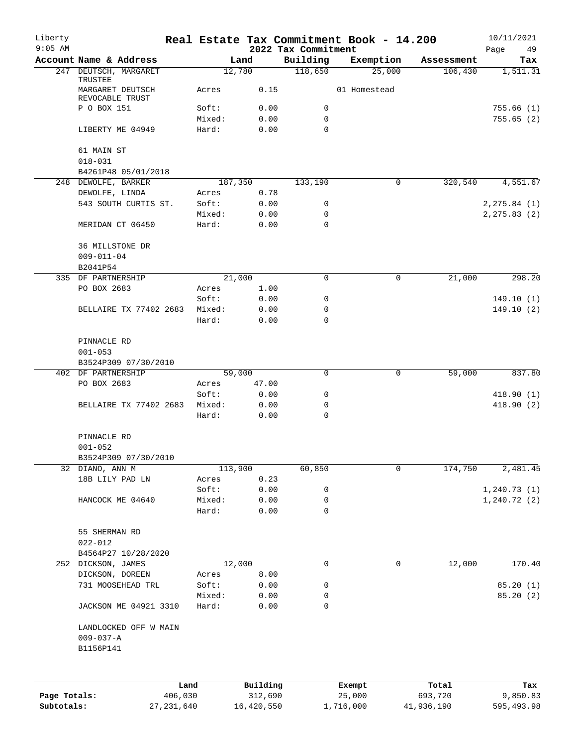Liberty
9:05 AM

# Real Estate Tax Commitment Book - 14.200

## 2022 Tax Commitment

10/11/2021

| Account | Name & Address | | Land | Building | Exemption | Assessment | Tax |
|---|---|---|---|---|---|---|---|
| 247 | DEUTSCH, MARGARET TRUSTEE | | 12,780 | 118,650 | 25,000 | 106,430 | 1,511.31 |
| | MARGARET DEUTSCH REVOCABLE TRUST | Acres | 0.15 | | 01 Homestead | | |
| | P O BOX 151 | Soft: | 0.00 | 0 | | | 755.66 (1) |
| | | Mixed: | 0.00 | 0 | | | 755.65 (2) |
| | LIBERTY ME 04949 | Hard: | 0.00 | 0 | | | |
| | 61 MAIN ST | | | | | | |
| | 018-031 | | | | | | |
| | B4261P48 05/01/2018 | | | | | | |
| 248 | DEWOLFE, BARKER | | 187,350 | 133,190 | 0 | 320,540 | 4,551.67 |
| | DEWOLFE, LINDA | Acres | 0.78 | | | | |
| | 543 SOUTH CURTIS ST. | Soft: | 0.00 | 0 | | | 2,275.84 (1) |
| | | Mixed: | 0.00 | 0 | | | 2,275.83 (2) |
| | MERIDAN CT 06450 | Hard: | 0.00 | 0 | | | |
| | 36 MILLSTONE DR | | | | | | |
| | 009-011-04 | | | | | | |
| | B2041P54 | | | | | | |
| 335 | DF PARTNERSHIP | | 21,000 | 0 | 0 | 21,000 | 298.20 |
| | PO BOX 2683 | Acres | 1.00 | | | | |
| | | Soft: | 0.00 | 0 | | | 149.10 (1) |
| | BELLAIRE TX 77402 2683 | Mixed: | 0.00 | 0 | | | 149.10 (2) |
| | | Hard: | 0.00 | 0 | | | |
| | PINNACLE RD | | | | | | |
| | 001-053 | | | | | | |
| | B3524P309 07/30/2010 | | | | | | |
| 402 | DF PARTNERSHIP | | 59,000 | 0 | 0 | 59,000 | 837.80 |
| | PO BOX 2683 | Acres | 47.00 | | | | |
| | | Soft: | 0.00 | 0 | | | 418.90 (1) |
| | BELLAIRE TX 77402 2683 | Mixed: | 0.00 | 0 | | | 418.90 (2) |
| | | Hard: | 0.00 | 0 | | | |
| | PINNACLE RD | | | | | | |
| | 001-052 | | | | | | |
| | B3524P309 07/30/2010 | | | | | | |
| 32 | DIANO, ANN M | | 113,900 | 60,850 | 0 | 174,750 | 2,481.45 |
| | 18B LILY PAD LN | Acres | 0.23 | | | | |
| | | Soft: | 0.00 | 0 | | | 1,240.73 (1) |
| | HANCOCK ME 04640 | Mixed: | 0.00 | 0 | | | 1,240.72 (2) |
| | | Hard: | 0.00 | 0 | | | |
| | 55 SHERMAN RD | | | | | | |
| | 022-012 | | | | | | |
| | B4564P27 10/28/2020 | | | | | | |
| 252 | DICKSON, JAMES | | 12,000 | 0 | 0 | 12,000 | 170.40 |
| | DICKSON, DOREEN | Acres | 8.00 | | | | |
| | 731 MOOSEHEAD TRL | Soft: | 0.00 | 0 | | | 85.20 (1) |
| | | Mixed: | 0.00 | 0 | | | 85.20 (2) |
| | JACKSON ME 04921 3310 | Hard: | 0.00 | 0 | | | |
| | LANDLOCKED OFF W MAIN | | | | | | |
| | 009-037-A | | | | | | |
| | B1156P141 | | | | | | |

| | Land | Building | Exempt | Total | Tax |
|---|---|---|---|---|---|
| Page Totals: | 406,030 | 312,690 | 25,000 | 693,720 | 9,850.83 |
| Subtotals: | 27,231,640 | 16,420,550 | 1,716,000 | 41,936,190 | 595,493.98 |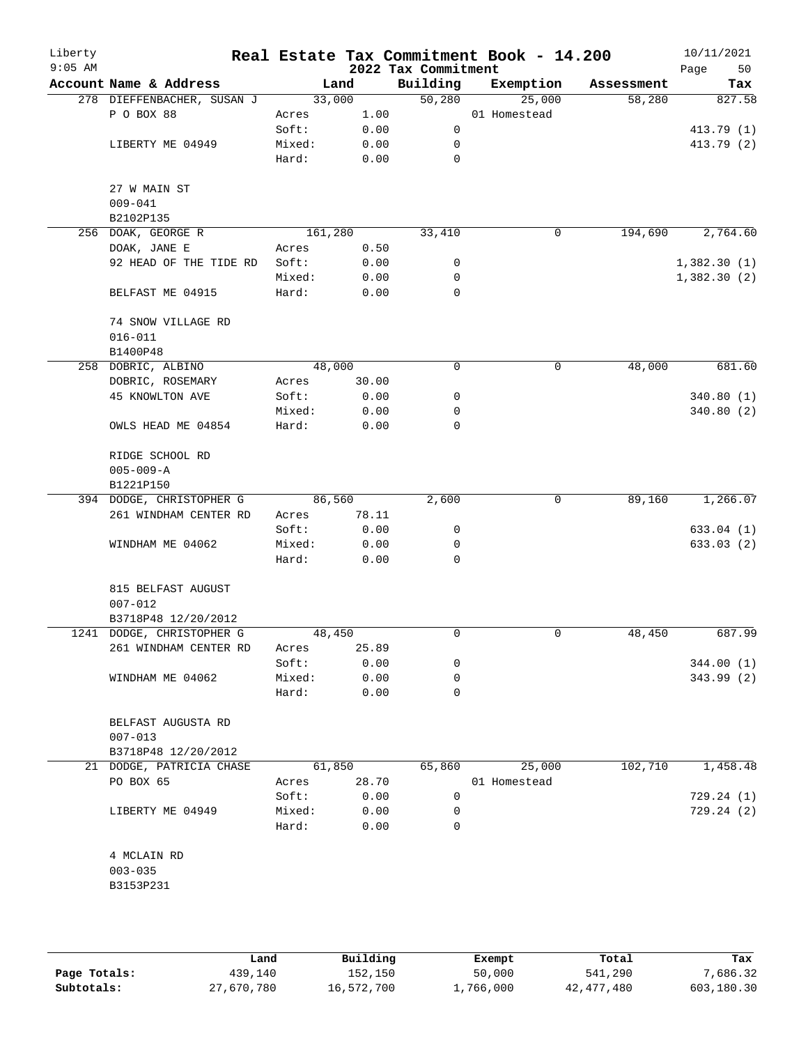# Real Estate Tax Commitment Book - 14.200

Liberty 9:05 AM — 2022 Tax Commitment — 10/11/2021

| Account Name & Address | Land | | Building | Exemption | Assessment | Tax |
|---|---|---|---|---|---|---|
| 278 DIEFFENBACHER, SUSAN J | 33,000 | | 50,280 | 25,000 | 58,280 | 827.58 |
| P O BOX 88 | Acres | 1.00 | | 01 Homestead | | |
| | Soft: | 0.00 | 0 | | | 413.79 (1) |
| LIBERTY ME 04949 | Mixed: | 0.00 | 0 | | | 413.79 (2) |
| | Hard: | 0.00 | 0 | | | |
| 27 W MAIN ST | | | | | | |
| 009-041 | | | | | | |
| B2102P135 | | | | | | |
| 256 DOAK, GEORGE R | 161,280 | | 33,410 | 0 | 194,690 | 2,764.60 |
| DOAK, JANE E | Acres | 0.50 | | | | |
| 92 HEAD OF THE TIDE RD | Soft: | 0.00 | 0 | | | 1,382.30 (1) |
| | Mixed: | 0.00 | 0 | | | 1,382.30 (2) |
| BELFAST ME 04915 | Hard: | 0.00 | 0 | | | |
| 74 SNOW VILLAGE RD | | | | | | |
| 016-011 | | | | | | |
| B1400P48 | | | | | | |
| 258 DOBRIC, ALBINO | 48,000 | | 0 | 0 | 48,000 | 681.60 |
| DOBRIC, ROSEMARY | Acres | 30.00 | | | | |
| 45 KNOWLTON AVE | Soft: | 0.00 | 0 | | | 340.80 (1) |
| | Mixed: | 0.00 | 0 | | | 340.80 (2) |
| OWLS HEAD ME 04854 | Hard: | 0.00 | 0 | | | |
| RIDGE SCHOOL RD | | | | | | |
| 005-009-A | | | | | | |
| B1221P150 | | | | | | |
| 394 DODGE, CHRISTOPHER G | 86,560 | | 2,600 | 0 | 89,160 | 1,266.07 |
| 261 WINDHAM CENTER RD | Acres | 78.11 | | | | |
| | Soft: | 0.00 | 0 | | | 633.04 (1) |
| WINDHAM ME 04062 | Mixed: | 0.00 | 0 | | | 633.03 (2) |
| | Hard: | 0.00 | 0 | | | |
| 815 BELFAST AUGUST | | | | | | |
| 007-012 | | | | | | |
| B3718P48 12/20/2012 | | | | | | |
| 1241 DODGE, CHRISTOPHER G | 48,450 | | 0 | 0 | 48,450 | 687.99 |
| 261 WINDHAM CENTER RD | Acres | 25.89 | | | | |
| | Soft: | 0.00 | 0 | | | 344.00 (1) |
| WINDHAM ME 04062 | Mixed: | 0.00 | 0 | | | 343.99 (2) |
| | Hard: | 0.00 | 0 | | | |
| BELFAST AUGUSTA RD | | | | | | |
| 007-013 | | | | | | |
| B3718P48 12/20/2012 | | | | | | |
| 21 DODGE, PATRICIA CHASE | 61,850 | | 65,860 | 25,000 | 102,710 | 1,458.48 |
| PO BOX 65 | Acres | 28.70 | | 01 Homestead | | |
| | Soft: | 0.00 | 0 | | | 729.24 (1) |
| LIBERTY ME 04949 | Mixed: | 0.00 | 0 | | | 729.24 (2) |
| | Hard: | 0.00 | 0 | | | |
| 4 MCLAIN RD | | | | | | |
| 003-035 | | | | | | |
| B3153P231 | | | | | | |

| | Land | Building | Exempt | Total | Tax |
|---|---|---|---|---|---|
| Page Totals: | 439,140 | 152,150 | 50,000 | 541,290 | 7,686.32 |
| Subtotals: | 27,670,780 | 16,572,700 | 1,766,000 | 42,477,480 | 603,180.30 |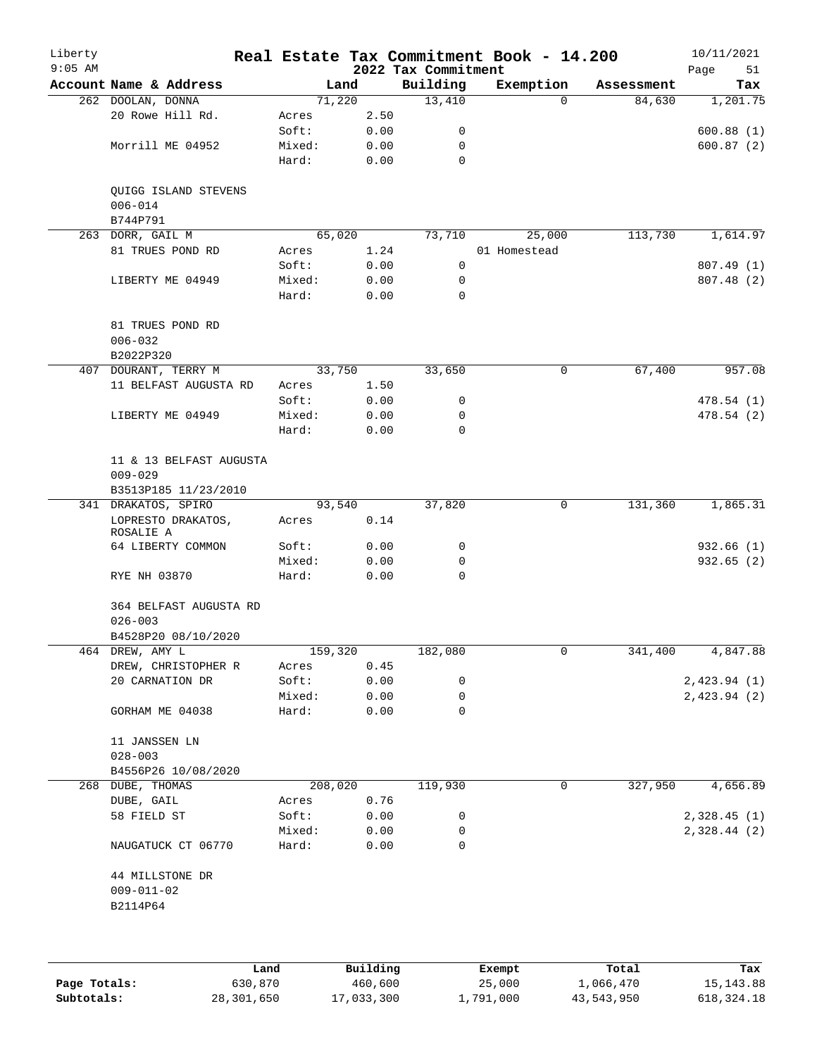# Real Estate Tax Commitment Book - 14.200

Liberty
9:05 AM

2022 Tax Commitment

10/11/2021

| Account Name & Address | Land | | Building | Exemption | Assessment | Tax |
|---|---|---|---|---|---|---|
| 262 DOOLAN, DONNA | 71,220 | | 13,410 | 0 | 84,630 | 1,201.75 |
| 20 Rowe Hill Rd. | Acres | 2.50 | | | | |
| | Soft: | 0.00 | 0 | | | 600.88 (1) |
| Morrill ME 04952 | Mixed: | 0.00 | 0 | | | 600.87 (2) |
| | Hard: | 0.00 | 0 | | | |
| QUIGG ISLAND STEVENS | | | | | | |
| 006-014 | | | | | | |
| B744P791 | | | | | | |
| 263 DORR, GAIL M | 65,020 | | 73,710 | 25,000 | 113,730 | 1,614.97 |
| 81 TRUES POND RD | Acres | 1.24 | | 01 Homestead | | |
| | Soft: | 0.00 | 0 | | | 807.49 (1) |
| LIBERTY ME 04949 | Mixed: | 0.00 | 0 | | | 807.48 (2) |
| | Hard: | 0.00 | 0 | | | |
| 81 TRUES POND RD | | | | | | |
| 006-032 | | | | | | |
| B2022P320 | | | | | | |
| 407 DOURANT, TERRY M | 33,750 | | 33,650 | 0 | 67,400 | 957.08 |
| 11 BELFAST AUGUSTA RD | Acres | 1.50 | | | | |
| | Soft: | 0.00 | 0 | | | 478.54 (1) |
| LIBERTY ME 04949 | Mixed: | 0.00 | 0 | | | 478.54 (2) |
| | Hard: | 0.00 | 0 | | | |
| 11 & 13 BELFAST AUGUSTA | | | | | | |
| 009-029 | | | | | | |
| B3513P185 11/23/2010 | | | | | | |
| 341 DRAKATOS, SPIRO | 93,540 | | 37,820 | 0 | 131,360 | 1,865.31 |
| LOPRESTO DRAKATOS, ROSALIE A | Acres | 0.14 | | | | |
| 64 LIBERTY COMMON | Soft: | 0.00 | 0 | | | 932.66 (1) |
| | Mixed: | 0.00 | 0 | | | 932.65 (2) |
| RYE NH 03870 | Hard: | 0.00 | 0 | | | |
| 364 BELFAST AUGUSTA RD | | | | | | |
| 026-003 | | | | | | |
| B4528P20 08/10/2020 | | | | | | |
| 464 DREW, AMY L | 159,320 | | 182,080 | 0 | 341,400 | 4,847.88 |
| DREW, CHRISTOPHER R | Acres | 0.45 | | | | |
| 20 CARNATION DR | Soft: | 0.00 | 0 | | | 2,423.94 (1) |
| | Mixed: | 0.00 | 0 | | | 2,423.94 (2) |
| GORHAM ME 04038 | Hard: | 0.00 | 0 | | | |
| 11 JANSSEN LN | | | | | | |
| 028-003 | | | | | | |
| B4556P26 10/08/2020 | | | | | | |
| 268 DUBE, THOMAS | 208,020 | | 119,930 | 0 | 327,950 | 4,656.89 |
| DUBE, GAIL | Acres | 0.76 | | | | |
| 58 FIELD ST | Soft: | 0.00 | 0 | | | 2,328.45 (1) |
| | Mixed: | 0.00 | 0 | | | 2,328.44 (2) |
| NAUGATUCK CT 06770 | Hard: | 0.00 | 0 | | | |
| 44 MILLSTONE DR | | | | | | |
| 009-011-02 | | | | | | |
| B2114P64 | | | | | | |

| | Land | Building | Exempt | Total | Tax |
|---|---|---|---|---|---|
| Page Totals: | 630,870 | 460,600 | 25,000 | 1,066,470 | 15,143.88 |
| Subtotals: | 28,301,650 | 17,033,300 | 1,791,000 | 43,543,950 | 618,324.18 |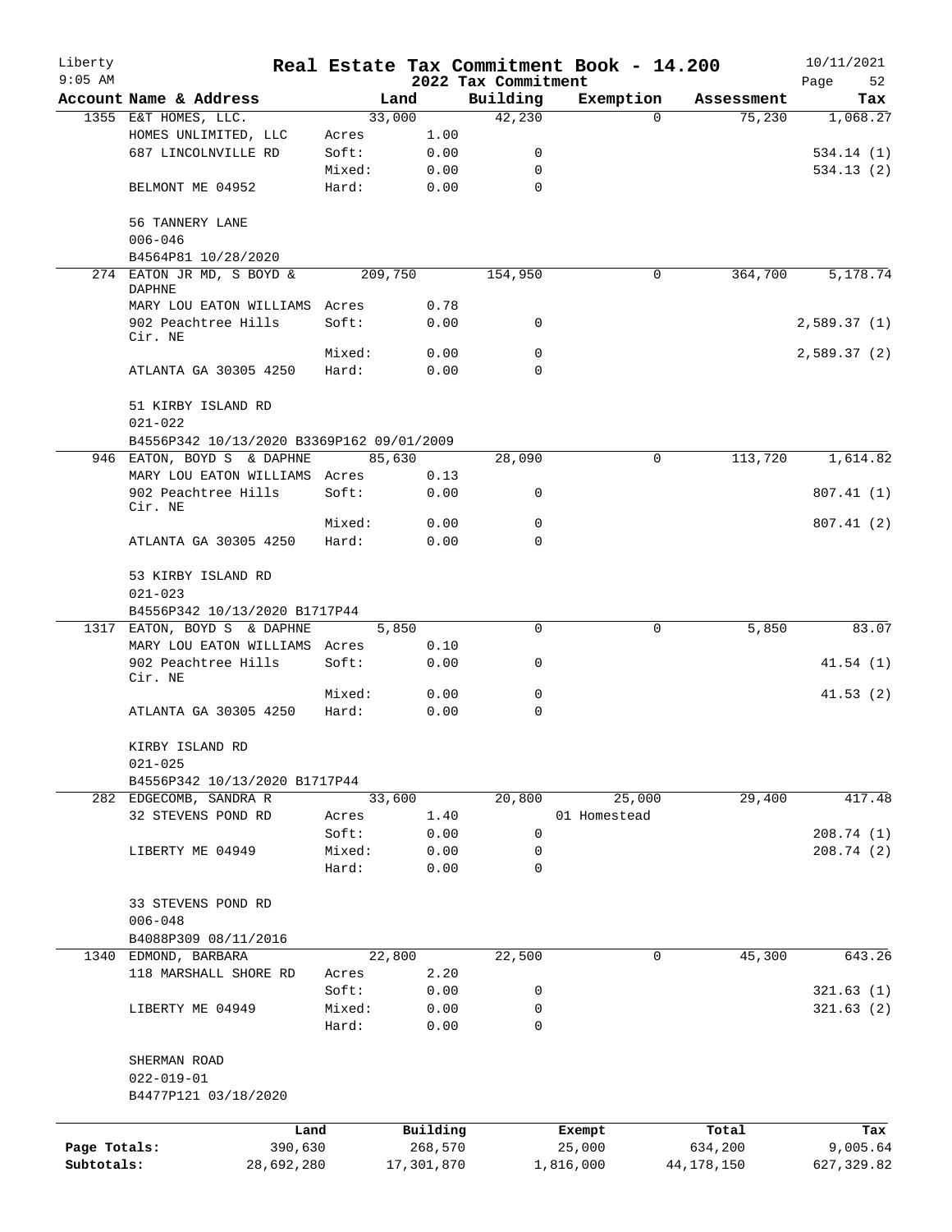Liberty 9:05 AM

# Real Estate Tax Commitment Book - 14.200

## 2022 Tax Commitment

10/11/2021

| Account Name & Address | Land | | Building | Exemption | Assessment | Tax |
|---|---|---|---|---|---|---|
| 1355 E&T HOMES, LLC. | 33,000 | | 42,230 | 0 | 75,230 | 1,068.27 |
| HOMES UNLIMITED, LLC | Acres | 1.00 | | | | |
| 687 LINCOLNVILLE RD | Soft: | 0.00 | 0 | | | 534.14 (1) |
| | Mixed: | 0.00 | 0 | | | 534.13 (2) |
| BELMONT ME 04952 | Hard: | 0.00 | 0 | | | |
| 56 TANNERY LANE | | | | | | |
| 006-046 | | | | | | |
| B4564P81 10/28/2020 | | | | | | |
| 274 EATON JR MD, S BOYD & DAPHNE | 209,750 | | 154,950 | 0 | 364,700 | 5,178.74 |
| MARY LOU EATON WILLIAMS | Acres | 0.78 | | | | |
| 902 Peachtree Hills Cir. NE | Soft: | 0.00 | 0 | | | 2,589.37 (1) |
| | Mixed: | 0.00 | 0 | | | 2,589.37 (2) |
| ATLANTA GA 30305 4250 | Hard: | 0.00 | 0 | | | |
| 51 KIRBY ISLAND RD | | | | | | |
| 021-022 | | | | | | |
| B4556P342 10/13/2020 B3369P162 09/01/2009 | | | | | | |
| 946 EATON, BOYD S & DAPHNE | 85,630 | | 28,090 | 0 | 113,720 | 1,614.82 |
| MARY LOU EATON WILLIAMS | Acres | 0.13 | | | | |
| 902 Peachtree Hills Cir. NE | Soft: | 0.00 | 0 | | | 807.41 (1) |
| | Mixed: | 0.00 | 0 | | | 807.41 (2) |
| ATLANTA GA 30305 4250 | Hard: | 0.00 | 0 | | | |
| 53 KIRBY ISLAND RD | | | | | | |
| 021-023 | | | | | | |
| B4556P342 10/13/2020 B1717P44 | | | | | | |
| 1317 EATON, BOYD S & DAPHNE | 5,850 | | 0 | 0 | 5,850 | 83.07 |
| MARY LOU EATON WILLIAMS | Acres | 0.10 | | | | |
| 902 Peachtree Hills Cir. NE | Soft: | 0.00 | 0 | | | 41.54 (1) |
| | Mixed: | 0.00 | 0 | | | 41.53 (2) |
| ATLANTA GA 30305 4250 | Hard: | 0.00 | 0 | | | |
| KIRBY ISLAND RD | | | | | | |
| 021-025 | | | | | | |
| B4556P342 10/13/2020 B1717P44 | | | | | | |
| 282 EDGECOMB, SANDRA R | 33,600 | | 20,800 | 25,000 | 29,400 | 417.48 |
| 32 STEVENS POND RD | Acres | 1.40 | | 01 Homestead | | |
| | Soft: | 0.00 | 0 | | | 208.74 (1) |
| LIBERTY ME 04949 | Mixed: | 0.00 | 0 | | | 208.74 (2) |
| | Hard: | 0.00 | 0 | | | |
| 33 STEVENS POND RD | | | | | | |
| 006-048 | | | | | | |
| B4088P309 08/11/2016 | | | | | | |
| 1340 EDMOND, BARBARA | 22,800 | | 22,500 | 0 | 45,300 | 643.26 |
| 118 MARSHALL SHORE RD | Acres | 2.20 | | | | |
| | Soft: | 0.00 | 0 | | | 321.63 (1) |
| LIBERTY ME 04949 | Mixed: | 0.00 | 0 | | | 321.63 (2) |
| | Hard: | 0.00 | 0 | | | |
| SHERMAN ROAD | | | | | | |
| 022-019-01 | | | | | | |
| B4477P121 03/18/2020 | | | | | | |

| | Land | Building | Exempt | Total | Tax |
|---|---|---|---|---|---|
| Page Totals: | 390,630 | 268,570 | 25,000 | 634,200 | 9,005.64 |
| Subtotals: | 28,692,280 | 17,301,870 | 1,816,000 | 44,178,150 | 627,329.82 |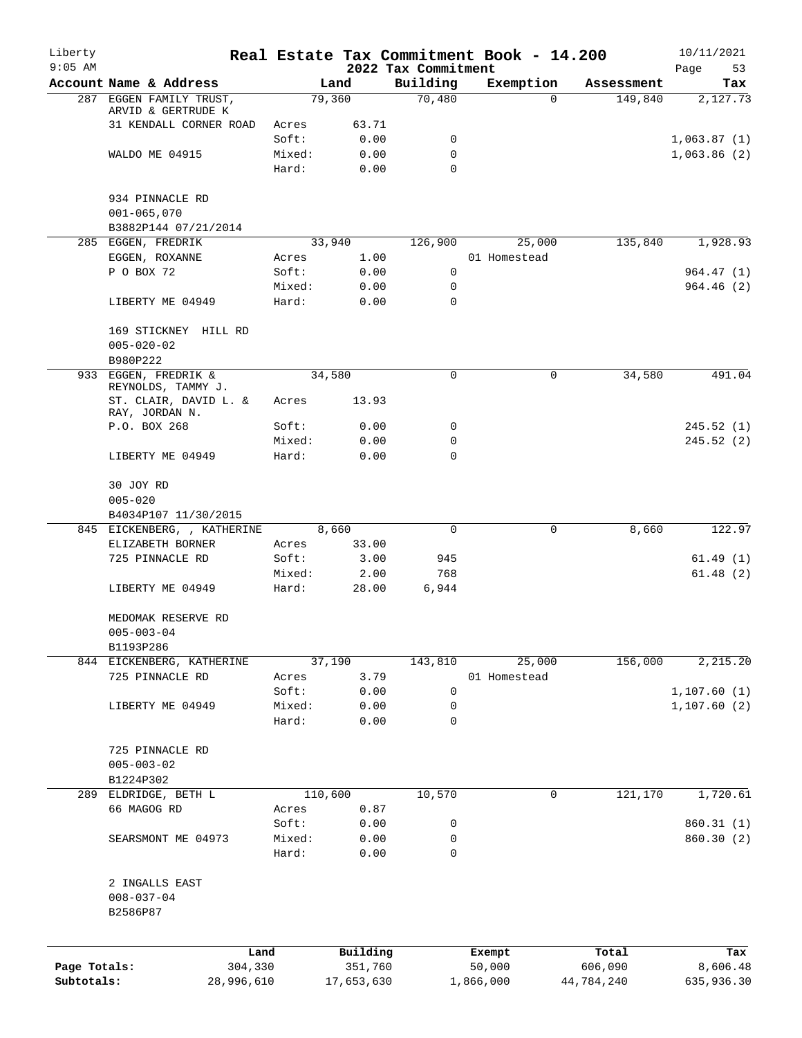# Real Estate Tax Commitment Book - 14.200

Liberty
9:05 AM

2022 Tax Commitment

10/11/2021

| Account Name & Address | | Land | Building | Exemption | Assessment | Tax |
|---|---|---|---|---|---|---|
| 287 EGGEN FAMILY TRUST, ARVID & GERTRUDE K | | 79,360 | 70,480 | 0 | 149,840 | 2,127.73 |
| 31 KENDALL CORNER ROAD | Acres | 63.71 | | | | |
| | Soft: | 0.00 | 0 | | | 1,063.87 (1) |
| WALDO ME 04915 | Mixed: | 0.00 | 0 | | | 1,063.86 (2) |
| | Hard: | 0.00 | 0 | | | |
| 934 PINNACLE RD | | | | | | |
| 001-065,070 | | | | | | |
| B3882P144 07/21/2014 | | | | | | |
| 285 EGGEN, FREDRIK | | 33,940 | 126,900 | 25,000 | 135,840 | 1,928.93 |
| EGGEN, ROXANNE | Acres | 1.00 | | 01 Homestead | | |
| P O BOX 72 | Soft: | 0.00 | 0 | | | 964.47 (1) |
| | Mixed: | 0.00 | 0 | | | 964.46 (2) |
| LIBERTY ME 04949 | Hard: | 0.00 | 0 | | | |
| 169 STICKNEY HILL RD | | | | | | |
| 005-020-02 | | | | | | |
| B980P222 | | | | | | |
| 933 EGGEN, FREDRIK & REYNOLDS, TAMMY J. | | 34,580 | 0 | 0 | 34,580 | 491.04 |
| ST. CLAIR, DAVID L. & RAY, JORDAN N. | Acres | 13.93 | | | | |
| P.O. BOX 268 | Soft: | 0.00 | 0 | | | 245.52 (1) |
| | Mixed: | 0.00 | 0 | | | 245.52 (2) |
| LIBERTY ME 04949 | Hard: | 0.00 | 0 | | | |
| 30 JOY RD | | | | | | |
| 005-020 | | | | | | |
| B4034P107 11/30/2015 | | | | | | |
| 845 EICKENBERG, , KATHERINE | | 8,660 | 0 | 0 | 8,660 | 122.97 |
| ELIZABETH BORNER | Acres | 33.00 | | | | |
| 725 PINNACLE RD | Soft: | 3.00 | 945 | | | 61.49 (1) |
| | Mixed: | 2.00 | 768 | | | 61.48 (2) |
| LIBERTY ME 04949 | Hard: | 28.00 | 6,944 | | | |
| MEDOMAK RESERVE RD | | | | | | |
| 005-003-04 | | | | | | |
| B1193P286 | | | | | | |
| 844 EICKENBERG, KATHERINE | | 37,190 | 143,810 | 25,000 | 156,000 | 2,215.20 |
| 725 PINNACLE RD | Acres | 3.79 | | 01 Homestead | | |
| | Soft: | 0.00 | 0 | | | 1,107.60 (1) |
| LIBERTY ME 04949 | Mixed: | 0.00 | 0 | | | 1,107.60 (2) |
| | Hard: | 0.00 | 0 | | | |
| 725 PINNACLE RD | | | | | | |
| 005-003-02 | | | | | | |
| B1224P302 | | | | | | |
| 289 ELDRIDGE, BETH L | | 110,600 | 10,570 | 0 | 121,170 | 1,720.61 |
| 66 MAGOG RD | Acres | 0.87 | | | | |
| | Soft: | 0.00 | 0 | | | 860.31 (1) |
| SEARSMONT ME 04973 | Mixed: | 0.00 | 0 | | | 860.30 (2) |
| | Hard: | 0.00 | 0 | | | |
| 2 INGALLS EAST | | | | | | |
| 008-037-04 | | | | | | |
| B2586P87 | | | | | | |

| | Land | Building | Exempt | Total | Tax |
|---|---|---|---|---|---|
| Page Totals: | 304,330 | 351,760 | 50,000 | 606,090 | 8,606.48 |
| Subtotals: | 28,996,610 | 17,653,630 | 1,866,000 | 44,784,240 | 635,936.30 |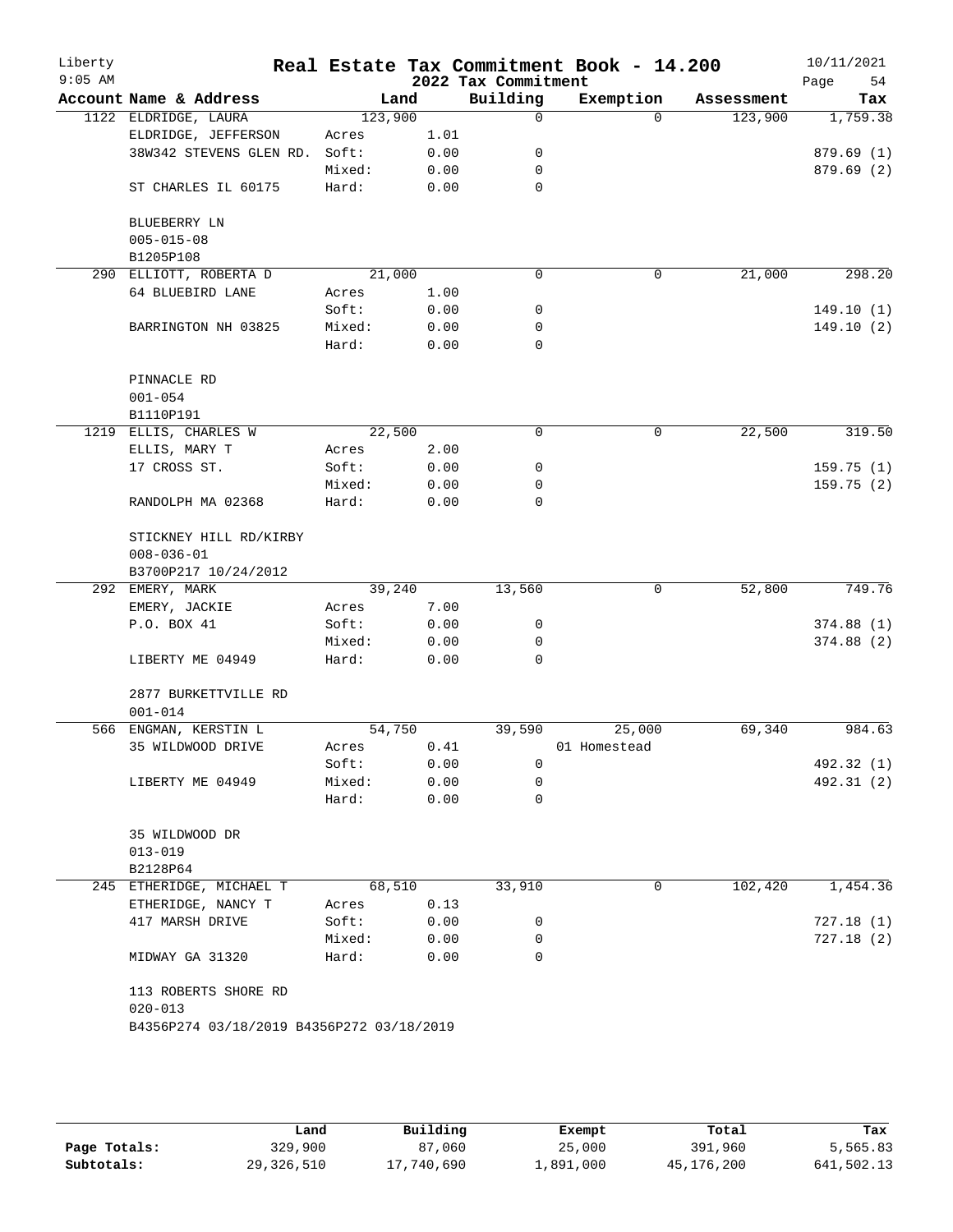Liberty 9:05 AM

# Real Estate Tax Commitment Book - 14.200

## 2022 Tax Commitment

10/11/2021

| Account Name & Address | Land | | Building | Exemption | Assessment | Tax |
|---|---|---|---|---|---|---|
| 1122 ELDRIDGE, LAURA | 123,900 | | 0 | 0 | 123,900 | 1,759.38 |
| ELDRIDGE, JEFFERSON | Acres | 1.01 | | | | |
| 38W342 STEVENS GLEN RD. | Soft: | 0.00 | 0 | | | 879.69 (1) |
| | Mixed: | 0.00 | 0 | | | 879.69 (2) |
| ST CHARLES IL 60175 | Hard: | 0.00 | 0 | | | |
| BLUEBERRY LN | | | | | | |
| 005-015-08 | | | | | | |
| B1205P108 | | | | | | |
| 290 ELLIOTT, ROBERTA D | 21,000 | | 0 | 0 | 21,000 | 298.20 |
| 64 BLUEBIRD LANE | Acres | 1.00 | | | | |
| | Soft: | 0.00 | 0 | | | 149.10 (1) |
| BARRINGTON NH 03825 | Mixed: | 0.00 | 0 | | | 149.10 (2) |
| | Hard: | 0.00 | 0 | | | |
| PINNACLE RD | | | | | | |
| 001-054 | | | | | | |
| B1110P191 | | | | | | |
| 1219 ELLIS, CHARLES W | 22,500 | | 0 | 0 | 22,500 | 319.50 |
| ELLIS, MARY T | Acres | 2.00 | | | | |
| 17 CROSS ST. | Soft: | 0.00 | 0 | | | 159.75 (1) |
| | Mixed: | 0.00 | 0 | | | 159.75 (2) |
| RANDOLPH MA 02368 | Hard: | 0.00 | 0 | | | |
| STICKNEY HILL RD/KIRBY | | | | | | |
| 008-036-01 | | | | | | |
| B3700P217 10/24/2012 | | | | | | |
| 292 EMERY, MARK | 39,240 | | 13,560 | 0 | 52,800 | 749.76 |
| EMERY, JACKIE | Acres | 7.00 | | | | |
| P.O. BOX 41 | Soft: | 0.00 | 0 | | | 374.88 (1) |
| | Mixed: | 0.00 | 0 | | | 374.88 (2) |
| LIBERTY ME 04949 | Hard: | 0.00 | 0 | | | |
| 2877 BURKETTVILLE RD | | | | | | |
| 001-014 | | | | | | |
| 566 ENGMAN, KERSTIN L | 54,750 | | 39,590 | 25,000 | 69,340 | 984.63 |
| 35 WILDWOOD DRIVE | Acres | 0.41 | | 01 Homestead | | |
| | Soft: | 0.00 | 0 | | | 492.32 (1) |
| LIBERTY ME 04949 | Mixed: | 0.00 | 0 | | | 492.31 (2) |
| | Hard: | 0.00 | 0 | | | |
| 35 WILDWOOD DR | | | | | | |
| 013-019 | | | | | | |
| B2128P64 | | | | | | |
| 245 ETHERIDGE, MICHAEL T | 68,510 | | 33,910 | 0 | 102,420 | 1,454.36 |
| ETHERIDGE, NANCY T | Acres | 0.13 | | | | |
| 417 MARSH DRIVE | Soft: | 0.00 | 0 | | | 727.18 (1) |
| | Mixed: | 0.00 | 0 | | | 727.18 (2) |
| MIDWAY GA 31320 | Hard: | 0.00 | 0 | | | |
| 113 ROBERTS SHORE RD | | | | | | |
| 020-013 | | | | | | |
| B4356P274 03/18/2019 B4356P272 03/18/2019 | | | | | | |

| | Land | Building | Exempt | Total | Tax |
|---|---|---|---|---|---|
| Page Totals: | 329,900 | 87,060 | 25,000 | 391,960 | 5,565.83 |
| Subtotals: | 29,326,510 | 17,740,690 | 1,891,000 | 45,176,200 | 641,502.13 |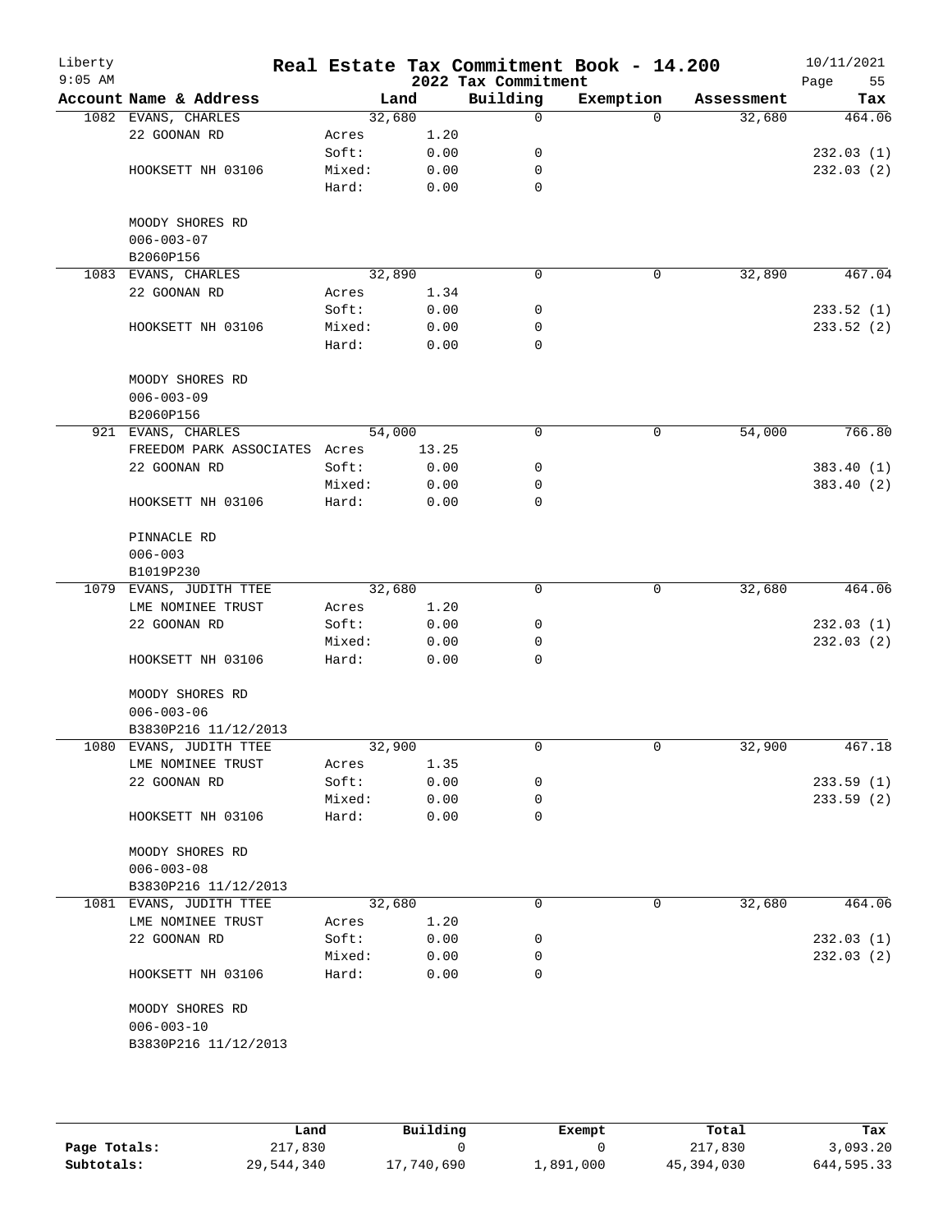# Real Estate Tax Commitment Book - 14.200

Liberty
9:05 AM

2022 Tax Commitment

10/11/2021

| Account Name & Address | | Land | Building | Exemption | Assessment | Tax |
|---|---|---|---|---|---|---|
| 1082 EVANS, CHARLES | | 32,680 | 0 | 0 | 32,680 | 464.06 |
| 22 GOONAN RD | Acres | 1.20 | | | | |
| | Soft: | 0.00 | 0 | | | 232.03 (1) |
| HOOKSETT NH 03106 | Mixed: | 0.00 | 0 | | | 232.03 (2) |
| | Hard: | 0.00 | 0 | | | |
| MOODY SHORES RD | | | | | | |
| 006-003-07 | | | | | | |
| B2060P156 | | | | | | |
| 1083 EVANS, CHARLES | | 32,890 | 0 | 0 | 32,890 | 467.04 |
| 22 GOONAN RD | Acres | 1.34 | | | | |
| | Soft: | 0.00 | 0 | | | 233.52 (1) |
| HOOKSETT NH 03106 | Mixed: | 0.00 | 0 | | | 233.52 (2) |
| | Hard: | 0.00 | 0 | | | |
| MOODY SHORES RD | | | | | | |
| 006-003-09 | | | | | | |
| B2060P156 | | | | | | |
| 921 EVANS, CHARLES | | 54,000 | 0 | 0 | 54,000 | 766.80 |
| FREEDOM PARK ASSOCIATES | Acres | 13.25 | | | | |
| 22 GOONAN RD | Soft: | 0.00 | 0 | | | 383.40 (1) |
| | Mixed: | 0.00 | 0 | | | 383.40 (2) |
| HOOKSETT NH 03106 | Hard: | 0.00 | 0 | | | |
| PINNACLE RD | | | | | | |
| 006-003 | | | | | | |
| B1019P230 | | | | | | |
| 1079 EVANS, JUDITH TTEE | | 32,680 | 0 | 0 | 32,680 | 464.06 |
| LME NOMINEE TRUST | Acres | 1.20 | | | | |
| 22 GOONAN RD | Soft: | 0.00 | 0 | | | 232.03 (1) |
| | Mixed: | 0.00 | 0 | | | 232.03 (2) |
| HOOKSETT NH 03106 | Hard: | 0.00 | 0 | | | |
| MOODY SHORES RD | | | | | | |
| 006-003-06 | | | | | | |
| B3830P216 11/12/2013 | | | | | | |
| 1080 EVANS, JUDITH TTEE | | 32,900 | 0 | 0 | 32,900 | 467.18 |
| LME NOMINEE TRUST | Acres | 1.35 | | | | |
| 22 GOONAN RD | Soft: | 0.00 | 0 | | | 233.59 (1) |
| | Mixed: | 0.00 | 0 | | | 233.59 (2) |
| HOOKSETT NH 03106 | Hard: | 0.00 | 0 | | | |
| MOODY SHORES RD | | | | | | |
| 006-003-08 | | | | | | |
| B3830P216 11/12/2013 | | | | | | |
| 1081 EVANS, JUDITH TTEE | | 32,680 | 0 | 0 | 32,680 | 464.06 |
| LME NOMINEE TRUST | Acres | 1.20 | | | | |
| 22 GOONAN RD | Soft: | 0.00 | 0 | | | 232.03 (1) |
| | Mixed: | 0.00 | 0 | | | 232.03 (2) |
| HOOKSETT NH 03106 | Hard: | 0.00 | 0 | | | |
| MOODY SHORES RD | | | | | | |
| 006-003-10 | | | | | | |
| B3830P216 11/12/2013 | | | | | | |

| | Land | Building | Exempt | Total | Tax |
|---|---|---|---|---|---|
| Page Totals: | 217,830 | 0 | 0 | 217,830 | 3,093.20 |
| Subtotals: | 29,544,340 | 17,740,690 | 1,891,000 | 45,394,030 | 644,595.33 |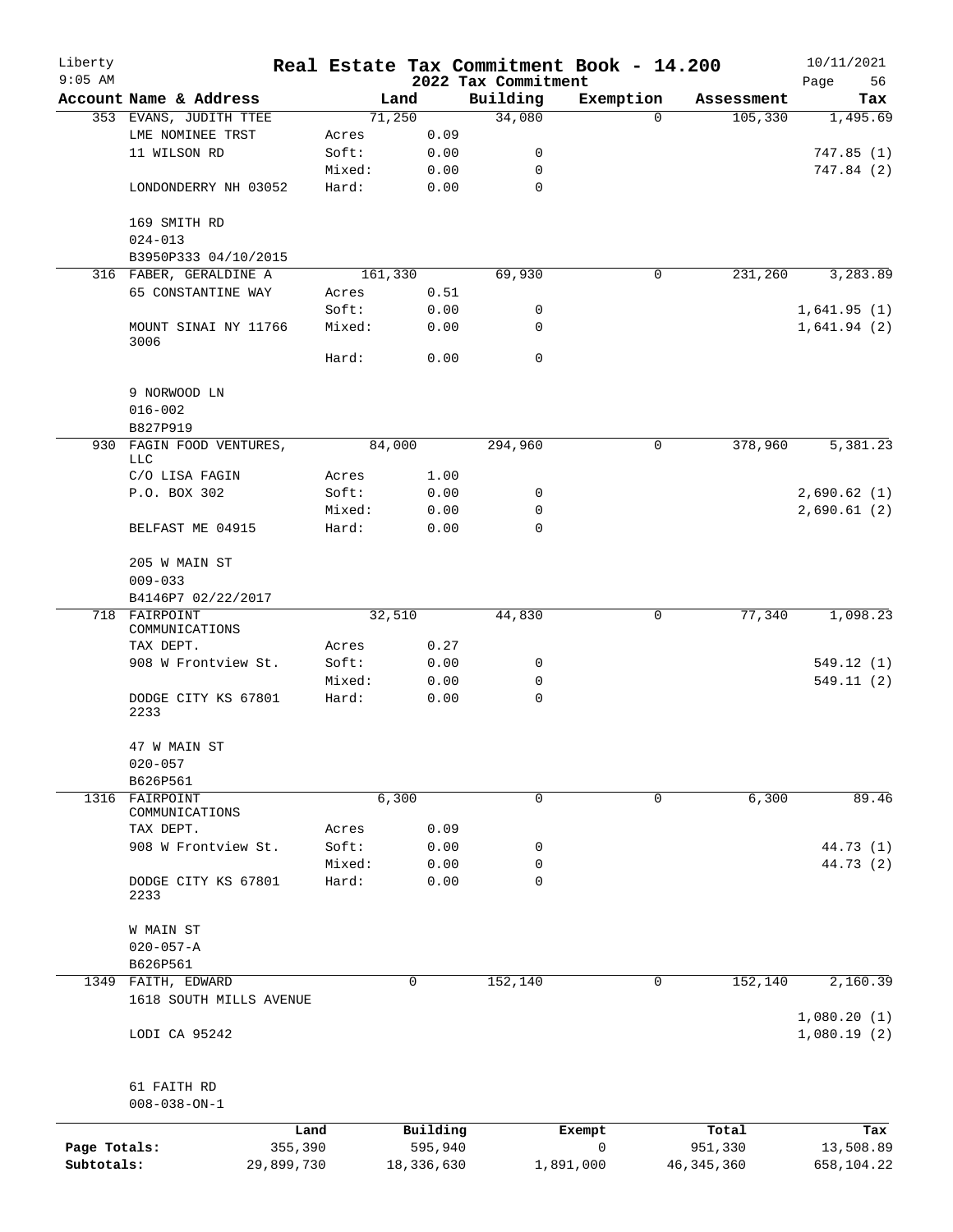Liberty 9:05 AM

# Real Estate Tax Commitment Book - 14.200

## 2022 Tax Commitment

10/11/2021

| Account Name & Address | | Land | Building | Exemption | Assessment | Tax |
|---|---|---|---|---|---|---|
| 353 EVANS, JUDITH TTEE | | 71,250 | 34,080 | 0 | 105,330 | 1,495.69 |
| LME NOMINEE TRST | Acres | 0.09 | | | | |
| 11 WILSON RD | Soft: | 0.00 | 0 | | | 747.85 (1) |
| | Mixed: | 0.00 | 0 | | | 747.84 (2) |
| LONDONDERRY NH 03052 | Hard: | 0.00 | 0 | | | |
| 169 SMITH RD | | | | | | |
| 024-013 | | | | | | |
| B3950P333 04/10/2015 | | | | | | |
| 316 FABER, GERALDINE A | | 161,330 | 69,930 | 0 | 231,260 | 3,283.89 |
| 65 CONSTANTINE WAY | Acres | 0.51 | | | | |
| | Soft: | 0.00 | 0 | | | 1,641.95 (1) |
| MOUNT SINAI NY 11766 3006 | Mixed: | 0.00 | 0 | | | 1,641.94 (2) |
| | Hard: | 0.00 | 0 | | | |
| 9 NORWOOD LN | | | | | | |
| 016-002 | | | | | | |
| B827P919 | | | | | | |
| 930 FAGIN FOOD VENTURES, LLC | | 84,000 | 294,960 | 0 | 378,960 | 5,381.23 |
| C/O LISA FAGIN | Acres | 1.00 | | | | |
| P.O. BOX 302 | Soft: | 0.00 | 0 | | | 2,690.62 (1) |
| | Mixed: | 0.00 | 0 | | | 2,690.61 (2) |
| BELFAST ME 04915 | Hard: | 0.00 | 0 | | | |
| 205 W MAIN ST | | | | | | |
| 009-033 | | | | | | |
| B4146P7 02/22/2017 | | | | | | |
| 718 FAIRPOINT COMMUNICATIONS | | 32,510 | 44,830 | 0 | 77,340 | 1,098.23 |
| TAX DEPT. | Acres | 0.27 | | | | |
| 908 W Frontview St. | Soft: | 0.00 | 0 | | | 549.12 (1) |
| | Mixed: | 0.00 | 0 | | | 549.11 (2) |
| DODGE CITY KS 67801 2233 | Hard: | 0.00 | 0 | | | |
| 47 W MAIN ST | | | | | | |
| 020-057 | | | | | | |
| B626P561 | | | | | | |
| 1316 FAIRPOINT COMMUNICATIONS | | 6,300 | 0 | 0 | 6,300 | 89.46 |
| TAX DEPT. | Acres | 0.09 | | | | |
| 908 W Frontview St. | Soft: | 0.00 | 0 | | | 44.73 (1) |
| | Mixed: | 0.00 | 0 | | | 44.73 (2) |
| DODGE CITY KS 67801 2233 | Hard: | 0.00 | 0 | | | |
| W MAIN ST | | | | | | |
| 020-057-A | | | | | | |
| B626P561 | | | | | | |
| 1349 FAITH, EDWARD | | 0 | 152,140 | 0 | 152,140 | 2,160.39 |
| 1618 SOUTH MILLS AVENUE | | | | | | |
| | | | | | | 1,080.20 (1) |
| LODI CA 95242 | | | | | | 1,080.19 (2) |
| 61 FAITH RD | | | | | | |
| 008-038-ON-1 | | | | | | |

| | Land | Building | Exempt | Total | Tax |
|---|---|---|---|---|---|
| Page Totals: | 355,390 | 595,940 | 0 | 951,330 | 13,508.89 |
| Subtotals: | 29,899,730 | 18,336,630 | 1,891,000 | 46,345,360 | 658,104.22 |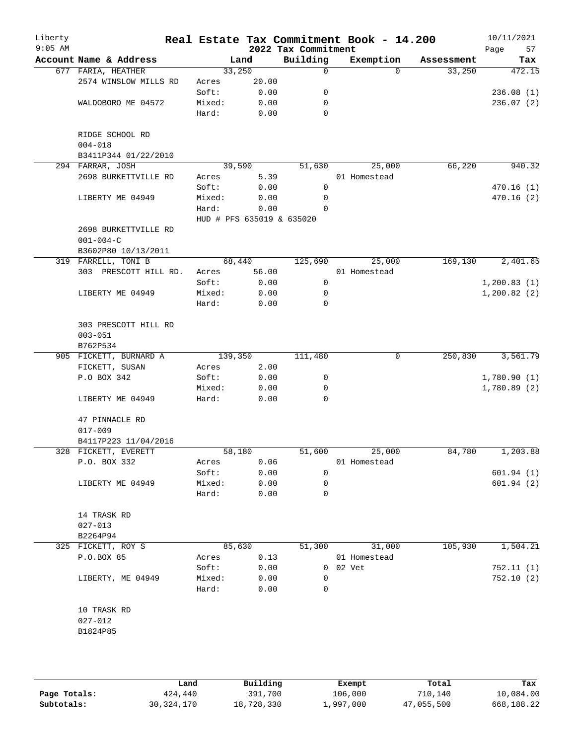# Real Estate Tax Commitment Book - 14.200

Liberty
9:05 AM

2022 Tax Commitment

10/11/2021

| Account Name & Address | Land | | Building | Exemption | Assessment | Tax |
|---|---|---|---|---|---|---|
| 677 FARIA, HEATHER | 33,250 | | 0 | 0 | 33,250 | 472.15 |
| 2574 WINSLOW MILLS RD | Acres | 20.00 | | | | |
| | Soft: | 0.00 | 0 | | | 236.08 (1) |
| WALDOBORO ME 04572 | Mixed: | 0.00 | 0 | | | 236.07 (2) |
| | Hard: | 0.00 | 0 | | | |
| RIDGE SCHOOL RD | | | | | | |
| 004-018 | | | | | | |
| B3411P344 01/22/2010 | | | | | | |
| 294 FARRAR, JOSH | 39,590 | | 51,630 | 25,000 | 66,220 | 940.32 |
| 2698 BURKETTVILLE RD | Acres | 5.39 | | 01 Homestead | | |
| | Soft: | 0.00 | 0 | | | 470.16 (1) |
| LIBERTY ME 04949 | Mixed: | 0.00 | 0 | | | 470.16 (2) |
| | Hard: | 0.00 | 0 | | | |
| | HUD # PFS 635019 & 635020 | | | | | |
| 2698 BURKETTVILLE RD | | | | | | |
| 001-004-C | | | | | | |
| B3602P80 10/13/2011 | | | | | | |
| 319 FARRELL, TONI B | 68,440 | | 125,690 | 25,000 | 169,130 | 2,401.65 |
| 303 PRESCOTT HILL RD. | Acres | 56.00 | | 01 Homestead | | |
| | Soft: | 0.00 | 0 | | | 1,200.83 (1) |
| LIBERTY ME 04949 | Mixed: | 0.00 | 0 | | | 1,200.82 (2) |
| | Hard: | 0.00 | 0 | | | |
| 303 PRESCOTT HILL RD | | | | | | |
| 003-051 | | | | | | |
| B762P534 | | | | | | |
| 905 FICKETT, BURNARD A | 139,350 | | 111,480 | 0 | 250,830 | 3,561.79 |
| FICKETT, SUSAN | Acres | 2.00 | | | | |
| P.O BOX 342 | Soft: | 0.00 | 0 | | | 1,780.90 (1) |
| | Mixed: | 0.00 | 0 | | | 1,780.89 (2) |
| LIBERTY ME 04949 | Hard: | 0.00 | 0 | | | |
| 47 PINNACLE RD | | | | | | |
| 017-009 | | | | | | |
| B4117P223 11/04/2016 | | | | | | |
| 328 FICKETT, EVERETT | 58,180 | | 51,600 | 25,000 | 84,780 | 1,203.88 |
| P.O. BOX 332 | Acres | 0.06 | | 01 Homestead | | |
| | Soft: | 0.00 | 0 | | | 601.94 (1) |
| LIBERTY ME 04949 | Mixed: | 0.00 | 0 | | | 601.94 (2) |
| | Hard: | 0.00 | 0 | | | |
| 14 TRASK RD | | | | | | |
| 027-013 | | | | | | |
| B2264P94 | | | | | | |
| 325 FICKETT, ROY S | 85,630 | | 51,300 | 31,000 | 105,930 | 1,504.21 |
| P.O.BOX 85 | Acres | 0.13 | | 01 Homestead | | |
| | Soft: | 0.00 | 0 | 02 Vet | | 752.11 (1) |
| LIBERTY, ME 04949 | Mixed: | 0.00 | 0 | | | 752.10 (2) |
| | Hard: | 0.00 | 0 | | | |
| 10 TRASK RD | | | | | | |
| 027-012 | | | | | | |
| B1824P85 | | | | | | |

| | Land | Building | Exempt | Total | Tax |
|---|---|---|---|---|---|
| Page Totals: | 424,440 | 391,700 | 106,000 | 710,140 | 10,084.00 |
| Subtotals: | 30,324,170 | 18,728,330 | 1,997,000 | 47,055,500 | 668,188.22 |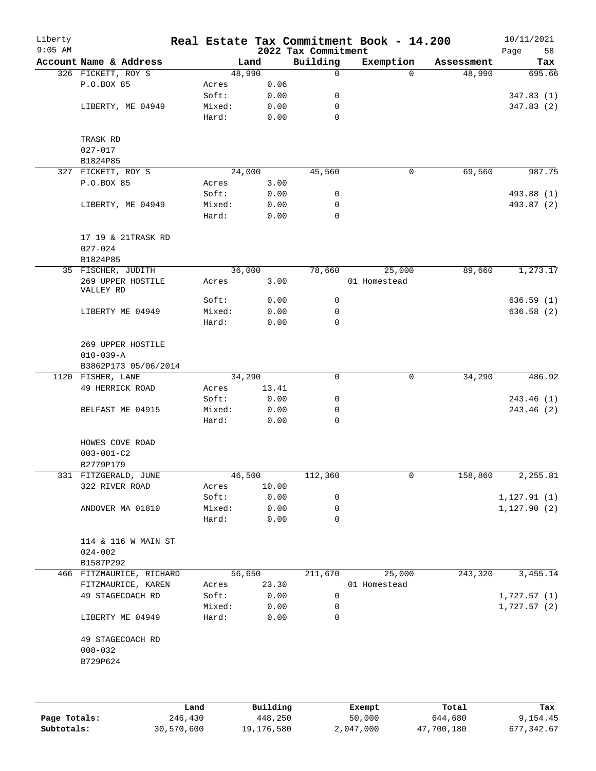# Real Estate Tax Commitment Book - 14.200

Liberty
9:05 AM

2022 Tax Commitment

10/11/2021

| Account Name & Address | | Land | Building | Exemption | Assessment | Tax |
|---|---|---|---|---|---|---|
| 326 FICKETT, ROY S | | 48,990 | 0 | 0 | 48,990 | 695.66 |
| P.O.BOX 85 | Acres | 0.06 | | | | |
| | Soft: | 0.00 | 0 | | | 347.83 (1) |
| LIBERTY, ME 04949 | Mixed: | 0.00 | 0 | | | 347.83 (2) |
| | Hard: | 0.00 | 0 | | | |
| TRASK RD | | | | | | |
| 027-017 | | | | | | |
| B1824P85 | | | | | | |
| 327 FICKETT, ROY S | | 24,000 | 45,560 | 0 | 69,560 | 987.75 |
| P.O.BOX 85 | Acres | 3.00 | | | | |
| | Soft: | 0.00 | 0 | | | 493.88 (1) |
| LIBERTY, ME 04949 | Mixed: | 0.00 | 0 | | | 493.87 (2) |
| | Hard: | 0.00 | 0 | | | |
| 17 19 & 21TRASK RD | | | | | | |
| 027-024 | | | | | | |
| B1824P85 | | | | | | |
| 35 FISCHER, JUDITH | | 36,000 | 78,660 | 25,000 | 89,660 | 1,273.17 |
| 269 UPPER HOSTILE VALLEY RD | Acres | 3.00 | | 01 Homestead | | |
| | Soft: | 0.00 | 0 | | | 636.59 (1) |
| LIBERTY ME 04949 | Mixed: | 0.00 | 0 | | | 636.58 (2) |
| | Hard: | 0.00 | 0 | | | |
| 269 UPPER HOSTILE | | | | | | |
| 010-039-A | | | | | | |
| B3862P173 05/06/2014 | | | | | | |
| 1120 FISHER, LANE | | 34,290 | 0 | 0 | 34,290 | 486.92 |
| 49 HERRICK ROAD | Acres | 13.41 | | | | |
| | Soft: | 0.00 | 0 | | | 243.46 (1) |
| BELFAST ME 04915 | Mixed: | 0.00 | 0 | | | 243.46 (2) |
| | Hard: | 0.00 | 0 | | | |
| HOWES COVE ROAD | | | | | | |
| 003-001-C2 | | | | | | |
| B2779P179 | | | | | | |
| 331 FITZGERALD, JUNE | | 46,500 | 112,360 | 0 | 158,860 | 2,255.81 |
| 322 RIVER ROAD | Acres | 10.00 | | | | |
| | Soft: | 0.00 | 0 | | | 1,127.91 (1) |
| ANDOVER MA 01810 | Mixed: | 0.00 | 0 | | | 1,127.90 (2) |
| | Hard: | 0.00 | 0 | | | |
| 114 & 116 W MAIN ST | | | | | | |
| 024-002 | | | | | | |
| B1587P292 | | | | | | |
| 466 FITZMAURICE, RICHARD | | 56,650 | 211,670 | 25,000 | 243,320 | 3,455.14 |
| FITZMAURICE, KAREN | Acres | 23.30 | | 01 Homestead | | |
| 49 STAGECOACH RD | Soft: | 0.00 | 0 | | | 1,727.57 (1) |
| | Mixed: | 0.00 | 0 | | | 1,727.57 (2) |
| LIBERTY ME 04949 | Hard: | 0.00 | 0 | | | |
| 49 STAGECOACH RD | | | | | | |
| 008-032 | | | | | | |
| B729P624 | | | | | | |

| | Land | Building | Exempt | Total | Tax |
|---|---|---|---|---|---|
| Page Totals: | 246,430 | 448,250 | 50,000 | 644,680 | 9,154.45 |
| Subtotals: | 30,570,600 | 19,176,580 | 2,047,000 | 47,700,180 | 677,342.67 |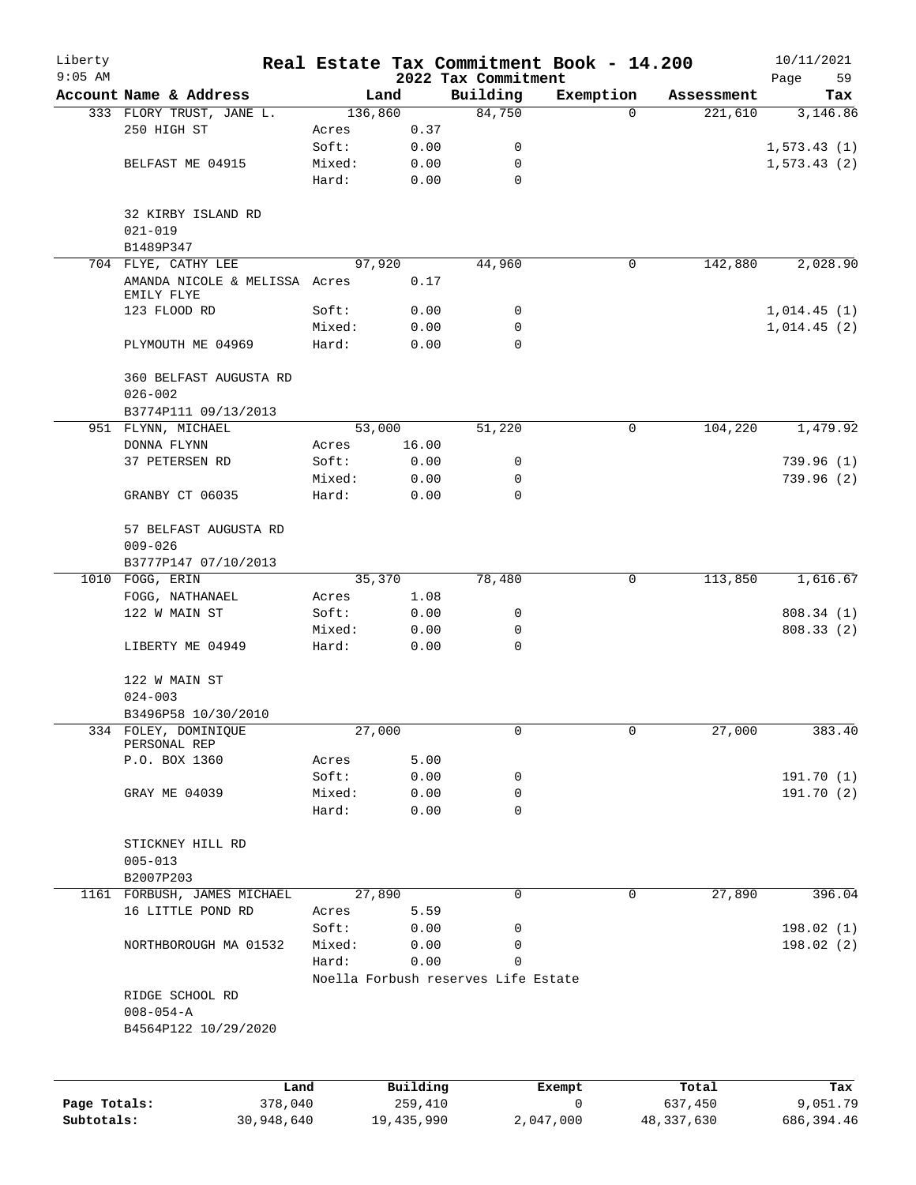# Real Estate Tax Commitment Book - 14.200

Liberty 9:05 AM — 2022 Tax Commitment — 10/11/2021

| Account Name & Address | Land | | Building | Exemption | Assessment | Tax |
|---|---|---|---|---|---|---|
| 333 FLORY TRUST, JANE L. | 136,860 | | 84,750 | 0 | 221,610 | 3,146.86 |
| 250 HIGH ST | Acres | 0.37 | | | | |
| | Soft: | 0.00 | 0 | | | 1,573.43 (1) |
| BELFAST ME 04915 | Mixed: | 0.00 | 0 | | | 1,573.43 (2) |
| | Hard: | 0.00 | 0 | | | |
| 32 KIRBY ISLAND RD | | | | | | |
| 021-019 | | | | | | |
| B1489P347 | | | | | | |
| 704 FLYE, CATHY LEE | 97,920 | | 44,960 | 0 | 142,880 | 2,028.90 |
| AMANDA NICOLE & MELISSA EMILY FLYE | Acres | 0.17 | | | | |
| 123 FLOOD RD | Soft: | 0.00 | 0 | | | 1,014.45 (1) |
| | Mixed: | 0.00 | 0 | | | 1,014.45 (2) |
| PLYMOUTH ME 04969 | Hard: | 0.00 | 0 | | | |
| 360 BELFAST AUGUSTA RD | | | | | | |
| 026-002 | | | | | | |
| B3774P111 09/13/2013 | | | | | | |
| 951 FLYNN, MICHAEL | 53,000 | | 51,220 | 0 | 104,220 | 1,479.92 |
| DONNA FLYNN | Acres | 16.00 | | | | |
| 37 PETERSEN RD | Soft: | 0.00 | 0 | | | 739.96 (1) |
| | Mixed: | 0.00 | 0 | | | 739.96 (2) |
| GRANBY CT 06035 | Hard: | 0.00 | 0 | | | |
| 57 BELFAST AUGUSTA RD | | | | | | |
| 009-026 | | | | | | |
| B3777P147 07/10/2013 | | | | | | |
| 1010 FOGG, ERIN | 35,370 | | 78,480 | 0 | 113,850 | 1,616.67 |
| FOGG, NATHANAEL | Acres | 1.08 | | | | |
| 122 W MAIN ST | Soft: | 0.00 | 0 | | | 808.34 (1) |
| | Mixed: | 0.00 | 0 | | | 808.33 (2) |
| LIBERTY ME 04949 | Hard: | 0.00 | 0 | | | |
| 122 W MAIN ST | | | | | | |
| 024-003 | | | | | | |
| B3496P58 10/30/2010 | | | | | | |
| 334 FOLEY, DOMINIQUE PERSONAL REP | 27,000 | | 0 | 0 | 27,000 | 383.40 |
| P.O. BOX 1360 | Acres | 5.00 | | | | |
| | Soft: | 0.00 | 0 | | | 191.70 (1) |
| GRAY ME 04039 | Mixed: | 0.00 | 0 | | | 191.70 (2) |
| | Hard: | 0.00 | 0 | | | |
| STICKNEY HILL RD | | | | | | |
| 005-013 | | | | | | |
| B2007P203 | | | | | | |
| 1161 FORBUSH, JAMES MICHAEL | 27,890 | | 0 | 0 | 27,890 | 396.04 |
| 16 LITTLE POND RD | Acres | 5.59 | | | | |
| | Soft: | 0.00 | 0 | | | 198.02 (1) |
| NORTHBOROUGH MA 01532 | Mixed: | 0.00 | 0 | | | 198.02 (2) |
| | Hard: | 0.00 | 0 | | | |
| | Noella Forbush reserves Life Estate | | | | | |
| RIDGE SCHOOL RD | | | | | | |
| 008-054-A | | | | | | |
| B4564P122 10/29/2020 | | | | | | |

| | Land | Building | Exempt | Total | Tax |
|---|---|---|---|---|---|
| Page Totals: | 378,040 | 259,410 | 0 | 637,450 | 9,051.79 |
| Subtotals: | 30,948,640 | 19,435,990 | 2,047,000 | 48,337,630 | 686,394.46 |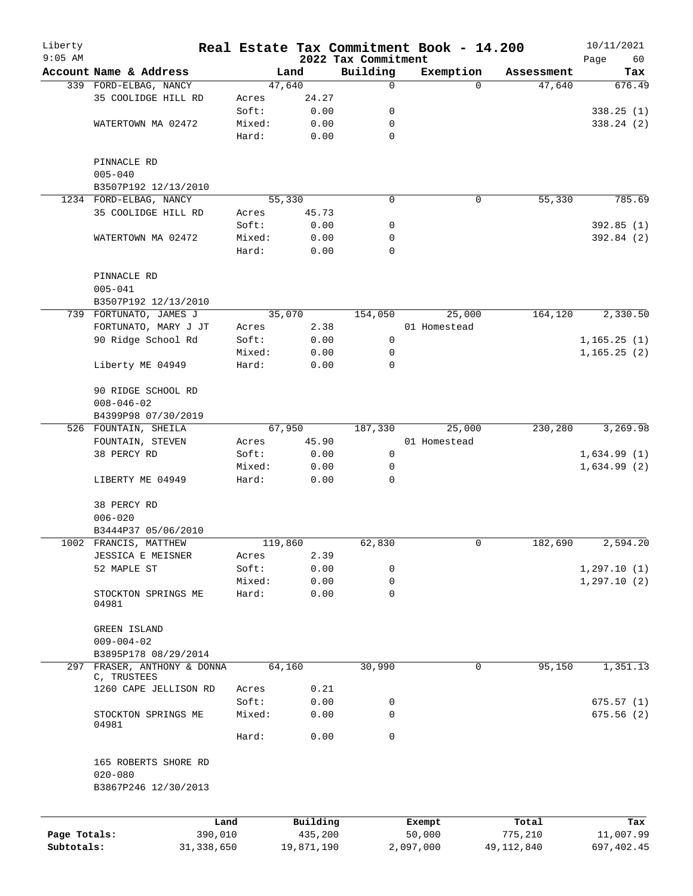# Real Estate Tax Commitment Book - 14.200

Liberty
9:05 AM

2022 Tax Commitment

10/11/2021

| Account Name & Address | Land | | Building | Exemption | Assessment | Tax |
|---|---|---|---|---|---|---|
| 339 FORD-ELBAG, NANCY | 47,640 | | 0 | 0 | 47,640 | 676.49 |
| 35 COOLIDGE HILL RD | Acres | 24.27 | | | | |
| | Soft: | 0.00 | 0 | | | 338.25 (1) |
| WATERTOWN MA 02472 | Mixed: | 0.00 | 0 | | | 338.24 (2) |
| | Hard: | 0.00 | 0 | | | |
| PINNACLE RD | | | | | | |
| 005-040 | | | | | | |
| B3507P192 12/13/2010 | | | | | | |
| 1234 FORD-ELBAG, NANCY | 55,330 | | 0 | 0 | 55,330 | 785.69 |
| 35 COOLIDGE HILL RD | Acres | 45.73 | | | | |
| | Soft: | 0.00 | 0 | | | 392.85 (1) |
| WATERTOWN MA 02472 | Mixed: | 0.00 | 0 | | | 392.84 (2) |
| | Hard: | 0.00 | 0 | | | |
| PINNACLE RD | | | | | | |
| 005-041 | | | | | | |
| B3507P192 12/13/2010 | | | | | | |
| 739 FORTUNATO, JAMES J | 35,070 | | 154,050 | 25,000 | 164,120 | 2,330.50 |
| FORTUNATO, MARY J JT | Acres | 2.38 | | 01 Homestead | | |
| 90 Ridge School Rd | Soft: | 0.00 | 0 | | | 1,165.25 (1) |
| | Mixed: | 0.00 | 0 | | | 1,165.25 (2) |
| Liberty ME 04949 | Hard: | 0.00 | 0 | | | |
| 90 RIDGE SCHOOL RD | | | | | | |
| 008-046-02 | | | | | | |
| B4399P98 07/30/2019 | | | | | | |
| 526 FOUNTAIN, SHEILA | 67,950 | | 187,330 | 25,000 | 230,280 | 3,269.98 |
| FOUNTAIN, STEVEN | Acres | 45.90 | | 01 Homestead | | |
| 38 PERCY RD | Soft: | 0.00 | 0 | | | 1,634.99 (1) |
| | Mixed: | 0.00 | 0 | | | 1,634.99 (2) |
| LIBERTY ME 04949 | Hard: | 0.00 | 0 | | | |
| 38 PERCY RD | | | | | | |
| 006-020 | | | | | | |
| B3444P37 05/06/2010 | | | | | | |
| 1002 FRANCIS, MATTHEW | 119,860 | | 62,830 | 0 | 182,690 | 2,594.20 |
| JESSICA E MEISNER | Acres | 2.39 | | | | |
| 52 MAPLE ST | Soft: | 0.00 | 0 | | | 1,297.10 (1) |
| | Mixed: | 0.00 | 0 | | | 1,297.10 (2) |
| STOCKTON SPRINGS ME 04981 | Hard: | 0.00 | 0 | | | |
| GREEN ISLAND | | | | | | |
| 009-004-02 | | | | | | |
| B3895P178 08/29/2014 | | | | | | |
| 297 FRASER, ANTHONY & DONNA C, TRUSTEES | 64,160 | | 30,990 | 0 | 95,150 | 1,351.13 |
| 1260 CAPE JELLISON RD | Acres | 0.21 | | | | |
| | Soft: | 0.00 | 0 | | | 675.57 (1) |
| STOCKTON SPRINGS ME 04981 | Mixed: | 0.00 | 0 | | | 675.56 (2) |
| | Hard: | 0.00 | 0 | | | |
| 165 ROBERTS SHORE RD | | | | | | |
| 020-080 | | | | | | |
| B3867P246 12/30/2013 | | | | | | |

| | Land | Building | Exempt | Total | Tax |
|---|---|---|---|---|---|
| Page Totals: | 390,010 | 435,200 | 50,000 | 775,210 | 11,007.99 |
| Subtotals: | 31,338,650 | 19,871,190 | 2,097,000 | 49,112,840 | 697,402.45 |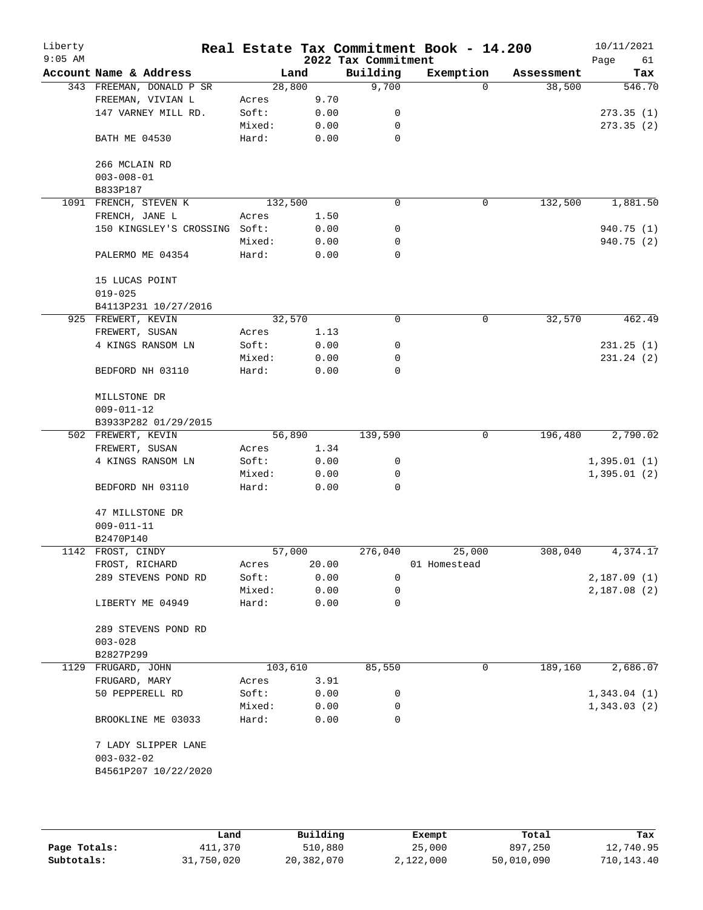# Real Estate Tax Commitment Book - 14.200

Liberty
9:05 AM

2022 Tax Commitment

10/11/2021

| Account Name & Address | Land | | Building | Exemption | Assessment | Tax |
|---|---|---|---|---|---|---|
| 343 FREEMAN, DONALD P SR | 28,800 | | 9,700 | 0 | 38,500 | 546.70 |
| FREEMAN, VIVIAN L | Acres | 9.70 | | | | |
| 147 VARNEY MILL RD. | Soft: | 0.00 | 0 | | | 273.35 (1) |
| | Mixed: | 0.00 | 0 | | | 273.35 (2) |
| BATH ME 04530 | Hard: | 0.00 | 0 | | | |
| 266 MCLAIN RD | | | | | | |
| 003-008-01 | | | | | | |
| B833P187 | | | | | | |
| 1091 FRENCH, STEVEN K | 132,500 | | 0 | 0 | 132,500 | 1,881.50 |
| FRENCH, JANE L | Acres | 1.50 | | | | |
| 150 KINGSLEY'S CROSSING | Soft: | 0.00 | 0 | | | 940.75 (1) |
| | Mixed: | 0.00 | 0 | | | 940.75 (2) |
| PALERMO ME 04354 | Hard: | 0.00 | 0 | | | |
| 15 LUCAS POINT | | | | | | |
| 019-025 | | | | | | |
| B4113P231 10/27/2016 | | | | | | |
| 925 FREWERT, KEVIN | 32,570 | | 0 | 0 | 32,570 | 462.49 |
| FREWERT, SUSAN | Acres | 1.13 | | | | |
| 4 KINGS RANSOM LN | Soft: | 0.00 | 0 | | | 231.25 (1) |
| | Mixed: | 0.00 | 0 | | | 231.24 (2) |
| BEDFORD NH 03110 | Hard: | 0.00 | 0 | | | |
| MILLSTONE DR | | | | | | |
| 009-011-12 | | | | | | |
| B3933P282 01/29/2015 | | | | | | |
| 502 FREWERT, KEVIN | 56,890 | | 139,590 | 0 | 196,480 | 2,790.02 |
| FREWERT, SUSAN | Acres | 1.34 | | | | |
| 4 KINGS RANSOM LN | Soft: | 0.00 | 0 | | | 1,395.01 (1) |
| | Mixed: | 0.00 | 0 | | | 1,395.01 (2) |
| BEDFORD NH 03110 | Hard: | 0.00 | 0 | | | |
| 47 MILLSTONE DR | | | | | | |
| 009-011-11 | | | | | | |
| B2470P140 | | | | | | |
| 1142 FROST, CINDY | 57,000 | | 276,040 | 25,000 | 308,040 | 4,374.17 |
| FROST, RICHARD | Acres | 20.00 | | 01 Homestead | | |
| 289 STEVENS POND RD | Soft: | 0.00 | 0 | | | 2,187.09 (1) |
| | Mixed: | 0.00 | 0 | | | 2,187.08 (2) |
| LIBERTY ME 04949 | Hard: | 0.00 | 0 | | | |
| 289 STEVENS POND RD | | | | | | |
| 003-028 | | | | | | |
| B2827P299 | | | | | | |
| 1129 FRUGARD, JOHN | 103,610 | | 85,550 | 0 | 189,160 | 2,686.07 |
| FRUGARD, MARY | Acres | 3.91 | | | | |
| 50 PEPPERELL RD | Soft: | 0.00 | 0 | | | 1,343.04 (1) |
| | Mixed: | 0.00 | 0 | | | 1,343.03 (2) |
| BROOKLINE ME 03033 | Hard: | 0.00 | 0 | | | |
| 7 LADY SLIPPER LANE | | | | | | |
| 003-032-02 | | | | | | |
| B4561P207 10/22/2020 | | | | | | |

| | Land | Building | Exempt | Total | Tax |
|---|---|---|---|---|---|
| Page Totals: | 411,370 | 510,880 | 25,000 | 897,250 | 12,740.95 |
| Subtotals: | 31,750,020 | 20,382,070 | 2,122,000 | 50,010,090 | 710,143.40 |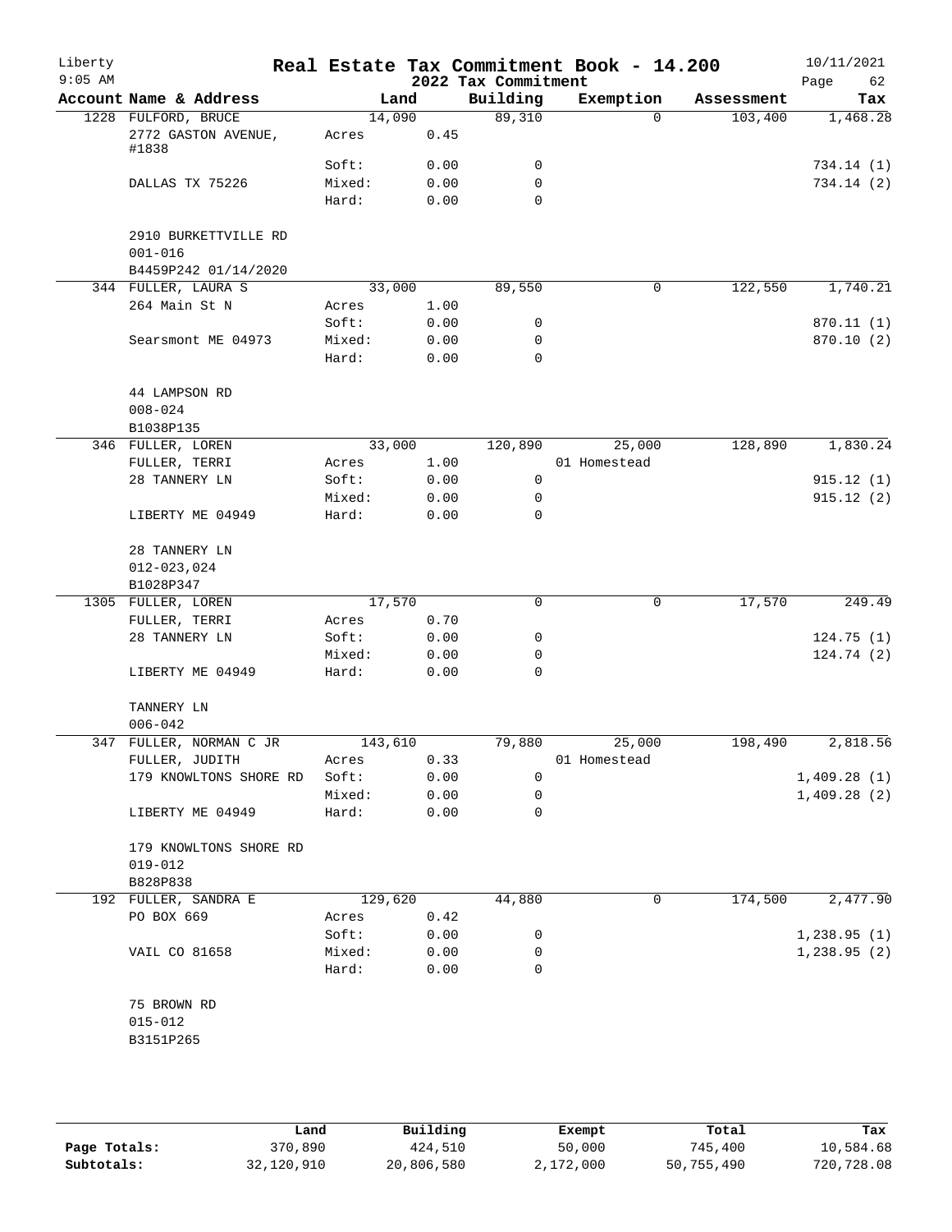# Real Estate Tax Commitment Book - 14.200

Liberty
9:05 AM

2022 Tax Commitment

10/11/2021

| Account Name & Address | Land | | Building | Exemption | Assessment | Tax |
|---|---|---|---|---|---|---|
| 1228 FULFORD, BRUCE | 14,090 | | 89,310 | 0 | 103,400 | 1,468.28 |
| 2772 GASTON AVENUE, #1838 | Acres | 0.45 | | | | |
| | Soft: | 0.00 | 0 | | | 734.14 (1) |
| DALLAS TX 75226 | Mixed: | 0.00 | 0 | | | 734.14 (2) |
| | Hard: | 0.00 | 0 | | | |
| 2910 BURKETTVILLE RD | | | | | | |
| 001-016 | | | | | | |
| B4459P242 01/14/2020 | | | | | | |
| 344 FULLER, LAURA S | 33,000 | | 89,550 | 0 | 122,550 | 1,740.21 |
| 264 Main St N | Acres | 1.00 | | | | |
| | Soft: | 0.00 | 0 | | | 870.11 (1) |
| Searsmont ME 04973 | Mixed: | 0.00 | 0 | | | 870.10 (2) |
| | Hard: | 0.00 | 0 | | | |
| 44 LAMPSON RD | | | | | | |
| 008-024 | | | | | | |
| B1038P135 | | | | | | |
| 346 FULLER, LOREN | 33,000 | | 120,890 | 25,000 | 128,890 | 1,830.24 |
| FULLER, TERRI | Acres | 1.00 | | 01 Homestead | | |
| 28 TANNERY LN | Soft: | 0.00 | 0 | | | 915.12 (1) |
| | Mixed: | 0.00 | 0 | | | 915.12 (2) |
| LIBERTY ME 04949 | Hard: | 0.00 | 0 | | | |
| 28 TANNERY LN | | | | | | |
| 012-023,024 | | | | | | |
| B1028P347 | | | | | | |
| 1305 FULLER, LOREN | 17,570 | | 0 | 0 | 17,570 | 249.49 |
| FULLER, TERRI | Acres | 0.70 | | | | |
| 28 TANNERY LN | Soft: | 0.00 | 0 | | | 124.75 (1) |
| | Mixed: | 0.00 | 0 | | | 124.74 (2) |
| LIBERTY ME 04949 | Hard: | 0.00 | 0 | | | |
| TANNERY LN | | | | | | |
| 006-042 | | | | | | |
| 347 FULLER, NORMAN C JR | 143,610 | | 79,880 | 25,000 | 198,490 | 2,818.56 |
| FULLER, JUDITH | Acres | 0.33 | | 01 Homestead | | |
| 179 KNOWLTONS SHORE RD | Soft: | 0.00 | 0 | | | 1,409.28 (1) |
| | Mixed: | 0.00 | 0 | | | 1,409.28 (2) |
| LIBERTY ME 04949 | Hard: | 0.00 | 0 | | | |
| 179 KNOWLTONS SHORE RD | | | | | | |
| 019-012 | | | | | | |
| B828P838 | | | | | | |
| 192 FULLER, SANDRA E | 129,620 | | 44,880 | 0 | 174,500 | 2,477.90 |
| PO BOX 669 | Acres | 0.42 | | | | |
| | Soft: | 0.00 | 0 | | | 1,238.95 (1) |
| VAIL CO 81658 | Mixed: | 0.00 | 0 | | | 1,238.95 (2) |
| | Hard: | 0.00 | 0 | | | |
| 75 BROWN RD | | | | | | |
| 015-012 | | | | | | |
| B3151P265 | | | | | | |

| | Land | Building | Exempt | Total | Tax |
|---|---|---|---|---|---|
| Page Totals: | 370,890 | 424,510 | 50,000 | 745,400 | 10,584.68 |
| Subtotals: | 32,120,910 | 20,806,580 | 2,172,000 | 50,755,490 | 720,728.08 |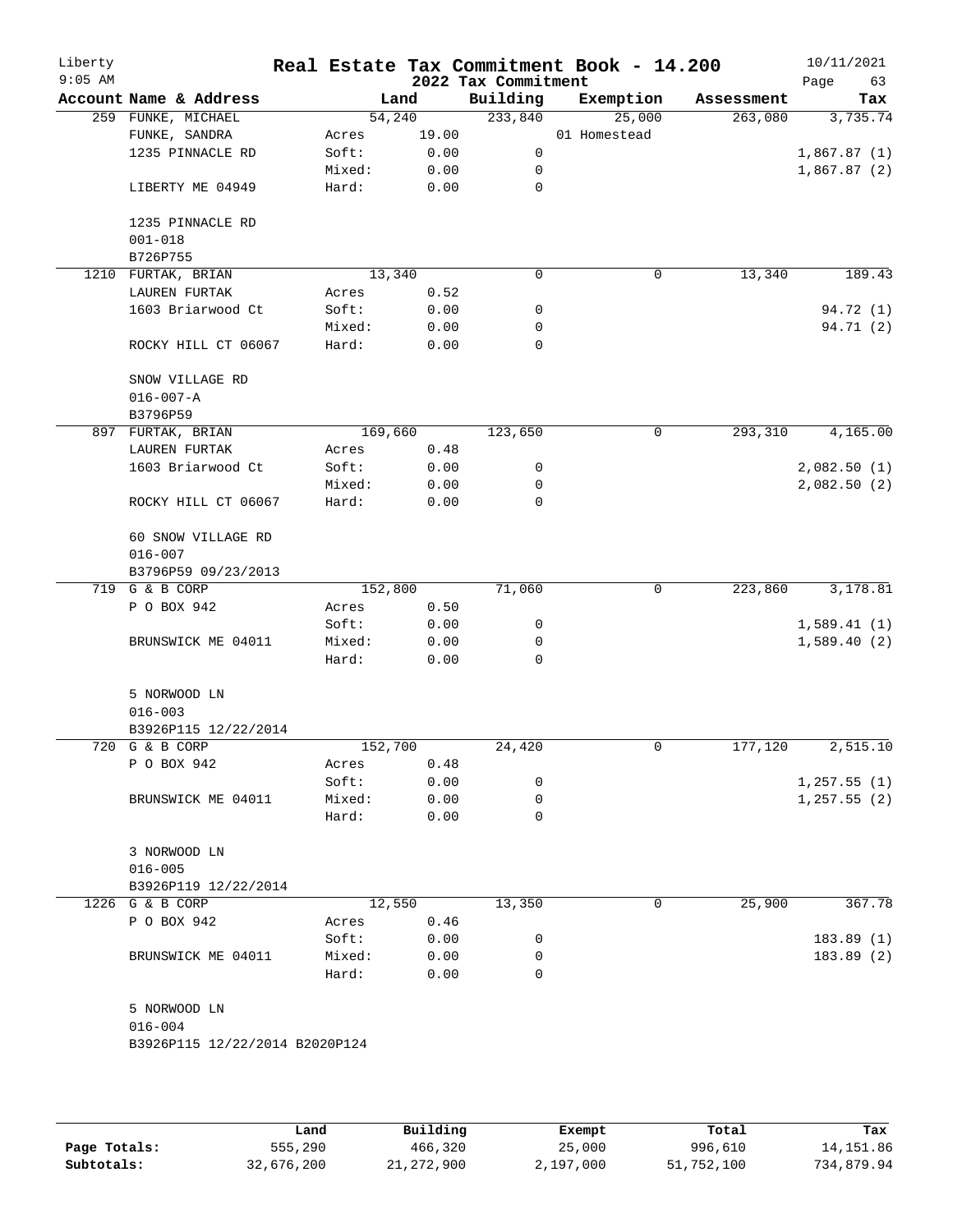# Real Estate Tax Commitment Book - 14.200

Liberty 9:05 AM — 2022 Tax Commitment — 10/11/2021

| Account Name & Address | Land | | Building | Exemption | Assessment | Tax |
|---|---|---|---|---|---|---|
| 259 FUNKE, MICHAEL | 54,240 | | 233,840 | 25,000 | 263,080 | 3,735.74 |
| FUNKE, SANDRA | Acres | 19.00 | | 01 Homestead | | |
| 1235 PINNACLE RD | Soft: | 0.00 | 0 | | | 1,867.87 (1) |
| | Mixed: | 0.00 | 0 | | | 1,867.87 (2) |
| LIBERTY ME 04949 | Hard: | 0.00 | 0 | | | |
| 1235 PINNACLE RD | | | | | | |
| 001-018 | | | | | | |
| B726P755 | | | | | | |
| 1210 FURTAK, BRIAN | 13,340 | | 0 | 0 | 13,340 | 189.43 |
| LAUREN FURTAK | Acres | 0.52 | | | | |
| 1603 Briarwood Ct | Soft: | 0.00 | 0 | | | 94.72 (1) |
| | Mixed: | 0.00 | 0 | | | 94.71 (2) |
| ROCKY HILL CT 06067 | Hard: | 0.00 | 0 | | | |
| SNOW VILLAGE RD | | | | | | |
| 016-007-A | | | | | | |
| B3796P59 | | | | | | |
| 897 FURTAK, BRIAN | 169,660 | | 123,650 | 0 | 293,310 | 4,165.00 |
| LAUREN FURTAK | Acres | 0.48 | | | | |
| 1603 Briarwood Ct | Soft: | 0.00 | 0 | | | 2,082.50 (1) |
| | Mixed: | 0.00 | 0 | | | 2,082.50 (2) |
| ROCKY HILL CT 06067 | Hard: | 0.00 | 0 | | | |
| 60 SNOW VILLAGE RD | | | | | | |
| 016-007 | | | | | | |
| B3796P59 09/23/2013 | | | | | | |
| 719 G & B CORP | 152,800 | | 71,060 | 0 | 223,860 | 3,178.81 |
| P O BOX 942 | Acres | 0.50 | | | | |
| | Soft: | 0.00 | 0 | | | 1,589.41 (1) |
| BRUNSWICK ME 04011 | Mixed: | 0.00 | 0 | | | 1,589.40 (2) |
| | Hard: | 0.00 | 0 | | | |
| 5 NORWOOD LN | | | | | | |
| 016-003 | | | | | | |
| B3926P115 12/22/2014 | | | | | | |
| 720 G & B CORP | 152,700 | | 24,420 | 0 | 177,120 | 2,515.10 |
| P O BOX 942 | Acres | 0.48 | | | | |
| | Soft: | 0.00 | 0 | | | 1,257.55 (1) |
| BRUNSWICK ME 04011 | Mixed: | 0.00 | 0 | | | 1,257.55 (2) |
| | Hard: | 0.00 | 0 | | | |
| 3 NORWOOD LN | | | | | | |
| 016-005 | | | | | | |
| B3926P119 12/22/2014 | | | | | | |
| 1226 G & B CORP | 12,550 | | 13,350 | 0 | 25,900 | 367.78 |
| P O BOX 942 | Acres | 0.46 | | | | |
| | Soft: | 0.00 | 0 | | | 183.89 (1) |
| BRUNSWICK ME 04011 | Mixed: | 0.00 | 0 | | | 183.89 (2) |
| | Hard: | 0.00 | 0 | | | |
| 5 NORWOOD LN | | | | | | |
| 016-004 | | | | | | |
| B3926P115 12/22/2014 B2020P124 | | | | | | |

| | Land | Building | Exempt | Total | Tax |
|---|---|---|---|---|---|
| Page Totals: | 555,290 | 466,320 | 25,000 | 996,610 | 14,151.86 |
| Subtotals: | 32,676,200 | 21,272,900 | 2,197,000 | 51,752,100 | 734,879.94 |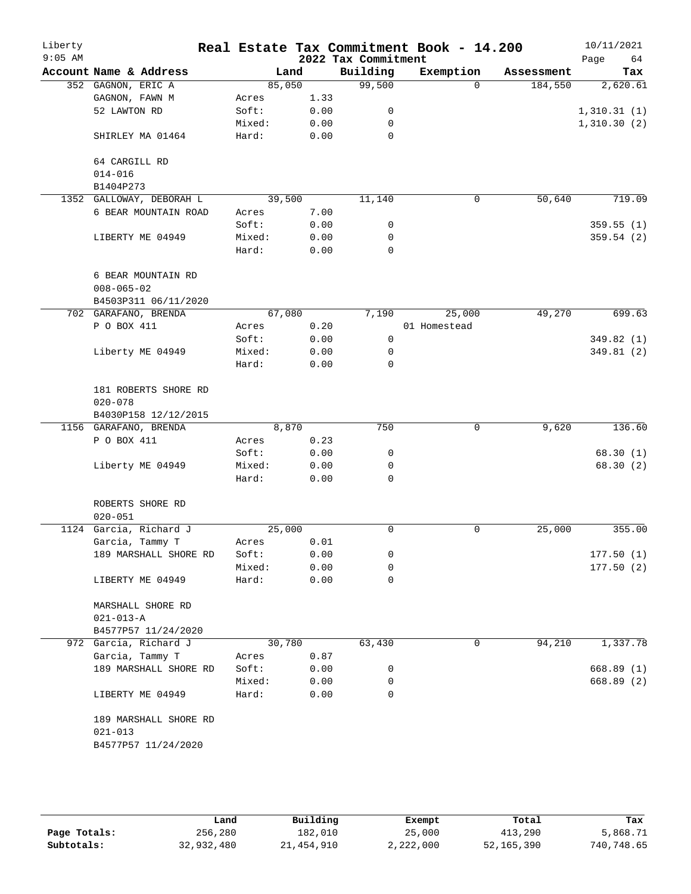Liberty 9:05 AM

# Real Estate Tax Commitment Book - 14.200

## 2022 Tax Commitment

10/11/2021

| Account | Name & Address | | Land | Building | Exemption | Assessment | Tax |
|---|---|---|---|---|---|---|---|
| 352 | GAGNON, ERIC A | | 85,050 | 99,500 | 0 | 184,550 | 2,620.61 |
| | GAGNON, FAWN M | Acres | 1.33 | | | | |
| | 52 LAWTON RD | Soft: | 0.00 | 0 | | | 1,310.31 (1) |
| | | Mixed: | 0.00 | 0 | | | 1,310.30 (2) |
| | SHIRLEY MA 01464 | Hard: | 0.00 | 0 | | | |
| | 64 CARGILL RD | | | | | | |
| | 014-016 | | | | | | |
| | B1404P273 | | | | | | |
| 1352 | GALLOWAY, DEBORAH L | | 39,500 | 11,140 | 0 | 50,640 | 719.09 |
| | 6 BEAR MOUNTAIN ROAD | Acres | 7.00 | | | | |
| | | Soft: | 0.00 | 0 | | | 359.55 (1) |
| | LIBERTY ME 04949 | Mixed: | 0.00 | 0 | | | 359.54 (2) |
| | | Hard: | 0.00 | 0 | | | |
| | 6 BEAR MOUNTAIN RD | | | | | | |
| | 008-065-02 | | | | | | |
| | B4503P311 06/11/2020 | | | | | | |
| 702 | GARAFANO, BRENDA | | 67,080 | 7,190 | 25,000 | 49,270 | 699.63 |
| | P O BOX 411 | Acres | 0.20 | | 01 Homestead | | |
| | | Soft: | 0.00 | 0 | | | 349.82 (1) |
| | Liberty ME 04949 | Mixed: | 0.00 | 0 | | | 349.81 (2) |
| | | Hard: | 0.00 | 0 | | | |
| | 181 ROBERTS SHORE RD | | | | | | |
| | 020-078 | | | | | | |
| | B4030P158 12/12/2015 | | | | | | |
| 1156 | GARAFANO, BRENDA | | 8,870 | 750 | 0 | 9,620 | 136.60 |
| | P O BOX 411 | Acres | 0.23 | | | | |
| | | Soft: | 0.00 | 0 | | | 68.30 (1) |
| | Liberty ME 04949 | Mixed: | 0.00 | 0 | | | 68.30 (2) |
| | | Hard: | 0.00 | 0 | | | |
| | ROBERTS SHORE RD | | | | | | |
| | 020-051 | | | | | | |
| 1124 | Garcia, Richard J | | 25,000 | 0 | 0 | 25,000 | 355.00 |
| | Garcia, Tammy T | Acres | 0.01 | | | | |
| | 189 MARSHALL SHORE RD | Soft: | 0.00 | 0 | | | 177.50 (1) |
| | | Mixed: | 0.00 | 0 | | | 177.50 (2) |
| | LIBERTY ME 04949 | Hard: | 0.00 | 0 | | | |
| | MARSHALL SHORE RD | | | | | | |
| | 021-013-A | | | | | | |
| | B4577P57 11/24/2020 | | | | | | |
| 972 | Garcia, Richard J | | 30,780 | 63,430 | 0 | 94,210 | 1,337.78 |
| | Garcia, Tammy T | Acres | 0.87 | | | | |
| | 189 MARSHALL SHORE RD | Soft: | 0.00 | 0 | | | 668.89 (1) |
| | | Mixed: | 0.00 | 0 | | | 668.89 (2) |
| | LIBERTY ME 04949 | Hard: | 0.00 | 0 | | | |
| | 189 MARSHALL SHORE RD | | | | | | |
| | 021-013 | | | | | | |
| | B4577P57 11/24/2020 | | | | | | |

| | Land | Building | Exempt | Total | Tax |
|---|---|---|---|---|---|
| Page Totals: | 256,280 | 182,010 | 25,000 | 413,290 | 5,868.71 |
| Subtotals: | 32,932,480 | 21,454,910 | 2,222,000 | 52,165,390 | 740,748.65 |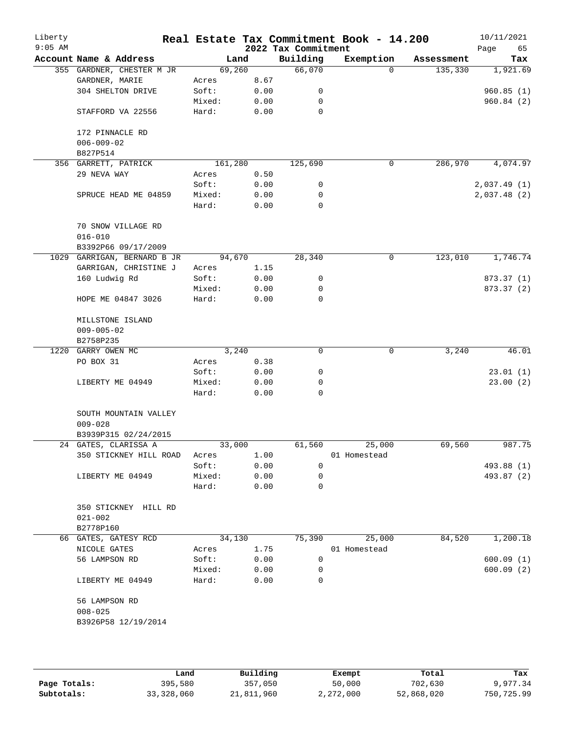Liberty
9:05 AM

# Real Estate Tax Commitment Book - 14.200

## 2022 Tax Commitment

10/11/2021

| Account Name & Address | | Land | Building | Exemption | Assessment | Tax |
|---|---|---|---|---|---|---|
| 355 GARDNER, CHESTER M JR | | 69,260 | 66,070 | 0 | 135,330 | 1,921.69 |
| GARDNER, MARIE | Acres | 8.67 | | | | |
| 304 SHELTON DRIVE | Soft: | 0.00 | 0 | | | 960.85 (1) |
| | Mixed: | 0.00 | 0 | | | 960.84 (2) |
| STAFFORD VA 22556 | Hard: | 0.00 | 0 | | | |
| 172 PINNACLE RD | | | | | | |
| 006-009-02 | | | | | | |
| B827P514 | | | | | | |
| 356 GARRETT, PATRICK | | 161,280 | 125,690 | 0 | 286,970 | 4,074.97 |
| 29 NEVA WAY | Acres | 0.50 | | | | |
| | Soft: | 0.00 | 0 | | | 2,037.49 (1) |
| SPRUCE HEAD ME 04859 | Mixed: | 0.00 | 0 | | | 2,037.48 (2) |
| | Hard: | 0.00 | 0 | | | |
| 70 SNOW VILLAGE RD | | | | | | |
| 016-010 | | | | | | |
| B3392P66 09/17/2009 | | | | | | |
| 1029 GARRIGAN, BERNARD B JR | | 94,670 | 28,340 | 0 | 123,010 | 1,746.74 |
| GARRIGAN, CHRISTINE J | Acres | 1.15 | | | | |
| 160 Ludwig Rd | Soft: | 0.00 | 0 | | | 873.37 (1) |
| | Mixed: | 0.00 | 0 | | | 873.37 (2) |
| HOPE ME 04847 3026 | Hard: | 0.00 | 0 | | | |
| MILLSTONE ISLAND | | | | | | |
| 009-005-02 | | | | | | |
| B2758P235 | | | | | | |
| 1220 GARRY OWEN MC | | 3,240 | 0 | 0 | 3,240 | 46.01 |
| PO BOX 31 | Acres | 0.38 | | | | |
| | Soft: | 0.00 | 0 | | | 23.01 (1) |
| LIBERTY ME 04949 | Mixed: | 0.00 | 0 | | | 23.00 (2) |
| | Hard: | 0.00 | 0 | | | |
| SOUTH MOUNTAIN VALLEY | | | | | | |
| 009-028 | | | | | | |
| B3939P315 02/24/2015 | | | | | | |
| 24 GATES, CLARISSA A | | 33,000 | 61,560 | 25,000 | 69,560 | 987.75 |
| 350 STICKNEY HILL ROAD | Acres | 1.00 | | 01 Homestead | | |
| | Soft: | 0.00 | 0 | | | 493.88 (1) |
| LIBERTY ME 04949 | Mixed: | 0.00 | 0 | | | 493.87 (2) |
| | Hard: | 0.00 | 0 | | | |
| 350 STICKNEY HILL RD | | | | | | |
| 021-002 | | | | | | |
| B2778P160 | | | | | | |
| 66 GATES, GATESY RCD | | 34,130 | 75,390 | 25,000 | 84,520 | 1,200.18 |
| NICOLE GATES | Acres | 1.75 | | 01 Homestead | | |
| 56 LAMPSON RD | Soft: | 0.00 | 0 | | | 600.09 (1) |
| | Mixed: | 0.00 | 0 | | | 600.09 (2) |
| LIBERTY ME 04949 | Hard: | 0.00 | 0 | | | |
| 56 LAMPSON RD | | | | | | |
| 008-025 | | | | | | |
| B3926P58 12/19/2014 | | | | | | |

| | Land | Building | Exempt | Total | Tax |
|---|---|---|---|---|---|
| Page Totals: | 395,580 | 357,050 | 50,000 | 702,630 | 9,977.34 |
| Subtotals: | 33,328,060 | 21,811,960 | 2,272,000 | 52,868,020 | 750,725.99 |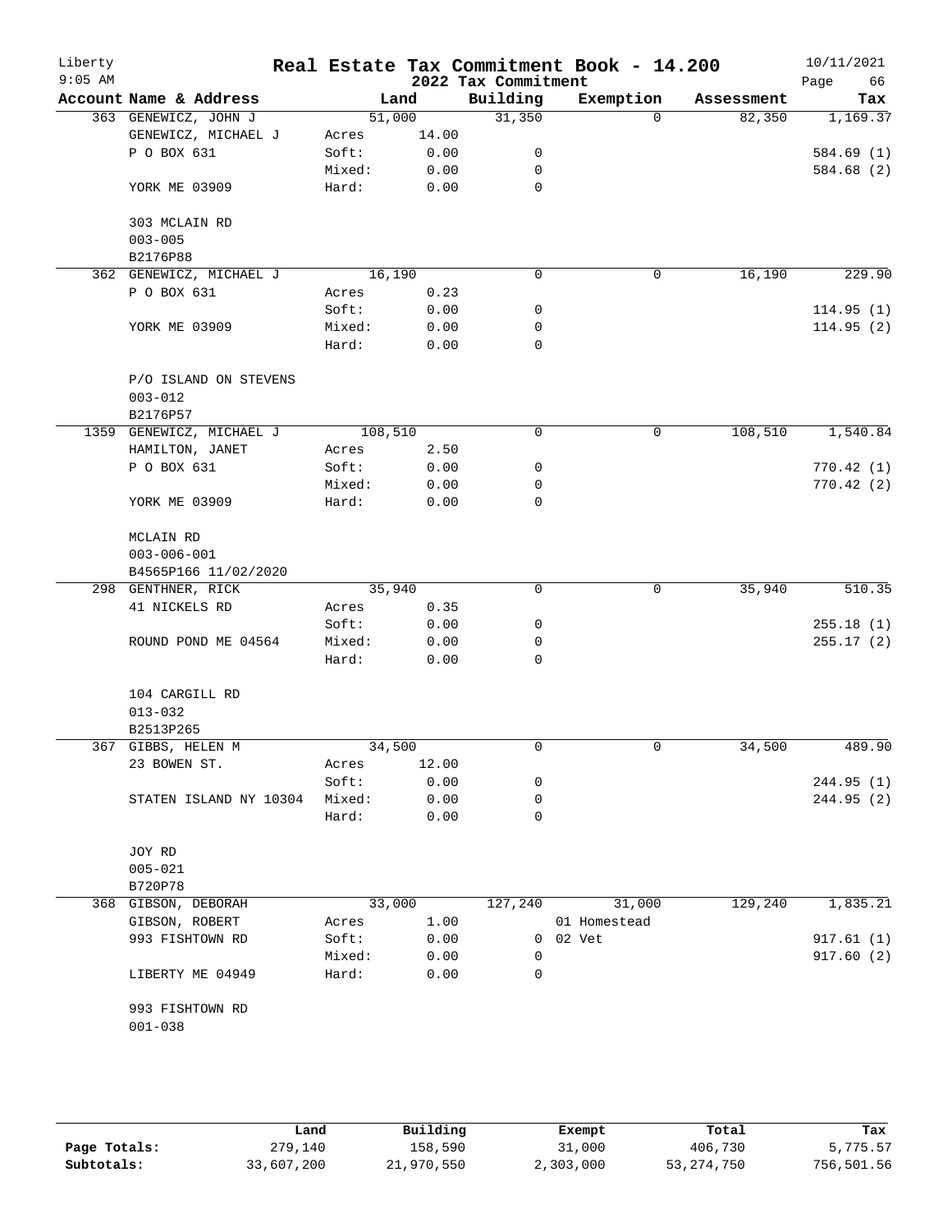# Real Estate Tax Commitment Book - 14.200

Liberty
9:05 AM

2022 Tax Commitment

10/11/2021

| Account Name & Address | Land | | Building | Exemption | Assessment | Tax |
|---|---|---|---|---|---|---|
| 363 GENEWICZ, JOHN J | | 51,000 | 31,350 | 0 | 82,350 | 1,169.37 |
| GENEWICZ, MICHAEL J | Acres | 14.00 | | | | |
| P O BOX 631 | Soft: | 0.00 | 0 | | | 584.69 (1) |
| | Mixed: | 0.00 | 0 | | | 584.68 (2) |
| YORK ME 03909 | Hard: | 0.00 | 0 | | | |
| 303 MCLAIN RD | | | | | | |
| 003-005 | | | | | | |
| B2176P88 | | | | | | |
| 362 GENEWICZ, MICHAEL J | | 16,190 | 0 | 0 | 16,190 | 229.90 |
| P O BOX 631 | Acres | 0.23 | | | | |
| | Soft: | 0.00 | 0 | | | 114.95 (1) |
| YORK ME 03909 | Mixed: | 0.00 | 0 | | | 114.95 (2) |
| | Hard: | 0.00 | 0 | | | |
| P/O ISLAND ON STEVENS | | | | | | |
| 003-012 | | | | | | |
| B2176P57 | | | | | | |
| 1359 GENEWICZ, MICHAEL J | | 108,510 | 0 | 0 | 108,510 | 1,540.84 |
| HAMILTON, JANET | Acres | 2.50 | | | | |
| P O BOX 631 | Soft: | 0.00 | 0 | | | 770.42 (1) |
| | Mixed: | 0.00 | 0 | | | 770.42 (2) |
| YORK ME 03909 | Hard: | 0.00 | 0 | | | |
| MCLAIN RD | | | | | | |
| 003-006-001 | | | | | | |
| B4565P166 11/02/2020 | | | | | | |
| 298 GENTHNER, RICK | | 35,940 | 0 | 0 | 35,940 | 510.35 |
| 41 NICKELS RD | Acres | 0.35 | | | | |
| | Soft: | 0.00 | 0 | | | 255.18 (1) |
| ROUND POND ME 04564 | Mixed: | 0.00 | 0 | | | 255.17 (2) |
| | Hard: | 0.00 | 0 | | | |
| 104 CARGILL RD | | | | | | |
| 013-032 | | | | | | |
| B2513P265 | | | | | | |
| 367 GIBBS, HELEN M | | 34,500 | 0 | 0 | 34,500 | 489.90 |
| 23 BOWEN ST. | Acres | 12.00 | | | | |
| | Soft: | 0.00 | 0 | | | 244.95 (1) |
| STATEN ISLAND NY 10304 | Mixed: | 0.00 | 0 | | | 244.95 (2) |
| | Hard: | 0.00 | 0 | | | |
| JOY RD | | | | | | |
| 005-021 | | | | | | |
| B720P78 | | | | | | |
| 368 GIBSON, DEBORAH | | 33,000 | 127,240 | 31,000 | 129,240 | 1,835.21 |
| GIBSON, ROBERT | Acres | 1.00 | | 01 Homestead | | |
| 993 FISHTOWN RD | Soft: | 0.00 | 0 | 02 Vet | | 917.61 (1) |
| | Mixed: | 0.00 | 0 | | | 917.60 (2) |
| LIBERTY ME 04949 | Hard: | 0.00 | 0 | | | |
| 993 FISHTOWN RD | | | | | | |
| 001-038 | | | | | | |

| | Land | Building | Exempt | Total | Tax |
|---|---|---|---|---|---|
| **Page Totals:** | 279,140 | 158,590 | 31,000 | 406,730 | 5,775.57 |
| **Subtotals:** | 33,607,200 | 21,970,550 | 2,303,000 | 53,274,750 | 756,501.56 |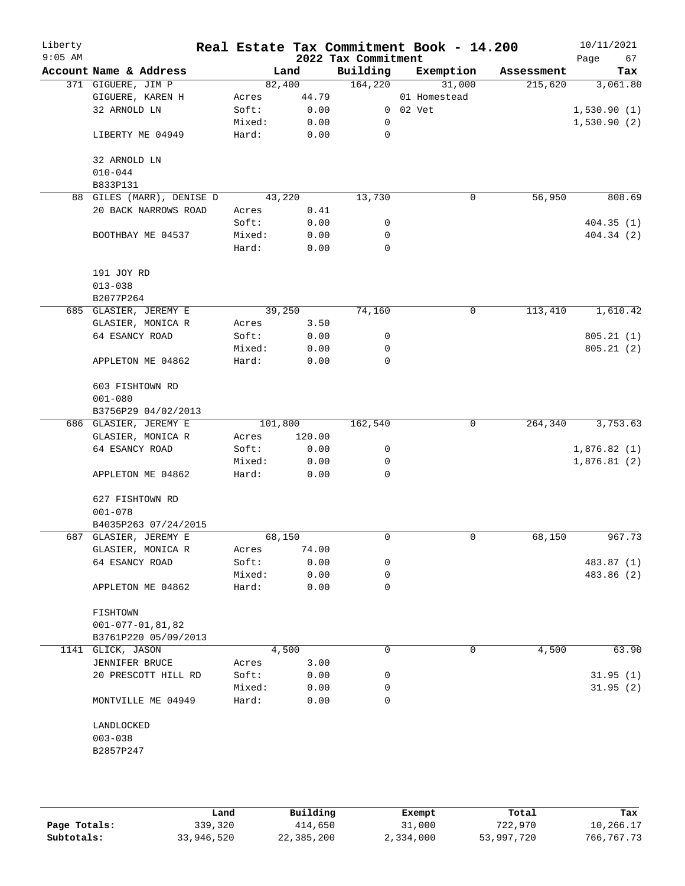# Real Estate Tax Commitment Book - 14.200

Liberty
9:05 AM

2022 Tax Commitment

10/11/2021

| Account Name & Address | | Land | Building | Exemption | Assessment | Tax |
|---|---|---|---|---|---|---|
| 371 GIGUERE, JIM P | | 82,400 | 164,220 | 31,000 | 215,620 | 3,061.80 |
| GIGUERE, KAREN H | Acres | 44.79 | | 01 Homestead | | |
| 32 ARNOLD LN | Soft: | 0.00 | 0 | 02 Vet | | 1,530.90 (1) |
| | Mixed: | 0.00 | 0 | | | 1,530.90 (2) |
| LIBERTY ME 04949 | Hard: | 0.00 | 0 | | | |
| 32 ARNOLD LN | | | | | | |
| 010-044 | | | | | | |
| B833P131 | | | | | | |
| 88 GILES (MARR), DENISE D | | 43,220 | 13,730 | 0 | 56,950 | 808.69 |
| 20 BACK NARROWS ROAD | Acres | 0.41 | | | | |
| | Soft: | 0.00 | 0 | | | 404.35 (1) |
| BOOTHBAY ME 04537 | Mixed: | 0.00 | 0 | | | 404.34 (2) |
| | Hard: | 0.00 | 0 | | | |
| 191 JOY RD | | | | | | |
| 013-038 | | | | | | |
| B2077P264 | | | | | | |
| 685 GLASIER, JEREMY E | | 39,250 | 74,160 | 0 | 113,410 | 1,610.42 |
| GLASIER, MONICA R | Acres | 3.50 | | | | |
| 64 ESANCY ROAD | Soft: | 0.00 | 0 | | | 805.21 (1) |
| | Mixed: | 0.00 | 0 | | | 805.21 (2) |
| APPLETON ME 04862 | Hard: | 0.00 | 0 | | | |
| 603 FISHTOWN RD | | | | | | |
| 001-080 | | | | | | |
| B3756P29 04/02/2013 | | | | | | |
| 686 GLASIER, JEREMY E | | 101,800 | 162,540 | 0 | 264,340 | 3,753.63 |
| GLASIER, MONICA R | Acres | 120.00 | | | | |
| 64 ESANCY ROAD | Soft: | 0.00 | 0 | | | 1,876.82 (1) |
| | Mixed: | 0.00 | 0 | | | 1,876.81 (2) |
| APPLETON ME 04862 | Hard: | 0.00 | 0 | | | |
| 627 FISHTOWN RD | | | | | | |
| 001-078 | | | | | | |
| B4035P263 07/24/2015 | | | | | | |
| 687 GLASIER, JEREMY E | | 68,150 | 0 | 0 | 68,150 | 967.73 |
| GLASIER, MONICA R | Acres | 74.00 | | | | |
| 64 ESANCY ROAD | Soft: | 0.00 | 0 | | | 483.87 (1) |
| | Mixed: | 0.00 | 0 | | | 483.86 (2) |
| APPLETON ME 04862 | Hard: | 0.00 | 0 | | | |
| FISHTOWN | | | | | | |
| 001-077-01,81,82 | | | | | | |
| B3761P220 05/09/2013 | | | | | | |
| 1141 GLICK, JASON | | 4,500 | 0 | 0 | 4,500 | 63.90 |
| JENNIFER BRUCE | Acres | 3.00 | | | | |
| 20 PRESCOTT HILL RD | Soft: | 0.00 | 0 | | | 31.95 (1) |
| | Mixed: | 0.00 | 0 | | | 31.95 (2) |
| MONTVILLE ME 04949 | Hard: | 0.00 | 0 | | | |
| LANDLOCKED | | | | | | |
| 003-038 | | | | | | |
| B2857P247 | | | | | | |

| | Land | Building | Exempt | Total | Tax |
|---|---|---|---|---|---|
| Page Totals: | 339,320 | 414,650 | 31,000 | 722,970 | 10,266.17 |
| Subtotals: | 33,946,520 | 22,385,200 | 2,334,000 | 53,997,720 | 766,767.73 |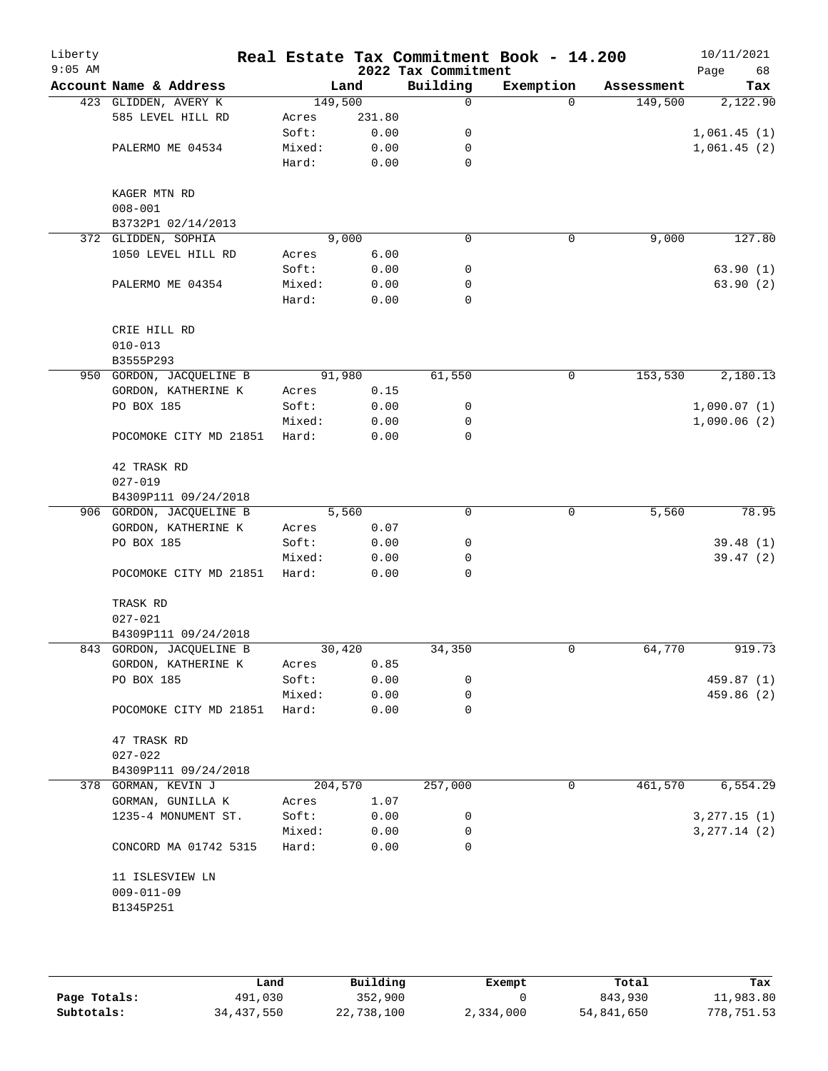# Real Estate Tax Commitment Book - 14.200

Liberty
9:05 AM

2022 Tax Commitment

10/11/2021

| Account Name & Address | Land | | Building | Exemption | Assessment | Tax |
|---|---|---|---|---|---|---|
| 423 GLIDDEN, AVERY K | 149,500 | | 0 | 0 | 149,500 | 2,122.90 |
| 585 LEVEL HILL RD | Acres | 231.80 | | | | |
| | Soft: | 0.00 | 0 | | | 1,061.45 (1) |
| PALERMO ME 04534 | Mixed: | 0.00 | 0 | | | 1,061.45 (2) |
| | Hard: | 0.00 | 0 | | | |
| KAGER MTN RD | | | | | | |
| 008-001 | | | | | | |
| B3732P1 02/14/2013 | | | | | | |
| 372 GLIDDEN, SOPHIA | 9,000 | | 0 | 0 | 9,000 | 127.80 |
| 1050 LEVEL HILL RD | Acres | 6.00 | | | | |
| | Soft: | 0.00 | 0 | | | 63.90 (1) |
| PALERMO ME 04354 | Mixed: | 0.00 | 0 | | | 63.90 (2) |
| | Hard: | 0.00 | 0 | | | |
| CRIE HILL RD | | | | | | |
| 010-013 | | | | | | |
| B3555P293 | | | | | | |
| 950 GORDON, JACQUELINE B | 91,980 | | 61,550 | 0 | 153,530 | 2,180.13 |
| GORDON, KATHERINE K | Acres | 0.15 | | | | |
| PO BOX 185 | Soft: | 0.00 | 0 | | | 1,090.07 (1) |
| | Mixed: | 0.00 | 0 | | | 1,090.06 (2) |
| POCOMOKE CITY MD 21851 | Hard: | 0.00 | 0 | | | |
| 42 TRASK RD | | | | | | |
| 027-019 | | | | | | |
| B4309P111 09/24/2018 | | | | | | |
| 906 GORDON, JACQUELINE B | 5,560 | | 0 | 0 | 5,560 | 78.95 |
| GORDON, KATHERINE K | Acres | 0.07 | | | | |
| PO BOX 185 | Soft: | 0.00 | 0 | | | 39.48 (1) |
| | Mixed: | 0.00 | 0 | | | 39.47 (2) |
| POCOMOKE CITY MD 21851 | Hard: | 0.00 | 0 | | | |
| TRASK RD | | | | | | |
| 027-021 | | | | | | |
| B4309P111 09/24/2018 | | | | | | |
| 843 GORDON, JACQUELINE B | 30,420 | | 34,350 | 0 | 64,770 | 919.73 |
| GORDON, KATHERINE K | Acres | 0.85 | | | | |
| PO BOX 185 | Soft: | 0.00 | 0 | | | 459.87 (1) |
| | Mixed: | 0.00 | 0 | | | 459.86 (2) |
| POCOMOKE CITY MD 21851 | Hard: | 0.00 | 0 | | | |
| 47 TRASK RD | | | | | | |
| 027-022 | | | | | | |
| B4309P111 09/24/2018 | | | | | | |
| 378 GORMAN, KEVIN J | 204,570 | | 257,000 | 0 | 461,570 | 6,554.29 |
| GORMAN, GUNILLA K | Acres | 1.07 | | | | |
| 1235-4 MONUMENT ST. | Soft: | 0.00 | 0 | | | 3,277.15 (1) |
| | Mixed: | 0.00 | 0 | | | 3,277.14 (2) |
| CONCORD MA 01742 5315 | Hard: | 0.00 | 0 | | | |
| 11 ISLESVIEW LN | | | | | | |
| 009-011-09 | | | | | | |
| B1345P251 | | | | | | |

| | Land | Building | Exempt | Total | Tax |
|---|---|---|---|---|---|
| **Page Totals:** | 491,030 | 352,900 | 0 | 843,930 | 11,983.80 |
| **Subtotals:** | 34,437,550 | 22,738,100 | 2,334,000 | 54,841,650 | 778,751.53 |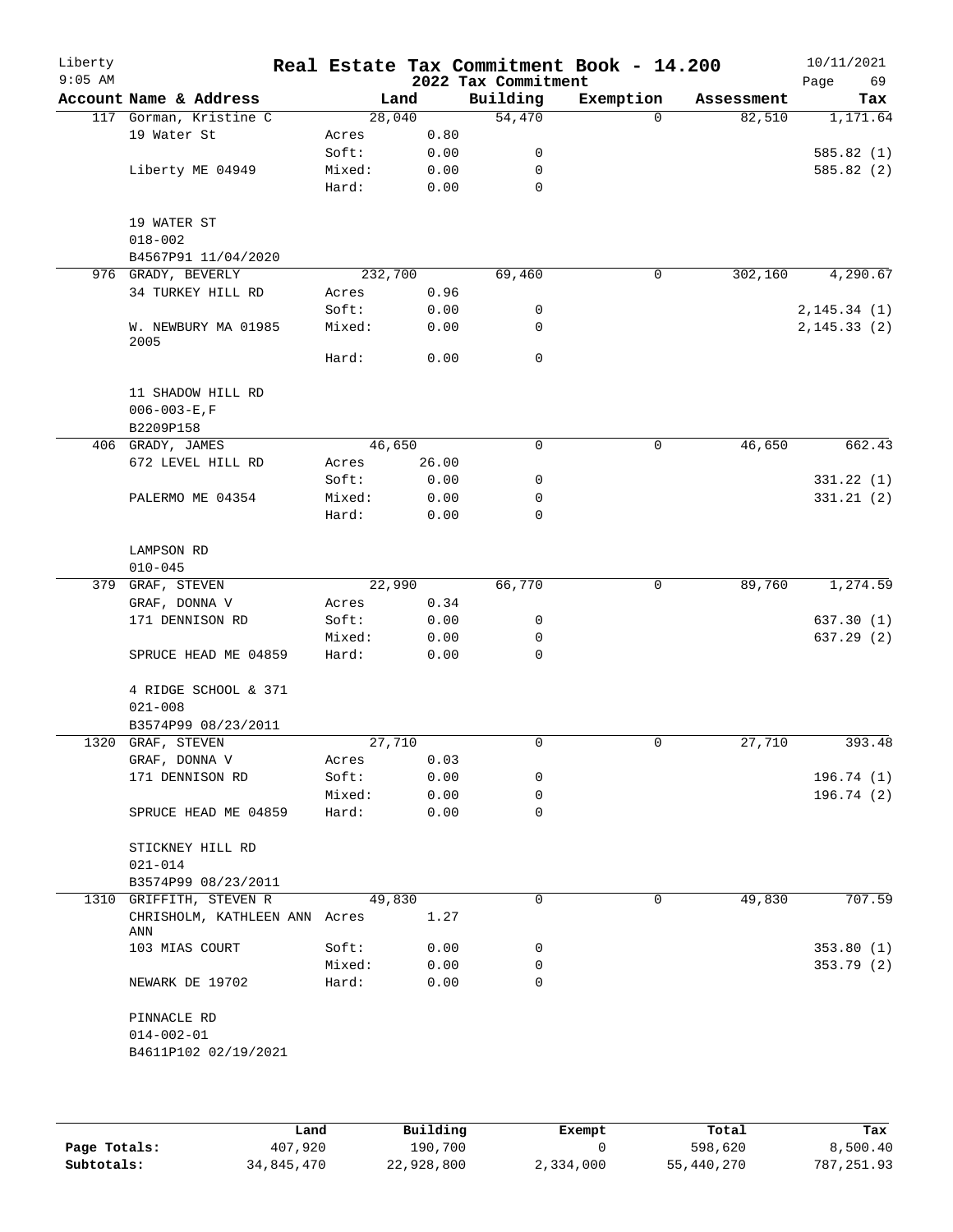# Real Estate Tax Commitment Book - 14.200

Liberty
9:05 AM

2022 Tax Commitment

10/11/2021

| Account Name & Address | Land | | Building | Exemption | Assessment | Tax |
|---|---|---|---|---|---|---|
| 117 Gorman, Kristine C | 28,040 | | 54,470 | 0 | 82,510 | 1,171.64 |
| 19 Water St | Acres | 0.80 | | | | |
| | Soft: | 0.00 | 0 | | | 585.82 (1) |
| Liberty ME 04949 | Mixed: | 0.00 | 0 | | | 585.82 (2) |
| | Hard: | 0.00 | 0 | | | |
| 19 WATER ST | | | | | | |
| 018-002 | | | | | | |
| B4567P91 11/04/2020 | | | | | | |
| 976 GRADY, BEVERLY | 232,700 | | 69,460 | 0 | 302,160 | 4,290.67 |
| 34 TURKEY HILL RD | Acres | 0.96 | | | | |
| | Soft: | 0.00 | 0 | | | 2,145.34 (1) |
| W. NEWBURY MA 01985 2005 | Mixed: | 0.00 | 0 | | | 2,145.33 (2) |
| | Hard: | 0.00 | 0 | | | |
| 11 SHADOW HILL RD | | | | | | |
| 006-003-E,F | | | | | | |
| B2209P158 | | | | | | |
| 406 GRADY, JAMES | 46,650 | | 0 | 0 | 46,650 | 662.43 |
| 672 LEVEL HILL RD | Acres | 26.00 | | | | |
| | Soft: | 0.00 | 0 | | | 331.22 (1) |
| PALERMO ME 04354 | Mixed: | 0.00 | 0 | | | 331.21 (2) |
| | Hard: | 0.00 | 0 | | | |
| LAMPSON RD | | | | | | |
| 010-045 | | | | | | |
| 379 GRAF, STEVEN | 22,990 | | 66,770 | 0 | 89,760 | 1,274.59 |
| GRAF, DONNA V | Acres | 0.34 | | | | |
| 171 DENNISON RD | Soft: | 0.00 | 0 | | | 637.30 (1) |
| | Mixed: | 0.00 | 0 | | | 637.29 (2) |
| SPRUCE HEAD ME 04859 | Hard: | 0.00 | 0 | | | |
| 4 RIDGE SCHOOL & 371 | | | | | | |
| 021-008 | | | | | | |
| B3574P99 08/23/2011 | | | | | | |
| 1320 GRAF, STEVEN | 27,710 | | 0 | 0 | 27,710 | 393.48 |
| GRAF, DONNA V | Acres | 0.03 | | | | |
| 171 DENNISON RD | Soft: | 0.00 | 0 | | | 196.74 (1) |
| | Mixed: | 0.00 | 0 | | | 196.74 (2) |
| SPRUCE HEAD ME 04859 | Hard: | 0.00 | 0 | | | |
| STICKNEY HILL RD | | | | | | |
| 021-014 | | | | | | |
| B3574P99 08/23/2011 | | | | | | |
| 1310 GRIFFITH, STEVEN R | 49,830 | | 0 | 0 | 49,830 | 707.59 |
| CHRISHOLM, KATHLEEN ANN ANN | Acres | 1.27 | | | | |
| 103 MIAS COURT | Soft: | 0.00 | 0 | | | 353.80 (1) |
| | Mixed: | 0.00 | 0 | | | 353.79 (2) |
| NEWARK DE 19702 | Hard: | 0.00 | 0 | | | |
| PINNACLE RD | | | | | | |
| 014-002-01 | | | | | | |
| B4611P102 02/19/2021 | | | | | | |

| | Land | Building | Exempt | Total | Tax |
|---|---|---|---|---|---|
| Page Totals: | 407,920 | 190,700 | 0 | 598,620 | 8,500.40 |
| Subtotals: | 34,845,470 | 22,928,800 | 2,334,000 | 55,440,270 | 787,251.93 |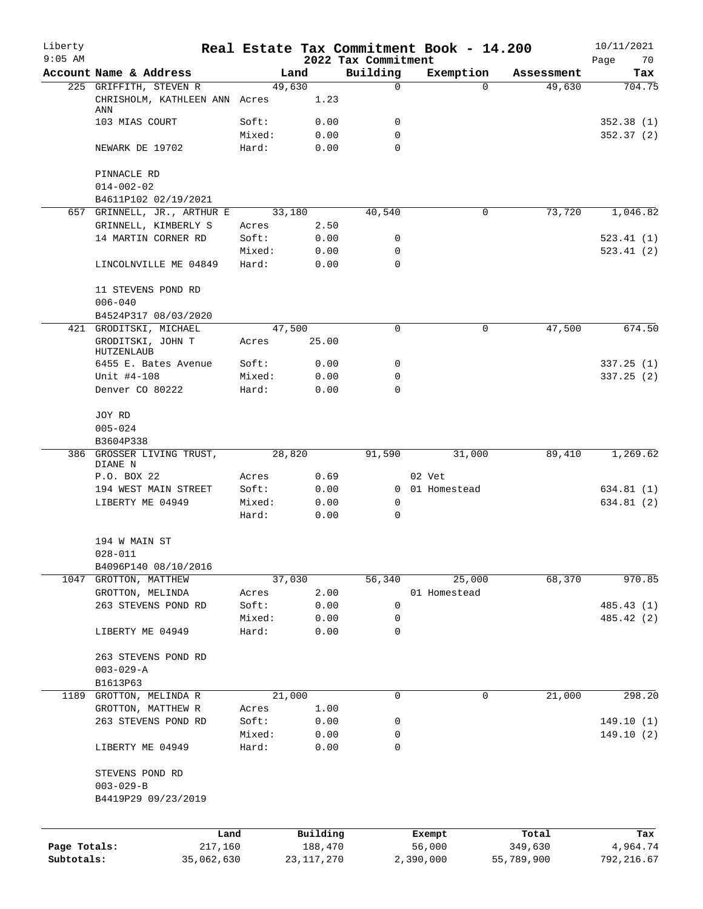Liberty
9:05 AM

# Real Estate Tax Commitment Book - 14.200
## 2022 Tax Commitment

10/11/2021

| Account | Name & Address | | Land | Building | Exemption | Assessment | Tax |
|---|---|---|---|---|---|---|---|
| 225 | GRIFFITH, STEVEN R | | 49,630 | 0 | 0 | 49,630 | 704.75 |
| | CHRISHOLM, KATHLEEN ANN ANN | Acres | 1.23 | | | | |
| | 103 MIAS COURT | Soft: | 0.00 | 0 | | | 352.38 (1) |
| | | Mixed: | 0.00 | 0 | | | 352.37 (2) |
| | NEWARK DE 19702 | Hard: | 0.00 | 0 | | | |
| | PINNACLE RD | | | | | | |
| | 014-002-02 | | | | | | |
| | B4611P102 02/19/2021 | | | | | | |
| 657 | GRINNELL, JR., ARTHUR E | | 33,180 | 40,540 | 0 | 73,720 | 1,046.82 |
| | GRINNELL, KIMBERLY S | Acres | 2.50 | | | | |
| | 14 MARTIN CORNER RD | Soft: | 0.00 | 0 | | | 523.41 (1) |
| | | Mixed: | 0.00 | 0 | | | 523.41 (2) |
| | LINCOLNVILLE ME 04849 | Hard: | 0.00 | 0 | | | |
| | 11 STEVENS POND RD | | | | | | |
| | 006-040 | | | | | | |
| | B4524P317 08/03/2020 | | | | | | |
| 421 | GRODITSKI, MICHAEL | | 47,500 | 0 | 0 | 47,500 | 674.50 |
| | GRODITSKI, JOHN T HUTZENLAUB | Acres | 25.00 | | | | |
| | 6455 E. Bates Avenue | Soft: | 0.00 | 0 | | | 337.25 (1) |
| | Unit #4-108 | Mixed: | 0.00 | 0 | | | 337.25 (2) |
| | Denver CO 80222 | Hard: | 0.00 | 0 | | | |
| | JOY RD | | | | | | |
| | 005-024 | | | | | | |
| | B3604P338 | | | | | | |
| 386 | GROSSER LIVING TRUST, DIANE N | | 28,820 | 91,590 | 31,000 | 89,410 | 1,269.62 |
| | P.O. BOX 22 | Acres | 0.69 | | 02 Vet | | |
| | 194 WEST MAIN STREET | Soft: | 0.00 | 0 | 01 Homestead | | 634.81 (1) |
| | LIBERTY ME 04949 | Mixed: | 0.00 | 0 | | | 634.81 (2) |
| | | Hard: | 0.00 | 0 | | | |
| | 194 W MAIN ST | | | | | | |
| | 028-011 | | | | | | |
| | B4096P140 08/10/2016 | | | | | | |
| 1047 | GROTTON, MATTHEW | | 37,030 | 56,340 | 25,000 | 68,370 | 970.85 |
| | GROTTON, MELINDA | Acres | 2.00 | | 01 Homestead | | |
| | 263 STEVENS POND RD | Soft: | 0.00 | 0 | | | 485.43 (1) |
| | | Mixed: | 0.00 | 0 | | | 485.42 (2) |
| | LIBERTY ME 04949 | Hard: | 0.00 | 0 | | | |
| | 263 STEVENS POND RD | | | | | | |
| | 003-029-A | | | | | | |
| | B1613P63 | | | | | | |
| 1189 | GROTTON, MELINDA R | | 21,000 | 0 | 0 | 21,000 | 298.20 |
| | GROTTON, MATTHEW R | Acres | 1.00 | | | | |
| | 263 STEVENS POND RD | Soft: | 0.00 | 0 | | | 149.10 (1) |
| | | Mixed: | 0.00 | 0 | | | 149.10 (2) |
| | LIBERTY ME 04949 | Hard: | 0.00 | 0 | | | |
| | STEVENS POND RD | | | | | | |
| | 003-029-B | | | | | | |
| | B4419P29 09/23/2019 | | | | | | |

| | Land | Building | Exempt | Total | Tax |
|---|---|---|---|---|---|
| Page Totals: | 217,160 | 188,470 | 56,000 | 349,630 | 4,964.74 |
| Subtotals: | 35,062,630 | 23,117,270 | 2,390,000 | 55,789,900 | 792,216.67 |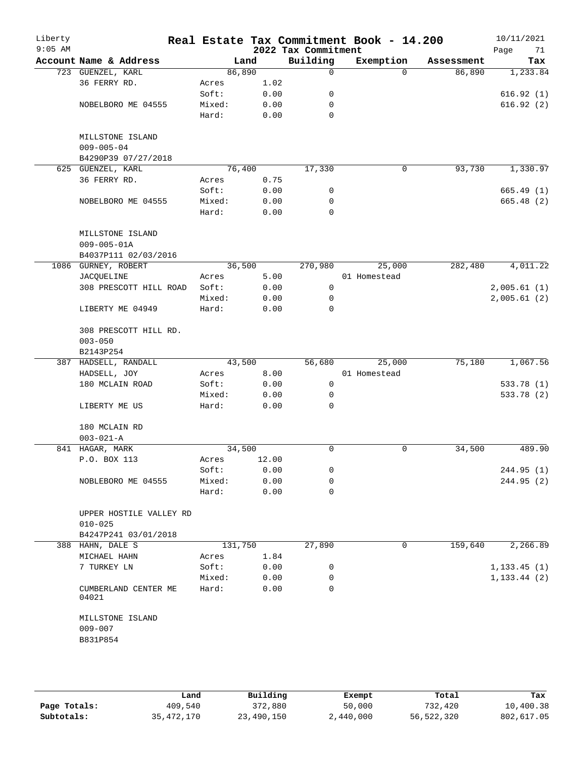# Real Estate Tax Commitment Book - 14.200

Liberty 9:05 AM — 2022 Tax Commitment — 10/11/2021

| Account Name & Address | | Land | Building | Exemption | Assessment | Tax |
|---|---|---|---|---|---|---|
| 723 GUENZEL, KARL | | 86,890 | 0 | 0 | 86,890 | 1,233.84 |
| 36 FERRY RD. | Acres | 1.02 | | | | |
| | Soft: | 0.00 | 0 | | | 616.92 (1) |
| NOBELBORO ME 04555 | Mixed: | 0.00 | 0 | | | 616.92 (2) |
| | Hard: | 0.00 | 0 | | | |
| MILLSTONE ISLAND | | | | | | |
| 009-005-04 | | | | | | |
| B4290P39 07/27/2018 | | | | | | |
| 625 GUENZEL, KARL | | 76,400 | 17,330 | 0 | 93,730 | 1,330.97 |
| 36 FERRY RD. | Acres | 0.75 | | | | |
| | Soft: | 0.00 | 0 | | | 665.49 (1) |
| NOBELBORO ME 04555 | Mixed: | 0.00 | 0 | | | 665.48 (2) |
| | Hard: | 0.00 | 0 | | | |
| MILLSTONE ISLAND | | | | | | |
| 009-005-01A | | | | | | |
| B4037P111 02/03/2016 | | | | | | |
| 1086 GURNEY, ROBERT | | 36,500 | 270,980 | 25,000 | 282,480 | 4,011.22 |
| JACQUELINE | Acres | 5.00 | | 01 Homestead | | |
| 308 PRESCOTT HILL ROAD | Soft: | 0.00 | 0 | | | 2,005.61 (1) |
| | Mixed: | 0.00 | 0 | | | 2,005.61 (2) |
| LIBERTY ME 04949 | Hard: | 0.00 | 0 | | | |
| 308 PRESCOTT HILL RD. | | | | | | |
| 003-050 | | | | | | |
| B2143P254 | | | | | | |
| 387 HADSELL, RANDALL | | 43,500 | 56,680 | 25,000 | 75,180 | 1,067.56 |
| HADSELL, JOY | Acres | 8.00 | | 01 Homestead | | |
| 180 MCLAIN ROAD | Soft: | 0.00 | 0 | | | 533.78 (1) |
| | Mixed: | 0.00 | 0 | | | 533.78 (2) |
| LIBERTY ME US | Hard: | 0.00 | 0 | | | |
| 180 MCLAIN RD | | | | | | |
| 003-021-A | | | | | | |
| 841 HAGAR, MARK | | 34,500 | 0 | 0 | 34,500 | 489.90 |
| P.O. BOX 113 | Acres | 12.00 | | | | |
| | Soft: | 0.00 | 0 | | | 244.95 (1) |
| NOBLEBORO ME 04555 | Mixed: | 0.00 | 0 | | | 244.95 (2) |
| | Hard: | 0.00 | 0 | | | |
| UPPER HOSTILE VALLEY RD | | | | | | |
| 010-025 | | | | | | |
| B4247P241 03/01/2018 | | | | | | |
| 388 HAHN, DALE S | | 131,750 | 27,890 | 0 | 159,640 | 2,266.89 |
| MICHAEL HAHN | Acres | 1.84 | | | | |
| 7 TURKEY LN | Soft: | 0.00 | 0 | | | 1,133.45 (1) |
| | Mixed: | 0.00 | 0 | | | 1,133.44 (2) |
| CUMBERLAND CENTER ME 04021 | Hard: | 0.00 | 0 | | | |
| MILLSTONE ISLAND | | | | | | |
| 009-007 | | | | | | |
| B831P854 | | | | | | |

| | Land | Building | Exempt | Total | Tax |
|---|---|---|---|---|---|
| Page Totals: | 409,540 | 372,880 | 50,000 | 732,420 | 10,400.38 |
| Subtotals: | 35,472,170 | 23,490,150 | 2,440,000 | 56,522,320 | 802,617.05 |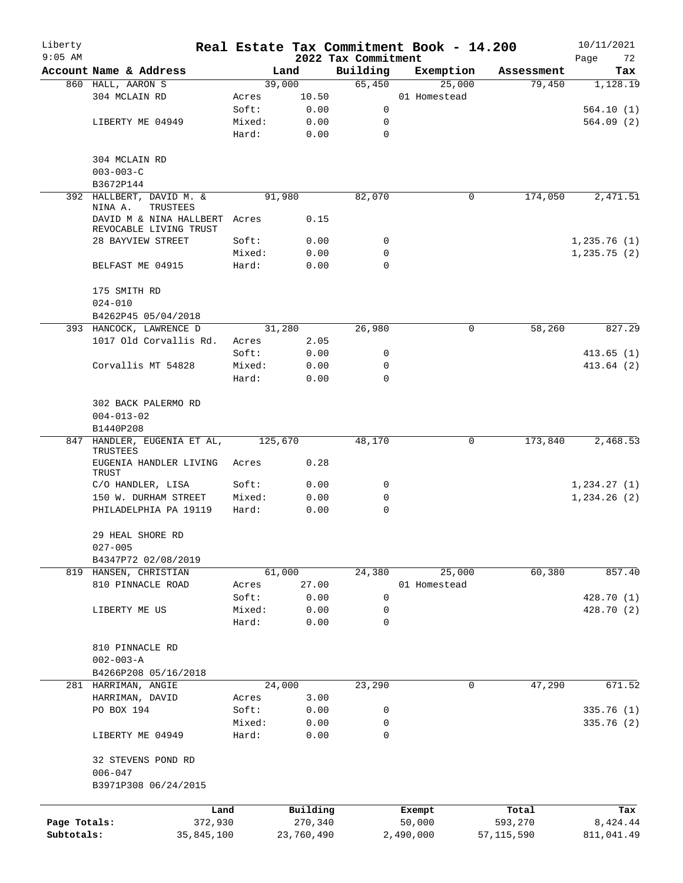Liberty 9:05 AM

# Real Estate Tax Commitment Book - 14.200

## 2022 Tax Commitment

10/11/2021

| Account Name & Address | | Land | Building | Exemption | Assessment | Tax |
|---|---|---|---|---|---|---|
| 860 HALL, AARON S | | 39,000 | 65,450 | 25,000 | 79,450 | 1,128.19 |
| 304 MCLAIN RD | Acres | 10.50 | | 01 Homestead | | |
| | Soft: | 0.00 | 0 | | | 564.10 (1) |
| LIBERTY ME 04949 | Mixed: | 0.00 | 0 | | | 564.09 (2) |
| | Hard: | 0.00 | 0 | | | |
| 304 MCLAIN RD | | | | | | |
| 003-003-C | | | | | | |
| B3672P144 | | | | | | |
| 392 HALLBERT, DAVID M. & NINA A. TRUSTEES | | 91,980 | 82,070 | 0 | 174,050 | 2,471.51 |
| DAVID M & NINA HALLBERT REVOCABLE LIVING TRUST | Acres | 0.15 | | | | |
| 28 BAYVIEW STREET | Soft: | 0.00 | 0 | | | 1,235.76 (1) |
| | Mixed: | 0.00 | 0 | | | 1,235.75 (2) |
| BELFAST ME 04915 | Hard: | 0.00 | 0 | | | |
| 175 SMITH RD | | | | | | |
| 024-010 | | | | | | |
| B4262P45 05/04/2018 | | | | | | |
| 393 HANCOCK, LAWRENCE D | | 31,280 | 26,980 | 0 | 58,260 | 827.29 |
| 1017 Old Corvallis Rd. | Acres | 2.05 | | | | |
| | Soft: | 0.00 | 0 | | | 413.65 (1) |
| Corvallis MT 54828 | Mixed: | 0.00 | 0 | | | 413.64 (2) |
| | Hard: | 0.00 | 0 | | | |
| 302 BACK PALERMO RD | | | | | | |
| 004-013-02 | | | | | | |
| B1440P208 | | | | | | |
| 847 HANDLER, EUGENIA ET AL, TRUSTEES | | 125,670 | 48,170 | 0 | 173,840 | 2,468.53 |
| EUGENIA HANDLER LIVING TRUST | Acres | 0.28 | | | | |
| C/O HANDLER, LISA | Soft: | 0.00 | 0 | | | 1,234.27 (1) |
| 150 W. DURHAM STREET | Mixed: | 0.00 | 0 | | | 1,234.26 (2) |
| PHILADELPHIA PA 19119 | Hard: | 0.00 | 0 | | | |
| 29 HEAL SHORE RD | | | | | | |
| 027-005 | | | | | | |
| B4347P72 02/08/2019 | | | | | | |
| 819 HANSEN, CHRISTIAN | | 61,000 | 24,380 | 25,000 | 60,380 | 857.40 |
| 810 PINNACLE ROAD | Acres | 27.00 | | 01 Homestead | | |
| | Soft: | 0.00 | 0 | | | 428.70 (1) |
| LIBERTY ME US | Mixed: | 0.00 | 0 | | | 428.70 (2) |
| | Hard: | 0.00 | 0 | | | |
| 810 PINNACLE RD | | | | | | |
| 002-003-A | | | | | | |
| B4266P208 05/16/2018 | | | | | | |
| 281 HARRIMAN, ANGIE | | 24,000 | 23,290 | 0 | 47,290 | 671.52 |
| HARRIMAN, DAVID | Acres | 3.00 | | | | |
| PO BOX 194 | Soft: | 0.00 | 0 | | | 335.76 (1) |
| | Mixed: | 0.00 | 0 | | | 335.76 (2) |
| LIBERTY ME 04949 | Hard: | 0.00 | 0 | | | |
| 32 STEVENS POND RD | | | | | | |
| 006-047 | | | | | | |
| B3971P308 06/24/2015 | | | | | | |

| | Land | Building | Exempt | Total | Tax |
|---|---|---|---|---|---|
| Page Totals: | 372,930 | 270,340 | 50,000 | 593,270 | 8,424.44 |
| Subtotals: | 35,845,100 | 23,760,490 | 2,490,000 | 57,115,590 | 811,041.49 |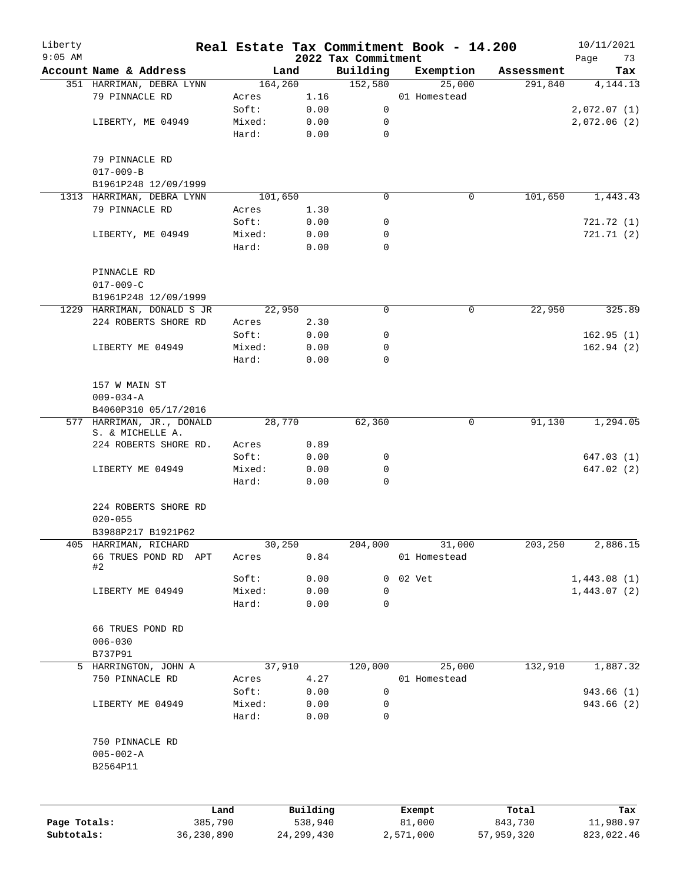# Real Estate Tax Commitment Book - 14.200

Liberty
9:05 AM

2022 Tax Commitment

10/11/2021

| Account Name & Address | Land | | Building | Exemption | Assessment | Tax |
|---|---|---|---|---|---|---|
| 351 HARRIMAN, DEBRA LYNN | 164,260 | | 152,580 | 25,000 | 291,840 | 4,144.13 |
| 79 PINNACLE RD | Acres | 1.16 | | 01 Homestead | | |
| | Soft: | 0.00 | 0 | | | 2,072.07 (1) |
| LIBERTY, ME 04949 | Mixed: | 0.00 | 0 | | | 2,072.06 (2) |
| | Hard: | 0.00 | 0 | | | |
| 79 PINNACLE RD | | | | | | |
| 017-009-B | | | | | | |
| B1961P248 12/09/1999 | | | | | | |
| 1313 HARRIMAN, DEBRA LYNN | 101,650 | | 0 | 0 | 101,650 | 1,443.43 |
| 79 PINNACLE RD | Acres | 1.30 | | | | |
| | Soft: | 0.00 | 0 | | | 721.72 (1) |
| LIBERTY, ME 04949 | Mixed: | 0.00 | 0 | | | 721.71 (2) |
| | Hard: | 0.00 | 0 | | | |
| PINNACLE RD | | | | | | |
| 017-009-C | | | | | | |
| B1961P248 12/09/1999 | | | | | | |
| 1229 HARRIMAN, DONALD S JR | 22,950 | | 0 | 0 | 22,950 | 325.89 |
| 224 ROBERTS SHORE RD | Acres | 2.30 | | | | |
| | Soft: | 0.00 | 0 | | | 162.95 (1) |
| LIBERTY ME 04949 | Mixed: | 0.00 | 0 | | | 162.94 (2) |
| | Hard: | 0.00 | 0 | | | |
| 157 W MAIN ST | | | | | | |
| 009-034-A | | | | | | |
| B4060P310 05/17/2016 | | | | | | |
| 577 HARRIMAN, JR., DONALD S. & MICHELLE A. | 28,770 | | 62,360 | 0 | 91,130 | 1,294.05 |
| 224 ROBERTS SHORE RD. | Acres | 0.89 | | | | |
| | Soft: | 0.00 | 0 | | | 647.03 (1) |
| LIBERTY ME 04949 | Mixed: | 0.00 | 0 | | | 647.02 (2) |
| | Hard: | 0.00 | 0 | | | |
| 224 ROBERTS SHORE RD | | | | | | |
| 020-055 | | | | | | |
| B3988P217 B1921P62 | | | | | | |
| 405 HARRIMAN, RICHARD | 30,250 | | 204,000 | 31,000 | 203,250 | 2,886.15 |
| 66 TRUES POND RD APT #2 | Acres | 0.84 | | 01 Homestead | | |
| | Soft: | 0.00 | 0 | 02 Vet | | 1,443.08 (1) |
| LIBERTY ME 04949 | Mixed: | 0.00 | 0 | | | 1,443.07 (2) |
| | Hard: | 0.00 | 0 | | | |
| 66 TRUES POND RD | | | | | | |
| 006-030 | | | | | | |
| B737P91 | | | | | | |
| 5 HARRINGTON, JOHN A | 37,910 | | 120,000 | 25,000 | 132,910 | 1,887.32 |
| 750 PINNACLE RD | Acres | 4.27 | | 01 Homestead | | |
| | Soft: | 0.00 | 0 | | | 943.66 (1) |
| LIBERTY ME 04949 | Mixed: | 0.00 | 0 | | | 943.66 (2) |
| | Hard: | 0.00 | 0 | | | |
| 750 PINNACLE RD | | | | | | |
| 005-002-A | | | | | | |
| B2564P11 | | | | | | |

| | Land | Building | Exempt | Total | Tax |
|---|---|---|---|---|---|
| Page Totals: | 385,790 | 538,940 | 81,000 | 843,730 | 11,980.97 |
| Subtotals: | 36,230,890 | 24,299,430 | 2,571,000 | 57,959,320 | 823,022.46 |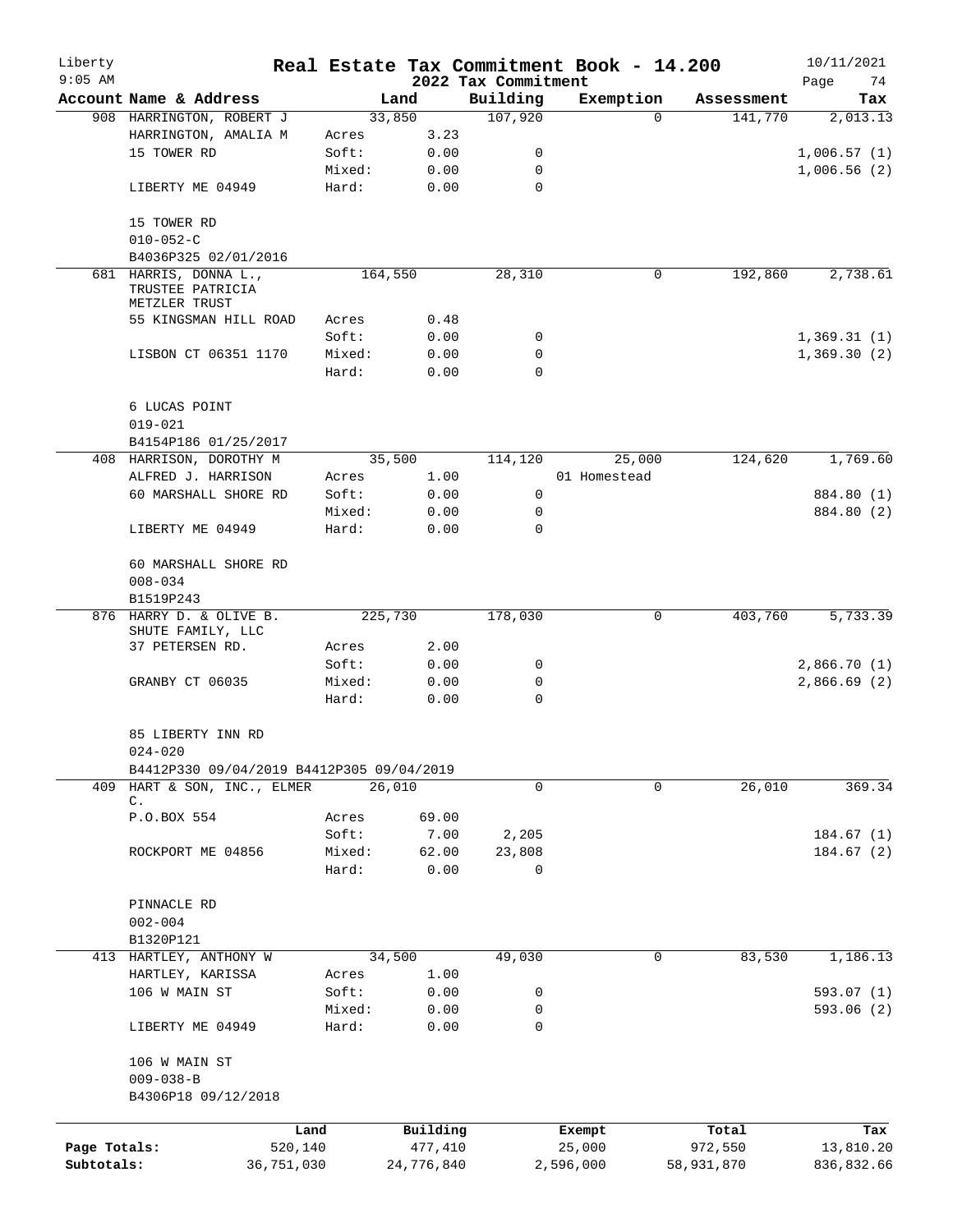Liberty 9:05 AM

# Real Estate Tax Commitment Book - 14.200

## 2022 Tax Commitment

10/11/2021

| Account Name & Address | Land | | Building | Exemption | Assessment | Tax |
|---|---|---|---|---|---|---|
| 908 HARRINGTON, ROBERT J | 33,850 | | 107,920 | 0 | 141,770 | 2,013.13 |
| HARRINGTON, AMALIA M | Acres | 3.23 | | | | |
| 15 TOWER RD | Soft: | 0.00 | 0 | | | 1,006.57 (1) |
| | Mixed: | 0.00 | 0 | | | 1,006.56 (2) |
| LIBERTY ME 04949 | Hard: | 0.00 | 0 | | | |
| 15 TOWER RD | | | | | | |
| 010-052-C | | | | | | |
| B4036P325 02/01/2016 | | | | | | |
| 681 HARRIS, DONNA L., TRUSTEE PATRICIA METZLER TRUST | 164,550 | | 28,310 | 0 | 192,860 | 2,738.61 |
| 55 KINGSMAN HILL ROAD | Acres | 0.48 | | | | |
| | Soft: | 0.00 | 0 | | | 1,369.31 (1) |
| LISBON CT 06351 1170 | Mixed: | 0.00 | 0 | | | 1,369.30 (2) |
| | Hard: | 0.00 | 0 | | | |
| 6 LUCAS POINT | | | | | | |
| 019-021 | | | | | | |
| B4154P186 01/25/2017 | | | | | | |
| 408 HARRISON, DOROTHY M | 35,500 | | 114,120 | 25,000 | 124,620 | 1,769.60 |
| ALFRED J. HARRISON | Acres | 1.00 | | 01 Homestead | | |
| 60 MARSHALL SHORE RD | Soft: | 0.00 | 0 | | | 884.80 (1) |
| | Mixed: | 0.00 | 0 | | | 884.80 (2) |
| LIBERTY ME 04949 | Hard: | 0.00 | 0 | | | |
| 60 MARSHALL SHORE RD | | | | | | |
| 008-034 | | | | | | |
| B1519P243 | | | | | | |
| 876 HARRY D. & OLIVE B. SHUTE FAMILY, LLC | 225,730 | | 178,030 | 0 | 403,760 | 5,733.39 |
| 37 PETERSEN RD. | Acres | 2.00 | | | | |
| | Soft: | 0.00 | 0 | | | 2,866.70 (1) |
| GRANBY CT 06035 | Mixed: | 0.00 | 0 | | | 2,866.69 (2) |
| | Hard: | 0.00 | 0 | | | |
| 85 LIBERTY INN RD | | | | | | |
| 024-020 | | | | | | |
| B4412P330 09/04/2019 B4412P305 09/04/2019 | | | | | | |
| 409 HART & SON, INC., ELMER C. | 26,010 | | 0 | 0 | 26,010 | 369.34 |
| P.O.BOX 554 | Acres | 69.00 | | | | |
| | Soft: | 7.00 | 2,205 | | | 184.67 (1) |
| ROCKPORT ME 04856 | Mixed: | 62.00 | 23,808 | | | 184.67 (2) |
| | Hard: | 0.00 | 0 | | | |
| PINNACLE RD | | | | | | |
| 002-004 | | | | | | |
| B1320P121 | | | | | | |
| 413 HARTLEY, ANTHONY W | 34,500 | | 49,030 | 0 | 83,530 | 1,186.13 |
| HARTLEY, KARISSA | Acres | 1.00 | | | | |
| 106 W MAIN ST | Soft: | 0.00 | 0 | | | 593.07 (1) |
| | Mixed: | 0.00 | 0 | | | 593.06 (2) |
| LIBERTY ME 04949 | Hard: | 0.00 | 0 | | | |
| 106 W MAIN ST | | | | | | |
| 009-038-B | | | | | | |
| B4306P18 09/12/2018 | | | | | | |

| | Land | Building | Exempt | Total | Tax |
|---|---|---|---|---|---|
| Page Totals: | 520,140 | 477,410 | 25,000 | 972,550 | 13,810.20 |
| Subtotals: | 36,751,030 | 24,776,840 | 2,596,000 | 58,931,870 | 836,832.66 |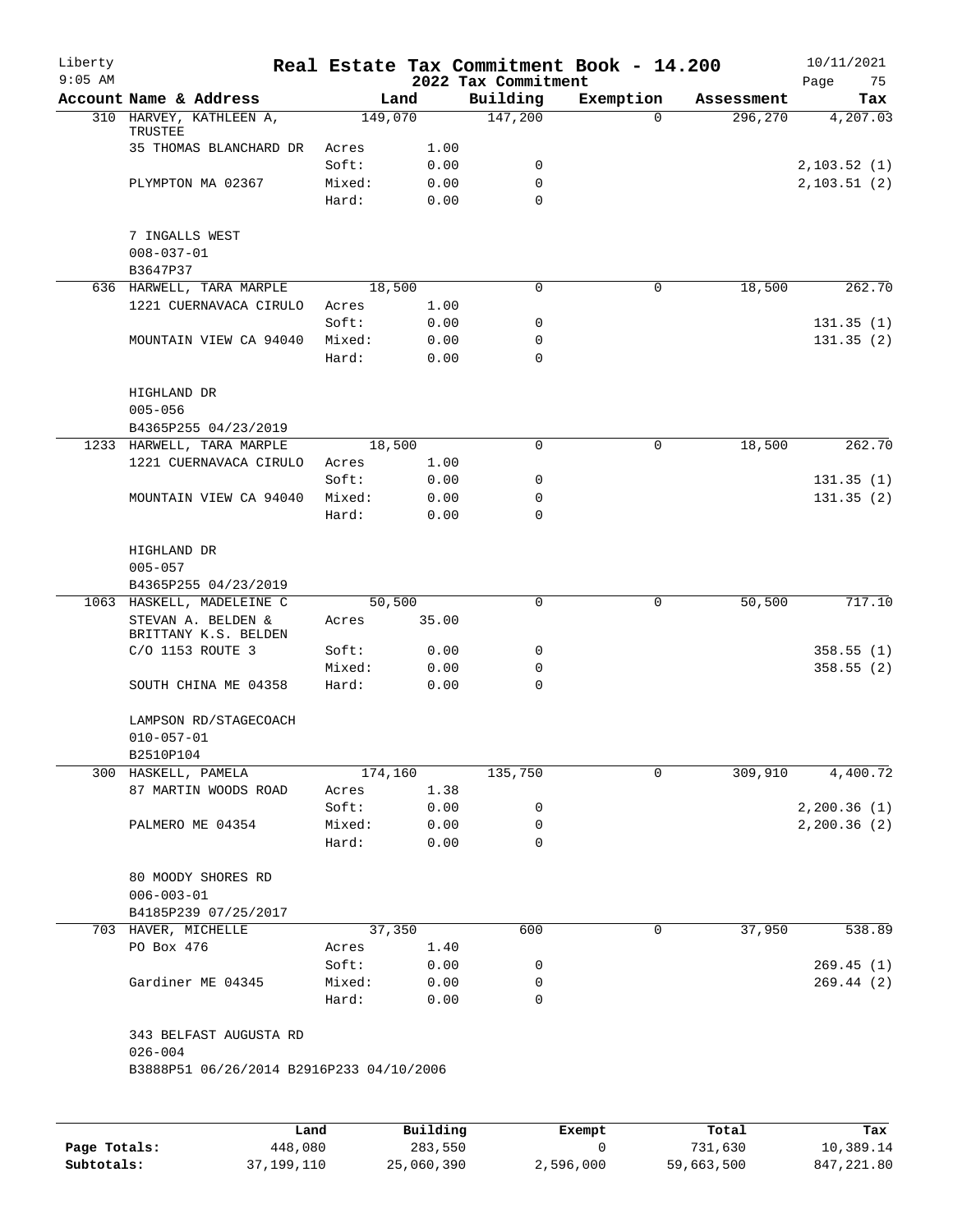# Real Estate Tax Commitment Book - 14.200

Liberty 9:05 AM — 2022 Tax Commitment — 10/11/2021

| Account Name & Address | Land | | Building | Exemption | Assessment | Tax |
|---|---|---|---|---|---|---|
| 310 HARVEY, KATHLEEN A, TRUSTEE | 149,070 | | 147,200 | 0 | 296,270 | 4,207.03 |
| 35 THOMAS BLANCHARD DR | Acres | 1.00 | | | | |
| | Soft: | 0.00 | 0 | | | 2,103.52 (1) |
| PLYMPTON MA 02367 | Mixed: | 0.00 | 0 | | | 2,103.51 (2) |
| | Hard: | 0.00 | 0 | | | |
| 7 INGALLS WEST | | | | | | |
| 008-037-01 | | | | | | |
| B3647P37 | | | | | | |
| 636 HARWELL, TARA MARPLE | 18,500 | | 0 | 0 | 18,500 | 262.70 |
| 1221 CUERNAVACA CIRULO | Acres | 1.00 | | | | |
| | Soft: | 0.00 | 0 | | | 131.35 (1) |
| MOUNTAIN VIEW CA 94040 | Mixed: | 0.00 | 0 | | | 131.35 (2) |
| | Hard: | 0.00 | 0 | | | |
| HIGHLAND DR | | | | | | |
| 005-056 | | | | | | |
| B4365P255 04/23/2019 | | | | | | |
| 1233 HARWELL, TARA MARPLE | 18,500 | | 0 | 0 | 18,500 | 262.70 |
| 1221 CUERNAVACA CIRULO | Acres | 1.00 | | | | |
| | Soft: | 0.00 | 0 | | | 131.35 (1) |
| MOUNTAIN VIEW CA 94040 | Mixed: | 0.00 | 0 | | | 131.35 (2) |
| | Hard: | 0.00 | 0 | | | |
| HIGHLAND DR | | | | | | |
| 005-057 | | | | | | |
| B4365P255 04/23/2019 | | | | | | |
| 1063 HASKELL, MADELEINE C | 50,500 | | 0 | 0 | 50,500 | 717.10 |
| STEVAN A. BELDEN & BRITTANY K.S. BELDEN | Acres | 35.00 | | | | |
| C/O 1153 ROUTE 3 | Soft: | 0.00 | 0 | | | 358.55 (1) |
| | Mixed: | 0.00 | 0 | | | 358.55 (2) |
| SOUTH CHINA ME 04358 | Hard: | 0.00 | 0 | | | |
| LAMPSON RD/STAGECOACH | | | | | | |
| 010-057-01 | | | | | | |
| B2510P104 | | | | | | |
| 300 HASKELL, PAMELA | 174,160 | | 135,750 | 0 | 309,910 | 4,400.72 |
| 87 MARTIN WOODS ROAD | Acres | 1.38 | | | | |
| | Soft: | 0.00 | 0 | | | 2,200.36 (1) |
| PALMERO ME 04354 | Mixed: | 0.00 | 0 | | | 2,200.36 (2) |
| | Hard: | 0.00 | 0 | | | |
| 80 MOODY SHORES RD | | | | | | |
| 006-003-01 | | | | | | |
| B4185P239 07/25/2017 | | | | | | |
| 703 HAVER, MICHELLE | 37,350 | | 600 | 0 | 37,950 | 538.89 |
| PO Box 476 | Acres | 1.40 | | | | |
| | Soft: | 0.00 | 0 | | | 269.45 (1) |
| Gardiner ME 04345 | Mixed: | 0.00 | 0 | | | 269.44 (2) |
| | Hard: | 0.00 | 0 | | | |
| 343 BELFAST AUGUSTA RD | | | | | | |
| 026-004 | | | | | | |
| B3888P51 06/26/2014 B2916P233 04/10/2006 | | | | | | |

| | Land | Building | Exempt | Total | Tax |
|---|---|---|---|---|---|
| Page Totals: | 448,080 | 283,550 | 0 | 731,630 | 10,389.14 |
| Subtotals: | 37,199,110 | 25,060,390 | 2,596,000 | 59,663,500 | 847,221.80 |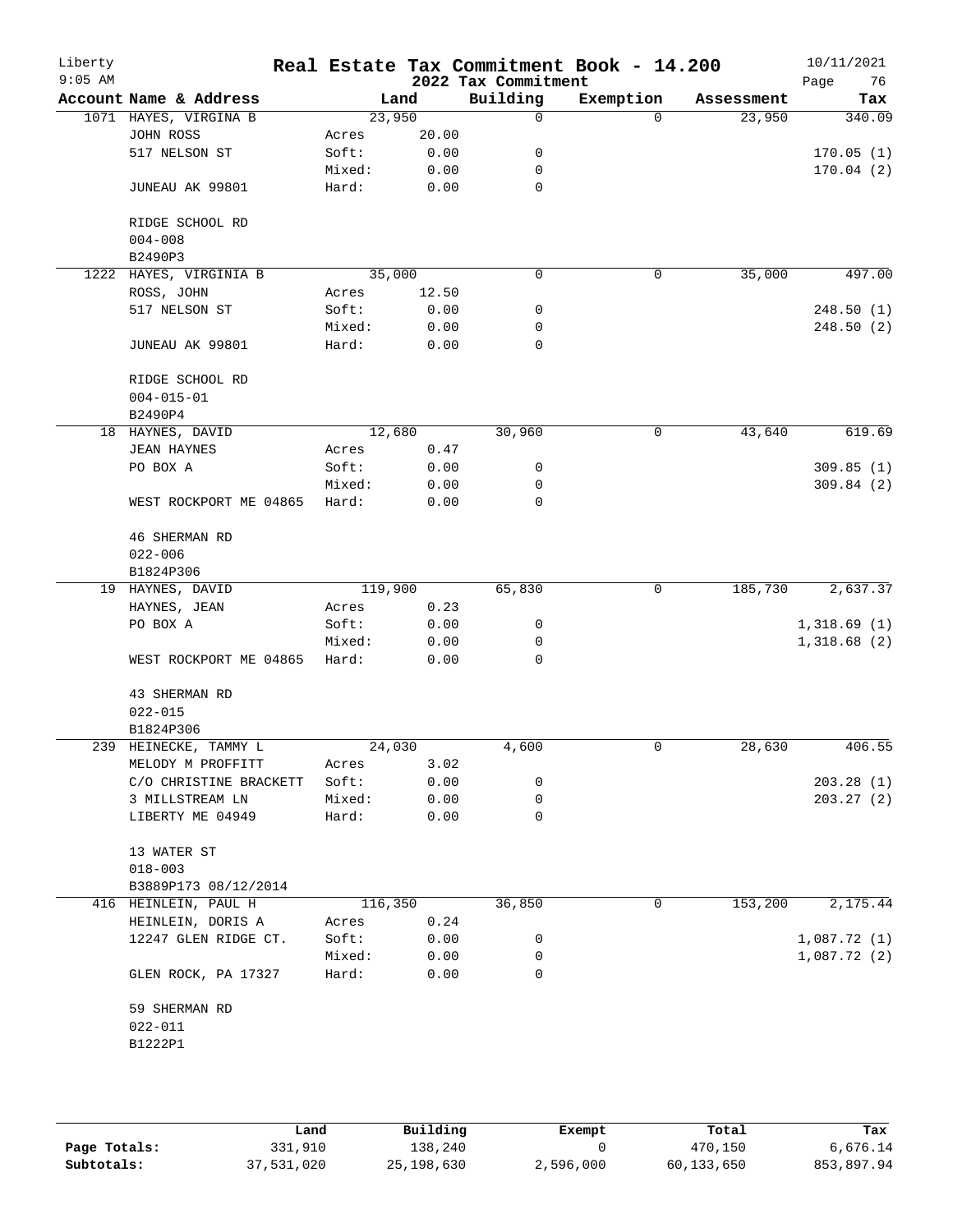# Real Estate Tax Commitment Book - 14.200

Liberty
9:05 AM

2022 Tax Commitment

10/11/2021

| Account Name & Address | Land | | Building | Exemption | Assessment | Tax |
|---|---|---|---|---|---|---|
| 1071 HAYES, VIRGINA B | 23,950 | | 0 | 0 | 23,950 | 340.09 |
| JOHN ROSS | Acres | 20.00 | | | | |
| 517 NELSON ST | Soft: | 0.00 | 0 | | | 170.05 (1) |
| | Mixed: | 0.00 | 0 | | | 170.04 (2) |
| JUNEAU AK 99801 | Hard: | 0.00 | 0 | | | |
| RIDGE SCHOOL RD | | | | | | |
| 004-008 | | | | | | |
| B2490P3 | | | | | | |
| 1222 HAYES, VIRGINIA B | 35,000 | | 0 | 0 | 35,000 | 497.00 |
| ROSS, JOHN | Acres | 12.50 | | | | |
| 517 NELSON ST | Soft: | 0.00 | 0 | | | 248.50 (1) |
| | Mixed: | 0.00 | 0 | | | 248.50 (2) |
| JUNEAU AK 99801 | Hard: | 0.00 | 0 | | | |
| RIDGE SCHOOL RD | | | | | | |
| 004-015-01 | | | | | | |
| B2490P4 | | | | | | |
| 18 HAYNES, DAVID | 12,680 | | 30,960 | 0 | 43,640 | 619.69 |
| JEAN HAYNES | Acres | 0.47 | | | | |
| PO BOX A | Soft: | 0.00 | 0 | | | 309.85 (1) |
| | Mixed: | 0.00 | 0 | | | 309.84 (2) |
| WEST ROCKPORT ME 04865 | Hard: | 0.00 | 0 | | | |
| 46 SHERMAN RD | | | | | | |
| 022-006 | | | | | | |
| B1824P306 | | | | | | |
| 19 HAYNES, DAVID | 119,900 | | 65,830 | 0 | 185,730 | 2,637.37 |
| HAYNES, JEAN | Acres | 0.23 | | | | |
| PO BOX A | Soft: | 0.00 | 0 | | | 1,318.69 (1) |
| | Mixed: | 0.00 | 0 | | | 1,318.68 (2) |
| WEST ROCKPORT ME 04865 | Hard: | 0.00 | 0 | | | |
| 43 SHERMAN RD | | | | | | |
| 022-015 | | | | | | |
| B1824P306 | | | | | | |
| 239 HEINECKE, TAMMY L | 24,030 | | 4,600 | 0 | 28,630 | 406.55 |
| MELODY M PROFFITT | Acres | 3.02 | | | | |
| C/O CHRISTINE BRACKETT | Soft: | 0.00 | 0 | | | 203.28 (1) |
| 3 MILLSTREAM LN | Mixed: | 0.00 | 0 | | | 203.27 (2) |
| LIBERTY ME 04949 | Hard: | 0.00 | 0 | | | |
| 13 WATER ST | | | | | | |
| 018-003 | | | | | | |
| B3889P173 08/12/2014 | | | | | | |
| 416 HEINLEIN, PAUL H | 116,350 | | 36,850 | 0 | 153,200 | 2,175.44 |
| HEINLEIN, DORIS A | Acres | 0.24 | | | | |
| 12247 GLEN RIDGE CT. | Soft: | 0.00 | 0 | | | 1,087.72 (1) |
| | Mixed: | 0.00 | 0 | | | 1,087.72 (2) |
| GLEN ROCK, PA 17327 | Hard: | 0.00 | 0 | | | |
| 59 SHERMAN RD | | | | | | |
| 022-011 | | | | | | |
| B1222P1 | | | | | | |

| | Land | Building | Exempt | Total | Tax |
|---|---|---|---|---|---|
| Page Totals: | 331,910 | 138,240 | 0 | 470,150 | 6,676.14 |
| Subtotals: | 37,531,020 | 25,198,630 | 2,596,000 | 60,133,650 | 853,897.94 |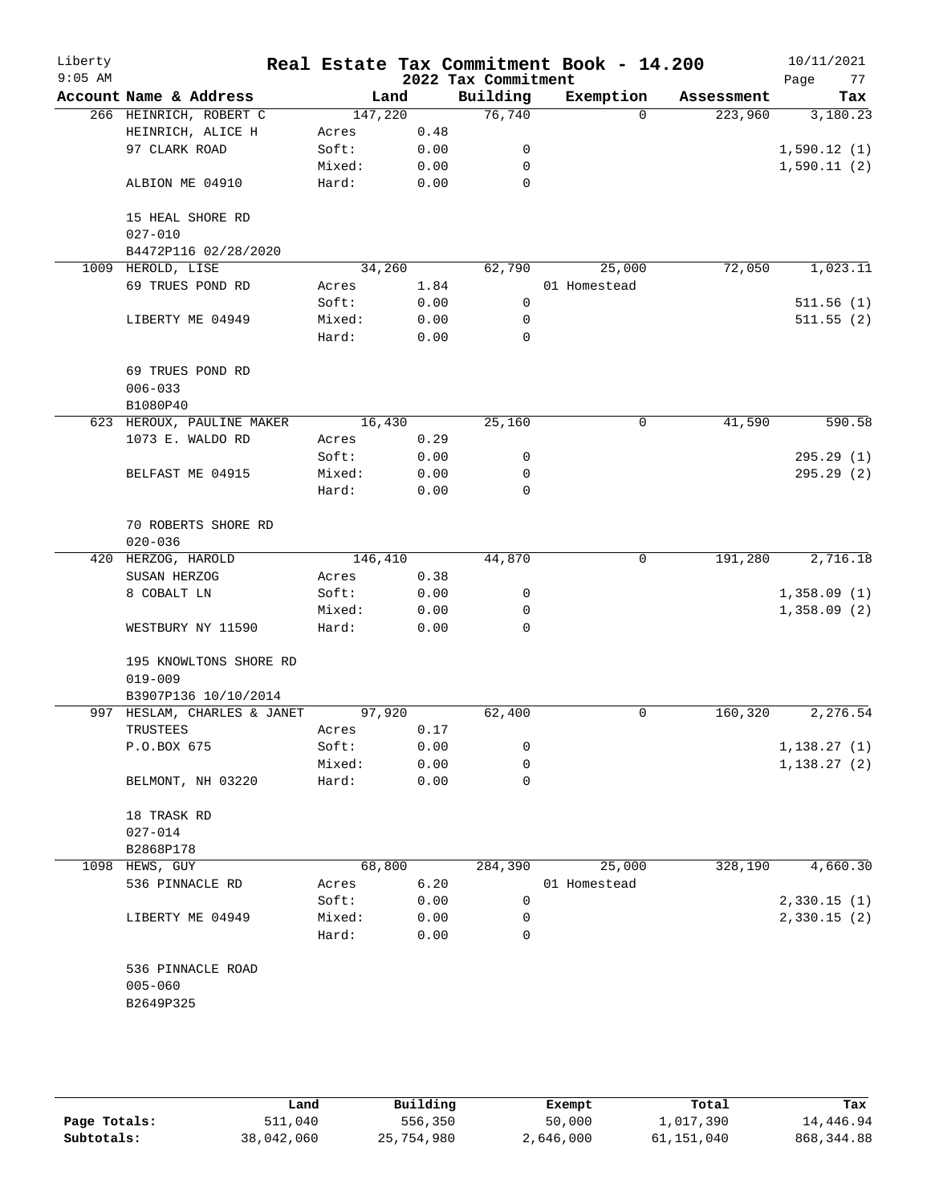# Real Estate Tax Commitment Book - 14.200

Liberty
9:05 AM

2022 Tax Commitment

10/11/2021

| Account Name & Address | | Land | Building | Exemption | Assessment | Tax |
|---|---|---|---|---|---|---|
| 266 HEINRICH, ROBERT C | | 147,220 | 76,740 | 0 | 223,960 | 3,180.23 |
| HEINRICH, ALICE H | Acres | 0.48 | | | | |
| 97 CLARK ROAD | Soft: | 0.00 | 0 | | | 1,590.12 (1) |
| | Mixed: | 0.00 | 0 | | | 1,590.11 (2) |
| ALBION ME 04910 | Hard: | 0.00 | 0 | | | |
| 15 HEAL SHORE RD | | | | | | |
| 027-010 | | | | | | |
| B4472P116 02/28/2020 | | | | | | |
| 1009 HEROLD, LISE | | 34,260 | 62,790 | 25,000 | 72,050 | 1,023.11 |
| 69 TRUES POND RD | Acres | 1.84 | | 01 Homestead | | |
| | Soft: | 0.00 | 0 | | | 511.56 (1) |
| LIBERTY ME 04949 | Mixed: | 0.00 | 0 | | | 511.55 (2) |
| | Hard: | 0.00 | 0 | | | |
| 69 TRUES POND RD | | | | | | |
| 006-033 | | | | | | |
| B1080P40 | | | | | | |
| 623 HEROUX, PAULINE MAKER | | 16,430 | 25,160 | 0 | 41,590 | 590.58 |
| 1073 E. WALDO RD | Acres | 0.29 | | | | |
| | Soft: | 0.00 | 0 | | | 295.29 (1) |
| BELFAST ME 04915 | Mixed: | 0.00 | 0 | | | 295.29 (2) |
| | Hard: | 0.00 | 0 | | | |
| 70 ROBERTS SHORE RD | | | | | | |
| 020-036 | | | | | | |
| 420 HERZOG, HAROLD | | 146,410 | 44,870 | 0 | 191,280 | 2,716.18 |
| SUSAN HERZOG | Acres | 0.38 | | | | |
| 8 COBALT LN | Soft: | 0.00 | 0 | | | 1,358.09 (1) |
| | Mixed: | 0.00 | 0 | | | 1,358.09 (2) |
| WESTBURY NY 11590 | Hard: | 0.00 | 0 | | | |
| 195 KNOWLTONS SHORE RD | | | | | | |
| 019-009 | | | | | | |
| B3907P136 10/10/2014 | | | | | | |
| 997 HESLAM, CHARLES & JANET | | 97,920 | 62,400 | 0 | 160,320 | 2,276.54 |
| TRUSTEES | Acres | 0.17 | | | | |
| P.O.BOX 675 | Soft: | 0.00 | 0 | | | 1,138.27 (1) |
| | Mixed: | 0.00 | 0 | | | 1,138.27 (2) |
| BELMONT, NH 03220 | Hard: | 0.00 | 0 | | | |
| 18 TRASK RD | | | | | | |
| 027-014 | | | | | | |
| B2868P178 | | | | | | |
| 1098 HEWS, GUY | | 68,800 | 284,390 | 25,000 | 328,190 | 4,660.30 |
| 536 PINNACLE RD | Acres | 6.20 | | 01 Homestead | | |
| | Soft: | 0.00 | 0 | | | 2,330.15 (1) |
| LIBERTY ME 04949 | Mixed: | 0.00 | 0 | | | 2,330.15 (2) |
| | Hard: | 0.00 | 0 | | | |
| 536 PINNACLE ROAD | | | | | | |
| 005-060 | | | | | | |
| B2649P325 | | | | | | |

| | Land | Building | Exempt | Total | Tax |
|---|---|---|---|---|---|
| Page Totals: | 511,040 | 556,350 | 50,000 | 1,017,390 | 14,446.94 |
| Subtotals: | 38,042,060 | 25,754,980 | 2,646,000 | 61,151,040 | 868,344.88 |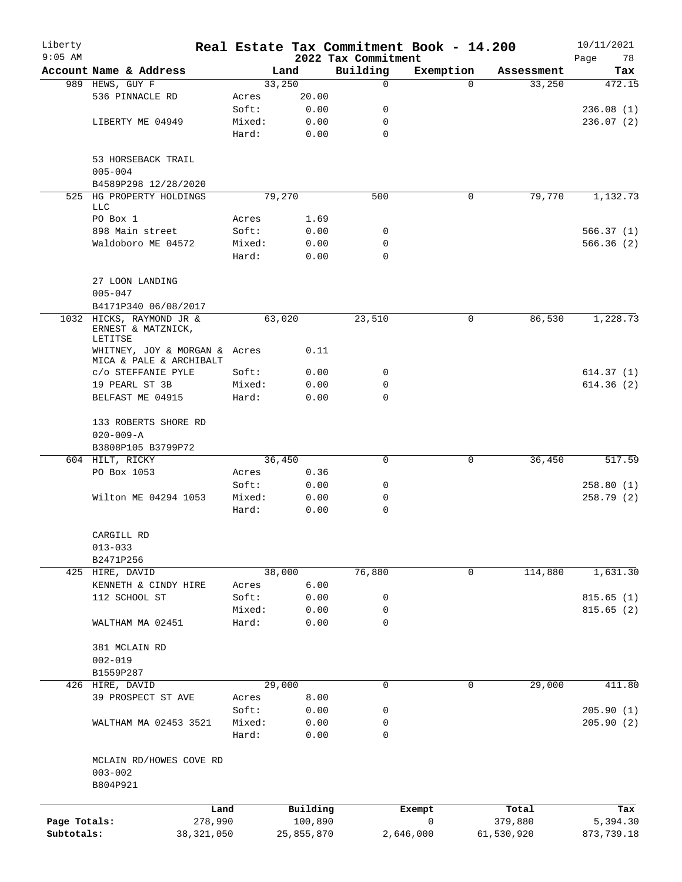# Real Estate Tax Commitment Book - 14.200

Liberty
9:05 AM

2022 Tax Commitment

10/11/2021

| Account Name & Address | | Land | Building | Exemption | Assessment | Tax |
|---|---|---|---|---|---|---|
| 989 HEWS, GUY F | | 33,250 | 0 | 0 | 33,250 | 472.15 |
| 536 PINNACLE RD | Acres | 20.00 | | | | |
| | Soft: | 0.00 | 0 | | | 236.08 (1) |
| LIBERTY ME 04949 | Mixed: | 0.00 | 0 | | | 236.07 (2) |
| | Hard: | 0.00 | 0 | | | |
| 53 HORSEBACK TRAIL | | | | | | |
| 005-004 | | | | | | |
| B4589P298 12/28/2020 | | | | | | |
| 525 HG PROPERTY HOLDINGS LLC | | 79,270 | 500 | 0 | 79,770 | 1,132.73 |
| PO Box 1 | Acres | 1.69 | | | | |
| 898 Main street | Soft: | 0.00 | 0 | | | 566.37 (1) |
| Waldoboro ME 04572 | Mixed: | 0.00 | 0 | | | 566.36 (2) |
| | Hard: | 0.00 | 0 | | | |
| 27 LOON LANDING | | | | | | |
| 005-047 | | | | | | |
| B4171P340 06/08/2017 | | | | | | |
| 1032 HICKS, RAYMOND JR & ERNEST & MATZNICK, LETITSE | | 63,020 | 23,510 | 0 | 86,530 | 1,228.73 |
| WHITNEY, JOY & MORGAN & MICA & PALE & ARCHIBALT | Acres | 0.11 | | | | |
| c/o STEFFANIE PYLE | Soft: | 0.00 | 0 | | | 614.37 (1) |
| 19 PEARL ST 3B | Mixed: | 0.00 | 0 | | | 614.36 (2) |
| BELFAST ME 04915 | Hard: | 0.00 | 0 | | | |
| 133 ROBERTS SHORE RD | | | | | | |
| 020-009-A | | | | | | |
| B3808P105 B3799P72 | | | | | | |
| 604 HILT, RICKY | | 36,450 | 0 | 0 | 36,450 | 517.59 |
| PO Box 1053 | Acres | 0.36 | | | | |
| | Soft: | 0.00 | 0 | | | 258.80 (1) |
| Wilton ME 04294 1053 | Mixed: | 0.00 | 0 | | | 258.79 (2) |
| | Hard: | 0.00 | 0 | | | |
| CARGILL RD | | | | | | |
| 013-033 | | | | | | |
| B2471P256 | | | | | | |
| 425 HIRE, DAVID | | 38,000 | 76,880 | 0 | 114,880 | 1,631.30 |
| KENNETH & CINDY HIRE | Acres | 6.00 | | | | |
| 112 SCHOOL ST | Soft: | 0.00 | 0 | | | 815.65 (1) |
| | Mixed: | 0.00 | 0 | | | 815.65 (2) |
| WALTHAM MA 02451 | Hard: | 0.00 | 0 | | | |
| 381 MCLAIN RD | | | | | | |
| 002-019 | | | | | | |
| B1559P287 | | | | | | |
| 426 HIRE, DAVID | | 29,000 | 0 | 0 | 29,000 | 411.80 |
| 39 PROSPECT ST AVE | Acres | 8.00 | | | | |
| | Soft: | 0.00 | 0 | | | 205.90 (1) |
| WALTHAM MA 02453 3521 | Mixed: | 0.00 | 0 | | | 205.90 (2) |
| | Hard: | 0.00 | 0 | | | |
| MCLAIN RD/HOWES COVE RD | | | | | | |
| 003-002 | | | | | | |
| B804P921 | | | | | | |

| | Land | Building | Exempt | Total | Tax |
|---|---|---|---|---|---|
| Page Totals: | 278,990 | 100,890 | 0 | 379,880 | 5,394.30 |
| Subtotals: | 38,321,050 | 25,855,870 | 2,646,000 | 61,530,920 | 873,739.18 |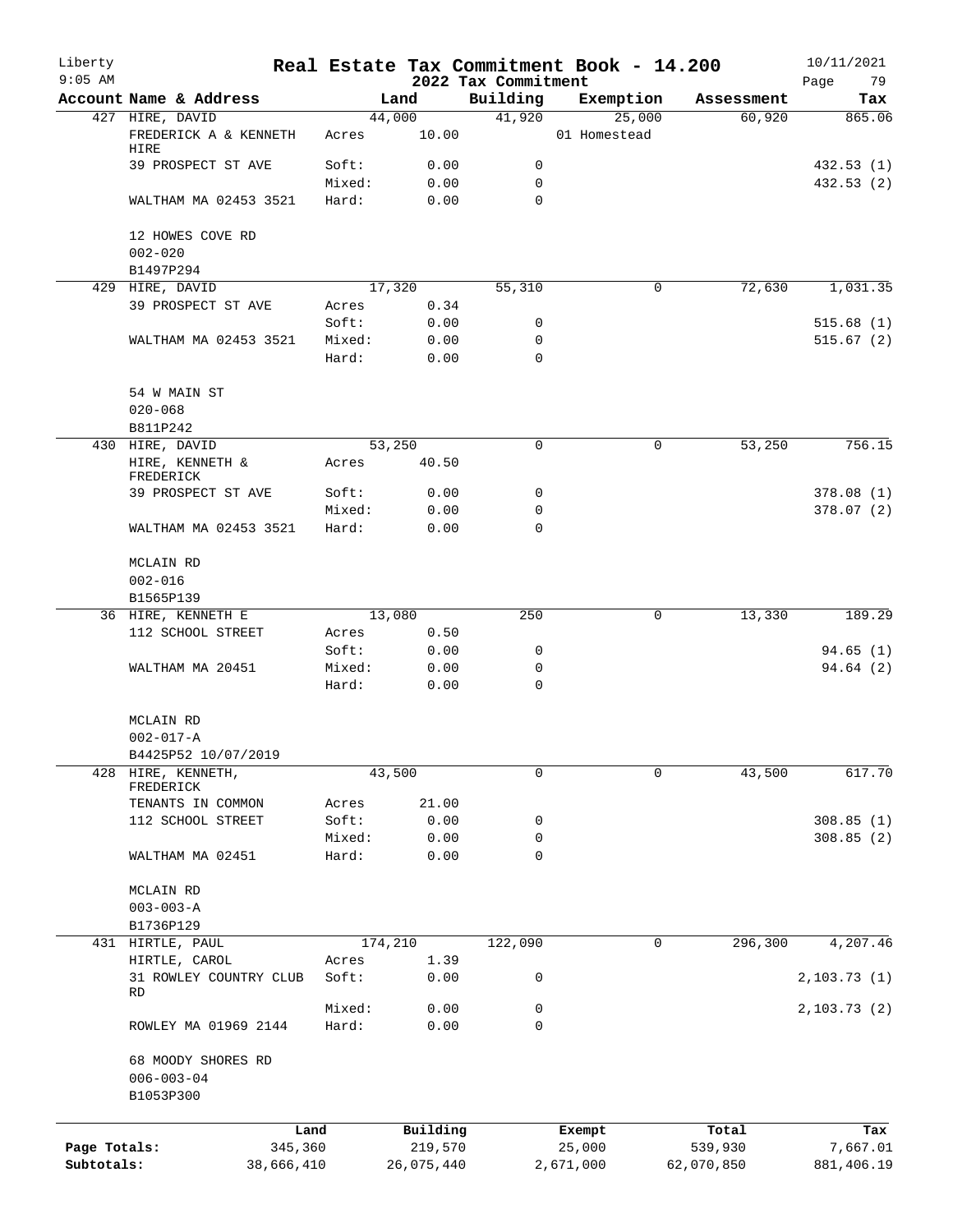# Real Estate Tax Commitment Book - 14.200

Liberty 9:05 AM — 2022 Tax Commitment — 10/11/2021

| Account Name & Address | | Land | Building | Exemption | Assessment | Tax |
|---|---|---|---|---|---|---|
| 427 HIRE, DAVID | | 44,000 | 41,920 | 25,000 | 60,920 | 865.06 |
| FREDERICK A & KENNETH HIRE | Acres | 10.00 | | 01 Homestead | | |
| 39 PROSPECT ST AVE | Soft: | 0.00 | 0 | | | 432.53 (1) |
| | Mixed: | 0.00 | 0 | | | 432.53 (2) |
| WALTHAM MA 02453 3521 | Hard: | 0.00 | 0 | | | |
| 12 HOWES COVE RD | | | | | | |
| 002-020 | | | | | | |
| B1497P294 | | | | | | |
| 429 HIRE, DAVID | | 17,320 | 55,310 | 0 | 72,630 | 1,031.35 |
| 39 PROSPECT ST AVE | Acres | 0.34 | | | | |
| | Soft: | 0.00 | 0 | | | 515.68 (1) |
| WALTHAM MA 02453 3521 | Mixed: | 0.00 | 0 | | | 515.67 (2) |
| | Hard: | 0.00 | 0 | | | |
| 54 W MAIN ST | | | | | | |
| 020-068 | | | | | | |
| B811P242 | | | | | | |
| 430 HIRE, DAVID | | 53,250 | 0 | 0 | 53,250 | 756.15 |
| HIRE, KENNETH & FREDERICK | Acres | 40.50 | | | | |
| 39 PROSPECT ST AVE | Soft: | 0.00 | 0 | | | 378.08 (1) |
| | Mixed: | 0.00 | 0 | | | 378.07 (2) |
| WALTHAM MA 02453 3521 | Hard: | 0.00 | 0 | | | |
| MCLAIN RD | | | | | | |
| 002-016 | | | | | | |
| B1565P139 | | | | | | |
| 36 HIRE, KENNETH E | | 13,080 | 250 | 0 | 13,330 | 189.29 |
| 112 SCHOOL STREET | Acres | 0.50 | | | | |
| | Soft: | 0.00 | 0 | | | 94.65 (1) |
| WALTHAM MA 20451 | Mixed: | 0.00 | 0 | | | 94.64 (2) |
| | Hard: | 0.00 | 0 | | | |
| MCLAIN RD | | | | | | |
| 002-017-A | | | | | | |
| B4425P52 10/07/2019 | | | | | | |
| 428 HIRE, KENNETH, FREDERICK | | 43,500 | 0 | 0 | 43,500 | 617.70 |
| TENANTS IN COMMON | Acres | 21.00 | | | | |
| 112 SCHOOL STREET | Soft: | 0.00 | 0 | | | 308.85 (1) |
| | Mixed: | 0.00 | 0 | | | 308.85 (2) |
| WALTHAM MA 02451 | Hard: | 0.00 | 0 | | | |
| MCLAIN RD | | | | | | |
| 003-003-A | | | | | | |
| B1736P129 | | | | | | |
| 431 HIRTLE, PAUL | | 174,210 | 122,090 | 0 | 296,300 | 4,207.46 |
| HIRTLE, CAROL | Acres | 1.39 | | | | |
| 31 ROWLEY COUNTRY CLUB RD | Soft: | 0.00 | 0 | | | 2,103.73 (1) |
| | Mixed: | 0.00 | 0 | | | 2,103.73 (2) |
| ROWLEY MA 01969 2144 | Hard: | 0.00 | 0 | | | |
| 68 MOODY SHORES RD | | | | | | |
| 006-003-04 | | | | | | |
| B1053P300 | | | | | | |

| | Land | Building | Exempt | Total | Tax |
|---|---|---|---|---|---|
| Page Totals: | 345,360 | 219,570 | 25,000 | 539,930 | 7,667.01 |
| Subtotals: | 38,666,410 | 26,075,440 | 2,671,000 | 62,070,850 | 881,406.19 |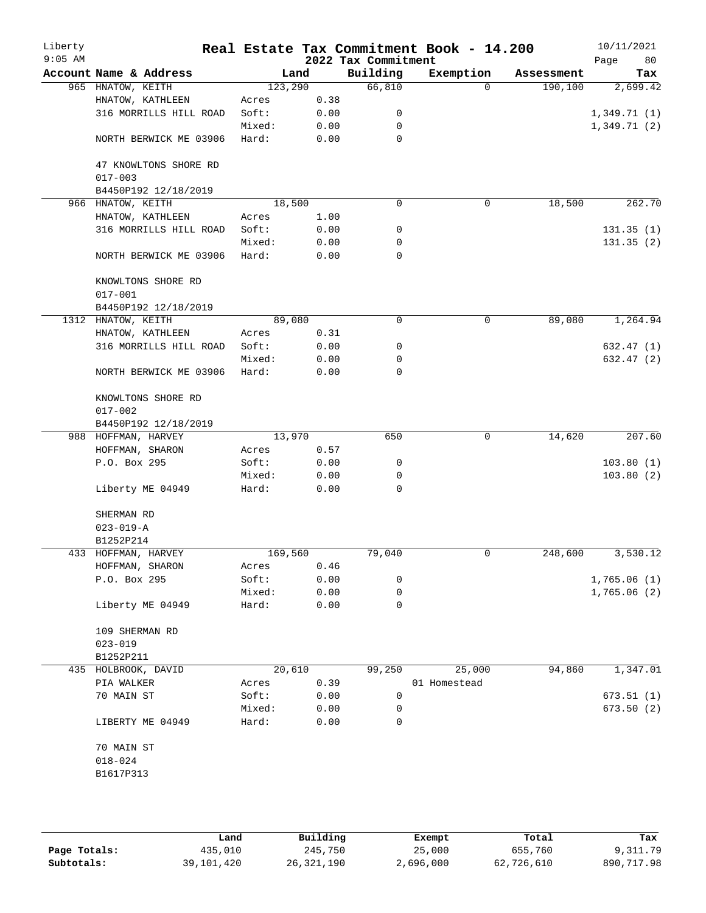# Real Estate Tax Commitment Book - 14.200

Liberty
9:05 AM

2022 Tax Commitment

10/11/2021
Page 80

| Account Name & Address | Land | | Building | Exemption | Assessment | Tax |
|---|---|---|---|---|---|---|
| 965 HNATOW, KEITH | 123,290 | | 66,810 | 0 | 190,100 | 2,699.42 |
| HNATOW, KATHLEEN | Acres | 0.38 | | | | |
| 316 MORRILLS HILL ROAD | Soft: | 0.00 | 0 | | | 1,349.71 (1) |
| | Mixed: | 0.00 | 0 | | | 1,349.71 (2) |
| NORTH BERWICK ME 03906 | Hard: | 0.00 | 0 | | | |
| 47 KNOWLTONS SHORE RD | | | | | | |
| 017-003 | | | | | | |
| B4450P192 12/18/2019 | | | | | | |
| 966 HNATOW, KEITH | 18,500 | | 0 | 0 | 18,500 | 262.70 |
| HNATOW, KATHLEEN | Acres | 1.00 | | | | |
| 316 MORRILLS HILL ROAD | Soft: | 0.00 | 0 | | | 131.35 (1) |
| | Mixed: | 0.00 | 0 | | | 131.35 (2) |
| NORTH BERWICK ME 03906 | Hard: | 0.00 | 0 | | | |
| KNOWLTONS SHORE RD | | | | | | |
| 017-001 | | | | | | |
| B4450P192 12/18/2019 | | | | | | |
| 1312 HNATOW, KEITH | 89,080 | | 0 | 0 | 89,080 | 1,264.94 |
| HNATOW, KATHLEEN | Acres | 0.31 | | | | |
| 316 MORRILLS HILL ROAD | Soft: | 0.00 | 0 | | | 632.47 (1) |
| | Mixed: | 0.00 | 0 | | | 632.47 (2) |
| NORTH BERWICK ME 03906 | Hard: | 0.00 | 0 | | | |
| KNOWLTONS SHORE RD | | | | | | |
| 017-002 | | | | | | |
| B4450P192 12/18/2019 | | | | | | |
| 988 HOFFMAN, HARVEY | 13,970 | | 650 | 0 | 14,620 | 207.60 |
| HOFFMAN, SHARON | Acres | 0.57 | | | | |
| P.O. Box 295 | Soft: | 0.00 | 0 | | | 103.80 (1) |
| | Mixed: | 0.00 | 0 | | | 103.80 (2) |
| Liberty ME 04949 | Hard: | 0.00 | 0 | | | |
| SHERMAN RD | | | | | | |
| 023-019-A | | | | | | |
| B1252P214 | | | | | | |
| 433 HOFFMAN, HARVEY | 169,560 | | 79,040 | 0 | 248,600 | 3,530.12 |
| HOFFMAN, SHARON | Acres | 0.46 | | | | |
| P.O. Box 295 | Soft: | 0.00 | 0 | | | 1,765.06 (1) |
| | Mixed: | 0.00 | 0 | | | 1,765.06 (2) |
| Liberty ME 04949 | Hard: | 0.00 | 0 | | | |
| 109 SHERMAN RD | | | | | | |
| 023-019 | | | | | | |
| B1252P211 | | | | | | |
| 435 HOLBROOK, DAVID | 20,610 | | 99,250 | 25,000 | 94,860 | 1,347.01 |
| PIA WALKER | Acres | 0.39 | | 01 Homestead | | |
| 70 MAIN ST | Soft: | 0.00 | 0 | | | 673.51 (1) |
| | Mixed: | 0.00 | 0 | | | 673.50 (2) |
| LIBERTY ME 04949 | Hard: | 0.00 | 0 | | | |
| 70 MAIN ST | | | | | | |
| 018-024 | | | | | | |
| B1617P313 | | | | | | |

| | Land | Building | Exempt | Total | Tax |
|---|---|---|---|---|---|
| Page Totals: | 435,010 | 245,750 | 25,000 | 655,760 | 9,311.79 |
| Subtotals: | 39,101,420 | 26,321,190 | 2,696,000 | 62,726,610 | 890,717.98 |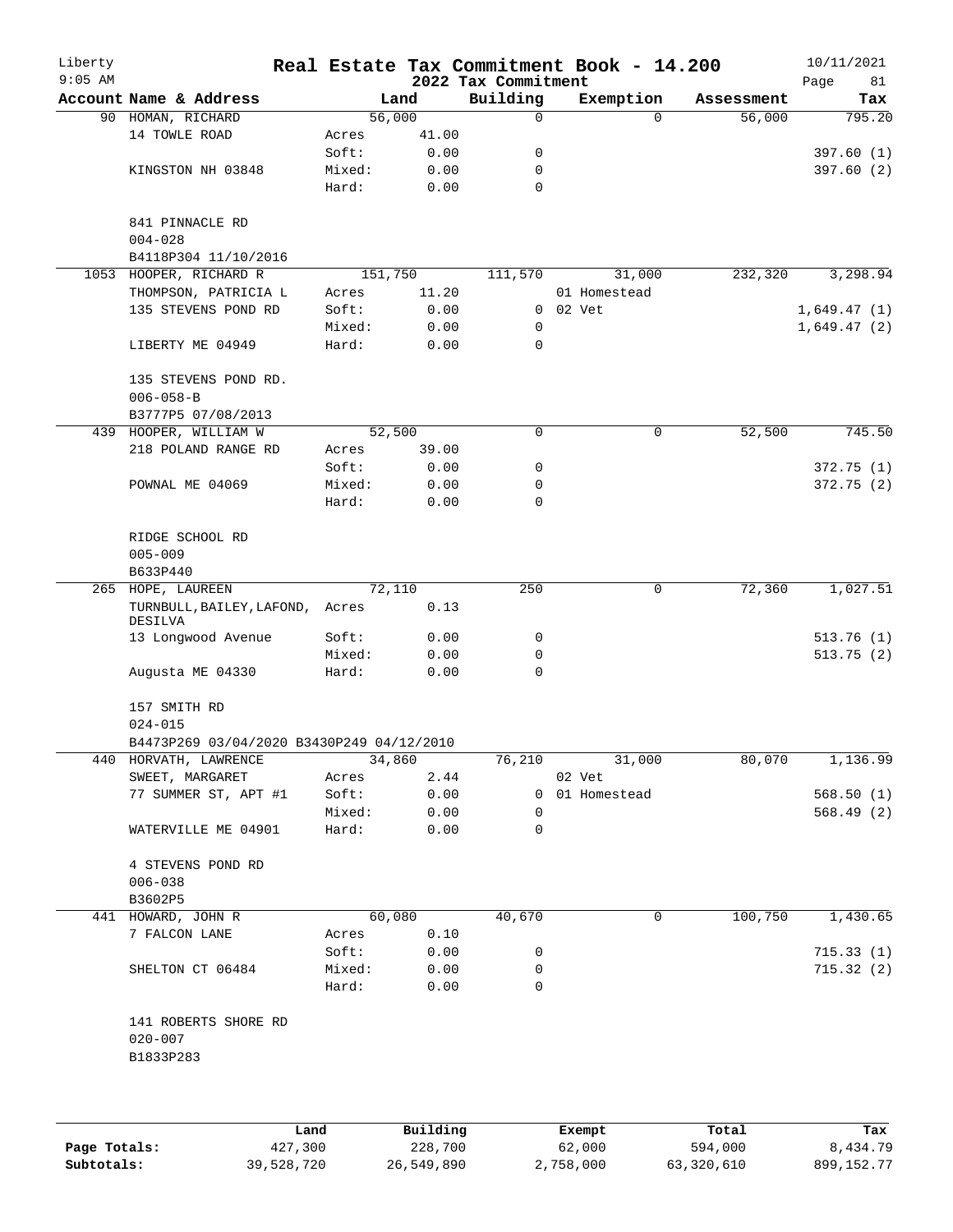Liberty
9:05 AM

# Real Estate Tax Commitment Book - 14.200

2022 Tax Commitment

10/11/2021

| Account | Name & Address | | Land | Building | Exemption | Assessment | Tax |
|---|---|---|---|---|---|---|---|
| 90 | HOMAN, RICHARD | | 56,000 | 0 | 0 | 56,000 | 795.20 |
| | 14 TOWLE ROAD | Acres | 41.00 | | | | |
| | | Soft: | 0.00 | 0 | | | 397.60 (1) |
| | KINGSTON NH 03848 | Mixed: | 0.00 | 0 | | | 397.60 (2) |
| | | Hard: | 0.00 | 0 | | | |
| | 841 PINNACLE RD | | | | | | |
| | 004-028 | | | | | | |
| | B4118P304 11/10/2016 | | | | | | |
| 1053 | HOOPER, RICHARD R | | 151,750 | 111,570 | 31,000 | 232,320 | 3,298.94 |
| | THOMPSON, PATRICIA L | Acres | 11.20 | | 01 Homestead | | |
| | 135 STEVENS POND RD | Soft: | 0.00 | 0 | 02 Vet | | 1,649.47 (1) |
| | | Mixed: | 0.00 | 0 | | | 1,649.47 (2) |
| | LIBERTY ME 04949 | Hard: | 0.00 | 0 | | | |
| | 135 STEVENS POND RD. | | | | | | |
| | 006-058-B | | | | | | |
| | B3777P5 07/08/2013 | | | | | | |
| 439 | HOOPER, WILLIAM W | | 52,500 | 0 | 0 | 52,500 | 745.50 |
| | 218 POLAND RANGE RD | Acres | 39.00 | | | | |
| | | Soft: | 0.00 | 0 | | | 372.75 (1) |
| | POWNAL ME 04069 | Mixed: | 0.00 | 0 | | | 372.75 (2) |
| | | Hard: | 0.00 | 0 | | | |
| | RIDGE SCHOOL RD | | | | | | |
| | 005-009 | | | | | | |
| | B633P440 | | | | | | |
| 265 | HOPE, LAUREEN | | 72,110 | 250 | 0 | 72,360 | 1,027.51 |
| | TURNBULL,BAILEY,LAFOND, DESILVA | Acres | 0.13 | | | | |
| | 13 Longwood Avenue | Soft: | 0.00 | 0 | | | 513.76 (1) |
| | | Mixed: | 0.00 | 0 | | | 513.75 (2) |
| | Augusta ME 04330 | Hard: | 0.00 | 0 | | | |
| | 157 SMITH RD | | | | | | |
| | 024-015 | | | | | | |
| | B4473P269 03/04/2020 B3430P249 04/12/2010 | | | | | | |
| 440 | HORVATH, LAWRENCE | | 34,860 | 76,210 | 31,000 | 80,070 | 1,136.99 |
| | SWEET, MARGARET | Acres | 2.44 | | 02 Vet | | |
| | 77 SUMMER ST, APT #1 | Soft: | 0.00 | 0 | 01 Homestead | | 568.50 (1) |
| | | Mixed: | 0.00 | 0 | | | 568.49 (2) |
| | WATERVILLE ME 04901 | Hard: | 0.00 | 0 | | | |
| | 4 STEVENS POND RD | | | | | | |
| | 006-038 | | | | | | |
| | B3602P5 | | | | | | |
| 441 | HOWARD, JOHN R | | 60,080 | 40,670 | 0 | 100,750 | 1,430.65 |
| | 7 FALCON LANE | Acres | 0.10 | | | | |
| | | Soft: | 0.00 | 0 | | | 715.33 (1) |
| | SHELTON CT 06484 | Mixed: | 0.00 | 0 | | | 715.32 (2) |
| | | Hard: | 0.00 | 0 | | | |
| | 141 ROBERTS SHORE RD | | | | | | |
| | 020-007 | | | | | | |
| | B1833P283 | | | | | | |

| | Land | Building | Exempt | Total | Tax |
|---|---|---|---|---|---|
| Page Totals: | 427,300 | 228,700 | 62,000 | 594,000 | 8,434.79 |
| Subtotals: | 39,528,720 | 26,549,890 | 2,758,000 | 63,320,610 | 899,152.77 |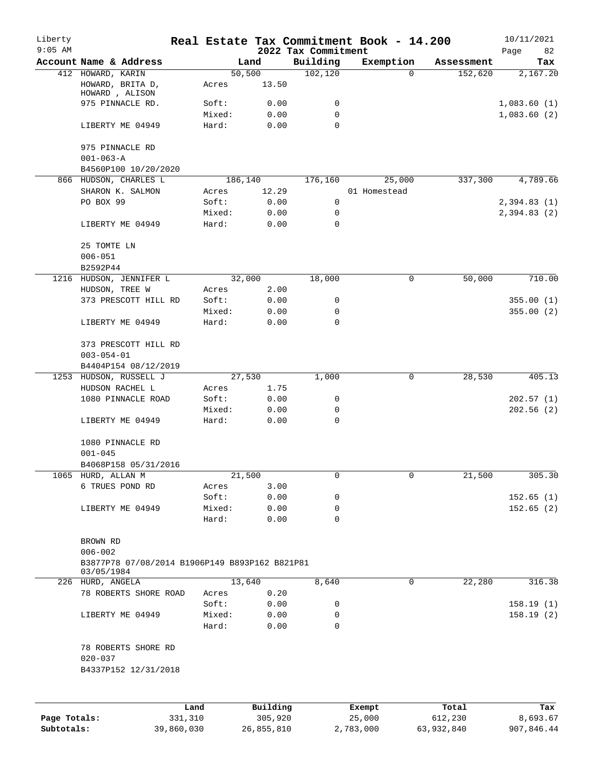# Real Estate Tax Commitment Book - 14.200

Liberty 9:05 AM — 2022 Tax Commitment — 10/11/2021

| Account | Name & Address | | Land | Building | Exemption | Assessment | Tax |
|---|---|---|---|---|---|---|---|
| 412 | HOWARD, KARIN | | 50,500 | 102,120 | 0 | 152,620 | 2,167.20 |
| | HOWARD, BRITA D, HOWARD , ALISON | Acres | 13.50 | | | | |
| | 975 PINNACLE RD. | Soft: | 0.00 | 0 | | | 1,083.60 (1) |
| | | Mixed: | 0.00 | 0 | | | 1,083.60 (2) |
| | LIBERTY ME 04949 | Hard: | 0.00 | 0 | | | |
| | 975 PINNACLE RD | | | | | | |
| | 001-063-A | | | | | | |
| | B4560P100 10/20/2020 | | | | | | |
| 866 | HUDSON, CHARLES L | | 186,140 | 176,160 | 25,000 | 337,300 | 4,789.66 |
| | SHARON K. SALMON | Acres | 12.29 | | 01 Homestead | | |
| | PO BOX 99 | Soft: | 0.00 | 0 | | | 2,394.83 (1) |
| | | Mixed: | 0.00 | 0 | | | 2,394.83 (2) |
| | LIBERTY ME 04949 | Hard: | 0.00 | 0 | | | |
| | 25 TOMTE LN | | | | | | |
| | 006-051 | | | | | | |
| | B2592P44 | | | | | | |
| 1216 | HUDSON, JENNIFER L | | 32,000 | 18,000 | 0 | 50,000 | 710.00 |
| | HUDSON, TREE W | Acres | 2.00 | | | | |
| | 373 PRESCOTT HILL RD | Soft: | 0.00 | 0 | | | 355.00 (1) |
| | | Mixed: | 0.00 | 0 | | | 355.00 (2) |
| | LIBERTY ME 04949 | Hard: | 0.00 | 0 | | | |
| | 373 PRESCOTT HILL RD | | | | | | |
| | 003-054-01 | | | | | | |
| | B4404P154 08/12/2019 | | | | | | |
| 1253 | HUDSON, RUSSELL J | | 27,530 | 1,000 | 0 | 28,530 | 405.13 |
| | HUDSON RACHEL L | Acres | 1.75 | | | | |
| | 1080 PINNACLE ROAD | Soft: | 0.00 | 0 | | | 202.57 (1) |
| | | Mixed: | 0.00 | 0 | | | 202.56 (2) |
| | LIBERTY ME 04949 | Hard: | 0.00 | 0 | | | |
| | 1080 PINNACLE RD | | | | | | |
| | 001-045 | | | | | | |
| | B4068P158 05/31/2016 | | | | | | |
| 1065 | HURD, ALLAN M | | 21,500 | 0 | 0 | 21,500 | 305.30 |
| | 6 TRUES POND RD | Acres | 3.00 | | | | |
| | | Soft: | 0.00 | 0 | | | 152.65 (1) |
| | LIBERTY ME 04949 | Mixed: | 0.00 | 0 | | | 152.65 (2) |
| | | Hard: | 0.00 | 0 | | | |
| | BROWN RD | | | | | | |
| | 006-002 | | | | | | |
| | B3877P78 07/08/2014 B1906P149 B893P162 B821P81 03/05/1984 | | | | | | |
| 226 | HURD, ANGELA | | 13,640 | 8,640 | 0 | 22,280 | 316.38 |
| | 78 ROBERTS SHORE ROAD | Acres | 0.20 | | | | |
| | | Soft: | 0.00 | 0 | | | 158.19 (1) |
| | LIBERTY ME 04949 | Mixed: | 0.00 | 0 | | | 158.19 (2) |
| | | Hard: | 0.00 | 0 | | | |
| | 78 ROBERTS SHORE RD | | | | | | |
| | 020-037 | | | | | | |
| | B4337P152 12/31/2018 | | | | | | |

| | Land | Building | Exempt | Total | Tax |
|---|---|---|---|---|---|
| Page Totals: | 331,310 | 305,920 | 25,000 | 612,230 | 8,693.67 |
| Subtotals: | 39,860,030 | 26,855,810 | 2,783,000 | 63,932,840 | 907,846.44 |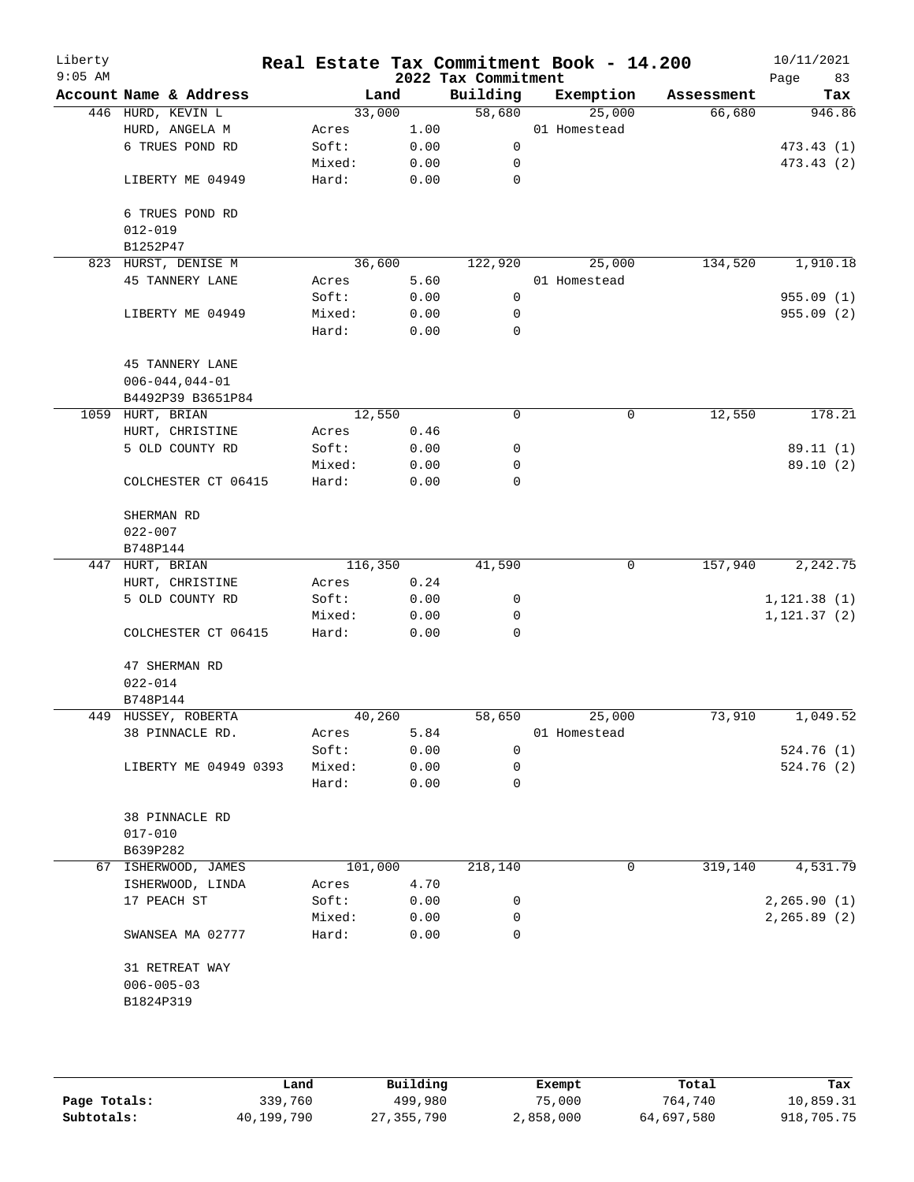# Real Estate Tax Commitment Book - 14.200

Liberty
9:05 AM

2022 Tax Commitment

10/11/2021

| Account | Name & Address | Land | | Building | Exemption | Assessment | Tax |
|---|---|---|---|---|---|---|---|
| 446 | HURD, KEVIN L | 33,000 | | 58,680 | 25,000 | 66,680 | 946.86 |
| | HURD, ANGELA M | Acres | 1.00 | | 01 Homestead | | |
| | 6 TRUES POND RD | Soft: | 0.00 | 0 | | | 473.43 (1) |
| | | Mixed: | 0.00 | 0 | | | 473.43 (2) |
| | LIBERTY ME 04949 | Hard: | 0.00 | 0 | | | |
| | 6 TRUES POND RD | | | | | | |
| | 012-019 | | | | | | |
| | B1252P47 | | | | | | |
| 823 | HURST, DENISE M | 36,600 | | 122,920 | 25,000 | 134,520 | 1,910.18 |
| | 45 TANNERY LANE | Acres | 5.60 | | 01 Homestead | | |
| | | Soft: | 0.00 | 0 | | | 955.09 (1) |
| | LIBERTY ME 04949 | Mixed: | 0.00 | 0 | | | 955.09 (2) |
| | | Hard: | 0.00 | 0 | | | |
| | 45 TANNERY LANE | | | | | | |
| | 006-044,044-01 | | | | | | |
| | B4492P39 B3651P84 | | | | | | |
| 1059 | HURT, BRIAN | 12,550 | | 0 | 0 | 12,550 | 178.21 |
| | HURT, CHRISTINE | Acres | 0.46 | | | | |
| | 5 OLD COUNTY RD | Soft: | 0.00 | 0 | | | 89.11 (1) |
| | | Mixed: | 0.00 | 0 | | | 89.10 (2) |
| | COLCHESTER CT 06415 | Hard: | 0.00 | 0 | | | |
| | SHERMAN RD | | | | | | |
| | 022-007 | | | | | | |
| | B748P144 | | | | | | |
| 447 | HURT, BRIAN | 116,350 | | 41,590 | 0 | 157,940 | 2,242.75 |
| | HURT, CHRISTINE | Acres | 0.24 | | | | |
| | 5 OLD COUNTY RD | Soft: | 0.00 | 0 | | | 1,121.38 (1) |
| | | Mixed: | 0.00 | 0 | | | 1,121.37 (2) |
| | COLCHESTER CT 06415 | Hard: | 0.00 | 0 | | | |
| | 47 SHERMAN RD | | | | | | |
| | 022-014 | | | | | | |
| | B748P144 | | | | | | |
| 449 | HUSSEY, ROBERTA | 40,260 | | 58,650 | 25,000 | 73,910 | 1,049.52 |
| | 38 PINNACLE RD. | Acres | 5.84 | | 01 Homestead | | |
| | | Soft: | 0.00 | 0 | | | 524.76 (1) |
| | LIBERTY ME 04949 0393 | Mixed: | 0.00 | 0 | | | 524.76 (2) |
| | | Hard: | 0.00 | 0 | | | |
| | 38 PINNACLE RD | | | | | | |
| | 017-010 | | | | | | |
| | B639P282 | | | | | | |
| 67 | ISHERWOOD, JAMES | 101,000 | | 218,140 | 0 | 319,140 | 4,531.79 |
| | ISHERWOOD, LINDA | Acres | 4.70 | | | | |
| | 17 PEACH ST | Soft: | 0.00 | 0 | | | 2,265.90 (1) |
| | | Mixed: | 0.00 | 0 | | | 2,265.89 (2) |
| | SWANSEA MA 02777 | Hard: | 0.00 | 0 | | | |
| | 31 RETREAT WAY | | | | | | |
| | 006-005-03 | | | | | | |
| | B1824P319 | | | | | | |

| | Land | Building | Exempt | Total | Tax |
|---|---|---|---|---|---|
| Page Totals: | 339,760 | 499,980 | 75,000 | 764,740 | 10,859.31 |
| Subtotals: | 40,199,790 | 27,355,790 | 2,858,000 | 64,697,580 | 918,705.75 |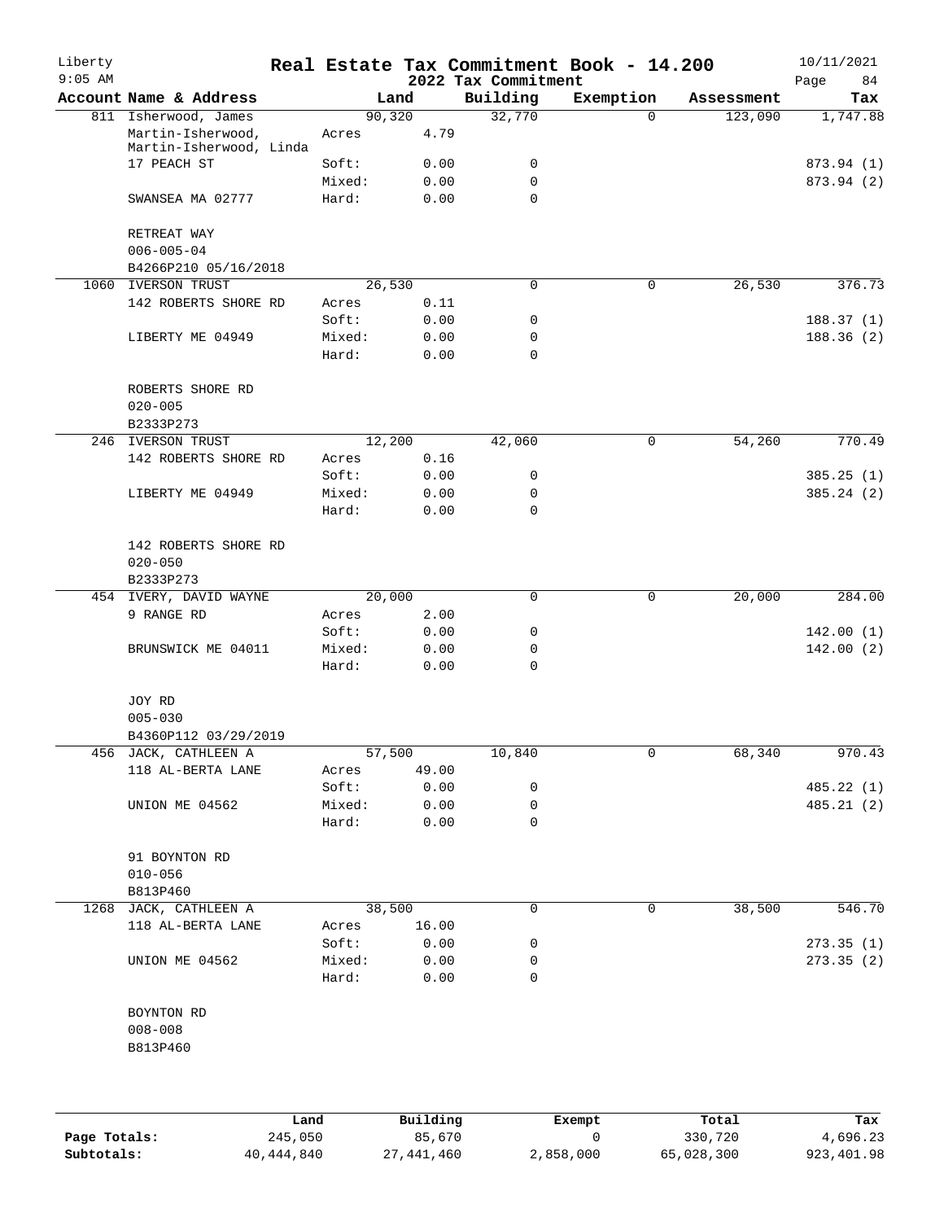# Real Estate Tax Commitment Book - 14.200

Liberty
9:05 AM

2022 Tax Commitment

10/11/2021
Page 84

| Account Name & Address | Land | | Building | Exemption | Assessment | Tax |
|---|---|---|---|---|---|---|
| 811 Isherwood, James | 90,320 | | 32,770 | 0 | 123,090 | 1,747.88 |
| Martin-Isherwood, Martin-Isherwood, Linda | Acres | 4.79 | | | | |
| 17 PEACH ST | Soft: | 0.00 | 0 | | | 873.94 (1) |
| | Mixed: | 0.00 | 0 | | | 873.94 (2) |
| SWANSEA MA 02777 | Hard: | 0.00 | 0 | | | |
| RETREAT WAY | | | | | | |
| 006-005-04 | | | | | | |
| B4266P210 05/16/2018 | | | | | | |
| 1060 IVERSON TRUST | 26,530 | | 0 | 0 | 26,530 | 376.73 |
| 142 ROBERTS SHORE RD | Acres | 0.11 | | | | |
| | Soft: | 0.00 | 0 | | | 188.37 (1) |
| LIBERTY ME 04949 | Mixed: | 0.00 | 0 | | | 188.36 (2) |
| | Hard: | 0.00 | 0 | | | |
| ROBERTS SHORE RD | | | | | | |
| 020-005 | | | | | | |
| B2333P273 | | | | | | |
| 246 IVERSON TRUST | 12,200 | | 42,060 | 0 | 54,260 | 770.49 |
| 142 ROBERTS SHORE RD | Acres | 0.16 | | | | |
| | Soft: | 0.00 | 0 | | | 385.25 (1) |
| LIBERTY ME 04949 | Mixed: | 0.00 | 0 | | | 385.24 (2) |
| | Hard: | 0.00 | 0 | | | |
| 142 ROBERTS SHORE RD | | | | | | |
| 020-050 | | | | | | |
| B2333P273 | | | | | | |
| 454 IVERY, DAVID WAYNE | 20,000 | | 0 | 0 | 20,000 | 284.00 |
| 9 RANGE RD | Acres | 2.00 | | | | |
| | Soft: | 0.00 | 0 | | | 142.00 (1) |
| BRUNSWICK ME 04011 | Mixed: | 0.00 | 0 | | | 142.00 (2) |
| | Hard: | 0.00 | 0 | | | |
| JOY RD | | | | | | |
| 005-030 | | | | | | |
| B4360P112 03/29/2019 | | | | | | |
| 456 JACK, CATHLEEN A | 57,500 | | 10,840 | 0 | 68,340 | 970.43 |
| 118 AL-BERTA LANE | Acres | 49.00 | | | | |
| | Soft: | 0.00 | 0 | | | 485.22 (1) |
| UNION ME 04562 | Mixed: | 0.00 | 0 | | | 485.21 (2) |
| | Hard: | 0.00 | 0 | | | |
| 91 BOYNTON RD | | | | | | |
| 010-056 | | | | | | |
| B813P460 | | | | | | |
| 1268 JACK, CATHLEEN A | 38,500 | | 0 | 0 | 38,500 | 546.70 |
| 118 AL-BERTA LANE | Acres | 16.00 | | | | |
| | Soft: | 0.00 | 0 | | | 273.35 (1) |
| UNION ME 04562 | Mixed: | 0.00 | 0 | | | 273.35 (2) |
| | Hard: | 0.00 | 0 | | | |
| BOYNTON RD | | | | | | |
| 008-008 | | | | | | |
| B813P460 | | | | | | |

| | Land | Building | Exempt | Total | Tax |
|---|---|---|---|---|---|
| Page Totals: | 245,050 | 85,670 | 0 | 330,720 | 4,696.23 |
| Subtotals: | 40,444,840 | 27,441,460 | 2,858,000 | 65,028,300 | 923,401.98 |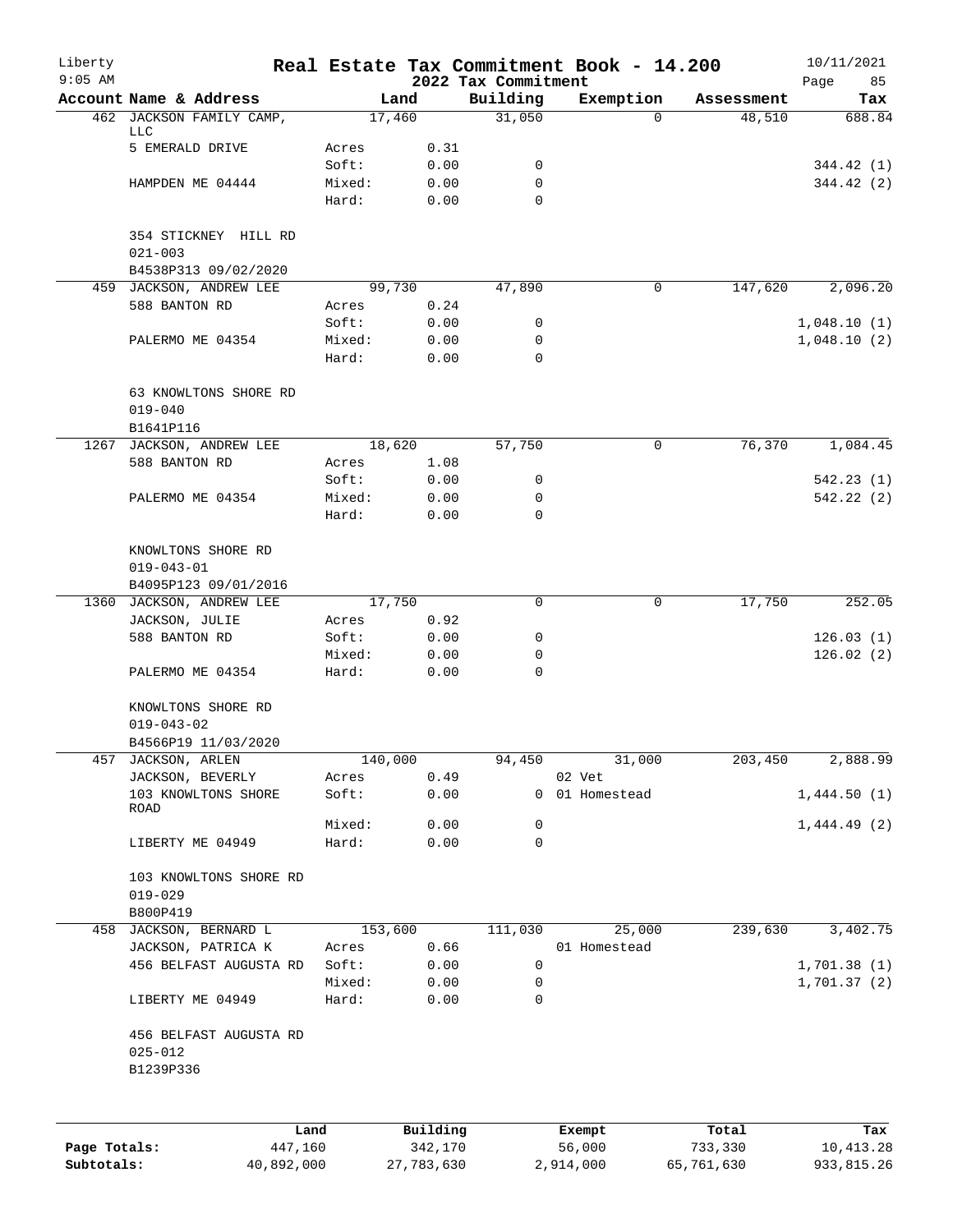# Real Estate Tax Commitment Book - 14.200

Liberty 9:05 AM — 2022 Tax Commitment — 10/11/2021

| Account Name & Address | Land | | Building | Exemption | Assessment | Tax |
|---|---|---|---|---|---|---|
| 462 JACKSON FAMILY CAMP, LLC | 17,460 | | 31,050 | 0 | 48,510 | 688.84 |
| 5 EMERALD DRIVE | Acres | 0.31 | | | | |
| | Soft: | 0.00 | 0 | | | 344.42 (1) |
| HAMPDEN ME 04444 | Mixed: | 0.00 | 0 | | | 344.42 (2) |
| | Hard: | 0.00 | 0 | | | |
| 354 STICKNEY HILL RD | | | | | | |
| 021-003 | | | | | | |
| B4538P313 09/02/2020 | | | | | | |
| 459 JACKSON, ANDREW LEE | 99,730 | | 47,890 | 0 | 147,620 | 2,096.20 |
| 588 BANTON RD | Acres | 0.24 | | | | |
| | Soft: | 0.00 | 0 | | | 1,048.10 (1) |
| PALERMO ME 04354 | Mixed: | 0.00 | 0 | | | 1,048.10 (2) |
| | Hard: | 0.00 | 0 | | | |
| 63 KNOWLTONS SHORE RD | | | | | | |
| 019-040 | | | | | | |
| B1641P116 | | | | | | |
| 1267 JACKSON, ANDREW LEE | 18,620 | | 57,750 | 0 | 76,370 | 1,084.45 |
| 588 BANTON RD | Acres | 1.08 | | | | |
| | Soft: | 0.00 | 0 | | | 542.23 (1) |
| PALERMO ME 04354 | Mixed: | 0.00 | 0 | | | 542.22 (2) |
| | Hard: | 0.00 | 0 | | | |
| KNOWLTONS SHORE RD | | | | | | |
| 019-043-01 | | | | | | |
| B4095P123 09/01/2016 | | | | | | |
| 1360 JACKSON, ANDREW LEE | 17,750 | | 0 | 0 | 17,750 | 252.05 |
| JACKSON, JULIE | Acres | 0.92 | | | | |
| 588 BANTON RD | Soft: | 0.00 | 0 | | | 126.03 (1) |
| | Mixed: | 0.00 | 0 | | | 126.02 (2) |
| PALERMO ME 04354 | Hard: | 0.00 | 0 | | | |
| KNOWLTONS SHORE RD | | | | | | |
| 019-043-02 | | | | | | |
| B4566P19 11/03/2020 | | | | | | |
| 457 JACKSON, ARLEN | 140,000 | | 94,450 | 31,000 | 203,450 | 2,888.99 |
| JACKSON, BEVERLY | Acres | 0.49 | | 02 Vet | | |
| 103 KNOWLTONS SHORE ROAD | Soft: | 0.00 | 0 | 01 Homestead | | 1,444.50 (1) |
| | Mixed: | 0.00 | 0 | | | 1,444.49 (2) |
| LIBERTY ME 04949 | Hard: | 0.00 | 0 | | | |
| 103 KNOWLTONS SHORE RD | | | | | | |
| 019-029 | | | | | | |
| B800P419 | | | | | | |
| 458 JACKSON, BERNARD L | 153,600 | | 111,030 | 25,000 | 239,630 | 3,402.75 |
| JACKSON, PATRICA K | Acres | 0.66 | | 01 Homestead | | |
| 456 BELFAST AUGUSTA RD | Soft: | 0.00 | 0 | | | 1,701.38 (1) |
| | Mixed: | 0.00 | 0 | | | 1,701.37 (2) |
| LIBERTY ME 04949 | Hard: | 0.00 | 0 | | | |
| 456 BELFAST AUGUSTA RD | | | | | | |
| 025-012 | | | | | | |
| B1239P336 | | | | | | |

| | Land | Building | Exempt | Total | Tax |
|---|---|---|---|---|---|
| Page Totals: | 447,160 | 342,170 | 56,000 | 733,330 | 10,413.28 |
| Subtotals: | 40,892,000 | 27,783,630 | 2,914,000 | 65,761,630 | 933,815.26 |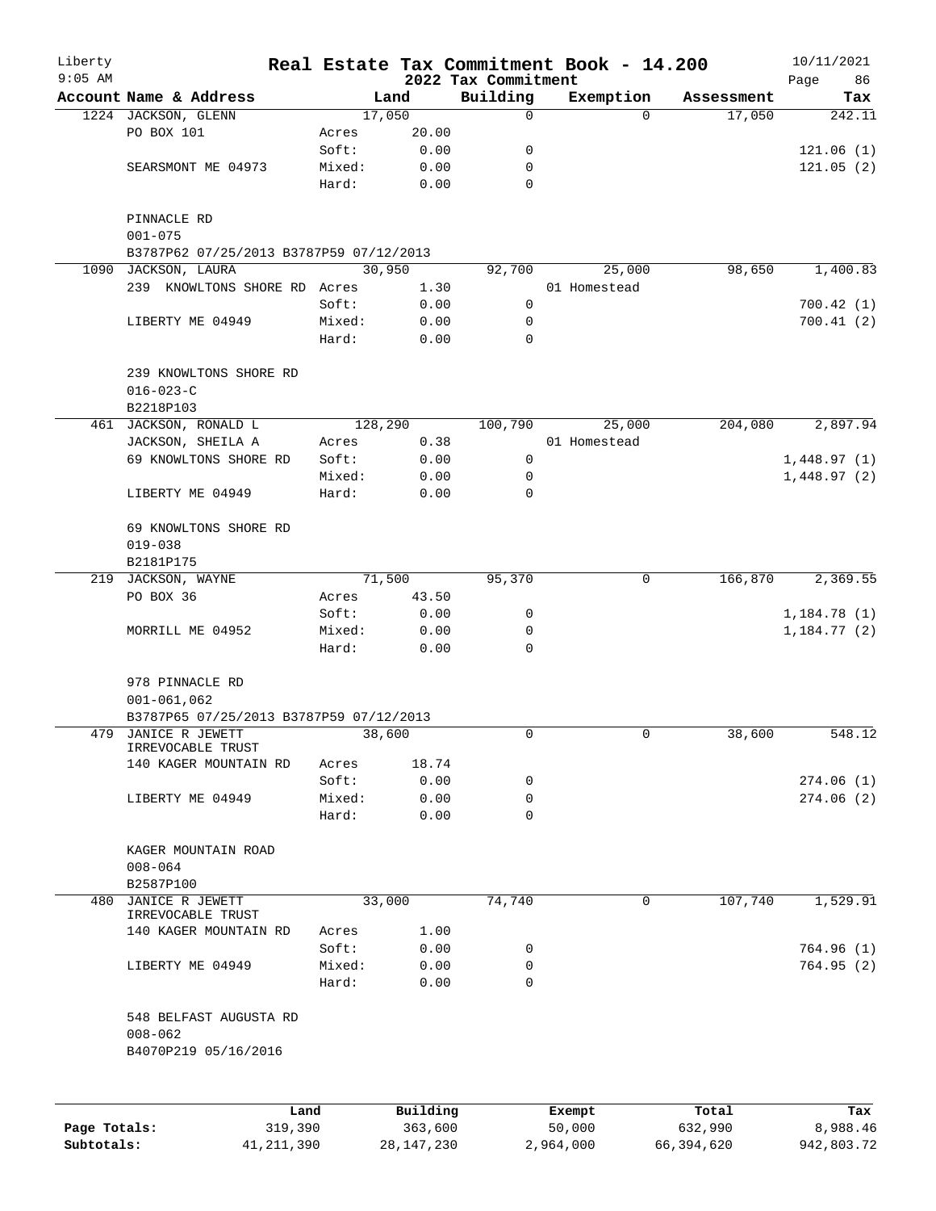# Real Estate Tax Commitment Book - 14.200

Liberty
9:05 AM

2022 Tax Commitment

10/11/2021

| Account Name & Address | | Land | Building | Exemption | Assessment | Tax |
|---|---|---|---|---|---|---|
| 1224 JACKSON, GLENN | | 17,050 | 0 | 0 | 17,050 | 242.11 |
| PO BOX 101 | Acres | 20.00 | | | | |
| | Soft: | 0.00 | 0 | | | 121.06 (1) |
| SEARSMONT ME 04973 | Mixed: | 0.00 | 0 | | | 121.05 (2) |
| | Hard: | 0.00 | 0 | | | |
| PINNACLE RD | | | | | | |
| 001-075 | | | | | | |
| B3787P62 07/25/2013 B3787P59 07/12/2013 | | | | | | |
| 1090 JACKSON, LAURA | | 30,950 | 92,700 | 25,000 | 98,650 | 1,400.83 |
| 239 KNOWLTONS SHORE RD | Acres | 1.30 | | 01 Homestead | | |
| | Soft: | 0.00 | 0 | | | 700.42 (1) |
| LIBERTY ME 04949 | Mixed: | 0.00 | 0 | | | 700.41 (2) |
| | Hard: | 0.00 | 0 | | | |
| 239 KNOWLTONS SHORE RD | | | | | | |
| 016-023-C | | | | | | |
| B2218P103 | | | | | | |
| 461 JACKSON, RONALD L | | 128,290 | 100,790 | 25,000 | 204,080 | 2,897.94 |
| JACKSON, SHEILA A | Acres | 0.38 | | 01 Homestead | | |
| 69 KNOWLTONS SHORE RD | Soft: | 0.00 | 0 | | | 1,448.97 (1) |
| | Mixed: | 0.00 | 0 | | | 1,448.97 (2) |
| LIBERTY ME 04949 | Hard: | 0.00 | 0 | | | |
| 69 KNOWLTONS SHORE RD | | | | | | |
| 019-038 | | | | | | |
| B2181P175 | | | | | | |
| 219 JACKSON, WAYNE | | 71,500 | 95,370 | 0 | 166,870 | 2,369.55 |
| PO BOX 36 | Acres | 43.50 | | | | |
| | Soft: | 0.00 | 0 | | | 1,184.78 (1) |
| MORRILL ME 04952 | Mixed: | 0.00 | 0 | | | 1,184.77 (2) |
| | Hard: | 0.00 | 0 | | | |
| 978 PINNACLE RD | | | | | | |
| 001-061,062 | | | | | | |
| B3787P65 07/25/2013 B3787P59 07/12/2013 | | | | | | |
| 479 JANICE R JEWETT IRREVOCABLE TRUST | | 38,600 | 0 | 0 | 38,600 | 548.12 |
| 140 KAGER MOUNTAIN RD | Acres | 18.74 | | | | |
| | Soft: | 0.00 | 0 | | | 274.06 (1) |
| LIBERTY ME 04949 | Mixed: | 0.00 | 0 | | | 274.06 (2) |
| | Hard: | 0.00 | 0 | | | |
| KAGER MOUNTAIN ROAD | | | | | | |
| 008-064 | | | | | | |
| B2587P100 | | | | | | |
| 480 JANICE R JEWETT IRREVOCABLE TRUST | | 33,000 | 74,740 | 0 | 107,740 | 1,529.91 |
| 140 KAGER MOUNTAIN RD | Acres | 1.00 | | | | |
| | Soft: | 0.00 | 0 | | | 764.96 (1) |
| LIBERTY ME 04949 | Mixed: | 0.00 | 0 | | | 764.95 (2) |
| | Hard: | 0.00 | 0 | | | |
| 548 BELFAST AUGUSTA RD | | | | | | |
| 008-062 | | | | | | |
| B4070P219 05/16/2016 | | | | | | |

| | Land | Building | Exempt | Total | Tax |
|---|---|---|---|---|---|
| Page Totals: | 319,390 | 363,600 | 50,000 | 632,990 | 8,988.46 |
| Subtotals: | 41,211,390 | 28,147,230 | 2,964,000 | 66,394,620 | 942,803.72 |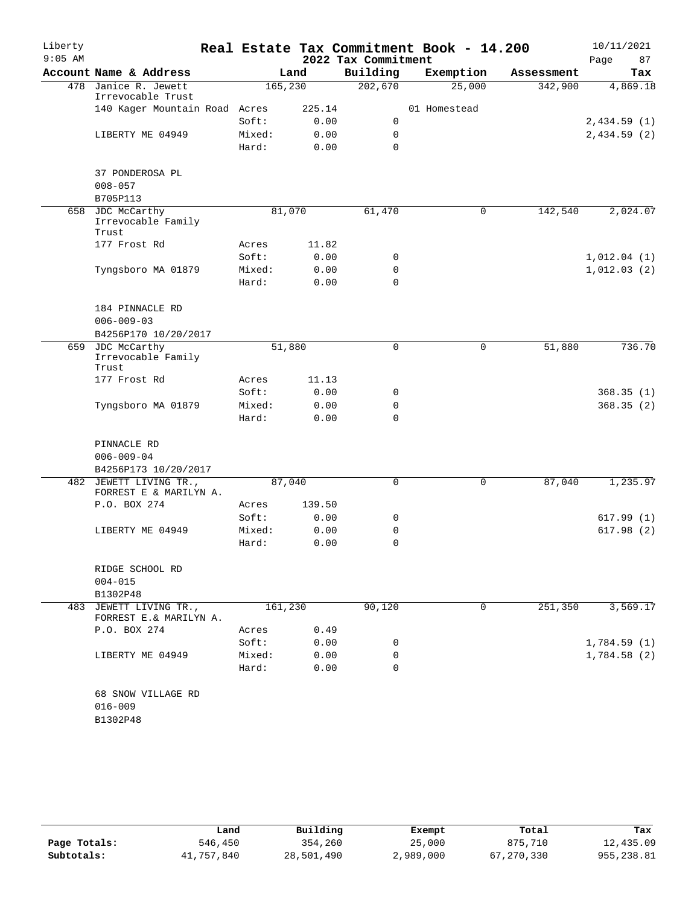# Real Estate Tax Commitment Book - 14.200

## 2022 Tax Commitment

Liberty
9:05 AM

10/11/2021

| Account Name & Address | | Land | Building | Exemption | Assessment | Tax |
|---|---|---|---|---|---|---|
| 478 Janice R. Jewett Irrevocable Trust | | 165,230 | 202,670 | 25,000 | 342,900 | 4,869.18 |
| 140 Kager Mountain Road | Acres | 225.14 | | 01 Homestead | | |
| | Soft: | 0.00 | 0 | | | 2,434.59 (1) |
| LIBERTY ME 04949 | Mixed: | 0.00 | 0 | | | 2,434.59 (2) |
| | Hard: | 0.00 | 0 | | | |
| 37 PONDEROSA PL | | | | | | |
| 008-057 | | | | | | |
| B705P113 | | | | | | |
| 658 JDC McCarthy Irrevocable Family Trust | | 81,070 | 61,470 | 0 | 142,540 | 2,024.07 |
| 177 Frost Rd | Acres | 11.82 | | | | |
| | Soft: | 0.00 | 0 | | | 1,012.04 (1) |
| Tyngsboro MA 01879 | Mixed: | 0.00 | 0 | | | 1,012.03 (2) |
| | Hard: | 0.00 | 0 | | | |
| 184 PINNACLE RD | | | | | | |
| 006-009-03 | | | | | | |
| B4256P170 10/20/2017 | | | | | | |
| 659 JDC McCarthy Irrevocable Family Trust | | 51,880 | 0 | 0 | 51,880 | 736.70 |
| 177 Frost Rd | Acres | 11.13 | | | | |
| | Soft: | 0.00 | 0 | | | 368.35 (1) |
| Tyngsboro MA 01879 | Mixed: | 0.00 | 0 | | | 368.35 (2) |
| | Hard: | 0.00 | 0 | | | |
| PINNACLE RD | | | | | | |
| 006-009-04 | | | | | | |
| B4256P173 10/20/2017 | | | | | | |
| 482 JEWETT LIVING TR., FORREST E & MARILYN A. | | 87,040 | 0 | 0 | 87,040 | 1,235.97 |
| P.O. BOX 274 | Acres | 139.50 | | | | |
| | Soft: | 0.00 | 0 | | | 617.99 (1) |
| LIBERTY ME 04949 | Mixed: | 0.00 | 0 | | | 617.98 (2) |
| | Hard: | 0.00 | 0 | | | |
| RIDGE SCHOOL RD | | | | | | |
| 004-015 | | | | | | |
| B1302P48 | | | | | | |
| 483 JEWETT LIVING TR., FORREST E.& MARILYN A. | | 161,230 | 90,120 | 0 | 251,350 | 3,569.17 |
| P.O. BOX 274 | Acres | 0.49 | | | | |
| | Soft: | 0.00 | 0 | | | 1,784.59 (1) |
| LIBERTY ME 04949 | Mixed: | 0.00 | 0 | | | 1,784.58 (2) |
| | Hard: | 0.00 | 0 | | | |
| 68 SNOW VILLAGE RD | | | | | | |
| 016-009 | | | | | | |
| B1302P48 | | | | | | |

| | Land | Building | Exempt | Total | Tax |
|---|---|---|---|---|---|
| Page Totals: | 546,450 | 354,260 | 25,000 | 875,710 | 12,435.09 |
| Subtotals: | 41,757,840 | 28,501,490 | 2,989,000 | 67,270,330 | 955,238.81 |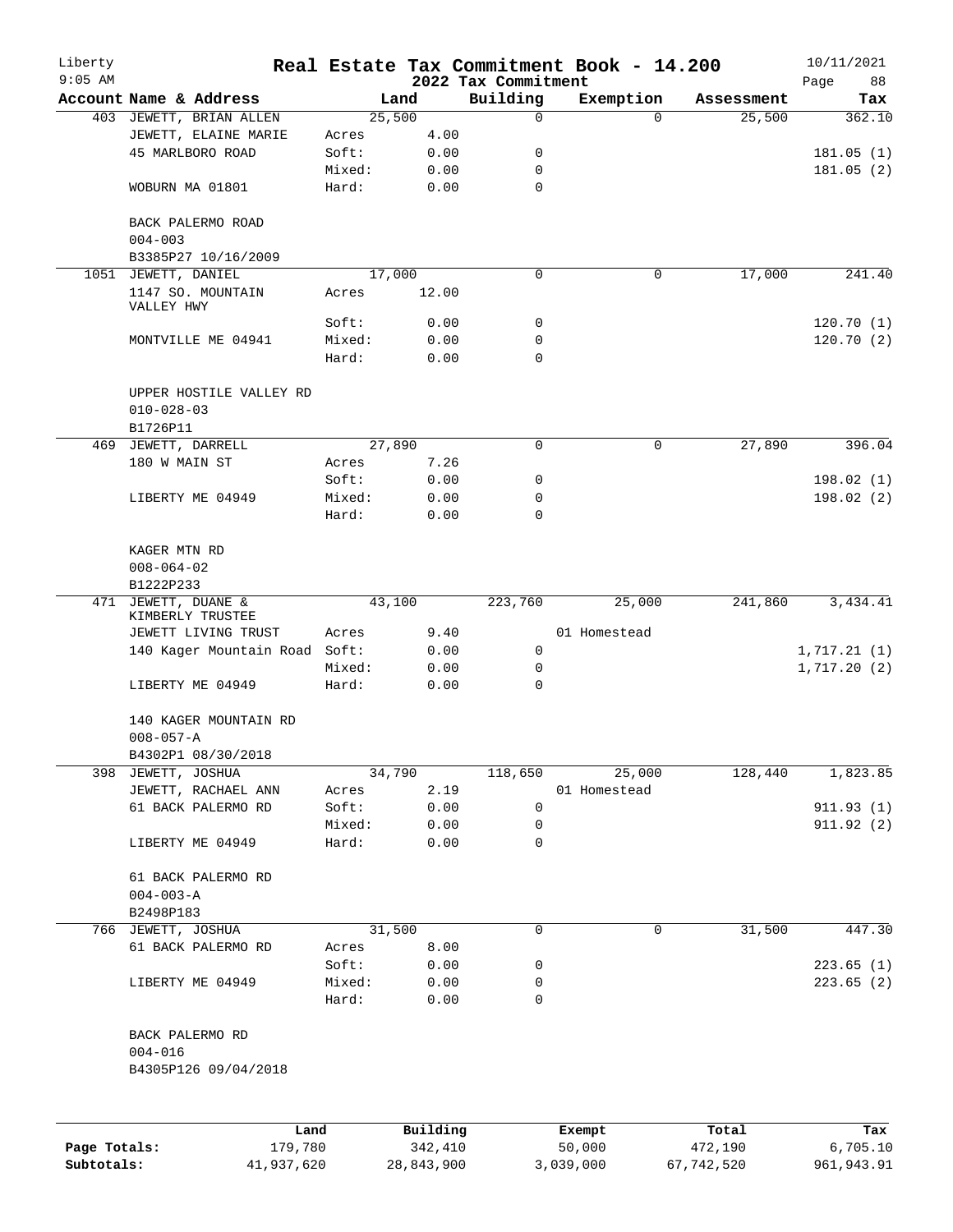Liberty
9:05 AM

# Real Estate Tax Commitment Book - 14.200

## 2022 Tax Commitment

10/11/2021

| Account | Name & Address | | Land | Building | Exemption | Assessment | Tax |
|---|---|---|---|---|---|---|---|
| 403 | JEWETT, BRIAN ALLEN | | 25,500 | 0 | 0 | 25,500 | 362.10 |
| | JEWETT, ELAINE MARIE | Acres | 4.00 | | | | |
| | 45 MARLBORO ROAD | Soft: | 0.00 | 0 | | | 181.05 (1) |
| | | Mixed: | 0.00 | 0 | | | 181.05 (2) |
| | WOBURN MA 01801 | Hard: | 0.00 | 0 | | | |
| | BACK PALERMO ROAD | | | | | | |
| | 004-003 | | | | | | |
| | B3385P27 10/16/2009 | | | | | | |
| 1051 | JEWETT, DANIEL | | 17,000 | 0 | 0 | 17,000 | 241.40 |
| | 1147 SO. MOUNTAIN VALLEY HWY | Acres | 12.00 | | | | |
| | | Soft: | 0.00 | 0 | | | 120.70 (1) |
| | MONTVILLE ME 04941 | Mixed: | 0.00 | 0 | | | 120.70 (2) |
| | | Hard: | 0.00 | 0 | | | |
| | UPPER HOSTILE VALLEY RD | | | | | | |
| | 010-028-03 | | | | | | |
| | B1726P11 | | | | | | |
| 469 | JEWETT, DARRELL | | 27,890 | 0 | 0 | 27,890 | 396.04 |
| | 180 W MAIN ST | Acres | 7.26 | | | | |
| | | Soft: | 0.00 | 0 | | | 198.02 (1) |
| | LIBERTY ME 04949 | Mixed: | 0.00 | 0 | | | 198.02 (2) |
| | | Hard: | 0.00 | 0 | | | |
| | KAGER MTN RD | | | | | | |
| | 008-064-02 | | | | | | |
| | B1222P233 | | | | | | |
| 471 | JEWETT, DUANE & KIMBERLY TRUSTEE | | 43,100 | 223,760 | 25,000 | 241,860 | 3,434.41 |
| | JEWETT LIVING TRUST | Acres | 9.40 | | 01 Homestead | | |
| | 140 Kager Mountain Road | Soft: | 0.00 | 0 | | | 1,717.21 (1) |
| | | Mixed: | 0.00 | 0 | | | 1,717.20 (2) |
| | LIBERTY ME 04949 | Hard: | 0.00 | 0 | | | |
| | 140 KAGER MOUNTAIN RD | | | | | | |
| | 008-057-A | | | | | | |
| | B4302P1 08/30/2018 | | | | | | |
| 398 | JEWETT, JOSHUA | | 34,790 | 118,650 | 25,000 | 128,440 | 1,823.85 |
| | JEWETT, RACHAEL ANN | Acres | 2.19 | | 01 Homestead | | |
| | 61 BACK PALERMO RD | Soft: | 0.00 | 0 | | | 911.93 (1) |
| | | Mixed: | 0.00 | 0 | | | 911.92 (2) |
| | LIBERTY ME 04949 | Hard: | 0.00 | 0 | | | |
| | 61 BACK PALERMO RD | | | | | | |
| | 004-003-A | | | | | | |
| | B2498P183 | | | | | | |
| 766 | JEWETT, JOSHUA | | 31,500 | 0 | 0 | 31,500 | 447.30 |
| | 61 BACK PALERMO RD | Acres | 8.00 | | | | |
| | | Soft: | 0.00 | 0 | | | 223.65 (1) |
| | LIBERTY ME 04949 | Mixed: | 0.00 | 0 | | | 223.65 (2) |
| | | Hard: | 0.00 | 0 | | | |
| | BACK PALERMO RD | | | | | | |
| | 004-016 | | | | | | |
| | B4305P126 09/04/2018 | | | | | | |

| | Land | Building | Exempt | Total | Tax |
|---|---|---|---|---|---|
| Page Totals: | 179,780 | 342,410 | 50,000 | 472,190 | 6,705.10 |
| Subtotals: | 41,937,620 | 28,843,900 | 3,039,000 | 67,742,520 | 961,943.91 |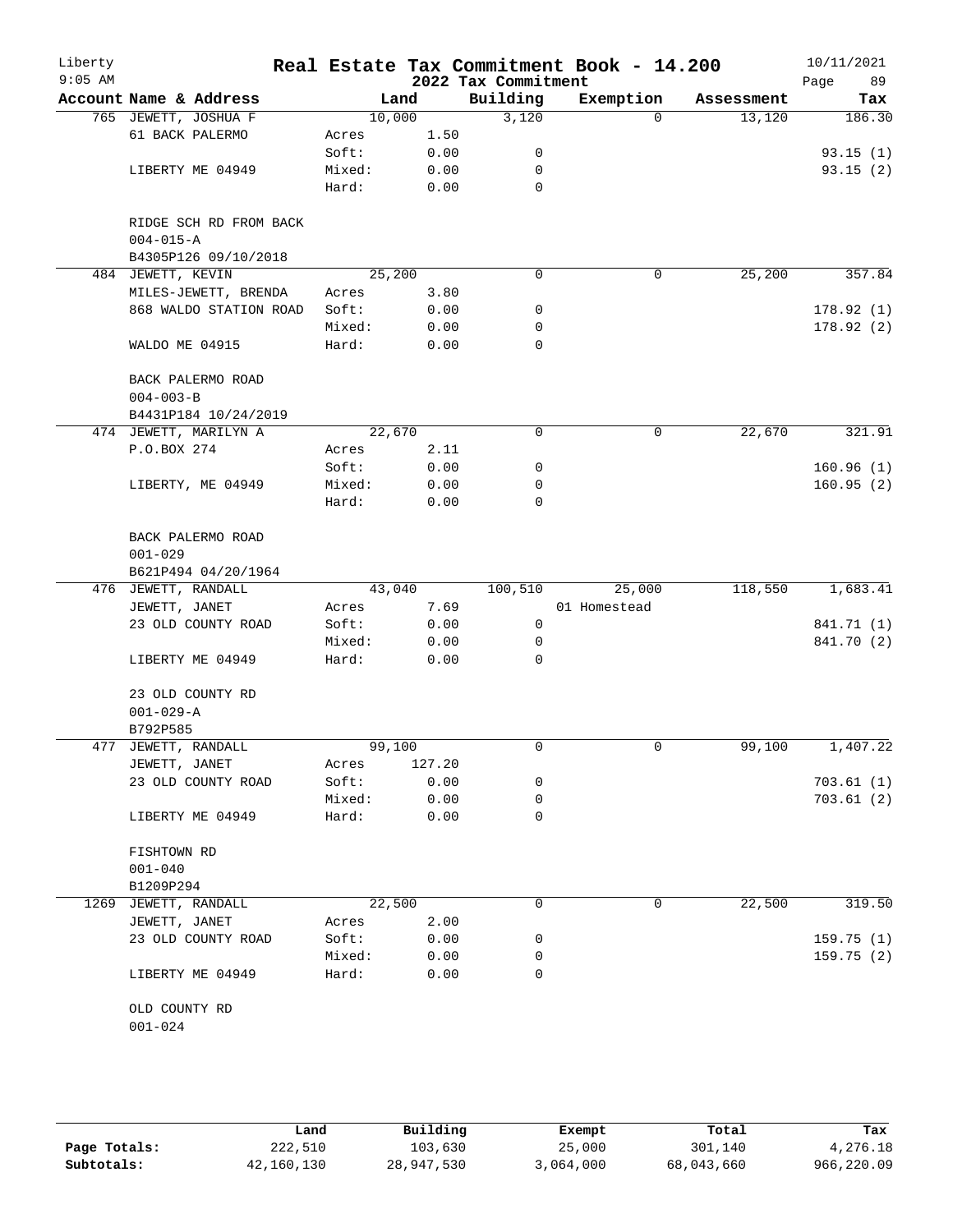Liberty 9:05 AM

# Real Estate Tax Commitment Book - 14.200

## 2022 Tax Commitment

10/11/2021 Page 89

| Account Name & Address | Land | | Building | Exemption | Assessment | Tax |
|---|---|---|---|---|---|---|
| 765 JEWETT, JOSHUA F | 10,000 | | 3,120 | 0 | 13,120 | 186.30 |
| 61 BACK PALERMO | Acres | 1.50 | | | | |
| | Soft: | 0.00 | 0 | | | 93.15 (1) |
| LIBERTY ME 04949 | Mixed: | 0.00 | 0 | | | 93.15 (2) |
| | Hard: | 0.00 | 0 | | | |
| RIDGE SCH RD FROM BACK | | | | | | |
| 004-015-A | | | | | | |
| B4305P126 09/10/2018 | | | | | | |
| 484 JEWETT, KEVIN | 25,200 | | 0 | 0 | 25,200 | 357.84 |
| MILES-JEWETT, BRENDA | Acres | 3.80 | | | | |
| 868 WALDO STATION ROAD | Soft: | 0.00 | 0 | | | 178.92 (1) |
| | Mixed: | 0.00 | 0 | | | 178.92 (2) |
| WALDO ME 04915 | Hard: | 0.00 | 0 | | | |
| BACK PALERMO ROAD | | | | | | |
| 004-003-B | | | | | | |
| B4431P184 10/24/2019 | | | | | | |
| 474 JEWETT, MARILYN A | 22,670 | | 0 | 0 | 22,670 | 321.91 |
| P.O.BOX 274 | Acres | 2.11 | | | | |
| | Soft: | 0.00 | 0 | | | 160.96 (1) |
| LIBERTY, ME 04949 | Mixed: | 0.00 | 0 | | | 160.95 (2) |
| | Hard: | 0.00 | 0 | | | |
| BACK PALERMO ROAD | | | | | | |
| 001-029 | | | | | | |
| B621P494 04/20/1964 | | | | | | |
| 476 JEWETT, RANDALL | 43,040 | | 100,510 | 25,000 | 118,550 | 1,683.41 |
| JEWETT, JANET | Acres | 7.69 | | 01 Homestead | | |
| 23 OLD COUNTY ROAD | Soft: | 0.00 | 0 | | | 841.71 (1) |
| | Mixed: | 0.00 | 0 | | | 841.70 (2) |
| LIBERTY ME 04949 | Hard: | 0.00 | 0 | | | |
| 23 OLD COUNTY RD | | | | | | |
| 001-029-A | | | | | | |
| B792P585 | | | | | | |
| 477 JEWETT, RANDALL | 99,100 | | 0 | 0 | 99,100 | 1,407.22 |
| JEWETT, JANET | Acres | 127.20 | | | | |
| 23 OLD COUNTY ROAD | Soft: | 0.00 | 0 | | | 703.61 (1) |
| | Mixed: | 0.00 | 0 | | | 703.61 (2) |
| LIBERTY ME 04949 | Hard: | 0.00 | 0 | | | |
| FISHTOWN RD | | | | | | |
| 001-040 | | | | | | |
| B1209P294 | | | | | | |
| 1269 JEWETT, RANDALL | 22,500 | | 0 | 0 | 22,500 | 319.50 |
| JEWETT, JANET | Acres | 2.00 | | | | |
| 23 OLD COUNTY ROAD | Soft: | 0.00 | 0 | | | 159.75 (1) |
| | Mixed: | 0.00 | 0 | | | 159.75 (2) |
| LIBERTY ME 04949 | Hard: | 0.00 | 0 | | | |
| OLD COUNTY RD | | | | | | |
| 001-024 | | | | | | |

| | Land | Building | Exempt | Total | Tax |
|---|---|---|---|---|---|
| Page Totals: | 222,510 | 103,630 | 25,000 | 301,140 | 4,276.18 |
| Subtotals: | 42,160,130 | 28,947,530 | 3,064,000 | 68,043,660 | 966,220.09 |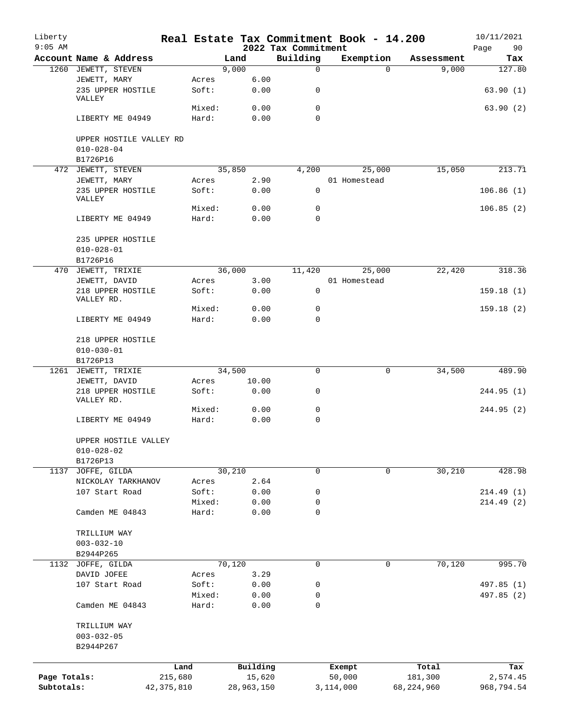Liberty
9:05 AM

# Real Estate Tax Commitment Book - 14.200
## 2022 Tax Commitment

10/11/2021
Page 90

| Account | Name & Address | | Land | Building | Exemption | Assessment | Tax |
|---|---|---|---|---|---|---|---|
| 1260 | JEWETT, STEVEN | | 9,000 | 0 | 0 | 9,000 | 127.80 |
| | JEWETT, MARY | Acres | 6.00 | | | | |
| | 235 UPPER HOSTILE VALLEY | Soft: | 0.00 | 0 | | | 63.90 (1) |
| | | Mixed: | 0.00 | 0 | | | 63.90 (2) |
| | LIBERTY ME 04949 | Hard: | 0.00 | 0 | | | |
| | UPPER HOSTILE VALLEY RD | | | | | | |
| | 010-028-04 | | | | | | |
| | B1726P16 | | | | | | |
| 472 | JEWETT, STEVEN | | 35,850 | 4,200 | 25,000 | 15,050 | 213.71 |
| | JEWETT, MARY | Acres | 2.90 | | 01 Homestead | | |
| | 235 UPPER HOSTILE VALLEY | Soft: | 0.00 | 0 | | | 106.86 (1) |
| | | Mixed: | 0.00 | 0 | | | 106.85 (2) |
| | LIBERTY ME 04949 | Hard: | 0.00 | 0 | | | |
| | 235 UPPER HOSTILE | | | | | | |
| | 010-028-01 | | | | | | |
| | B1726P16 | | | | | | |
| 470 | JEWETT, TRIXIE | | 36,000 | 11,420 | 25,000 | 22,420 | 318.36 |
| | JEWETT, DAVID | Acres | 3.00 | | 01 Homestead | | |
| | 218 UPPER HOSTILE VALLEY RD. | Soft: | 0.00 | 0 | | | 159.18 (1) |
| | | Mixed: | 0.00 | 0 | | | 159.18 (2) |
| | LIBERTY ME 04949 | Hard: | 0.00 | 0 | | | |
| | 218 UPPER HOSTILE | | | | | | |
| | 010-030-01 | | | | | | |
| | B1726P13 | | | | | | |
| 1261 | JEWETT, TRIXIE | | 34,500 | 0 | 0 | 34,500 | 489.90 |
| | JEWETT, DAVID | Acres | 10.00 | | | | |
| | 218 UPPER HOSTILE VALLEY RD. | Soft: | 0.00 | 0 | | | 244.95 (1) |
| | | Mixed: | 0.00 | 0 | | | 244.95 (2) |
| | LIBERTY ME 04949 | Hard: | 0.00 | 0 | | | |
| | UPPER HOSTILE VALLEY | | | | | | |
| | 010-028-02 | | | | | | |
| | B1726P13 | | | | | | |
| 1137 | JOFFE, GILDA | | 30,210 | 0 | 0 | 30,210 | 428.98 |
| | NICKOLAY TARKHANOV | Acres | 2.64 | | | | |
| | 107 Start Road | Soft: | 0.00 | 0 | | | 214.49 (1) |
| | | Mixed: | 0.00 | 0 | | | 214.49 (2) |
| | Camden ME 04843 | Hard: | 0.00 | 0 | | | |
| | TRILLIUM WAY | | | | | | |
| | 003-032-10 | | | | | | |
| | B2944P265 | | | | | | |
| 1132 | JOFFE, GILDA | | 70,120 | 0 | 0 | 70,120 | 995.70 |
| | DAVID JOFEE | Acres | 3.29 | | | | |
| | 107 Start Road | Soft: | 0.00 | 0 | | | 497.85 (1) |
| | | Mixed: | 0.00 | 0 | | | 497.85 (2) |
| | Camden ME 04843 | Hard: | 0.00 | 0 | | | |
| | TRILLIUM WAY | | | | | | |
| | 003-032-05 | | | | | | |
| | B2944P267 | | | | | | |

| | Land | Building | Exempt | Total | Tax |
|---|---|---|---|---|---|
| Page Totals: | 215,680 | 15,620 | 50,000 | 181,300 | 2,574.45 |
| Subtotals: | 42,375,810 | 28,963,150 | 3,114,000 | 68,224,960 | 968,794.54 |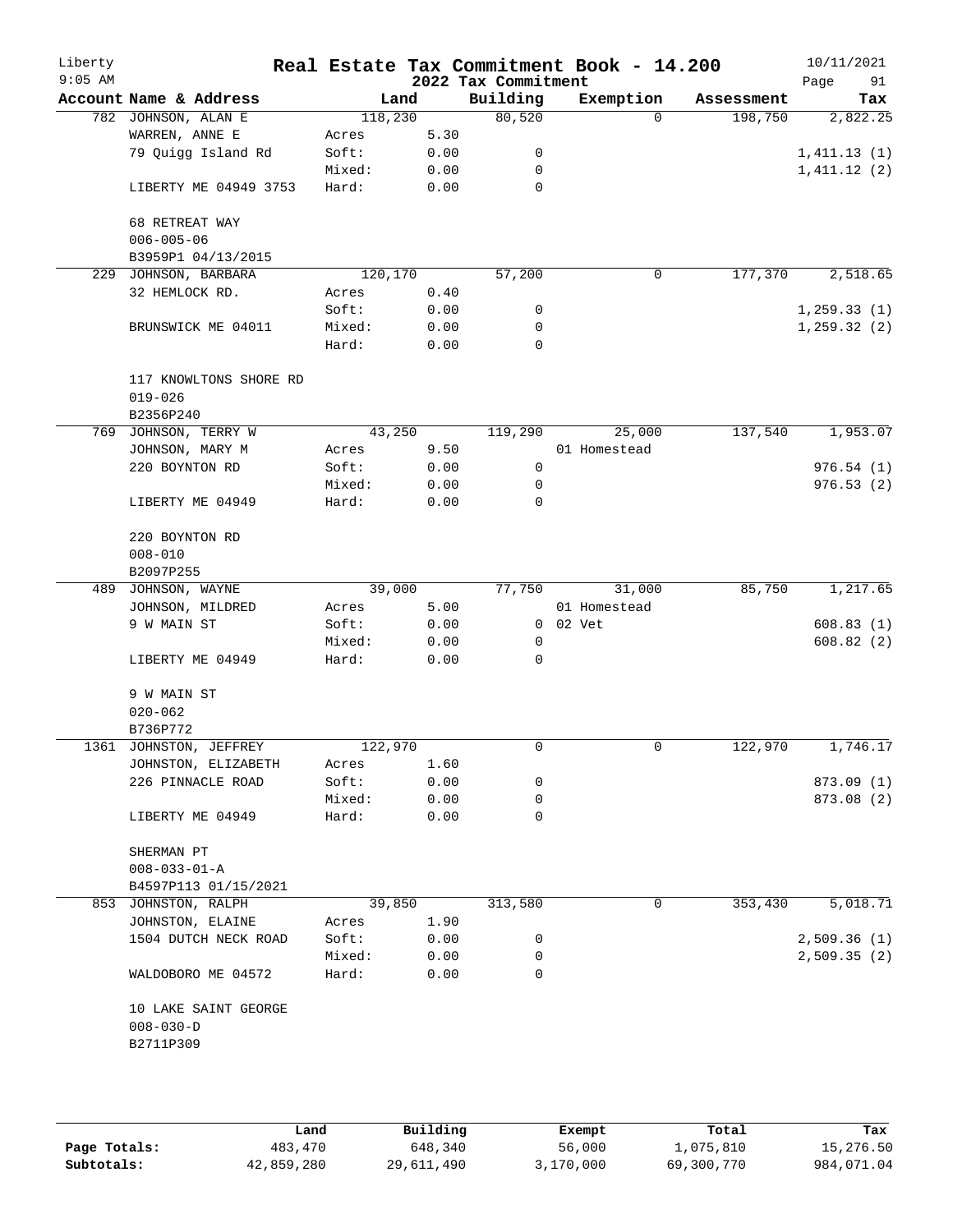# Real Estate Tax Commitment Book - 14.200

Liberty
9:05 AM

2022 Tax Commitment

10/11/2021

| Account | Name & Address | | Land | Building | Exemption | Assessment | Tax |
|---|---|---|---|---|---|---|---|
| 782 | JOHNSON, ALAN E | | 118,230 | 80,520 | 0 | 198,750 | 2,822.25 |
| | WARREN, ANNE E | Acres | 5.30 | | | | |
| | 79 Quigg Island Rd | Soft: | 0.00 | 0 | | | 1,411.13 (1) |
| | | Mixed: | 0.00 | 0 | | | 1,411.12 (2) |
| | LIBERTY ME 04949 3753 | Hard: | 0.00 | 0 | | | |
| | 68 RETREAT WAY | | | | | | |
| | 006-005-06 | | | | | | |
| | B3959P1 04/13/2015 | | | | | | |
| 229 | JOHNSON, BARBARA | | 120,170 | 57,200 | 0 | 177,370 | 2,518.65 |
| | 32 HEMLOCK RD. | Acres | 0.40 | | | | |
| | | Soft: | 0.00 | 0 | | | 1,259.33 (1) |
| | BRUNSWICK ME 04011 | Mixed: | 0.00 | 0 | | | 1,259.32 (2) |
| | | Hard: | 0.00 | 0 | | | |
| | 117 KNOWLTONS SHORE RD | | | | | | |
| | 019-026 | | | | | | |
| | B2356P240 | | | | | | |
| 769 | JOHNSON, TERRY W | | 43,250 | 119,290 | 25,000 | 137,540 | 1,953.07 |
| | JOHNSON, MARY M | Acres | 9.50 | | 01 Homestead | | |
| | 220 BOYNTON RD | Soft: | 0.00 | 0 | | | 976.54 (1) |
| | | Mixed: | 0.00 | 0 | | | 976.53 (2) |
| | LIBERTY ME 04949 | Hard: | 0.00 | 0 | | | |
| | 220 BOYNTON RD | | | | | | |
| | 008-010 | | | | | | |
| | B2097P255 | | | | | | |
| 489 | JOHNSON, WAYNE | | 39,000 | 77,750 | 31,000 | 85,750 | 1,217.65 |
| | JOHNSON, MILDRED | Acres | 5.00 | | 01 Homestead | | |
| | 9 W MAIN ST | Soft: | 0.00 | 0 | 02 Vet | | 608.83 (1) |
| | | Mixed: | 0.00 | 0 | | | 608.82 (2) |
| | LIBERTY ME 04949 | Hard: | 0.00 | 0 | | | |
| | 9 W MAIN ST | | | | | | |
| | 020-062 | | | | | | |
| | B736P772 | | | | | | |
| 1361 | JOHNSTON, JEFFREY | | 122,970 | 0 | 0 | 122,970 | 1,746.17 |
| | JOHNSTON, ELIZABETH | Acres | 1.60 | | | | |
| | 226 PINNACLE ROAD | Soft: | 0.00 | 0 | | | 873.09 (1) |
| | | Mixed: | 0.00 | 0 | | | 873.08 (2) |
| | LIBERTY ME 04949 | Hard: | 0.00 | 0 | | | |
| | SHERMAN PT | | | | | | |
| | 008-033-01-A | | | | | | |
| | B4597P113 01/15/2021 | | | | | | |
| 853 | JOHNSTON, RALPH | | 39,850 | 313,580 | 0 | 353,430 | 5,018.71 |
| | JOHNSTON, ELAINE | Acres | 1.90 | | | | |
| | 1504 DUTCH NECK ROAD | Soft: | 0.00 | 0 | | | 2,509.36 (1) |
| | | Mixed: | 0.00 | 0 | | | 2,509.35 (2) |
| | WALDOBORO ME 04572 | Hard: | 0.00 | 0 | | | |
| | 10 LAKE SAINT GEORGE | | | | | | |
| | 008-030-D | | | | | | |
| | B2711P309 | | | | | | |

| | Land | Building | Exempt | Total | Tax |
|---|---|---|---|---|---|
| Page Totals: | 483,470 | 648,340 | 56,000 | 1,075,810 | 15,276.50 |
| Subtotals: | 42,859,280 | 29,611,490 | 3,170,000 | 69,300,770 | 984,071.04 |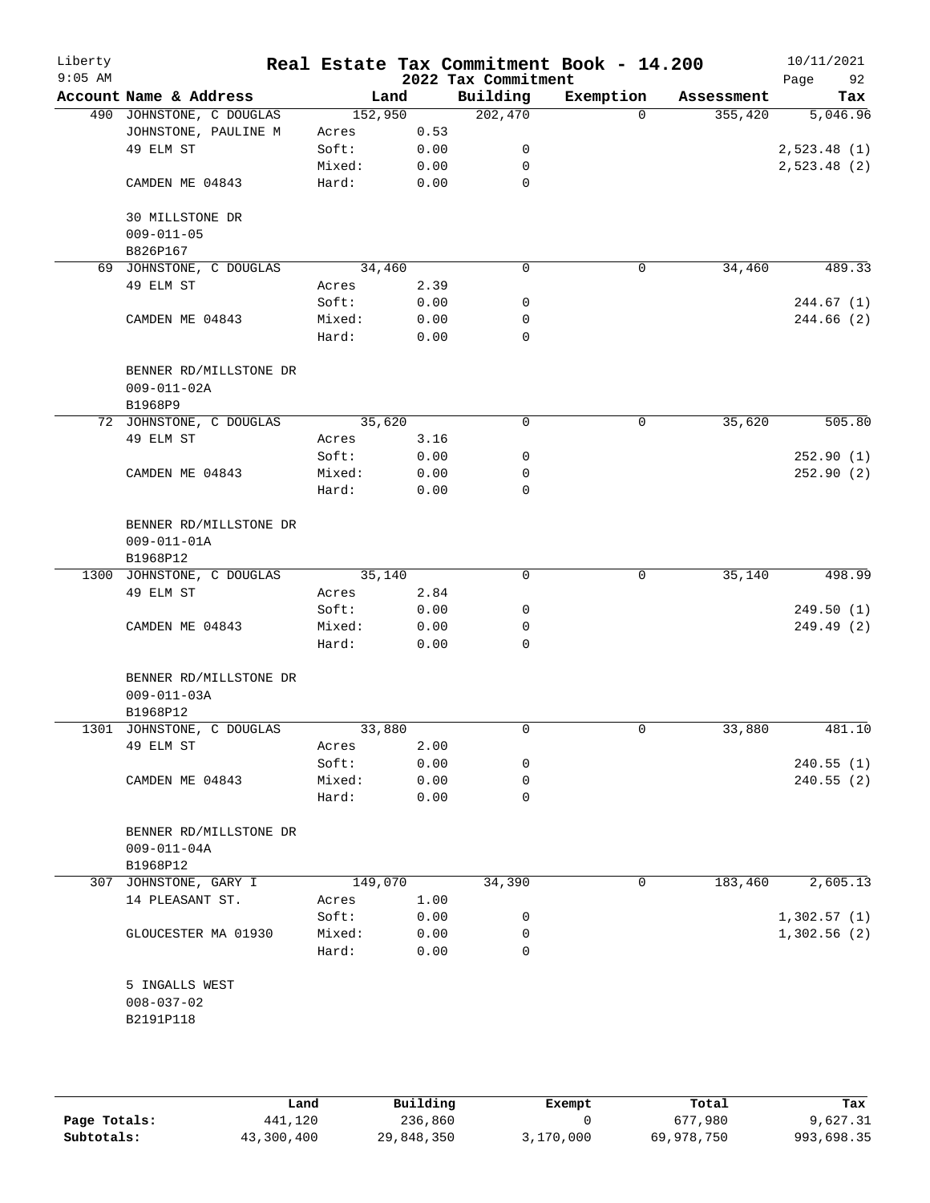Liberty
9:05 AM

# Real Estate Tax Commitment Book - 14.200

2022 Tax Commitment

10/11/2021

| Account | Name & Address | Land | | Building | Exemption | Assessment | Tax |
|---|---|---|---|---|---|---|---|
| 490 | JOHNSTONE, C DOUGLAS | 152,950 | | 202,470 | 0 | 355,420 | 5,046.96 |
| | JOHNSTONE, PAULINE M | Acres | 0.53 | | | | |
| | 49 ELM ST | Soft: | 0.00 | 0 | | | 2,523.48 (1) |
| | | Mixed: | 0.00 | 0 | | | 2,523.48 (2) |
| | CAMDEN ME 04843 | Hard: | 0.00 | 0 | | | |
| | 30 MILLSTONE DR | | | | | | |
| | 009-011-05 | | | | | | |
| | B826P167 | | | | | | |
| 69 | JOHNSTONE, C DOUGLAS | 34,460 | | 0 | 0 | 34,460 | 489.33 |
| | 49 ELM ST | Acres | 2.39 | | | | |
| | | Soft: | 0.00 | 0 | | | 244.67 (1) |
| | CAMDEN ME 04843 | Mixed: | 0.00 | 0 | | | 244.66 (2) |
| | | Hard: | 0.00 | 0 | | | |
| | BENNER RD/MILLSTONE DR | | | | | | |
| | 009-011-02A | | | | | | |
| | B1968P9 | | | | | | |
| 72 | JOHNSTONE, C DOUGLAS | 35,620 | | 0 | 0 | 35,620 | 505.80 |
| | 49 ELM ST | Acres | 3.16 | | | | |
| | | Soft: | 0.00 | 0 | | | 252.90 (1) |
| | CAMDEN ME 04843 | Mixed: | 0.00 | 0 | | | 252.90 (2) |
| | | Hard: | 0.00 | 0 | | | |
| | BENNER RD/MILLSTONE DR | | | | | | |
| | 009-011-01A | | | | | | |
| | B1968P12 | | | | | | |
| 1300 | JOHNSTONE, C DOUGLAS | 35,140 | | 0 | 0 | 35,140 | 498.99 |
| | 49 ELM ST | Acres | 2.84 | | | | |
| | | Soft: | 0.00 | 0 | | | 249.50 (1) |
| | CAMDEN ME 04843 | Mixed: | 0.00 | 0 | | | 249.49 (2) |
| | | Hard: | 0.00 | 0 | | | |
| | BENNER RD/MILLSTONE DR | | | | | | |
| | 009-011-03A | | | | | | |
| | B1968P12 | | | | | | |
| 1301 | JOHNSTONE, C DOUGLAS | 33,880 | | 0 | 0 | 33,880 | 481.10 |
| | 49 ELM ST | Acres | 2.00 | | | | |
| | | Soft: | 0.00 | 0 | | | 240.55 (1) |
| | CAMDEN ME 04843 | Mixed: | 0.00 | 0 | | | 240.55 (2) |
| | | Hard: | 0.00 | 0 | | | |
| | BENNER RD/MILLSTONE DR | | | | | | |
| | 009-011-04A | | | | | | |
| | B1968P12 | | | | | | |
| 307 | JOHNSTONE, GARY I | 149,070 | | 34,390 | 0 | 183,460 | 2,605.13 |
| | 14 PLEASANT ST. | Acres | 1.00 | | | | |
| | | Soft: | 0.00 | 0 | | | 1,302.57 (1) |
| | GLOUCESTER MA 01930 | Mixed: | 0.00 | 0 | | | 1,302.56 (2) |
| | | Hard: | 0.00 | 0 | | | |
| | 5 INGALLS WEST | | | | | | |
| | 008-037-02 | | | | | | |
| | B2191P118 | | | | | | |

| | Land | Building | Exempt | Total | Tax |
|---|---|---|---|---|---|
| Page Totals: | 441,120 | 236,860 | 0 | 677,980 | 9,627.31 |
| Subtotals: | 43,300,400 | 29,848,350 | 3,170,000 | 69,978,750 | 993,698.35 |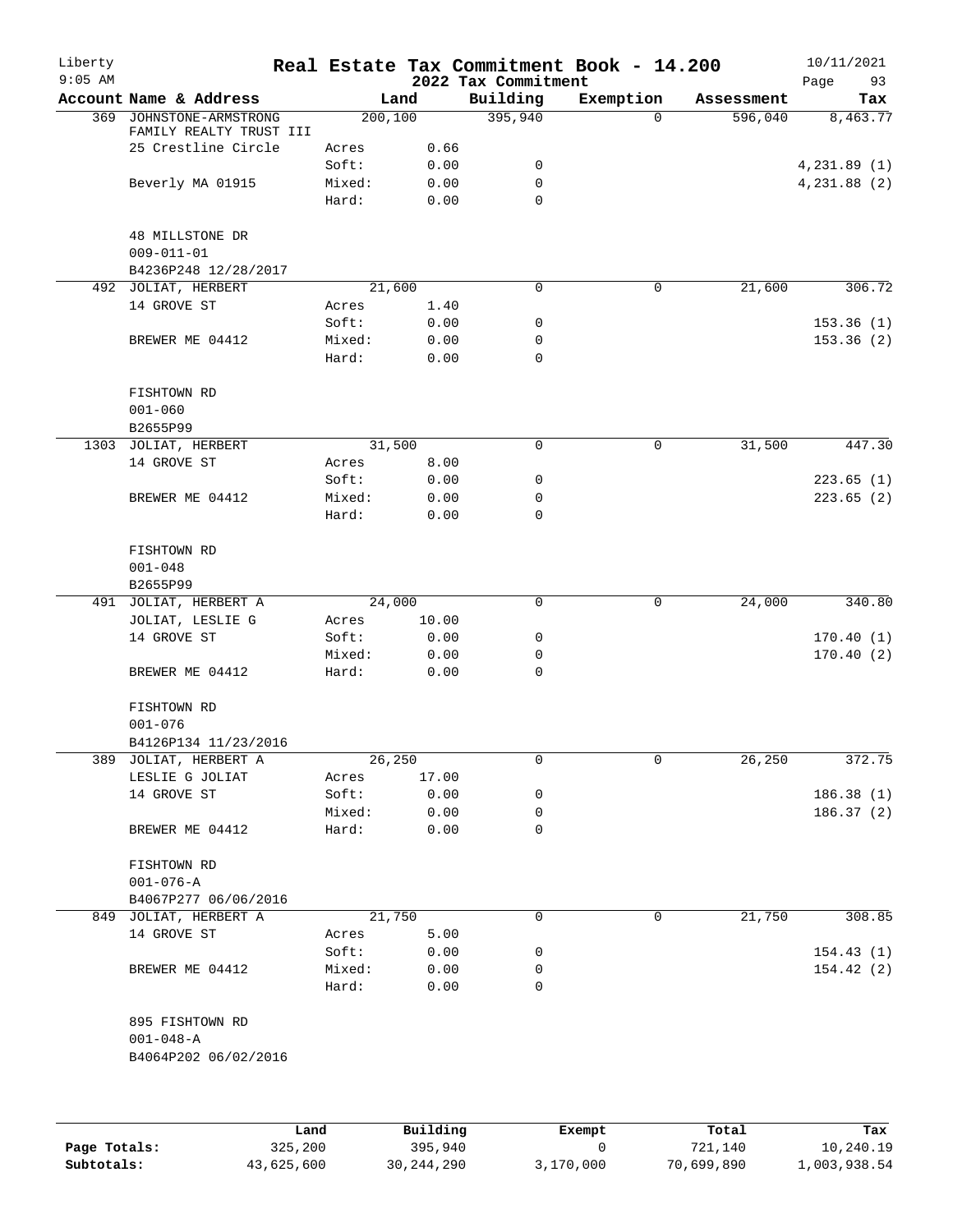Liberty
9:05 AM

# Real Estate Tax Commitment Book - 14.200

2022 Tax Commitment

10/11/2021
Page 93

| Account | Name & Address | | Land | Building | Exemption | Assessment | Tax |
|---|---|---|---|---|---|---|---|
| 369 | JOHNSTONE-ARMSTRONG FAMILY REALTY TRUST III | | 200,100 | 395,940 | 0 | 596,040 | 8,463.77 |
| | 25 Crestline Circle | Acres | 0.66 | | | | |
| | | Soft: | 0.00 | 0 | | | 4,231.89 (1) |
| | Beverly MA 01915 | Mixed: | 0.00 | 0 | | | 4,231.88 (2) |
| | | Hard: | 0.00 | 0 | | | |
| | 48 MILLSTONE DR | | | | | | |
| | 009-011-01 | | | | | | |
| | B4236P248 12/28/2017 | | | | | | |
| 492 | JOLIAT, HERBERT | | 21,600 | 0 | 0 | 21,600 | 306.72 |
| | 14 GROVE ST | Acres | 1.40 | | | | |
| | | Soft: | 0.00 | 0 | | | 153.36 (1) |
| | BREWER ME 04412 | Mixed: | 0.00 | 0 | | | 153.36 (2) |
| | | Hard: | 0.00 | 0 | | | |
| | FISHTOWN RD | | | | | | |
| | 001-060 | | | | | | |
| | B2655P99 | | | | | | |
| 1303 | JOLIAT, HERBERT | | 31,500 | 0 | 0 | 31,500 | 447.30 |
| | 14 GROVE ST | Acres | 8.00 | | | | |
| | | Soft: | 0.00 | 0 | | | 223.65 (1) |
| | BREWER ME 04412 | Mixed: | 0.00 | 0 | | | 223.65 (2) |
| | | Hard: | 0.00 | 0 | | | |
| | FISHTOWN RD | | | | | | |
| | 001-048 | | | | | | |
| | B2655P99 | | | | | | |
| 491 | JOLIAT, HERBERT A | | 24,000 | 0 | 0 | 24,000 | 340.80 |
| | JOLIAT, LESLIE G | Acres | 10.00 | | | | |
| | 14 GROVE ST | Soft: | 0.00 | 0 | | | 170.40 (1) |
| | | Mixed: | 0.00 | 0 | | | 170.40 (2) |
| | BREWER ME 04412 | Hard: | 0.00 | 0 | | | |
| | FISHTOWN RD | | | | | | |
| | 001-076 | | | | | | |
| | B4126P134 11/23/2016 | | | | | | |
| 389 | JOLIAT, HERBERT A | | 26,250 | 0 | 0 | 26,250 | 372.75 |
| | LESLIE G JOLIAT | Acres | 17.00 | | | | |
| | 14 GROVE ST | Soft: | 0.00 | 0 | | | 186.38 (1) |
| | | Mixed: | 0.00 | 0 | | | 186.37 (2) |
| | BREWER ME 04412 | Hard: | 0.00 | 0 | | | |
| | FISHTOWN RD | | | | | | |
| | 001-076-A | | | | | | |
| | B4067P277 06/06/2016 | | | | | | |
| 849 | JOLIAT, HERBERT A | | 21,750 | 0 | 0 | 21,750 | 308.85 |
| | 14 GROVE ST | Acres | 5.00 | | | | |
| | | Soft: | 0.00 | 0 | | | 154.43 (1) |
| | BREWER ME 04412 | Mixed: | 0.00 | 0 | | | 154.42 (2) |
| | | Hard: | 0.00 | 0 | | | |
| | 895 FISHTOWN RD | | | | | | |
| | 001-048-A | | | | | | |
| | B4064P202 06/02/2016 | | | | | | |

| | Land | Building | Exempt | Total | Tax |
|---|---|---|---|---|---|
| Page Totals: | 325,200 | 395,940 | 0 | 721,140 | 10,240.19 |
| Subtotals: | 43,625,600 | 30,244,290 | 3,170,000 | 70,699,890 | 1,003,938.54 |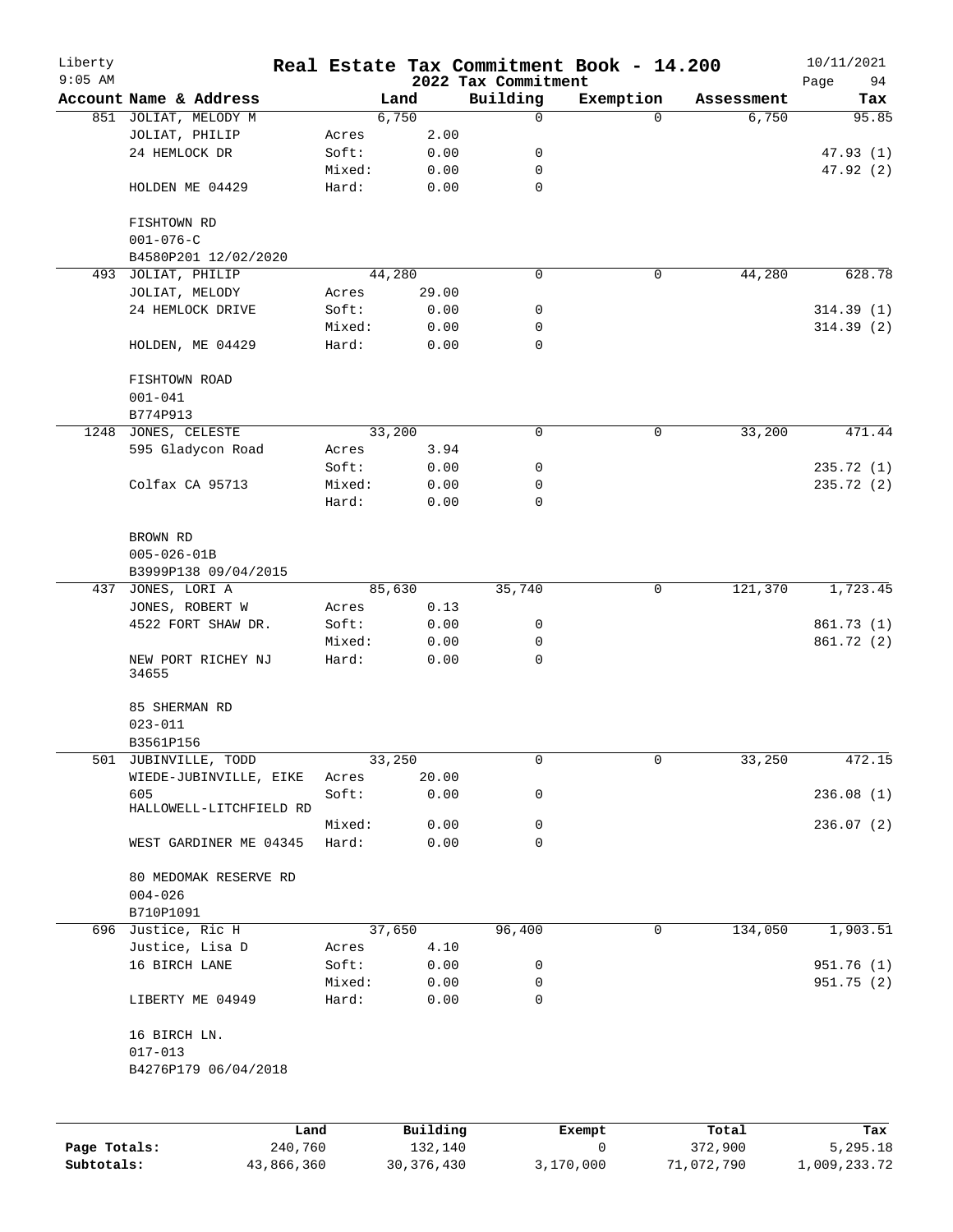# Real Estate Tax Commitment Book - 14.200

Liberty 9:05 AM — 2022 Tax Commitment — 10/11/2021

| Account Name & Address | | Land | Building | Exemption | Assessment | Tax |
|---|---|---|---|---|---|---|
| 851 JOLIAT, MELODY M | | 6,750 | 0 | 0 | 6,750 | 95.85 |
| JOLIAT, PHILIP | Acres | 2.00 | | | | |
| 24 HEMLOCK DR | Soft: | 0.00 | 0 | | | 47.93 (1) |
| | Mixed: | 0.00 | 0 | | | 47.92 (2) |
| HOLDEN ME 04429 | Hard: | 0.00 | 0 | | | |
| FISHTOWN RD | | | | | | |
| 001-076-C | | | | | | |
| B4580P201 12/02/2020 | | | | | | |
| 493 JOLIAT, PHILIP | | 44,280 | 0 | 0 | 44,280 | 628.78 |
| JOLIAT, MELODY | Acres | 29.00 | | | | |
| 24 HEMLOCK DRIVE | Soft: | 0.00 | 0 | | | 314.39 (1) |
| | Mixed: | 0.00 | 0 | | | 314.39 (2) |
| HOLDEN, ME 04429 | Hard: | 0.00 | 0 | | | |
| FISHTOWN ROAD | | | | | | |
| 001-041 | | | | | | |
| B774P913 | | | | | | |
| 1248 JONES, CELESTE | | 33,200 | 0 | 0 | 33,200 | 471.44 |
| 595 Gladycon Road | Acres | 3.94 | | | | |
| | Soft: | 0.00 | 0 | | | 235.72 (1) |
| Colfax CA 95713 | Mixed: | 0.00 | 0 | | | 235.72 (2) |
| | Hard: | 0.00 | 0 | | | |
| BROWN RD | | | | | | |
| 005-026-01B | | | | | | |
| B3999P138 09/04/2015 | | | | | | |
| 437 JONES, LORI A | | 85,630 | 35,740 | 0 | 121,370 | 1,723.45 |
| JONES, ROBERT W | Acres | 0.13 | | | | |
| 4522 FORT SHAW DR. | Soft: | 0.00 | 0 | | | 861.73 (1) |
| | Mixed: | 0.00 | 0 | | | 861.72 (2) |
| NEW PORT RICHEY NJ 34655 | Hard: | 0.00 | 0 | | | |
| 85 SHERMAN RD | | | | | | |
| 023-011 | | | | | | |
| B3561P156 | | | | | | |
| 501 JUBINVILLE, TODD | | 33,250 | 0 | 0 | 33,250 | 472.15 |
| WIEDE-JUBINVILLE, EIKE | Acres | 20.00 | | | | |
| 605 HALLOWELL-LITCHFIELD RD | Soft: | 0.00 | 0 | | | 236.08 (1) |
| | Mixed: | 0.00 | 0 | | | 236.07 (2) |
| WEST GARDINER ME 04345 | Hard: | 0.00 | 0 | | | |
| 80 MEDOMAK RESERVE RD | | | | | | |
| 004-026 | | | | | | |
| B710P1091 | | | | | | |
| 696 Justice, Ric H | | 37,650 | 96,400 | 0 | 134,050 | 1,903.51 |
| Justice, Lisa D | Acres | 4.10 | | | | |
| 16 BIRCH LANE | Soft: | 0.00 | 0 | | | 951.76 (1) |
| | Mixed: | 0.00 | 0 | | | 951.75 (2) |
| LIBERTY ME 04949 | Hard: | 0.00 | 0 | | | |
| 16 BIRCH LN. | | | | | | |
| 017-013 | | | | | | |
| B4276P179 06/04/2018 | | | | | | |

| | Land | Building | Exempt | Total | Tax |
|---|---|---|---|---|---|
| Page Totals: | 240,760 | 132,140 | 0 | 372,900 | 5,295.18 |
| Subtotals: | 43,866,360 | 30,376,430 | 3,170,000 | 71,072,790 | 1,009,233.72 |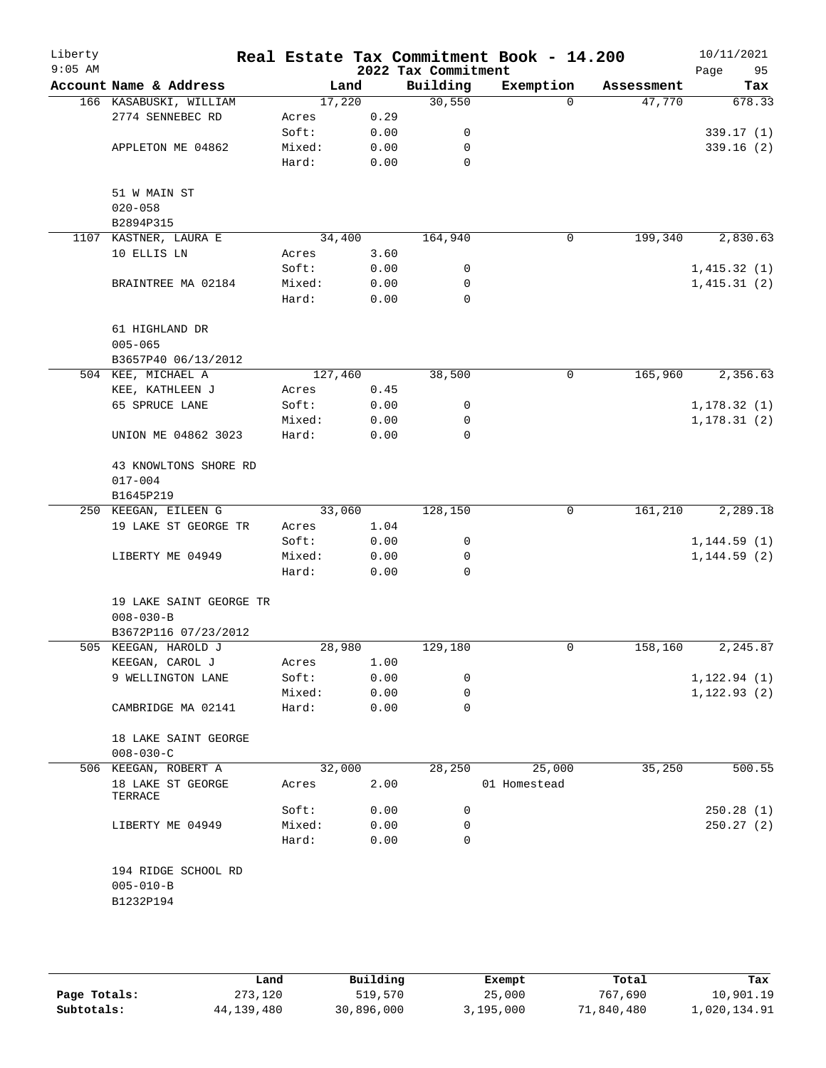# Real Estate Tax Commitment Book - 14.200

Liberty
9:05 AM

2022 Tax Commitment

10/11/2021

| Account Name & Address | Land | | Building | Exemption | Assessment | Tax |
|---|---|---|---|---|---|---|
| 166 KASABUSKI, WILLIAM | 17,220 | | 30,550 | 0 | 47,770 | 678.33 |
| 2774 SENNEBEC RD | Acres | 0.29 | | | | |
| | Soft: | 0.00 | 0 | | | 339.17 (1) |
| APPLETON ME 04862 | Mixed: | 0.00 | 0 | | | 339.16 (2) |
| | Hard: | 0.00 | 0 | | | |
| 51 W MAIN ST | | | | | | |
| 020-058 | | | | | | |
| B2894P315 | | | | | | |
| 1107 KASTNER, LAURA E | 34,400 | | 164,940 | 0 | 199,340 | 2,830.63 |
| 10 ELLIS LN | Acres | 3.60 | | | | |
| | Soft: | 0.00 | 0 | | | 1,415.32 (1) |
| BRAINTREE MA 02184 | Mixed: | 0.00 | 0 | | | 1,415.31 (2) |
| | Hard: | 0.00 | 0 | | | |
| 61 HIGHLAND DR | | | | | | |
| 005-065 | | | | | | |
| B3657P40 06/13/2012 | | | | | | |
| 504 KEE, MICHAEL A | 127,460 | | 38,500 | 0 | 165,960 | 2,356.63 |
| KEE, KATHLEEN J | Acres | 0.45 | | | | |
| 65 SPRUCE LANE | Soft: | 0.00 | 0 | | | 1,178.32 (1) |
| | Mixed: | 0.00 | 0 | | | 1,178.31 (2) |
| UNION ME 04862 3023 | Hard: | 0.00 | 0 | | | |
| 43 KNOWLTONS SHORE RD | | | | | | |
| 017-004 | | | | | | |
| B1645P219 | | | | | | |
| 250 KEEGAN, EILEEN G | 33,060 | | 128,150 | 0 | 161,210 | 2,289.18 |
| 19 LAKE ST GEORGE TR | Acres | 1.04 | | | | |
| | Soft: | 0.00 | 0 | | | 1,144.59 (1) |
| LIBERTY ME 04949 | Mixed: | 0.00 | 0 | | | 1,144.59 (2) |
| | Hard: | 0.00 | 0 | | | |
| 19 LAKE SAINT GEORGE TR | | | | | | |
| 008-030-B | | | | | | |
| B3672P116 07/23/2012 | | | | | | |
| 505 KEEGAN, HAROLD J | 28,980 | | 129,180 | 0 | 158,160 | 2,245.87 |
| KEEGAN, CAROL J | Acres | 1.00 | | | | |
| 9 WELLINGTON LANE | Soft: | 0.00 | 0 | | | 1,122.94 (1) |
| | Mixed: | 0.00 | 0 | | | 1,122.93 (2) |
| CAMBRIDGE MA 02141 | Hard: | 0.00 | 0 | | | |
| 18 LAKE SAINT GEORGE | | | | | | |
| 008-030-C | | | | | | |
| 506 KEEGAN, ROBERT A | 32,000 | | 28,250 | 25,000 | 35,250 | 500.55 |
| 18 LAKE ST GEORGE TERRACE | Acres | 2.00 | | 01 Homestead | | |
| | Soft: | 0.00 | 0 | | | 250.28 (1) |
| LIBERTY ME 04949 | Mixed: | 0.00 | 0 | | | 250.27 (2) |
| | Hard: | 0.00 | 0 | | | |
| 194 RIDGE SCHOOL RD | | | | | | |
| 005-010-B | | | | | | |
| B1232P194 | | | | | | |

| | Land | Building | Exempt | Total | Tax |
|---|---|---|---|---|---|
| Page Totals: | 273,120 | 519,570 | 25,000 | 767,690 | 10,901.19 |
| Subtotals: | 44,139,480 | 30,896,000 | 3,195,000 | 71,840,480 | 1,020,134.91 |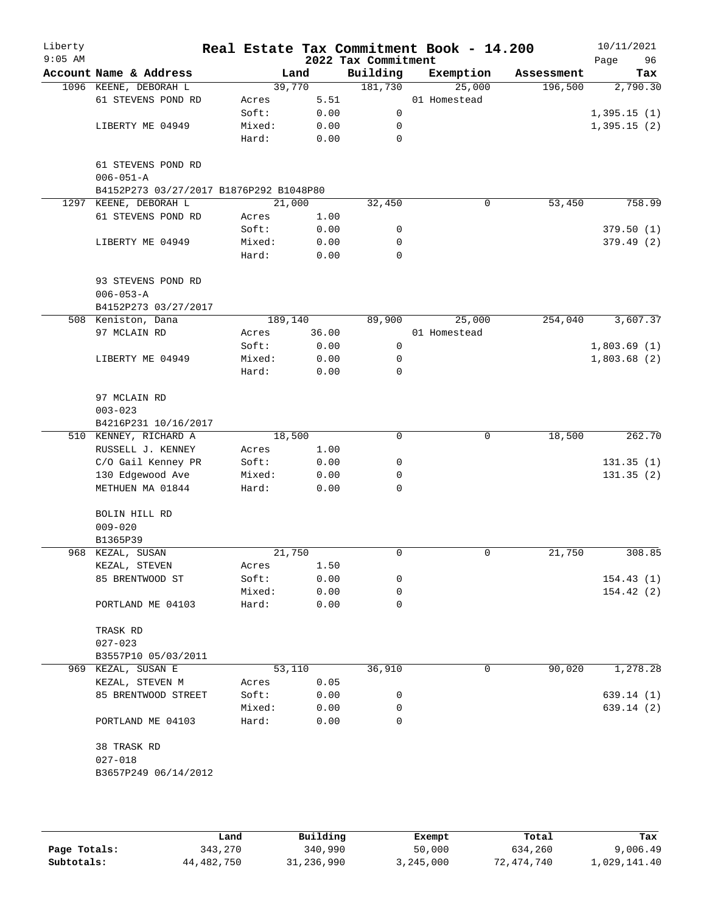# Real Estate Tax Commitment Book - 14.200

Liberty 9:05 AM — 2022 Tax Commitment — 10/11/2021

| Account Name & Address | | Land | Building | Exemption | Assessment | Tax |
|---|---|---|---|---|---|---|
| 1096 KEENE, DEBORAH L | | 39,770 | 181,730 | 25,000 | 196,500 | 2,790.30 |
| 61 STEVENS POND RD | Acres | 5.51 | | 01 Homestead | | |
| | Soft: | 0.00 | 0 | | | 1,395.15 (1) |
| LIBERTY ME 04949 | Mixed: | 0.00 | 0 | | | 1,395.15 (2) |
| | Hard: | 0.00 | 0 | | | |
| 61 STEVENS POND RD | | | | | | |
| 006-051-A | | | | | | |
| B4152P273 03/27/2017 B1876P292 B1048P80 | | | | | | |
| 1297 KEENE, DEBORAH L | | 21,000 | 32,450 | 0 | 53,450 | 758.99 |
| 61 STEVENS POND RD | Acres | 1.00 | | | | |
| | Soft: | 0.00 | 0 | | | 379.50 (1) |
| LIBERTY ME 04949 | Mixed: | 0.00 | 0 | | | 379.49 (2) |
| | Hard: | 0.00 | 0 | | | |
| 93 STEVENS POND RD | | | | | | |
| 006-053-A | | | | | | |
| B4152P273 03/27/2017 | | | | | | |
| 508 Keniston, Dana | | 189,140 | 89,900 | 25,000 | 254,040 | 3,607.37 |
| 97 MCLAIN RD | Acres | 36.00 | | 01 Homestead | | |
| | Soft: | 0.00 | 0 | | | 1,803.69 (1) |
| LIBERTY ME 04949 | Mixed: | 0.00 | 0 | | | 1,803.68 (2) |
| | Hard: | 0.00 | 0 | | | |
| 97 MCLAIN RD | | | | | | |
| 003-023 | | | | | | |
| B4216P231 10/16/2017 | | | | | | |
| 510 KENNEY, RICHARD A | | 18,500 | 0 | 0 | 18,500 | 262.70 |
| RUSSELL J. KENNEY | Acres | 1.00 | | | | |
| C/O Gail Kenney PR | Soft: | 0.00 | 0 | | | 131.35 (1) |
| 130 Edgewood Ave | Mixed: | 0.00 | 0 | | | 131.35 (2) |
| METHUEN MA 01844 | Hard: | 0.00 | 0 | | | |
| BOLIN HILL RD | | | | | | |
| 009-020 | | | | | | |
| B1365P39 | | | | | | |
| 968 KEZAL, SUSAN | | 21,750 | 0 | 0 | 21,750 | 308.85 |
| KEZAL, STEVEN | Acres | 1.50 | | | | |
| 85 BRENTWOOD ST | Soft: | 0.00 | 0 | | | 154.43 (1) |
| | Mixed: | 0.00 | 0 | | | 154.42 (2) |
| PORTLAND ME 04103 | Hard: | 0.00 | 0 | | | |
| TRASK RD | | | | | | |
| 027-023 | | | | | | |
| B3557P10 05/03/2011 | | | | | | |
| 969 KEZAL, SUSAN E | | 53,110 | 36,910 | 0 | 90,020 | 1,278.28 |
| KEZAL, STEVEN M | Acres | 0.05 | | | | |
| 85 BRENTWOOD STREET | Soft: | 0.00 | 0 | | | 639.14 (1) |
| | Mixed: | 0.00 | 0 | | | 639.14 (2) |
| PORTLAND ME 04103 | Hard: | 0.00 | 0 | | | |
| 38 TRASK RD | | | | | | |
| 027-018 | | | | | | |
| B3657P249 06/14/2012 | | | | | | |

| | Land | Building | Exempt | Total | Tax |
|---|---|---|---|---|---|
| Page Totals: | 343,270 | 340,990 | 50,000 | 634,260 | 9,006.49 |
| Subtotals: | 44,482,750 | 31,236,990 | 3,245,000 | 72,474,740 | 1,029,141.40 |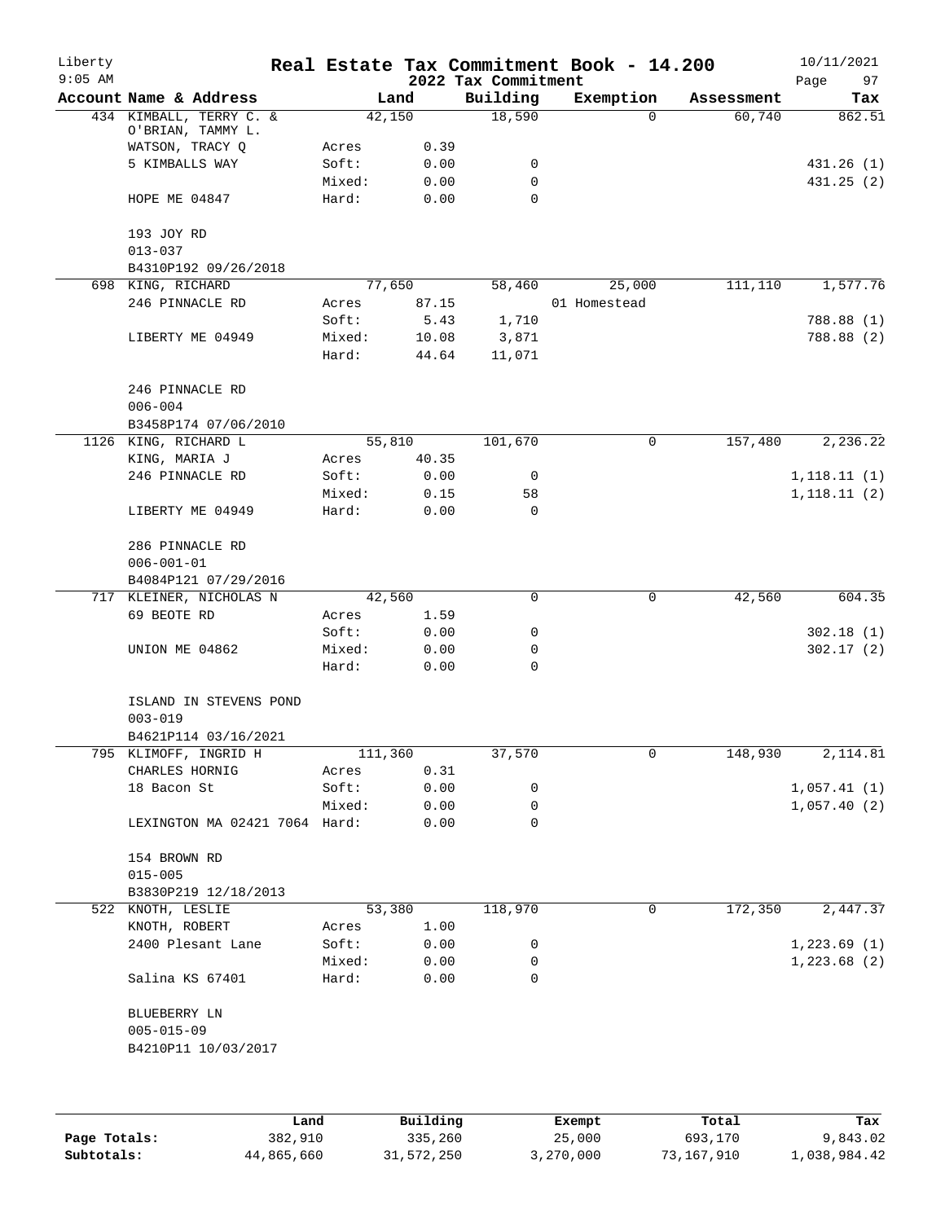# Real Estate Tax Commitment Book - 14.200

Liberty
9:05 AM

2022 Tax Commitment

10/11/2021

| Account Name & Address | | Land | Building | Exemption | Assessment | Tax |
|---|---|---|---|---|---|---|
| 434 KIMBALL, TERRY C. & O'BRIAN, TAMMY L. | | 42,150 | 18,590 | 0 | 60,740 | 862.51 |
| WATSON, TRACY Q | Acres | 0.39 | | | | |
| 5 KIMBALLS WAY | Soft: | 0.00 | 0 | | | 431.26 (1) |
| | Mixed: | 0.00 | 0 | | | 431.25 (2) |
| HOPE ME 04847 | Hard: | 0.00 | 0 | | | |
| 193 JOY RD | | | | | | |
| 013-037 | | | | | | |
| B4310P192 09/26/2018 | | | | | | |
| 698 KING, RICHARD | | 77,650 | 58,460 | 25,000 | 111,110 | 1,577.76 |
| 246 PINNACLE RD | Acres | 87.15 | | 01 Homestead | | |
| | Soft: | 5.43 | 1,710 | | | 788.88 (1) |
| LIBERTY ME 04949 | Mixed: | 10.08 | 3,871 | | | 788.88 (2) |
| | Hard: | 44.64 | 11,071 | | | |
| 246 PINNACLE RD | | | | | | |
| 006-004 | | | | | | |
| B3458P174 07/06/2010 | | | | | | |
| 1126 KING, RICHARD L | | 55,810 | 101,670 | 0 | 157,480 | 2,236.22 |
| KING, MARIA J | Acres | 40.35 | | | | |
| 246 PINNACLE RD | Soft: | 0.00 | 0 | | | 1,118.11 (1) |
| | Mixed: | 0.15 | 58 | | | 1,118.11 (2) |
| LIBERTY ME 04949 | Hard: | 0.00 | 0 | | | |
| 286 PINNACLE RD | | | | | | |
| 006-001-01 | | | | | | |
| B4084P121 07/29/2016 | | | | | | |
| 717 KLEINER, NICHOLAS N | | 42,560 | 0 | 0 | 42,560 | 604.35 |
| 69 BEOTE RD | Acres | 1.59 | | | | |
| | Soft: | 0.00 | 0 | | | 302.18 (1) |
| UNION ME 04862 | Mixed: | 0.00 | 0 | | | 302.17 (2) |
| | Hard: | 0.00 | 0 | | | |
| ISLAND IN STEVENS POND | | | | | | |
| 003-019 | | | | | | |
| B4621P114 03/16/2021 | | | | | | |
| 795 KLIMOFF, INGRID H | | 111,360 | 37,570 | 0 | 148,930 | 2,114.81 |
| CHARLES HORNIG | Acres | 0.31 | | | | |
| 18 Bacon St | Soft: | 0.00 | 0 | | | 1,057.41 (1) |
| | Mixed: | 0.00 | 0 | | | 1,057.40 (2) |
| LEXINGTON MA 02421 7064 | Hard: | 0.00 | 0 | | | |
| 154 BROWN RD | | | | | | |
| 015-005 | | | | | | |
| B3830P219 12/18/2013 | | | | | | |
| 522 KNOTH, LESLIE | | 53,380 | 118,970 | 0 | 172,350 | 2,447.37 |
| KNOTH, ROBERT | Acres | 1.00 | | | | |
| 2400 Plesant Lane | Soft: | 0.00 | 0 | | | 1,223.69 (1) |
| | Mixed: | 0.00 | 0 | | | 1,223.68 (2) |
| Salina KS 67401 | Hard: | 0.00 | 0 | | | |
| BLUEBERRY LN | | | | | | |
| 005-015-09 | | | | | | |
| B4210P11 10/03/2017 | | | | | | |

| | Land | Building | Exempt | Total | Tax |
|---|---|---|---|---|---|
| Page Totals: | 382,910 | 335,260 | 25,000 | 693,170 | 9,843.02 |
| Subtotals: | 44,865,660 | 31,572,250 | 3,270,000 | 73,167,910 | 1,038,984.42 |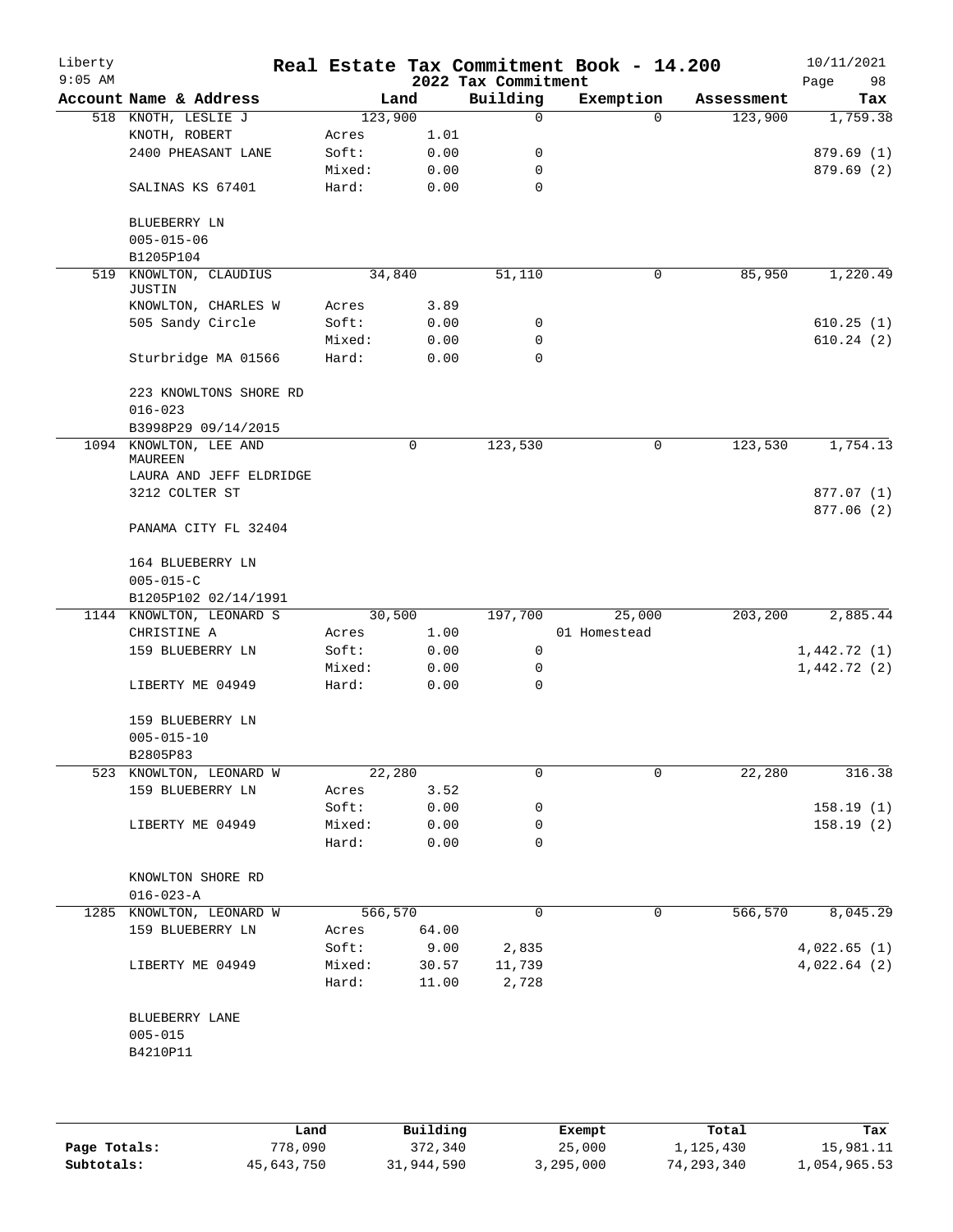# Real Estate Tax Commitment Book - 14.200

Liberty 9:05 AM — 2022 Tax Commitment — 10/11/2021

| Account Name & Address | Land | | Building | Exemption | Assessment | Tax |
|---|---|---|---|---|---|---|
| 518 KNOTH, LESLIE J | 123,900 | | 0 | 0 | 123,900 | 1,759.38 |
| KNOTH, ROBERT | Acres | 1.01 | | | | |
| 2400 PHEASANT LANE | Soft: | 0.00 | 0 | | | 879.69 (1) |
| | Mixed: | 0.00 | 0 | | | 879.69 (2) |
| SALINAS KS 67401 | Hard: | 0.00 | 0 | | | |
| BLUEBERRY LN | | | | | | |
| 005-015-06 | | | | | | |
| B1205P104 | | | | | | |
| 519 KNOWLTON, CLAUDIUS JUSTIN | 34,840 | | 51,110 | 0 | 85,950 | 1,220.49 |
| KNOWLTON, CHARLES W | Acres | 3.89 | | | | |
| 505 Sandy Circle | Soft: | 0.00 | 0 | | | 610.25 (1) |
| | Mixed: | 0.00 | 0 | | | 610.24 (2) |
| Sturbridge MA 01566 | Hard: | 0.00 | 0 | | | |
| 223 KNOWLTONS SHORE RD | | | | | | |
| 016-023 | | | | | | |
| B3998P29 09/14/2015 | | | | | | |
| 1094 KNOWLTON, LEE AND MAUREEN | 0 | | 123,530 | 0 | 123,530 | 1,754.13 |
| LAURA AND JEFF ELDRIDGE | | | | | | |
| 3212 COLTER ST | | | | | | 877.07 (1) |
| | | | | | | 877.06 (2) |
| PANAMA CITY FL 32404 | | | | | | |
| 164 BLUEBERRY LN | | | | | | |
| 005-015-C | | | | | | |
| B1205P102 02/14/1991 | | | | | | |
| 1144 KNOWLTON, LEONARD S | 30,500 | | 197,700 | 25,000 | 203,200 | 2,885.44 |
| CHRISTINE A | Acres | 1.00 | | 01 Homestead | | |
| 159 BLUEBERRY LN | Soft: | 0.00 | 0 | | | 1,442.72 (1) |
| | Mixed: | 0.00 | 0 | | | 1,442.72 (2) |
| LIBERTY ME 04949 | Hard: | 0.00 | 0 | | | |
| 159 BLUEBERRY LN | | | | | | |
| 005-015-10 | | | | | | |
| B2805P83 | | | | | | |
| 523 KNOWLTON, LEONARD W | 22,280 | | 0 | 0 | 22,280 | 316.38 |
| 159 BLUEBERRY LN | Acres | 3.52 | | | | |
| | Soft: | 0.00 | 0 | | | 158.19 (1) |
| LIBERTY ME 04949 | Mixed: | 0.00 | 0 | | | 158.19 (2) |
| | Hard: | 0.00 | 0 | | | |
| KNOWLTON SHORE RD | | | | | | |
| 016-023-A | | | | | | |
| 1285 KNOWLTON, LEONARD W | 566,570 | | 0 | 0 | 566,570 | 8,045.29 |
| 159 BLUEBERRY LN | Acres | 64.00 | | | | |
| | Soft: | 9.00 | 2,835 | | | 4,022.65 (1) |
| LIBERTY ME 04949 | Mixed: | 30.57 | 11,739 | | | 4,022.64 (2) |
| | Hard: | 11.00 | 2,728 | | | |
| BLUEBERRY LANE | | | | | | |
| 005-015 | | | | | | |
| B4210P11 | | | | | | |

| | Land | Building | Exempt | Total | Tax |
|---|---|---|---|---|---|
| Page Totals: | 778,090 | 372,340 | 25,000 | 1,125,430 | 15,981.11 |
| Subtotals: | 45,643,750 | 31,944,590 | 3,295,000 | 74,293,340 | 1,054,965.53 |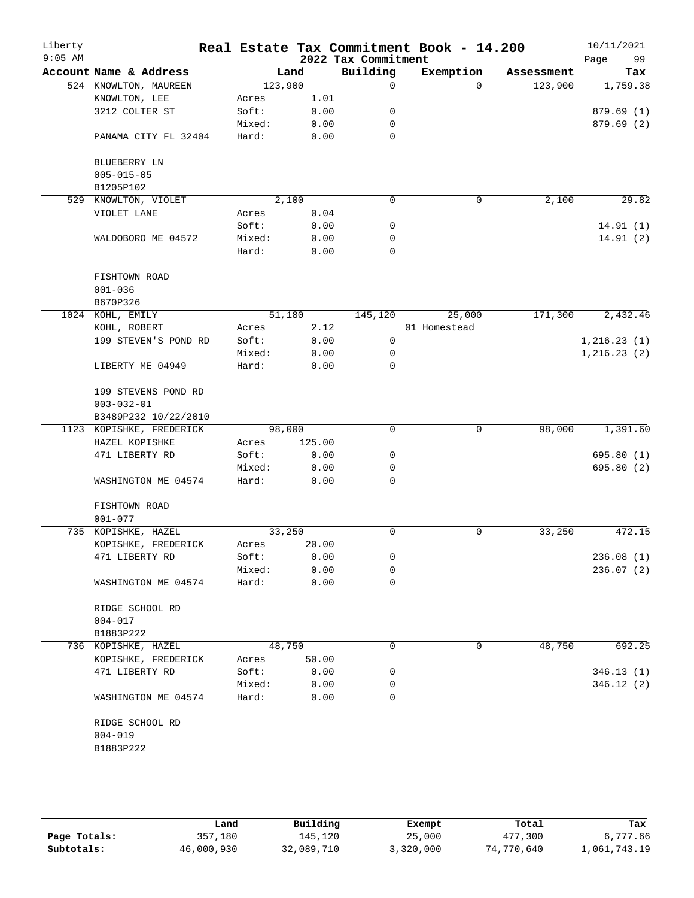# Real Estate Tax Commitment Book - 14.200

Liberty
9:05 AM

2022 Tax Commitment

10/11/2021

| Account Name & Address | Land | | Building | Exemption | Assessment | Tax |
|---|---|---|---|---|---|---|
| 524 KNOWLTON, MAUREEN | 123,900 | | 0 | 0 | 123,900 | 1,759.38 |
| KNOWLTON, LEE | Acres | 1.01 | | | | |
| 3212 COLTER ST | Soft: | 0.00 | 0 | | | 879.69 (1) |
| | Mixed: | 0.00 | 0 | | | 879.69 (2) |
| PANAMA CITY FL 32404 | Hard: | 0.00 | 0 | | | |
| BLUEBERRY LN | | | | | | |
| 005-015-05 | | | | | | |
| B1205P102 | | | | | | |
| 529 KNOWLTON, VIOLET | 2,100 | | 0 | 0 | 2,100 | 29.82 |
| VIOLET LANE | Acres | 0.04 | | | | |
| | Soft: | 0.00 | 0 | | | 14.91 (1) |
| WALDOBORO ME 04572 | Mixed: | 0.00 | 0 | | | 14.91 (2) |
| | Hard: | 0.00 | 0 | | | |
| FISHTOWN ROAD | | | | | | |
| 001-036 | | | | | | |
| B670P326 | | | | | | |
| 1024 KOHL, EMILY | 51,180 | | 145,120 | 25,000 | 171,300 | 2,432.46 |
| KOHL, ROBERT | Acres | 2.12 | | 01 Homestead | | |
| 199 STEVEN'S POND RD | Soft: | 0.00 | 0 | | | 1,216.23 (1) |
| | Mixed: | 0.00 | 0 | | | 1,216.23 (2) |
| LIBERTY ME 04949 | Hard: | 0.00 | 0 | | | |
| 199 STEVENS POND RD | | | | | | |
| 003-032-01 | | | | | | |
| B3489P232 10/22/2010 | | | | | | |
| 1123 KOPISHKE, FREDERICK | 98,000 | | 0 | 0 | 98,000 | 1,391.60 |
| HAZEL KOPISHKE | Acres | 125.00 | | | | |
| 471 LIBERTY RD | Soft: | 0.00 | 0 | | | 695.80 (1) |
| | Mixed: | 0.00 | 0 | | | 695.80 (2) |
| WASHINGTON ME 04574 | Hard: | 0.00 | 0 | | | |
| FISHTOWN ROAD | | | | | | |
| 001-077 | | | | | | |
| 735 KOPISHKE, HAZEL | 33,250 | | 0 | 0 | 33,250 | 472.15 |
| KOPISHKE, FREDERICK | Acres | 20.00 | | | | |
| 471 LIBERTY RD | Soft: | 0.00 | 0 | | | 236.08 (1) |
| | Mixed: | 0.00 | 0 | | | 236.07 (2) |
| WASHINGTON ME 04574 | Hard: | 0.00 | 0 | | | |
| RIDGE SCHOOL RD | | | | | | |
| 004-017 | | | | | | |
| B1883P222 | | | | | | |
| 736 KOPISHKE, HAZEL | 48,750 | | 0 | 0 | 48,750 | 692.25 |
| KOPISHKE, FREDERICK | Acres | 50.00 | | | | |
| 471 LIBERTY RD | Soft: | 0.00 | 0 | | | 346.13 (1) |
| | Mixed: | 0.00 | 0 | | | 346.12 (2) |
| WASHINGTON ME 04574 | Hard: | 0.00 | 0 | | | |
| RIDGE SCHOOL RD | | | | | | |
| 004-019 | | | | | | |
| B1883P222 | | | | | | |

| | Land | Building | Exempt | Total | Tax |
|---|---|---|---|---|---|
| Page Totals: | 357,180 | 145,120 | 25,000 | 477,300 | 6,777.66 |
| Subtotals: | 46,000,930 | 32,089,710 | 3,320,000 | 74,770,640 | 1,061,743.19 |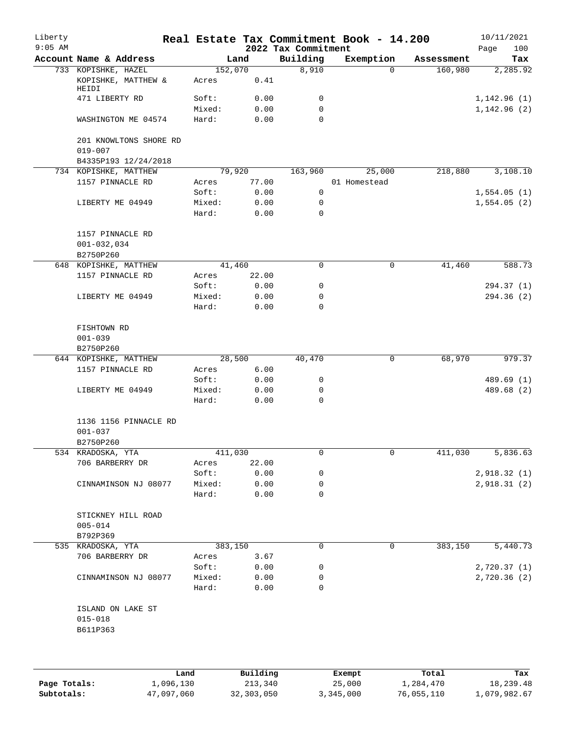# Real Estate Tax Commitment Book - 14.200

Liberty
9:05 AM

2022 Tax Commitment

10/11/2021

| Account Name & Address | Land | | Building | Exemption | Assessment | Tax |
|---|---|---|---|---|---|---|
| 733 KOPISHKE, HAZEL | 152,070 | | 8,910 | 0 | 160,980 | 2,285.92 |
| KOPISHKE, MATTHEW & HEIDI | Acres | 0.41 | | | | |
| 471 LIBERTY RD | Soft: | 0.00 | 0 | | | 1,142.96 (1) |
| | Mixed: | 0.00 | 0 | | | 1,142.96 (2) |
| WASHINGTON ME 04574 | Hard: | 0.00 | 0 | | | |
| 201 KNOWLTONS SHORE RD | | | | | | |
| 019-007 | | | | | | |
| B4335P193 12/24/2018 | | | | | | |
| 734 KOPISHKE, MATTHEW | 79,920 | | 163,960 | 25,000 | 218,880 | 3,108.10 |
| 1157 PINNACLE RD | Acres | 77.00 | | 01 Homestead | | |
| | Soft: | 0.00 | 0 | | | 1,554.05 (1) |
| LIBERTY ME 04949 | Mixed: | 0.00 | 0 | | | 1,554.05 (2) |
| | Hard: | 0.00 | 0 | | | |
| 1157 PINNACLE RD | | | | | | |
| 001-032,034 | | | | | | |
| B2750P260 | | | | | | |
| 648 KOPISHKE, MATTHEW | 41,460 | | 0 | 0 | 41,460 | 588.73 |
| 1157 PINNACLE RD | Acres | 22.00 | | | | |
| | Soft: | 0.00 | 0 | | | 294.37 (1) |
| LIBERTY ME 04949 | Mixed: | 0.00 | 0 | | | 294.36 (2) |
| | Hard: | 0.00 | 0 | | | |
| FISHTOWN RD | | | | | | |
| 001-039 | | | | | | |
| B2750P260 | | | | | | |
| 644 KOPISHKE, MATTHEW | 28,500 | | 40,470 | 0 | 68,970 | 979.37 |
| 1157 PINNACLE RD | Acres | 6.00 | | | | |
| | Soft: | 0.00 | 0 | | | 489.69 (1) |
| LIBERTY ME 04949 | Mixed: | 0.00 | 0 | | | 489.68 (2) |
| | Hard: | 0.00 | 0 | | | |
| 1136 1156 PINNACLE RD | | | | | | |
| 001-037 | | | | | | |
| B2750P260 | | | | | | |
| 534 KRADOSKA, YTA | 411,030 | | 0 | 0 | 411,030 | 5,836.63 |
| 706 BARBERRY DR | Acres | 22.00 | | | | |
| | Soft: | 0.00 | 0 | | | 2,918.32 (1) |
| CINNAMINSON NJ 08077 | Mixed: | 0.00 | 0 | | | 2,918.31 (2) |
| | Hard: | 0.00 | 0 | | | |
| STICKNEY HILL ROAD | | | | | | |
| 005-014 | | | | | | |
| B792P369 | | | | | | |
| 535 KRADOSKA, YTA | 383,150 | | 0 | 0 | 383,150 | 5,440.73 |
| 706 BARBERRY DR | Acres | 3.67 | | | | |
| | Soft: | 0.00 | 0 | | | 2,720.37 (1) |
| CINNAMINSON NJ 08077 | Mixed: | 0.00 | 0 | | | 2,720.36 (2) |
| | Hard: | 0.00 | 0 | | | |
| ISLAND ON LAKE ST | | | | | | |
| 015-018 | | | | | | |
| B611P363 | | | | | | |

| | Land | Building | Exempt | Total | Tax |
|---|---|---|---|---|---|
| Page Totals: | 1,096,130 | 213,340 | 25,000 | 1,284,470 | 18,239.48 |
| Subtotals: | 47,097,060 | 32,303,050 | 3,345,000 | 76,055,110 | 1,079,982.67 |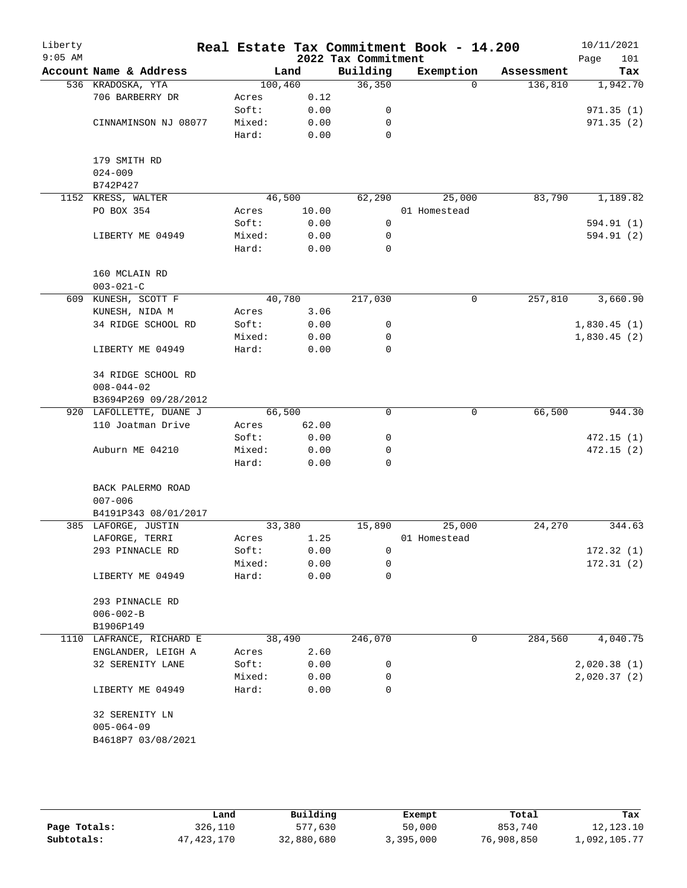# Real Estate Tax Commitment Book - 14.200

Liberty
9:05 AM

2022 Tax Commitment

10/11/2021

| Account Name & Address | Land | | Building | Exemption | Assessment | Tax |
|---|---|---|---|---|---|---|
| 536 KRADOSKA, YTA | 100,460 | | 36,350 | 0 | 136,810 | 1,942.70 |
| 706 BARBERRY DR | Acres | 0.12 | | | | |
| | Soft: | 0.00 | 0 | | | 971.35 (1) |
| CINNAMINSON NJ 08077 | Mixed: | 0.00 | 0 | | | 971.35 (2) |
| | Hard: | 0.00 | 0 | | | |
| 179 SMITH RD | | | | | | |
| 024-009 | | | | | | |
| B742P427 | | | | | | |
| 1152 KRESS, WALTER | 46,500 | | 62,290 | 25,000 | 83,790 | 1,189.82 |
| PO BOX 354 | Acres | 10.00 | | 01 Homestead | | |
| | Soft: | 0.00 | 0 | | | 594.91 (1) |
| LIBERTY ME 04949 | Mixed: | 0.00 | 0 | | | 594.91 (2) |
| | Hard: | 0.00 | 0 | | | |
| 160 MCLAIN RD | | | | | | |
| 003-021-C | | | | | | |
| 609 KUNESH, SCOTT F | 40,780 | | 217,030 | 0 | 257,810 | 3,660.90 |
| KUNESH, NIDA M | Acres | 3.06 | | | | |
| 34 RIDGE SCHOOL RD | Soft: | 0.00 | 0 | | | 1,830.45 (1) |
| | Mixed: | 0.00 | 0 | | | 1,830.45 (2) |
| LIBERTY ME 04949 | Hard: | 0.00 | 0 | | | |
| 34 RIDGE SCHOOL RD | | | | | | |
| 008-044-02 | | | | | | |
| B3694P269 09/28/2012 | | | | | | |
| 920 LAFOLLETTE, DUANE J | 66,500 | | 0 | 0 | 66,500 | 944.30 |
| 110 Joatman Drive | Acres | 62.00 | | | | |
| | Soft: | 0.00 | 0 | | | 472.15 (1) |
| Auburn ME 04210 | Mixed: | 0.00 | 0 | | | 472.15 (2) |
| | Hard: | 0.00 | 0 | | | |
| BACK PALERMO ROAD | | | | | | |
| 007-006 | | | | | | |
| B4191P343 08/01/2017 | | | | | | |
| 385 LAFORGE, JUSTIN | 33,380 | | 15,890 | 25,000 | 24,270 | 344.63 |
| LAFORGE, TERRI | Acres | 1.25 | | 01 Homestead | | |
| 293 PINNACLE RD | Soft: | 0.00 | 0 | | | 172.32 (1) |
| | Mixed: | 0.00 | 0 | | | 172.31 (2) |
| LIBERTY ME 04949 | Hard: | 0.00 | 0 | | | |
| 293 PINNACLE RD | | | | | | |
| 006-002-B | | | | | | |
| B1906P149 | | | | | | |
| 1110 LAFRANCE, RICHARD E | 38,490 | | 246,070 | 0 | 284,560 | 4,040.75 |
| ENGLANDER, LEIGH A | Acres | 2.60 | | | | |
| 32 SERENITY LANE | Soft: | 0.00 | 0 | | | 2,020.38 (1) |
| | Mixed: | 0.00 | 0 | | | 2,020.37 (2) |
| LIBERTY ME 04949 | Hard: | 0.00 | 0 | | | |
| 32 SERENITY LN | | | | | | |
| 005-064-09 | | | | | | |
| B4618P7 03/08/2021 | | | | | | |

| | Land | Building | Exempt | Total | Tax |
|---|---|---|---|---|---|
| Page Totals: | 326,110 | 577,630 | 50,000 | 853,740 | 12,123.10 |
| Subtotals: | 47,423,170 | 32,880,680 | 3,395,000 | 76,908,850 | 1,092,105.77 |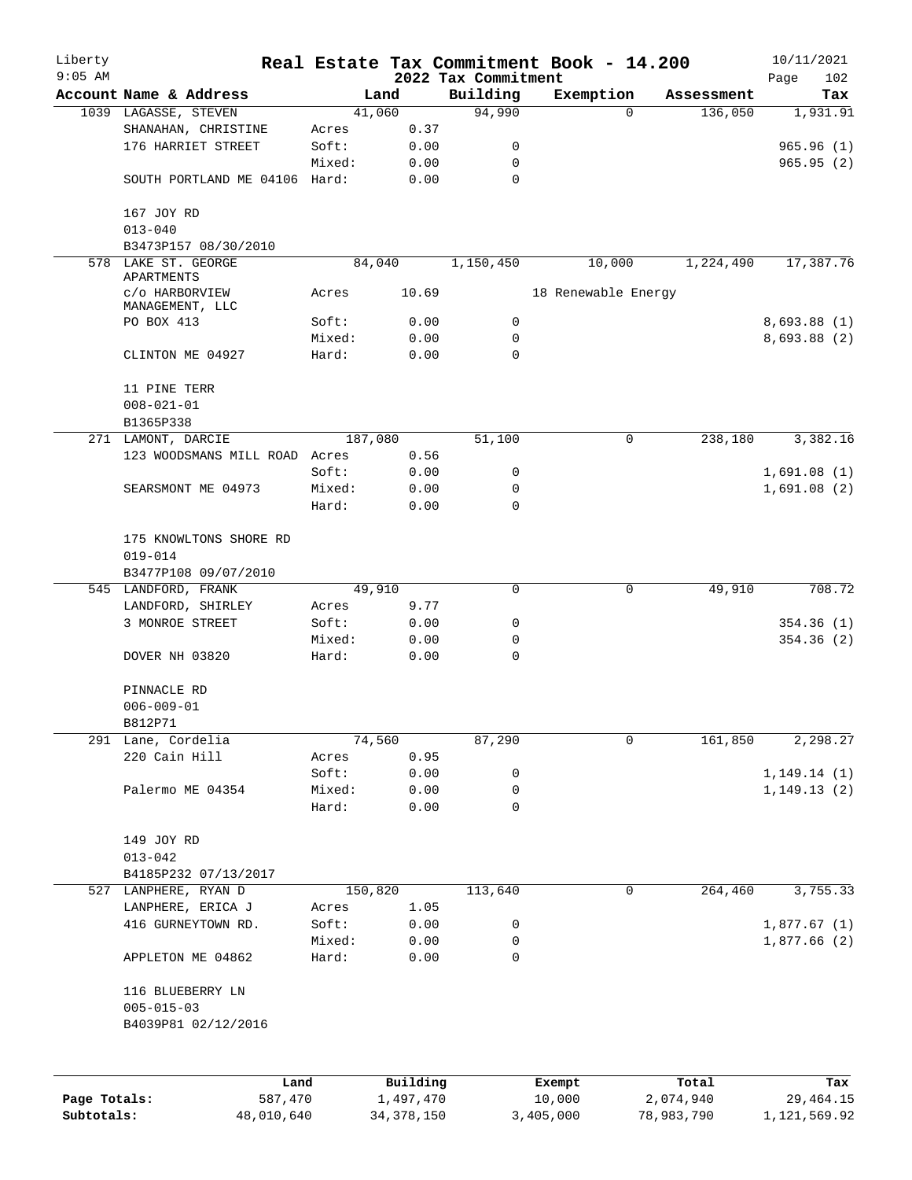# Liberty — Real Estate Tax Commitment Book - 14.200

2022 Tax Commitment

| Account Name & Address | | Land | Building | Exemption | Assessment | Tax |
|---|---|---|---|---|---|---|
| 1039 LAGASSE, STEVEN | | 41,060 | 94,990 | 0 | 136,050 | 1,931.91 |
| SHANAHAN, CHRISTINE | Acres | 0.37 | | | | |
| 176 HARRIET STREET | Soft: | 0.00 | 0 | | | 965.96 (1) |
| | Mixed: | 0.00 | 0 | | | 965.95 (2) |
| SOUTH PORTLAND ME 04106 | Hard: | 0.00 | 0 | | | |
| 167 JOY RD | | | | | | |
| 013-040 | | | | | | |
| B3473P157 08/30/2010 | | | | | | |
| 578 LAKE ST. GEORGE APARTMENTS | | 84,040 | 1,150,450 | 10,000 | 1,224,490 | 17,387.76 |
| c/o HARBORVIEW MANAGEMENT, LLC | Acres | 10.69 | | 18 Renewable Energy | | |
| PO BOX 413 | Soft: | 0.00 | 0 | | | 8,693.88 (1) |
| | Mixed: | 0.00 | 0 | | | 8,693.88 (2) |
| CLINTON ME 04927 | Hard: | 0.00 | 0 | | | |
| 11 PINE TERR | | | | | | |
| 008-021-01 | | | | | | |
| B1365P338 | | | | | | |
| 271 LAMONT, DARCIE | | 187,080 | 51,100 | 0 | 238,180 | 3,382.16 |
| 123 WOODSMANS MILL ROAD | Acres | 0.56 | | | | |
| | Soft: | 0.00 | 0 | | | 1,691.08 (1) |
| SEARSMONT ME 04973 | Mixed: | 0.00 | 0 | | | 1,691.08 (2) |
| | Hard: | 0.00 | 0 | | | |
| 175 KNOWLTONS SHORE RD | | | | | | |
| 019-014 | | | | | | |
| B3477P108 09/07/2010 | | | | | | |
| 545 LANDFORD, FRANK | | 49,910 | 0 | 0 | 49,910 | 708.72 |
| LANDFORD, SHIRLEY | Acres | 9.77 | | | | |
| 3 MONROE STREET | Soft: | 0.00 | 0 | | | 354.36 (1) |
| | Mixed: | 0.00 | 0 | | | 354.36 (2) |
| DOVER NH 03820 | Hard: | 0.00 | 0 | | | |
| PINNACLE RD | | | | | | |
| 006-009-01 | | | | | | |
| B812P71 | | | | | | |
| 291 Lane, Cordelia | | 74,560 | 87,290 | 0 | 161,850 | 2,298.27 |
| 220 Cain Hill | Acres | 0.95 | | | | |
| | Soft: | 0.00 | 0 | | | 1,149.14 (1) |
| Palermo ME 04354 | Mixed: | 0.00 | 0 | | | 1,149.13 (2) |
| | Hard: | 0.00 | 0 | | | |
| 149 JOY RD | | | | | | |
| 013-042 | | | | | | |
| B4185P232 07/13/2017 | | | | | | |
| 527 LANPHERE, RYAN D | | 150,820 | 113,640 | 0 | 264,460 | 3,755.33 |
| LANPHERE, ERICA J | Acres | 1.05 | | | | |
| 416 GURNEYTOWN RD. | Soft: | 0.00 | 0 | | | 1,877.67 (1) |
| | Mixed: | 0.00 | 0 | | | 1,877.66 (2) |
| APPLETON ME 04862 | Hard: | 0.00 | 0 | | | |
| 116 BLUEBERRY LN | | | | | | |
| 005-015-03 | | | | | | |
| B4039P81 02/12/2016 | | | | | | |

| | Land | Building | Exempt | Total | Tax |
|---|---|---|---|---|---|
| Page Totals: | 587,470 | 1,497,470 | 10,000 | 2,074,940 | 29,464.15 |
| Subtotals: | 48,010,640 | 34,378,150 | 3,405,000 | 78,983,790 | 1,121,569.92 |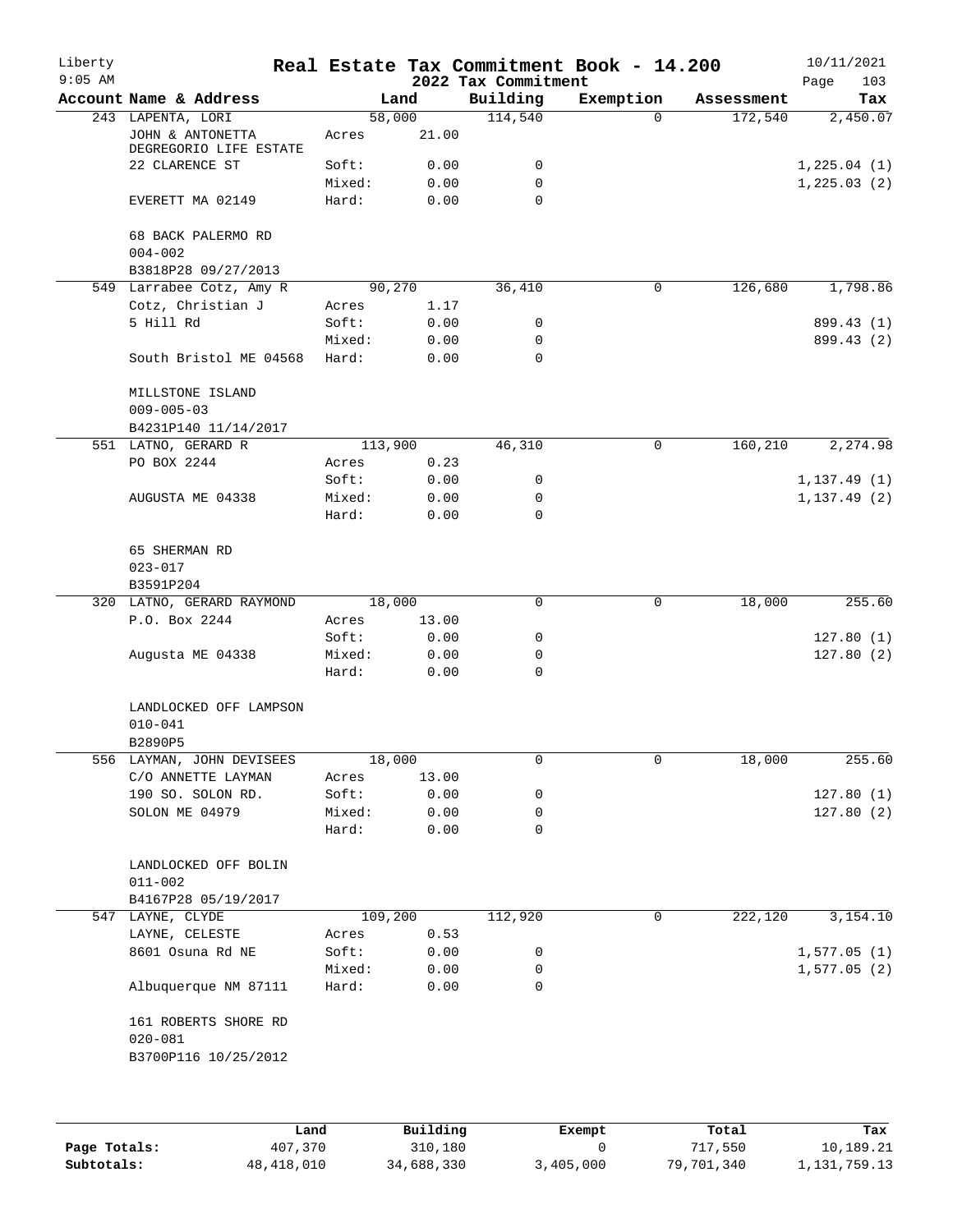# Real Estate Tax Commitment Book - 14.200

Liberty 9:05 AM — 2022 Tax Commitment — 10/11/2021

| Account Name & Address | Land | | Building | Exemption | Assessment | Tax |
|---|---|---|---|---|---|---|
| 243 LAPENTA, LORI | 58,000 | | 114,540 | 0 | 172,540 | 2,450.07 |
| JOHN & ANTONETTA DEGREGORIO LIFE ESTATE | Acres | 21.00 | | | | |
| 22 CLARENCE ST | Soft: | 0.00 | 0 | | | 1,225.04 (1) |
| | Mixed: | 0.00 | 0 | | | 1,225.03 (2) |
| EVERETT MA 02149 | Hard: | 0.00 | 0 | | | |
| 68 BACK PALERMO RD | | | | | | |
| 004-002 | | | | | | |
| B3818P28 09/27/2013 | | | | | | |
| 549 Larrabee Cotz, Amy R | 90,270 | | 36,410 | 0 | 126,680 | 1,798.86 |
| Cotz, Christian J | Acres | 1.17 | | | | |
| 5 Hill Rd | Soft: | 0.00 | 0 | | | 899.43 (1) |
| | Mixed: | 0.00 | 0 | | | 899.43 (2) |
| South Bristol ME 04568 | Hard: | 0.00 | 0 | | | |
| MILLSTONE ISLAND | | | | | | |
| 009-005-03 | | | | | | |
| B4231P140 11/14/2017 | | | | | | |
| 551 LATNO, GERARD R | 113,900 | | 46,310 | 0 | 160,210 | 2,274.98 |
| PO BOX 2244 | Acres | 0.23 | | | | |
| | Soft: | 0.00 | 0 | | | 1,137.49 (1) |
| AUGUSTA ME 04338 | Mixed: | 0.00 | 0 | | | 1,137.49 (2) |
| | Hard: | 0.00 | 0 | | | |
| 65 SHERMAN RD | | | | | | |
| 023-017 | | | | | | |
| B3591P204 | | | | | | |
| 320 LATNO, GERARD RAYMOND | 18,000 | | 0 | 0 | 18,000 | 255.60 |
| P.O. Box 2244 | Acres | 13.00 | | | | |
| | Soft: | 0.00 | 0 | | | 127.80 (1) |
| Augusta ME 04338 | Mixed: | 0.00 | 0 | | | 127.80 (2) |
| | Hard: | 0.00 | 0 | | | |
| LANDLOCKED OFF LAMPSON | | | | | | |
| 010-041 | | | | | | |
| B2890P5 | | | | | | |
| 556 LAYMAN, JOHN DEVISEES | 18,000 | | 0 | 0 | 18,000 | 255.60 |
| C/O ANNETTE LAYMAN | Acres | 13.00 | | | | |
| 190 SO. SOLON RD. | Soft: | 0.00 | 0 | | | 127.80 (1) |
| SOLON ME 04979 | Mixed: | 0.00 | 0 | | | 127.80 (2) |
| | Hard: | 0.00 | 0 | | | |
| LANDLOCKED OFF BOLIN | | | | | | |
| 011-002 | | | | | | |
| B4167P28 05/19/2017 | | | | | | |
| 547 LAYNE, CLYDE | 109,200 | | 112,920 | 0 | 222,120 | 3,154.10 |
| LAYNE, CELESTE | Acres | 0.53 | | | | |
| 8601 Osuna Rd NE | Soft: | 0.00 | 0 | | | 1,577.05 (1) |
| | Mixed: | 0.00 | 0 | | | 1,577.05 (2) |
| Albuquerque NM 87111 | Hard: | 0.00 | 0 | | | |
| 161 ROBERTS SHORE RD | | | | | | |
| 020-081 | | | | | | |
| B3700P116 10/25/2012 | | | | | | |

| | Land | Building | Exempt | Total | Tax |
|---|---|---|---|---|---|
| Page Totals: | 407,370 | 310,180 | 0 | 717,550 | 10,189.21 |
| Subtotals: | 48,418,010 | 34,688,330 | 3,405,000 | 79,701,340 | 1,131,759.13 |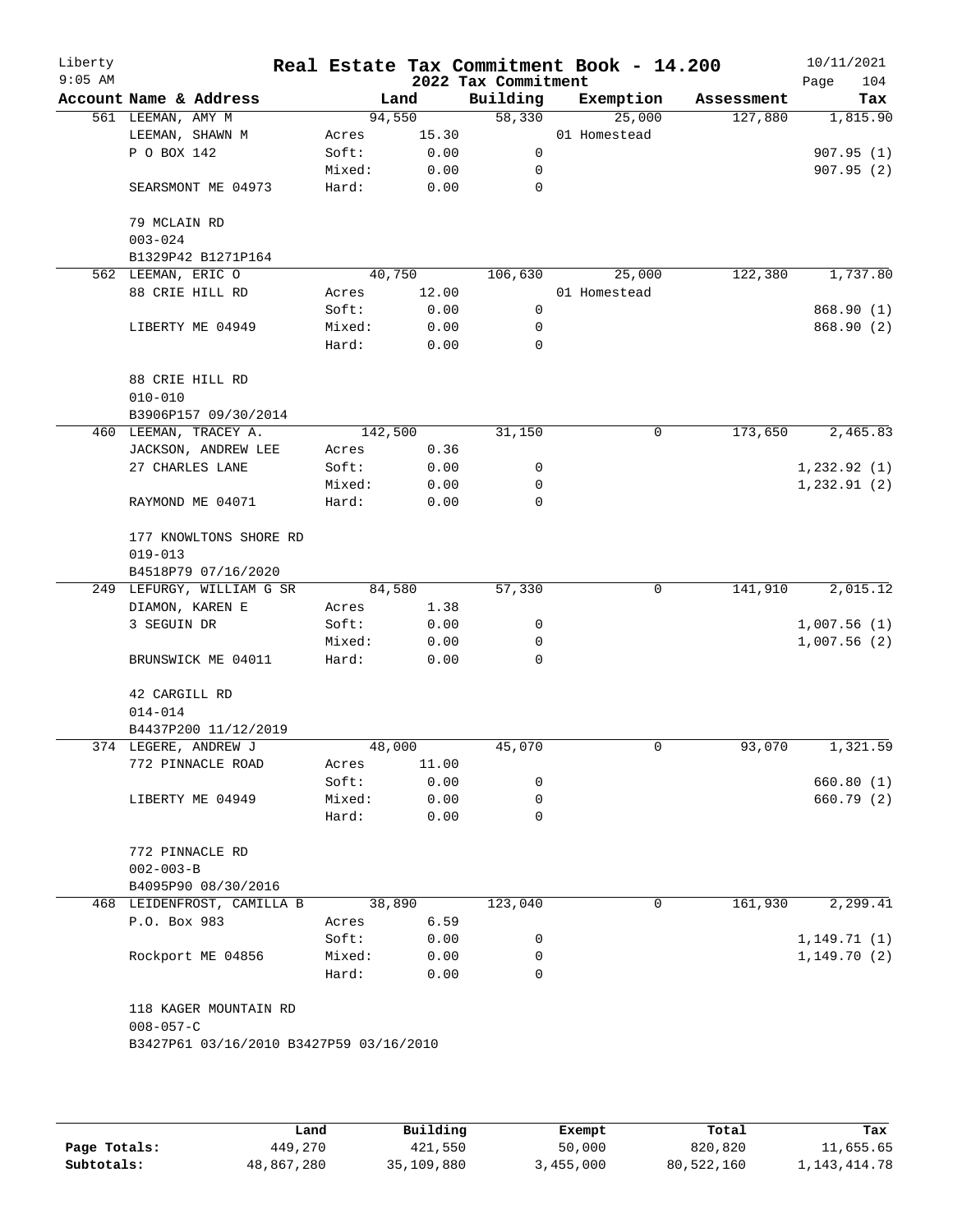# Real Estate Tax Commitment Book - 14.200

Liberty
9:05 AM

2022 Tax Commitment

10/11/2021

| Account Name & Address | Land | | Building | Exemption | Assessment | Tax |
|---|---|---|---|---|---|---|
| 561 LEEMAN, AMY M | 94,550 | | 58,330 | 25,000 | 127,880 | 1,815.90 |
| LEEMAN, SHAWN M | Acres | 15.30 | | 01 Homestead | | |
| P O BOX 142 | Soft: | 0.00 | 0 | | | 907.95 (1) |
| | Mixed: | 0.00 | 0 | | | 907.95 (2) |
| SEARSMONT ME 04973 | Hard: | 0.00 | 0 | | | |
| 79 MCLAIN RD | | | | | | |
| 003-024 | | | | | | |
| B1329P42 B1271P164 | | | | | | |
| 562 LEEMAN, ERIC O | 40,750 | | 106,630 | 25,000 | 122,380 | 1,737.80 |
| 88 CRIE HILL RD | Acres | 12.00 | | 01 Homestead | | |
| | Soft: | 0.00 | 0 | | | 868.90 (1) |
| LIBERTY ME 04949 | Mixed: | 0.00 | 0 | | | 868.90 (2) |
| | Hard: | 0.00 | 0 | | | |
| 88 CRIE HILL RD | | | | | | |
| 010-010 | | | | | | |
| B3906P157 09/30/2014 | | | | | | |
| 460 LEEMAN, TRACEY A. | 142,500 | | 31,150 | 0 | 173,650 | 2,465.83 |
| JACKSON, ANDREW LEE | Acres | 0.36 | | | | |
| 27 CHARLES LANE | Soft: | 0.00 | 0 | | | 1,232.92 (1) |
| | Mixed: | 0.00 | 0 | | | 1,232.91 (2) |
| RAYMOND ME 04071 | Hard: | 0.00 | 0 | | | |
| 177 KNOWLTONS SHORE RD | | | | | | |
| 019-013 | | | | | | |
| B4518P79 07/16/2020 | | | | | | |
| 249 LEFURGY, WILLIAM G SR | 84,580 | | 57,330 | 0 | 141,910 | 2,015.12 |
| DIAMON, KAREN E | Acres | 1.38 | | | | |
| 3 SEGUIN DR | Soft: | 0.00 | 0 | | | 1,007.56 (1) |
| | Mixed: | 0.00 | 0 | | | 1,007.56 (2) |
| BRUNSWICK ME 04011 | Hard: | 0.00 | 0 | | | |
| 42 CARGILL RD | | | | | | |
| 014-014 | | | | | | |
| B4437P200 11/12/2019 | | | | | | |
| 374 LEGERE, ANDREW J | 48,000 | | 45,070 | 0 | 93,070 | 1,321.59 |
| 772 PINNACLE ROAD | Acres | 11.00 | | | | |
| | Soft: | 0.00 | 0 | | | 660.80 (1) |
| LIBERTY ME 04949 | Mixed: | 0.00 | 0 | | | 660.79 (2) |
| | Hard: | 0.00 | 0 | | | |
| 772 PINNACLE RD | | | | | | |
| 002-003-B | | | | | | |
| B4095P90 08/30/2016 | | | | | | |
| 468 LEIDENFROST, CAMILLA B | 38,890 | | 123,040 | 0 | 161,930 | 2,299.41 |
| P.O. Box 983 | Acres | 6.59 | | | | |
| | Soft: | 0.00 | 0 | | | 1,149.71 (1) |
| Rockport ME 04856 | Mixed: | 0.00 | 0 | | | 1,149.70 (2) |
| | Hard: | 0.00 | 0 | | | |
| 118 KAGER MOUNTAIN RD | | | | | | |
| 008-057-C | | | | | | |
| B3427P61 03/16/2010 B3427P59 03/16/2010 | | | | | | |

| | Land | Building | Exempt | Total | Tax |
|---|---|---|---|---|---|
| Page Totals: | 449,270 | 421,550 | 50,000 | 820,820 | 11,655.65 |
| Subtotals: | 48,867,280 | 35,109,880 | 3,455,000 | 80,522,160 | 1,143,414.78 |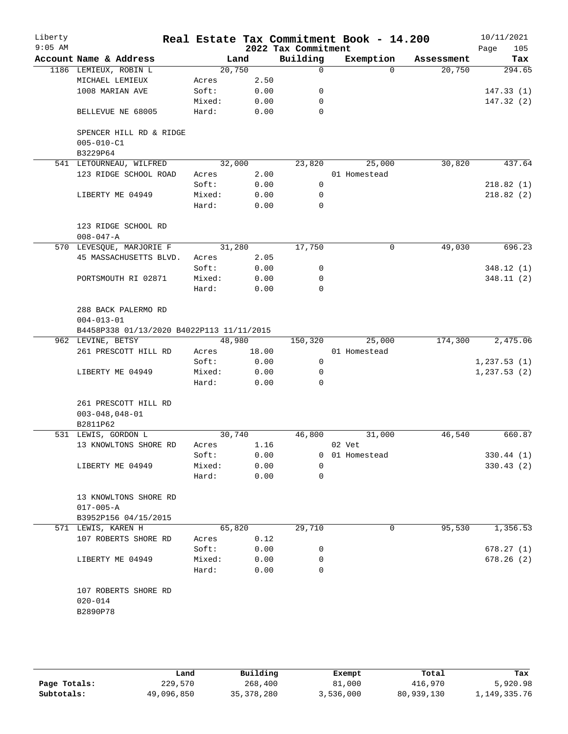# Real Estate Tax Commitment Book - 14.200

Liberty 9:05 AM — 2022 Tax Commitment — 10/11/2021

| Account Name & Address | | Land | Building | Exemption | Assessment | Tax |
|---|---|---|---|---|---|---|
| 1186 LEMIEUX, ROBIN L | | 20,750 | 0 | 0 | 20,750 | 294.65 |
| MICHAEL LEMIEUX | Acres | 2.50 | | | | |
| 1008 MARIAN AVE | Soft: | 0.00 | 0 | | | 147.33 (1) |
| | Mixed: | 0.00 | 0 | | | 147.32 (2) |
| BELLEVUE NE 68005 | Hard: | 0.00 | 0 | | | |
| SPENCER HILL RD & RIDGE | | | | | | |
| 005-010-C1 | | | | | | |
| B3229P64 | | | | | | |
| 541 LETOURNEAU, WILFRED | | 32,000 | 23,820 | 25,000 | 30,820 | 437.64 |
| 123 RIDGE SCHOOL ROAD | Acres | 2.00 | | 01 Homestead | | |
| | Soft: | 0.00 | 0 | | | 218.82 (1) |
| LIBERTY ME 04949 | Mixed: | 0.00 | 0 | | | 218.82 (2) |
| | Hard: | 0.00 | 0 | | | |
| 123 RIDGE SCHOOL RD | | | | | | |
| 008-047-A | | | | | | |
| 570 LEVESQUE, MARJORIE F | | 31,280 | 17,750 | 0 | 49,030 | 696.23 |
| 45 MASSACHUSETTS BLVD. | Acres | 2.05 | | | | |
| | Soft: | 0.00 | 0 | | | 348.12 (1) |
| PORTSMOUTH RI 02871 | Mixed: | 0.00 | 0 | | | 348.11 (2) |
| | Hard: | 0.00 | 0 | | | |
| 288 BACK PALERMO RD | | | | | | |
| 004-013-01 | | | | | | |
| B4458P338 01/13/2020 B4022P113 11/11/2015 | | | | | | |
| 962 LEVINE, BETSY | | 48,980 | 150,320 | 25,000 | 174,300 | 2,475.06 |
| 261 PRESCOTT HILL RD | Acres | 18.00 | | 01 Homestead | | |
| | Soft: | 0.00 | 0 | | | 1,237.53 (1) |
| LIBERTY ME 04949 | Mixed: | 0.00 | 0 | | | 1,237.53 (2) |
| | Hard: | 0.00 | 0 | | | |
| 261 PRESCOTT HILL RD | | | | | | |
| 003-048,048-01 | | | | | | |
| B2811P62 | | | | | | |
| 531 LEWIS, GORDON L | | 30,740 | 46,800 | 31,000 | 46,540 | 660.87 |
| 13 KNOWLTONS SHORE RD | Acres | 1.16 | | 02 Vet | | |
| | Soft: | 0.00 | 0 | 01 Homestead | | 330.44 (1) |
| LIBERTY ME 04949 | Mixed: | 0.00 | 0 | | | 330.43 (2) |
| | Hard: | 0.00 | 0 | | | |
| 13 KNOWLTONS SHORE RD | | | | | | |
| 017-005-A | | | | | | |
| B3952P156 04/15/2015 | | | | | | |
| 571 LEWIS, KAREN H | | 65,820 | 29,710 | 0 | 95,530 | 1,356.53 |
| 107 ROBERTS SHORE RD | Acres | 0.12 | | | | |
| | Soft: | 0.00 | 0 | | | 678.27 (1) |
| LIBERTY ME 04949 | Mixed: | 0.00 | 0 | | | 678.26 (2) |
| | Hard: | 0.00 | 0 | | | |
| 107 ROBERTS SHORE RD | | | | | | |
| 020-014 | | | | | | |
| B2890P78 | | | | | | |

| | Land | Building | Exempt | Total | Tax |
|---|---|---|---|---|---|
| Page Totals: | 229,570 | 268,400 | 81,000 | 416,970 | 5,920.98 |
| Subtotals: | 49,096,850 | 35,378,280 | 3,536,000 | 80,939,130 | 1,149,335.76 |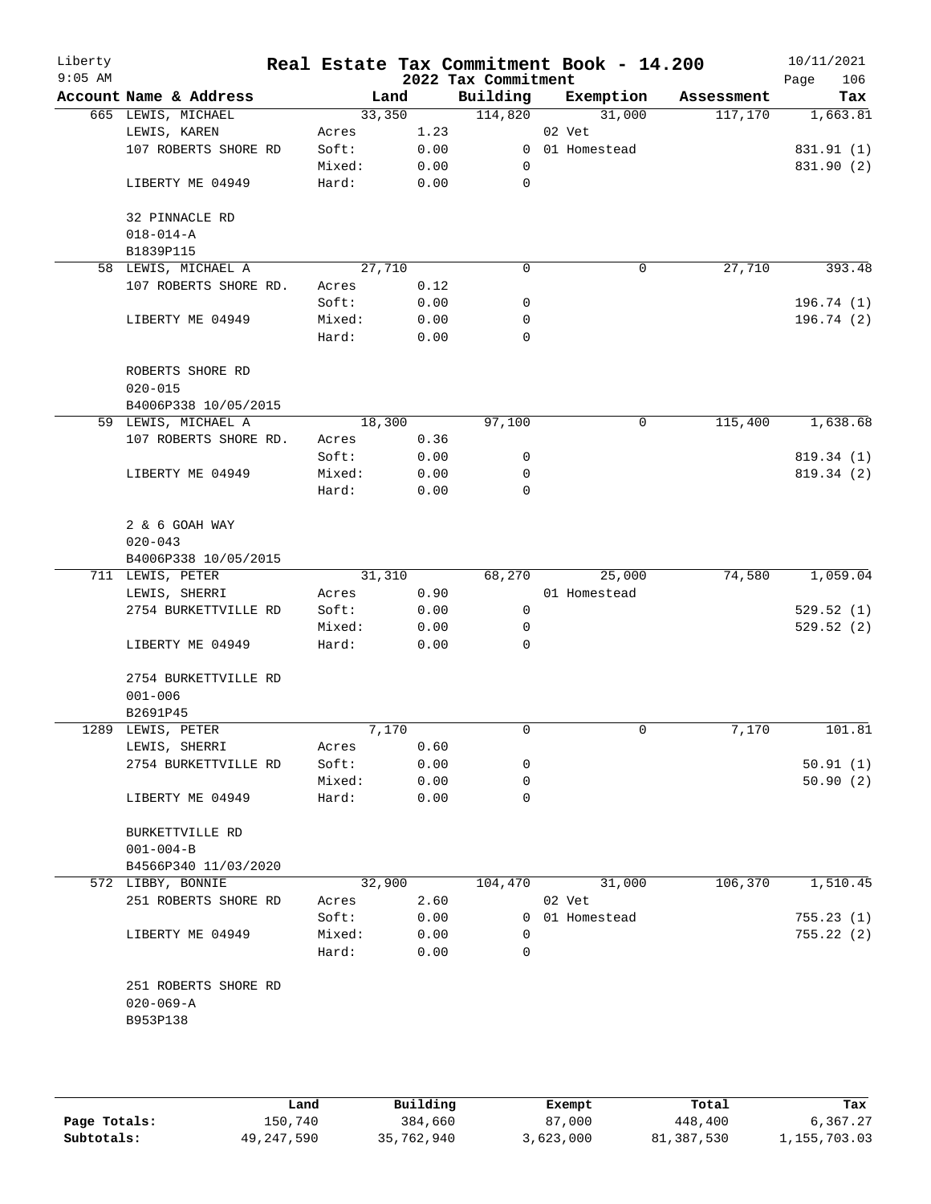Liberty
9:05 AM

# Real Estate Tax Commitment Book - 14.200
## 2022 Tax Commitment

10/11/2021

| Account Name & Address | Land | | Building | Exemption | Assessment | Tax |
|---|---|---|---|---|---|---|
| 665 LEWIS, MICHAEL | 33,350 | | 114,820 | 31,000 | 117,170 | 1,663.81 |
| LEWIS, KAREN | Acres | 1.23 | | 02 Vet | | |
| 107 ROBERTS SHORE RD | Soft: | 0.00 | 0 | 01 Homestead | | 831.91 (1) |
| | Mixed: | 0.00 | 0 | | | 831.90 (2) |
| LIBERTY ME 04949 | Hard: | 0.00 | 0 | | | |
| 32 PINNACLE RD | | | | | | |
| 018-014-A | | | | | | |
| B1839P115 | | | | | | |
| 58 LEWIS, MICHAEL A | 27,710 | | 0 | 0 | 27,710 | 393.48 |
| 107 ROBERTS SHORE RD. | Acres | 0.12 | | | | |
| | Soft: | 0.00 | 0 | | | 196.74 (1) |
| LIBERTY ME 04949 | Mixed: | 0.00 | 0 | | | 196.74 (2) |
| | Hard: | 0.00 | 0 | | | |
| ROBERTS SHORE RD | | | | | | |
| 020-015 | | | | | | |
| B4006P338 10/05/2015 | | | | | | |
| 59 LEWIS, MICHAEL A | 18,300 | | 97,100 | 0 | 115,400 | 1,638.68 |
| 107 ROBERTS SHORE RD. | Acres | 0.36 | | | | |
| | Soft: | 0.00 | 0 | | | 819.34 (1) |
| LIBERTY ME 04949 | Mixed: | 0.00 | 0 | | | 819.34 (2) |
| | Hard: | 0.00 | 0 | | | |
| 2 & 6 GOAH WAY | | | | | | |
| 020-043 | | | | | | |
| B4006P338 10/05/2015 | | | | | | |
| 711 LEWIS, PETER | 31,310 | | 68,270 | 25,000 | 74,580 | 1,059.04 |
| LEWIS, SHERRI | Acres | 0.90 | | 01 Homestead | | |
| 2754 BURKETTVILLE RD | Soft: | 0.00 | 0 | | | 529.52 (1) |
| | Mixed: | 0.00 | 0 | | | 529.52 (2) |
| LIBERTY ME 04949 | Hard: | 0.00 | 0 | | | |
| 2754 BURKETTVILLE RD | | | | | | |
| 001-006 | | | | | | |
| B2691P45 | | | | | | |
| 1289 LEWIS, PETER | 7,170 | | 0 | 0 | 7,170 | 101.81 |
| LEWIS, SHERRI | Acres | 0.60 | | | | |
| 2754 BURKETTVILLE RD | Soft: | 0.00 | 0 | | | 50.91 (1) |
| | Mixed: | 0.00 | 0 | | | 50.90 (2) |
| LIBERTY ME 04949 | Hard: | 0.00 | 0 | | | |
| BURKETTVILLE RD | | | | | | |
| 001-004-B | | | | | | |
| B4566P340 11/03/2020 | | | | | | |
| 572 LIBBY, BONNIE | 32,900 | | 104,470 | 31,000 | 106,370 | 1,510.45 |
| 251 ROBERTS SHORE RD | Acres | 2.60 | | 02 Vet | | |
| | Soft: | 0.00 | 0 | 01 Homestead | | 755.23 (1) |
| LIBERTY ME 04949 | Mixed: | 0.00 | 0 | | | 755.22 (2) |
| | Hard: | 0.00 | 0 | | | |
| 251 ROBERTS SHORE RD | | | | | | |
| 020-069-A | | | | | | |
| B953P138 | | | | | | |

| | Land | Building | Exempt | Total | Tax |
|---|---|---|---|---|---|
| Page Totals: | 150,740 | 384,660 | 87,000 | 448,400 | 6,367.27 |
| Subtotals: | 49,247,590 | 35,762,940 | 3,623,000 | 81,387,530 | 1,155,703.03 |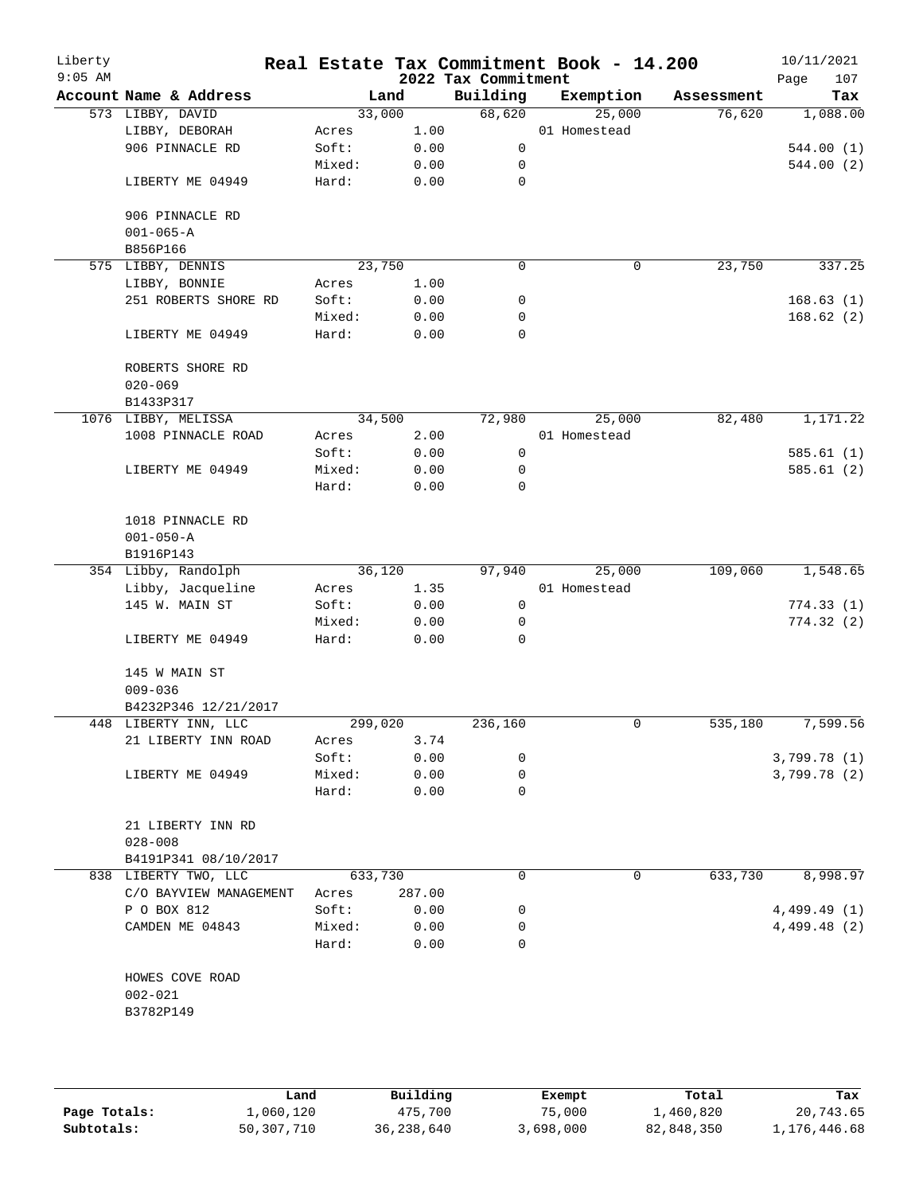# Real Estate Tax Commitment Book - 14.200

Liberty
9:05 AM

2022 Tax Commitment

10/11/2021

| Account Name & Address | Land | | Building | Exemption | Assessment | Tax |
|---|---|---|---|---|---|---|
| 573 LIBBY, DAVID | 33,000 | | 68,620 | 25,000 | 76,620 | 1,088.00 |
| LIBBY, DEBORAH | Acres | 1.00 | | 01 Homestead | | |
| 906 PINNACLE RD | Soft: | 0.00 | 0 | | | 544.00 (1) |
| | Mixed: | 0.00 | 0 | | | 544.00 (2) |
| LIBERTY ME 04949 | Hard: | 0.00 | 0 | | | |
| 906 PINNACLE RD | | | | | | |
| 001-065-A | | | | | | |
| B856P166 | | | | | | |
| 575 LIBBY, DENNIS | 23,750 | | 0 | 0 | 23,750 | 337.25 |
| LIBBY, BONNIE | Acres | 1.00 | | | | |
| 251 ROBERTS SHORE RD | Soft: | 0.00 | 0 | | | 168.63 (1) |
| | Mixed: | 0.00 | 0 | | | 168.62 (2) |
| LIBERTY ME 04949 | Hard: | 0.00 | 0 | | | |
| ROBERTS SHORE RD | | | | | | |
| 020-069 | | | | | | |
| B1433P317 | | | | | | |
| 1076 LIBBY, MELISSA | 34,500 | | 72,980 | 25,000 | 82,480 | 1,171.22 |
| 1008 PINNACLE ROAD | Acres | 2.00 | | 01 Homestead | | |
| | Soft: | 0.00 | 0 | | | 585.61 (1) |
| LIBERTY ME 04949 | Mixed: | 0.00 | 0 | | | 585.61 (2) |
| | Hard: | 0.00 | 0 | | | |
| 1018 PINNACLE RD | | | | | | |
| 001-050-A | | | | | | |
| B1916P143 | | | | | | |
| 354 Libby, Randolph | 36,120 | | 97,940 | 25,000 | 109,060 | 1,548.65 |
| Libby, Jacqueline | Acres | 1.35 | | 01 Homestead | | |
| 145 W. MAIN ST | Soft: | 0.00 | 0 | | | 774.33 (1) |
| | Mixed: | 0.00 | 0 | | | 774.32 (2) |
| LIBERTY ME 04949 | Hard: | 0.00 | 0 | | | |
| 145 W MAIN ST | | | | | | |
| 009-036 | | | | | | |
| B4232P346 12/21/2017 | | | | | | |
| 448 LIBERTY INN, LLC | 299,020 | | 236,160 | 0 | 535,180 | 7,599.56 |
| 21 LIBERTY INN ROAD | Acres | 3.74 | | | | |
| | Soft: | 0.00 | 0 | | | 3,799.78 (1) |
| LIBERTY ME 04949 | Mixed: | 0.00 | 0 | | | 3,799.78 (2) |
| | Hard: | 0.00 | 0 | | | |
| 21 LIBERTY INN RD | | | | | | |
| 028-008 | | | | | | |
| B4191P341 08/10/2017 | | | | | | |
| 838 LIBERTY TWO, LLC | 633,730 | | 0 | 0 | 633,730 | 8,998.97 |
| C/O BAYVIEW MANAGEMENT | Acres | 287.00 | | | | |
| P O BOX 812 | Soft: | 0.00 | 0 | | | 4,499.49 (1) |
| CAMDEN ME 04843 | Mixed: | 0.00 | 0 | | | 4,499.48 (2) |
| | Hard: | 0.00 | 0 | | | |
| HOWES COVE ROAD | | | | | | |
| 002-021 | | | | | | |
| B3782P149 | | | | | | |

| | Land | Building | Exempt | Total | Tax |
|---|---|---|---|---|---|
| Page Totals: | 1,060,120 | 475,700 | 75,000 | 1,460,820 | 20,743.65 |
| Subtotals: | 50,307,710 | 36,238,640 | 3,698,000 | 82,848,350 | 1,176,446.68 |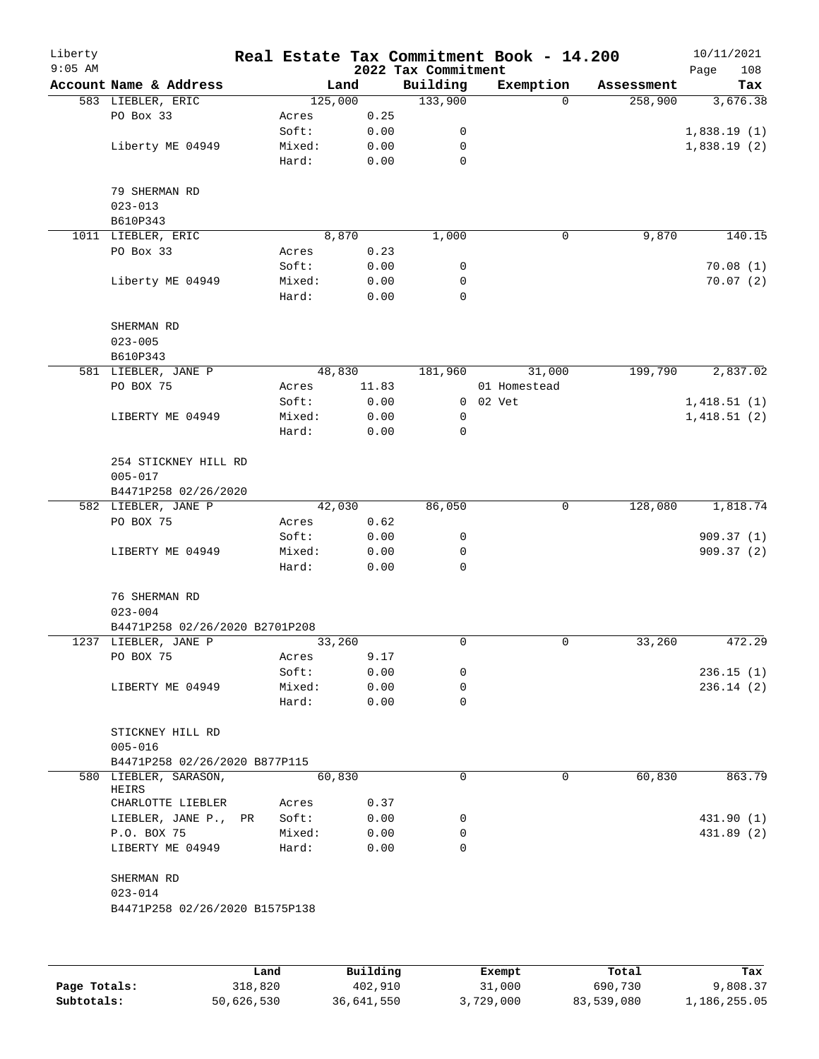Liberty 9:05 AM

# Real Estate Tax Commitment Book - 14.200

## 2022 Tax Commitment

10/11/2021

| Account Name & Address | Land | | Building | Exemption | Assessment | Tax |
|---|---|---|---|---|---|---|
| 583 LIEBLER, ERIC | 125,000 | | 133,900 | 0 | 258,900 | 3,676.38 |
| PO Box 33 | Acres | 0.25 | | | | |
| | Soft: | 0.00 | 0 | | | 1,838.19 (1) |
| Liberty ME 04949 | Mixed: | 0.00 | 0 | | | 1,838.19 (2) |
| | Hard: | 0.00 | 0 | | | |
| 79 SHERMAN RD | | | | | | |
| 023-013 | | | | | | |
| B610P343 | | | | | | |
| 1011 LIEBLER, ERIC | 8,870 | | 1,000 | 0 | 9,870 | 140.15 |
| PO Box 33 | Acres | 0.23 | | | | |
| | Soft: | 0.00 | 0 | | | 70.08 (1) |
| Liberty ME 04949 | Mixed: | 0.00 | 0 | | | 70.07 (2) |
| | Hard: | 0.00 | 0 | | | |
| SHERMAN RD | | | | | | |
| 023-005 | | | | | | |
| B610P343 | | | | | | |
| 581 LIEBLER, JANE P | 48,830 | | 181,960 | 31,000 | 199,790 | 2,837.02 |
| PO BOX 75 | Acres | 11.83 | | 01 Homestead | | |
| | Soft: | 0.00 | 0 | 02 Vet | | 1,418.51 (1) |
| LIBERTY ME 04949 | Mixed: | 0.00 | 0 | | | 1,418.51 (2) |
| | Hard: | 0.00 | 0 | | | |
| 254 STICKNEY HILL RD | | | | | | |
| 005-017 | | | | | | |
| B4471P258 02/26/2020 | | | | | | |
| 582 LIEBLER, JANE P | 42,030 | | 86,050 | 0 | 128,080 | 1,818.74 |
| PO BOX 75 | Acres | 0.62 | | | | |
| | Soft: | 0.00 | 0 | | | 909.37 (1) |
| LIBERTY ME 04949 | Mixed: | 0.00 | 0 | | | 909.37 (2) |
| | Hard: | 0.00 | 0 | | | |
| 76 SHERMAN RD | | | | | | |
| 023-004 | | | | | | |
| B4471P258 02/26/2020 B2701P208 | | | | | | |
| 1237 LIEBLER, JANE P | 33,260 | | 0 | 0 | 33,260 | 472.29 |
| PO BOX 75 | Acres | 9.17 | | | | |
| | Soft: | 0.00 | 0 | | | 236.15 (1) |
| LIBERTY ME 04949 | Mixed: | 0.00 | 0 | | | 236.14 (2) |
| | Hard: | 0.00 | 0 | | | |
| STICKNEY HILL RD | | | | | | |
| 005-016 | | | | | | |
| B4471P258 02/26/2020 B877P115 | | | | | | |
| 580 LIEBLER, SARASON, HEIRS | 60,830 | | 0 | 0 | 60,830 | 863.79 |
| CHARLOTTE LIEBLER | Acres | 0.37 | | | | |
| LIEBLER, JANE P., PR | Soft: | 0.00 | 0 | | | 431.90 (1) |
| P.O. BOX 75 | Mixed: | 0.00 | 0 | | | 431.89 (2) |
| LIBERTY ME 04949 | Hard: | 0.00 | 0 | | | |
| SHERMAN RD | | | | | | |
| 023-014 | | | | | | |
| B4471P258 02/26/2020 B1575P138 | | | | | | |

| | Land | Building | Exempt | Total | Tax |
|---|---|---|---|---|---|
| Page Totals: | 318,820 | 402,910 | 31,000 | 690,730 | 9,808.37 |
| Subtotals: | 50,626,530 | 36,641,550 | 3,729,000 | 83,539,080 | 1,186,255.05 |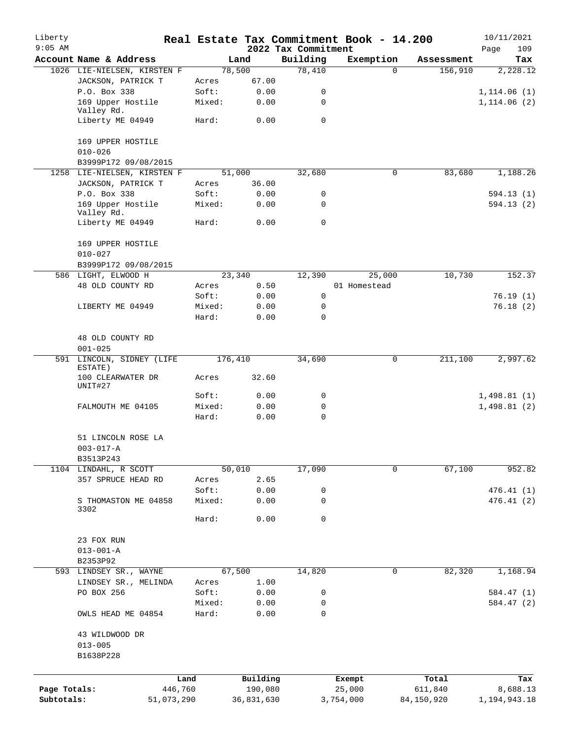# Real Estate Tax Commitment Book - 14.200

Liberty 9:05 AM — 2022 Tax Commitment — 10/11/2021 Page 109

| Account Name & Address | | Land | Building | Exemption | Assessment | Tax |
|---|---|---|---|---|---|---|
| 1026 LIE-NIELSEN, KIRSTEN F | | 78,500 | 78,410 | 0 | 156,910 | 2,228.12 |
| JACKSON, PATRICK T | Acres | 67.00 | | | | |
| P.O. Box 338 | Soft: | 0.00 | 0 | | | 1,114.06 (1) |
| 169 Upper Hostile Valley Rd. | Mixed: | 0.00 | 0 | | | 1,114.06 (2) |
| Liberty ME 04949 | Hard: | 0.00 | 0 | | | |
| 169 UPPER HOSTILE | | | | | | |
| 010-026 | | | | | | |
| B3999P172 09/08/2015 | | | | | | |
| 1258 LIE-NIELSEN, KIRSTEN F | | 51,000 | 32,680 | 0 | 83,680 | 1,188.26 |
| JACKSON, PATRICK T | Acres | 36.00 | | | | |
| P.O. Box 338 | Soft: | 0.00 | 0 | | | 594.13 (1) |
| 169 Upper Hostile Valley Rd. | Mixed: | 0.00 | 0 | | | 594.13 (2) |
| Liberty ME 04949 | Hard: | 0.00 | 0 | | | |
| 169 UPPER HOSTILE | | | | | | |
| 010-027 | | | | | | |
| B3999P172 09/08/2015 | | | | | | |
| 586 LIGHT, ELWOOD H | | 23,340 | 12,390 | 25,000 | 10,730 | 152.37 |
| 48 OLD COUNTY RD | Acres | 0.50 | | 01 Homestead | | |
| | Soft: | 0.00 | 0 | | | 76.19 (1) |
| LIBERTY ME 04949 | Mixed: | 0.00 | 0 | | | 76.18 (2) |
| | Hard: | 0.00 | 0 | | | |
| 48 OLD COUNTY RD | | | | | | |
| 001-025 | | | | | | |
| 591 LINCOLN, SIDNEY (LIFE ESTATE) | | 176,410 | 34,690 | 0 | 211,100 | 2,997.62 |
| 100 CLEARWATER DR UNIT#27 | Acres | 32.60 | | | | |
| | Soft: | 0.00 | 0 | | | 1,498.81 (1) |
| FALMOUTH ME 04105 | Mixed: | 0.00 | 0 | | | 1,498.81 (2) |
| | Hard: | 0.00 | 0 | | | |
| 51 LINCOLN ROSE LA | | | | | | |
| 003-017-A | | | | | | |
| B3513P243 | | | | | | |
| 1104 LINDAHL, R SCOTT | | 50,010 | 17,090 | 0 | 67,100 | 952.82 |
| 357 SPRUCE HEAD RD | Acres | 2.65 | | | | |
| | Soft: | 0.00 | 0 | | | 476.41 (1) |
| S THOMASTON ME 04858 3302 | Mixed: | 0.00 | 0 | | | 476.41 (2) |
| | Hard: | 0.00 | 0 | | | |
| 23 FOX RUN | | | | | | |
| 013-001-A | | | | | | |
| B2353P92 | | | | | | |
| 593 LINDSEY SR., WAYNE | | 67,500 | 14,820 | 0 | 82,320 | 1,168.94 |
| LINDSEY SR., MELINDA | Acres | 1.00 | | | | |
| PO BOX 256 | Soft: | 0.00 | 0 | | | 584.47 (1) |
| | Mixed: | 0.00 | 0 | | | 584.47 (2) |
| OWLS HEAD ME 04854 | Hard: | 0.00 | 0 | | | |
| 43 WILDWOOD DR | | | | | | |
| 013-005 | | | | | | |
| B1638P228 | | | | | | |

| | Land | Building | Exempt | Total | Tax |
|---|---|---|---|---|---|
| Page Totals: | 446,760 | 190,080 | 25,000 | 611,840 | 8,688.13 |
| Subtotals: | 51,073,290 | 36,831,630 | 3,754,000 | 84,150,920 | 1,194,943.18 |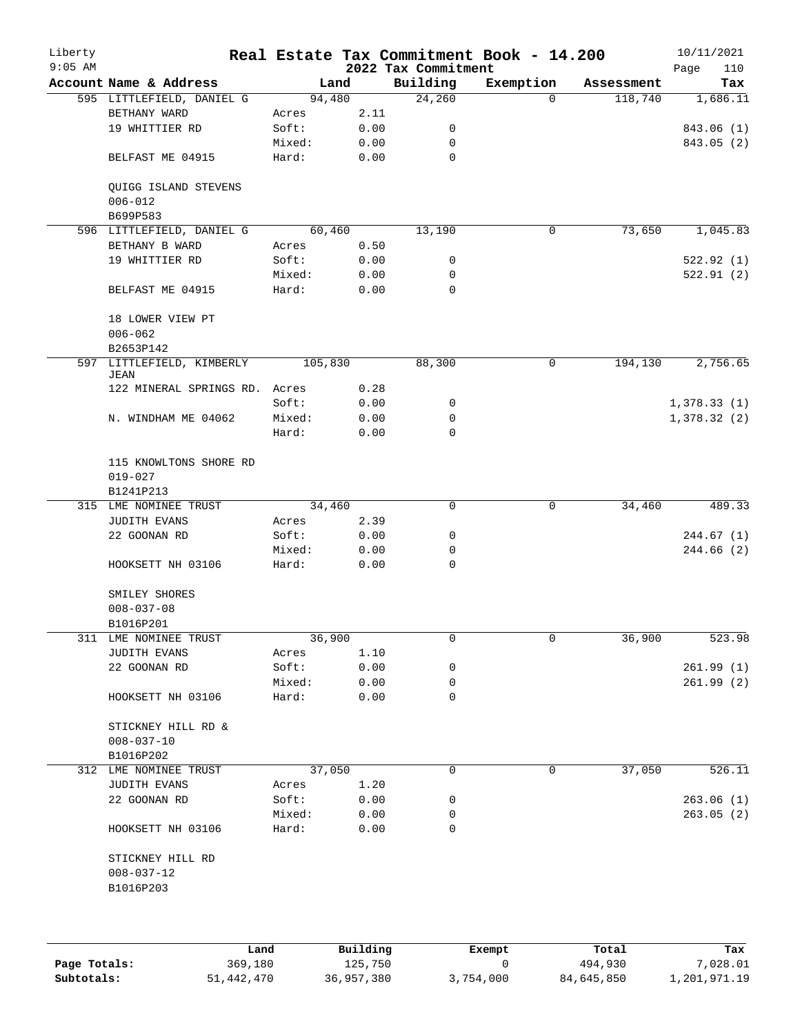# Real Estate Tax Commitment Book - 14.200

Liberty
9:05 AM

2022 Tax Commitment

10/11/2021

| Account Name & Address | | Land | Building | Exemption | Assessment | Tax |
|---|---|---|---|---|---|---|
| 595 LITTLEFIELD, DANIEL G | | 94,480 | 24,260 | 0 | 118,740 | 1,686.11 |
| BETHANY WARD | Acres | 2.11 | | | | |
| 19 WHITTIER RD | Soft: | 0.00 | 0 | | | 843.06 (1) |
| | Mixed: | 0.00 | 0 | | | 843.05 (2) |
| BELFAST ME 04915 | Hard: | 0.00 | 0 | | | |
| QUIGG ISLAND STEVENS | | | | | | |
| 006-012 | | | | | | |
| B699P583 | | | | | | |
| 596 LITTLEFIELD, DANIEL G | | 60,460 | 13,190 | 0 | 73,650 | 1,045.83 |
| BETHANY B WARD | Acres | 0.50 | | | | |
| 19 WHITTIER RD | Soft: | 0.00 | 0 | | | 522.92 (1) |
| | Mixed: | 0.00 | 0 | | | 522.91 (2) |
| BELFAST ME 04915 | Hard: | 0.00 | 0 | | | |
| 18 LOWER VIEW PT | | | | | | |
| 006-062 | | | | | | |
| B2653P142 | | | | | | |
| 597 LITTLEFIELD, KIMBERLY JEAN | | 105,830 | 88,300 | 0 | 194,130 | 2,756.65 |
| 122 MINERAL SPRINGS RD. | Acres | 0.28 | | | | |
| | Soft: | 0.00 | 0 | | | 1,378.33 (1) |
| N. WINDHAM ME 04062 | Mixed: | 0.00 | 0 | | | 1,378.32 (2) |
| | Hard: | 0.00 | 0 | | | |
| 115 KNOWLTONS SHORE RD | | | | | | |
| 019-027 | | | | | | |
| B1241P213 | | | | | | |
| 315 LME NOMINEE TRUST | | 34,460 | 0 | 0 | 34,460 | 489.33 |
| JUDITH EVANS | Acres | 2.39 | | | | |
| 22 GOONAN RD | Soft: | 0.00 | 0 | | | 244.67 (1) |
| | Mixed: | 0.00 | 0 | | | 244.66 (2) |
| HOOKSETT NH 03106 | Hard: | 0.00 | 0 | | | |
| SMILEY SHORES | | | | | | |
| 008-037-08 | | | | | | |
| B1016P201 | | | | | | |
| 311 LME NOMINEE TRUST | | 36,900 | 0 | 0 | 36,900 | 523.98 |
| JUDITH EVANS | Acres | 1.10 | | | | |
| 22 GOONAN RD | Soft: | 0.00 | 0 | | | 261.99 (1) |
| | Mixed: | 0.00 | 0 | | | 261.99 (2) |
| HOOKSETT NH 03106 | Hard: | 0.00 | 0 | | | |
| STICKNEY HILL RD & | | | | | | |
| 008-037-10 | | | | | | |
| B1016P202 | | | | | | |
| 312 LME NOMINEE TRUST | | 37,050 | 0 | 0 | 37,050 | 526.11 |
| JUDITH EVANS | Acres | 1.20 | | | | |
| 22 GOONAN RD | Soft: | 0.00 | 0 | | | 263.06 (1) |
| | Mixed: | 0.00 | 0 | | | 263.05 (2) |
| HOOKSETT NH 03106 | Hard: | 0.00 | 0 | | | |
| STICKNEY HILL RD | | | | | | |
| 008-037-12 | | | | | | |
| B1016P203 | | | | | | |

| | Land | Building | Exempt | Total | Tax |
|---|---|---|---|---|---|
| Page Totals: | 369,180 | 125,750 | 0 | 494,930 | 7,028.01 |
| Subtotals: | 51,442,470 | 36,957,380 | 3,754,000 | 84,645,850 | 1,201,971.19 |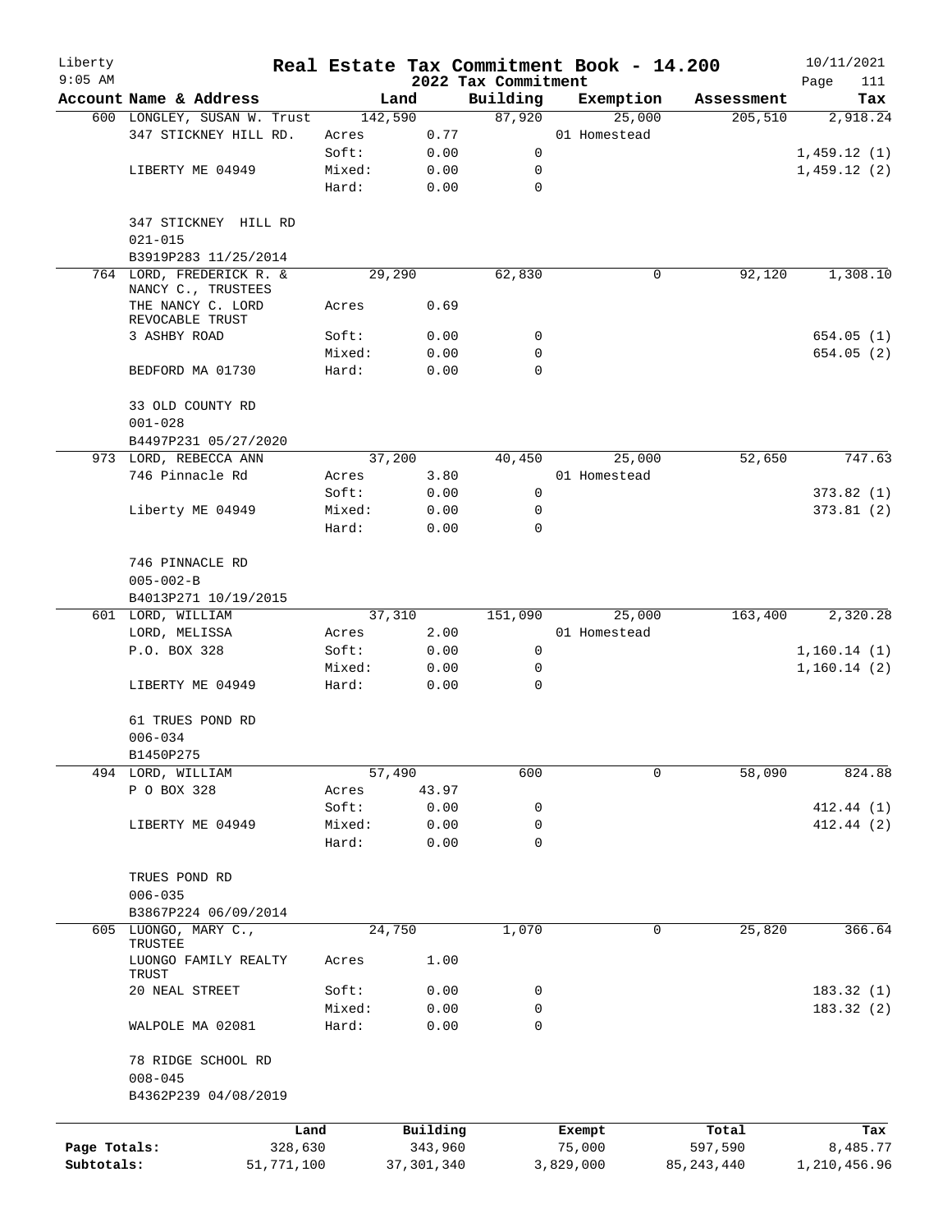# Real Estate Tax Commitment Book - 14.200

Liberty
9:05 AM

2022 Tax Commitment

10/11/2021

| Account Name & Address | Land | | Building | Exemption | Assessment | Tax |
|---|---|---|---|---|---|---|
| 600 LONGLEY, SUSAN W. Trust | 142,590 | | 87,920 | 25,000 | 205,510 | 2,918.24 |
| 347 STICKNEY HILL RD. | Acres | 0.77 | | 01 Homestead | | |
| | Soft: | 0.00 | 0 | | | 1,459.12 (1) |
| LIBERTY ME 04949 | Mixed: | 0.00 | 0 | | | 1,459.12 (2) |
| | Hard: | 0.00 | 0 | | | |
| 347 STICKNEY HILL RD | | | | | | |
| 021-015 | | | | | | |
| B3919P283 11/25/2014 | | | | | | |
| 764 LORD, FREDERICK R. & NANCY C., TRUSTEES | 29,290 | | 62,830 | 0 | 92,120 | 1,308.10 |
| THE NANCY C. LORD REVOCABLE TRUST | Acres | 0.69 | | | | |
| 3 ASHBY ROAD | Soft: | 0.00 | 0 | | | 654.05 (1) |
| | Mixed: | 0.00 | 0 | | | 654.05 (2) |
| BEDFORD MA 01730 | Hard: | 0.00 | 0 | | | |
| 33 OLD COUNTY RD | | | | | | |
| 001-028 | | | | | | |
| B4497P231 05/27/2020 | | | | | | |
| 973 LORD, REBECCA ANN | 37,200 | | 40,450 | 25,000 | 52,650 | 747.63 |
| 746 Pinnacle Rd | Acres | 3.80 | | 01 Homestead | | |
| | Soft: | 0.00 | 0 | | | 373.82 (1) |
| Liberty ME 04949 | Mixed: | 0.00 | 0 | | | 373.81 (2) |
| | Hard: | 0.00 | 0 | | | |
| 746 PINNACLE RD | | | | | | |
| 005-002-B | | | | | | |
| B4013P271 10/19/2015 | | | | | | |
| 601 LORD, WILLIAM | 37,310 | | 151,090 | 25,000 | 163,400 | 2,320.28 |
| LORD, MELISSA | Acres | 2.00 | | 01 Homestead | | |
| P.O. BOX 328 | Soft: | 0.00 | 0 | | | 1,160.14 (1) |
| | Mixed: | 0.00 | 0 | | | 1,160.14 (2) |
| LIBERTY ME 04949 | Hard: | 0.00 | 0 | | | |
| 61 TRUES POND RD | | | | | | |
| 006-034 | | | | | | |
| B1450P275 | | | | | | |
| 494 LORD, WILLIAM | 57,490 | | 600 | 0 | 58,090 | 824.88 |
| P O BOX 328 | Acres | 43.97 | | | | |
| | Soft: | 0.00 | 0 | | | 412.44 (1) |
| LIBERTY ME 04949 | Mixed: | 0.00 | 0 | | | 412.44 (2) |
| | Hard: | 0.00 | 0 | | | |
| TRUES POND RD | | | | | | |
| 006-035 | | | | | | |
| B3867P224 06/09/2014 | | | | | | |
| 605 LUONGO, MARY C., TRUSTEE | 24,750 | | 1,070 | 0 | 25,820 | 366.64 |
| LUONGO FAMILY REALTY TRUST | Acres | 1.00 | | | | |
| 20 NEAL STREET | Soft: | 0.00 | 0 | | | 183.32 (1) |
| | Mixed: | 0.00 | 0 | | | 183.32 (2) |
| WALPOLE MA 02081 | Hard: | 0.00 | 0 | | | |
| 78 RIDGE SCHOOL RD | | | | | | |
| 008-045 | | | | | | |
| B4362P239 04/08/2019 | | | | | | |

| | Land | Building | Exempt | Total | Tax |
|---|---|---|---|---|---|
| Page Totals: | 328,630 | 343,960 | 75,000 | 597,590 | 8,485.77 |
| Subtotals: | 51,771,100 | 37,301,340 | 3,829,000 | 85,243,440 | 1,210,456.96 |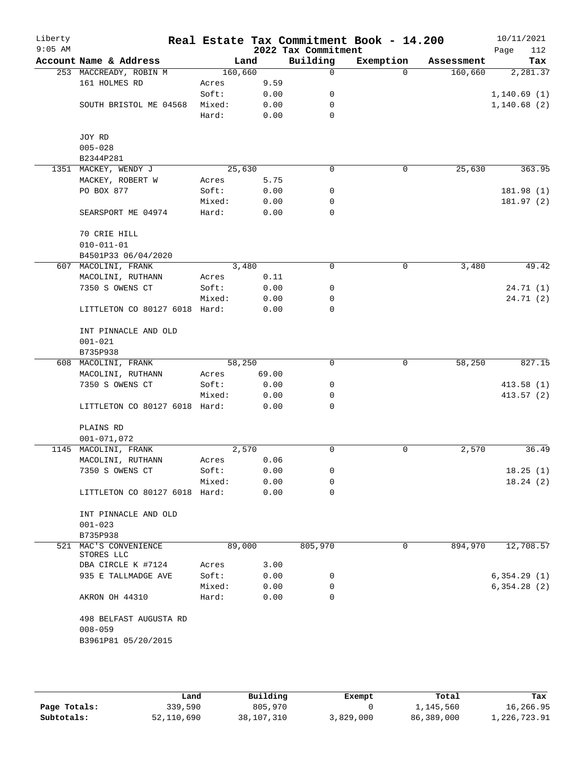# Real Estate Tax Commitment Book - 14.200

Liberty 9:05 AM — 2022 Tax Commitment — 10/11/2021

| Account Name & Address | Land | | Building | Exemption | Assessment | Tax |
|---|---|---|---|---|---|---|
| 253 MACCREADY, ROBIN M | 160,660 | | 0 | 0 | 160,660 | 2,281.37 |
| 161 HOLMES RD | Acres | 9.59 | | | | |
| | Soft: | 0.00 | 0 | | | 1,140.69 (1) |
| SOUTH BRISTOL ME 04568 | Mixed: | 0.00 | 0 | | | 1,140.68 (2) |
| | Hard: | 0.00 | 0 | | | |
| JOY RD | | | | | | |
| 005-028 | | | | | | |
| B2344P281 | | | | | | |
| 1351 MACKEY, WENDY J | 25,630 | | 0 | 0 | 25,630 | 363.95 |
| MACKEY, ROBERT W | Acres | 5.75 | | | | |
| PO BOX 877 | Soft: | 0.00 | 0 | | | 181.98 (1) |
| | Mixed: | 0.00 | 0 | | | 181.97 (2) |
| SEARSPORT ME 04974 | Hard: | 0.00 | 0 | | | |
| 70 CRIE HILL | | | | | | |
| 010-011-01 | | | | | | |
| B4501P33 06/04/2020 | | | | | | |
| 607 MACOLINI, FRANK | 3,480 | | 0 | 0 | 3,480 | 49.42 |
| MACOLINI, RUTHANN | Acres | 0.11 | | | | |
| 7350 S OWENS CT | Soft: | 0.00 | 0 | | | 24.71 (1) |
| | Mixed: | 0.00 | 0 | | | 24.71 (2) |
| LITTLETON CO 80127 6018 | Hard: | 0.00 | 0 | | | |
| INT PINNACLE AND OLD | | | | | | |
| 001-021 | | | | | | |
| B735P938 | | | | | | |
| 608 MACOLINI, FRANK | 58,250 | | 0 | 0 | 58,250 | 827.15 |
| MACOLINI, RUTHANN | Acres | 69.00 | | | | |
| 7350 S OWENS CT | Soft: | 0.00 | 0 | | | 413.58 (1) |
| | Mixed: | 0.00 | 0 | | | 413.57 (2) |
| LITTLETON CO 80127 6018 | Hard: | 0.00 | 0 | | | |
| PLAINS RD | | | | | | |
| 001-071,072 | | | | | | |
| 1145 MACOLINI, FRANK | 2,570 | | 0 | 0 | 2,570 | 36.49 |
| MACOLINI, RUTHANN | Acres | 0.06 | | | | |
| 7350 S OWENS CT | Soft: | 0.00 | 0 | | | 18.25 (1) |
| | Mixed: | 0.00 | 0 | | | 18.24 (2) |
| LITTLETON CO 80127 6018 | Hard: | 0.00 | 0 | | | |
| INT PINNACLE AND OLD | | | | | | |
| 001-023 | | | | | | |
| B735P938 | | | | | | |
| 521 MAC'S CONVENIENCE STORES LLC | 89,000 | | 805,970 | 0 | 894,970 | 12,708.57 |
| DBA CIRCLE K #7124 | Acres | 3.00 | | | | |
| 935 E TALLMADGE AVE | Soft: | 0.00 | 0 | | | 6,354.29 (1) |
| | Mixed: | 0.00 | 0 | | | 6,354.28 (2) |
| AKRON OH 44310 | Hard: | 0.00 | 0 | | | |
| 498 BELFAST AUGUSTA RD | | | | | | |
| 008-059 | | | | | | |
| B3961P81 05/20/2015 | | | | | | |

| | Land | Building | Exempt | Total | Tax |
|---|---|---|---|---|---|
| Page Totals: | 339,590 | 805,970 | 0 | 1,145,560 | 16,266.95 |
| Subtotals: | 52,110,690 | 38,107,310 | 3,829,000 | 86,389,000 | 1,226,723.91 |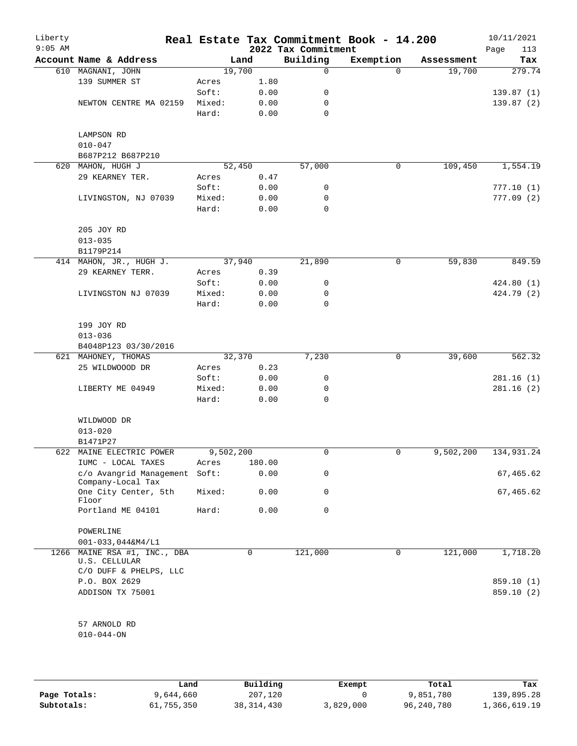Liberty 9:05 AM

# Real Estate Tax Commitment Book - 14.200

## 2022 Tax Commitment

10/11/2021

| Account | Name & Address | | Land | Building | Exemption | Assessment | Tax |
|---|---|---|---|---|---|---|---|
| 610 | MAGNANI, JOHN | | 19,700 | 0 | 0 | 19,700 | 279.74 |
| | 139 SUMMER ST | Acres | 1.80 | | | | |
| | | Soft: | 0.00 | 0 | | | 139.87 (1) |
| | NEWTON CENTRE MA 02159 | Mixed: | 0.00 | 0 | | | 139.87 (2) |
| | | Hard: | 0.00 | 0 | | | |
| | LAMPSON RD | | | | | | |
| | 010-047 | | | | | | |
| | B687P212 B687P210 | | | | | | |
| 620 | MAHON, HUGH J | | 52,450 | 57,000 | 0 | 109,450 | 1,554.19 |
| | 29 KEARNEY TER. | Acres | 0.47 | | | | |
| | | Soft: | 0.00 | 0 | | | 777.10 (1) |
| | LIVINGSTON, NJ 07039 | Mixed: | 0.00 | 0 | | | 777.09 (2) |
| | | Hard: | 0.00 | 0 | | | |
| | 205 JOY RD | | | | | | |
| | 013-035 | | | | | | |
| | B1179P214 | | | | | | |
| 414 | MAHON, JR., HUGH J. | | 37,940 | 21,890 | 0 | 59,830 | 849.59 |
| | 29 KEARNEY TERR. | Acres | 0.39 | | | | |
| | | Soft: | 0.00 | 0 | | | 424.80 (1) |
| | LIVINGSTON NJ 07039 | Mixed: | 0.00 | 0 | | | 424.79 (2) |
| | | Hard: | 0.00 | 0 | | | |
| | 199 JOY RD | | | | | | |
| | 013-036 | | | | | | |
| | B4048P123 03/30/2016 | | | | | | |
| 621 | MAHONEY, THOMAS | | 32,370 | 7,230 | 0 | 39,600 | 562.32 |
| | 25 WILDWOOOD DR | Acres | 0.23 | | | | |
| | | Soft: | 0.00 | 0 | | | 281.16 (1) |
| | LIBERTY ME 04949 | Mixed: | 0.00 | 0 | | | 281.16 (2) |
| | | Hard: | 0.00 | 0 | | | |
| | WILDWOOD DR | | | | | | |
| | 013-020 | | | | | | |
| | B1471P27 | | | | | | |
| 622 | MAINE ELECTRIC POWER | | 9,502,200 | 0 | 0 | 9,502,200 | 134,931.24 |
| | IUMC - LOCAL TAXES | Acres | 180.00 | | | | |
| | c/o Avangrid Management Company-Local Tax | Soft: | 0.00 | 0 | | | 67,465.62 |
| | One City Center, 5th Floor | Mixed: | 0.00 | 0 | | | 67,465.62 |
| | Portland ME 04101 | Hard: | 0.00 | 0 | | | |
| | POWERLINE | | | | | | |
| | 001-033,044&M4/L1 | | | | | | |
| 1266 | MAINE RSA #1, INC., DBA U.S. CELLULAR | | 0 | 121,000 | 0 | 121,000 | 1,718.20 |
| | C/O DUFF & PHELPS, LLC | | | | | | |
| | P.O. BOX 2629 | | | | | | 859.10 (1) |
| | ADDISON TX 75001 | | | | | | 859.10 (2) |
| | 57 ARNOLD RD | | | | | | |
| | 010-044-ON | | | | | | |

| | Land | Building | Exempt | Total | Tax |
|---|---|---|---|---|---|
| Page Totals: | 9,644,660 | 207,120 | 0 | 9,851,780 | 139,895.28 |
| Subtotals: | 61,755,350 | 38,314,430 | 3,829,000 | 96,240,780 | 1,366,619.19 |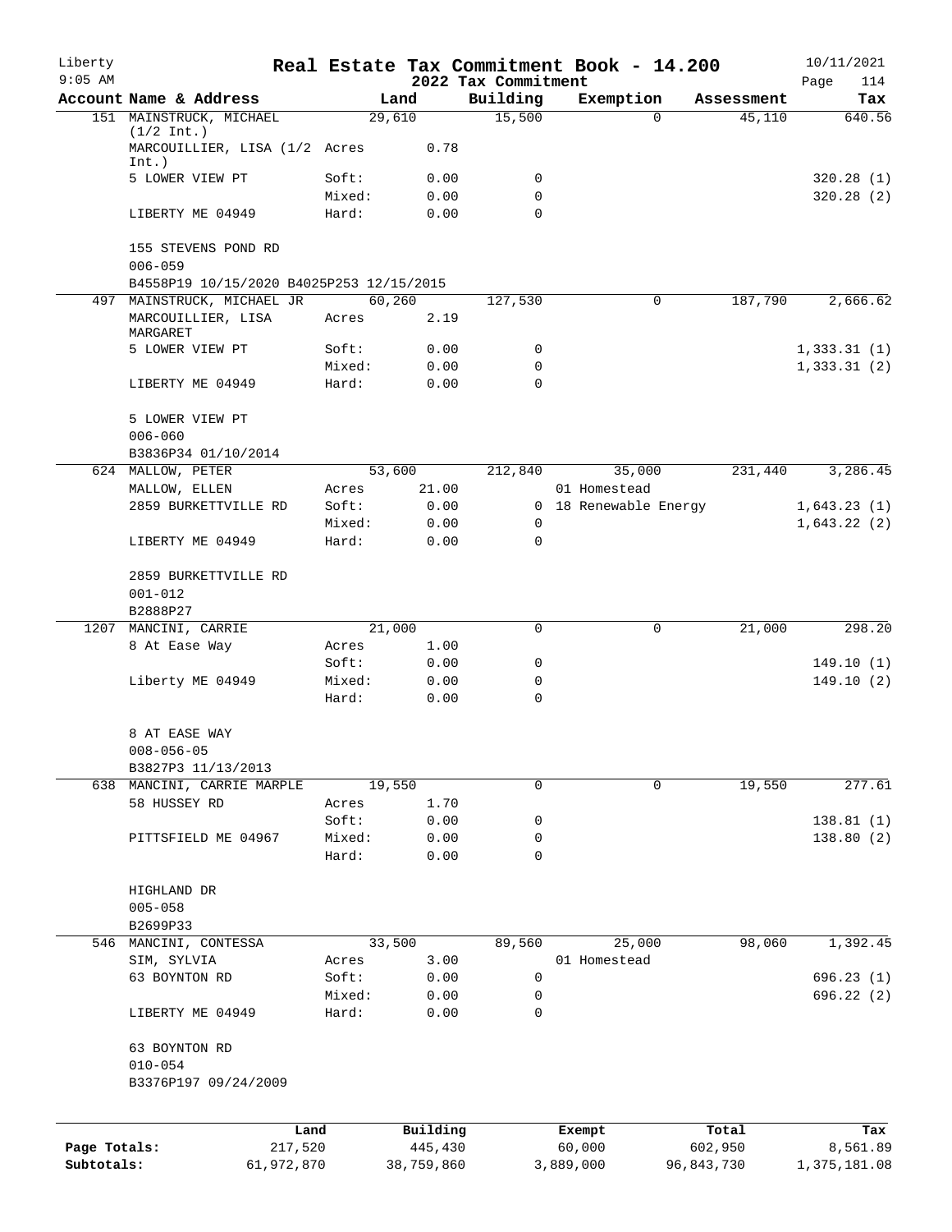Liberty
9:05 AM

# Real Estate Tax Commitment Book - 14.200

2022 Tax Commitment

10/11/2021
Page 114

| Account Name & Address | | Land | Building | Exemption | Assessment | Tax |
|---|---|---|---|---|---|---|
| 151 MAINSTRUCK, MICHAEL (1/2 Int.) | | 29,610 | 15,500 | 0 | 45,110 | 640.56 |
| MARCOUILLIER, LISA (1/2 Int.) | Acres | 0.78 | | | | |
| 5 LOWER VIEW PT | Soft: | 0.00 | 0 | | | 320.28 (1) |
| | Mixed: | 0.00 | 0 | | | 320.28 (2) |
| LIBERTY ME 04949 | Hard: | 0.00 | 0 | | | |
| 155 STEVENS POND RD | | | | | | |
| 006-059 | | | | | | |
| B4558P19 10/15/2020 B4025P253 12/15/2015 | | | | | | |
| 497 MAINSTRUCK, MICHAEL JR | | 60,260 | 127,530 | 0 | 187,790 | 2,666.62 |
| MARCOUILLIER, LISA MARGARET | Acres | 2.19 | | | | |
| 5 LOWER VIEW PT | Soft: | 0.00 | 0 | | | 1,333.31 (1) |
| | Mixed: | 0.00 | 0 | | | 1,333.31 (2) |
| LIBERTY ME 04949 | Hard: | 0.00 | 0 | | | |
| 5 LOWER VIEW PT | | | | | | |
| 006-060 | | | | | | |
| B3836P34 01/10/2014 | | | | | | |
| 624 MALLOW, PETER | | 53,600 | 212,840 | 35,000 | 231,440 | 3,286.45 |
| MALLOW, ELLEN | Acres | 21.00 | | 01 Homestead | | |
| 2859 BURKETTVILLE RD | Soft: | 0.00 | 0 | 18 Renewable Energy | | 1,643.23 (1) |
| | Mixed: | 0.00 | 0 | | | 1,643.22 (2) |
| LIBERTY ME 04949 | Hard: | 0.00 | 0 | | | |
| 2859 BURKETTVILLE RD | | | | | | |
| 001-012 | | | | | | |
| B2888P27 | | | | | | |
| 1207 MANCINI, CARRIE | | 21,000 | 0 | 0 | 21,000 | 298.20 |
| 8 At Ease Way | Acres | 1.00 | | | | |
| | Soft: | 0.00 | 0 | | | 149.10 (1) |
| Liberty ME 04949 | Mixed: | 0.00 | 0 | | | 149.10 (2) |
| | Hard: | 0.00 | 0 | | | |
| 8 AT EASE WAY | | | | | | |
| 008-056-05 | | | | | | |
| B3827P3 11/13/2013 | | | | | | |
| 638 MANCINI, CARRIE MARPLE | | 19,550 | 0 | 0 | 19,550 | 277.61 |
| 58 HUSSEY RD | Acres | 1.70 | | | | |
| | Soft: | 0.00 | 0 | | | 138.81 (1) |
| PITTSFIELD ME 04967 | Mixed: | 0.00 | 0 | | | 138.80 (2) |
| | Hard: | 0.00 | 0 | | | |
| HIGHLAND DR | | | | | | |
| 005-058 | | | | | | |
| B2699P33 | | | | | | |
| 546 MANCINI, CONTESSA | | 33,500 | 89,560 | 25,000 | 98,060 | 1,392.45 |
| SIM, SYLVIA | Acres | 3.00 | | 01 Homestead | | |
| 63 BOYNTON RD | Soft: | 0.00 | 0 | | | 696.23 (1) |
| | Mixed: | 0.00 | 0 | | | 696.22 (2) |
| LIBERTY ME 04949 | Hard: | 0.00 | 0 | | | |
| 63 BOYNTON RD | | | | | | |
| 010-054 | | | | | | |
| B3376P197 09/24/2009 | | | | | | |

| | Land | Building | Exempt | Total | Tax |
|---|---|---|---|---|---|
| Page Totals: | 217,520 | 445,430 | 60,000 | 602,950 | 8,561.89 |
| Subtotals: | 61,972,870 | 38,759,860 | 3,889,000 | 96,843,730 | 1,375,181.08 |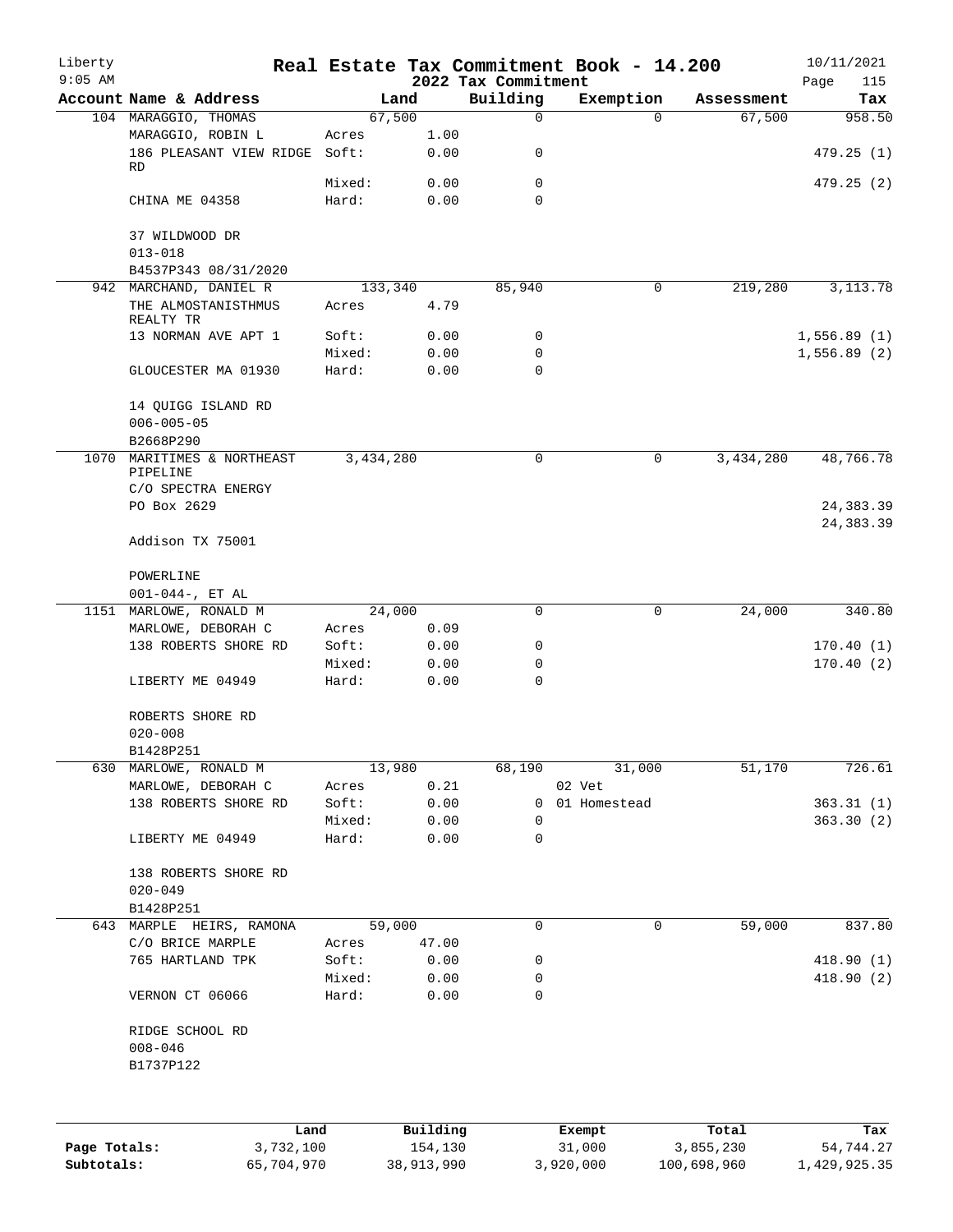# Real Estate Tax Commitment Book - 14.200

Liberty
9:05 AM

2022 Tax Commitment

10/11/2021

| Account Name & Address | Land | | Building | Exemption | Assessment | Tax |
|---|---|---|---|---|---|---|
| 104 MARAGGIO, THOMAS | 67,500 | | 0 | 0 | 67,500 | 958.50 |
| MARAGGIO, ROBIN L | Acres | 1.00 | | | | |
| 186 PLEASANT VIEW RIDGE RD | Soft: | 0.00 | 0 | | | 479.25 (1) |
| | Mixed: | 0.00 | 0 | | | 479.25 (2) |
| CHINA ME 04358 | Hard: | 0.00 | 0 | | | |
| 37 WILDWOOD DR | | | | | | |
| 013-018 | | | | | | |
| B4537P343 08/31/2020 | | | | | | |
| 942 MARCHAND, DANIEL R | 133,340 | | 85,940 | 0 | 219,280 | 3,113.78 |
| THE ALMOSTANISTHMUS REALTY TR | Acres | 4.79 | | | | |
| 13 NORMAN AVE APT 1 | Soft: | 0.00 | 0 | | | 1,556.89 (1) |
| | Mixed: | 0.00 | 0 | | | 1,556.89 (2) |
| GLOUCESTER MA 01930 | Hard: | 0.00 | 0 | | | |
| 14 QUIGG ISLAND RD | | | | | | |
| 006-005-05 | | | | | | |
| B2668P290 | | | | | | |
| 1070 MARITIMES & NORTHEAST PIPELINE | 3,434,280 | | 0 | 0 | 3,434,280 | 48,766.78 |
| C/O SPECTRA ENERGY | | | | | | |
| PO Box 2629 | | | | | | 24,383.39 |
| | | | | | | 24,383.39 |
| Addison TX 75001 | | | | | | |
| POWERLINE | | | | | | |
| 001-044-, ET AL | | | | | | |
| 1151 MARLOWE, RONALD M | 24,000 | | 0 | 0 | 24,000 | 340.80 |
| MARLOWE, DEBORAH C | Acres | 0.09 | | | | |
| 138 ROBERTS SHORE RD | Soft: | 0.00 | 0 | | | 170.40 (1) |
| | Mixed: | 0.00 | 0 | | | 170.40 (2) |
| LIBERTY ME 04949 | Hard: | 0.00 | 0 | | | |
| ROBERTS SHORE RD | | | | | | |
| 020-008 | | | | | | |
| B1428P251 | | | | | | |
| 630 MARLOWE, RONALD M | 13,980 | | 68,190 | 31,000 | 51,170 | 726.61 |
| MARLOWE, DEBORAH C | Acres | 0.21 | | 02 Vet | | |
| 138 ROBERTS SHORE RD | Soft: | 0.00 | 0 | 01 Homestead | | 363.31 (1) |
| | Mixed: | 0.00 | 0 | | | 363.30 (2) |
| LIBERTY ME 04949 | Hard: | 0.00 | 0 | | | |
| 138 ROBERTS SHORE RD | | | | | | |
| 020-049 | | | | | | |
| B1428P251 | | | | | | |
| 643 MARPLE HEIRS, RAMONA | 59,000 | | 0 | 0 | 59,000 | 837.80 |
| C/O BRICE MARPLE | Acres | 47.00 | | | | |
| 765 HARTLAND TPK | Soft: | 0.00 | 0 | | | 418.90 (1) |
| | Mixed: | 0.00 | 0 | | | 418.90 (2) |
| VERNON CT 06066 | Hard: | 0.00 | 0 | | | |
| RIDGE SCHOOL RD | | | | | | |
| 008-046 | | | | | | |
| B1737P122 | | | | | | |

| | Land | Building | Exempt | Total | Tax |
|---|---|---|---|---|---|
| Page Totals: | 3,732,100 | 154,130 | 31,000 | 3,855,230 | 54,744.27 |
| Subtotals: | 65,704,970 | 38,913,990 | 3,920,000 | 100,698,960 | 1,429,925.35 |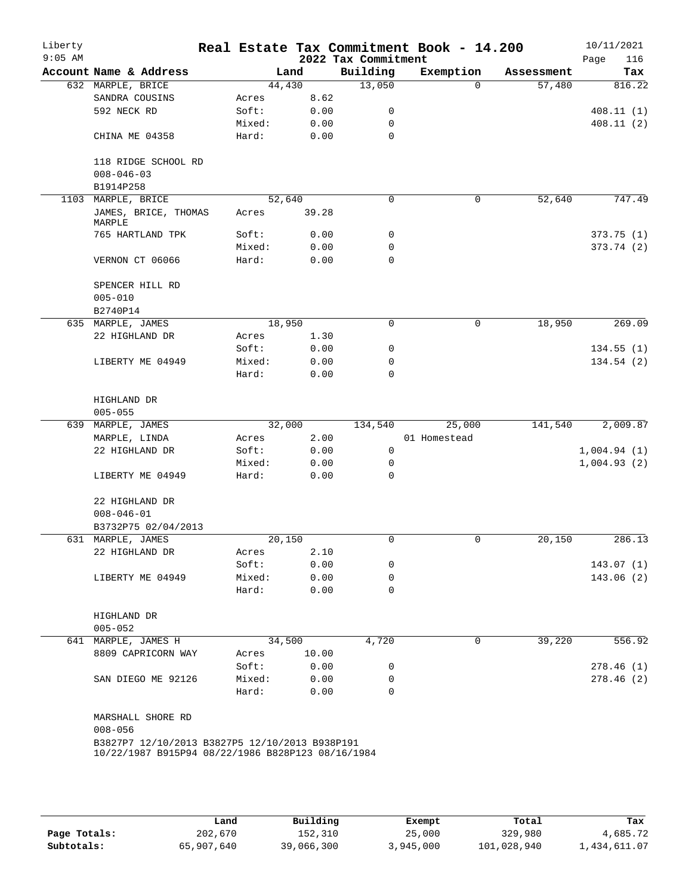Liberty
9:05 AM

# Real Estate Tax Commitment Book - 14.200

2022 Tax Commitment

10/11/2021

| Account Name & Address | | Land | Building | Exemption | Assessment | Tax |
|---|---|---|---|---|---|---|
| 632 MARPLE, BRICE | | 44,430 | 13,050 | 0 | 57,480 | 816.22 |
| SANDRA COUSINS | Acres | 8.62 | | | | |
| 592 NECK RD | Soft: | 0.00 | 0 | | | 408.11 (1) |
| | Mixed: | 0.00 | 0 | | | 408.11 (2) |
| CHINA ME 04358 | Hard: | 0.00 | 0 | | | |
| 118 RIDGE SCHOOL RD | | | | | | |
| 008-046-03 | | | | | | |
| B1914P258 | | | | | | |
| 1103 MARPLE, BRICE | | 52,640 | 0 | 0 | 52,640 | 747.49 |
| JAMES, BRICE, THOMAS MARPLE | Acres | 39.28 | | | | |
| 765 HARTLAND TPK | Soft: | 0.00 | 0 | | | 373.75 (1) |
| | Mixed: | 0.00 | 0 | | | 373.74 (2) |
| VERNON CT 06066 | Hard: | 0.00 | 0 | | | |
| SPENCER HILL RD | | | | | | |
| 005-010 | | | | | | |
| B2740P14 | | | | | | |
| 635 MARPLE, JAMES | | 18,950 | 0 | 0 | 18,950 | 269.09 |
| 22 HIGHLAND DR | Acres | 1.30 | | | | |
| | Soft: | 0.00 | 0 | | | 134.55 (1) |
| LIBERTY ME 04949 | Mixed: | 0.00 | 0 | | | 134.54 (2) |
| | Hard: | 0.00 | 0 | | | |
| HIGHLAND DR | | | | | | |
| 005-055 | | | | | | |
| 639 MARPLE, JAMES | | 32,000 | 134,540 | 25,000 | 141,540 | 2,009.87 |
| MARPLE, LINDA | Acres | 2.00 | | 01 Homestead | | |
| 22 HIGHLAND DR | Soft: | 0.00 | 0 | | | 1,004.94 (1) |
| | Mixed: | 0.00 | 0 | | | 1,004.93 (2) |
| LIBERTY ME 04949 | Hard: | 0.00 | 0 | | | |
| 22 HIGHLAND DR | | | | | | |
| 008-046-01 | | | | | | |
| B3732P75 02/04/2013 | | | | | | |
| 631 MARPLE, JAMES | | 20,150 | 0 | 0 | 20,150 | 286.13 |
| 22 HIGHLAND DR | Acres | 2.10 | | | | |
| | Soft: | 0.00 | 0 | | | 143.07 (1) |
| LIBERTY ME 04949 | Mixed: | 0.00 | 0 | | | 143.06 (2) |
| | Hard: | 0.00 | 0 | | | |
| HIGHLAND DR | | | | | | |
| 005-052 | | | | | | |
| 641 MARPLE, JAMES H | | 34,500 | 4,720 | 0 | 39,220 | 556.92 |
| 8809 CAPRICORN WAY | Acres | 10.00 | | | | |
| | Soft: | 0.00 | 0 | | | 278.46 (1) |
| SAN DIEGO ME 92126 | Mixed: | 0.00 | 0 | | | 278.46 (2) |
| | Hard: | 0.00 | 0 | | | |
| MARSHALL SHORE RD | | | | | | |
| 008-056 | | | | | | |
| B3827P7 12/10/2013 B3827P5 12/10/2013 B938P191 10/22/1987 B915P94 08/22/1986 B828P123 08/16/1984 | | | | | | |

| | Land | Building | Exempt | Total | Tax |
|---|---|---|---|---|---|
| Page Totals: | 202,670 | 152,310 | 25,000 | 329,980 | 4,685.72 |
| Subtotals: | 65,907,640 | 39,066,300 | 3,945,000 | 101,028,940 | 1,434,611.07 |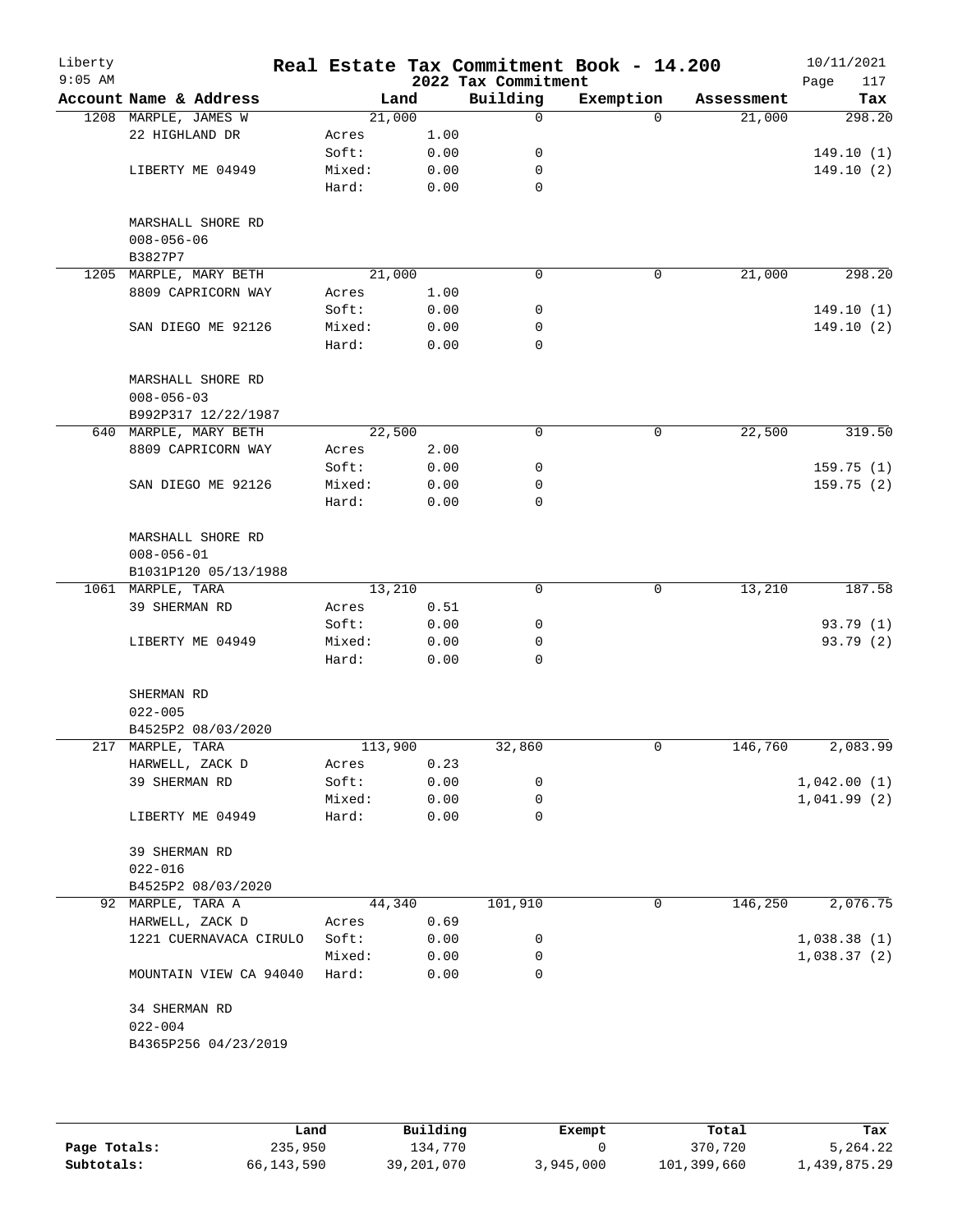Liberty
9:05 AM

# Real Estate Tax Commitment Book - 14.200

## 2022 Tax Commitment

10/11/2021
Page 117

| Account | Name & Address | | Land | Building | Exemption | Assessment | Tax |
|---|---|---|---|---|---|---|---|
| 1208 | MARPLE, JAMES W | | 21,000 | 0 | 0 | 21,000 | 298.20 |
| | 22 HIGHLAND DR | Acres | 1.00 | | | | |
| | | Soft: | 0.00 | 0 | | | 149.10 (1) |
| | LIBERTY ME 04949 | Mixed: | 0.00 | 0 | | | 149.10 (2) |
| | | Hard: | 0.00 | 0 | | | |
| | MARSHALL SHORE RD | | | | | | |
| | 008-056-06 | | | | | | |
| | B3827P7 | | | | | | |
| 1205 | MARPLE, MARY BETH | | 21,000 | 0 | 0 | 21,000 | 298.20 |
| | 8809 CAPRICORN WAY | Acres | 1.00 | | | | |
| | | Soft: | 0.00 | 0 | | | 149.10 (1) |
| | SAN DIEGO ME 92126 | Mixed: | 0.00 | 0 | | | 149.10 (2) |
| | | Hard: | 0.00 | 0 | | | |
| | MARSHALL SHORE RD | | | | | | |
| | 008-056-03 | | | | | | |
| | B992P317 12/22/1987 | | | | | | |
| 640 | MARPLE, MARY BETH | | 22,500 | 0 | 0 | 22,500 | 319.50 |
| | 8809 CAPRICORN WAY | Acres | 2.00 | | | | |
| | | Soft: | 0.00 | 0 | | | 159.75 (1) |
| | SAN DIEGO ME 92126 | Mixed: | 0.00 | 0 | | | 159.75 (2) |
| | | Hard: | 0.00 | 0 | | | |
| | MARSHALL SHORE RD | | | | | | |
| | 008-056-01 | | | | | | |
| | B1031P120 05/13/1988 | | | | | | |
| 1061 | MARPLE, TARA | | 13,210 | 0 | 0 | 13,210 | 187.58 |
| | 39 SHERMAN RD | Acres | 0.51 | | | | |
| | | Soft: | 0.00 | 0 | | | 93.79 (1) |
| | LIBERTY ME 04949 | Mixed: | 0.00 | 0 | | | 93.79 (2) |
| | | Hard: | 0.00 | 0 | | | |
| | SHERMAN RD | | | | | | |
| | 022-005 | | | | | | |
| | B4525P2 08/03/2020 | | | | | | |
| 217 | MARPLE, TARA | | 113,900 | 32,860 | 0 | 146,760 | 2,083.99 |
| | HARWELL, ZACK D | Acres | 0.23 | | | | |
| | 39 SHERMAN RD | Soft: | 0.00 | 0 | | | 1,042.00 (1) |
| | | Mixed: | 0.00 | 0 | | | 1,041.99 (2) |
| | LIBERTY ME 04949 | Hard: | 0.00 | 0 | | | |
| | 39 SHERMAN RD | | | | | | |
| | 022-016 | | | | | | |
| | B4525P2 08/03/2020 | | | | | | |
| 92 | MARPLE, TARA A | | 44,340 | 101,910 | 0 | 146,250 | 2,076.75 |
| | HARWELL, ZACK D | Acres | 0.69 | | | | |
| | 1221 CUERNAVACA CIRULO | Soft: | 0.00 | 0 | | | 1,038.38 (1) |
| | | Mixed: | 0.00 | 0 | | | 1,038.37 (2) |
| | MOUNTAIN VIEW CA 94040 | Hard: | 0.00 | 0 | | | |
| | 34 SHERMAN RD | | | | | | |
| | 022-004 | | | | | | |
| | B4365P256 04/23/2019 | | | | | | |

| | Land | Building | Exempt | Total | Tax |
|---|---|---|---|---|---|
| Page Totals: | 235,950 | 134,770 | 0 | 370,720 | 5,264.22 |
| Subtotals: | 66,143,590 | 39,201,070 | 3,945,000 | 101,399,660 | 1,439,875.29 |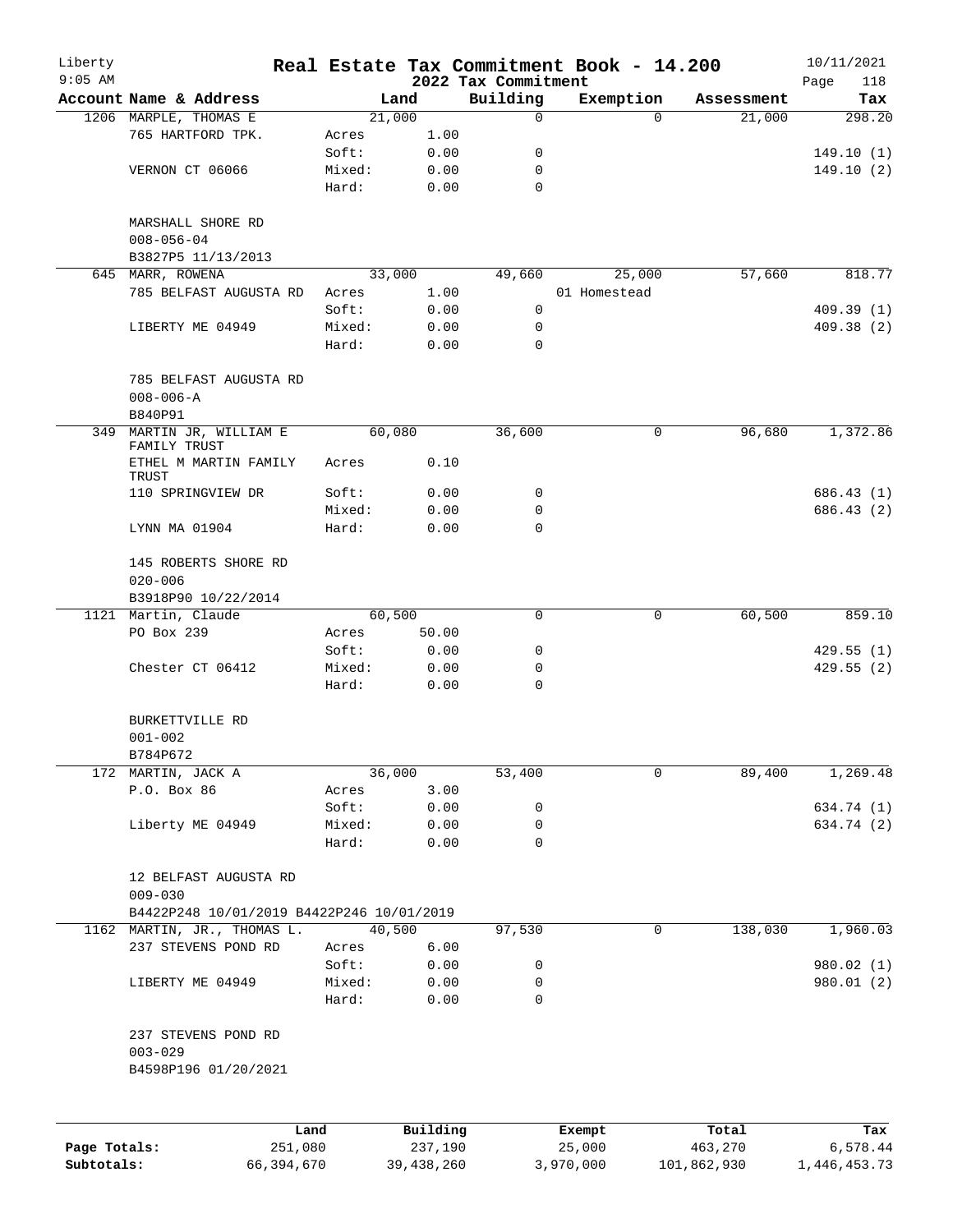# Real Estate Tax Commitment Book - 14.200

Liberty 9:05 AM — 2022 Tax Commitment — 10/11/2021

| Account | Name & Address | | Land | Building | Exemption | Assessment | Tax |
|---|---|---|---|---|---|---|---|
| 1206 | MARPLE, THOMAS E | | 21,000 | 0 | 0 | 21,000 | 298.20 |
| | 765 HARTFORD TPK. | Acres | 1.00 | | | | |
| | | Soft: | 0.00 | 0 | | | 149.10 (1) |
| | VERNON CT 06066 | Mixed: | 0.00 | 0 | | | 149.10 (2) |
| | | Hard: | 0.00 | 0 | | | |
| | MARSHALL SHORE RD | | | | | | |
| | 008-056-04 | | | | | | |
| | B3827P5 11/13/2013 | | | | | | |
| 645 | MARR, ROWENA | | 33,000 | 49,660 | 25,000 | 57,660 | 818.77 |
| | 785 BELFAST AUGUSTA RD | Acres | 1.00 | | 01 Homestead | | |
| | | Soft: | 0.00 | 0 | | | 409.39 (1) |
| | LIBERTY ME 04949 | Mixed: | 0.00 | 0 | | | 409.38 (2) |
| | | Hard: | 0.00 | 0 | | | |
| | 785 BELFAST AUGUSTA RD | | | | | | |
| | 008-006-A | | | | | | |
| | B840P91 | | | | | | |
| 349 | MARTIN JR, WILLIAM E FAMILY TRUST | | 60,080 | 36,600 | 0 | 96,680 | 1,372.86 |
| | ETHEL M MARTIN FAMILY TRUST | Acres | 0.10 | | | | |
| | 110 SPRINGVIEW DR | Soft: | 0.00 | 0 | | | 686.43 (1) |
| | | Mixed: | 0.00 | 0 | | | 686.43 (2) |
| | LYNN MA 01904 | Hard: | 0.00 | 0 | | | |
| | 145 ROBERTS SHORE RD | | | | | | |
| | 020-006 | | | | | | |
| | B3918P90 10/22/2014 | | | | | | |
| 1121 | Martin, Claude | | 60,500 | 0 | 0 | 60,500 | 859.10 |
| | PO Box 239 | Acres | 50.00 | | | | |
| | | Soft: | 0.00 | 0 | | | 429.55 (1) |
| | Chester CT 06412 | Mixed: | 0.00 | 0 | | | 429.55 (2) |
| | | Hard: | 0.00 | 0 | | | |
| | BURKETTVILLE RD | | | | | | |
| | 001-002 | | | | | | |
| | B784P672 | | | | | | |
| 172 | MARTIN, JACK A | | 36,000 | 53,400 | 0 | 89,400 | 1,269.48 |
| | P.O. Box 86 | Acres | 3.00 | | | | |
| | | Soft: | 0.00 | 0 | | | 634.74 (1) |
| | Liberty ME 04949 | Mixed: | 0.00 | 0 | | | 634.74 (2) |
| | | Hard: | 0.00 | 0 | | | |
| | 12 BELFAST AUGUSTA RD | | | | | | |
| | 009-030 | | | | | | |
| | B4422P248 10/01/2019 B4422P246 10/01/2019 | | | | | | |
| 1162 | MARTIN, JR., THOMAS L. | | 40,500 | 97,530 | 0 | 138,030 | 1,960.03 |
| | 237 STEVENS POND RD | Acres | 6.00 | | | | |
| | | Soft: | 0.00 | 0 | | | 980.02 (1) |
| | LIBERTY ME 04949 | Mixed: | 0.00 | 0 | | | 980.01 (2) |
| | | Hard: | 0.00 | 0 | | | |
| | 237 STEVENS POND RD | | | | | | |
| | 003-029 | | | | | | |
| | B4598P196 01/20/2021 | | | | | | |

| | Land | Building | Exempt | Total | Tax |
|---|---|---|---|---|---|
| Page Totals: | 251,080 | 237,190 | 25,000 | 463,270 | 6,578.44 |
| Subtotals: | 66,394,670 | 39,438,260 | 3,970,000 | 101,862,930 | 1,446,453.73 |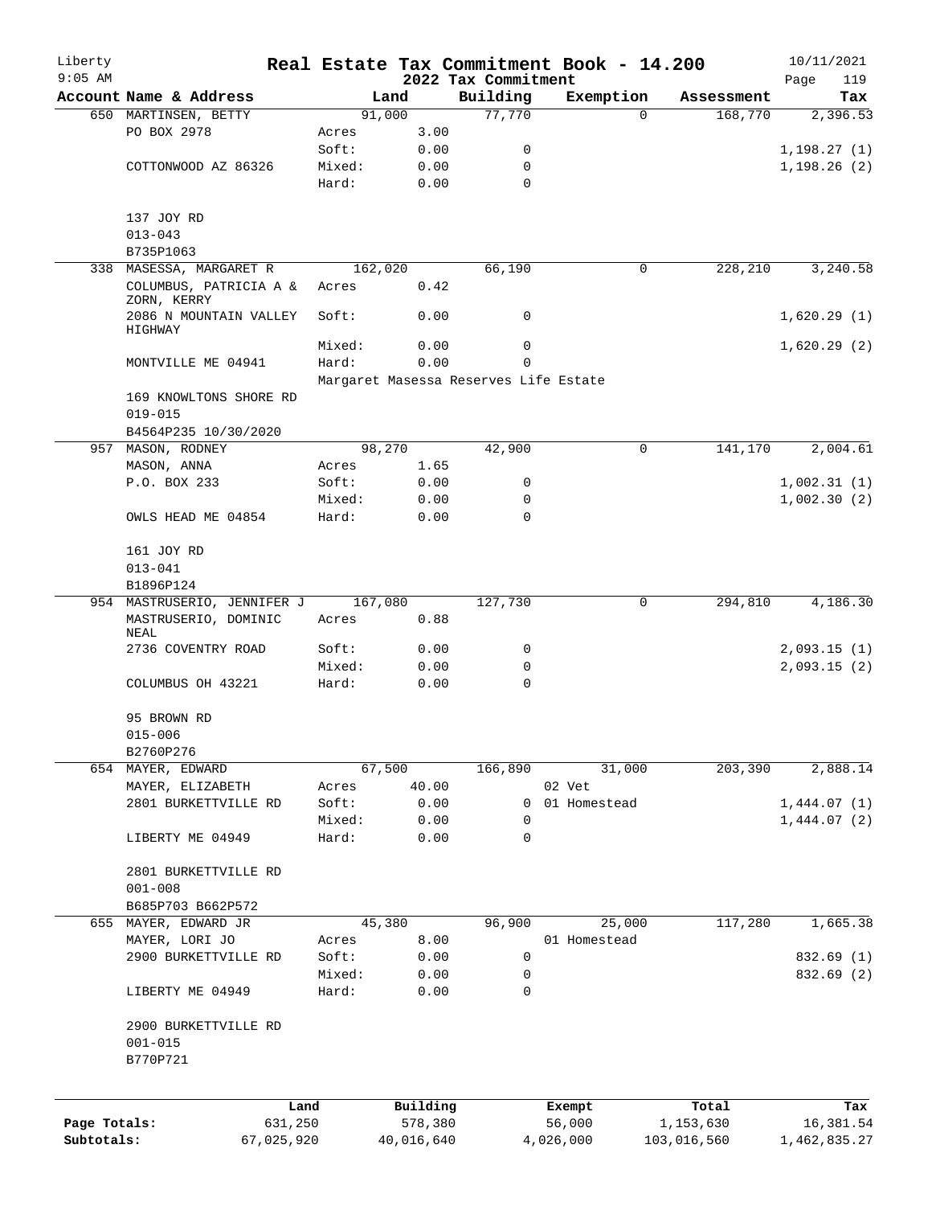# Real Estate Tax Commitment Book - 14.200

Liberty 9:05 AM — 2022 Tax Commitment — 10/11/2021

| Account | Name & Address | | Land | Building | Exemption | Assessment | Tax |
|---|---|---|---|---|---|---|---|
| 650 | MARTINSEN, BETTY | | 91,000 | 77,770 | 0 | 168,770 | 2,396.53 |
| | PO BOX 2978 | Acres | 3.00 | | | | |
| | | Soft: | 0.00 | 0 | | | 1,198.27 (1) |
| | COTTONWOOD AZ 86326 | Mixed: | 0.00 | 0 | | | 1,198.26 (2) |
| | | Hard: | 0.00 | 0 | | | |
| | 137 JOY RD | | | | | | |
| | 013-043 | | | | | | |
| | B735P1063 | | | | | | |
| 338 | MASESSA, MARGARET R | | 162,020 | 66,190 | 0 | 228,210 | 3,240.58 |
| | COLUMBUS, PATRICIA A & ZORN, KERRY | Acres | 0.42 | | | | |
| | 2086 N MOUNTAIN VALLEY HIGHWAY | Soft: | 0.00 | 0 | | | 1,620.29 (1) |
| | | Mixed: | 0.00 | 0 | | | 1,620.29 (2) |
| | MONTVILLE ME 04941 | Hard: | 0.00 | 0 | | | |
| | | Margaret Masessa Reserves Life Estate | | | | | |
| | 169 KNOWLTONS SHORE RD | | | | | | |
| | 019-015 | | | | | | |
| | B4564P235 10/30/2020 | | | | | | |
| 957 | MASON, RODNEY | | 98,270 | 42,900 | 0 | 141,170 | 2,004.61 |
| | MASON, ANNA | Acres | 1.65 | | | | |
| | P.O. BOX 233 | Soft: | 0.00 | 0 | | | 1,002.31 (1) |
| | | Mixed: | 0.00 | 0 | | | 1,002.30 (2) |
| | OWLS HEAD ME 04854 | Hard: | 0.00 | 0 | | | |
| | 161 JOY RD | | | | | | |
| | 013-041 | | | | | | |
| | B1896P124 | | | | | | |
| 954 | MASTRUSERIO, JENNIFER J | | 167,080 | 127,730 | 0 | 294,810 | 4,186.30 |
| | MASTRUSERIO, DOMINIC NEAL | Acres | 0.88 | | | | |
| | 2736 COVENTRY ROAD | Soft: | 0.00 | 0 | | | 2,093.15 (1) |
| | | Mixed: | 0.00 | 0 | | | 2,093.15 (2) |
| | COLUMBUS OH 43221 | Hard: | 0.00 | 0 | | | |
| | 95 BROWN RD | | | | | | |
| | 015-006 | | | | | | |
| | B2760P276 | | | | | | |
| 654 | MAYER, EDWARD | | 67,500 | 166,890 | 31,000 | 203,390 | 2,888.14 |
| | MAYER, ELIZABETH | Acres | 40.00 | | 02 Vet | | |
| | 2801 BURKETTVILLE RD | Soft: | 0.00 | 0 | 01 Homestead | | 1,444.07 (1) |
| | | Mixed: | 0.00 | 0 | | | 1,444.07 (2) |
| | LIBERTY ME 04949 | Hard: | 0.00 | 0 | | | |
| | 2801 BURKETTVILLE RD | | | | | | |
| | 001-008 | | | | | | |
| | B685P703 B662P572 | | | | | | |
| 655 | MAYER, EDWARD JR | | 45,380 | 96,900 | 25,000 | 117,280 | 1,665.38 |
| | MAYER, LORI JO | Acres | 8.00 | | 01 Homestead | | |
| | 2900 BURKETTVILLE RD | Soft: | 0.00 | 0 | | | 832.69 (1) |
| | | Mixed: | 0.00 | 0 | | | 832.69 (2) |
| | LIBERTY ME 04949 | Hard: | 0.00 | 0 | | | |
| | 2900 BURKETTVILLE RD | | | | | | |
| | 001-015 | | | | | | |
| | B770P721 | | | | | | |

| | Land | Building | Exempt | Total | Tax |
|---|---|---|---|---|---|
| Page Totals: | 631,250 | 578,380 | 56,000 | 1,153,630 | 16,381.54 |
| Subtotals: | 67,025,920 | 40,016,640 | 4,026,000 | 103,016,560 | 1,462,835.27 |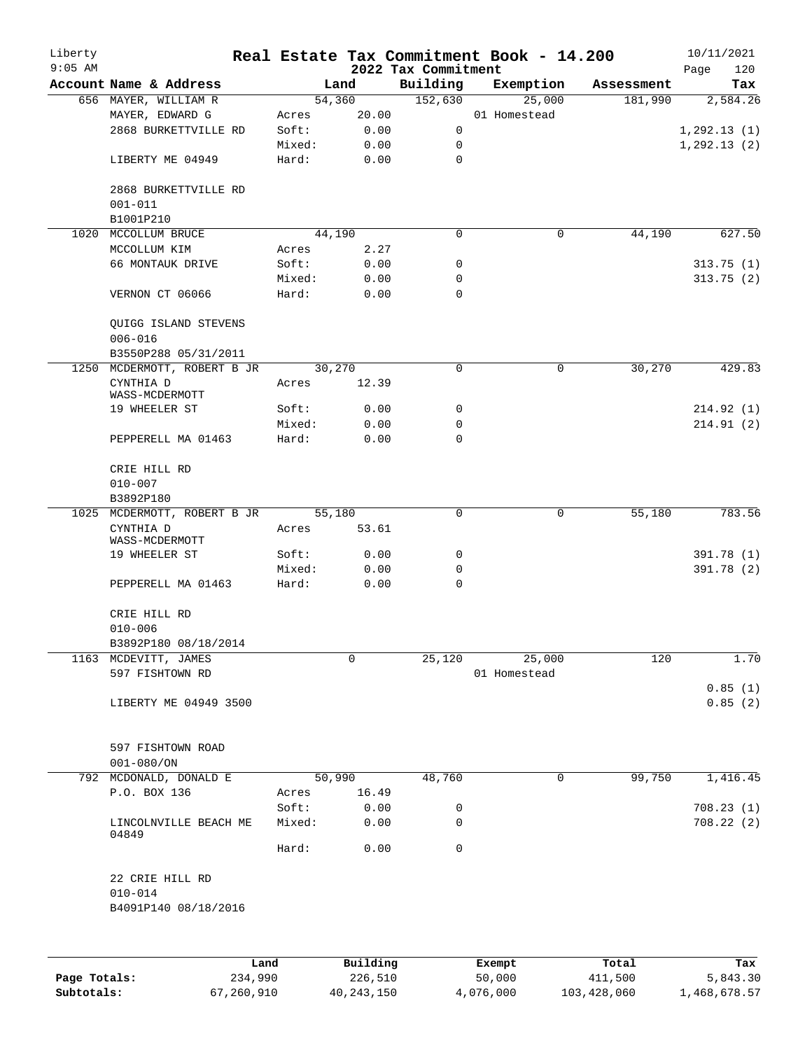# Real Estate Tax Commitment Book - 14.200

Liberty
9:05 AM

2022 Tax Commitment

10/11/2021

| Account Name & Address | | Land | Building | Exemption | Assessment | Tax |
|---|---|---|---|---|---|---|
| 656 MAYER, WILLIAM R | | 54,360 | 152,630 | 25,000 | 181,990 | 2,584.26 |
| MAYER, EDWARD G | Acres | 20.00 | | 01 Homestead | | |
| 2868 BURKETTVILLE RD | Soft: | 0.00 | 0 | | | 1,292.13 (1) |
| | Mixed: | 0.00 | 0 | | | 1,292.13 (2) |
| LIBERTY ME 04949 | Hard: | 0.00 | 0 | | | |
| 2868 BURKETTVILLE RD | | | | | | |
| 001-011 | | | | | | |
| B1001P210 | | | | | | |
| 1020 MCCOLLUM BRUCE | | 44,190 | 0 | 0 | 44,190 | 627.50 |
| MCCOLLUM KIM | Acres | 2.27 | | | | |
| 66 MONTAUK DRIVE | Soft: | 0.00 | 0 | | | 313.75 (1) |
| | Mixed: | 0.00 | 0 | | | 313.75 (2) |
| VERNON CT 06066 | Hard: | 0.00 | 0 | | | |
| QUIGG ISLAND STEVENS | | | | | | |
| 006-016 | | | | | | |
| B3550P288 05/31/2011 | | | | | | |
| 1250 MCDERMOTT, ROBERT B JR | | 30,270 | 0 | 0 | 30,270 | 429.83 |
| CYNTHIA D WASS-MCDERMOTT | Acres | 12.39 | | | | |
| 19 WHEELER ST | Soft: | 0.00 | 0 | | | 214.92 (1) |
| | Mixed: | 0.00 | 0 | | | 214.91 (2) |
| PEPPERELL MA 01463 | Hard: | 0.00 | 0 | | | |
| CRIE HILL RD | | | | | | |
| 010-007 | | | | | | |
| B3892P180 | | | | | | |
| 1025 MCDERMOTT, ROBERT B JR | | 55,180 | 0 | 0 | 55,180 | 783.56 |
| CYNTHIA D WASS-MCDERMOTT | Acres | 53.61 | | | | |
| 19 WHEELER ST | Soft: | 0.00 | 0 | | | 391.78 (1) |
| | Mixed: | 0.00 | 0 | | | 391.78 (2) |
| PEPPERELL MA 01463 | Hard: | 0.00 | 0 | | | |
| CRIE HILL RD | | | | | | |
| 010-006 | | | | | | |
| B3892P180 08/18/2014 | | | | | | |
| 1163 MCDEVITT, JAMES | | 0 | 25,120 | 25,000 | 120 | 1.70 |
| 597 FISHTOWN RD | | | | 01 Homestead | | |
| | | | | | | 0.85 (1) |
| LIBERTY ME 04949 3500 | | | | | | 0.85 (2) |
| 597 FISHTOWN ROAD | | | | | | |
| 001-080/ON | | | | | | |
| 792 MCDONALD, DONALD E | | 50,990 | 48,760 | 0 | 99,750 | 1,416.45 |
| P.O. BOX 136 | Acres | 16.49 | | | | |
| | Soft: | 0.00 | 0 | | | 708.23 (1) |
| LINCOLNVILLE BEACH ME 04849 | Mixed: | 0.00 | 0 | | | 708.22 (2) |
| | Hard: | 0.00 | 0 | | | |
| 22 CRIE HILL RD | | | | | | |
| 010-014 | | | | | | |
| B4091P140 08/18/2016 | | | | | | |

| | Land | Building | Exempt | Total | Tax |
|---|---|---|---|---|---|
| Page Totals: | 234,990 | 226,510 | 50,000 | 411,500 | 5,843.30 |
| Subtotals: | 67,260,910 | 40,243,150 | 4,076,000 | 103,428,060 | 1,468,678.57 |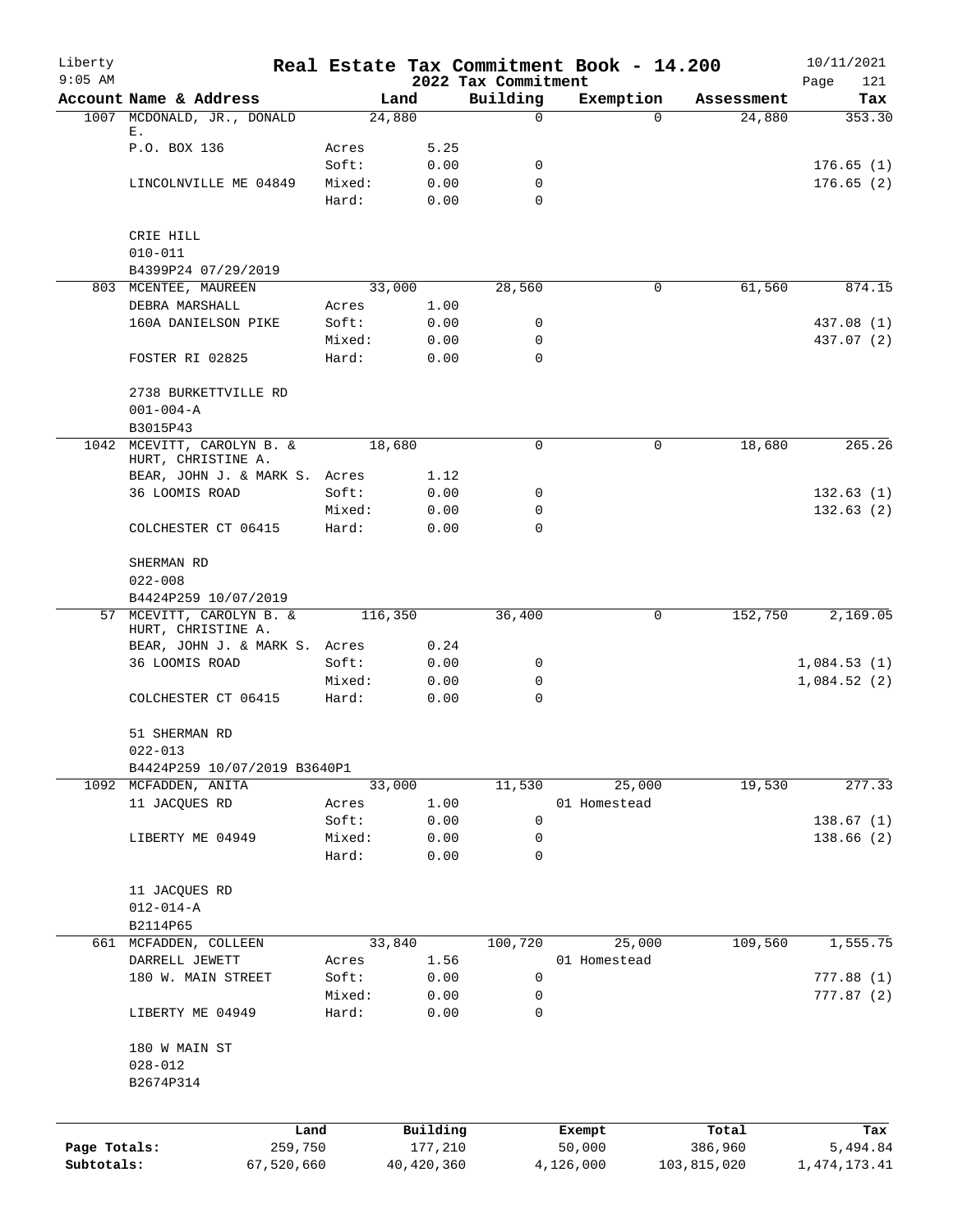# Real Estate Tax Commitment Book - 14.200

## 2022 Tax Commitment

Liberty
9:05 AM
10/11/2021

| Account | Name & Address | Land | | Building | Exemption | Assessment | Tax |
|---|---|---|---|---|---|---|---|
| 1007 | MCDONALD, JR., DONALD E. | 24,880 | | 0 | 0 | 24,880 | 353.30 |
| | P.O. BOX 136 | Acres | 5.25 | | | | |
| | | Soft: | 0.00 | 0 | | | 176.65 (1) |
| | LINCOLNVILLE ME 04849 | Mixed: | 0.00 | 0 | | | 176.65 (2) |
| | | Hard: | 0.00 | 0 | | | |
| | CRIE HILL | | | | | | |
| | 010-011 | | | | | | |
| | B4399P24 07/29/2019 | | | | | | |
| 803 | MCENTEE, MAUREEN | 33,000 | | 28,560 | 0 | 61,560 | 874.15 |
| | DEBRA MARSHALL | Acres | 1.00 | | | | |
| | 160A DANIELSON PIKE | Soft: | 0.00 | 0 | | | 437.08 (1) |
| | | Mixed: | 0.00 | 0 | | | 437.07 (2) |
| | FOSTER RI 02825 | Hard: | 0.00 | 0 | | | |
| | 2738 BURKETTVILLE RD | | | | | | |
| | 001-004-A | | | | | | |
| | B3015P43 | | | | | | |
| 1042 | MCEVITT, CAROLYN B. & HURT, CHRISTINE A. | 18,680 | | 0 | 0 | 18,680 | 265.26 |
| | BEAR, JOHN J. & MARK S. | Acres | 1.12 | | | | |
| | 36 LOOMIS ROAD | Soft: | 0.00 | 0 | | | 132.63 (1) |
| | | Mixed: | 0.00 | 0 | | | 132.63 (2) |
| | COLCHESTER CT 06415 | Hard: | 0.00 | 0 | | | |
| | SHERMAN RD | | | | | | |
| | 022-008 | | | | | | |
| | B4424P259 10/07/2019 | | | | | | |
| 57 | MCEVITT, CAROLYN B. & HURT, CHRISTINE A. | 116,350 | | 36,400 | 0 | 152,750 | 2,169.05 |
| | BEAR, JOHN J. & MARK S. | Acres | 0.24 | | | | |
| | 36 LOOMIS ROAD | Soft: | 0.00 | 0 | | | 1,084.53 (1) |
| | | Mixed: | 0.00 | 0 | | | 1,084.52 (2) |
| | COLCHESTER CT 06415 | Hard: | 0.00 | 0 | | | |
| | 51 SHERMAN RD | | | | | | |
| | 022-013 | | | | | | |
| | B4424P259 10/07/2019 B3640P1 | | | | | | |
| 1092 | MCFADDEN, ANITA | 33,000 | | 11,530 | 25,000 | 19,530 | 277.33 |
| | 11 JACQUES RD | Acres | 1.00 | | 01 Homestead | | |
| | | Soft: | 0.00 | 0 | | | 138.67 (1) |
| | LIBERTY ME 04949 | Mixed: | 0.00 | 0 | | | 138.66 (2) |
| | | Hard: | 0.00 | 0 | | | |
| | 11 JACQUES RD | | | | | | |
| | 012-014-A | | | | | | |
| | B2114P65 | | | | | | |
| 661 | MCFADDEN, COLLEEN | 33,840 | | 100,720 | 25,000 | 109,560 | 1,555.75 |
| | DARRELL JEWETT | Acres | 1.56 | | 01 Homestead | | |
| | 180 W. MAIN STREET | Soft: | 0.00 | 0 | | | 777.88 (1) |
| | | Mixed: | 0.00 | 0 | | | 777.87 (2) |
| | LIBERTY ME 04949 | Hard: | 0.00 | 0 | | | |
| | 180 W MAIN ST | | | | | | |
| | 028-012 | | | | | | |
| | B2674P314 | | | | | | |

| | Land | Building | Exempt | Total | Tax |
|---|---|---|---|---|---|
| Page Totals: | 259,750 | 177,210 | 50,000 | 386,960 | 5,494.84 |
| Subtotals: | 67,520,660 | 40,420,360 | 4,126,000 | 103,815,020 | 1,474,173.41 |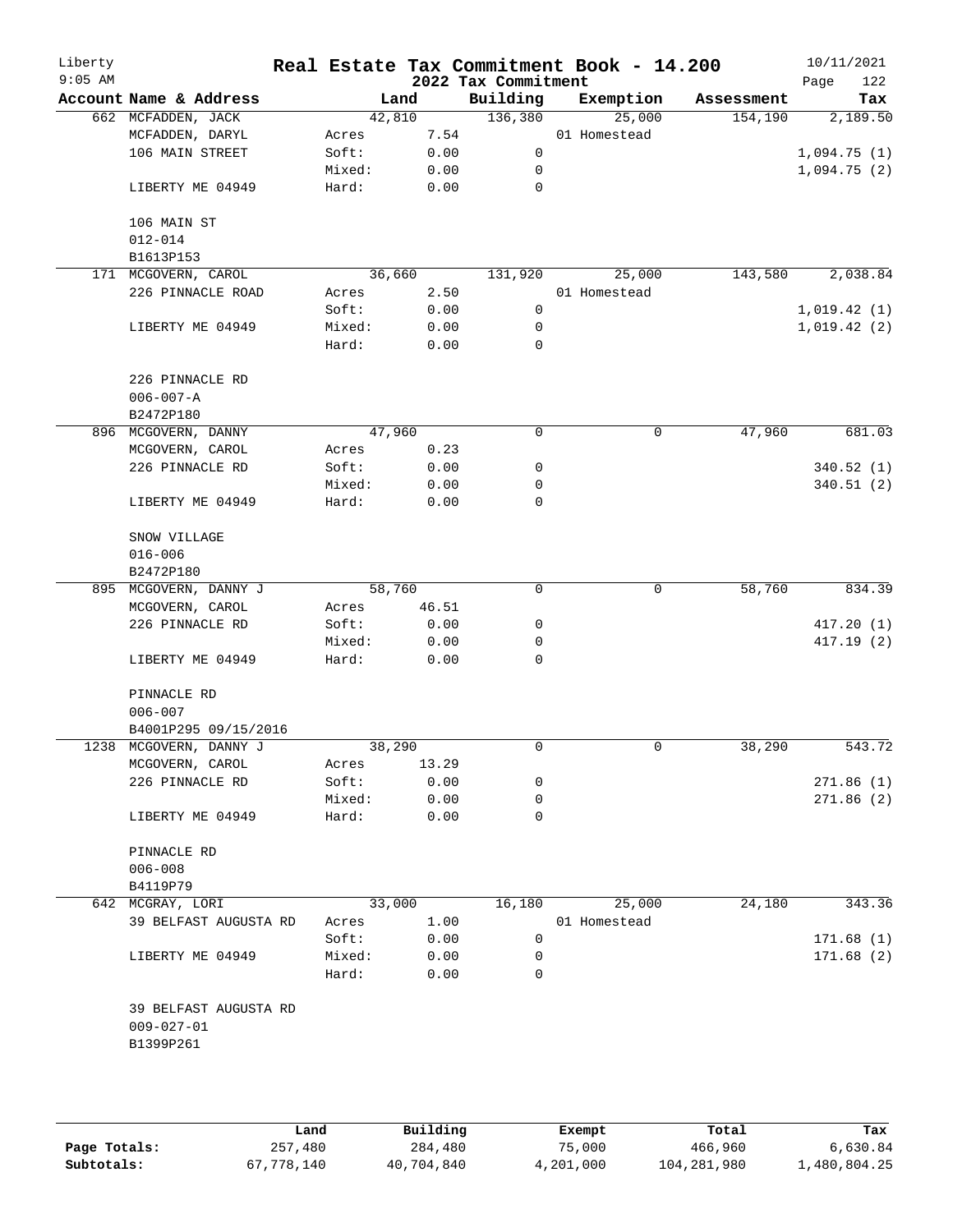Liberty 9:05 AM

# Real Estate Tax Commitment Book - 14.200

2022 Tax Commitment

10/11/2021 Page 122

| Account Name & Address | Land | | Building | Exemption | Assessment | Tax |
|---|---|---|---|---|---|---|
| 662 MCFADDEN, JACK | | 42,810 | 136,380 | 25,000 | 154,190 | 2,189.50 |
| MCFADDEN, DARYL | Acres | 7.54 | | 01 Homestead | | |
| 106 MAIN STREET | Soft: | 0.00 | 0 | | | 1,094.75 (1) |
| | Mixed: | 0.00 | 0 | | | 1,094.75 (2) |
| LIBERTY ME 04949 | Hard: | 0.00 | 0 | | | |
| 106 MAIN ST | | | | | | |
| 012-014 | | | | | | |
| B1613P153 | | | | | | |
| 171 MCGOVERN, CAROL | | 36,660 | 131,920 | 25,000 | 143,580 | 2,038.84 |
| 226 PINNACLE ROAD | Acres | 2.50 | | 01 Homestead | | |
| | Soft: | 0.00 | 0 | | | 1,019.42 (1) |
| LIBERTY ME 04949 | Mixed: | 0.00 | 0 | | | 1,019.42 (2) |
| | Hard: | 0.00 | 0 | | | |
| 226 PINNACLE RD | | | | | | |
| 006-007-A | | | | | | |
| B2472P180 | | | | | | |
| 896 MCGOVERN, DANNY | | 47,960 | 0 | 0 | 47,960 | 681.03 |
| MCGOVERN, CAROL | Acres | 0.23 | | | | |
| 226 PINNACLE RD | Soft: | 0.00 | 0 | | | 340.52 (1) |
| | Mixed: | 0.00 | 0 | | | 340.51 (2) |
| LIBERTY ME 04949 | Hard: | 0.00 | 0 | | | |
| SNOW VILLAGE | | | | | | |
| 016-006 | | | | | | |
| B2472P180 | | | | | | |
| 895 MCGOVERN, DANNY J | | 58,760 | 0 | 0 | 58,760 | 834.39 |
| MCGOVERN, CAROL | Acres | 46.51 | | | | |
| 226 PINNACLE RD | Soft: | 0.00 | 0 | | | 417.20 (1) |
| | Mixed: | 0.00 | 0 | | | 417.19 (2) |
| LIBERTY ME 04949 | Hard: | 0.00 | 0 | | | |
| PINNACLE RD | | | | | | |
| 006-007 | | | | | | |
| B4001P295 09/15/2016 | | | | | | |
| 1238 MCGOVERN, DANNY J | | 38,290 | 0 | 0 | 38,290 | 543.72 |
| MCGOVERN, CAROL | Acres | 13.29 | | | | |
| 226 PINNACLE RD | Soft: | 0.00 | 0 | | | 271.86 (1) |
| | Mixed: | 0.00 | 0 | | | 271.86 (2) |
| LIBERTY ME 04949 | Hard: | 0.00 | 0 | | | |
| PINNACLE RD | | | | | | |
| 006-008 | | | | | | |
| B4119P79 | | | | | | |
| 642 MCGRAY, LORI | | 33,000 | 16,180 | 25,000 | 24,180 | 343.36 |
| 39 BELFAST AUGUSTA RD | Acres | 1.00 | | 01 Homestead | | |
| | Soft: | 0.00 | 0 | | | 171.68 (1) |
| LIBERTY ME 04949 | Mixed: | 0.00 | 0 | | | 171.68 (2) |
| | Hard: | 0.00 | 0 | | | |
| 39 BELFAST AUGUSTA RD | | | | | | |
| 009-027-01 | | | | | | |
| B1399P261 | | | | | | |

| | Land | Building | Exempt | Total | Tax |
|---|---|---|---|---|---|
| Page Totals: | 257,480 | 284,480 | 75,000 | 466,960 | 6,630.84 |
| Subtotals: | 67,778,140 | 40,704,840 | 4,201,000 | 104,281,980 | 1,480,804.25 |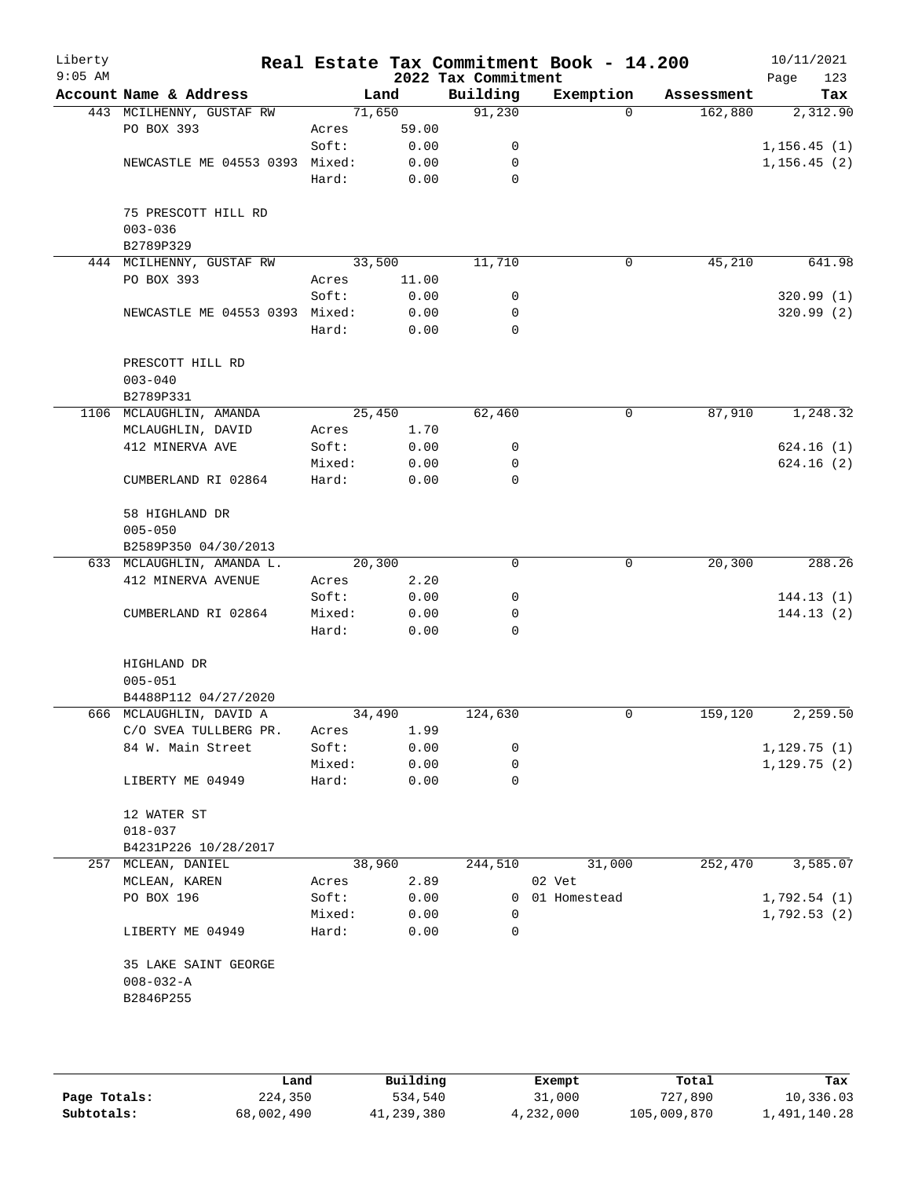# Real Estate Tax Commitment Book - 14.200

Liberty
9:05 AM

2022 Tax Commitment

10/11/2021

| Account Name & Address | | Land | Building | Exemption | Assessment | Tax |
|---|---|---|---|---|---|---|
| 443 MCILHENNY, GUSTAF RW | | 71,650 | 91,230 | 0 | 162,880 | 2,312.90 |
| PO BOX 393 | Acres | 59.00 | | | | |
| | Soft: | 0.00 | 0 | | | 1,156.45 (1) |
| NEWCASTLE ME 04553 0393 | Mixed: | 0.00 | 0 | | | 1,156.45 (2) |
| | Hard: | 0.00 | 0 | | | |
| 75 PRESCOTT HILL RD | | | | | | |
| 003-036 | | | | | | |
| B2789P329 | | | | | | |
| 444 MCILHENNY, GUSTAF RW | | 33,500 | 11,710 | 0 | 45,210 | 641.98 |
| PO BOX 393 | Acres | 11.00 | | | | |
| | Soft: | 0.00 | 0 | | | 320.99 (1) |
| NEWCASTLE ME 04553 0393 | Mixed: | 0.00 | 0 | | | 320.99 (2) |
| | Hard: | 0.00 | 0 | | | |
| PRESCOTT HILL RD | | | | | | |
| 003-040 | | | | | | |
| B2789P331 | | | | | | |
| 1106 MCLAUGHLIN, AMANDA | | 25,450 | 62,460 | 0 | 87,910 | 1,248.32 |
| MCLAUGHLIN, DAVID | Acres | 1.70 | | | | |
| 412 MINERVA AVE | Soft: | 0.00 | 0 | | | 624.16 (1) |
| | Mixed: | 0.00 | 0 | | | 624.16 (2) |
| CUMBERLAND RI 02864 | Hard: | 0.00 | 0 | | | |
| 58 HIGHLAND DR | | | | | | |
| 005-050 | | | | | | |
| B2589P350 04/30/2013 | | | | | | |
| 633 MCLAUGHLIN, AMANDA L. | | 20,300 | 0 | 0 | 20,300 | 288.26 |
| 412 MINERVA AVENUE | Acres | 2.20 | | | | |
| | Soft: | 0.00 | 0 | | | 144.13 (1) |
| CUMBERLAND RI 02864 | Mixed: | 0.00 | 0 | | | 144.13 (2) |
| | Hard: | 0.00 | 0 | | | |
| HIGHLAND DR | | | | | | |
| 005-051 | | | | | | |
| B4488P112 04/27/2020 | | | | | | |
| 666 MCLAUGHLIN, DAVID A | | 34,490 | 124,630 | 0 | 159,120 | 2,259.50 |
| C/O SVEA TULLBERG PR. | Acres | 1.99 | | | | |
| 84 W. Main Street | Soft: | 0.00 | 0 | | | 1,129.75 (1) |
| | Mixed: | 0.00 | 0 | | | 1,129.75 (2) |
| LIBERTY ME 04949 | Hard: | 0.00 | 0 | | | |
| 12 WATER ST | | | | | | |
| 018-037 | | | | | | |
| B4231P226 10/28/2017 | | | | | | |
| 257 MCLEAN, DANIEL | | 38,960 | 244,510 | 31,000 | 252,470 | 3,585.07 |
| MCLEAN, KAREN | Acres | 2.89 | | 02 Vet | | |
| PO BOX 196 | Soft: | 0.00 | 0 | 01 Homestead | | 1,792.54 (1) |
| | Mixed: | 0.00 | 0 | | | 1,792.53 (2) |
| LIBERTY ME 04949 | Hard: | 0.00 | 0 | | | |
| 35 LAKE SAINT GEORGE | | | | | | |
| 008-032-A | | | | | | |
| B2846P255 | | | | | | |

| | Land | Building | Exempt | Total | Tax |
|---|---|---|---|---|---|
| **Page Totals:** | 224,350 | 534,540 | 31,000 | 727,890 | 10,336.03 |
| **Subtotals:** | 68,002,490 | 41,239,380 | 4,232,000 | 105,009,870 | 1,491,140.28 |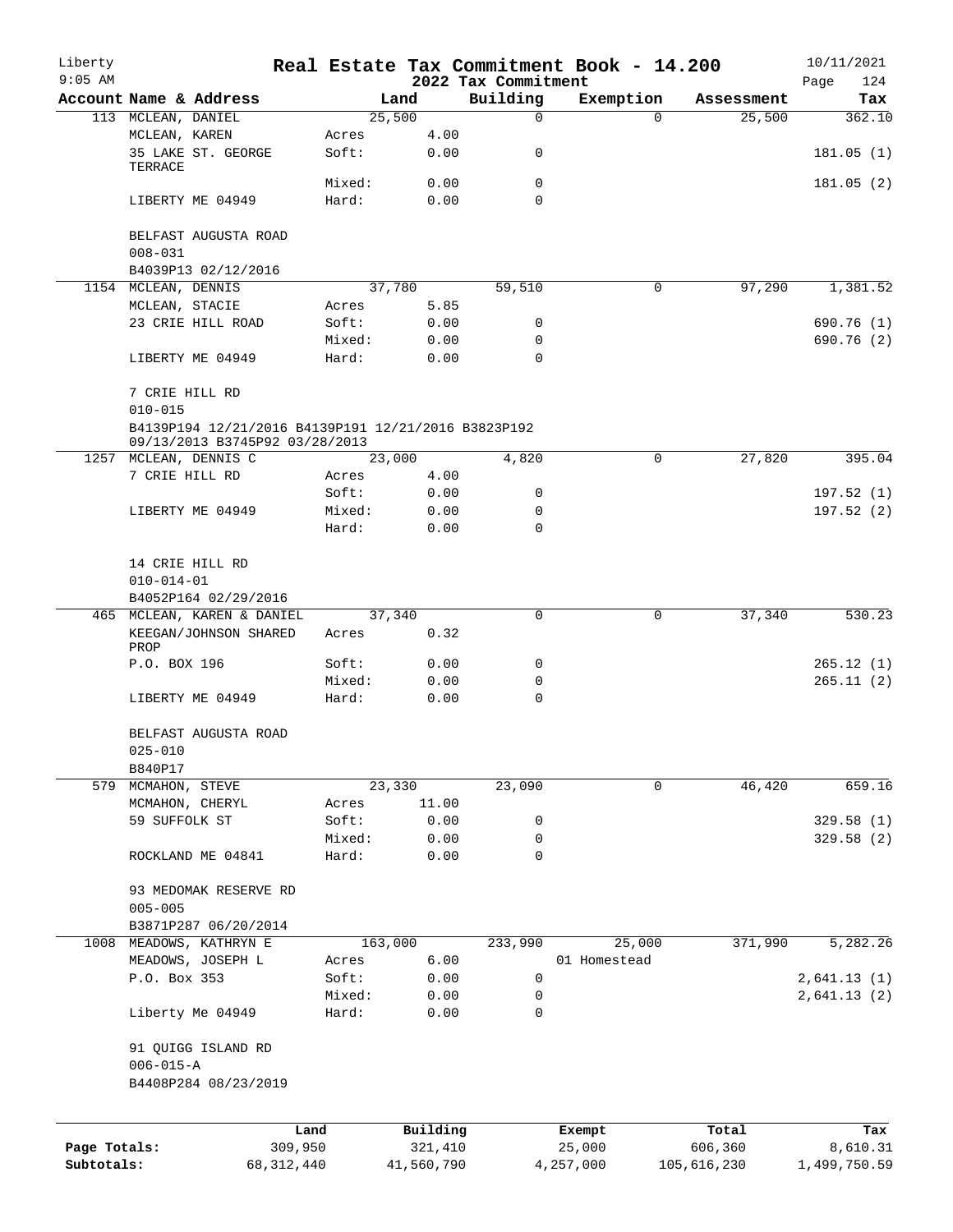# Liberty — Real Estate Tax Commitment Book - 14.200

9:05 AM — 2022 Tax Commitment — 10/11/2021

| Account Name & Address | | Land | Building | Exemption | Assessment | Tax |
|---|---|---|---|---|---|---|
| 113 MCLEAN, DANIEL | | 25,500 | 0 | 0 | 25,500 | 362.10 |
| MCLEAN, KAREN | Acres | 4.00 | | | | |
| 35 LAKE ST. GEORGE TERRACE | Soft: | 0.00 | 0 | | | 181.05 (1) |
| | Mixed: | 0.00 | 0 | | | 181.05 (2) |
| LIBERTY ME 04949 | Hard: | 0.00 | 0 | | | |
| BELFAST AUGUSTA ROAD | | | | | | |
| 008-031 | | | | | | |
| B4039P13 02/12/2016 | | | | | | |
| 1154 MCLEAN, DENNIS | | 37,780 | 59,510 | 0 | 97,290 | 1,381.52 |
| MCLEAN, STACIE | Acres | 5.85 | | | | |
| 23 CRIE HILL ROAD | Soft: | 0.00 | 0 | | | 690.76 (1) |
| | Mixed: | 0.00 | 0 | | | 690.76 (2) |
| LIBERTY ME 04949 | Hard: | 0.00 | 0 | | | |
| 7 CRIE HILL RD | | | | | | |
| 010-015 | | | | | | |
| B4139P194 12/21/2016 B4139P191 12/21/2016 B3823P192 09/13/2013 B3745P92 03/28/2013 | | | | | | |
| 1257 MCLEAN, DENNIS C | | 23,000 | 4,820 | 0 | 27,820 | 395.04 |
| 7 CRIE HILL RD | Acres | 4.00 | | | | |
| | Soft: | 0.00 | 0 | | | 197.52 (1) |
| LIBERTY ME 04949 | Mixed: | 0.00 | 0 | | | 197.52 (2) |
| | Hard: | 0.00 | 0 | | | |
| 14 CRIE HILL RD | | | | | | |
| 010-014-01 | | | | | | |
| B4052P164 02/29/2016 | | | | | | |
| 465 MCLEAN, KAREN & DANIEL | | 37,340 | 0 | 0 | 37,340 | 530.23 |
| KEEGAN/JOHNSON SHARED PROP | Acres | 0.32 | | | | |
| P.O. BOX 196 | Soft: | 0.00 | 0 | | | 265.12 (1) |
| | Mixed: | 0.00 | 0 | | | 265.11 (2) |
| LIBERTY ME 04949 | Hard: | 0.00 | 0 | | | |
| BELFAST AUGUSTA ROAD | | | | | | |
| 025-010 | | | | | | |
| B840P17 | | | | | | |
| 579 MCMAHON, STEVE | | 23,330 | 23,090 | 0 | 46,420 | 659.16 |
| MCMAHON, CHERYL | Acres | 11.00 | | | | |
| 59 SUFFOLK ST | Soft: | 0.00 | 0 | | | 329.58 (1) |
| | Mixed: | 0.00 | 0 | | | 329.58 (2) |
| ROCKLAND ME 04841 | Hard: | 0.00 | 0 | | | |
| 93 MEDOMAK RESERVE RD | | | | | | |
| 005-005 | | | | | | |
| B3871P287 06/20/2014 | | | | | | |
| 1008 MEADOWS, KATHRYN E | | 163,000 | 233,990 | 25,000 | 371,990 | 5,282.26 |
| MEADOWS, JOSEPH L | Acres | 6.00 | | 01 Homestead | | |
| P.O. Box 353 | Soft: | 0.00 | 0 | | | 2,641.13 (1) |
| | Mixed: | 0.00 | 0 | | | 2,641.13 (2) |
| Liberty Me 04949 | Hard: | 0.00 | 0 | | | |
| 91 QUIGG ISLAND RD | | | | | | |
| 006-015-A | | | | | | |
| B4408P284 08/23/2019 | | | | | | |

| | Land | Building | Exempt | Total | Tax |
|---|---|---|---|---|---|
| Page Totals: | 309,950 | 321,410 | 25,000 | 606,360 | 8,610.31 |
| Subtotals: | 68,312,440 | 41,560,790 | 4,257,000 | 105,616,230 | 1,499,750.59 |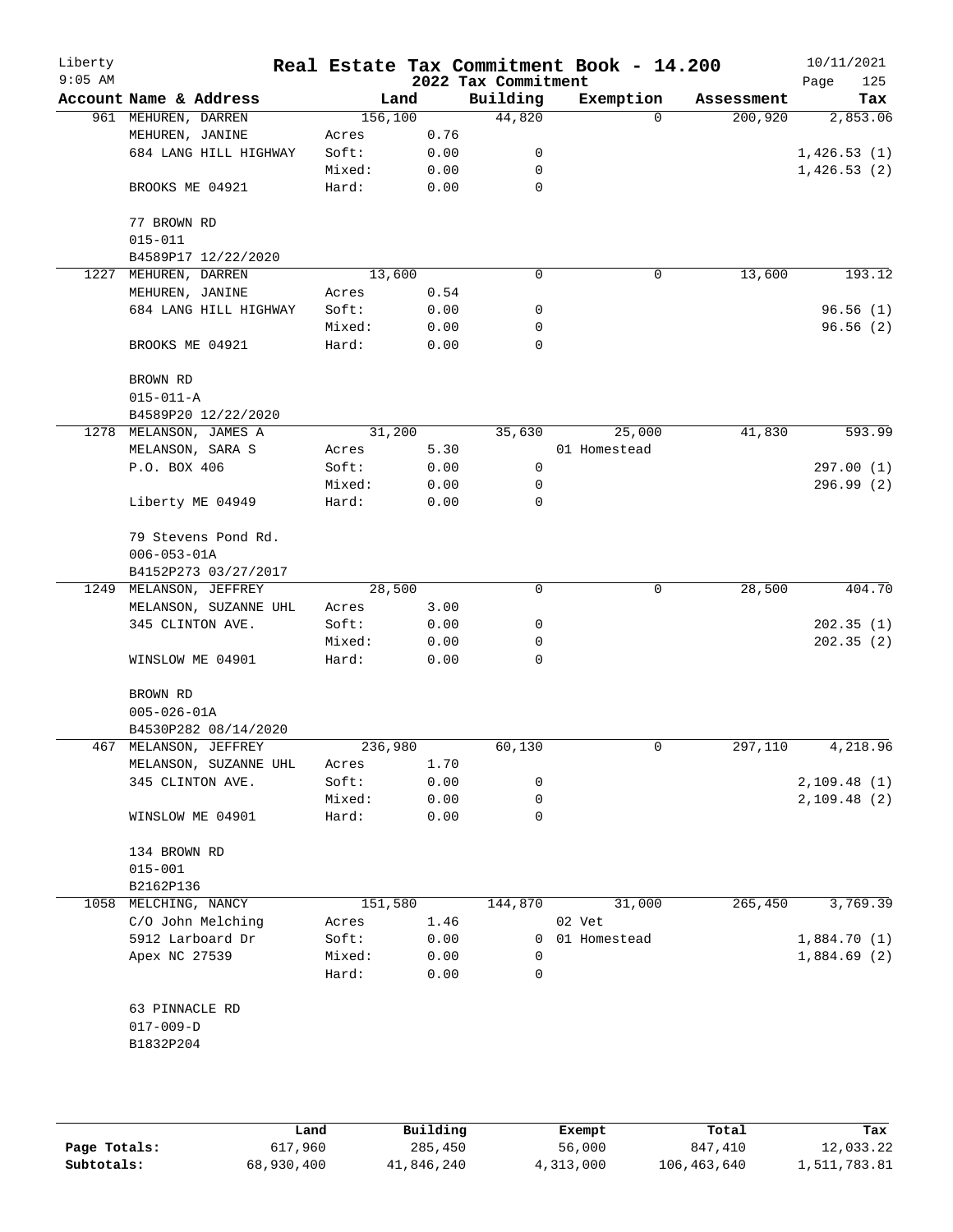# Liberty — Real Estate Tax Commitment Book - 14.200

9:05 AM — 2022 Tax Commitment — 10/11/2021

| Account Name & Address | | Land | Building | Exemption | Assessment | Tax |
|---|---|---|---|---|---|---|
| 961 MEHUREN, DARREN | | 156,100 | 44,820 | 0 | 200,920 | 2,853.06 |
| MEHUREN, JANINE | Acres | 0.76 | | | | |
| 684 LANG HILL HIGHWAY | Soft: | 0.00 | 0 | | | 1,426.53 (1) |
| | Mixed: | 0.00 | 0 | | | 1,426.53 (2) |
| BROOKS ME 04921 | Hard: | 0.00 | 0 | | | |
| 77 BROWN RD | | | | | | |
| 015-011 | | | | | | |
| B4589P17 12/22/2020 | | | | | | |
| 1227 MEHUREN, DARREN | | 13,600 | 0 | 0 | 13,600 | 193.12 |
| MEHUREN, JANINE | Acres | 0.54 | | | | |
| 684 LANG HILL HIGHWAY | Soft: | 0.00 | 0 | | | 96.56 (1) |
| | Mixed: | 0.00 | 0 | | | 96.56 (2) |
| BROOKS ME 04921 | Hard: | 0.00 | 0 | | | |
| BROWN RD | | | | | | |
| 015-011-A | | | | | | |
| B4589P20 12/22/2020 | | | | | | |
| 1278 MELANSON, JAMES A | | 31,200 | 35,630 | 25,000 | 41,830 | 593.99 |
| MELANSON, SARA S | Acres | 5.30 | | 01 Homestead | | |
| P.O. BOX 406 | Soft: | 0.00 | 0 | | | 297.00 (1) |
| | Mixed: | 0.00 | 0 | | | 296.99 (2) |
| Liberty ME 04949 | Hard: | 0.00 | 0 | | | |
| 79 Stevens Pond Rd. | | | | | | |
| 006-053-01A | | | | | | |
| B4152P273 03/27/2017 | | | | | | |
| 1249 MELANSON, JEFFREY | | 28,500 | 0 | 0 | 28,500 | 404.70 |
| MELANSON, SUZANNE UHL | Acres | 3.00 | | | | |
| 345 CLINTON AVE. | Soft: | 0.00 | 0 | | | 202.35 (1) |
| | Mixed: | 0.00 | 0 | | | 202.35 (2) |
| WINSLOW ME 04901 | Hard: | 0.00 | 0 | | | |
| BROWN RD | | | | | | |
| 005-026-01A | | | | | | |
| B4530P282 08/14/2020 | | | | | | |
| 467 MELANSON, JEFFREY | | 236,980 | 60,130 | 0 | 297,110 | 4,218.96 |
| MELANSON, SUZANNE UHL | Acres | 1.70 | | | | |
| 345 CLINTON AVE. | Soft: | 0.00 | 0 | | | 2,109.48 (1) |
| | Mixed: | 0.00 | 0 | | | 2,109.48 (2) |
| WINSLOW ME 04901 | Hard: | 0.00 | 0 | | | |
| 134 BROWN RD | | | | | | |
| 015-001 | | | | | | |
| B2162P136 | | | | | | |
| 1058 MELCHING, NANCY | | 151,580 | 144,870 | 31,000 | 265,450 | 3,769.39 |
| C/O John Melching | Acres | 1.46 | | 02 Vet | | |
| 5912 Larboard Dr | Soft: | 0.00 | 0 | 01 Homestead | | 1,884.70 (1) |
| Apex NC 27539 | Mixed: | 0.00 | 0 | | | 1,884.69 (2) |
| | Hard: | 0.00 | 0 | | | |
| 63 PINNACLE RD | | | | | | |
| 017-009-D | | | | | | |
| B1832P204 | | | | | | |

| | Land | Building | Exempt | Total | Tax |
|---|---|---|---|---|---|
| Page Totals: | 617,960 | 285,450 | 56,000 | 847,410 | 12,033.22 |
| Subtotals: | 68,930,400 | 41,846,240 | 4,313,000 | 106,463,640 | 1,511,783.81 |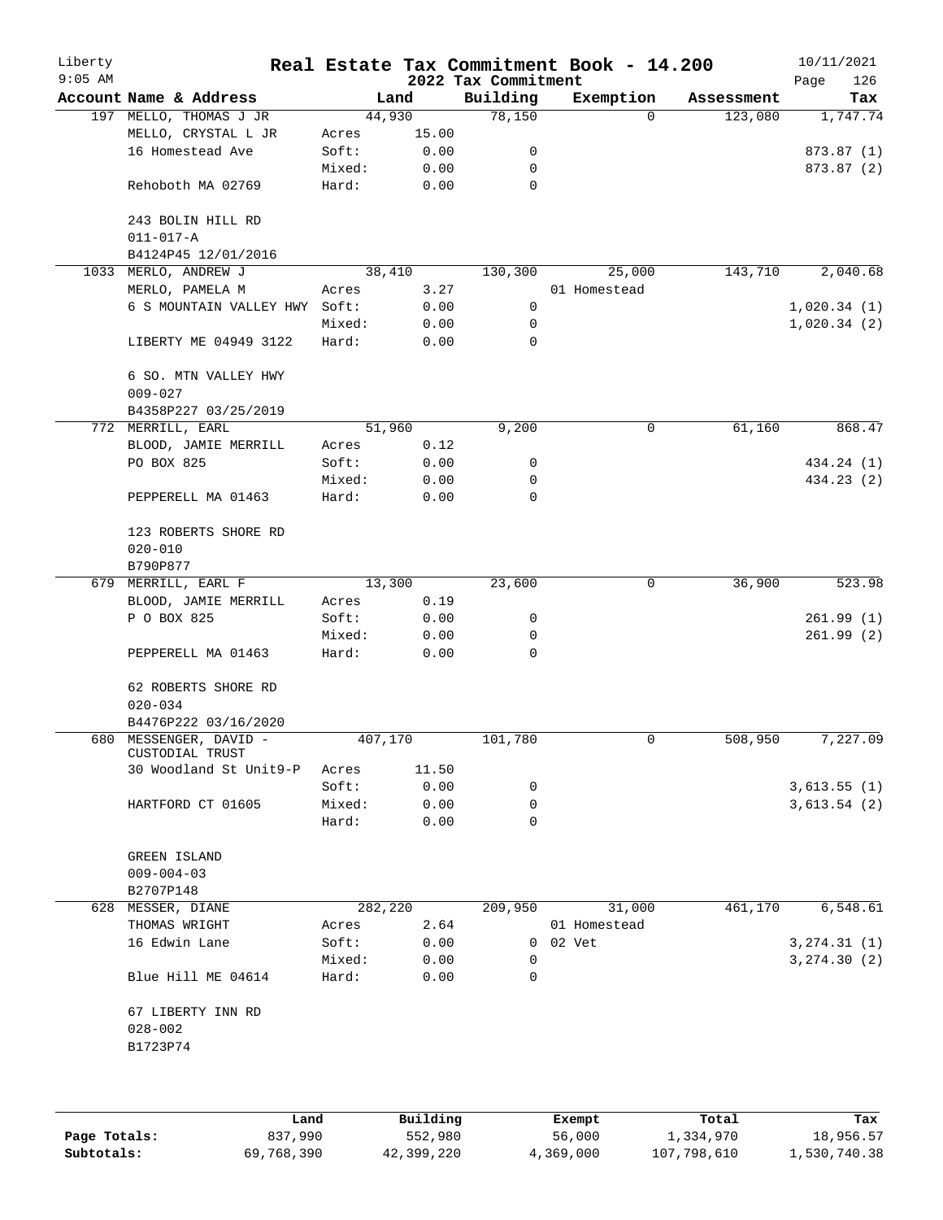# Real Estate Tax Commitment Book - 14.200

## 2022 Tax Commitment

Liberty
9:05 AM

10/11/2021

| Account Name & Address | Land | | Building | Exemption | Assessment | Tax |
|---|---|---|---|---|---|---|
| 197 MELLO, THOMAS J JR | 44,930 | | 78,150 | 0 | 123,080 | 1,747.74 |
| MELLO, CRYSTAL L JR | Acres | 15.00 | | | | |
| 16 Homestead Ave | Soft: | 0.00 | 0 | | | 873.87 (1) |
| | Mixed: | 0.00 | 0 | | | 873.87 (2) |
| Rehoboth MA 02769 | Hard: | 0.00 | 0 | | | |
| 243 BOLIN HILL RD | | | | | | |
| 011-017-A | | | | | | |
| B4124P45 12/01/2016 | | | | | | |
| 1033 MERLO, ANDREW J | 38,410 | | 130,300 | 25,000 | 143,710 | 2,040.68 |
| MERLO, PAMELA M | Acres | 3.27 | | 01 Homestead | | |
| 6 S MOUNTAIN VALLEY HWY | Soft: | 0.00 | 0 | | | 1,020.34 (1) |
| | Mixed: | 0.00 | 0 | | | 1,020.34 (2) |
| LIBERTY ME 04949 3122 | Hard: | 0.00 | 0 | | | |
| 6 SO. MTN VALLEY HWY | | | | | | |
| 009-027 | | | | | | |
| B4358P227 03/25/2019 | | | | | | |
| 772 MERRILL, EARL | 51,960 | | 9,200 | 0 | 61,160 | 868.47 |
| BLOOD, JAMIE MERRILL | Acres | 0.12 | | | | |
| PO BOX 825 | Soft: | 0.00 | 0 | | | 434.24 (1) |
| | Mixed: | 0.00 | 0 | | | 434.23 (2) |
| PEPPERELL MA 01463 | Hard: | 0.00 | 0 | | | |
| 123 ROBERTS SHORE RD | | | | | | |
| 020-010 | | | | | | |
| B790P877 | | | | | | |
| 679 MERRILL, EARL F | 13,300 | | 23,600 | 0 | 36,900 | 523.98 |
| BLOOD, JAMIE MERRILL | Acres | 0.19 | | | | |
| P O BOX 825 | Soft: | 0.00 | 0 | | | 261.99 (1) |
| | Mixed: | 0.00 | 0 | | | 261.99 (2) |
| PEPPERELL MA 01463 | Hard: | 0.00 | 0 | | | |
| 62 ROBERTS SHORE RD | | | | | | |
| 020-034 | | | | | | |
| B4476P222 03/16/2020 | | | | | | |
| 680 MESSENGER, DAVID - CUSTODIAL TRUST | 407,170 | | 101,780 | 0 | 508,950 | 7,227.09 |
| 30 Woodland St Unit9-P | Acres | 11.50 | | | | |
| | Soft: | 0.00 | 0 | | | 3,613.55 (1) |
| HARTFORD CT 01605 | Mixed: | 0.00 | 0 | | | 3,613.54 (2) |
| | Hard: | 0.00 | 0 | | | |
| GREEN ISLAND | | | | | | |
| 009-004-03 | | | | | | |
| B2707P148 | | | | | | |
| 628 MESSER, DIANE | 282,220 | | 209,950 | 31,000 | 461,170 | 6,548.61 |
| THOMAS WRIGHT | Acres | 2.64 | | 01 Homestead | | |
| 16 Edwin Lane | Soft: | 0.00 | 0 | 02 Vet | | 3,274.31 (1) |
| | Mixed: | 0.00 | 0 | | | 3,274.30 (2) |
| Blue Hill ME 04614 | Hard: | 0.00 | 0 | | | |
| 67 LIBERTY INN RD | | | | | | |
| 028-002 | | | | | | |
| B1723P74 | | | | | | |

| | Land | Building | Exempt | Total | Tax |
|---|---|---|---|---|---|
| Page Totals: | 837,990 | 552,980 | 56,000 | 1,334,970 | 18,956.57 |
| Subtotals: | 69,768,390 | 42,399,220 | 4,369,000 | 107,798,610 | 1,530,740.38 |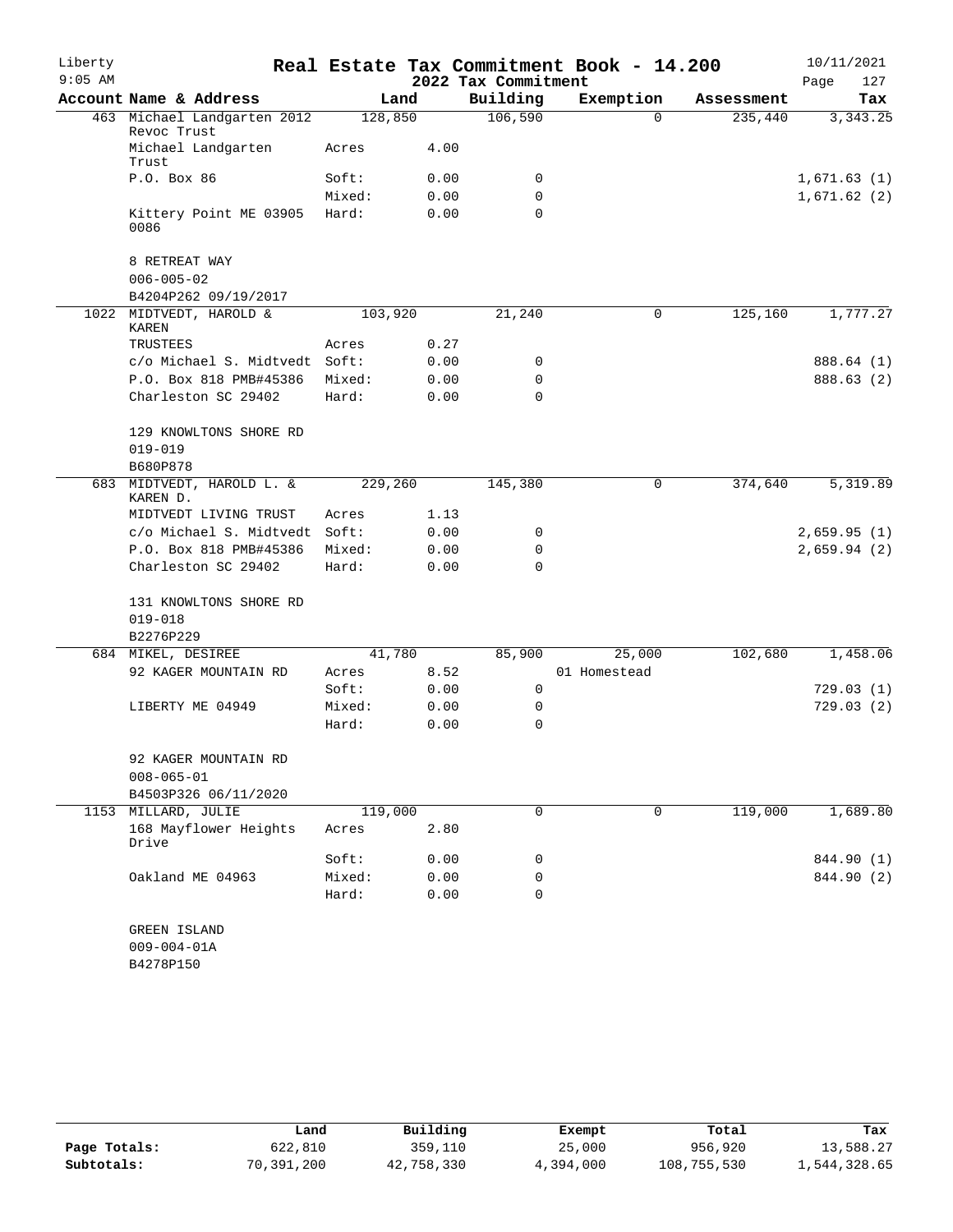# Real Estate Tax Commitment Book - 14.200

Liberty
9:05 AM

2022 Tax Commitment

10/11/2021

| Account Name & Address | Land | | Building | Exemption | Assessment | Tax |
|---|---|---|---|---|---|---|
| 463 Michael Landgarten 2012 Revoc Trust | 128,850 | | 106,590 | 0 | 235,440 | 3,343.25 |
| Michael Landgarten Trust | Acres | 4.00 | | | | |
| P.O. Box 86 | Soft: | 0.00 | 0 | | | 1,671.63 (1) |
| | Mixed: | 0.00 | 0 | | | 1,671.62 (2) |
| Kittery Point ME 03905 0086 | Hard: | 0.00 | 0 | | | |
| 8 RETREAT WAY | | | | | | |
| 006-005-02 | | | | | | |
| B4204P262 09/19/2017 | | | | | | |
| 1022 MIDTVEDT, HAROLD & KAREN | 103,920 | | 21,240 | 0 | 125,160 | 1,777.27 |
| TRUSTEES | Acres | 0.27 | | | | |
| c/o Michael S. Midtvedt | Soft: | 0.00 | 0 | | | 888.64 (1) |
| P.O. Box 818 PMB#45386 | Mixed: | 0.00 | 0 | | | 888.63 (2) |
| Charleston SC 29402 | Hard: | 0.00 | 0 | | | |
| 129 KNOWLTONS SHORE RD | | | | | | |
| 019-019 | | | | | | |
| B680P878 | | | | | | |
| 683 MIDTVEDT, HAROLD L. & KAREN D. | 229,260 | | 145,380 | 0 | 374,640 | 5,319.89 |
| MIDTVEDT LIVING TRUST | Acres | 1.13 | | | | |
| c/o Michael S. Midtvedt | Soft: | 0.00 | 0 | | | 2,659.95 (1) |
| P.O. Box 818 PMB#45386 | Mixed: | 0.00 | 0 | | | 2,659.94 (2) |
| Charleston SC 29402 | Hard: | 0.00 | 0 | | | |
| 131 KNOWLTONS SHORE RD | | | | | | |
| 019-018 | | | | | | |
| B2276P229 | | | | | | |
| 684 MIKEL, DESIREE | 41,780 | | 85,900 | 25,000 | 102,680 | 1,458.06 |
| 92 KAGER MOUNTAIN RD | Acres | 8.52 | | 01 Homestead | | |
| | Soft: | 0.00 | 0 | | | 729.03 (1) |
| LIBERTY ME 04949 | Mixed: | 0.00 | 0 | | | 729.03 (2) |
| | Hard: | 0.00 | 0 | | | |
| 92 KAGER MOUNTAIN RD | | | | | | |
| 008-065-01 | | | | | | |
| B4503P326 06/11/2020 | | | | | | |
| 1153 MILLARD, JULIE | 119,000 | | 0 | 0 | 119,000 | 1,689.80 |
| 168 Mayflower Heights Drive | Acres | 2.80 | | | | |
| | Soft: | 0.00 | 0 | | | 844.90 (1) |
| Oakland ME 04963 | Mixed: | 0.00 | 0 | | | 844.90 (2) |
| | Hard: | 0.00 | 0 | | | |
| GREEN ISLAND | | | | | | |
| 009-004-01A | | | | | | |
| B4278P150 | | | | | | |

| | Land | Building | Exempt | Total | Tax |
|---|---|---|---|---|---|
| **Page Totals:** | 622,810 | 359,110 | 25,000 | 956,920 | 13,588.27 |
| **Subtotals:** | 70,391,200 | 42,758,330 | 4,394,000 | 108,755,530 | 1,544,328.65 |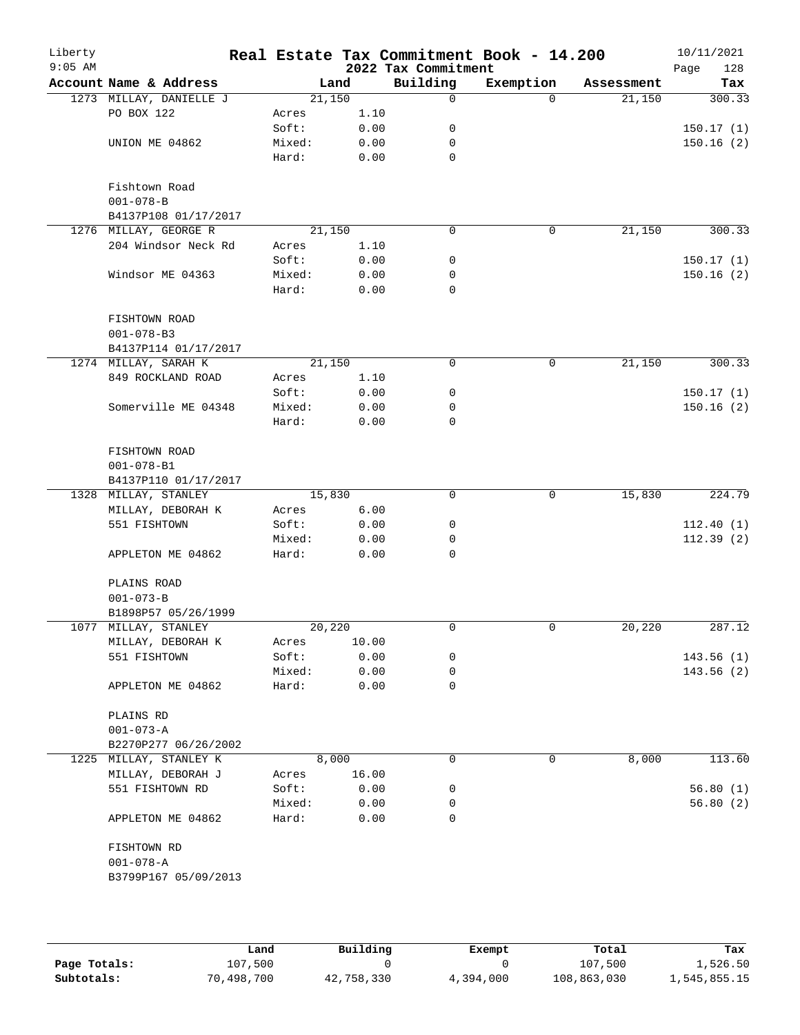Liberty
9:05 AM

# Real Estate Tax Commitment Book - 14.200
## 2022 Tax Commitment

10/11/2021

| Account Name & Address | | Land | Building | Exemption | Assessment | Tax |
|---|---|---|---|---|---|---|
| 1273 MILLAY, DANIELLE J | | 21,150 | 0 | 0 | 21,150 | 300.33 |
| PO BOX 122 | Acres | 1.10 | | | | |
| | Soft: | 0.00 | 0 | | | 150.17 (1) |
| UNION ME 04862 | Mixed: | 0.00 | 0 | | | 150.16 (2) |
| | Hard: | 0.00 | 0 | | | |
| Fishtown Road | | | | | | |
| 001-078-B | | | | | | |
| B4137P108 01/17/2017 | | | | | | |
| 1276 MILLAY, GEORGE R | | 21,150 | 0 | 0 | 21,150 | 300.33 |
| 204 Windsor Neck Rd | Acres | 1.10 | | | | |
| | Soft: | 0.00 | 0 | | | 150.17 (1) |
| Windsor ME 04363 | Mixed: | 0.00 | 0 | | | 150.16 (2) |
| | Hard: | 0.00 | 0 | | | |
| FISHTOWN ROAD | | | | | | |
| 001-078-B3 | | | | | | |
| B4137P114 01/17/2017 | | | | | | |
| 1274 MILLAY, SARAH K | | 21,150 | 0 | 0 | 21,150 | 300.33 |
| 849 ROCKLAND ROAD | Acres | 1.10 | | | | |
| | Soft: | 0.00 | 0 | | | 150.17 (1) |
| Somerville ME 04348 | Mixed: | 0.00 | 0 | | | 150.16 (2) |
| | Hard: | 0.00 | 0 | | | |
| FISHTOWN ROAD | | | | | | |
| 001-078-B1 | | | | | | |
| B4137P110 01/17/2017 | | | | | | |
| 1328 MILLAY, STANLEY | | 15,830 | 0 | 0 | 15,830 | 224.79 |
| MILLAY, DEBORAH K | Acres | 6.00 | | | | |
| 551 FISHTOWN | Soft: | 0.00 | 0 | | | 112.40 (1) |
| | Mixed: | 0.00 | 0 | | | 112.39 (2) |
| APPLETON ME 04862 | Hard: | 0.00 | 0 | | | |
| PLAINS ROAD | | | | | | |
| 001-073-B | | | | | | |
| B1898P57 05/26/1999 | | | | | | |
| 1077 MILLAY, STANLEY | | 20,220 | 0 | 0 | 20,220 | 287.12 |
| MILLAY, DEBORAH K | Acres | 10.00 | | | | |
| 551 FISHTOWN | Soft: | 0.00 | 0 | | | 143.56 (1) |
| | Mixed: | 0.00 | 0 | | | 143.56 (2) |
| APPLETON ME 04862 | Hard: | 0.00 | 0 | | | |
| PLAINS RD | | | | | | |
| 001-073-A | | | | | | |
| B2270P277 06/26/2002 | | | | | | |
| 1225 MILLAY, STANLEY K | | 8,000 | 0 | 0 | 8,000 | 113.60 |
| MILLAY, DEBORAH J | Acres | 16.00 | | | | |
| 551 FISHTOWN RD | Soft: | 0.00 | 0 | | | 56.80 (1) |
| | Mixed: | 0.00 | 0 | | | 56.80 (2) |
| APPLETON ME 04862 | Hard: | 0.00 | 0 | | | |
| FISHTOWN RD | | | | | | |
| 001-078-A | | | | | | |
| B3799P167 05/09/2013 | | | | | | |

| | Land | Building | Exempt | Total | Tax |
|---|---|---|---|---|---|
| Page Totals: | 107,500 | 0 | 0 | 107,500 | 1,526.50 |
| Subtotals: | 70,498,700 | 42,758,330 | 4,394,000 | 108,863,030 | 1,545,855.15 |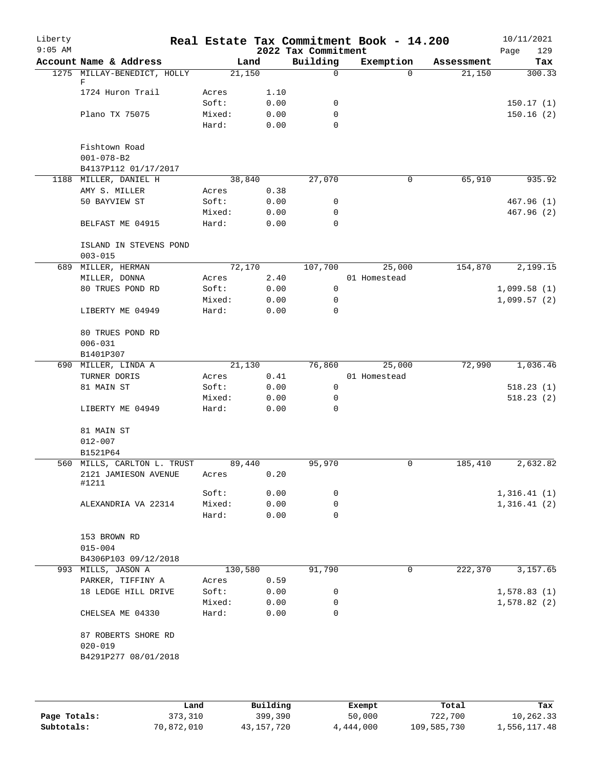# Real Estate Tax Commitment Book - 14.200

Liberty
9:05 AM

2022 Tax Commitment

10/11/2021

| Account Name & Address | Land | | Building | Exemption | Assessment | Tax |
|---|---|---|---|---|---|---|
| 1275 MILLAY-BENEDICT, HOLLY F | 21,150 | | 0 | 0 | 21,150 | 300.33 |
| 1724 Huron Trail | Acres | 1.10 | | | | |
| | Soft: | 0.00 | 0 | | | 150.17 (1) |
| Plano TX 75075 | Mixed: | 0.00 | 0 | | | 150.16 (2) |
| | Hard: | 0.00 | 0 | | | |
| Fishtown Road | | | | | | |
| 001-078-B2 | | | | | | |
| B4137P112 01/17/2017 | | | | | | |
| 1188 MILLER, DANIEL H | 38,840 | | 27,070 | 0 | 65,910 | 935.92 |
| AMY S. MILLER | Acres | 0.38 | | | | |
| 50 BAYVIEW ST | Soft: | 0.00 | 0 | | | 467.96 (1) |
| | Mixed: | 0.00 | 0 | | | 467.96 (2) |
| BELFAST ME 04915 | Hard: | 0.00 | 0 | | | |
| ISLAND IN STEVENS POND | | | | | | |
| 003-015 | | | | | | |
| 689 MILLER, HERMAN | 72,170 | | 107,700 | 25,000 | 154,870 | 2,199.15 |
| MILLER, DONNA | Acres | 2.40 | | 01 Homestead | | |
| 80 TRUES POND RD | Soft: | 0.00 | 0 | | | 1,099.58 (1) |
| | Mixed: | 0.00 | 0 | | | 1,099.57 (2) |
| LIBERTY ME 04949 | Hard: | 0.00 | 0 | | | |
| 80 TRUES POND RD | | | | | | |
| 006-031 | | | | | | |
| B1401P307 | | | | | | |
| 690 MILLER, LINDA A | 21,130 | | 76,860 | 25,000 | 72,990 | 1,036.46 |
| TURNER DORIS | Acres | 0.41 | | 01 Homestead | | |
| 81 MAIN ST | Soft: | 0.00 | 0 | | | 518.23 (1) |
| | Mixed: | 0.00 | 0 | | | 518.23 (2) |
| LIBERTY ME 04949 | Hard: | 0.00 | 0 | | | |
| 81 MAIN ST | | | | | | |
| 012-007 | | | | | | |
| B1521P64 | | | | | | |
| 560 MILLS, CARLTON L. TRUST | 89,440 | | 95,970 | 0 | 185,410 | 2,632.82 |
| 2121 JAMIESON AVENUE #1211 | Acres | 0.20 | | | | |
| | Soft: | 0.00 | 0 | | | 1,316.41 (1) |
| ALEXANDRIA VA 22314 | Mixed: | 0.00 | 0 | | | 1,316.41 (2) |
| | Hard: | 0.00 | 0 | | | |
| 153 BROWN RD | | | | | | |
| 015-004 | | | | | | |
| B4306P103 09/12/2018 | | | | | | |
| 993 MILLS, JASON A | 130,580 | | 91,790 | 0 | 222,370 | 3,157.65 |
| PARKER, TIFFINY A | Acres | 0.59 | | | | |
| 18 LEDGE HILL DRIVE | Soft: | 0.00 | 0 | | | 1,578.83 (1) |
| | Mixed: | 0.00 | 0 | | | 1,578.82 (2) |
| CHELSEA ME 04330 | Hard: | 0.00 | 0 | | | |
| 87 ROBERTS SHORE RD | | | | | | |
| 020-019 | | | | | | |
| B4291P277 08/01/2018 | | | | | | |

| | Land | Building | Exempt | Total | Tax |
|---|---|---|---|---|---|
| Page Totals: | 373,310 | 399,390 | 50,000 | 722,700 | 10,262.33 |
| Subtotals: | 70,872,010 | 43,157,720 | 4,444,000 | 109,585,730 | 1,556,117.48 |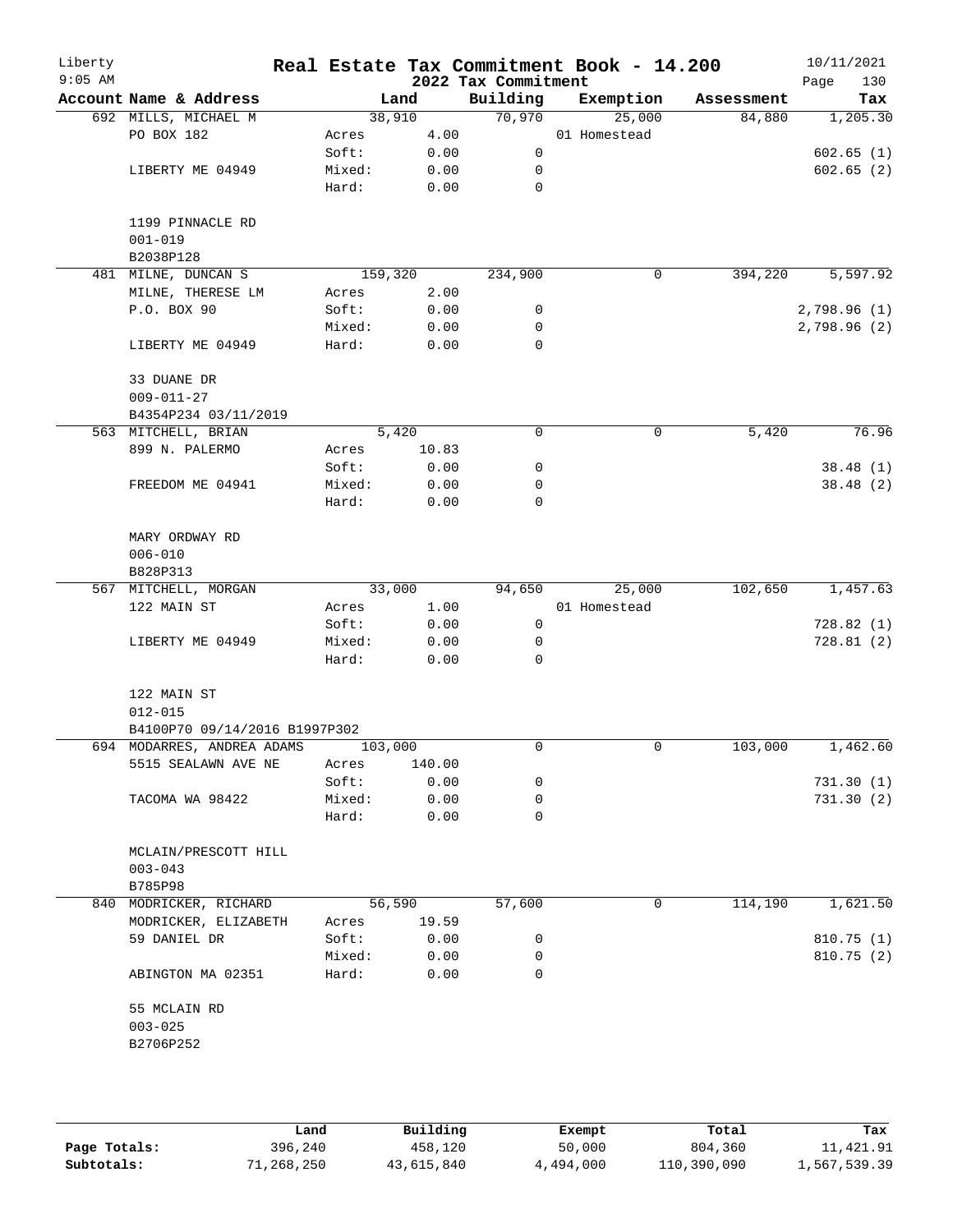# Real Estate Tax Commitment Book - 14.200

Liberty
9:05 AM

2022 Tax Commitment

10/11/2021

| Account Name & Address | Land | | Building | Exemption | Assessment | Tax |
|---|---|---|---|---|---|---|
| 692 MILLS, MICHAEL M | 38,910 | | 70,970 | 25,000 | 84,880 | 1,205.30 |
| PO BOX 182 | Acres | 4.00 | | 01 Homestead | | |
| | Soft: | 0.00 | 0 | | | 602.65 (1) |
| LIBERTY ME 04949 | Mixed: | 0.00 | 0 | | | 602.65 (2) |
| | Hard: | 0.00 | 0 | | | |
| 1199 PINNACLE RD | | | | | | |
| 001-019 | | | | | | |
| B2038P128 | | | | | | |
| 481 MILNE, DUNCAN S | 159,320 | | 234,900 | 0 | 394,220 | 5,597.92 |
| MILNE, THERESE LM | Acres | 2.00 | | | | |
| P.O. BOX 90 | Soft: | 0.00 | 0 | | | 2,798.96 (1) |
| | Mixed: | 0.00 | 0 | | | 2,798.96 (2) |
| LIBERTY ME 04949 | Hard: | 0.00 | 0 | | | |
| 33 DUANE DR | | | | | | |
| 009-011-27 | | | | | | |
| B4354P234 03/11/2019 | | | | | | |
| 563 MITCHELL, BRIAN | 5,420 | | 0 | 0 | 5,420 | 76.96 |
| 899 N. PALERMO | Acres | 10.83 | | | | |
| | Soft: | 0.00 | 0 | | | 38.48 (1) |
| FREEDOM ME 04941 | Mixed: | 0.00 | 0 | | | 38.48 (2) |
| | Hard: | 0.00 | 0 | | | |
| MARY ORDWAY RD | | | | | | |
| 006-010 | | | | | | |
| B828P313 | | | | | | |
| 567 MITCHELL, MORGAN | 33,000 | | 94,650 | 25,000 | 102,650 | 1,457.63 |
| 122 MAIN ST | Acres | 1.00 | | 01 Homestead | | |
| | Soft: | 0.00 | 0 | | | 728.82 (1) |
| LIBERTY ME 04949 | Mixed: | 0.00 | 0 | | | 728.81 (2) |
| | Hard: | 0.00 | 0 | | | |
| 122 MAIN ST | | | | | | |
| 012-015 | | | | | | |
| B4100P70 09/14/2016 B1997P302 | | | | | | |
| 694 MODARRES, ANDREA ADAMS | 103,000 | | 0 | 0 | 103,000 | 1,462.60 |
| 5515 SEALAWN AVE NE | Acres | 140.00 | | | | |
| | Soft: | 0.00 | 0 | | | 731.30 (1) |
| TACOMA WA 98422 | Mixed: | 0.00 | 0 | | | 731.30 (2) |
| | Hard: | 0.00 | 0 | | | |
| MCLAIN/PRESCOTT HILL | | | | | | |
| 003-043 | | | | | | |
| B785P98 | | | | | | |
| 840 MODRICKER, RICHARD | 56,590 | | 57,600 | 0 | 114,190 | 1,621.50 |
| MODRICKER, ELIZABETH | Acres | 19.59 | | | | |
| 59 DANIEL DR | Soft: | 0.00 | 0 | | | 810.75 (1) |
| | Mixed: | 0.00 | 0 | | | 810.75 (2) |
| ABINGTON MA 02351 | Hard: | 0.00 | 0 | | | |
| 55 MCLAIN RD | | | | | | |
| 003-025 | | | | | | |
| B2706P252 | | | | | | |

| | Land | Building | Exempt | Total | Tax |
|---|---|---|---|---|---|
| Page Totals: | 396,240 | 458,120 | 50,000 | 804,360 | 11,421.91 |
| Subtotals: | 71,268,250 | 43,615,840 | 4,494,000 | 110,390,090 | 1,567,539.39 |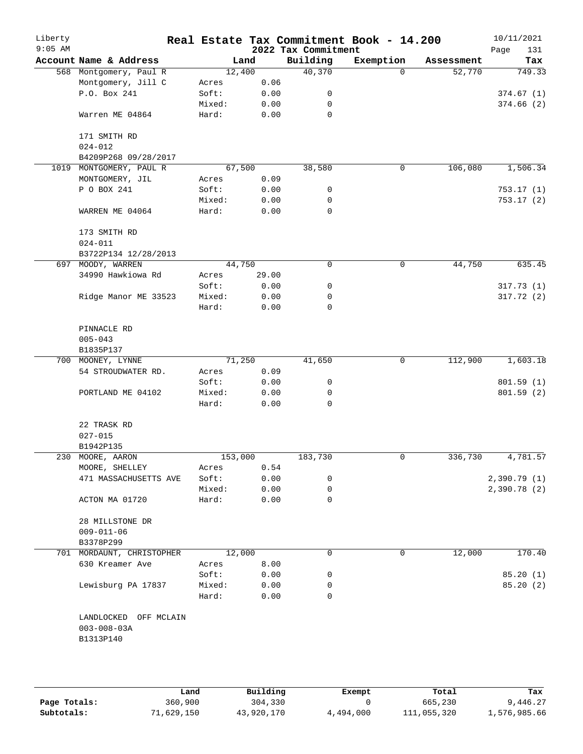Liberty 9:05 AM

# Real Estate Tax Commitment Book - 14.200

## 2022 Tax Commitment

10/11/2021 Page 131

| Account Name & Address | | Land | Building | Exemption | Assessment | Tax |
|---|---|---|---|---|---|---|
| 568 Montgomery, Paul R | | 12,400 | 40,370 | 0 | 52,770 | 749.33 |
| Montgomery, Jill C | Acres | 0.06 | | | | |
| P.O. Box 241 | Soft: | 0.00 | 0 | | | 374.67 (1) |
| | Mixed: | 0.00 | 0 | | | 374.66 (2) |
| Warren ME 04864 | Hard: | 0.00 | 0 | | | |
| 171 SMITH RD | | | | | | |
| 024-012 | | | | | | |
| B4209P268 09/28/2017 | | | | | | |
| 1019 MONTGOMERY, PAUL R | | 67,500 | 38,580 | 0 | 106,080 | 1,506.34 |
| MONTGOMERY, JIL | Acres | 0.09 | | | | |
| P O BOX 241 | Soft: | 0.00 | 0 | | | 753.17 (1) |
| | Mixed: | 0.00 | 0 | | | 753.17 (2) |
| WARREN ME 04064 | Hard: | 0.00 | 0 | | | |
| 173 SMITH RD | | | | | | |
| 024-011 | | | | | | |
| B3722P134 12/28/2013 | | | | | | |
| 697 MOODY, WARREN | | 44,750 | 0 | 0 | 44,750 | 635.45 |
| 34990 Hawkiowa Rd | Acres | 29.00 | | | | |
| | Soft: | 0.00 | 0 | | | 317.73 (1) |
| Ridge Manor ME 33523 | Mixed: | 0.00 | 0 | | | 317.72 (2) |
| | Hard: | 0.00 | 0 | | | |
| PINNACLE RD | | | | | | |
| 005-043 | | | | | | |
| B1835P137 | | | | | | |
| 700 MOONEY, LYNNE | | 71,250 | 41,650 | 0 | 112,900 | 1,603.18 |
| 54 STROUDWATER RD. | Acres | 0.09 | | | | |
| | Soft: | 0.00 | 0 | | | 801.59 (1) |
| PORTLAND ME 04102 | Mixed: | 0.00 | 0 | | | 801.59 (2) |
| | Hard: | 0.00 | 0 | | | |
| 22 TRASK RD | | | | | | |
| 027-015 | | | | | | |
| B1942P135 | | | | | | |
| 230 MOORE, AARON | | 153,000 | 183,730 | 0 | 336,730 | 4,781.57 |
| MOORE, SHELLEY | Acres | 0.54 | | | | |
| 471 MASSACHUSETTS AVE | Soft: | 0.00 | 0 | | | 2,390.79 (1) |
| | Mixed: | 0.00 | 0 | | | 2,390.78 (2) |
| ACTON MA 01720 | Hard: | 0.00 | 0 | | | |
| 28 MILLSTONE DR | | | | | | |
| 009-011-06 | | | | | | |
| B3378P299 | | | | | | |
| 701 MORDAUNT, CHRISTOPHER | | 12,000 | 0 | 0 | 12,000 | 170.40 |
| 630 Kreamer Ave | Acres | 8.00 | | | | |
| | Soft: | 0.00 | 0 | | | 85.20 (1) |
| Lewisburg PA 17837 | Mixed: | 0.00 | 0 | | | 85.20 (2) |
| | Hard: | 0.00 | 0 | | | |
| LANDLOCKED OFF MCLAIN | | | | | | |
| 003-008-03A | | | | | | |
| B1313P140 | | | | | | |

| | Land | Building | Exempt | Total | Tax |
|---|---|---|---|---|---|
| Page Totals: | 360,900 | 304,330 | 0 | 665,230 | 9,446.27 |
| Subtotals: | 71,629,150 | 43,920,170 | 4,494,000 | 111,055,320 | 1,576,985.66 |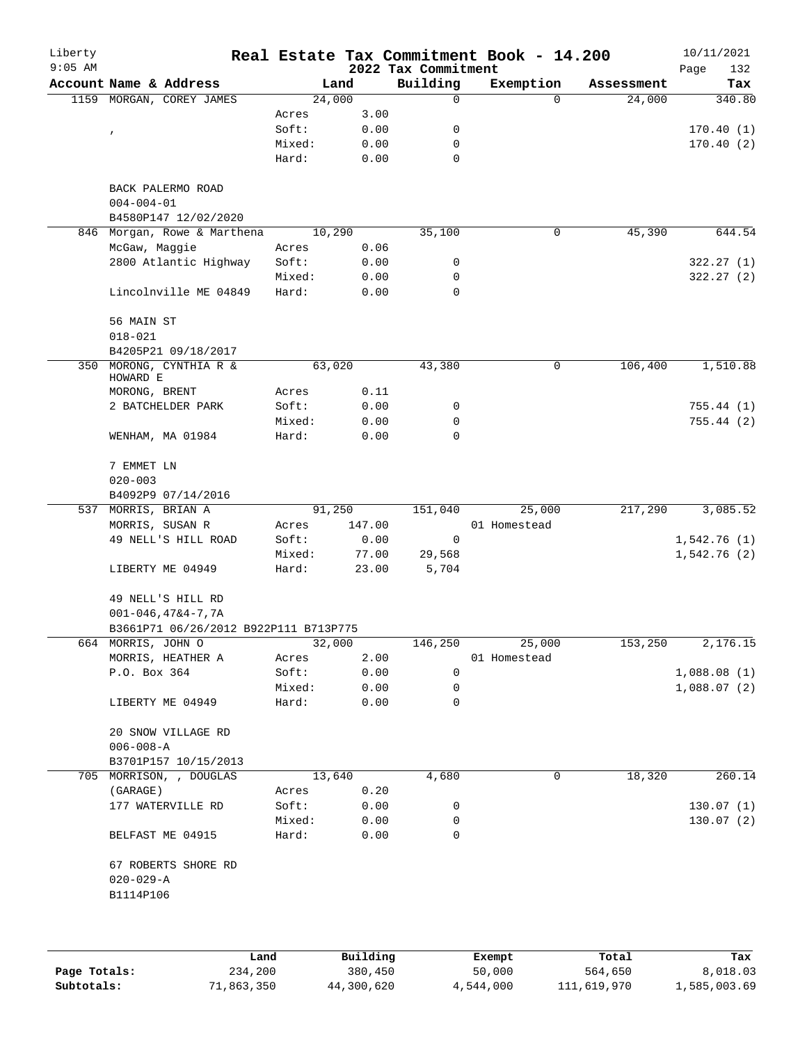# Real Estate Tax Commitment Book - 14.200

Liberty
9:05 AM

2022 Tax Commitment

10/11/2021
Page 132

| Account | Name & Address | | Land | Building | Exemption | Assessment | Tax |
|---|---|---|---|---|---|---|---|
| 1159 | MORGAN, COREY JAMES | | 24,000 | 0 | 0 | 24,000 | 340.80 |
| | | Acres | 3.00 | | | | |
| | , | Soft: | 0.00 | 0 | | | 170.40 (1) |
| | | Mixed: | 0.00 | 0 | | | 170.40 (2) |
| | | Hard: | 0.00 | 0 | | | |
| | BACK PALERMO ROAD | | | | | | |
| | 004-004-01 | | | | | | |
| | B4580P147 12/02/2020 | | | | | | |
| 846 | Morgan, Rowe & Marthena | | 10,290 | 35,100 | 0 | 45,390 | 644.54 |
| | McGaw, Maggie | Acres | 0.06 | | | | |
| | 2800 Atlantic Highway | Soft: | 0.00 | 0 | | | 322.27 (1) |
| | | Mixed: | 0.00 | 0 | | | 322.27 (2) |
| | Lincolnville ME 04849 | Hard: | 0.00 | 0 | | | |
| | 56 MAIN ST | | | | | | |
| | 018-021 | | | | | | |
| | B4205P21 09/18/2017 | | | | | | |
| 350 | MORONG, CYNTHIA R & HOWARD E | | 63,020 | 43,380 | 0 | 106,400 | 1,510.88 |
| | MORONG, BRENT | Acres | 0.11 | | | | |
| | 2 BATCHELDER PARK | Soft: | 0.00 | 0 | | | 755.44 (1) |
| | | Mixed: | 0.00 | 0 | | | 755.44 (2) |
| | WENHAM, MA 01984 | Hard: | 0.00 | 0 | | | |
| | 7 EMMET LN | | | | | | |
| | 020-003 | | | | | | |
| | B4092P9 07/14/2016 | | | | | | |
| 537 | MORRIS, BRIAN A | | 91,250 | 151,040 | 25,000 | 217,290 | 3,085.52 |
| | MORRIS, SUSAN R | Acres | 147.00 | | 01 Homestead | | |
| | 49 NELL'S HILL ROAD | Soft: | 0.00 | 0 | | | 1,542.76 (1) |
| | | Mixed: | 77.00 | 29,568 | | | 1,542.76 (2) |
| | LIBERTY ME 04949 | Hard: | 23.00 | 5,704 | | | |
| | 49 NELL'S HILL RD | | | | | | |
| | 001-046,47&4-7,7A | | | | | | |
| | B3661P71 06/26/2012 B922P111 B713P775 | | | | | | |
| 664 | MORRIS, JOHN O | | 32,000 | 146,250 | 25,000 | 153,250 | 2,176.15 |
| | MORRIS, HEATHER A | Acres | 2.00 | | 01 Homestead | | |
| | P.O. Box 364 | Soft: | 0.00 | 0 | | | 1,088.08 (1) |
| | | Mixed: | 0.00 | 0 | | | 1,088.07 (2) |
| | LIBERTY ME 04949 | Hard: | 0.00 | 0 | | | |
| | 20 SNOW VILLAGE RD | | | | | | |
| | 006-008-A | | | | | | |
| | B3701P157 10/15/2013 | | | | | | |
| 705 | MORRISON, , DOUGLAS | | 13,640 | 4,680 | 0 | 18,320 | 260.14 |
| | (GARAGE) | Acres | 0.20 | | | | |
| | 177 WATERVILLE RD | Soft: | 0.00 | 0 | | | 130.07 (1) |
| | | Mixed: | 0.00 | 0 | | | 130.07 (2) |
| | BELFAST ME 04915 | Hard: | 0.00 | 0 | | | |
| | 67 ROBERTS SHORE RD | | | | | | |
| | 020-029-A | | | | | | |
| | B1114P106 | | | | | | |

| | Land | Building | Exempt | Total | Tax |
|---|---|---|---|---|---|
| Page Totals: | 234,200 | 380,450 | 50,000 | 564,650 | 8,018.03 |
| Subtotals: | 71,863,350 | 44,300,620 | 4,544,000 | 111,619,970 | 1,585,003.69 |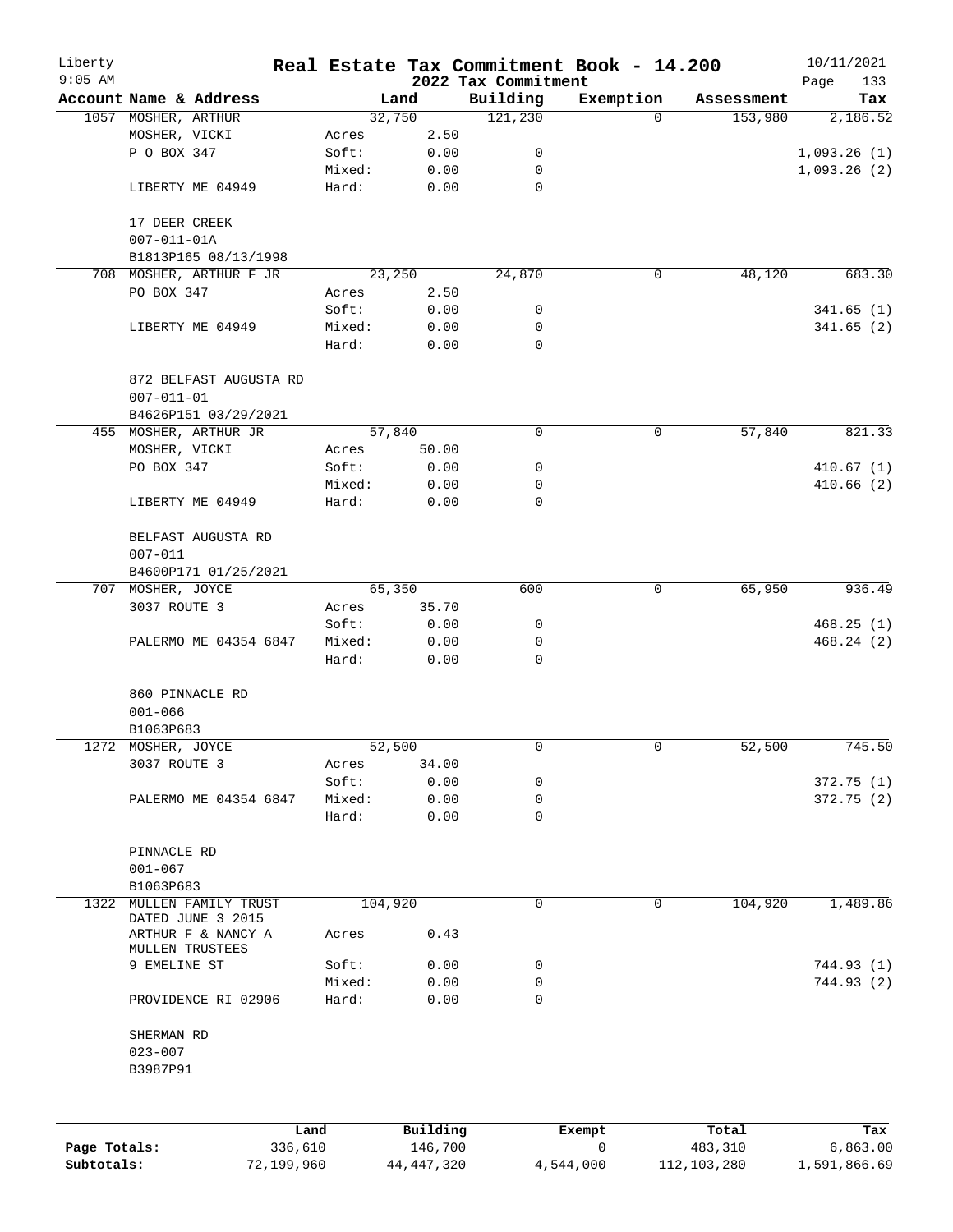# Real Estate Tax Commitment Book - 14.200

## 2022 Tax Commitment

Liberty
9:05 AM
10/11/2021

| Account Name & Address | | Land | Building | Exemption | Assessment | Tax |
|---|---|---|---|---|---|---|
| 1057 MOSHER, ARTHUR | | 32,750 | 121,230 | 0 | 153,980 | 2,186.52 |
| MOSHER, VICKI | Acres | 2.50 | | | | |
| P O BOX 347 | Soft: | 0.00 | 0 | | | 1,093.26 (1) |
| | Mixed: | 0.00 | 0 | | | 1,093.26 (2) |
| LIBERTY ME 04949 | Hard: | 0.00 | 0 | | | |
| 17 DEER CREEK | | | | | | |
| 007-011-01A | | | | | | |
| B1813P165 08/13/1998 | | | | | | |
| 708 MOSHER, ARTHUR F JR | | 23,250 | 24,870 | 0 | 48,120 | 683.30 |
| PO BOX 347 | Acres | 2.50 | | | | |
| | Soft: | 0.00 | 0 | | | 341.65 (1) |
| LIBERTY ME 04949 | Mixed: | 0.00 | 0 | | | 341.65 (2) |
| | Hard: | 0.00 | 0 | | | |
| 872 BELFAST AUGUSTA RD | | | | | | |
| 007-011-01 | | | | | | |
| B4626P151 03/29/2021 | | | | | | |
| 455 MOSHER, ARTHUR JR | | 57,840 | 0 | 0 | 57,840 | 821.33 |
| MOSHER, VICKI | Acres | 50.00 | | | | |
| PO BOX 347 | Soft: | 0.00 | 0 | | | 410.67 (1) |
| | Mixed: | 0.00 | 0 | | | 410.66 (2) |
| LIBERTY ME 04949 | Hard: | 0.00 | 0 | | | |
| BELFAST AUGUSTA RD | | | | | | |
| 007-011 | | | | | | |
| B4600P171 01/25/2021 | | | | | | |
| 707 MOSHER, JOYCE | | 65,350 | 600 | 0 | 65,950 | 936.49 |
| 3037 ROUTE 3 | Acres | 35.70 | | | | |
| | Soft: | 0.00 | 0 | | | 468.25 (1) |
| PALERMO ME 04354 6847 | Mixed: | 0.00 | 0 | | | 468.24 (2) |
| | Hard: | 0.00 | 0 | | | |
| 860 PINNACLE RD | | | | | | |
| 001-066 | | | | | | |
| B1063P683 | | | | | | |
| 1272 MOSHER, JOYCE | | 52,500 | 0 | 0 | 52,500 | 745.50 |
| 3037 ROUTE 3 | Acres | 34.00 | | | | |
| | Soft: | 0.00 | 0 | | | 372.75 (1) |
| PALERMO ME 04354 6847 | Mixed: | 0.00 | 0 | | | 372.75 (2) |
| | Hard: | 0.00 | 0 | | | |
| PINNACLE RD | | | | | | |
| 001-067 | | | | | | |
| B1063P683 | | | | | | |
| 1322 MULLEN FAMILY TRUST DATED JUNE 3 2015 | | 104,920 | 0 | 0 | 104,920 | 1,489.86 |
| ARTHUR F & NANCY A MULLEN TRUSTEES | Acres | 0.43 | | | | |
| 9 EMELINE ST | Soft: | 0.00 | 0 | | | 744.93 (1) |
| | Mixed: | 0.00 | 0 | | | 744.93 (2) |
| PROVIDENCE RI 02906 | Hard: | 0.00 | 0 | | | |
| SHERMAN RD | | | | | | |
| 023-007 | | | | | | |
| B3987P91 | | | | | | |

| | Land | Building | Exempt | Total | Tax |
|---|---|---|---|---|---|
| Page Totals: | 336,610 | 146,700 | 0 | 483,310 | 6,863.00 |
| Subtotals: | 72,199,960 | 44,447,320 | 4,544,000 | 112,103,280 | 1,591,866.69 |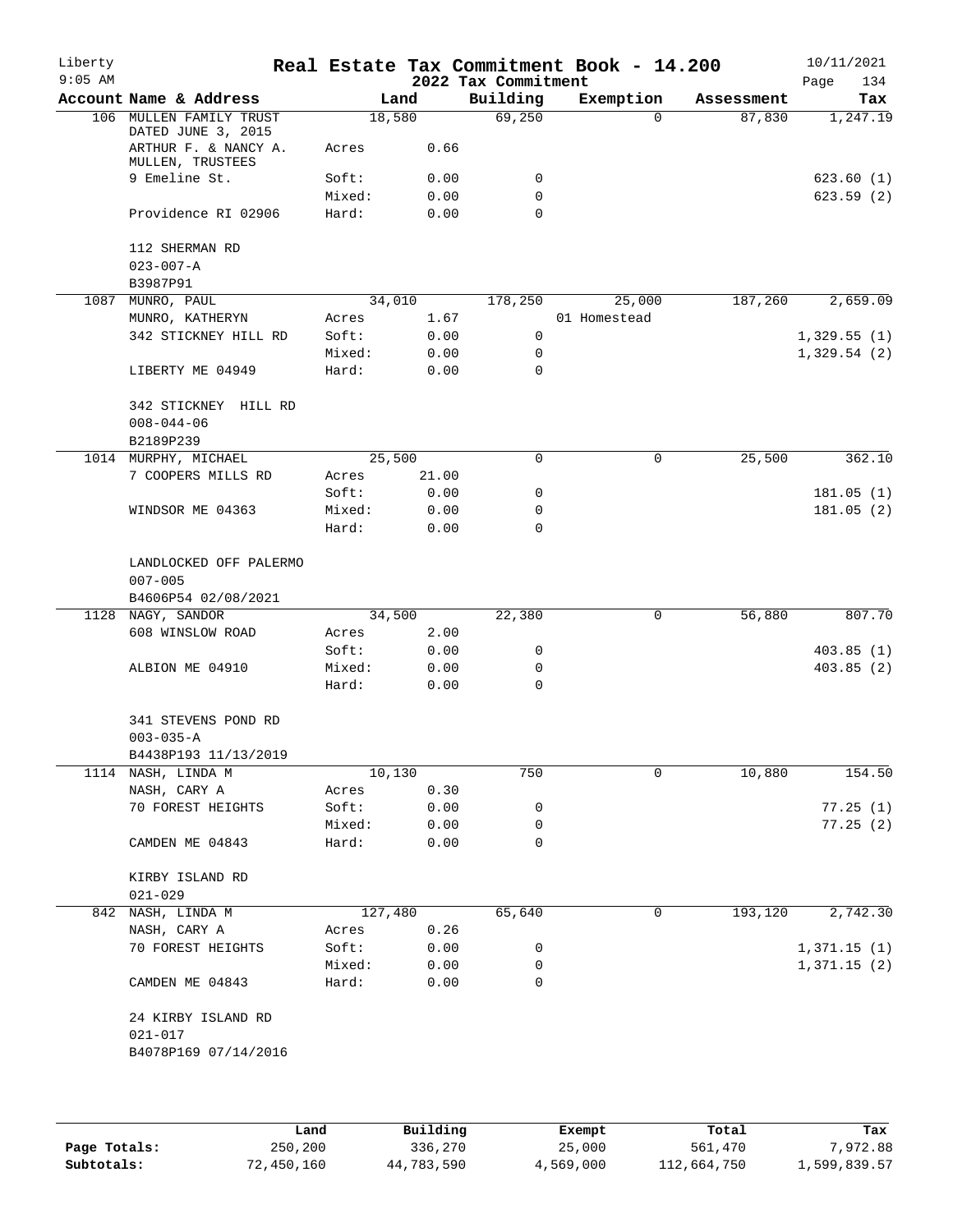# Real Estate Tax Commitment Book - 14.200

Liberty 9:05 AM — 2022 Tax Commitment — 10/11/2021

| Account Name & Address | Land | | Building | Exemption | Assessment | Tax |
|---|---|---|---|---|---|---|
| 106 MULLEN FAMILY TRUST | 18,580 | | 69,250 | 0 | 87,830 | 1,247.19 |
| DATED JUNE 3, 2015 | | | | | | |
| ARTHUR F. & NANCY A. MULLEN, TRUSTEES | Acres | 0.66 | | | | |
| 9 Emeline St. | Soft: | 0.00 | 0 | | | 623.60 (1) |
| | Mixed: | 0.00 | 0 | | | 623.59 (2) |
| Providence RI 02906 | Hard: | 0.00 | 0 | | | |
| 112 SHERMAN RD | | | | | | |
| 023-007-A | | | | | | |
| B3987P91 | | | | | | |
| 1087 MUNRO, PAUL | 34,010 | | 178,250 | 25,000 | 187,260 | 2,659.09 |
| MUNRO, KATHERYN | Acres | 1.67 | | 01 Homestead | | |
| 342 STICKNEY HILL RD | Soft: | 0.00 | 0 | | | 1,329.55 (1) |
| | Mixed: | 0.00 | 0 | | | 1,329.54 (2) |
| LIBERTY ME 04949 | Hard: | 0.00 | 0 | | | |
| 342 STICKNEY HILL RD | | | | | | |
| 008-044-06 | | | | | | |
| B2189P239 | | | | | | |
| 1014 MURPHY, MICHAEL | 25,500 | | 0 | 0 | 25,500 | 362.10 |
| 7 COOPERS MILLS RD | Acres | 21.00 | | | | |
| | Soft: | 0.00 | 0 | | | 181.05 (1) |
| WINDSOR ME 04363 | Mixed: | 0.00 | 0 | | | 181.05 (2) |
| | Hard: | 0.00 | 0 | | | |
| LANDLOCKED OFF PALERMO | | | | | | |
| 007-005 | | | | | | |
| B4606P54 02/08/2021 | | | | | | |
| 1128 NAGY, SANDOR | 34,500 | | 22,380 | 0 | 56,880 | 807.70 |
| 608 WINSLOW ROAD | Acres | 2.00 | | | | |
| | Soft: | 0.00 | 0 | | | 403.85 (1) |
| ALBION ME 04910 | Mixed: | 0.00 | 0 | | | 403.85 (2) |
| | Hard: | 0.00 | 0 | | | |
| 341 STEVENS POND RD | | | | | | |
| 003-035-A | | | | | | |
| B4438P193 11/13/2019 | | | | | | |
| 1114 NASH, LINDA M | 10,130 | | 750 | 0 | 10,880 | 154.50 |
| NASH, CARY A | Acres | 0.30 | | | | |
| 70 FOREST HEIGHTS | Soft: | 0.00 | 0 | | | 77.25 (1) |
| | Mixed: | 0.00 | 0 | | | 77.25 (2) |
| CAMDEN ME 04843 | Hard: | 0.00 | 0 | | | |
| KIRBY ISLAND RD | | | | | | |
| 021-029 | | | | | | |
| 842 NASH, LINDA M | 127,480 | | 65,640 | 0 | 193,120 | 2,742.30 |
| NASH, CARY A | Acres | 0.26 | | | | |
| 70 FOREST HEIGHTS | Soft: | 0.00 | 0 | | | 1,371.15 (1) |
| | Mixed: | 0.00 | 0 | | | 1,371.15 (2) |
| CAMDEN ME 04843 | Hard: | 0.00 | 0 | | | |
| 24 KIRBY ISLAND RD | | | | | | |
| 021-017 | | | | | | |
| B4078P169 07/14/2016 | | | | | | |

| | Land | Building | Exempt | Total | Tax |
|---|---|---|---|---|---|
| Page Totals: | 250,200 | 336,270 | 25,000 | 561,470 | 7,972.88 |
| Subtotals: | 72,450,160 | 44,783,590 | 4,569,000 | 112,664,750 | 1,599,839.57 |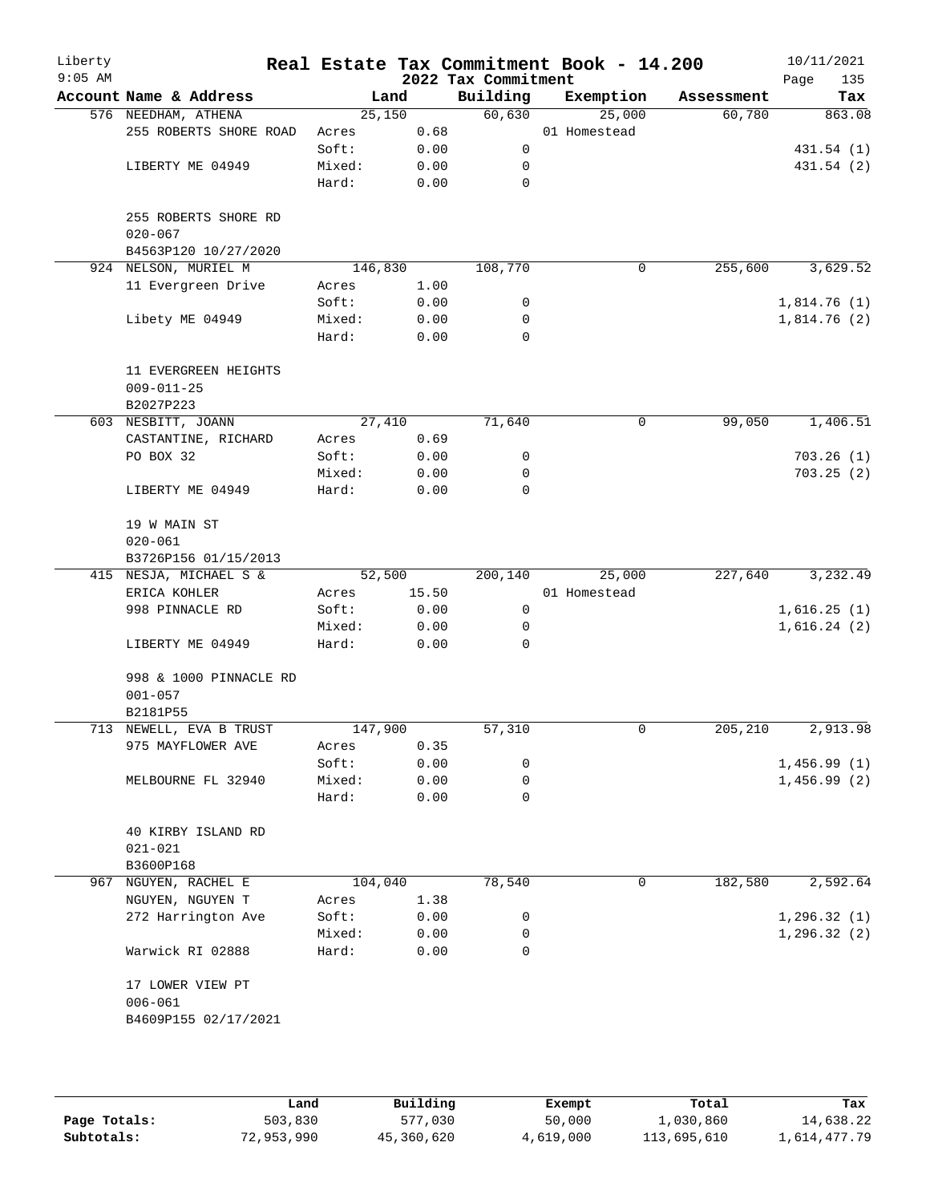# Real Estate Tax Commitment Book - 14.200

Liberty
9:05 AM

2022 Tax Commitment

10/11/2021

| Account Name & Address | Land | | Building | Exemption | Assessment | Tax |
|---|---|---|---|---|---|---|
| 576 NEEDHAM, ATHENA | 25,150 | | 60,630 | 25,000 | 60,780 | 863.08 |
| 255 ROBERTS SHORE ROAD | Acres | 0.68 | | 01 Homestead | | |
| | Soft: | 0.00 | 0 | | | 431.54 (1) |
| LIBERTY ME 04949 | Mixed: | 0.00 | 0 | | | 431.54 (2) |
| | Hard: | 0.00 | 0 | | | |
| 255 ROBERTS SHORE RD | | | | | | |
| 020-067 | | | | | | |
| B4563P120 10/27/2020 | | | | | | |
| 924 NELSON, MURIEL M | 146,830 | | 108,770 | 0 | 255,600 | 3,629.52 |
| 11 Evergreen Drive | Acres | 1.00 | | | | |
| | Soft: | 0.00 | 0 | | | 1,814.76 (1) |
| Libety ME 04949 | Mixed: | 0.00 | 0 | | | 1,814.76 (2) |
| | Hard: | 0.00 | 0 | | | |
| 11 EVERGREEN HEIGHTS | | | | | | |
| 009-011-25 | | | | | | |
| B2027P223 | | | | | | |
| 603 NESBITT, JOANN | 27,410 | | 71,640 | 0 | 99,050 | 1,406.51 |
| CASTANTINE, RICHARD | Acres | 0.69 | | | | |
| PO BOX 32 | Soft: | 0.00 | 0 | | | 703.26 (1) |
| | Mixed: | 0.00 | 0 | | | 703.25 (2) |
| LIBERTY ME 04949 | Hard: | 0.00 | 0 | | | |
| 19 W MAIN ST | | | | | | |
| 020-061 | | | | | | |
| B3726P156 01/15/2013 | | | | | | |
| 415 NESJA, MICHAEL S & | 52,500 | | 200,140 | 25,000 | 227,640 | 3,232.49 |
| ERICA KOHLER | Acres | 15.50 | | 01 Homestead | | |
| 998 PINNACLE RD | Soft: | 0.00 | 0 | | | 1,616.25 (1) |
| | Mixed: | 0.00 | 0 | | | 1,616.24 (2) |
| LIBERTY ME 04949 | Hard: | 0.00 | 0 | | | |
| 998 & 1000 PINNACLE RD | | | | | | |
| 001-057 | | | | | | |
| B2181P55 | | | | | | |
| 713 NEWELL, EVA B TRUST | 147,900 | | 57,310 | 0 | 205,210 | 2,913.98 |
| 975 MAYFLOWER AVE | Acres | 0.35 | | | | |
| | Soft: | 0.00 | 0 | | | 1,456.99 (1) |
| MELBOURNE FL 32940 | Mixed: | 0.00 | 0 | | | 1,456.99 (2) |
| | Hard: | 0.00 | 0 | | | |
| 40 KIRBY ISLAND RD | | | | | | |
| 021-021 | | | | | | |
| B3600P168 | | | | | | |
| 967 NGUYEN, RACHEL E | 104,040 | | 78,540 | 0 | 182,580 | 2,592.64 |
| NGUYEN, NGUYEN T | Acres | 1.38 | | | | |
| 272 Harrington Ave | Soft: | 0.00 | 0 | | | 1,296.32 (1) |
| | Mixed: | 0.00 | 0 | | | 1,296.32 (2) |
| Warwick RI 02888 | Hard: | 0.00 | 0 | | | |
| 17 LOWER VIEW PT | | | | | | |
| 006-061 | | | | | | |
| B4609P155 02/17/2021 | | | | | | |

| | Land | Building | Exempt | Total | Tax |
|---|---|---|---|---|---|
| Page Totals: | 503,830 | 577,030 | 50,000 | 1,030,860 | 14,638.22 |
| Subtotals: | 72,953,990 | 45,360,620 | 4,619,000 | 113,695,610 | 1,614,477.79 |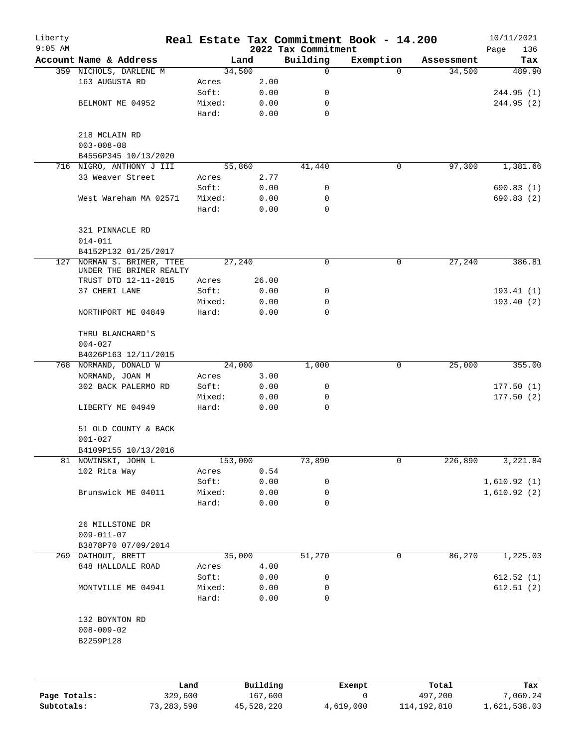# Real Estate Tax Commitment Book - 14.200

Liberty
9:05 AM

2022 Tax Commitment

10/11/2021

| Account Name & Address | Land | | Building | Exemption | Assessment | Tax |
|---|---|---|---|---|---|---|
| 359 NICHOLS, DARLENE M | 34,500 | | 0 | 0 | 34,500 | 489.90 |
| 163 AUGUSTA RD | Acres | 2.00 | | | | |
| | Soft: | 0.00 | 0 | | | 244.95 (1) |
| BELMONT ME 04952 | Mixed: | 0.00 | 0 | | | 244.95 (2) |
| | Hard: | 0.00 | 0 | | | |
| 218 MCLAIN RD | | | | | | |
| 003-008-08 | | | | | | |
| B4556P345 10/13/2020 | | | | | | |
| 716 NIGRO, ANTHONY J III | 55,860 | | 41,440 | 0 | 97,300 | 1,381.66 |
| 33 Weaver Street | Acres | 2.77 | | | | |
| | Soft: | 0.00 | 0 | | | 690.83 (1) |
| West Wareham MA 02571 | Mixed: | 0.00 | 0 | | | 690.83 (2) |
| | Hard: | 0.00 | 0 | | | |
| 321 PINNACLE RD | | | | | | |
| 014-011 | | | | | | |
| B4152P132 01/25/2017 | | | | | | |
| 127 NORMAN S. BRIMER, TTEE | 27,240 | | 0 | 0 | 27,240 | 386.81 |
| UNDER THE BRIMER REALTY | | | | | | |
| TRUST DTD 12-11-2015 | Acres | 26.00 | | | | |
| 37 CHERI LANE | Soft: | 0.00 | 0 | | | 193.41 (1) |
| | Mixed: | 0.00 | 0 | | | 193.40 (2) |
| NORTHPORT ME 04849 | Hard: | 0.00 | 0 | | | |
| THRU BLANCHARD'S | | | | | | |
| 004-027 | | | | | | |
| B4026P163 12/11/2015 | | | | | | |
| 768 NORMAND, DONALD W | 24,000 | | 1,000 | 0 | 25,000 | 355.00 |
| NORMAND, JOAN M | Acres | 3.00 | | | | |
| 302 BACK PALERMO RD | Soft: | 0.00 | 0 | | | 177.50 (1) |
| | Mixed: | 0.00 | 0 | | | 177.50 (2) |
| LIBERTY ME 04949 | Hard: | 0.00 | 0 | | | |
| 51 OLD COUNTY & BACK | | | | | | |
| 001-027 | | | | | | |
| B4109P155 10/13/2016 | | | | | | |
| 81 NOWINSKI, JOHN L | 153,000 | | 73,890 | 0 | 226,890 | 3,221.84 |
| 102 Rita Way | Acres | 0.54 | | | | |
| | Soft: | 0.00 | 0 | | | 1,610.92 (1) |
| Brunswick ME 04011 | Mixed: | 0.00 | 0 | | | 1,610.92 (2) |
| | Hard: | 0.00 | 0 | | | |
| 26 MILLSTONE DR | | | | | | |
| 009-011-07 | | | | | | |
| B3878P70 07/09/2014 | | | | | | |
| 269 OATHOUT, BRETT | 35,000 | | 51,270 | 0 | 86,270 | 1,225.03 |
| 848 HALLDALE ROAD | Acres | 4.00 | | | | |
| | Soft: | 0.00 | 0 | | | 612.52 (1) |
| MONTVILLE ME 04941 | Mixed: | 0.00 | 0 | | | 612.51 (2) |
| | Hard: | 0.00 | 0 | | | |
| 132 BOYNTON RD | | | | | | |
| 008-009-02 | | | | | | |
| B2259P128 | | | | | | |

| | Land | Building | Exempt | Total | Tax |
|---|---|---|---|---|---|
| Page Totals: | 329,600 | 167,600 | 0 | 497,200 | 7,060.24 |
| Subtotals: | 73,283,590 | 45,528,220 | 4,619,000 | 114,192,810 | 1,621,538.03 |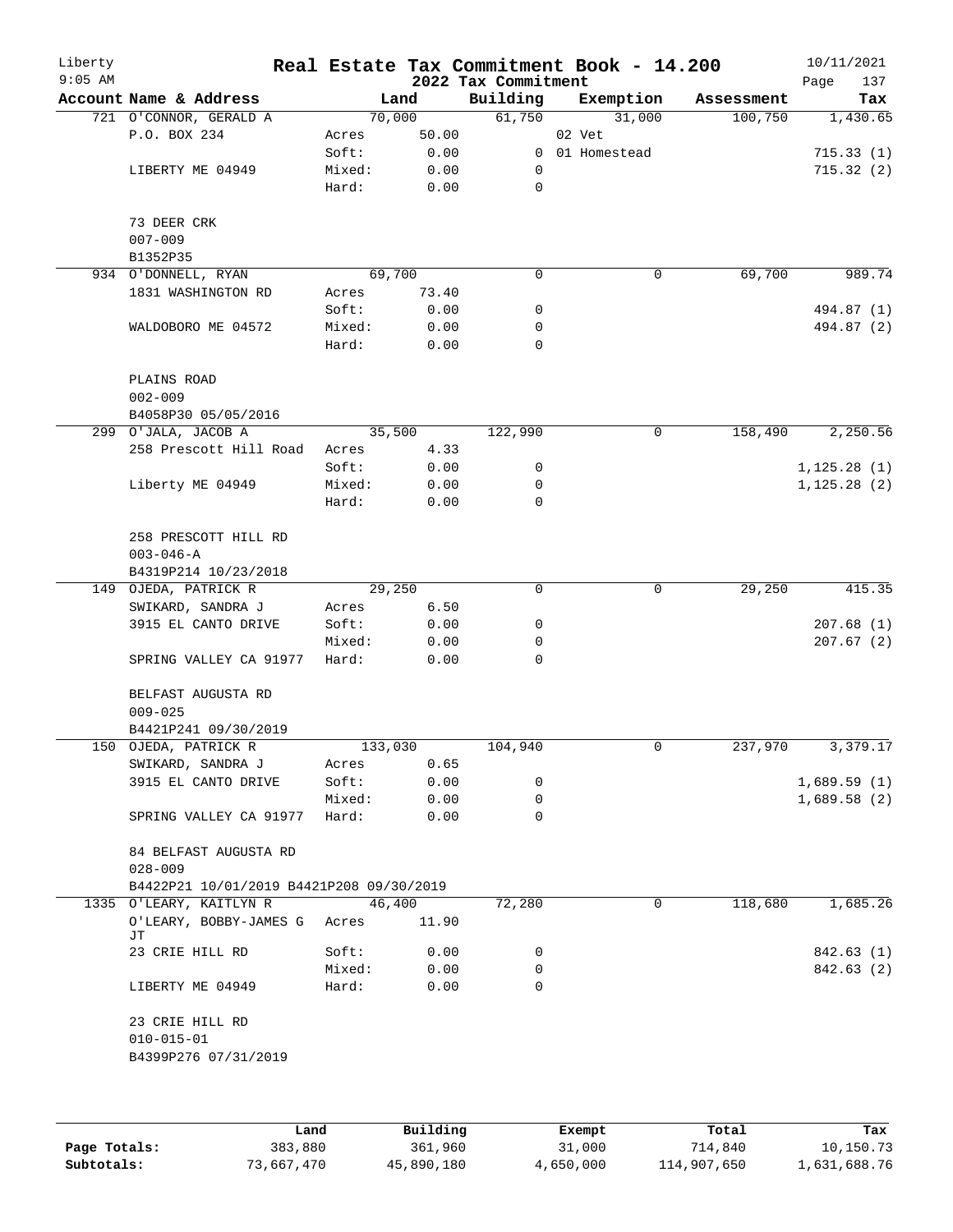# Real Estate Tax Commitment Book - 14.200

Liberty
9:05 AM

2022 Tax Commitment

10/11/2021
Page 137

| Account Name & Address | Land | | Building | Exemption | Assessment | Tax |
|---|---|---|---|---|---|---|
| 721 O'CONNOR, GERALD A | 70,000 | | 61,750 | 31,000 | 100,750 | 1,430.65 |
| P.O. BOX 234 | Acres | 50.00 | | 02 Vet | | |
| | Soft: | 0.00 | 0 | 01 Homestead | | 715.33 (1) |
| LIBERTY ME 04949 | Mixed: | 0.00 | 0 | | | 715.32 (2) |
| | Hard: | 0.00 | 0 | | | |
| 73 DEER CRK | | | | | | |
| 007-009 | | | | | | |
| B1352P35 | | | | | | |
| 934 O'DONNELL, RYAN | 69,700 | | 0 | 0 | 69,700 | 989.74 |
| 1831 WASHINGTON RD | Acres | 73.40 | | | | |
| | Soft: | 0.00 | 0 | | | 494.87 (1) |
| WALDOBORO ME 04572 | Mixed: | 0.00 | 0 | | | 494.87 (2) |
| | Hard: | 0.00 | 0 | | | |
| PLAINS ROAD | | | | | | |
| 002-009 | | | | | | |
| B4058P30 05/05/2016 | | | | | | |
| 299 O'JALA, JACOB A | 35,500 | | 122,990 | 0 | 158,490 | 2,250.56 |
| 258 Prescott Hill Road | Acres | 4.33 | | | | |
| | Soft: | 0.00 | 0 | | | 1,125.28 (1) |
| Liberty ME 04949 | Mixed: | 0.00 | 0 | | | 1,125.28 (2) |
| | Hard: | 0.00 | 0 | | | |
| 258 PRESCOTT HILL RD | | | | | | |
| 003-046-A | | | | | | |
| B4319P214 10/23/2018 | | | | | | |
| 149 OJEDA, PATRICK R | 29,250 | | 0 | 0 | 29,250 | 415.35 |
| SWIKARD, SANDRA J | Acres | 6.50 | | | | |
| 3915 EL CANTO DRIVE | Soft: | 0.00 | 0 | | | 207.68 (1) |
| | Mixed: | 0.00 | 0 | | | 207.67 (2) |
| SPRING VALLEY CA 91977 | Hard: | 0.00 | 0 | | | |
| BELFAST AUGUSTA RD | | | | | | |
| 009-025 | | | | | | |
| B4421P241 09/30/2019 | | | | | | |
| 150 OJEDA, PATRICK R | 133,030 | | 104,940 | 0 | 237,970 | 3,379.17 |
| SWIKARD, SANDRA J | Acres | 0.65 | | | | |
| 3915 EL CANTO DRIVE | Soft: | 0.00 | 0 | | | 1,689.59 (1) |
| | Mixed: | 0.00 | 0 | | | 1,689.58 (2) |
| SPRING VALLEY CA 91977 | Hard: | 0.00 | 0 | | | |
| 84 BELFAST AUGUSTA RD | | | | | | |
| 028-009 | | | | | | |
| B4422P21 10/01/2019 B4421P208 09/30/2019 | | | | | | |
| 1335 O'LEARY, KAITLYN R | 46,400 | | 72,280 | 0 | 118,680 | 1,685.26 |
| O'LEARY, BOBBY-JAMES G JT | Acres | 11.90 | | | | |
| 23 CRIE HILL RD | Soft: | 0.00 | 0 | | | 842.63 (1) |
| | Mixed: | 0.00 | 0 | | | 842.63 (2) |
| LIBERTY ME 04949 | Hard: | 0.00 | 0 | | | |
| 23 CRIE HILL RD | | | | | | |
| 010-015-01 | | | | | | |
| B4399P276 07/31/2019 | | | | | | |

| | Land | Building | Exempt | Total | Tax |
|---|---|---|---|---|---|
| Page Totals: | 383,880 | 361,960 | 31,000 | 714,840 | 10,150.73 |
| Subtotals: | 73,667,470 | 45,890,180 | 4,650,000 | 114,907,650 | 1,631,688.76 |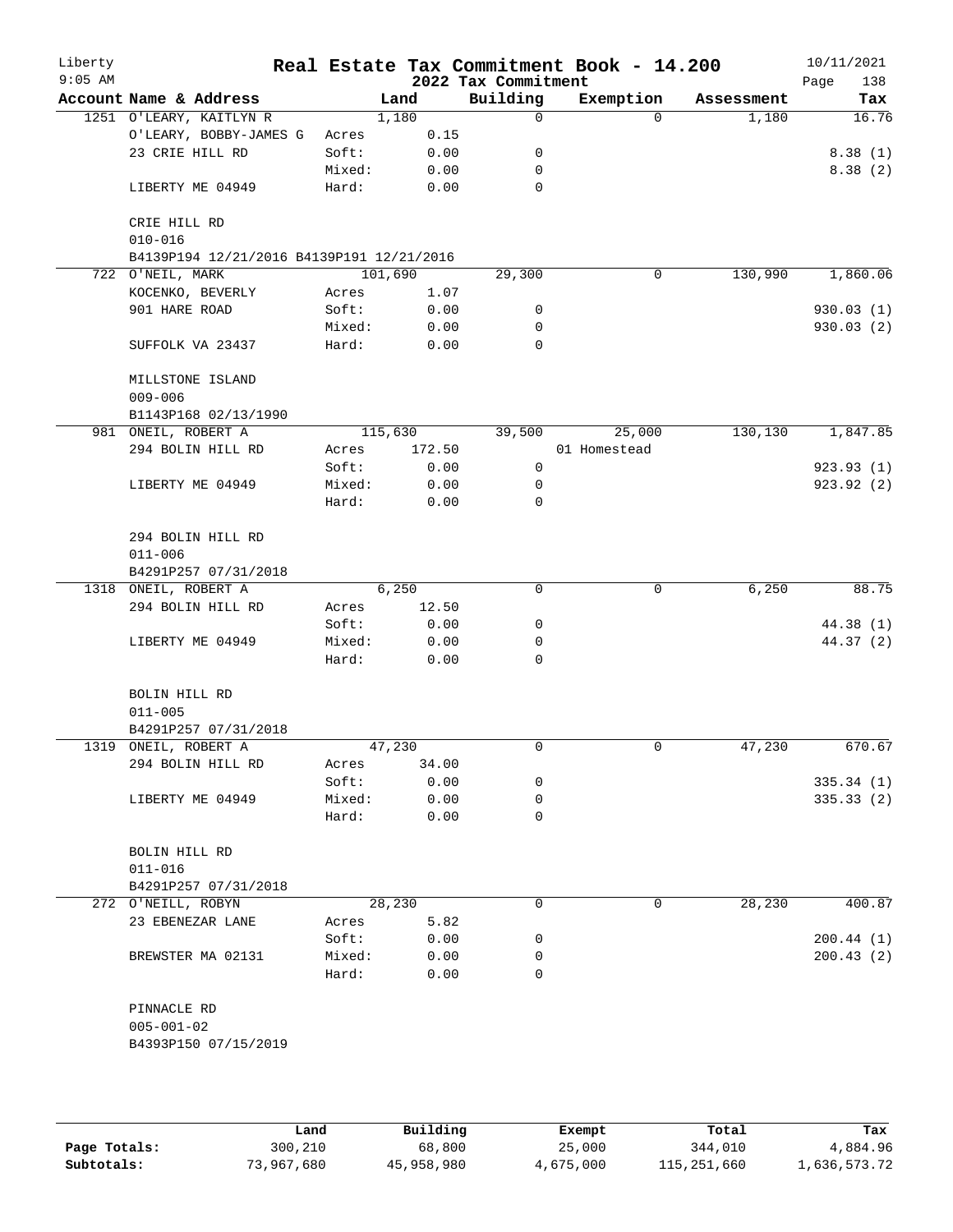Liberty
9:05 AM

# Real Estate Tax Commitment Book - 14.200

2022 Tax Commitment

10/11/2021

| Account Name & Address | | Land | Building | Exemption | Assessment | Tax |
|---|---|---|---|---|---|---|
| 1251 O'LEARY, KAITLYN R | | 1,180 | 0 | 0 | 1,180 | 16.76 |
| O'LEARY, BOBBY-JAMES G | Acres | 0.15 | | | | |
| 23 CRIE HILL RD | Soft: | 0.00 | 0 | | | 8.38 (1) |
| | Mixed: | 0.00 | 0 | | | 8.38 (2) |
| LIBERTY ME 04949 | Hard: | 0.00 | 0 | | | |
| CRIE HILL RD | | | | | | |
| 010-016 | | | | | | |
| B4139P194 12/21/2016 B4139P191 12/21/2016 | | | | | | |
| 722 O'NEIL, MARK | | 101,690 | 29,300 | 0 | 130,990 | 1,860.06 |
| KOCENKO, BEVERLY | Acres | 1.07 | | | | |
| 901 HARE ROAD | Soft: | 0.00 | 0 | | | 930.03 (1) |
| | Mixed: | 0.00 | 0 | | | 930.03 (2) |
| SUFFOLK VA 23437 | Hard: | 0.00 | 0 | | | |
| MILLSTONE ISLAND | | | | | | |
| 009-006 | | | | | | |
| B1143P168 02/13/1990 | | | | | | |
| 981 ONEIL, ROBERT A | | 115,630 | 39,500 | 25,000 | 130,130 | 1,847.85 |
| 294 BOLIN HILL RD | Acres | 172.50 | | 01 Homestead | | |
| | Soft: | 0.00 | 0 | | | 923.93 (1) |
| LIBERTY ME 04949 | Mixed: | 0.00 | 0 | | | 923.92 (2) |
| | Hard: | 0.00 | 0 | | | |
| 294 BOLIN HILL RD | | | | | | |
| 011-006 | | | | | | |
| B4291P257 07/31/2018 | | | | | | |
| 1318 ONEIL, ROBERT A | | 6,250 | 0 | 0 | 6,250 | 88.75 |
| 294 BOLIN HILL RD | Acres | 12.50 | | | | |
| | Soft: | 0.00 | 0 | | | 44.38 (1) |
| LIBERTY ME 04949 | Mixed: | 0.00 | 0 | | | 44.37 (2) |
| | Hard: | 0.00 | 0 | | | |
| BOLIN HILL RD | | | | | | |
| 011-005 | | | | | | |
| B4291P257 07/31/2018 | | | | | | |
| 1319 ONEIL, ROBERT A | | 47,230 | 0 | 0 | 47,230 | 670.67 |
| 294 BOLIN HILL RD | Acres | 34.00 | | | | |
| | Soft: | 0.00 | 0 | | | 335.34 (1) |
| LIBERTY ME 04949 | Mixed: | 0.00 | 0 | | | 335.33 (2) |
| | Hard: | 0.00 | 0 | | | |
| BOLIN HILL RD | | | | | | |
| 011-016 | | | | | | |
| B4291P257 07/31/2018 | | | | | | |
| 272 O'NEILL, ROBYN | | 28,230 | 0 | 0 | 28,230 | 400.87 |
| 23 EBENEZAR LANE | Acres | 5.82 | | | | |
| | Soft: | 0.00 | 0 | | | 200.44 (1) |
| BREWSTER MA 02131 | Mixed: | 0.00 | 0 | | | 200.43 (2) |
| | Hard: | 0.00 | 0 | | | |
| PINNACLE RD | | | | | | |
| 005-001-02 | | | | | | |
| B4393P150 07/15/2019 | | | | | | |

| | Land | Building | Exempt | Total | Tax |
|---|---|---|---|---|---|
| Page Totals: | 300,210 | 68,800 | 25,000 | 344,010 | 4,884.96 |
| Subtotals: | 73,967,680 | 45,958,980 | 4,675,000 | 115,251,660 | 1,636,573.72 |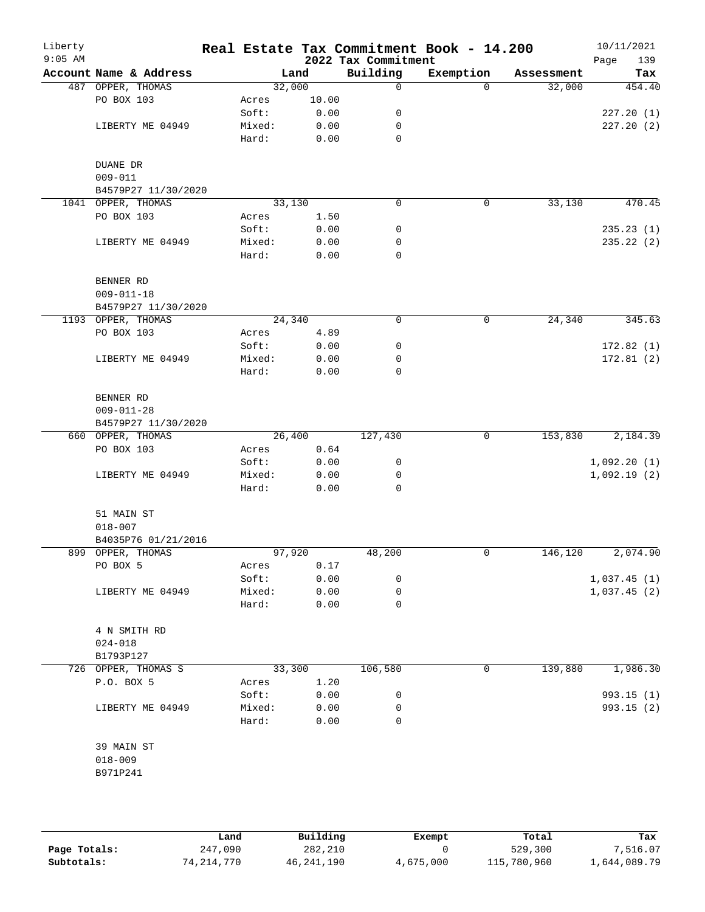# Real Estate Tax Commitment Book - 14.200

## 2022 Tax Commitment

| Account Name & Address | | Land | Building | Exemption | Assessment | Tax |
|---|---|---|---|---|---|---|
| 487 OPPER, THOMAS | | 32,000 | 0 | 0 | 32,000 | 454.40 |
| PO BOX 103 | Acres | 10.00 | | | | |
| | Soft: | 0.00 | 0 | | | 227.20 (1) |
| LIBERTY ME 04949 | Mixed: | 0.00 | 0 | | | 227.20 (2) |
| | Hard: | 0.00 | 0 | | | |
| DUANE DR | | | | | | |
| 009-011 | | | | | | |
| B4579P27 11/30/2020 | | | | | | |
| 1041 OPPER, THOMAS | | 33,130 | 0 | 0 | 33,130 | 470.45 |
| PO BOX 103 | Acres | 1.50 | | | | |
| | Soft: | 0.00 | 0 | | | 235.23 (1) |
| LIBERTY ME 04949 | Mixed: | 0.00 | 0 | | | 235.22 (2) |
| | Hard: | 0.00 | 0 | | | |
| BENNER RD | | | | | | |
| 009-011-18 | | | | | | |
| B4579P27 11/30/2020 | | | | | | |
| 1193 OPPER, THOMAS | | 24,340 | 0 | 0 | 24,340 | 345.63 |
| PO BOX 103 | Acres | 4.89 | | | | |
| | Soft: | 0.00 | 0 | | | 172.82 (1) |
| LIBERTY ME 04949 | Mixed: | 0.00 | 0 | | | 172.81 (2) |
| | Hard: | 0.00 | 0 | | | |
| BENNER RD | | | | | | |
| 009-011-28 | | | | | | |
| B4579P27 11/30/2020 | | | | | | |
| 660 OPPER, THOMAS | | 26,400 | 127,430 | 0 | 153,830 | 2,184.39 |
| PO BOX 103 | Acres | 0.64 | | | | |
| | Soft: | 0.00 | 0 | | | 1,092.20 (1) |
| LIBERTY ME 04949 | Mixed: | 0.00 | 0 | | | 1,092.19 (2) |
| | Hard: | 0.00 | 0 | | | |
| 51 MAIN ST | | | | | | |
| 018-007 | | | | | | |
| B4035P76 01/21/2016 | | | | | | |
| 899 OPPER, THOMAS | | 97,920 | 48,200 | 0 | 146,120 | 2,074.90 |
| PO BOX 5 | Acres | 0.17 | | | | |
| | Soft: | 0.00 | 0 | | | 1,037.45 (1) |
| LIBERTY ME 04949 | Mixed: | 0.00 | 0 | | | 1,037.45 (2) |
| | Hard: | 0.00 | 0 | | | |
| 4 N SMITH RD | | | | | | |
| 024-018 | | | | | | |
| B1793P127 | | | | | | |
| 726 OPPER, THOMAS S | | 33,300 | 106,580 | 0 | 139,880 | 1,986.30 |
| P.O. BOX 5 | Acres | 1.20 | | | | |
| | Soft: | 0.00 | 0 | | | 993.15 (1) |
| LIBERTY ME 04949 | Mixed: | 0.00 | 0 | | | 993.15 (2) |
| | Hard: | 0.00 | 0 | | | |
| 39 MAIN ST | | | | | | |
| 018-009 | | | | | | |
| B971P241 | | | | | | |

| | Land | Building | Exempt | Total | Tax |
|---|---|---|---|---|---|
| Page Totals: | 247,090 | 282,210 | 0 | 529,300 | 7,516.07 |
| Subtotals: | 74,214,770 | 46,241,190 | 4,675,000 | 115,780,960 | 1,644,089.79 |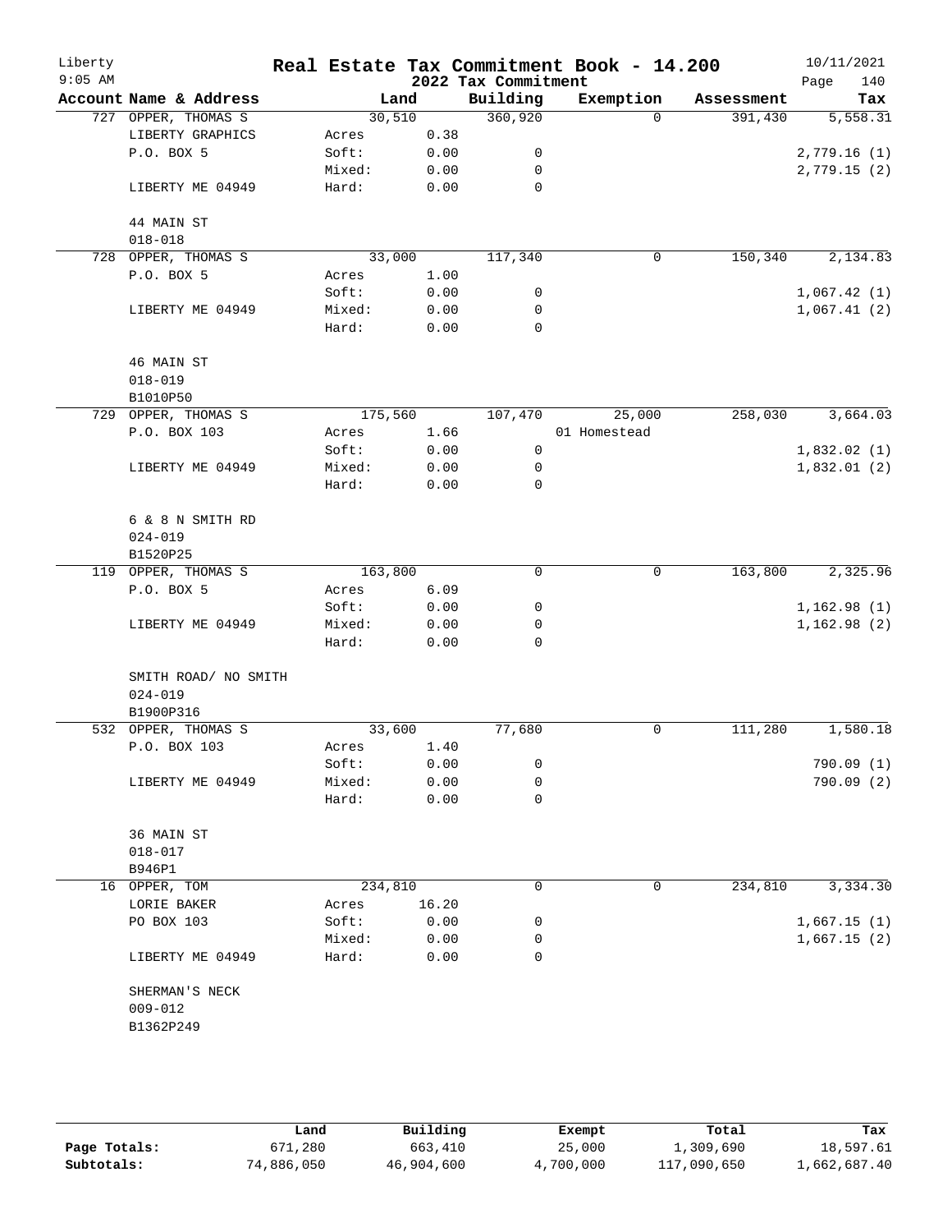Liberty
9:05 AM

# Real Estate Tax Commitment Book - 14.200

## 2022 Tax Commitment

10/11/2021

| Account | Name & Address | Land | | Building | Exemption | Assessment | Tax |
|---|---|---|---|---|---|---|---|
| 727 | OPPER, THOMAS S | 30,510 | | 360,920 | 0 | 391,430 | 5,558.31 |
| | LIBERTY GRAPHICS | Acres | 0.38 | | | | |
| | P.O. BOX 5 | Soft: | 0.00 | 0 | | | 2,779.16 (1) |
| | | Mixed: | 0.00 | 0 | | | 2,779.15 (2) |
| | LIBERTY ME 04949 | Hard: | 0.00 | 0 | | | |
| | 44 MAIN ST | | | | | | |
| | 018-018 | | | | | | |
| 728 | OPPER, THOMAS S | 33,000 | | 117,340 | 0 | 150,340 | 2,134.83 |
| | P.O. BOX 5 | Acres | 1.00 | | | | |
| | | Soft: | 0.00 | 0 | | | 1,067.42 (1) |
| | LIBERTY ME 04949 | Mixed: | 0.00 | 0 | | | 1,067.41 (2) |
| | | Hard: | 0.00 | 0 | | | |
| | 46 MAIN ST | | | | | | |
| | 018-019 | | | | | | |
| | B1010P50 | | | | | | |
| 729 | OPPER, THOMAS S | 175,560 | | 107,470 | 25,000 | 258,030 | 3,664.03 |
| | P.O. BOX 103 | Acres | 1.66 | | 01 Homestead | | |
| | | Soft: | 0.00 | 0 | | | 1,832.02 (1) |
| | LIBERTY ME 04949 | Mixed: | 0.00 | 0 | | | 1,832.01 (2) |
| | | Hard: | 0.00 | 0 | | | |
| | 6 & 8 N SMITH RD | | | | | | |
| | 024-019 | | | | | | |
| | B1520P25 | | | | | | |
| 119 | OPPER, THOMAS S | 163,800 | | 0 | 0 | 163,800 | 2,325.96 |
| | P.O. BOX 5 | Acres | 6.09 | | | | |
| | | Soft: | 0.00 | 0 | | | 1,162.98 (1) |
| | LIBERTY ME 04949 | Mixed: | 0.00 | 0 | | | 1,162.98 (2) |
| | | Hard: | 0.00 | 0 | | | |
| | SMITH ROAD/ NO SMITH | | | | | | |
| | 024-019 | | | | | | |
| | B1900P316 | | | | | | |
| 532 | OPPER, THOMAS S | 33,600 | | 77,680 | 0 | 111,280 | 1,580.18 |
| | P.O. BOX 103 | Acres | 1.40 | | | | |
| | | Soft: | 0.00 | 0 | | | 790.09 (1) |
| | LIBERTY ME 04949 | Mixed: | 0.00 | 0 | | | 790.09 (2) |
| | | Hard: | 0.00 | 0 | | | |
| | 36 MAIN ST | | | | | | |
| | 018-017 | | | | | | |
| | B946P1 | | | | | | |
| 16 | OPPER, TOM | 234,810 | | 0 | 0 | 234,810 | 3,334.30 |
| | LORIE BAKER | Acres | 16.20 | | | | |
| | PO BOX 103 | Soft: | 0.00 | 0 | | | 1,667.15 (1) |
| | | Mixed: | 0.00 | 0 | | | 1,667.15 (2) |
| | LIBERTY ME 04949 | Hard: | 0.00 | 0 | | | |
| | SHERMAN'S NECK | | | | | | |
| | 009-012 | | | | | | |
| | B1362P249 | | | | | | |

| | Land | Building | Exempt | Total | Tax |
|---|---|---|---|---|---|
| **Page Totals:** | 671,280 | 663,410 | 25,000 | 1,309,690 | 18,597.61 |
| **Subtotals:** | 74,886,050 | 46,904,600 | 4,700,000 | 117,090,650 | 1,662,687.40 |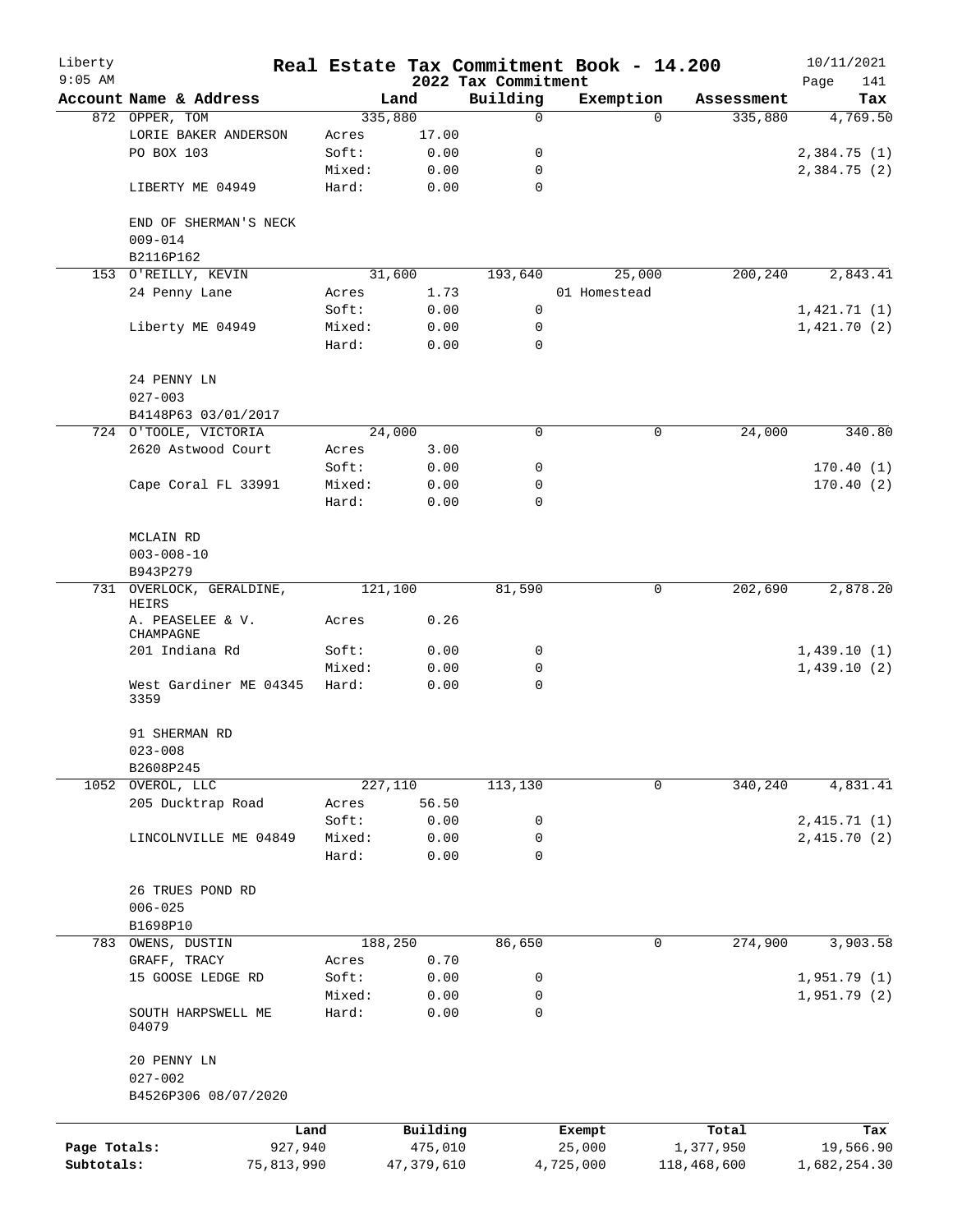# Real Estate Tax Commitment Book - 14.200

Liberty
9:05 AM

2022 Tax Commitment

10/11/2021

| Account Name & Address | | Land | Building | Exemption | Assessment | Tax |
|---|---|---|---|---|---|---|
| 872 OPPER, TOM | | 335,880 | 0 | 0 | 335,880 | 4,769.50 |
| LORIE BAKER ANDERSON | Acres | 17.00 | | | | |
| PO BOX 103 | Soft: | 0.00 | 0 | | | 2,384.75 (1) |
| | Mixed: | 0.00 | 0 | | | 2,384.75 (2) |
| LIBERTY ME 04949 | Hard: | 0.00 | 0 | | | |
| END OF SHERMAN'S NECK | | | | | | |
| 009-014 | | | | | | |
| B2116P162 | | | | | | |
| 153 O'REILLY, KEVIN | | 31,600 | 193,640 | 25,000 | 200,240 | 2,843.41 |
| 24 Penny Lane | Acres | 1.73 | | 01 Homestead | | |
| | Soft: | 0.00 | 0 | | | 1,421.71 (1) |
| Liberty ME 04949 | Mixed: | 0.00 | 0 | | | 1,421.70 (2) |
| | Hard: | 0.00 | 0 | | | |
| 24 PENNY LN | | | | | | |
| 027-003 | | | | | | |
| B4148P63 03/01/2017 | | | | | | |
| 724 O'TOOLE, VICTORIA | | 24,000 | 0 | 0 | 24,000 | 340.80 |
| 2620 Astwood Court | Acres | 3.00 | | | | |
| | Soft: | 0.00 | 0 | | | 170.40 (1) |
| Cape Coral FL 33991 | Mixed: | 0.00 | 0 | | | 170.40 (2) |
| | Hard: | 0.00 | 0 | | | |
| MCLAIN RD | | | | | | |
| 003-008-10 | | | | | | |
| B943P279 | | | | | | |
| 731 OVERLOCK, GERALDINE, HEIRS | | 121,100 | 81,590 | 0 | 202,690 | 2,878.20 |
| A. PEASELEE & V. CHAMPAGNE | Acres | 0.26 | | | | |
| 201 Indiana Rd | Soft: | 0.00 | 0 | | | 1,439.10 (1) |
| | Mixed: | 0.00 | 0 | | | 1,439.10 (2) |
| West Gardiner ME 04345 3359 | Hard: | 0.00 | 0 | | | |
| 91 SHERMAN RD | | | | | | |
| 023-008 | | | | | | |
| B2608P245 | | | | | | |
| 1052 OVEROL, LLC | | 227,110 | 113,130 | 0 | 340,240 | 4,831.41 |
| 205 Ducktrap Road | Acres | 56.50 | | | | |
| | Soft: | 0.00 | 0 | | | 2,415.71 (1) |
| LINCOLNVILLE ME 04849 | Mixed: | 0.00 | 0 | | | 2,415.70 (2) |
| | Hard: | 0.00 | 0 | | | |
| 26 TRUES POND RD | | | | | | |
| 006-025 | | | | | | |
| B1698P10 | | | | | | |
| 783 OWENS, DUSTIN | | 188,250 | 86,650 | 0 | 274,900 | 3,903.58 |
| GRAFF, TRACY | Acres | 0.70 | | | | |
| 15 GOOSE LEDGE RD | Soft: | 0.00 | 0 | | | 1,951.79 (1) |
| | Mixed: | 0.00 | 0 | | | 1,951.79 (2) |
| SOUTH HARPSWELL ME 04079 | Hard: | 0.00 | 0 | | | |
| 20 PENNY LN | | | | | | |
| 027-002 | | | | | | |
| B4526P306 08/07/2020 | | | | | | |

| | Land | Building | Exempt | Total | Tax |
|---|---|---|---|---|---|
| Page Totals: | 927,940 | 475,010 | 25,000 | 1,377,950 | 19,566.90 |
| Subtotals: | 75,813,990 | 47,379,610 | 4,725,000 | 118,468,600 | 1,682,254.30 |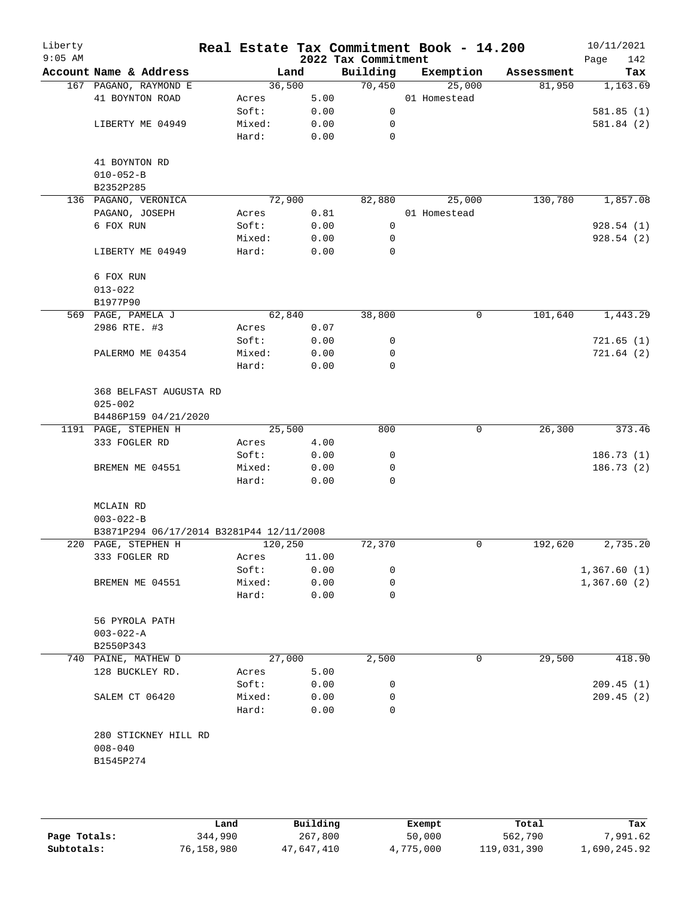# Liberty — Real Estate Tax Commitment Book - 14.200

2022 Tax Commitment — 10/11/2021 9:05 AM

| Account Name & Address | Land | | Building | Exemption | Assessment | Tax |
|---|---|---|---|---|---|---|
| 167 PAGANO, RAYMOND E | 36,500 | | 70,450 | 25,000 | 81,950 | 1,163.69 |
| 41 BOYNTON ROAD | Acres | 5.00 | | 01 Homestead | | |
| | Soft: | 0.00 | 0 | | | 581.85 (1) |
| LIBERTY ME 04949 | Mixed: | 0.00 | 0 | | | 581.84 (2) |
| | Hard: | 0.00 | 0 | | | |
| 41 BOYNTON RD | | | | | | |
| 010-052-B | | | | | | |
| B2352P285 | | | | | | |
| 136 PAGANO, VERONICA | 72,900 | | 82,880 | 25,000 | 130,780 | 1,857.08 |
| PAGANO, JOSEPH | Acres | 0.81 | | 01 Homestead | | |
| 6 FOX RUN | Soft: | 0.00 | 0 | | | 928.54 (1) |
| | Mixed: | 0.00 | 0 | | | 928.54 (2) |
| LIBERTY ME 04949 | Hard: | 0.00 | 0 | | | |
| 6 FOX RUN | | | | | | |
| 013-022 | | | | | | |
| B1977P90 | | | | | | |
| 569 PAGE, PAMELA J | 62,840 | | 38,800 | 0 | 101,640 | 1,443.29 |
| 2986 RTE. #3 | Acres | 0.07 | | | | |
| | Soft: | 0.00 | 0 | | | 721.65 (1) |
| PALERMO ME 04354 | Mixed: | 0.00 | 0 | | | 721.64 (2) |
| | Hard: | 0.00 | 0 | | | |
| 368 BELFAST AUGUSTA RD | | | | | | |
| 025-002 | | | | | | |
| B4486P159 04/21/2020 | | | | | | |
| 1191 PAGE, STEPHEN H | 25,500 | | 800 | 0 | 26,300 | 373.46 |
| 333 FOGLER RD | Acres | 4.00 | | | | |
| | Soft: | 0.00 | 0 | | | 186.73 (1) |
| BREMEN ME 04551 | Mixed: | 0.00 | 0 | | | 186.73 (2) |
| | Hard: | 0.00 | 0 | | | |
| MCLAIN RD | | | | | | |
| 003-022-B | | | | | | |
| B3871P294 06/17/2014 B3281P44 12/11/2008 | | | | | | |
| 220 PAGE, STEPHEN H | 120,250 | | 72,370 | 0 | 192,620 | 2,735.20 |
| 333 FOGLER RD | Acres | 11.00 | | | | |
| | Soft: | 0.00 | 0 | | | 1,367.60 (1) |
| BREMEN ME 04551 | Mixed: | 0.00 | 0 | | | 1,367.60 (2) |
| | Hard: | 0.00 | 0 | | | |
| 56 PYROLA PATH | | | | | | |
| 003-022-A | | | | | | |
| B2550P343 | | | | | | |
| 740 PAINE, MATHEW D | 27,000 | | 2,500 | 0 | 29,500 | 418.90 |
| 128 BUCKLEY RD. | Acres | 5.00 | | | | |
| | Soft: | 0.00 | 0 | | | 209.45 (1) |
| SALEM CT 06420 | Mixed: | 0.00 | 0 | | | 209.45 (2) |
| | Hard: | 0.00 | 0 | | | |
| 280 STICKNEY HILL RD | | | | | | |
| 008-040 | | | | | | |
| B1545P274 | | | | | | |

| | Land | Building | Exempt | Total | Tax |
|---|---|---|---|---|---|
| Page Totals: | 344,990 | 267,800 | 50,000 | 562,790 | 7,991.62 |
| Subtotals: | 76,158,980 | 47,647,410 | 4,775,000 | 119,031,390 | 1,690,245.92 |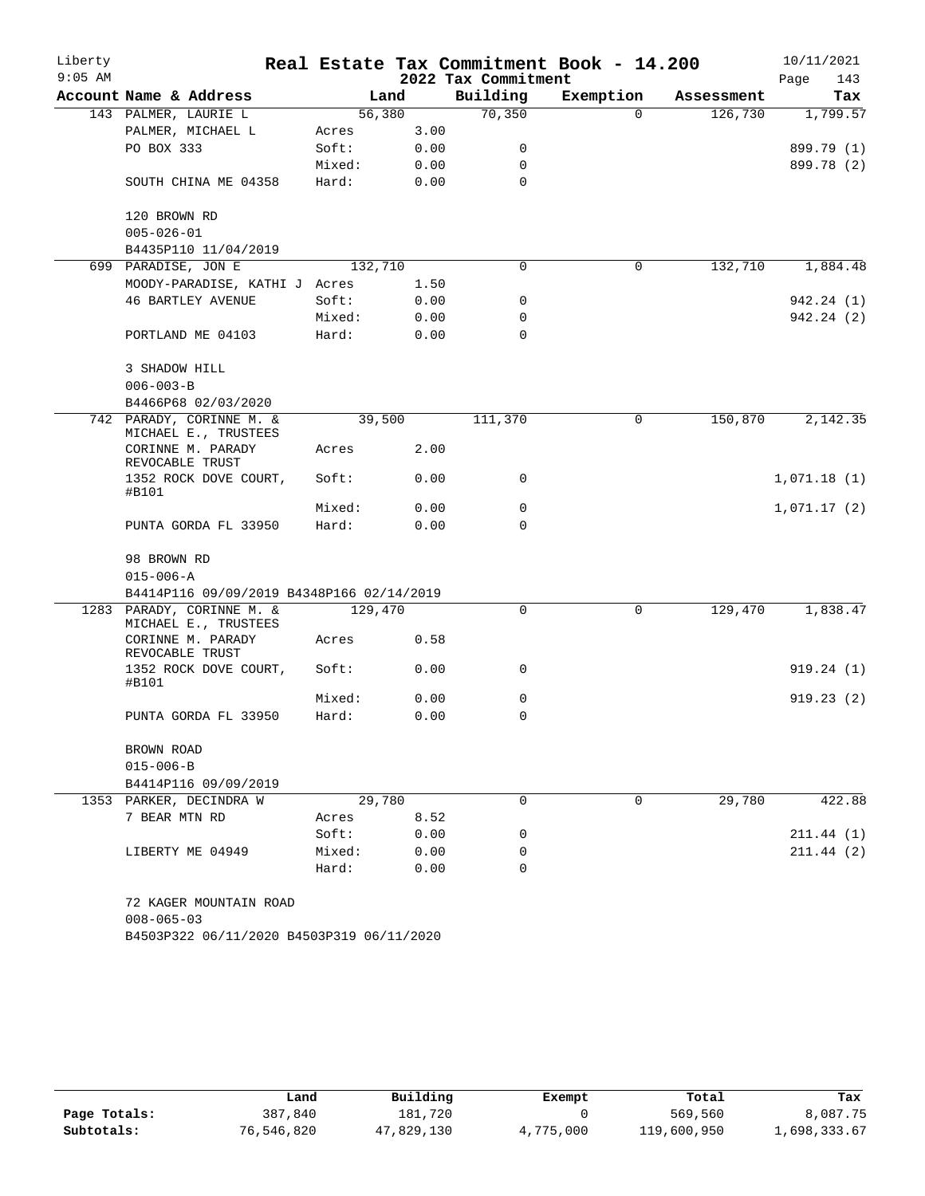# Real Estate Tax Commitment Book - 14.200

## 2022 Tax Commitment

Liberty 9:05 AM — 10/11/2021

| Account | Name & Address | Land | | Building | Exemption | Assessment | Tax |
|---|---|---|---|---|---|---|---|
| 143 | PALMER, LAURIE L | 56,380 | | 70,350 | 0 | 126,730 | 1,799.57 |
| | PALMER, MICHAEL L | Acres | 3.00 | | | | |
| | PO BOX 333 | Soft: | 0.00 | 0 | | | 899.79 (1) |
| | | Mixed: | 0.00 | 0 | | | 899.78 (2) |
| | SOUTH CHINA ME 04358 | Hard: | 0.00 | 0 | | | |
| | 120 BROWN RD | | | | | | |
| | 005-026-01 | | | | | | |
| | B4435P110 11/04/2019 | | | | | | |
| 699 | PARADISE, JON E | 132,710 | | 0 | 0 | 132,710 | 1,884.48 |
| | MOODY-PARADISE, KATHI J | Acres | 1.50 | | | | |
| | 46 BARTLEY AVENUE | Soft: | 0.00 | 0 | | | 942.24 (1) |
| | | Mixed: | 0.00 | 0 | | | 942.24 (2) |
| | PORTLAND ME 04103 | Hard: | 0.00 | 0 | | | |
| | 3 SHADOW HILL | | | | | | |
| | 006-003-B | | | | | | |
| | B4466P68 02/03/2020 | | | | | | |
| 742 | PARADY, CORINNE M. & MICHAEL E., TRUSTEES | 39,500 | | 111,370 | 0 | 150,870 | 2,142.35 |
| | CORINNE M. PARADY REVOCABLE TRUST | Acres | 2.00 | | | | |
| | 1352 ROCK DOVE COURT, #B101 | Soft: | 0.00 | 0 | | | 1,071.18 (1) |
| | | Mixed: | 0.00 | 0 | | | 1,071.17 (2) |
| | PUNTA GORDA FL 33950 | Hard: | 0.00 | 0 | | | |
| | 98 BROWN RD | | | | | | |
| | 015-006-A | | | | | | |
| | B4414P116 09/09/2019 B4348P166 02/14/2019 | | | | | | |
| 1283 | PARADY, CORINNE M. & MICHAEL E., TRUSTEES | 129,470 | | 0 | 0 | 129,470 | 1,838.47 |
| | CORINNE M. PARADY REVOCABLE TRUST | Acres | 0.58 | | | | |
| | 1352 ROCK DOVE COURT, #B101 | Soft: | 0.00 | 0 | | | 919.24 (1) |
| | | Mixed: | 0.00 | 0 | | | 919.23 (2) |
| | PUNTA GORDA FL 33950 | Hard: | 0.00 | 0 | | | |
| | BROWN ROAD | | | | | | |
| | 015-006-B | | | | | | |
| | B4414P116 09/09/2019 | | | | | | |
| 1353 | PARKER, DECINDRA W | 29,780 | | 0 | 0 | 29,780 | 422.88 |
| | 7 BEAR MTN RD | Acres | 8.52 | | | | |
| | | Soft: | 0.00 | 0 | | | 211.44 (1) |
| | LIBERTY ME 04949 | Mixed: | 0.00 | 0 | | | 211.44 (2) |
| | | Hard: | 0.00 | 0 | | | |
| | 72 KAGER MOUNTAIN ROAD | | | | | | |
| | 008-065-03 | | | | | | |
| | B4503P322 06/11/2020 B4503P319 06/11/2020 | | | | | | |

| | Land | Building | Exempt | Total | Tax |
|---|---|---|---|---|---|
| Page Totals: | 387,840 | 181,720 | 0 | 569,560 | 8,087.75 |
| Subtotals: | 76,546,820 | 47,829,130 | 4,775,000 | 119,600,950 | 1,698,333.67 |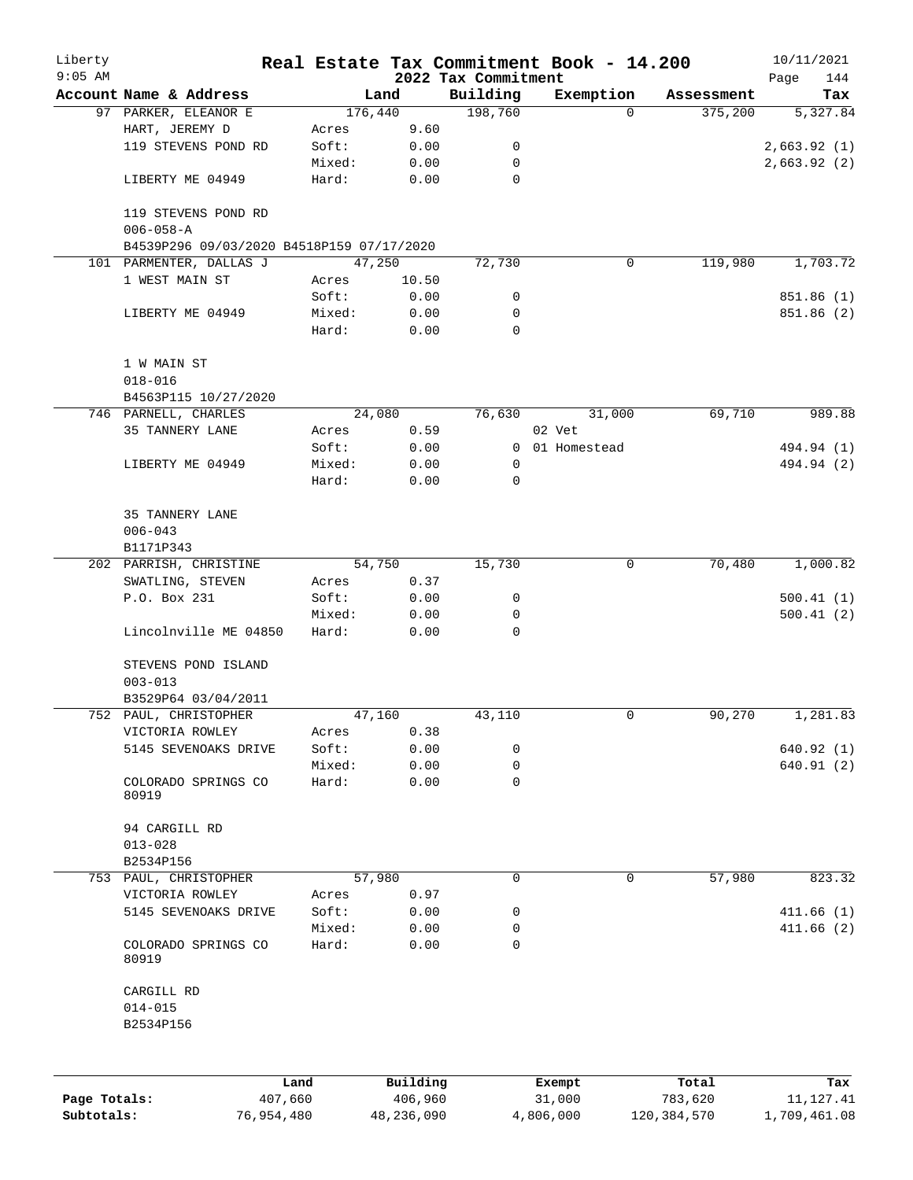Liberty 9:05 AM

# Real Estate Tax Commitment Book - 14.200

## 2022 Tax Commitment

10/11/2021

| Account Name & Address | Land | | Building | Exemption | Assessment | Tax |
|---|---|---|---|---|---|---|
| 97 PARKER, ELEANOR E | 176,440 | | 198,760 | 0 | 375,200 | 5,327.84 |
| HART, JEREMY D | Acres | 9.60 | | | | |
| 119 STEVENS POND RD | Soft: | 0.00 | 0 | | | 2,663.92 (1) |
| | Mixed: | 0.00 | 0 | | | 2,663.92 (2) |
| LIBERTY ME 04949 | Hard: | 0.00 | 0 | | | |
| 119 STEVENS POND RD | | | | | | |
| 006-058-A | | | | | | |
| B4539P296 09/03/2020 B4518P159 07/17/2020 | | | | | | |
| 101 PARMENTER, DALLAS J | 47,250 | | 72,730 | 0 | 119,980 | 1,703.72 |
| 1 WEST MAIN ST | Acres | 10.50 | | | | |
| | Soft: | 0.00 | 0 | | | 851.86 (1) |
| LIBERTY ME 04949 | Mixed: | 0.00 | 0 | | | 851.86 (2) |
| | Hard: | 0.00 | 0 | | | |
| 1 W MAIN ST | | | | | | |
| 018-016 | | | | | | |
| B4563P115 10/27/2020 | | | | | | |
| 746 PARNELL, CHARLES | 24,080 | | 76,630 | 31,000 | 69,710 | 989.88 |
| 35 TANNERY LANE | Acres | 0.59 | | 02 Vet | | |
| | Soft: | 0.00 | 0 | 01 Homestead | | 494.94 (1) |
| LIBERTY ME 04949 | Mixed: | 0.00 | 0 | | | 494.94 (2) |
| | Hard: | 0.00 | 0 | | | |
| 35 TANNERY LANE | | | | | | |
| 006-043 | | | | | | |
| B1171P343 | | | | | | |
| 202 PARRISH, CHRISTINE | 54,750 | | 15,730 | 0 | 70,480 | 1,000.82 |
| SWATLING, STEVEN | Acres | 0.37 | | | | |
| P.O. Box 231 | Soft: | 0.00 | 0 | | | 500.41 (1) |
| | Mixed: | 0.00 | 0 | | | 500.41 (2) |
| Lincolnville ME 04850 | Hard: | 0.00 | 0 | | | |
| STEVENS POND ISLAND | | | | | | |
| 003-013 | | | | | | |
| B3529P64 03/04/2011 | | | | | | |
| 752 PAUL, CHRISTOPHER | 47,160 | | 43,110 | 0 | 90,270 | 1,281.83 |
| VICTORIA ROWLEY | Acres | 0.38 | | | | |
| 5145 SEVENOAKS DRIVE | Soft: | 0.00 | 0 | | | 640.92 (1) |
| | Mixed: | 0.00 | 0 | | | 640.91 (2) |
| COLORADO SPRINGS CO 80919 | Hard: | 0.00 | 0 | | | |
| 94 CARGILL RD | | | | | | |
| 013-028 | | | | | | |
| B2534P156 | | | | | | |
| 753 PAUL, CHRISTOPHER | 57,980 | | 0 | 0 | 57,980 | 823.32 |
| VICTORIA ROWLEY | Acres | 0.97 | | | | |
| 5145 SEVENOAKS DRIVE | Soft: | 0.00 | 0 | | | 411.66 (1) |
| | Mixed: | 0.00 | 0 | | | 411.66 (2) |
| COLORADO SPRINGS CO 80919 | Hard: | 0.00 | 0 | | | |
| CARGILL RD | | | | | | |
| 014-015 | | | | | | |
| B2534P156 | | | | | | |

| | Land | Building | Exempt | Total | Tax |
|---|---|---|---|---|---|
| Page Totals: | 407,660 | 406,960 | 31,000 | 783,620 | 11,127.41 |
| Subtotals: | 76,954,480 | 48,236,090 | 4,806,000 | 120,384,570 | 1,709,461.08 |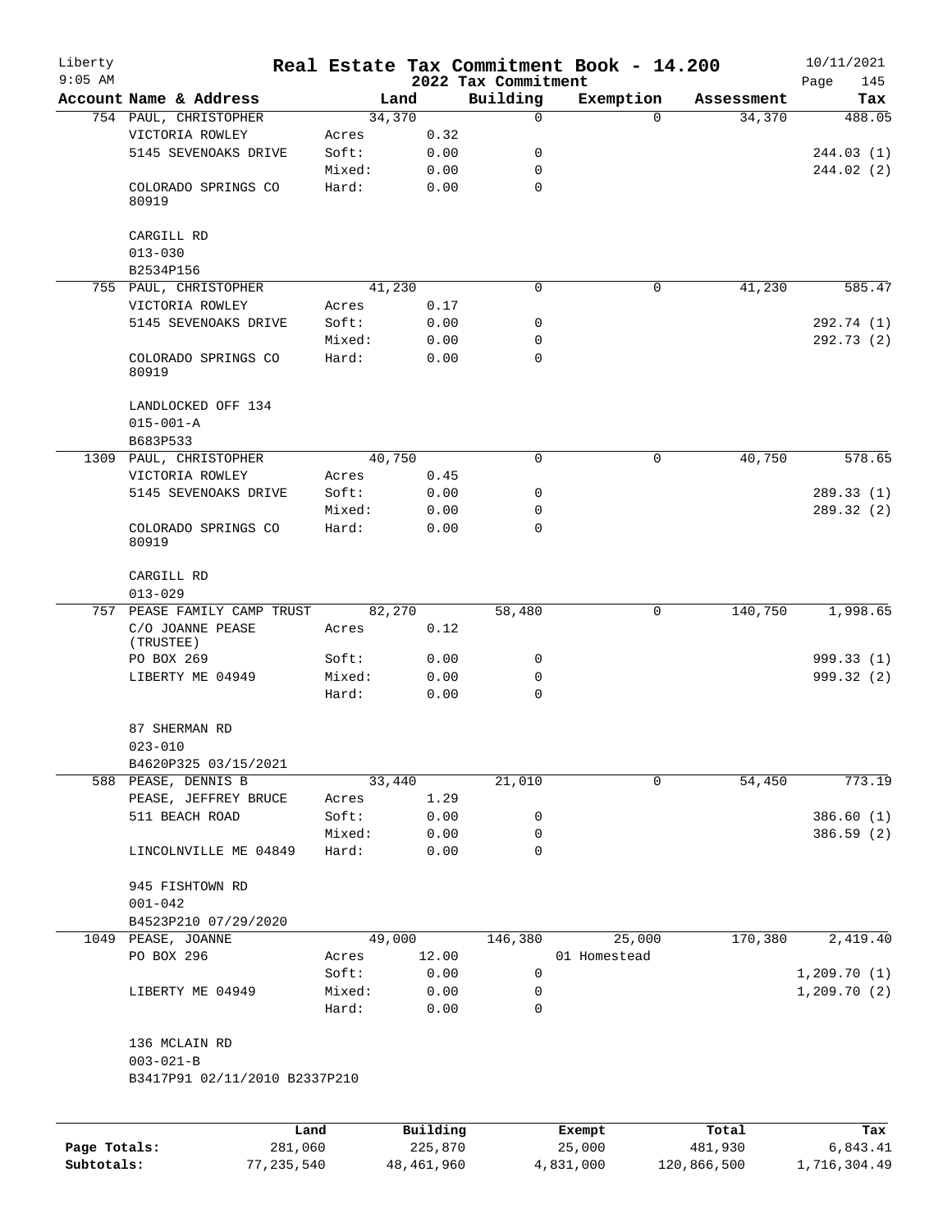Liberty 9:05 AM

# Real Estate Tax Commitment Book - 14.200

## 2022 Tax Commitment

10/11/2021

| Account Name & Address | Land | | Building | Exemption | Assessment | Tax |
|---|---|---|---|---|---|---|
| 754 PAUL, CHRISTOPHER | 34,370 | | 0 | 0 | 34,370 | 488.05 |
| VICTORIA ROWLEY | Acres | 0.32 | | | | |
| 5145 SEVENOAKS DRIVE | Soft: | 0.00 | 0 | | | 244.03 (1) |
| | Mixed: | 0.00 | 0 | | | 244.02 (2) |
| COLORADO SPRINGS CO 80919 | Hard: | 0.00 | 0 | | | |
| CARGILL RD | | | | | | |
| 013-030 | | | | | | |
| B2534P156 | | | | | | |
| 755 PAUL, CHRISTOPHER | 41,230 | | 0 | 0 | 41,230 | 585.47 |
| VICTORIA ROWLEY | Acres | 0.17 | | | | |
| 5145 SEVENOAKS DRIVE | Soft: | 0.00 | 0 | | | 292.74 (1) |
| | Mixed: | 0.00 | 0 | | | 292.73 (2) |
| COLORADO SPRINGS CO 80919 | Hard: | 0.00 | 0 | | | |
| LANDLOCKED OFF 134 | | | | | | |
| 015-001-A | | | | | | |
| B683P533 | | | | | | |
| 1309 PAUL, CHRISTOPHER | 40,750 | | 0 | 0 | 40,750 | 578.65 |
| VICTORIA ROWLEY | Acres | 0.45 | | | | |
| 5145 SEVENOAKS DRIVE | Soft: | 0.00 | 0 | | | 289.33 (1) |
| | Mixed: | 0.00 | 0 | | | 289.32 (2) |
| COLORADO SPRINGS CO 80919 | Hard: | 0.00 | 0 | | | |
| CARGILL RD | | | | | | |
| 013-029 | | | | | | |
| 757 PEASE FAMILY CAMP TRUST | 82,270 | | 58,480 | 0 | 140,750 | 1,998.65 |
| C/O JOANNE PEASE (TRUSTEE) | Acres | 0.12 | | | | |
| PO BOX 269 | Soft: | 0.00 | 0 | | | 999.33 (1) |
| LIBERTY ME 04949 | Mixed: | 0.00 | 0 | | | 999.32 (2) |
| | Hard: | 0.00 | 0 | | | |
| 87 SHERMAN RD | | | | | | |
| 023-010 | | | | | | |
| B4620P325 03/15/2021 | | | | | | |
| 588 PEASE, DENNIS B | 33,440 | | 21,010 | 0 | 54,450 | 773.19 |
| PEASE, JEFFREY BRUCE | Acres | 1.29 | | | | |
| 511 BEACH ROAD | Soft: | 0.00 | 0 | | | 386.60 (1) |
| | Mixed: | 0.00 | 0 | | | 386.59 (2) |
| LINCOLNVILLE ME 04849 | Hard: | 0.00 | 0 | | | |
| 945 FISHTOWN RD | | | | | | |
| 001-042 | | | | | | |
| B4523P210 07/29/2020 | | | | | | |
| 1049 PEASE, JOANNE | 49,000 | | 146,380 | 25,000 | 170,380 | 2,419.40 |
| PO BOX 296 | Acres | 12.00 | | 01 Homestead | | |
| | Soft: | 0.00 | 0 | | | 1,209.70 (1) |
| LIBERTY ME 04949 | Mixed: | 0.00 | 0 | | | 1,209.70 (2) |
| | Hard: | 0.00 | 0 | | | |
| 136 MCLAIN RD | | | | | | |
| 003-021-B | | | | | | |
| B3417P91 02/11/2010 B2337P210 | | | | | | |

| | Land | Building | Exempt | Total | Tax |
|---|---|---|---|---|---|
| Page Totals: | 281,060 | 225,870 | 25,000 | 481,930 | 6,843.41 |
| Subtotals: | 77,235,540 | 48,461,960 | 4,831,000 | 120,866,500 | 1,716,304.49 |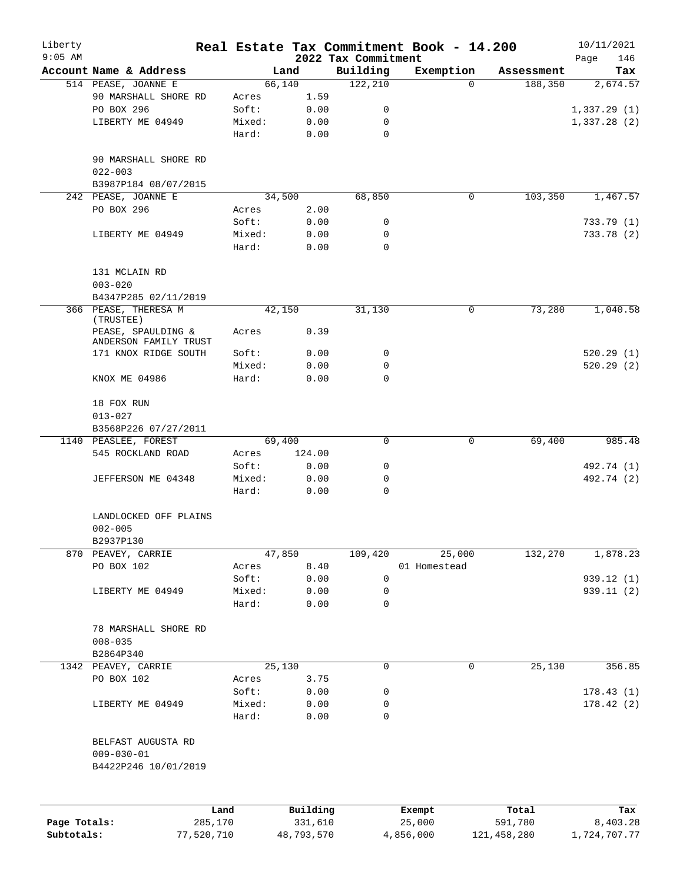# Real Estate Tax Commitment Book - 14.200

## 2022 Tax Commitment

Liberty 9:05 AM — 10/11/2021

| Account Name & Address | | Land | Building | Exemption | Assessment | Tax |
|---|---|---|---|---|---|---|
| 514 PEASE, JOANNE E | | 66,140 | 122,210 | 0 | 188,350 | 2,674.57 |
| 90 MARSHALL SHORE RD | Acres | 1.59 | | | | |
| PO BOX 296 | Soft: | 0.00 | 0 | | | 1,337.29 (1) |
| LIBERTY ME 04949 | Mixed: | 0.00 | 0 | | | 1,337.28 (2) |
| | Hard: | 0.00 | 0 | | | |
| 90 MARSHALL SHORE RD | | | | | | |
| 022-003 | | | | | | |
| B3987P184 08/07/2015 | | | | | | |
| 242 PEASE, JOANNE E | | 34,500 | 68,850 | 0 | 103,350 | 1,467.57 |
| PO BOX 296 | Acres | 2.00 | | | | |
| | Soft: | 0.00 | 0 | | | 733.79 (1) |
| LIBERTY ME 04949 | Mixed: | 0.00 | 0 | | | 733.78 (2) |
| | Hard: | 0.00 | 0 | | | |
| 131 MCLAIN RD | | | | | | |
| 003-020 | | | | | | |
| B4347P285 02/11/2019 | | | | | | |
| 366 PEASE, THERESA M (TRUSTEE) | | 42,150 | 31,130 | 0 | 73,280 | 1,040.58 |
| PEASE, SPAULDING & ANDERSON FAMILY TRUST | Acres | 0.39 | | | | |
| 171 KNOX RIDGE SOUTH | Soft: | 0.00 | 0 | | | 520.29 (1) |
| | Mixed: | 0.00 | 0 | | | 520.29 (2) |
| KNOX ME 04986 | Hard: | 0.00 | 0 | | | |
| 18 FOX RUN | | | | | | |
| 013-027 | | | | | | |
| B3568P226 07/27/2011 | | | | | | |
| 1140 PEASLEE, FOREST | | 69,400 | 0 | 0 | 69,400 | 985.48 |
| 545 ROCKLAND ROAD | Acres | 124.00 | | | | |
| | Soft: | 0.00 | 0 | | | 492.74 (1) |
| JEFFERSON ME 04348 | Mixed: | 0.00 | 0 | | | 492.74 (2) |
| | Hard: | 0.00 | 0 | | | |
| LANDLOCKED OFF PLAINS | | | | | | |
| 002-005 | | | | | | |
| B2937P130 | | | | | | |
| 870 PEAVEY, CARRIE | | 47,850 | 109,420 | 25,000 | 132,270 | 1,878.23 |
| PO BOX 102 | Acres | 8.40 | | 01 Homestead | | |
| | Soft: | 0.00 | 0 | | | 939.12 (1) |
| LIBERTY ME 04949 | Mixed: | 0.00 | 0 | | | 939.11 (2) |
| | Hard: | 0.00 | 0 | | | |
| 78 MARSHALL SHORE RD | | | | | | |
| 008-035 | | | | | | |
| B2864P340 | | | | | | |
| 1342 PEAVEY, CARRIE | | 25,130 | 0 | 0 | 25,130 | 356.85 |
| PO BOX 102 | Acres | 3.75 | | | | |
| | Soft: | 0.00 | 0 | | | 178.43 (1) |
| LIBERTY ME 04949 | Mixed: | 0.00 | 0 | | | 178.42 (2) |
| | Hard: | 0.00 | 0 | | | |
| BELFAST AUGUSTA RD | | | | | | |
| 009-030-01 | | | | | | |
| B4422P246 10/01/2019 | | | | | | |

| | Land | Building | Exempt | Total | Tax |
|---|---|---|---|---|---|
| Page Totals: | 285,170 | 331,610 | 25,000 | 591,780 | 8,403.28 |
| Subtotals: | 77,520,710 | 48,793,570 | 4,856,000 | 121,458,280 | 1,724,707.77 |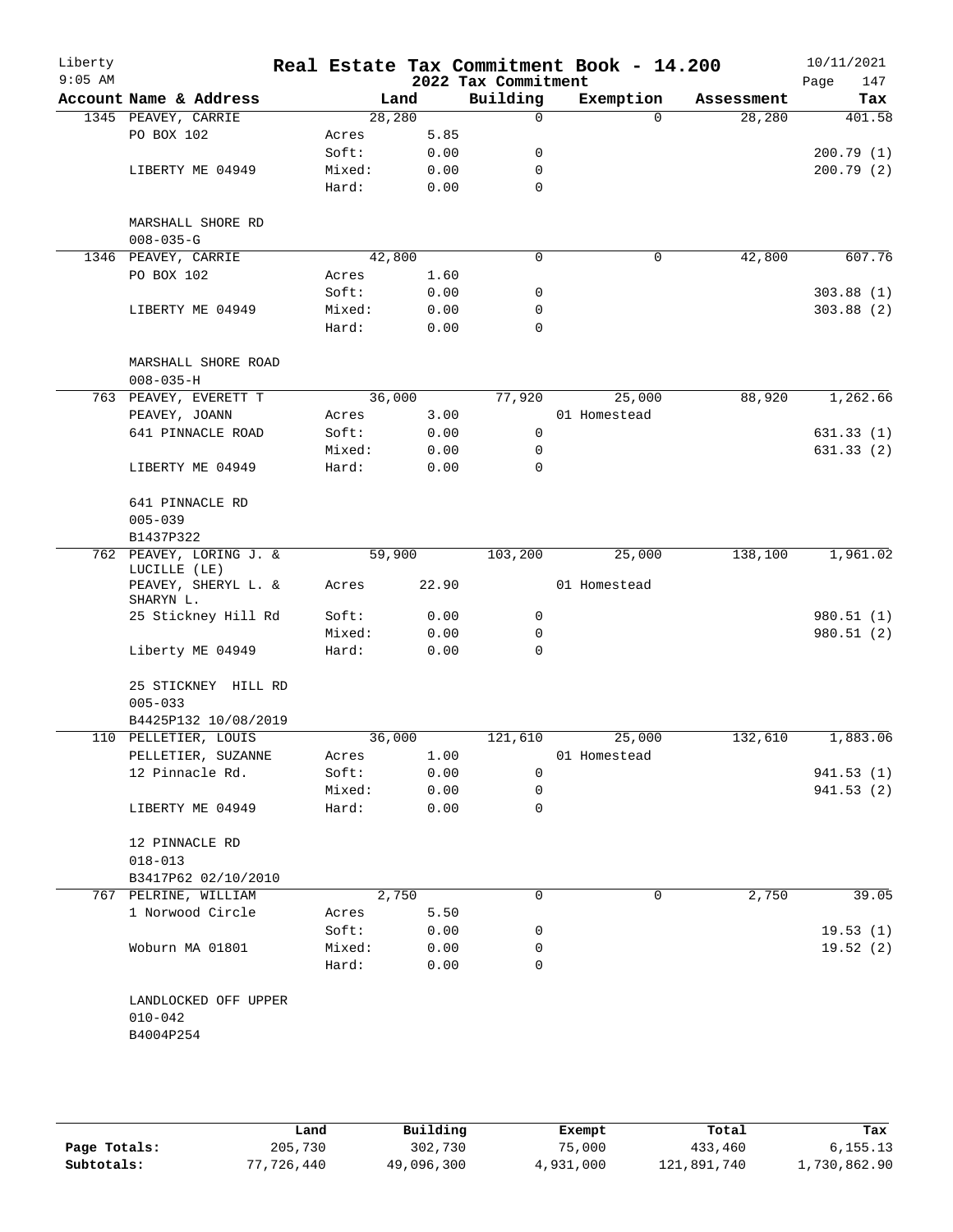Liberty 9:05 AM

# Real Estate Tax Commitment Book - 14.200

## 2022 Tax Commitment

10/11/2021

| Account | Name & Address | | Land | Building | Exemption | Assessment | Tax |
|---|---|---|---|---|---|---|---|
| 1345 | PEAVEY, CARRIE | | 28,280 | 0 | 0 | 28,280 | 401.58 |
| | PO BOX 102 | Acres | 5.85 | | | | |
| | | Soft: | 0.00 | 0 | | | 200.79 (1) |
| | LIBERTY ME 04949 | Mixed: | 0.00 | 0 | | | 200.79 (2) |
| | | Hard: | 0.00 | 0 | | | |
| | MARSHALL SHORE RD | | | | | | |
| | 008-035-G | | | | | | |
| 1346 | PEAVEY, CARRIE | | 42,800 | 0 | 0 | 42,800 | 607.76 |
| | PO BOX 102 | Acres | 1.60 | | | | |
| | | Soft: | 0.00 | 0 | | | 303.88 (1) |
| | LIBERTY ME 04949 | Mixed: | 0.00 | 0 | | | 303.88 (2) |
| | | Hard: | 0.00 | 0 | | | |
| | MARSHALL SHORE ROAD | | | | | | |
| | 008-035-H | | | | | | |
| 763 | PEAVEY, EVERETT T | | 36,000 | 77,920 | 25,000 | 88,920 | 1,262.66 |
| | PEAVEY, JOANN | Acres | 3.00 | | 01 Homestead | | |
| | 641 PINNACLE ROAD | Soft: | 0.00 | 0 | | | 631.33 (1) |
| | | Mixed: | 0.00 | 0 | | | 631.33 (2) |
| | LIBERTY ME 04949 | Hard: | 0.00 | 0 | | | |
| | 641 PINNACLE RD | | | | | | |
| | 005-039 | | | | | | |
| | B1437P322 | | | | | | |
| 762 | PEAVEY, LORING J. & LUCILLE (LE) | | 59,900 | 103,200 | 25,000 | 138,100 | 1,961.02 |
| | PEAVEY, SHERYL L. & SHARYN L. | Acres | 22.90 | | 01 Homestead | | |
| | 25 Stickney Hill Rd | Soft: | 0.00 | 0 | | | 980.51 (1) |
| | | Mixed: | 0.00 | 0 | | | 980.51 (2) |
| | Liberty ME 04949 | Hard: | 0.00 | 0 | | | |
| | 25 STICKNEY HILL RD | | | | | | |
| | 005-033 | | | | | | |
| | B4425P132 10/08/2019 | | | | | | |
| 110 | PELLETIER, LOUIS | | 36,000 | 121,610 | 25,000 | 132,610 | 1,883.06 |
| | PELLETIER, SUZANNE | Acres | 1.00 | | 01 Homestead | | |
| | 12 Pinnacle Rd. | Soft: | 0.00 | 0 | | | 941.53 (1) |
| | | Mixed: | 0.00 | 0 | | | 941.53 (2) |
| | LIBERTY ME 04949 | Hard: | 0.00 | 0 | | | |
| | 12 PINNACLE RD | | | | | | |
| | 018-013 | | | | | | |
| | B3417P62 02/10/2010 | | | | | | |
| 767 | PELRINE, WILLIAM | | 2,750 | 0 | 0 | 2,750 | 39.05 |
| | 1 Norwood Circle | Acres | 5.50 | | | | |
| | | Soft: | 0.00 | 0 | | | 19.53 (1) |
| | Woburn MA 01801 | Mixed: | 0.00 | 0 | | | 19.52 (2) |
| | | Hard: | 0.00 | 0 | | | |
| | LANDLOCKED OFF UPPER | | | | | | |
| | 010-042 | | | | | | |
| | B4004P254 | | | | | | |

| | Land | Building | Exempt | Total | Tax |
|---|---|---|---|---|---|
| Page Totals: | 205,730 | 302,730 | 75,000 | 433,460 | 6,155.13 |
| Subtotals: | 77,726,440 | 49,096,300 | 4,931,000 | 121,891,740 | 1,730,862.90 |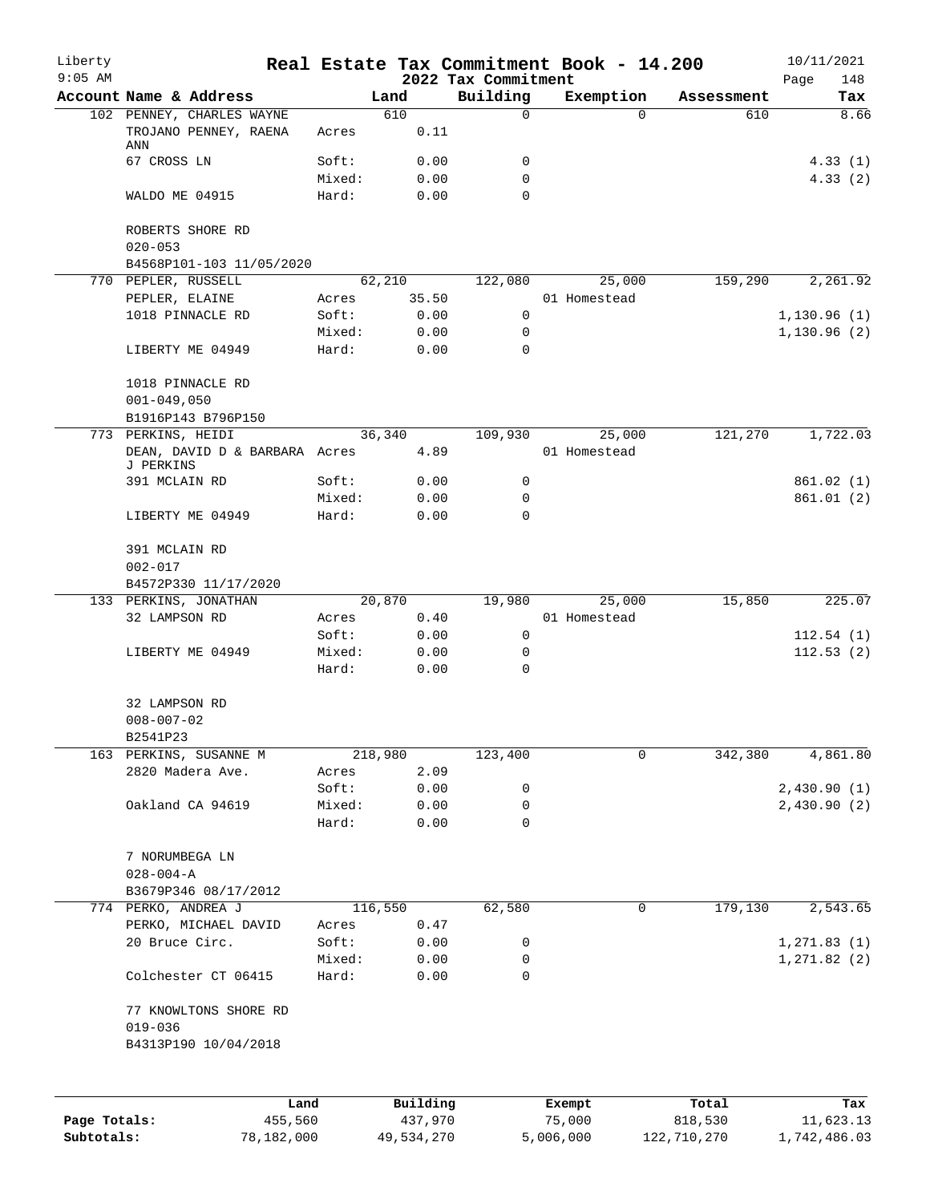# Real Estate Tax Commitment Book - 14.200

Liberty
9:05 AM

2022 Tax Commitment

10/11/2021

| Account Name & Address | | Land | Building | Exemption | Assessment | Tax |
|---|---|---|---|---|---|---|
| 102 PENNEY, CHARLES WAYNE | | 610 | 0 | 0 | 610 | 8.66 |
| TROJANO PENNEY, RAENA ANN | Acres | 0.11 | | | | |
| 67 CROSS LN | Soft: | 0.00 | 0 | | | 4.33 (1) |
| | Mixed: | 0.00 | 0 | | | 4.33 (2) |
| WALDO ME 04915 | Hard: | 0.00 | 0 | | | |
| ROBERTS SHORE RD | | | | | | |
| 020-053 | | | | | | |
| B4568P101-103 11/05/2020 | | | | | | |
| 770 PEPLER, RUSSELL | | 62,210 | 122,080 | 25,000 | 159,290 | 2,261.92 |
| PEPLER, ELAINE | Acres | 35.50 | | 01 Homestead | | |
| 1018 PINNACLE RD | Soft: | 0.00 | 0 | | | 1,130.96 (1) |
| | Mixed: | 0.00 | 0 | | | 1,130.96 (2) |
| LIBERTY ME 04949 | Hard: | 0.00 | 0 | | | |
| 1018 PINNACLE RD | | | | | | |
| 001-049,050 | | | | | | |
| B1916P143 B796P150 | | | | | | |
| 773 PERKINS, HEIDI | | 36,340 | 109,930 | 25,000 | 121,270 | 1,722.03 |
| DEAN, DAVID D & BARBARA J PERKINS | Acres | 4.89 | | 01 Homestead | | |
| 391 MCLAIN RD | Soft: | 0.00 | 0 | | | 861.02 (1) |
| | Mixed: | 0.00 | 0 | | | 861.01 (2) |
| LIBERTY ME 04949 | Hard: | 0.00 | 0 | | | |
| 391 MCLAIN RD | | | | | | |
| 002-017 | | | | | | |
| B4572P330 11/17/2020 | | | | | | |
| 133 PERKINS, JONATHAN | | 20,870 | 19,980 | 25,000 | 15,850 | 225.07 |
| 32 LAMPSON RD | Acres | 0.40 | | 01 Homestead | | |
| | Soft: | 0.00 | 0 | | | 112.54 (1) |
| LIBERTY ME 04949 | Mixed: | 0.00 | 0 | | | 112.53 (2) |
| | Hard: | 0.00 | 0 | | | |
| 32 LAMPSON RD | | | | | | |
| 008-007-02 | | | | | | |
| B2541P23 | | | | | | |
| 163 PERKINS, SUSANNE M | | 218,980 | 123,400 | 0 | 342,380 | 4,861.80 |
| 2820 Madera Ave. | Acres | 2.09 | | | | |
| | Soft: | 0.00 | 0 | | | 2,430.90 (1) |
| Oakland CA 94619 | Mixed: | 0.00 | 0 | | | 2,430.90 (2) |
| | Hard: | 0.00 | 0 | | | |
| 7 NORUMBEGA LN | | | | | | |
| 028-004-A | | | | | | |
| B3679P346 08/17/2012 | | | | | | |
| 774 PERKO, ANDREA J | | 116,550 | 62,580 | 0 | 179,130 | 2,543.65 |
| PERKO, MICHAEL DAVID | Acres | 0.47 | | | | |
| 20 Bruce Circ. | Soft: | 0.00 | 0 | | | 1,271.83 (1) |
| | Mixed: | 0.00 | 0 | | | 1,271.82 (2) |
| Colchester CT 06415 | Hard: | 0.00 | 0 | | | |
| 77 KNOWLTONS SHORE RD | | | | | | |
| 019-036 | | | | | | |
| B4313P190 10/04/2018 | | | | | | |

| | Land | Building | Exempt | Total | Tax |
|---|---|---|---|---|---|
| Page Totals: | 455,560 | 437,970 | 75,000 | 818,530 | 11,623.13 |
| Subtotals: | 78,182,000 | 49,534,270 | 5,006,000 | 122,710,270 | 1,742,486.03 |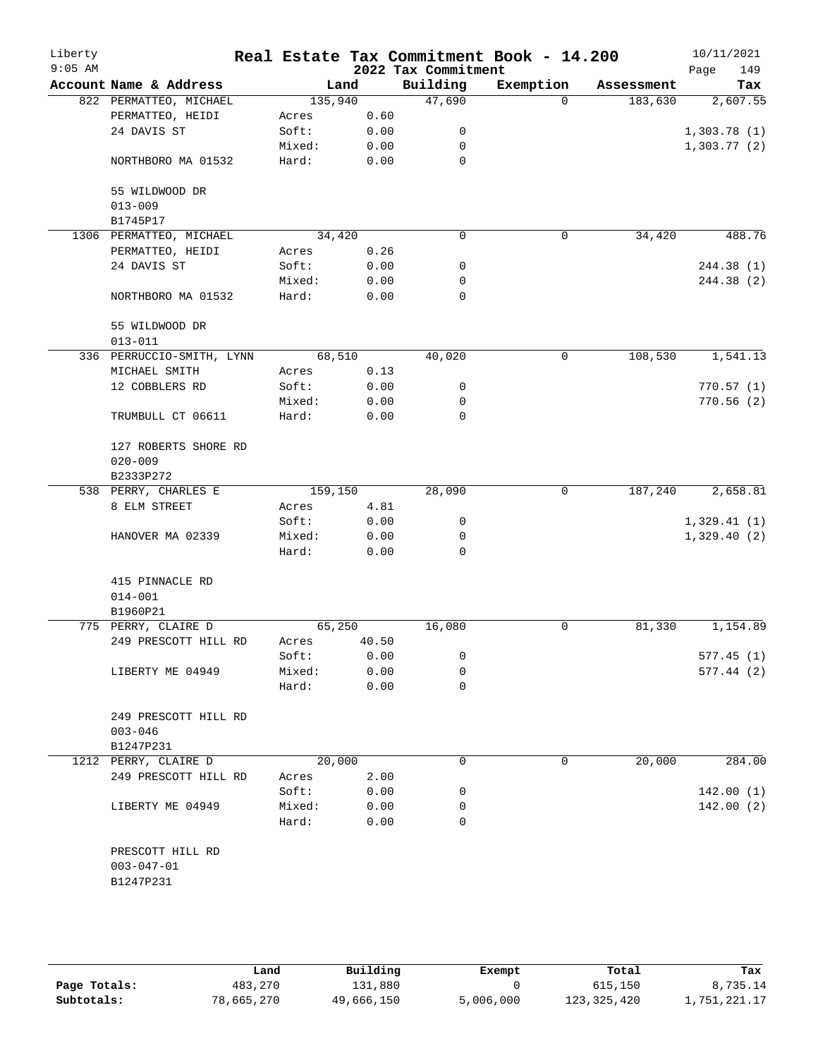# Real Estate Tax Commitment Book - 14.200

Liberty
9:05 AM

2022 Tax Commitment

10/11/2021

| Account Name & Address | Land | | Building | Exemption | Assessment | Tax |
|---|---|---|---|---|---|---|
| 822 PERMATTEO, MICHAEL | 135,940 | | 47,690 | 0 | 183,630 | 2,607.55 |
| PERMATTEO, HEIDI | Acres | 0.60 | | | | |
| 24 DAVIS ST | Soft: | 0.00 | 0 | | | 1,303.78 (1) |
| | Mixed: | 0.00 | 0 | | | 1,303.77 (2) |
| NORTHBORO MA 01532 | Hard: | 0.00 | 0 | | | |
| 55 WILDWOOD DR | | | | | | |
| 013-009 | | | | | | |
| B1745P17 | | | | | | |
| 1306 PERMATTEO, MICHAEL | 34,420 | | 0 | 0 | 34,420 | 488.76 |
| PERMATTEO, HEIDI | Acres | 0.26 | | | | |
| 24 DAVIS ST | Soft: | 0.00 | 0 | | | 244.38 (1) |
| | Mixed: | 0.00 | 0 | | | 244.38 (2) |
| NORTHBORO MA 01532 | Hard: | 0.00 | 0 | | | |
| 55 WILDWOOD DR | | | | | | |
| 013-011 | | | | | | |
| 336 PERRUCCIO-SMITH, LYNN | 68,510 | | 40,020 | 0 | 108,530 | 1,541.13 |
| MICHAEL SMITH | Acres | 0.13 | | | | |
| 12 COBBLERS RD | Soft: | 0.00 | 0 | | | 770.57 (1) |
| | Mixed: | 0.00 | 0 | | | 770.56 (2) |
| TRUMBULL CT 06611 | Hard: | 0.00 | 0 | | | |
| 127 ROBERTS SHORE RD | | | | | | |
| 020-009 | | | | | | |
| B2333P272 | | | | | | |
| 538 PERRY, CHARLES E | 159,150 | | 28,090 | 0 | 187,240 | 2,658.81 |
| 8 ELM STREET | Acres | 4.81 | | | | |
| | Soft: | 0.00 | 0 | | | 1,329.41 (1) |
| HANOVER MA 02339 | Mixed: | 0.00 | 0 | | | 1,329.40 (2) |
| | Hard: | 0.00 | 0 | | | |
| 415 PINNACLE RD | | | | | | |
| 014-001 | | | | | | |
| B1960P21 | | | | | | |
| 775 PERRY, CLAIRE D | 65,250 | | 16,080 | 0 | 81,330 | 1,154.89 |
| 249 PRESCOTT HILL RD | Acres | 40.50 | | | | |
| | Soft: | 0.00 | 0 | | | 577.45 (1) |
| LIBERTY ME 04949 | Mixed: | 0.00 | 0 | | | 577.44 (2) |
| | Hard: | 0.00 | 0 | | | |
| 249 PRESCOTT HILL RD | | | | | | |
| 003-046 | | | | | | |
| B1247P231 | | | | | | |
| 1212 PERRY, CLAIRE D | 20,000 | | 0 | 0 | 20,000 | 284.00 |
| 249 PRESCOTT HILL RD | Acres | 2.00 | | | | |
| | Soft: | 0.00 | 0 | | | 142.00 (1) |
| LIBERTY ME 04949 | Mixed: | 0.00 | 0 | | | 142.00 (2) |
| | Hard: | 0.00 | 0 | | | |
| PRESCOTT HILL RD | | | | | | |
| 003-047-01 | | | | | | |
| B1247P231 | | | | | | |

| | Land | Building | Exempt | Total | Tax |
|---|---|---|---|---|---|
| Page Totals: | 483,270 | 131,880 | 0 | 615,150 | 8,735.14 |
| Subtotals: | 78,665,270 | 49,666,150 | 5,006,000 | 123,325,420 | 1,751,221.17 |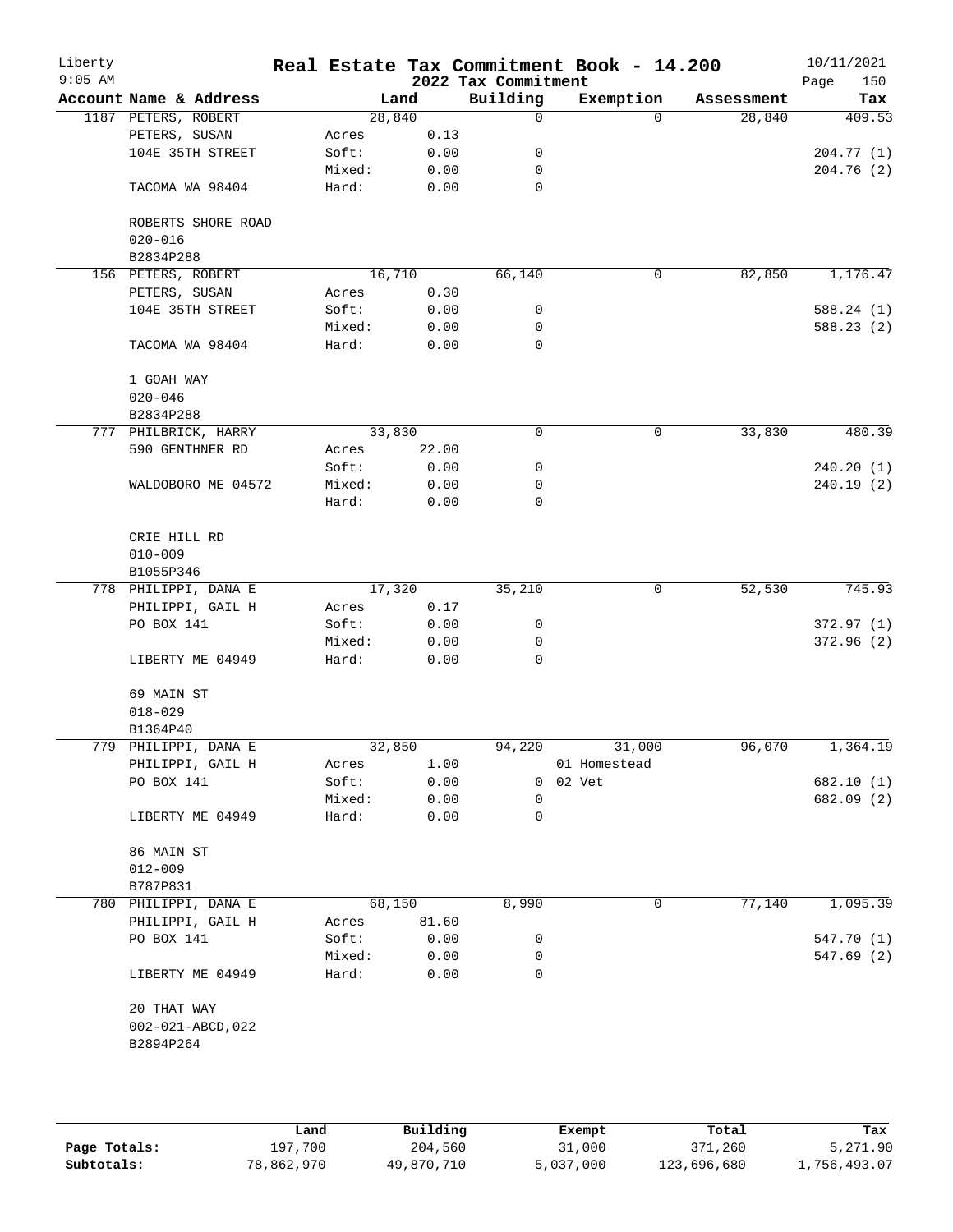# Real Estate Tax Commitment Book - 14.200

Liberty
9:05 AM

2022 Tax Commitment

10/11/2021

| Account Name & Address | | Land | Building | Exemption | Assessment | Tax |
|---|---|---|---|---|---|---|
| 1187 PETERS, ROBERT | | 28,840 | 0 | 0 | 28,840 | 409.53 |
| PETERS, SUSAN | Acres | 0.13 | | | | |
| 104E 35TH STREET | Soft: | 0.00 | 0 | | | 204.77 (1) |
| | Mixed: | 0.00 | 0 | | | 204.76 (2) |
| TACOMA WA 98404 | Hard: | 0.00 | 0 | | | |
| ROBERTS SHORE ROAD | | | | | | |
| 020-016 | | | | | | |
| B2834P288 | | | | | | |
| 156 PETERS, ROBERT | | 16,710 | 66,140 | 0 | 82,850 | 1,176.47 |
| PETERS, SUSAN | Acres | 0.30 | | | | |
| 104E 35TH STREET | Soft: | 0.00 | 0 | | | 588.24 (1) |
| | Mixed: | 0.00 | 0 | | | 588.23 (2) |
| TACOMA WA 98404 | Hard: | 0.00 | 0 | | | |
| 1 GOAH WAY | | | | | | |
| 020-046 | | | | | | |
| B2834P288 | | | | | | |
| 777 PHILBRICK, HARRY | | 33,830 | 0 | 0 | 33,830 | 480.39 |
| 590 GENTHNER RD | Acres | 22.00 | | | | |
| | Soft: | 0.00 | 0 | | | 240.20 (1) |
| WALDOBORO ME 04572 | Mixed: | 0.00 | 0 | | | 240.19 (2) |
| | Hard: | 0.00 | 0 | | | |
| CRIE HILL RD | | | | | | |
| 010-009 | | | | | | |
| B1055P346 | | | | | | |
| 778 PHILIPPI, DANA E | | 17,320 | 35,210 | 0 | 52,530 | 745.93 |
| PHILIPPI, GAIL H | Acres | 0.17 | | | | |
| PO BOX 141 | Soft: | 0.00 | 0 | | | 372.97 (1) |
| | Mixed: | 0.00 | 0 | | | 372.96 (2) |
| LIBERTY ME 04949 | Hard: | 0.00 | 0 | | | |
| 69 MAIN ST | | | | | | |
| 018-029 | | | | | | |
| B1364P40 | | | | | | |
| 779 PHILIPPI, DANA E | | 32,850 | 94,220 | 31,000 | 96,070 | 1,364.19 |
| PHILIPPI, GAIL H | Acres | 1.00 | | 01 Homestead | | |
| PO BOX 141 | Soft: | 0.00 | 0 | 02 Vet | | 682.10 (1) |
| | Mixed: | 0.00 | 0 | | | 682.09 (2) |
| LIBERTY ME 04949 | Hard: | 0.00 | 0 | | | |
| 86 MAIN ST | | | | | | |
| 012-009 | | | | | | |
| B787P831 | | | | | | |
| 780 PHILIPPI, DANA E | | 68,150 | 8,990 | 0 | 77,140 | 1,095.39 |
| PHILIPPI, GAIL H | Acres | 81.60 | | | | |
| PO BOX 141 | Soft: | 0.00 | 0 | | | 547.70 (1) |
| | Mixed: | 0.00 | 0 | | | 547.69 (2) |
| LIBERTY ME 04949 | Hard: | 0.00 | 0 | | | |
| 20 THAT WAY | | | | | | |
| 002-021-ABCD,022 | | | | | | |
| B2894P264 | | | | | | |

| | Land | Building | Exempt | Total | Tax |
|---|---|---|---|---|---|
| Page Totals: | 197,700 | 204,560 | 31,000 | 371,260 | 5,271.90 |
| Subtotals: | 78,862,970 | 49,870,710 | 5,037,000 | 123,696,680 | 1,756,493.07 |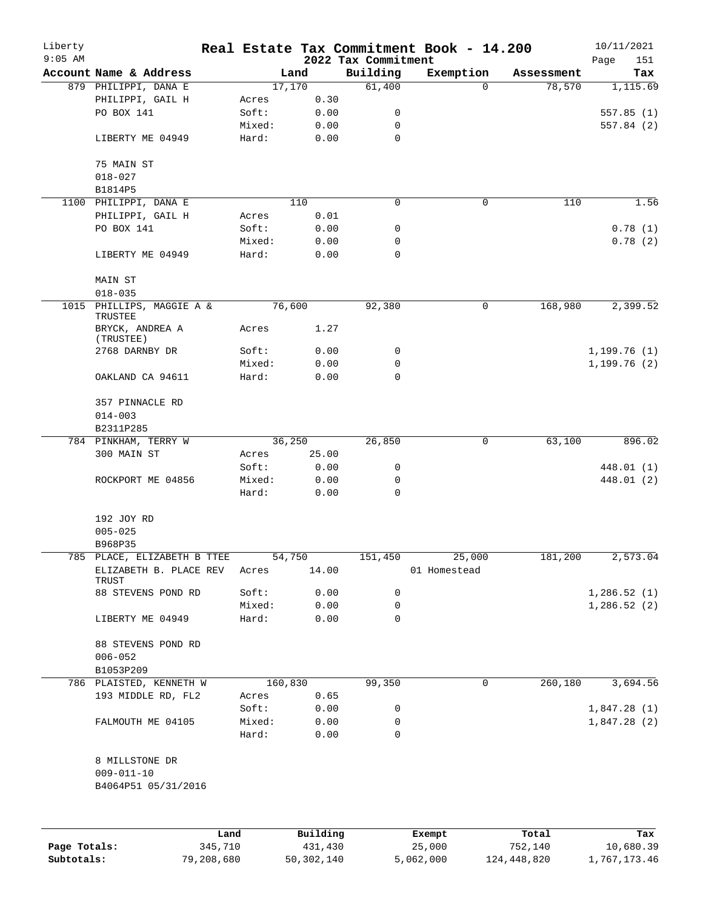# Real Estate Tax Commitment Book - 14.200

Liberty 9:05 AM — 2022 Tax Commitment — 10/11/2021

| Account Name & Address | Land | | Building | Exemption | Assessment | Tax |
|---|---|---|---|---|---|---|
| 879 PHILIPPI, DANA E | 17,170 | | 61,400 | 0 | 78,570 | 1,115.69 |
| PHILIPPI, GAIL H | Acres | 0.30 | | | | |
| PO BOX 141 | Soft: | 0.00 | 0 | | | 557.85 (1) |
| | Mixed: | 0.00 | 0 | | | 557.84 (2) |
| LIBERTY ME 04949 | Hard: | 0.00 | 0 | | | |
| 75 MAIN ST | | | | | | |
| 018-027 | | | | | | |
| B1814P5 | | | | | | |
| 1100 PHILIPPI, DANA E | 110 | | 0 | 0 | 110 | 1.56 |
| PHILIPPI, GAIL H | Acres | 0.01 | | | | |
| PO BOX 141 | Soft: | 0.00 | 0 | | | 0.78 (1) |
| | Mixed: | 0.00 | 0 | | | 0.78 (2) |
| LIBERTY ME 04949 | Hard: | 0.00 | 0 | | | |
| MAIN ST | | | | | | |
| 018-035 | | | | | | |
| 1015 PHILLIPS, MAGGIE A & TRUSTEE | 76,600 | | 92,380 | 0 | 168,980 | 2,399.52 |
| BRYCK, ANDREA A (TRUSTEE) | Acres | 1.27 | | | | |
| 2768 DARNBY DR | Soft: | 0.00 | 0 | | | 1,199.76 (1) |
| | Mixed: | 0.00 | 0 | | | 1,199.76 (2) |
| OAKLAND CA 94611 | Hard: | 0.00 | 0 | | | |
| 357 PINNACLE RD | | | | | | |
| 014-003 | | | | | | |
| B2311P285 | | | | | | |
| 784 PINKHAM, TERRY W | 36,250 | | 26,850 | 0 | 63,100 | 896.02 |
| 300 MAIN ST | Acres | 25.00 | | | | |
| | Soft: | 0.00 | 0 | | | 448.01 (1) |
| ROCKPORT ME 04856 | Mixed: | 0.00 | 0 | | | 448.01 (2) |
| | Hard: | 0.00 | 0 | | | |
| 192 JOY RD | | | | | | |
| 005-025 | | | | | | |
| B968P35 | | | | | | |
| 785 PLACE, ELIZABETH B TTEE | 54,750 | | 151,450 | 25,000 | 181,200 | 2,573.04 |
| ELIZABETH B. PLACE REV TRUST | Acres | 14.00 | | 01 Homestead | | |
| 88 STEVENS POND RD | Soft: | 0.00 | 0 | | | 1,286.52 (1) |
| | Mixed: | 0.00 | 0 | | | 1,286.52 (2) |
| LIBERTY ME 04949 | Hard: | 0.00 | 0 | | | |
| 88 STEVENS POND RD | | | | | | |
| 006-052 | | | | | | |
| B1053P209 | | | | | | |
| 786 PLAISTED, KENNETH W | 160,830 | | 99,350 | 0 | 260,180 | 3,694.56 |
| 193 MIDDLE RD, FL2 | Acres | 0.65 | | | | |
| | Soft: | 0.00 | 0 | | | 1,847.28 (1) |
| FALMOUTH ME 04105 | Mixed: | 0.00 | 0 | | | 1,847.28 (2) |
| | Hard: | 0.00 | 0 | | | |
| 8 MILLSTONE DR | | | | | | |
| 009-011-10 | | | | | | |
| B4064P51 05/31/2016 | | | | | | |

| | Land | Building | Exempt | Total | Tax |
|---|---|---|---|---|---|
| Page Totals: | 345,710 | 431,430 | 25,000 | 752,140 | 10,680.39 |
| Subtotals: | 79,208,680 | 50,302,140 | 5,062,000 | 124,448,820 | 1,767,173.46 |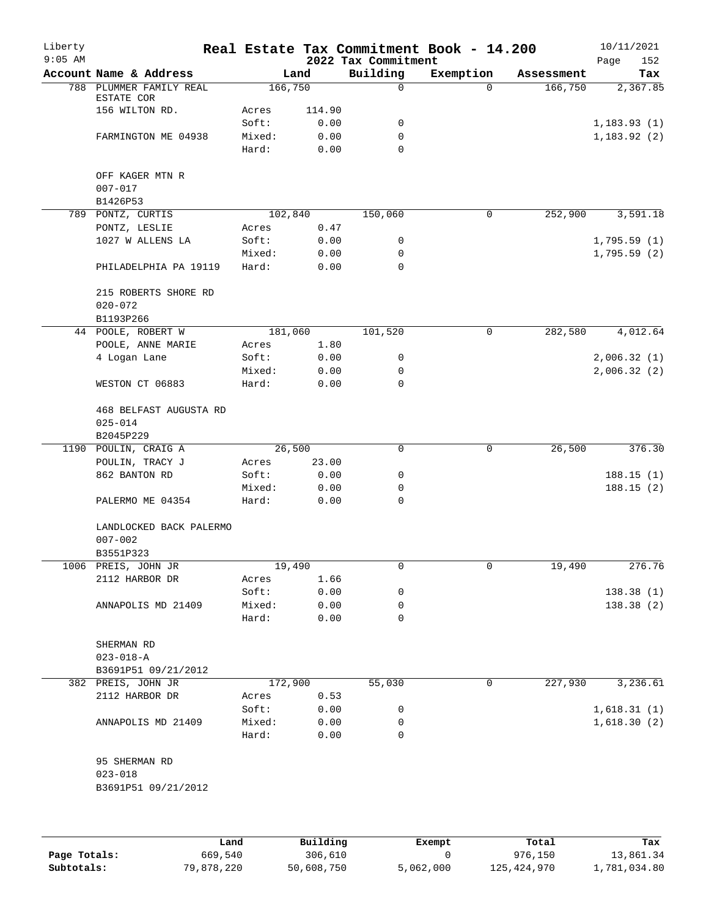Liberty 9:05 AM

# Real Estate Tax Commitment Book - 14.200
## 2022 Tax Commitment

10/11/2021

| Account Name & Address | Land | | Building | Exemption | Assessment | Tax |
|---|---|---|---|---|---|---|
| 788 PLUMMER FAMILY REAL ESTATE COR | 166,750 | | 0 | 0 | 166,750 | 2,367.85 |
| 156 WILTON RD. | Acres | 114.90 | | | | |
| | Soft: | 0.00 | 0 | | | 1,183.93 (1) |
| FARMINGTON ME 04938 | Mixed: | 0.00 | 0 | | | 1,183.92 (2) |
| | Hard: | 0.00 | 0 | | | |
| OFF KAGER MTN R | | | | | | |
| 007-017 | | | | | | |
| B1426P53 | | | | | | |
| 789 PONTZ, CURTIS | 102,840 | | 150,060 | 0 | 252,900 | 3,591.18 |
| PONTZ, LESLIE | Acres | 0.47 | | | | |
| 1027 W ALLENS LA | Soft: | 0.00 | 0 | | | 1,795.59 (1) |
| | Mixed: | 0.00 | 0 | | | 1,795.59 (2) |
| PHILADELPHIA PA 19119 | Hard: | 0.00 | 0 | | | |
| 215 ROBERTS SHORE RD | | | | | | |
| 020-072 | | | | | | |
| B1193P266 | | | | | | |
| 44 POOLE, ROBERT W | 181,060 | | 101,520 | 0 | 282,580 | 4,012.64 |
| POOLE, ANNE MARIE | Acres | 1.80 | | | | |
| 4 Logan Lane | Soft: | 0.00 | 0 | | | 2,006.32 (1) |
| | Mixed: | 0.00 | 0 | | | 2,006.32 (2) |
| WESTON CT 06883 | Hard: | 0.00 | 0 | | | |
| 468 BELFAST AUGUSTA RD | | | | | | |
| 025-014 | | | | | | |
| B2045P229 | | | | | | |
| 1190 POULIN, CRAIG A | 26,500 | | 0 | 0 | 26,500 | 376.30 |
| POULIN, TRACY J | Acres | 23.00 | | | | |
| 862 BANTON RD | Soft: | 0.00 | 0 | | | 188.15 (1) |
| | Mixed: | 0.00 | 0 | | | 188.15 (2) |
| PALERMO ME 04354 | Hard: | 0.00 | 0 | | | |
| LANDLOCKED BACK PALERMO | | | | | | |
| 007-002 | | | | | | |
| B3551P323 | | | | | | |
| 1006 PREIS, JOHN JR | 19,490 | | 0 | 0 | 19,490 | 276.76 |
| 2112 HARBOR DR | Acres | 1.66 | | | | |
| | Soft: | 0.00 | 0 | | | 138.38 (1) |
| ANNAPOLIS MD 21409 | Mixed: | 0.00 | 0 | | | 138.38 (2) |
| | Hard: | 0.00 | 0 | | | |
| SHERMAN RD | | | | | | |
| 023-018-A | | | | | | |
| B3691P51 09/21/2012 | | | | | | |
| 382 PREIS, JOHN JR | 172,900 | | 55,030 | 0 | 227,930 | 3,236.61 |
| 2112 HARBOR DR | Acres | 0.53 | | | | |
| | Soft: | 0.00 | 0 | | | 1,618.31 (1) |
| ANNAPOLIS MD 21409 | Mixed: | 0.00 | 0 | | | 1,618.30 (2) |
| | Hard: | 0.00 | 0 | | | |
| 95 SHERMAN RD | | | | | | |
| 023-018 | | | | | | |
| B3691P51 09/21/2012 | | | | | | |

| | Land | Building | Exempt | Total | Tax |
|---|---|---|---|---|---|
| Page Totals: | 669,540 | 306,610 | 0 | 976,150 | 13,861.34 |
| Subtotals: | 79,878,220 | 50,608,750 | 5,062,000 | 125,424,970 | 1,781,034.80 |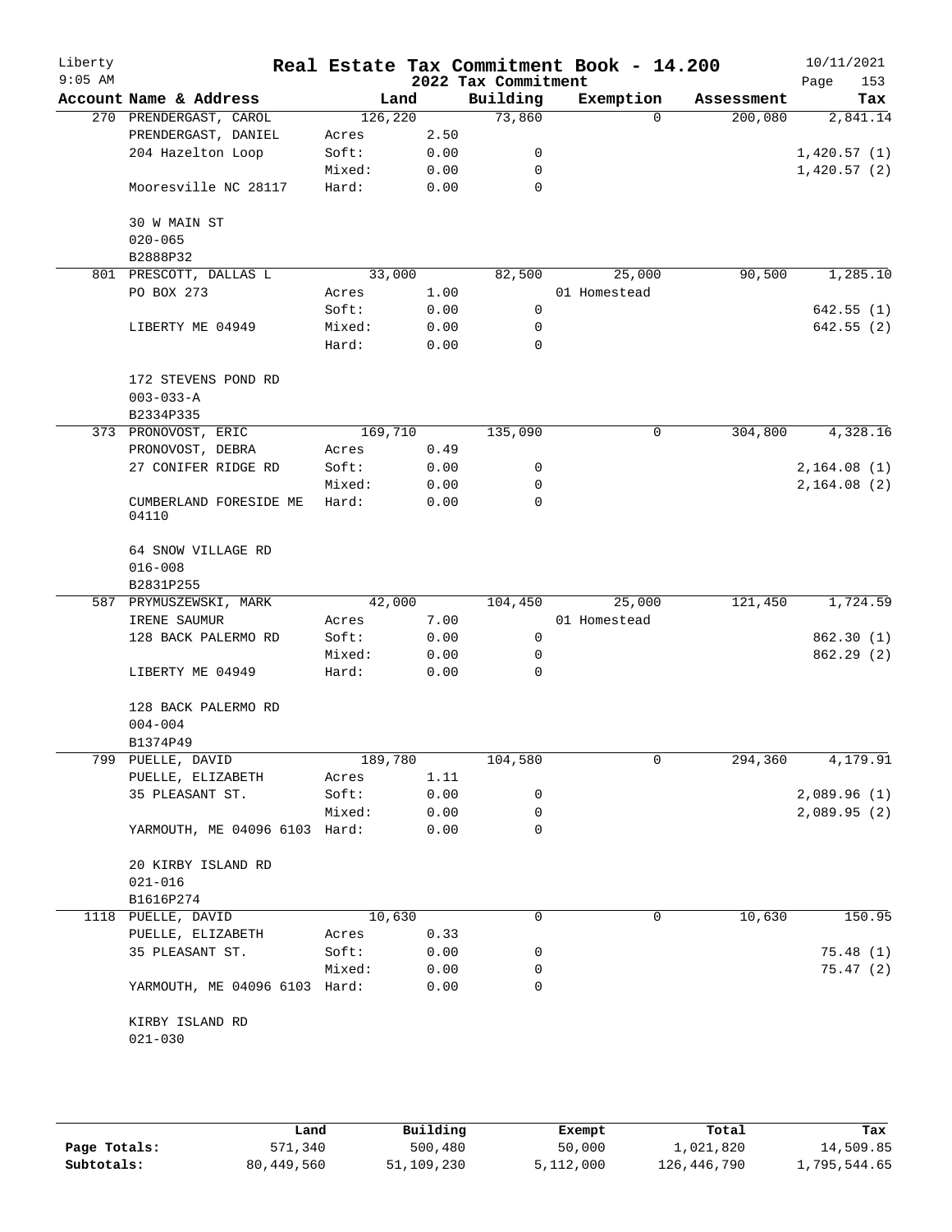# Real Estate Tax Commitment Book - 14.200

2022 Tax Commitment

Liberty 10/11/2021
9:05 AM

| Account Name & Address | Land | | Building | Exemption | Assessment | Tax |
|---|---|---|---|---|---|---|
| 270 PRENDERGAST, CAROL | 126,220 | | 73,860 | 0 | 200,080 | 2,841.14 |
| PRENDERGAST, DANIEL | Acres | 2.50 | | | | |
| 204 Hazelton Loop | Soft: | 0.00 | 0 | | | 1,420.57 (1) |
| | Mixed: | 0.00 | 0 | | | 1,420.57 (2) |
| Mooresville NC 28117 | Hard: | 0.00 | 0 | | | |
| 30 W MAIN ST | | | | | | |
| 020-065 | | | | | | |
| B2888P32 | | | | | | |
| 801 PRESCOTT, DALLAS L | 33,000 | | 82,500 | 25,000 | 90,500 | 1,285.10 |
| PO BOX 273 | Acres | 1.00 | | 01 Homestead | | |
| | Soft: | 0.00 | 0 | | | 642.55 (1) |
| LIBERTY ME 04949 | Mixed: | 0.00 | 0 | | | 642.55 (2) |
| | Hard: | 0.00 | 0 | | | |
| 172 STEVENS POND RD | | | | | | |
| 003-033-A | | | | | | |
| B2334P335 | | | | | | |
| 373 PRONOVOST, ERIC | 169,710 | | 135,090 | 0 | 304,800 | 4,328.16 |
| PRONOVOST, DEBRA | Acres | 0.49 | | | | |
| 27 CONIFER RIDGE RD | Soft: | 0.00 | 0 | | | 2,164.08 (1) |
| | Mixed: | 0.00 | 0 | | | 2,164.08 (2) |
| CUMBERLAND FORESIDE ME 04110 | Hard: | 0.00 | 0 | | | |
| 64 SNOW VILLAGE RD | | | | | | |
| 016-008 | | | | | | |
| B2831P255 | | | | | | |
| 587 PRYMUSZEWSKI, MARK | 42,000 | | 104,450 | 25,000 | 121,450 | 1,724.59 |
| IRENE SAUMUR | Acres | 7.00 | | 01 Homestead | | |
| 128 BACK PALERMO RD | Soft: | 0.00 | 0 | | | 862.30 (1) |
| | Mixed: | 0.00 | 0 | | | 862.29 (2) |
| LIBERTY ME 04949 | Hard: | 0.00 | 0 | | | |
| 128 BACK PALERMO RD | | | | | | |
| 004-004 | | | | | | |
| B1374P49 | | | | | | |
| 799 PUELLE, DAVID | 189,780 | | 104,580 | 0 | 294,360 | 4,179.91 |
| PUELLE, ELIZABETH | Acres | 1.11 | | | | |
| 35 PLEASANT ST. | Soft: | 0.00 | 0 | | | 2,089.96 (1) |
| | Mixed: | 0.00 | 0 | | | 2,089.95 (2) |
| YARMOUTH, ME 04096 6103 | Hard: | 0.00 | 0 | | | |
| 20 KIRBY ISLAND RD | | | | | | |
| 021-016 | | | | | | |
| B1616P274 | | | | | | |
| 1118 PUELLE, DAVID | 10,630 | | 0 | 0 | 10,630 | 150.95 |
| PUELLE, ELIZABETH | Acres | 0.33 | | | | |
| 35 PLEASANT ST. | Soft: | 0.00 | 0 | | | 75.48 (1) |
| | Mixed: | 0.00 | 0 | | | 75.47 (2) |
| YARMOUTH, ME 04096 6103 | Hard: | 0.00 | 0 | | | |
| KIRBY ISLAND RD | | | | | | |
| 021-030 | | | | | | |

| | Land | Building | Exempt | Total | Tax |
|---|---|---|---|---|---|
| Page Totals: | 571,340 | 500,480 | 50,000 | 1,021,820 | 14,509.85 |
| Subtotals: | 80,449,560 | 51,109,230 | 5,112,000 | 126,446,790 | 1,795,544.65 |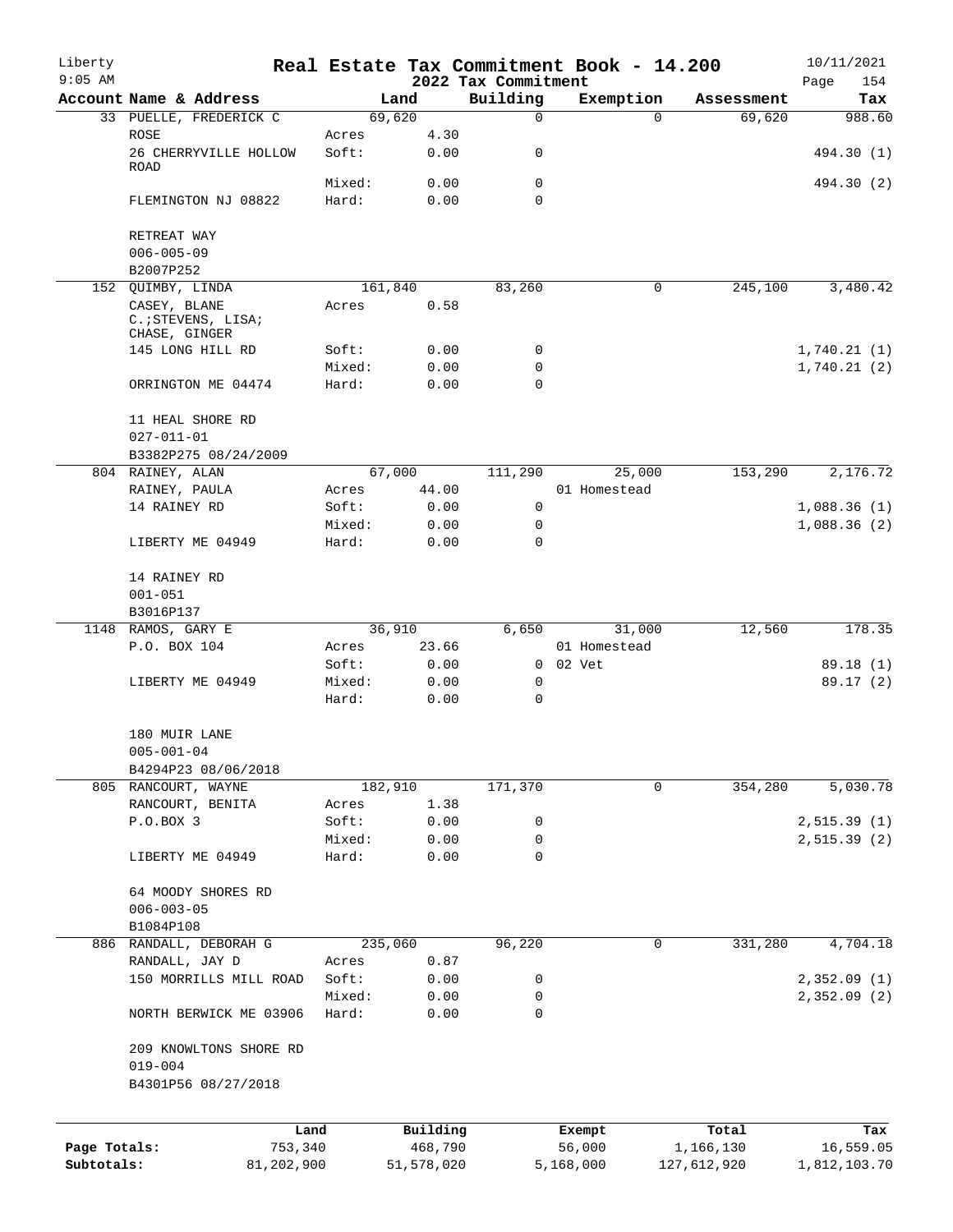Liberty
9:05 AM

# Real Estate Tax Commitment Book - 14.200

2022 Tax Commitment

10/11/2021

| Account | Name & Address | | Land | Building | Exemption | Assessment | Tax |
|---|---|---|---|---|---|---|---|
| 33 | PUELLE, FREDERICK C | | 69,620 | 0 | 0 | 69,620 | 988.60 |
| | ROSE | Acres | 4.30 | | | | |
| | 26 CHERRYVILLE HOLLOW ROAD | Soft: | 0.00 | 0 | | | 494.30 (1) |
| | | Mixed: | 0.00 | 0 | | | 494.30 (2) |
| | FLEMINGTON NJ 08822 | Hard: | 0.00 | 0 | | | |
| | RETREAT WAY | | | | | | |
| | 006-005-09 | | | | | | |
| | B2007P252 | | | | | | |
| 152 | QUIMBY, LINDA | | 161,840 | 83,260 | 0 | 245,100 | 3,480.42 |
| | CASEY, BLANE C.;STEVENS, LISA; CHASE, GINGER | Acres | 0.58 | | | | |
| | 145 LONG HILL RD | Soft: | 0.00 | 0 | | | 1,740.21 (1) |
| | | Mixed: | 0.00 | 0 | | | 1,740.21 (2) |
| | ORRINGTON ME 04474 | Hard: | 0.00 | 0 | | | |
| | 11 HEAL SHORE RD | | | | | | |
| | 027-011-01 | | | | | | |
| | B3382P275 08/24/2009 | | | | | | |
| 804 | RAINEY, ALAN | | 67,000 | 111,290 | 25,000 | 153,290 | 2,176.72 |
| | RAINEY, PAULA | Acres | 44.00 | | 01 Homestead | | |
| | 14 RAINEY RD | Soft: | 0.00 | 0 | | | 1,088.36 (1) |
| | | Mixed: | 0.00 | 0 | | | 1,088.36 (2) |
| | LIBERTY ME 04949 | Hard: | 0.00 | 0 | | | |
| | 14 RAINEY RD | | | | | | |
| | 001-051 | | | | | | |
| | B3016P137 | | | | | | |
| 1148 | RAMOS, GARY E | | 36,910 | 6,650 | 31,000 | 12,560 | 178.35 |
| | P.O. BOX 104 | Acres | 23.66 | | 01 Homestead | | |
| | | Soft: | 0.00 | 0 | 02 Vet | | 89.18 (1) |
| | LIBERTY ME 04949 | Mixed: | 0.00 | 0 | | | 89.17 (2) |
| | | Hard: | 0.00 | 0 | | | |
| | 180 MUIR LANE | | | | | | |
| | 005-001-04 | | | | | | |
| | B4294P23 08/06/2018 | | | | | | |
| 805 | RANCOURT, WAYNE | | 182,910 | 171,370 | 0 | 354,280 | 5,030.78 |
| | RANCOURT, BENITA | Acres | 1.38 | | | | |
| | P.O.BOX 3 | Soft: | 0.00 | 0 | | | 2,515.39 (1) |
| | | Mixed: | 0.00 | 0 | | | 2,515.39 (2) |
| | LIBERTY ME 04949 | Hard: | 0.00 | 0 | | | |
| | 64 MOODY SHORES RD | | | | | | |
| | 006-003-05 | | | | | | |
| | B1084P108 | | | | | | |
| 886 | RANDALL, DEBORAH G | | 235,060 | 96,220 | 0 | 331,280 | 4,704.18 |
| | RANDALL, JAY D | Acres | 0.87 | | | | |
| | 150 MORRILLS MILL ROAD | Soft: | 0.00 | 0 | | | 2,352.09 (1) |
| | | Mixed: | 0.00 | 0 | | | 2,352.09 (2) |
| | NORTH BERWICK ME 03906 | Hard: | 0.00 | 0 | | | |
| | 209 KNOWLTONS SHORE RD | | | | | | |
| | 019-004 | | | | | | |
| | B4301P56 08/27/2018 | | | | | | |

| | Land | Building | Exempt | Total | Tax |
|---|---|---|---|---|---|
| Page Totals: | 753,340 | 468,790 | 56,000 | 1,166,130 | 16,559.05 |
| Subtotals: | 81,202,900 | 51,578,020 | 5,168,000 | 127,612,920 | 1,812,103.70 |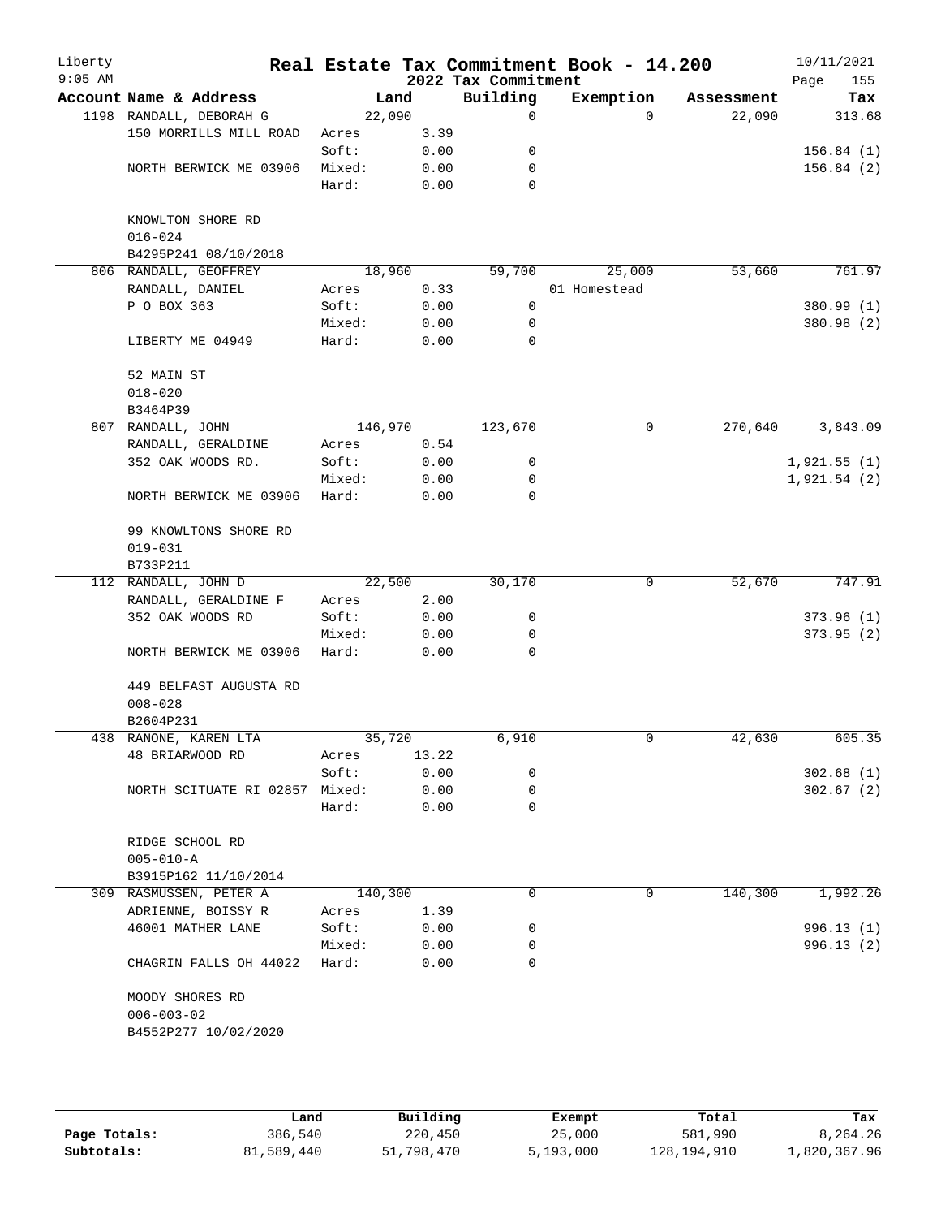# Real Estate Tax Commitment Book - 14.200

Liberty, 9:05 AM — 2022 Tax Commitment — 10/11/2021

| Account Name & Address | Land | | Building | Exemption | Assessment | Tax |
|---|---|---|---|---|---|---|
| 1198 RANDALL, DEBORAH G | 22,090 | | 0 | 0 | 22,090 | 313.68 |
| 150 MORRILLS MILL ROAD | Acres | 3.39 | | | | |
| | Soft: | 0.00 | 0 | | | 156.84 (1) |
| NORTH BERWICK ME 03906 | Mixed: | 0.00 | 0 | | | 156.84 (2) |
| | Hard: | 0.00 | 0 | | | |
| KNOWLTON SHORE RD | | | | | | |
| 016-024 | | | | | | |
| B4295P241 08/10/2018 | | | | | | |
| 806 RANDALL, GEOFFREY | 18,960 | | 59,700 | 25,000 | 53,660 | 761.97 |
| RANDALL, DANIEL | Acres | 0.33 | | 01 Homestead | | |
| P O BOX 363 | Soft: | 0.00 | 0 | | | 380.99 (1) |
| | Mixed: | 0.00 | 0 | | | 380.98 (2) |
| LIBERTY ME 04949 | Hard: | 0.00 | 0 | | | |
| 52 MAIN ST | | | | | | |
| 018-020 | | | | | | |
| B3464P39 | | | | | | |
| 807 RANDALL, JOHN | 146,970 | | 123,670 | 0 | 270,640 | 3,843.09 |
| RANDALL, GERALDINE | Acres | 0.54 | | | | |
| 352 OAK WOODS RD. | Soft: | 0.00 | 0 | | | 1,921.55 (1) |
| | Mixed: | 0.00 | 0 | | | 1,921.54 (2) |
| NORTH BERWICK ME 03906 | Hard: | 0.00 | 0 | | | |
| 99 KNOWLTONS SHORE RD | | | | | | |
| 019-031 | | | | | | |
| B733P211 | | | | | | |
| 112 RANDALL, JOHN D | 22,500 | | 30,170 | 0 | 52,670 | 747.91 |
| RANDALL, GERALDINE F | Acres | 2.00 | | | | |
| 352 OAK WOODS RD | Soft: | 0.00 | 0 | | | 373.96 (1) |
| | Mixed: | 0.00 | 0 | | | 373.95 (2) |
| NORTH BERWICK ME 03906 | Hard: | 0.00 | 0 | | | |
| 449 BELFAST AUGUSTA RD | | | | | | |
| 008-028 | | | | | | |
| B2604P231 | | | | | | |
| 438 RANONE, KAREN LTA | 35,720 | | 6,910 | 0 | 42,630 | 605.35 |
| 48 BRIARWOOD RD | Acres | 13.22 | | | | |
| | Soft: | 0.00 | 0 | | | 302.68 (1) |
| NORTH SCITUATE RI 02857 | Mixed: | 0.00 | 0 | | | 302.67 (2) |
| | Hard: | 0.00 | 0 | | | |
| RIDGE SCHOOL RD | | | | | | |
| 005-010-A | | | | | | |
| B3915P162 11/10/2014 | | | | | | |
| 309 RASMUSSEN, PETER A | 140,300 | | 0 | 0 | 140,300 | 1,992.26 |
| ADRIENNE, BOISSY R | Acres | 1.39 | | | | |
| 46001 MATHER LANE | Soft: | 0.00 | 0 | | | 996.13 (1) |
| | Mixed: | 0.00 | 0 | | | 996.13 (2) |
| CHAGRIN FALLS OH 44022 | Hard: | 0.00 | 0 | | | |
| MOODY SHORES RD | | | | | | |
| 006-003-02 | | | | | | |
| B4552P277 10/02/2020 | | | | | | |

| | Land | Building | Exempt | Total | Tax |
|---|---|---|---|---|---|
| Page Totals: | 386,540 | 220,450 | 25,000 | 581,990 | 8,264.26 |
| Subtotals: | 81,589,440 | 51,798,470 | 5,193,000 | 128,194,910 | 1,820,367.96 |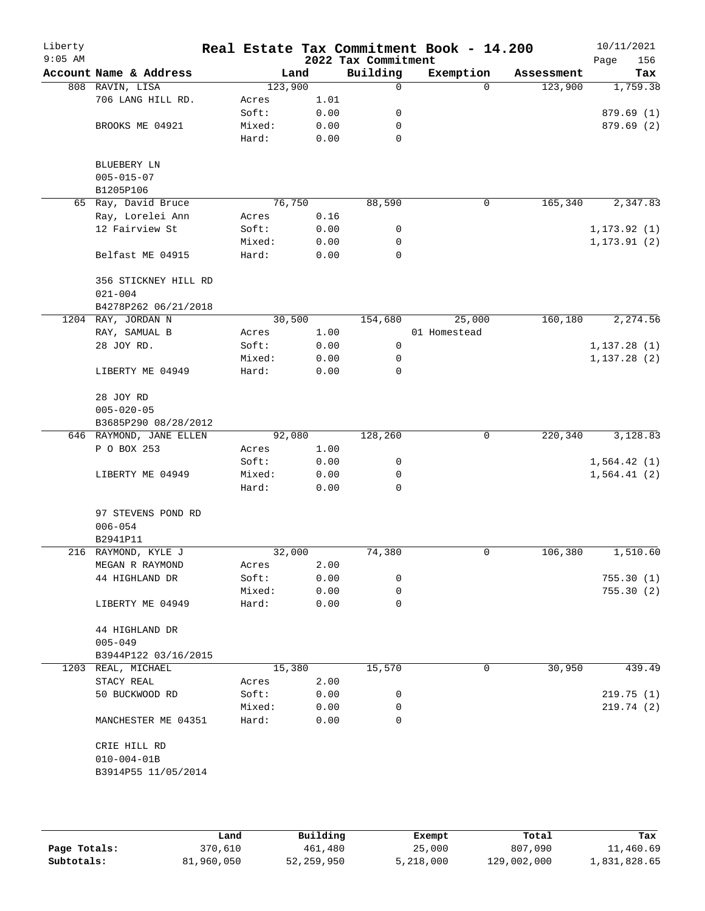Liberty
9:05 AM

# Real Estate Tax Commitment Book - 14.200

2022 Tax Commitment

10/11/2021
Page 156

| Account | Name & Address | | Land | Building | Exemption | Assessment | Tax |
|---|---|---|---|---|---|---|---|
| 808 | RAVIN, LISA | | 123,900 | 0 | 0 | 123,900 | 1,759.38 |
| | 706 LANG HILL RD. | Acres | 1.01 | | | | |
| | | Soft: | 0.00 | 0 | | | 879.69 (1) |
| | BROOKS ME 04921 | Mixed: | 0.00 | 0 | | | 879.69 (2) |
| | | Hard: | 0.00 | 0 | | | |
| | BLUEBERY LN | | | | | | |
| | 005-015-07 | | | | | | |
| | B1205P106 | | | | | | |
| 65 | Ray, David Bruce | | 76,750 | 88,590 | 0 | 165,340 | 2,347.83 |
| | Ray, Lorelei Ann | Acres | 0.16 | | | | |
| | 12 Fairview St | Soft: | 0.00 | 0 | | | 1,173.92 (1) |
| | | Mixed: | 0.00 | 0 | | | 1,173.91 (2) |
| | Belfast ME 04915 | Hard: | 0.00 | 0 | | | |
| | 356 STICKNEY HILL RD | | | | | | |
| | 021-004 | | | | | | |
| | B4278P262 06/21/2018 | | | | | | |
| 1204 | RAY, JORDAN N | | 30,500 | 154,680 | 25,000 | 160,180 | 2,274.56 |
| | RAY, SAMUAL B | Acres | 1.00 | | 01 Homestead | | |
| | 28 JOY RD. | Soft: | 0.00 | 0 | | | 1,137.28 (1) |
| | | Mixed: | 0.00 | 0 | | | 1,137.28 (2) |
| | LIBERTY ME 04949 | Hard: | 0.00 | 0 | | | |
| | 28 JOY RD | | | | | | |
| | 005-020-05 | | | | | | |
| | B3685P290 08/28/2012 | | | | | | |
| 646 | RAYMOND, JANE ELLEN | | 92,080 | 128,260 | 0 | 220,340 | 3,128.83 |
| | P O BOX 253 | Acres | 1.00 | | | | |
| | | Soft: | 0.00 | 0 | | | 1,564.42 (1) |
| | LIBERTY ME 04949 | Mixed: | 0.00 | 0 | | | 1,564.41 (2) |
| | | Hard: | 0.00 | 0 | | | |
| | 97 STEVENS POND RD | | | | | | |
| | 006-054 | | | | | | |
| | B2941P11 | | | | | | |
| 216 | RAYMOND, KYLE J | | 32,000 | 74,380 | 0 | 106,380 | 1,510.60 |
| | MEGAN R RAYMOND | Acres | 2.00 | | | | |
| | 44 HIGHLAND DR | Soft: | 0.00 | 0 | | | 755.30 (1) |
| | | Mixed: | 0.00 | 0 | | | 755.30 (2) |
| | LIBERTY ME 04949 | Hard: | 0.00 | 0 | | | |
| | 44 HIGHLAND DR | | | | | | |
| | 005-049 | | | | | | |
| | B3944P122 03/16/2015 | | | | | | |
| 1203 | REAL, MICHAEL | | 15,380 | 15,570 | 0 | 30,950 | 439.49 |
| | STACY REAL | Acres | 2.00 | | | | |
| | 50 BUCKWOOD RD | Soft: | 0.00 | 0 | | | 219.75 (1) |
| | | Mixed: | 0.00 | 0 | | | 219.74 (2) |
| | MANCHESTER ME 04351 | Hard: | 0.00 | 0 | | | |
| | CRIE HILL RD | | | | | | |
| | 010-004-01B | | | | | | |
| | B3914P55 11/05/2014 | | | | | | |

| | Land | Building | Exempt | Total | Tax |
|---|---|---|---|---|---|
| Page Totals: | 370,610 | 461,480 | 25,000 | 807,090 | 11,460.69 |
| Subtotals: | 81,960,050 | 52,259,950 | 5,218,000 | 129,002,000 | 1,831,828.65 |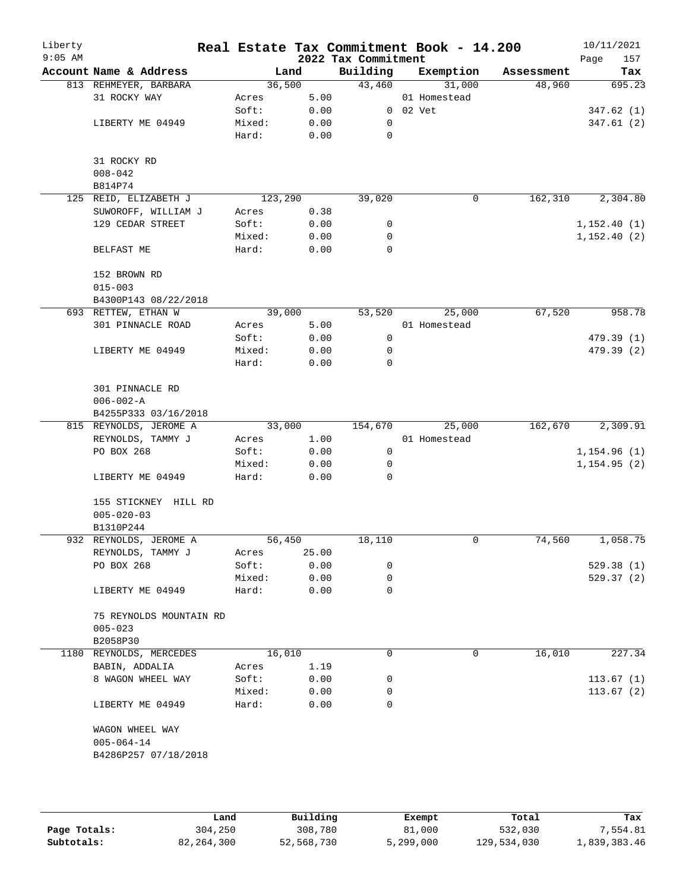# Real Estate Tax Commitment Book - 14.200

Liberty
9:05 AM

2022 Tax Commitment

10/11/2021

| Account Name & Address | | Land | Building | Exemption | Assessment | Tax |
|---|---|---|---|---|---|---|
| 813 REHMEYER, BARBARA | | 36,500 | 43,460 | 31,000 | 48,960 | 695.23 |
| 31 ROCKY WAY | Acres | 5.00 | | 01 Homestead | | |
| | Soft: | 0.00 | 0 | 02 Vet | | 347.62 (1) |
| LIBERTY ME 04949 | Mixed: | 0.00 | 0 | | | 347.61 (2) |
| | Hard: | 0.00 | 0 | | | |
| 31 ROCKY RD | | | | | | |
| 008-042 | | | | | | |
| B814P74 | | | | | | |
| 125 REID, ELIZABETH J | | 123,290 | 39,020 | 0 | 162,310 | 2,304.80 |
| SUWOROFF, WILLIAM J | Acres | 0.38 | | | | |
| 129 CEDAR STREET | Soft: | 0.00 | 0 | | | 1,152.40 (1) |
| | Mixed: | 0.00 | 0 | | | 1,152.40 (2) |
| BELFAST ME | Hard: | 0.00 | 0 | | | |
| 152 BROWN RD | | | | | | |
| 015-003 | | | | | | |
| B4300P143 08/22/2018 | | | | | | |
| 693 RETTEW, ETHAN W | | 39,000 | 53,520 | 25,000 | 67,520 | 958.78 |
| 301 PINNACLE ROAD | Acres | 5.00 | | 01 Homestead | | |
| | Soft: | 0.00 | 0 | | | 479.39 (1) |
| LIBERTY ME 04949 | Mixed: | 0.00 | 0 | | | 479.39 (2) |
| | Hard: | 0.00 | 0 | | | |
| 301 PINNACLE RD | | | | | | |
| 006-002-A | | | | | | |
| B4255P333 03/16/2018 | | | | | | |
| 815 REYNOLDS, JEROME A | | 33,000 | 154,670 | 25,000 | 162,670 | 2,309.91 |
| REYNOLDS, TAMMY J | Acres | 1.00 | | 01 Homestead | | |
| PO BOX 268 | Soft: | 0.00 | 0 | | | 1,154.96 (1) |
| | Mixed: | 0.00 | 0 | | | 1,154.95 (2) |
| LIBERTY ME 04949 | Hard: | 0.00 | 0 | | | |
| 155 STICKNEY HILL RD | | | | | | |
| 005-020-03 | | | | | | |
| B1310P244 | | | | | | |
| 932 REYNOLDS, JEROME A | | 56,450 | 18,110 | 0 | 74,560 | 1,058.75 |
| REYNOLDS, TAMMY J | Acres | 25.00 | | | | |
| PO BOX 268 | Soft: | 0.00 | 0 | | | 529.38 (1) |
| | Mixed: | 0.00 | 0 | | | 529.37 (2) |
| LIBERTY ME 04949 | Hard: | 0.00 | 0 | | | |
| 75 REYNOLDS MOUNTAIN RD | | | | | | |
| 005-023 | | | | | | |
| B2058P30 | | | | | | |
| 1180 REYNOLDS, MERCEDES | | 16,010 | 0 | 0 | 16,010 | 227.34 |
| BABIN, ADDALIA | Acres | 1.19 | | | | |
| 8 WAGON WHEEL WAY | Soft: | 0.00 | 0 | | | 113.67 (1) |
| | Mixed: | 0.00 | 0 | | | 113.67 (2) |
| LIBERTY ME 04949 | Hard: | 0.00 | 0 | | | |
| WAGON WHEEL WAY | | | | | | |
| 005-064-14 | | | | | | |
| B4286P257 07/18/2018 | | | | | | |

| | Land | Building | Exempt | Total | Tax |
|---|---|---|---|---|---|
| Page Totals: | 304,250 | 308,780 | 81,000 | 532,030 | 7,554.81 |
| Subtotals: | 82,264,300 | 52,568,730 | 5,299,000 | 129,534,030 | 1,839,383.46 |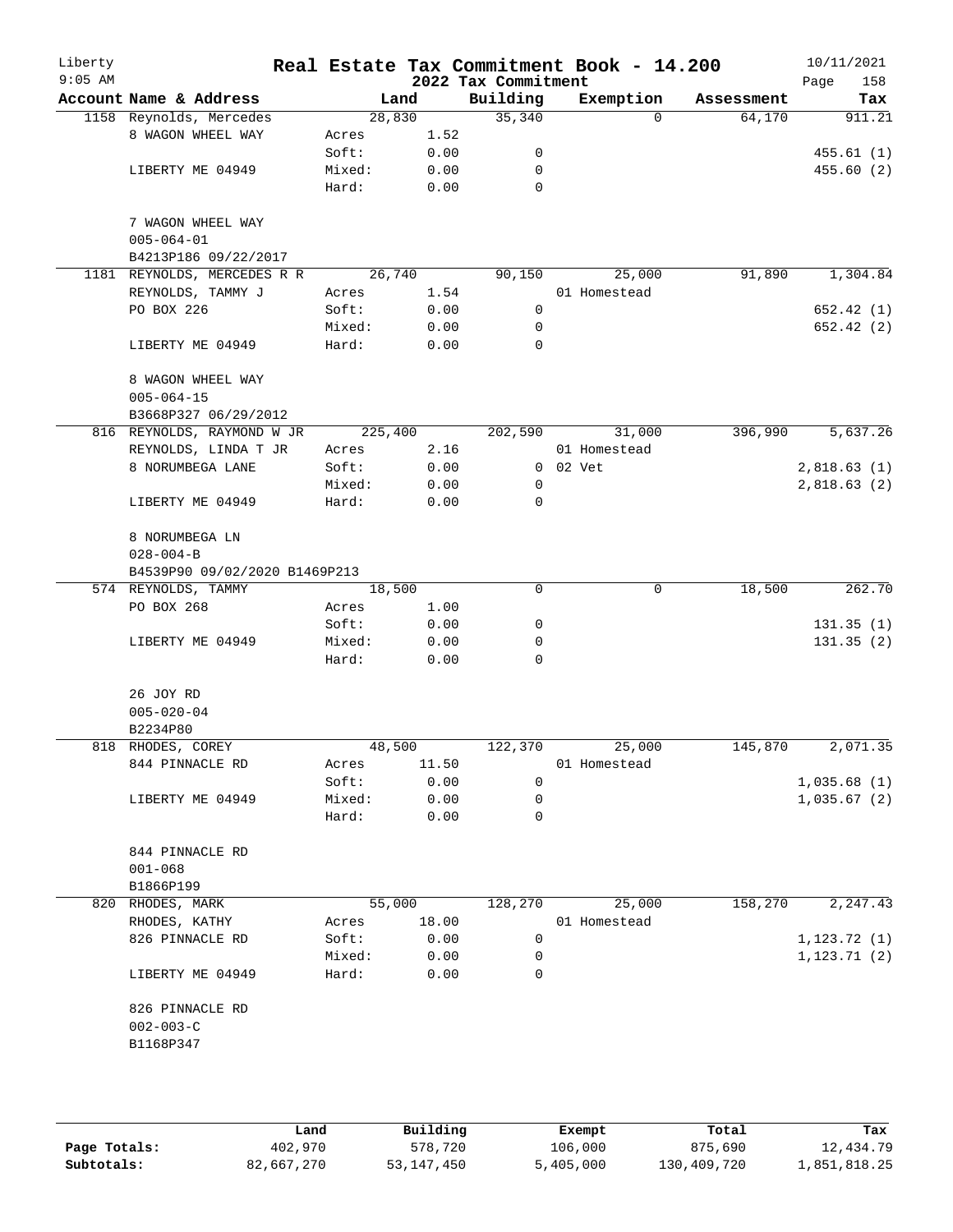Liberty 9:05 AM

# Real Estate Tax Commitment Book - 14.200

## 2022 Tax Commitment

10/11/2021 Page 158

| Account Name & Address | Land | | Building | Exemption | Assessment | Tax |
|---|---|---|---|---|---|---|
| 1158 Reynolds, Mercedes | 28,830 | | 35,340 | 0 | 64,170 | 911.21 |
| 8 WAGON WHEEL WAY | Acres | 1.52 | | | | |
| | Soft: | 0.00 | 0 | | | 455.61 (1) |
| LIBERTY ME 04949 | Mixed: | 0.00 | 0 | | | 455.60 (2) |
| | Hard: | 0.00 | 0 | | | |
| 7 WAGON WHEEL WAY | | | | | | |
| 005-064-01 | | | | | | |
| B4213P186 09/22/2017 | | | | | | |
| 1181 REYNOLDS, MERCEDES R R | 26,740 | | 90,150 | 25,000 | 91,890 | 1,304.84 |
| REYNOLDS, TAMMY J | Acres | 1.54 | | 01 Homestead | | |
| PO BOX 226 | Soft: | 0.00 | 0 | | | 652.42 (1) |
| | Mixed: | 0.00 | 0 | | | 652.42 (2) |
| LIBERTY ME 04949 | Hard: | 0.00 | 0 | | | |
| 8 WAGON WHEEL WAY | | | | | | |
| 005-064-15 | | | | | | |
| B3668P327 06/29/2012 | | | | | | |
| 816 REYNOLDS, RAYMOND W JR | 225,400 | | 202,590 | 31,000 | 396,990 | 5,637.26 |
| REYNOLDS, LINDA T JR | Acres | 2.16 | | 01 Homestead | | |
| 8 NORUMBEGA LANE | Soft: | 0.00 | 0 | 02 Vet | | 2,818.63 (1) |
| | Mixed: | 0.00 | 0 | | | 2,818.63 (2) |
| LIBERTY ME 04949 | Hard: | 0.00 | 0 | | | |
| 8 NORUMBEGA LN | | | | | | |
| 028-004-B | | | | | | |
| B4539P90 09/02/2020 B1469P213 | | | | | | |
| 574 REYNOLDS, TAMMY | 18,500 | | 0 | 0 | 18,500 | 262.70 |
| PO BOX 268 | Acres | 1.00 | | | | |
| | Soft: | 0.00 | 0 | | | 131.35 (1) |
| LIBERTY ME 04949 | Mixed: | 0.00 | 0 | | | 131.35 (2) |
| | Hard: | 0.00 | 0 | | | |
| 26 JOY RD | | | | | | |
| 005-020-04 | | | | | | |
| B2234P80 | | | | | | |
| 818 RHODES, COREY | 48,500 | | 122,370 | 25,000 | 145,870 | 2,071.35 |
| 844 PINNACLE RD | Acres | 11.50 | | 01 Homestead | | |
| | Soft: | 0.00 | 0 | | | 1,035.68 (1) |
| LIBERTY ME 04949 | Mixed: | 0.00 | 0 | | | 1,035.67 (2) |
| | Hard: | 0.00 | 0 | | | |
| 844 PINNACLE RD | | | | | | |
| 001-068 | | | | | | |
| B1866P199 | | | | | | |
| 820 RHODES, MARK | 55,000 | | 128,270 | 25,000 | 158,270 | 2,247.43 |
| RHODES, KATHY | Acres | 18.00 | | 01 Homestead | | |
| 826 PINNACLE RD | Soft: | 0.00 | 0 | | | 1,123.72 (1) |
| | Mixed: | 0.00 | 0 | | | 1,123.71 (2) |
| LIBERTY ME 04949 | Hard: | 0.00 | 0 | | | |
| 826 PINNACLE RD | | | | | | |
| 002-003-C | | | | | | |
| B1168P347 | | | | | | |

| | Land | Building | Exempt | Total | Tax |
|---|---|---|---|---|---|
| Page Totals: | 402,970 | 578,720 | 106,000 | 875,690 | 12,434.79 |
| Subtotals: | 82,667,270 | 53,147,450 | 5,405,000 | 130,409,720 | 1,851,818.25 |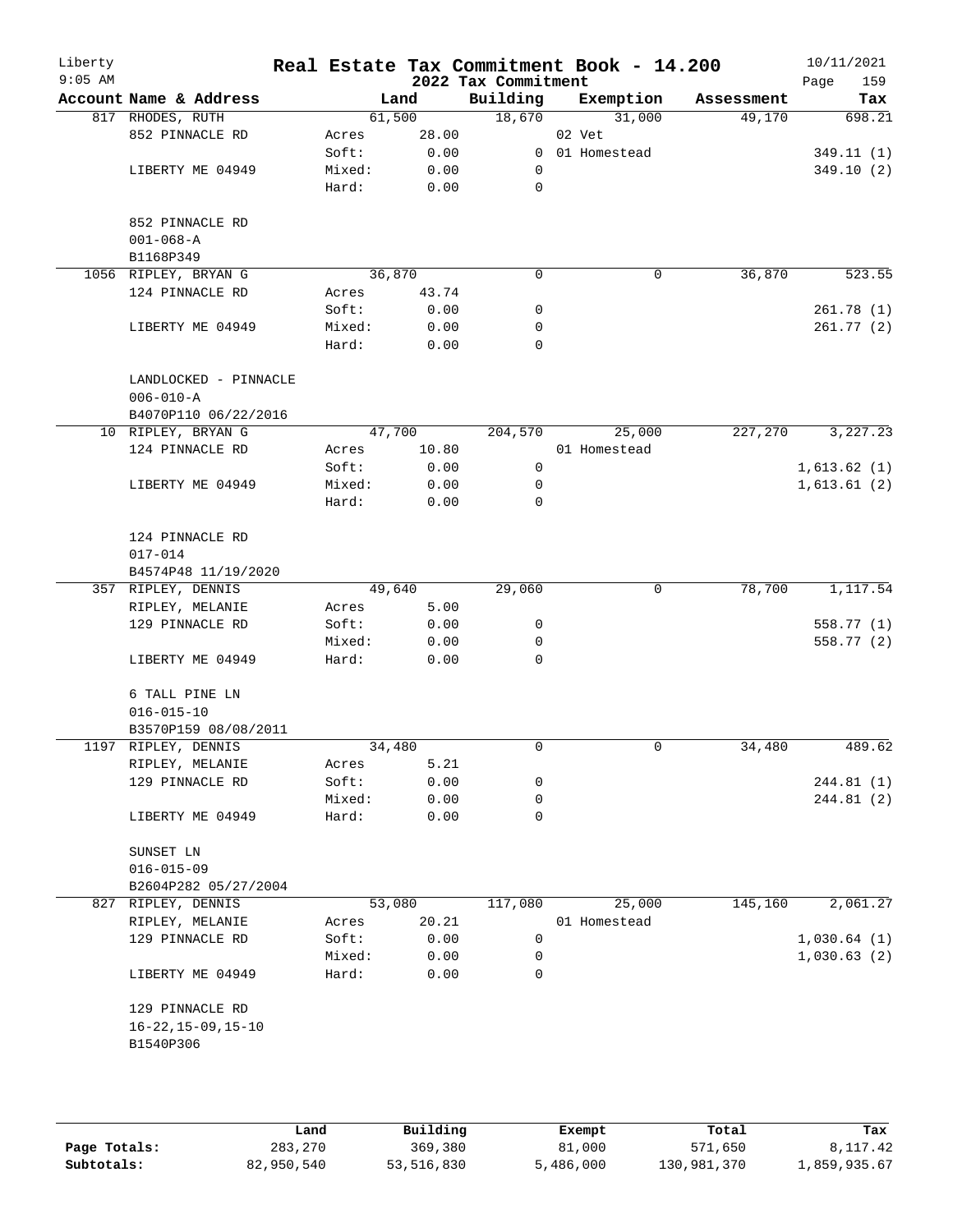Liberty
9:05 AM

# Real Estate Tax Commitment Book - 14.200
## 2022 Tax Commitment

10/11/2021

| Account Name & Address | | Land | Building | Exemption | Assessment | Tax |
|---|---|---|---|---|---|---|
| 817 RHODES, RUTH | | 61,500 | 18,670 | 31,000 | 49,170 | 698.21 |
| 852 PINNACLE RD | Acres | 28.00 | | 02 Vet | | |
| | Soft: | 0.00 | 0 | 01 Homestead | | 349.11 (1) |
| LIBERTY ME 04949 | Mixed: | 0.00 | 0 | | | 349.10 (2) |
| | Hard: | 0.00 | 0 | | | |
| 852 PINNACLE RD | | | | | | |
| 001-068-A | | | | | | |
| B1168P349 | | | | | | |
| 1056 RIPLEY, BRYAN G | | 36,870 | 0 | 0 | 36,870 | 523.55 |
| 124 PINNACLE RD | Acres | 43.74 | | | | |
| | Soft: | 0.00 | 0 | | | 261.78 (1) |
| LIBERTY ME 04949 | Mixed: | 0.00 | 0 | | | 261.77 (2) |
| | Hard: | 0.00 | 0 | | | |
| LANDLOCKED - PINNACLE | | | | | | |
| 006-010-A | | | | | | |
| B4070P110 06/22/2016 | | | | | | |
| 10 RIPLEY, BRYAN G | | 47,700 | 204,570 | 25,000 | 227,270 | 3,227.23 |
| 124 PINNACLE RD | Acres | 10.80 | | 01 Homestead | | |
| | Soft: | 0.00 | 0 | | | 1,613.62 (1) |
| LIBERTY ME 04949 | Mixed: | 0.00 | 0 | | | 1,613.61 (2) |
| | Hard: | 0.00 | 0 | | | |
| 124 PINNACLE RD | | | | | | |
| 017-014 | | | | | | |
| B4574P48 11/19/2020 | | | | | | |
| 357 RIPLEY, DENNIS | | 49,640 | 29,060 | 0 | 78,700 | 1,117.54 |
| RIPLEY, MELANIE | Acres | 5.00 | | | | |
| 129 PINNACLE RD | Soft: | 0.00 | 0 | | | 558.77 (1) |
| | Mixed: | 0.00 | 0 | | | 558.77 (2) |
| LIBERTY ME 04949 | Hard: | 0.00 | 0 | | | |
| 6 TALL PINE LN | | | | | | |
| 016-015-10 | | | | | | |
| B3570P159 08/08/2011 | | | | | | |
| 1197 RIPLEY, DENNIS | | 34,480 | 0 | 0 | 34,480 | 489.62 |
| RIPLEY, MELANIE | Acres | 5.21 | | | | |
| 129 PINNACLE RD | Soft: | 0.00 | 0 | | | 244.81 (1) |
| | Mixed: | 0.00 | 0 | | | 244.81 (2) |
| LIBERTY ME 04949 | Hard: | 0.00 | 0 | | | |
| SUNSET LN | | | | | | |
| 016-015-09 | | | | | | |
| B2604P282 05/27/2004 | | | | | | |
| 827 RIPLEY, DENNIS | | 53,080 | 117,080 | 25,000 | 145,160 | 2,061.27 |
| RIPLEY, MELANIE | Acres | 20.21 | | 01 Homestead | | |
| 129 PINNACLE RD | Soft: | 0.00 | 0 | | | 1,030.64 (1) |
| | Mixed: | 0.00 | 0 | | | 1,030.63 (2) |
| LIBERTY ME 04949 | Hard: | 0.00 | 0 | | | |
| 129 PINNACLE RD | | | | | | |
| 16-22,15-09,15-10 | | | | | | |
| B1540P306 | | | | | | |

| | Land | Building | Exempt | Total | Tax |
|---|---|---|---|---|---|
| **Page Totals:** | 283,270 | 369,380 | 81,000 | 571,650 | 8,117.42 |
| **Subtotals:** | 82,950,540 | 53,516,830 | 5,486,000 | 130,981,370 | 1,859,935.67 |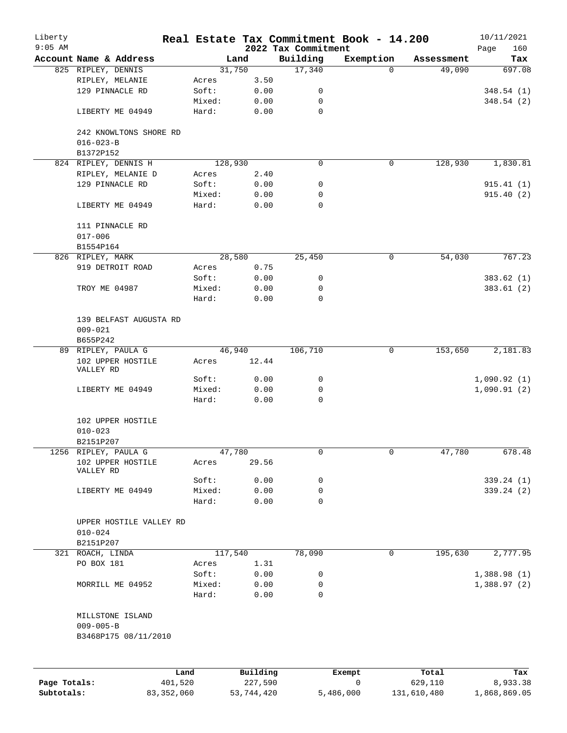# Real Estate Tax Commitment Book - 14.200

Liberty
9:05 AM

2022 Tax Commitment

10/11/2021

| Account Name & Address | Land | | Building | Exemption | Assessment | Tax |
|---|---|---|---|---|---|---|
| 825 RIPLEY, DENNIS | 31,750 | | 17,340 | 0 | 49,090 | 697.08 |
| RIPLEY, MELANIE | Acres | 3.50 | | | | |
| 129 PINNACLE RD | Soft: | 0.00 | 0 | | | 348.54 (1) |
| | Mixed: | 0.00 | 0 | | | 348.54 (2) |
| LIBERTY ME 04949 | Hard: | 0.00 | 0 | | | |
| 242 KNOWLTONS SHORE RD | | | | | | |
| 016-023-B | | | | | | |
| B1372P152 | | | | | | |
| 824 RIPLEY, DENNIS H | 128,930 | | 0 | 0 | 128,930 | 1,830.81 |
| RIPLEY, MELANIE D | Acres | 2.40 | | | | |
| 129 PINNACLE RD | Soft: | 0.00 | 0 | | | 915.41 (1) |
| | Mixed: | 0.00 | 0 | | | 915.40 (2) |
| LIBERTY ME 04949 | Hard: | 0.00 | 0 | | | |
| 111 PINNACLE RD | | | | | | |
| 017-006 | | | | | | |
| B1554P164 | | | | | | |
| 826 RIPLEY, MARK | 28,580 | | 25,450 | 0 | 54,030 | 767.23 |
| 919 DETROIT ROAD | Acres | 0.75 | | | | |
| | Soft: | 0.00 | 0 | | | 383.62 (1) |
| TROY ME 04987 | Mixed: | 0.00 | 0 | | | 383.61 (2) |
| | Hard: | 0.00 | 0 | | | |
| 139 BELFAST AUGUSTA RD | | | | | | |
| 009-021 | | | | | | |
| B655P242 | | | | | | |
| 89 RIPLEY, PAULA G | 46,940 | | 106,710 | 0 | 153,650 | 2,181.83 |
| 102 UPPER HOSTILE VALLEY RD | Acres | 12.44 | | | | |
| | Soft: | 0.00 | 0 | | | 1,090.92 (1) |
| LIBERTY ME 04949 | Mixed: | 0.00 | 0 | | | 1,090.91 (2) |
| | Hard: | 0.00 | 0 | | | |
| 102 UPPER HOSTILE | | | | | | |
| 010-023 | | | | | | |
| B2151P207 | | | | | | |
| 1256 RIPLEY, PAULA G | 47,780 | | 0 | 0 | 47,780 | 678.48 |
| 102 UPPER HOSTILE VALLEY RD | Acres | 29.56 | | | | |
| | Soft: | 0.00 | 0 | | | 339.24 (1) |
| LIBERTY ME 04949 | Mixed: | 0.00 | 0 | | | 339.24 (2) |
| | Hard: | 0.00 | 0 | | | |
| UPPER HOSTILE VALLEY RD | | | | | | |
| 010-024 | | | | | | |
| B2151P207 | | | | | | |
| 321 ROACH, LINDA | 117,540 | | 78,090 | 0 | 195,630 | 2,777.95 |
| PO BOX 181 | Acres | 1.31 | | | | |
| | Soft: | 0.00 | 0 | | | 1,388.98 (1) |
| MORRILL ME 04952 | Mixed: | 0.00 | 0 | | | 1,388.97 (2) |
| | Hard: | 0.00 | 0 | | | |
| MILLSTONE ISLAND | | | | | | |
| 009-005-B | | | | | | |
| B3468P175 08/11/2010 | | | | | | |

| | Land | Building | Exempt | Total | Tax |
|---|---|---|---|---|---|
| Page Totals: | 401,520 | 227,590 | 0 | 629,110 | 8,933.38 |
| Subtotals: | 83,352,060 | 53,744,420 | 5,486,000 | 131,610,480 | 1,868,869.05 |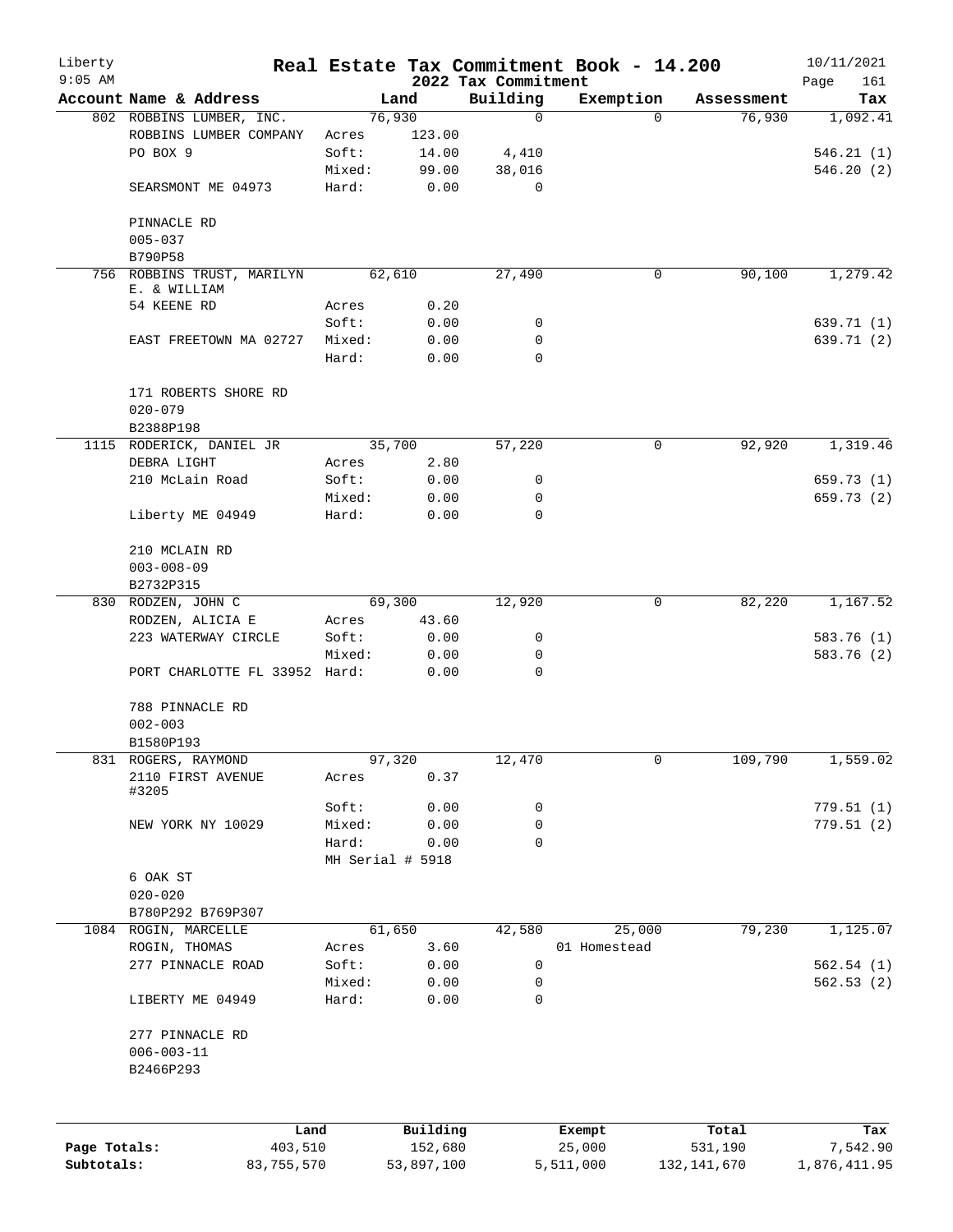# Real Estate Tax Commitment Book - 14.200

Liberty 9:05 AM — 2022 Tax Commitment — 10/11/2021

| Account Name & Address | Land | | Building | Exemption | Assessment | Tax |
|---|---|---|---|---|---|---|
| 802 ROBBINS LUMBER, INC. | 76,930 | | 0 | 0 | 76,930 | 1,092.41 |
| ROBBINS LUMBER COMPANY | Acres | 123.00 | | | | |
| PO BOX 9 | Soft: | 14.00 | 4,410 | | | 546.21 (1) |
| | Mixed: | 99.00 | 38,016 | | | 546.20 (2) |
| SEARSMONT ME 04973 | Hard: | 0.00 | 0 | | | |
| PINNACLE RD | | | | | | |
| 005-037 | | | | | | |
| B790P58 | | | | | | |
| 756 ROBBINS TRUST, MARILYN E. & WILLIAM | 62,610 | | 27,490 | 0 | 90,100 | 1,279.42 |
| 54 KEENE RD | Acres | 0.20 | | | | |
| | Soft: | 0.00 | 0 | | | 639.71 (1) |
| EAST FREETOWN MA 02727 | Mixed: | 0.00 | 0 | | | 639.71 (2) |
| | Hard: | 0.00 | 0 | | | |
| 171 ROBERTS SHORE RD | | | | | | |
| 020-079 | | | | | | |
| B2388P198 | | | | | | |
| 1115 RODERICK, DANIEL JR | 35,700 | | 57,220 | 0 | 92,920 | 1,319.46 |
| DEBRA LIGHT | Acres | 2.80 | | | | |
| 210 McLain Road | Soft: | 0.00 | 0 | | | 659.73 (1) |
| | Mixed: | 0.00 | 0 | | | 659.73 (2) |
| Liberty ME 04949 | Hard: | 0.00 | 0 | | | |
| 210 MCLAIN RD | | | | | | |
| 003-008-09 | | | | | | |
| B2732P315 | | | | | | |
| 830 RODZEN, JOHN C | 69,300 | | 12,920 | 0 | 82,220 | 1,167.52 |
| RODZEN, ALICIA E | Acres | 43.60 | | | | |
| 223 WATERWAY CIRCLE | Soft: | 0.00 | 0 | | | 583.76 (1) |
| | Mixed: | 0.00 | 0 | | | 583.76 (2) |
| PORT CHARLOTTE FL 33952 | Hard: | 0.00 | 0 | | | |
| 788 PINNACLE RD | | | | | | |
| 002-003 | | | | | | |
| B1580P193 | | | | | | |
| 831 ROGERS, RAYMOND | 97,320 | | 12,470 | 0 | 109,790 | 1,559.02 |
| 2110 FIRST AVENUE #3205 | Acres | 0.37 | | | | |
| | Soft: | 0.00 | 0 | | | 779.51 (1) |
| NEW YORK NY 10029 | Mixed: | 0.00 | 0 | | | 779.51 (2) |
| | Hard: | 0.00 | 0 | | | |
| | MH Serial # 5918 | | | | | |
| 6 OAK ST | | | | | | |
| 020-020 | | | | | | |
| B780P292 B769P307 | | | | | | |
| 1084 ROGIN, MARCELLE | 61,650 | | 42,580 | 25,000 | 79,230 | 1,125.07 |
| ROGIN, THOMAS | Acres | 3.60 | | 01 Homestead | | |
| 277 PINNACLE ROAD | Soft: | 0.00 | 0 | | | 562.54 (1) |
| | Mixed: | 0.00 | 0 | | | 562.53 (2) |
| LIBERTY ME 04949 | Hard: | 0.00 | 0 | | | |
| 277 PINNACLE RD | | | | | | |
| 006-003-11 | | | | | | |
| B2466P293 | | | | | | |

| | Land | Building | Exempt | Total | Tax |
|---|---|---|---|---|---|
| Page Totals: | 403,510 | 152,680 | 25,000 | 531,190 | 7,542.90 |
| Subtotals: | 83,755,570 | 53,897,100 | 5,511,000 | 132,141,670 | 1,876,411.95 |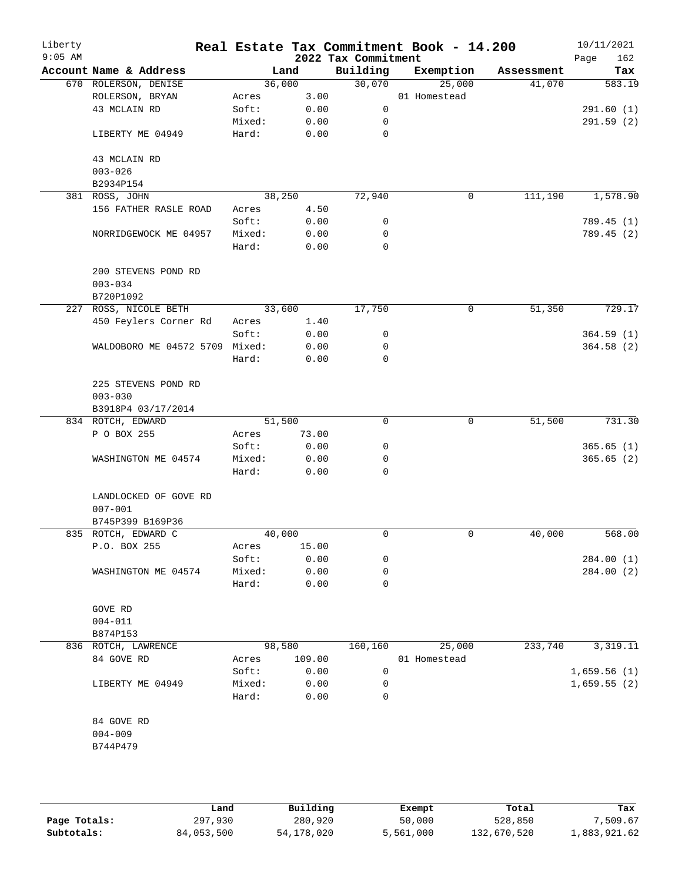# Real Estate Tax Commitment Book - 14.200

Liberty
9:05 AM

2022 Tax Commitment

10/11/2021

| Account Name & Address | Land | | Building | Exemption | Assessment | Tax |
|---|---|---|---|---|---|---|
| 670 ROLERSON, DENISE | 36,000 | | 30,070 | 25,000 | 41,070 | 583.19 |
| ROLERSON, BRYAN | Acres | 3.00 | | 01 Homestead | | |
| 43 MCLAIN RD | Soft: | 0.00 | 0 | | | 291.60 (1) |
| | Mixed: | 0.00 | 0 | | | 291.59 (2) |
| LIBERTY ME 04949 | Hard: | 0.00 | 0 | | | |
| 43 MCLAIN RD | | | | | | |
| 003-026 | | | | | | |
| B2934P154 | | | | | | |
| 381 ROSS, JOHN | 38,250 | | 72,940 | 0 | 111,190 | 1,578.90 |
| 156 FATHER RASLE ROAD | Acres | 4.50 | | | | |
| | Soft: | 0.00 | 0 | | | 789.45 (1) |
| NORRIDGEWOCK ME 04957 | Mixed: | 0.00 | 0 | | | 789.45 (2) |
| | Hard: | 0.00 | 0 | | | |
| 200 STEVENS POND RD | | | | | | |
| 003-034 | | | | | | |
| B720P1092 | | | | | | |
| 227 ROSS, NICOLE BETH | 33,600 | | 17,750 | 0 | 51,350 | 729.17 |
| 450 Feylers Corner Rd | Acres | 1.40 | | | | |
| | Soft: | 0.00 | 0 | | | 364.59 (1) |
| WALDOBORO ME 04572 5709 | Mixed: | 0.00 | 0 | | | 364.58 (2) |
| | Hard: | 0.00 | 0 | | | |
| 225 STEVENS POND RD | | | | | | |
| 003-030 | | | | | | |
| B3918P4 03/17/2014 | | | | | | |
| 834 ROTCH, EDWARD | 51,500 | | 0 | 0 | 51,500 | 731.30 |
| P O BOX 255 | Acres | 73.00 | | | | |
| | Soft: | 0.00 | 0 | | | 365.65 (1) |
| WASHINGTON ME 04574 | Mixed: | 0.00 | 0 | | | 365.65 (2) |
| | Hard: | 0.00 | 0 | | | |
| LANDLOCKED OF GOVE RD | | | | | | |
| 007-001 | | | | | | |
| B745P399 B169P36 | | | | | | |
| 835 ROTCH, EDWARD C | 40,000 | | 0 | 0 | 40,000 | 568.00 |
| P.O. BOX 255 | Acres | 15.00 | | | | |
| | Soft: | 0.00 | 0 | | | 284.00 (1) |
| WASHINGTON ME 04574 | Mixed: | 0.00 | 0 | | | 284.00 (2) |
| | Hard: | 0.00 | 0 | | | |
| GOVE RD | | | | | | |
| 004-011 | | | | | | |
| B874P153 | | | | | | |
| 836 ROTCH, LAWRENCE | 98,580 | | 160,160 | 25,000 | 233,740 | 3,319.11 |
| 84 GOVE RD | Acres | 109.00 | | 01 Homestead | | |
| | Soft: | 0.00 | 0 | | | 1,659.56 (1) |
| LIBERTY ME 04949 | Mixed: | 0.00 | 0 | | | 1,659.55 (2) |
| | Hard: | 0.00 | 0 | | | |
| 84 GOVE RD | | | | | | |
| 004-009 | | | | | | |
| B744P479 | | | | | | |

| | Land | Building | Exempt | Total | Tax |
|---|---|---|---|---|---|
| Page Totals: | 297,930 | 280,920 | 50,000 | 528,850 | 7,509.67 |
| Subtotals: | 84,053,500 | 54,178,020 | 5,561,000 | 132,670,520 | 1,883,921.62 |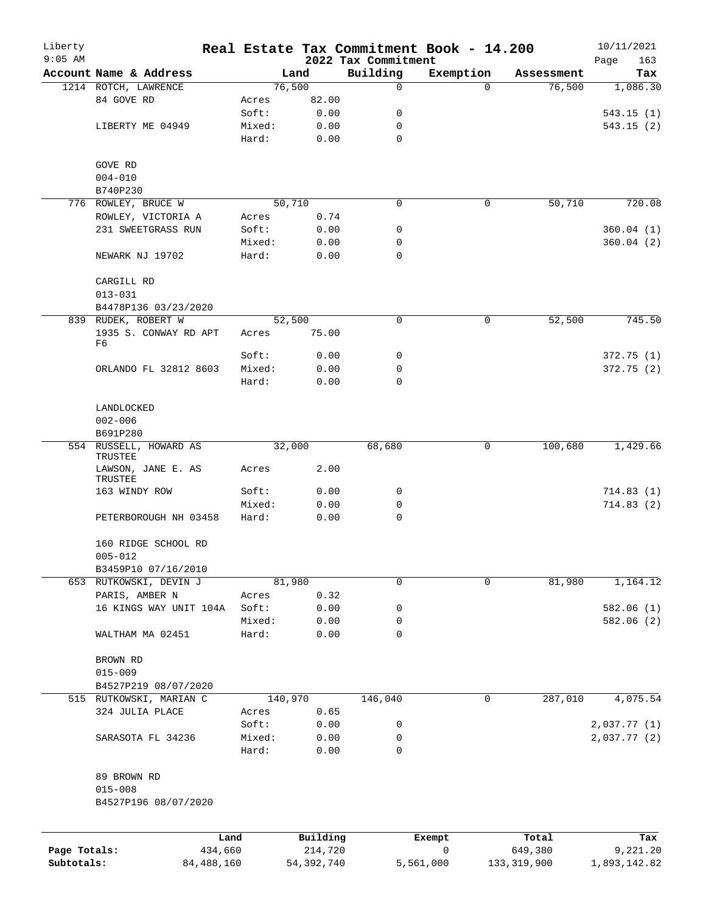Liberty
9:05 AM

# Real Estate Tax Commitment Book - 14.200
## 2022 Tax Commitment

10/11/2021

| Account | Name & Address | | Land | Building | Exemption | Assessment | Tax |
|---|---|---|---|---|---|---|---|
| 1214 | ROTCH, LAWRENCE | | 76,500 | 0 | 0 | 76,500 | 1,086.30 |
| | 84 GOVE RD | Acres | 82.00 | | | | |
| | | Soft: | 0.00 | 0 | | | 543.15 (1) |
| | LIBERTY ME 04949 | Mixed: | 0.00 | 0 | | | 543.15 (2) |
| | | Hard: | 0.00 | 0 | | | |
| | GOVE RD | | | | | | |
| | 004-010 | | | | | | |
| | B740P230 | | | | | | |
| 776 | ROWLEY, BRUCE W | | 50,710 | 0 | 0 | 50,710 | 720.08 |
| | ROWLEY, VICTORIA A | Acres | 0.74 | | | | |
| | 231 SWEETGRASS RUN | Soft: | 0.00 | 0 | | | 360.04 (1) |
| | | Mixed: | 0.00 | 0 | | | 360.04 (2) |
| | NEWARK NJ 19702 | Hard: | 0.00 | 0 | | | |
| | CARGILL RD | | | | | | |
| | 013-031 | | | | | | |
| | B4478P136 03/23/2020 | | | | | | |
| 839 | RUDEK, ROBERT W | | 52,500 | 0 | 0 | 52,500 | 745.50 |
| | 1935 S. CONWAY RD APT F6 | Acres | 75.00 | | | | |
| | | Soft: | 0.00 | 0 | | | 372.75 (1) |
| | ORLANDO FL 32812 8603 | Mixed: | 0.00 | 0 | | | 372.75 (2) |
| | | Hard: | 0.00 | 0 | | | |
| | LANDLOCKED | | | | | | |
| | 002-006 | | | | | | |
| | B691P280 | | | | | | |
| 554 | RUSSELL, HOWARD AS TRUSTEE | | 32,000 | 68,680 | 0 | 100,680 | 1,429.66 |
| | LAWSON, JANE E. AS TRUSTEE | Acres | 2.00 | | | | |
| | 163 WINDY ROW | Soft: | 0.00 | 0 | | | 714.83 (1) |
| | | Mixed: | 0.00 | 0 | | | 714.83 (2) |
| | PETERBOROUGH NH 03458 | Hard: | 0.00 | 0 | | | |
| | 160 RIDGE SCHOOL RD | | | | | | |
| | 005-012 | | | | | | |
| | B3459P10 07/16/2010 | | | | | | |
| 653 | RUTKOWSKI, DEVIN J | | 81,980 | 0 | 0 | 81,980 | 1,164.12 |
| | PARIS, AMBER N | Acres | 0.32 | | | | |
| | 16 KINGS WAY UNIT 104A | Soft: | 0.00 | 0 | | | 582.06 (1) |
| | | Mixed: | 0.00 | 0 | | | 582.06 (2) |
| | WALTHAM MA 02451 | Hard: | 0.00 | 0 | | | |
| | BROWN RD | | | | | | |
| | 015-009 | | | | | | |
| | B4527P219 08/07/2020 | | | | | | |
| 515 | RUTKOWSKI, MARIAN C | | 140,970 | 146,040 | 0 | 287,010 | 4,075.54 |
| | 324 JULIA PLACE | Acres | 0.65 | | | | |
| | | Soft: | 0.00 | 0 | | | 2,037.77 (1) |
| | SARASOTA FL 34236 | Mixed: | 0.00 | 0 | | | 2,037.77 (2) |
| | | Hard: | 0.00 | 0 | | | |
| | 89 BROWN RD | | | | | | |
| | 015-008 | | | | | | |
| | B4527P196 08/07/2020 | | | | | | |

| | Land | Building | Exempt | Total | Tax |
|---|---|---|---|---|---|
| Page Totals: | 434,660 | 214,720 | 0 | 649,380 | 9,221.20 |
| Subtotals: | 84,488,160 | 54,392,740 | 5,561,000 | 133,319,900 | 1,893,142.82 |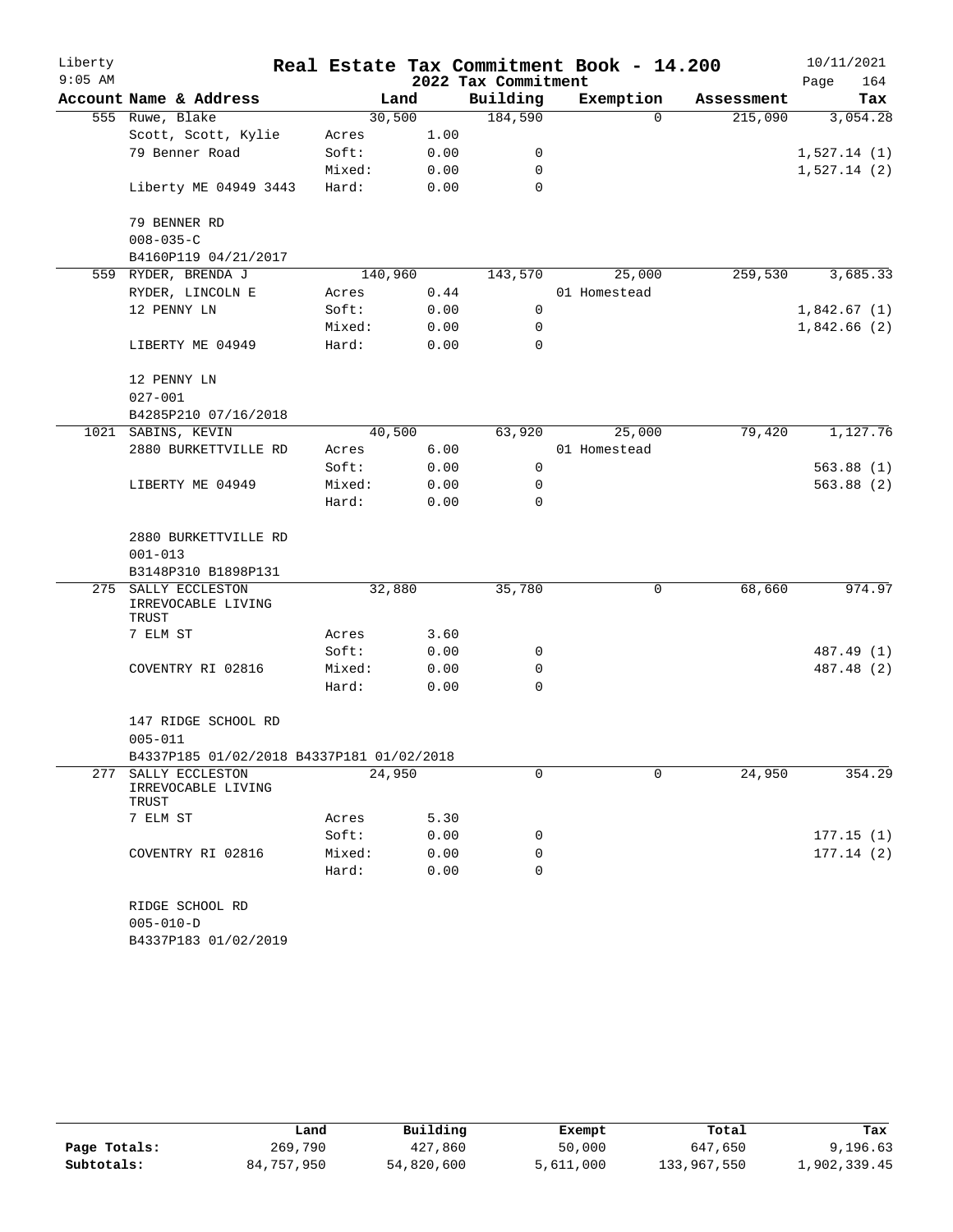# Real Estate Tax Commitment Book - 14.200

Liberty 9:05 AM — 2022 Tax Commitment — 10/11/2021

| Account Name & Address | | Land | Building | Exemption | Assessment | Tax |
|---|---|---|---|---|---|---|
| 555 Ruwe, Blake | | 30,500 | 184,590 | 0 | 215,090 | 3,054.28 |
| Scott, Scott, Kylie | Acres | 1.00 | | | | |
| 79 Benner Road | Soft: | 0.00 | 0 | | | 1,527.14 (1) |
| | Mixed: | 0.00 | 0 | | | 1,527.14 (2) |
| Liberty ME 04949 3443 | Hard: | 0.00 | 0 | | | |
| 79 BENNER RD | | | | | | |
| 008-035-C | | | | | | |
| B4160P119 04/21/2017 | | | | | | |
| 559 RYDER, BRENDA J | | 140,960 | 143,570 | 25,000 | 259,530 | 3,685.33 |
| RYDER, LINCOLN E | Acres | 0.44 | | 01 Homestead | | |
| 12 PENNY LN | Soft: | 0.00 | 0 | | | 1,842.67 (1) |
| | Mixed: | 0.00 | 0 | | | 1,842.66 (2) |
| LIBERTY ME 04949 | Hard: | 0.00 | 0 | | | |
| 12 PENNY LN | | | | | | |
| 027-001 | | | | | | |
| B4285P210 07/16/2018 | | | | | | |
| 1021 SABINS, KEVIN | | 40,500 | 63,920 | 25,000 | 79,420 | 1,127.76 |
| 2880 BURKETTVILLE RD | Acres | 6.00 | | 01 Homestead | | |
| | Soft: | 0.00 | 0 | | | 563.88 (1) |
| LIBERTY ME 04949 | Mixed: | 0.00 | 0 | | | 563.88 (2) |
| | Hard: | 0.00 | 0 | | | |
| 2880 BURKETTVILLE RD | | | | | | |
| 001-013 | | | | | | |
| B3148P310 B1898P131 | | | | | | |
| 275 SALLY ECCLESTON IRREVOCABLE LIVING TRUST | | 32,880 | 35,780 | 0 | 68,660 | 974.97 |
| 7 ELM ST | Acres | 3.60 | | | | |
| | Soft: | 0.00 | 0 | | | 487.49 (1) |
| COVENTRY RI 02816 | Mixed: | 0.00 | 0 | | | 487.48 (2) |
| | Hard: | 0.00 | 0 | | | |
| 147 RIDGE SCHOOL RD | | | | | | |
| 005-011 | | | | | | |
| B4337P185 01/02/2018 B4337P181 01/02/2018 | | | | | | |
| 277 SALLY ECCLESTON IRREVOCABLE LIVING TRUST | | 24,950 | 0 | 0 | 24,950 | 354.29 |
| 7 ELM ST | Acres | 5.30 | | | | |
| | Soft: | 0.00 | 0 | | | 177.15 (1) |
| COVENTRY RI 02816 | Mixed: | 0.00 | 0 | | | 177.14 (2) |
| | Hard: | 0.00 | 0 | | | |
| RIDGE SCHOOL RD | | | | | | |
| 005-010-D | | | | | | |
| B4337P183 01/02/2019 | | | | | | |

| | Land | Building | Exempt | Total | Tax |
|---|---|---|---|---|---|
| Page Totals: | 269,790 | 427,860 | 50,000 | 647,650 | 9,196.63 |
| Subtotals: | 84,757,950 | 54,820,600 | 5,611,000 | 133,967,550 | 1,902,339.45 |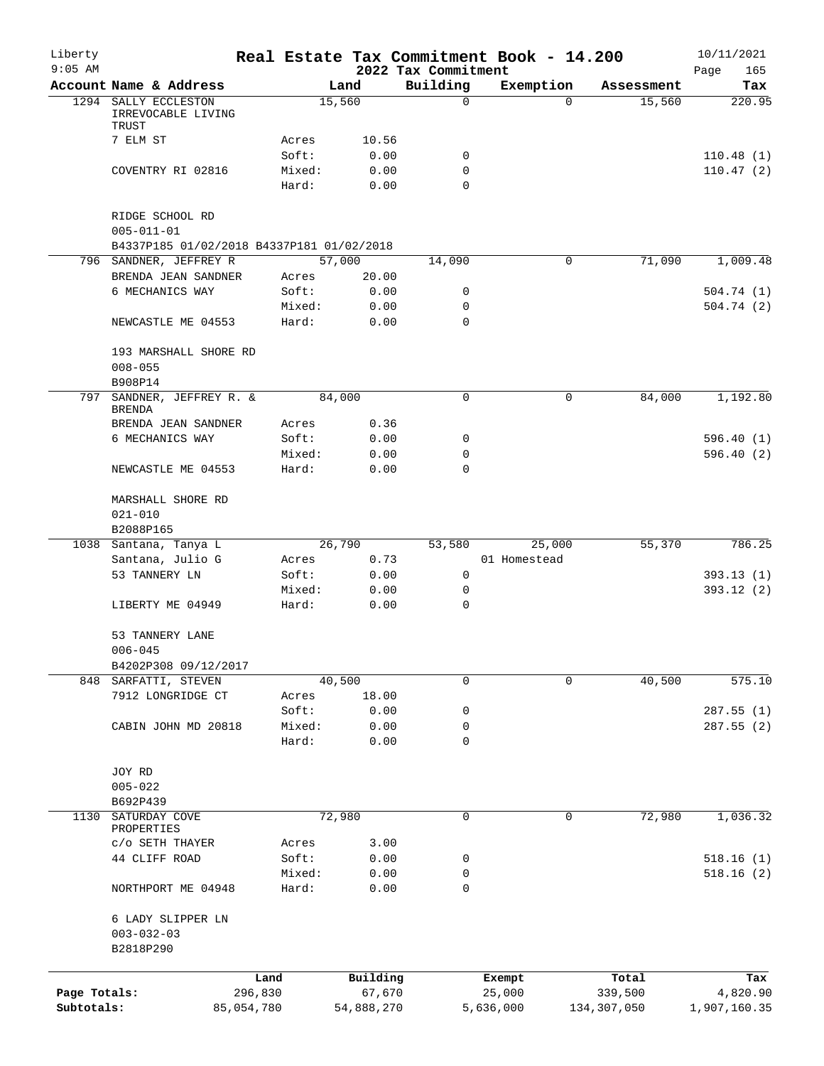# Real Estate Tax Commitment Book - 14.200

Liberty
9:05 AM

2022 Tax Commitment

10/11/2021

| Account | Name & Address | Land | | Building | Exemption | Assessment | Tax |
|---|---|---|---|---|---|---|---|
| 1294 | SALLY ECCLESTON IRREVOCABLE LIVING TRUST | 15,560 | | 0 | 0 | 15,560 | 220.95 |
| | 7 ELM ST | Acres | 10.56 | | | | |
| | | Soft: | 0.00 | 0 | | | 110.48 (1) |
| | COVENTRY RI 02816 | Mixed: | 0.00 | 0 | | | 110.47 (2) |
| | | Hard: | 0.00 | 0 | | | |
| | RIDGE SCHOOL RD | | | | | | |
| | 005-011-01 | | | | | | |
| | B4337P185 01/02/2018 B4337P181 01/02/2018 | | | | | | |
| 796 | SANDNER, JEFFREY R | 57,000 | | 14,090 | 0 | 71,090 | 1,009.48 |
| | BRENDA JEAN SANDNER | Acres | 20.00 | | | | |
| | 6 MECHANICS WAY | Soft: | 0.00 | 0 | | | 504.74 (1) |
| | | Mixed: | 0.00 | 0 | | | 504.74 (2) |
| | NEWCASTLE ME 04553 | Hard: | 0.00 | 0 | | | |
| | 193 MARSHALL SHORE RD | | | | | | |
| | 008-055 | | | | | | |
| | B908P14 | | | | | | |
| 797 | SANDNER, JEFFREY R. & BRENDA | 84,000 | | 0 | 0 | 84,000 | 1,192.80 |
| | BRENDA JEAN SANDNER | Acres | 0.36 | | | | |
| | 6 MECHANICS WAY | Soft: | 0.00 | 0 | | | 596.40 (1) |
| | | Mixed: | 0.00 | 0 | | | 596.40 (2) |
| | NEWCASTLE ME 04553 | Hard: | 0.00 | 0 | | | |
| | MARSHALL SHORE RD | | | | | | |
| | 021-010 | | | | | | |
| | B2088P165 | | | | | | |
| 1038 | Santana, Tanya L | 26,790 | | 53,580 | 25,000 | 55,370 | 786.25 |
| | Santana, Julio G | Acres | 0.73 | | 01 Homestead | | |
| | 53 TANNERY LN | Soft: | 0.00 | 0 | | | 393.13 (1) |
| | | Mixed: | 0.00 | 0 | | | 393.12 (2) |
| | LIBERTY ME 04949 | Hard: | 0.00 | 0 | | | |
| | 53 TANNERY LANE | | | | | | |
| | 006-045 | | | | | | |
| | B4202P308 09/12/2017 | | | | | | |
| 848 | SARFATTI, STEVEN | 40,500 | | 0 | 0 | 40,500 | 575.10 |
| | 7912 LONGRIDGE CT | Acres | 18.00 | | | | |
| | | Soft: | 0.00 | 0 | | | 287.55 (1) |
| | CABIN JOHN MD 20818 | Mixed: | 0.00 | 0 | | | 287.55 (2) |
| | | Hard: | 0.00 | 0 | | | |
| | JOY RD | | | | | | |
| | 005-022 | | | | | | |
| | B692P439 | | | | | | |
| 1130 | SATURDAY COVE PROPERTIES | 72,980 | | 0 | 0 | 72,980 | 1,036.32 |
| | c/o SETH THAYER | Acres | 3.00 | | | | |
| | 44 CLIFF ROAD | Soft: | 0.00 | 0 | | | 518.16 (1) |
| | | Mixed: | 0.00 | 0 | | | 518.16 (2) |
| | NORTHPORT ME 04948 | Hard: | 0.00 | 0 | | | |
| | 6 LADY SLIPPER LN | | | | | | |
| | 003-032-03 | | | | | | |
| | B2818P290 | | | | | | |

| | Land | Building | Exempt | Total | Tax |
|---|---|---|---|---|---|
| Page Totals: | 296,830 | 67,670 | 25,000 | 339,500 | 4,820.90 |
| Subtotals: | 85,054,780 | 54,888,270 | 5,636,000 | 134,307,050 | 1,907,160.35 |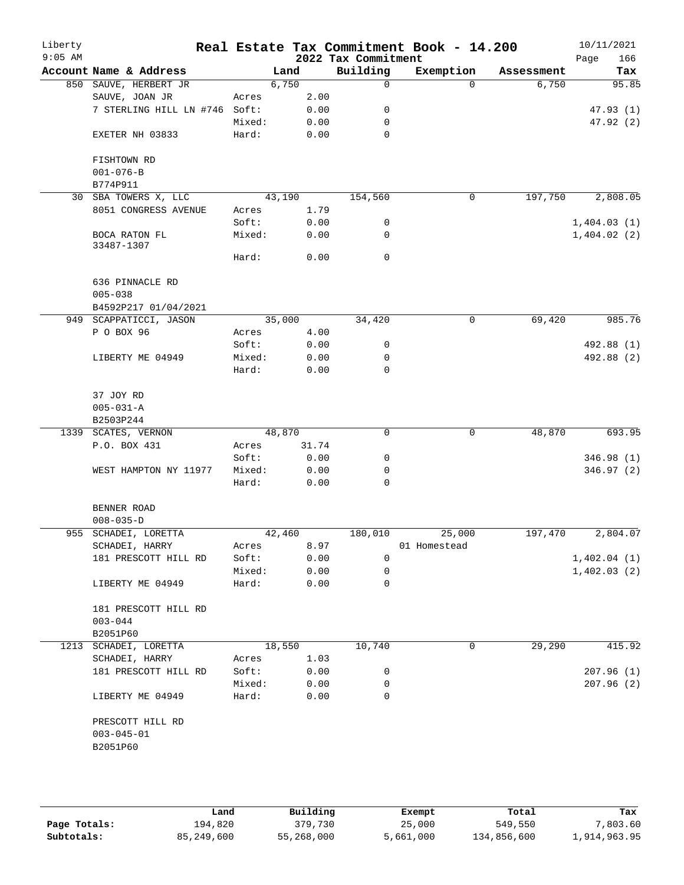# Real Estate Tax Commitment Book - 14.200

Liberty 9:05 AM — 2022 Tax Commitment — 10/11/2021

| Account | Name & Address | | Land | Building | Exemption | Assessment | Tax |
|---|---|---|---|---|---|---|---|
| 850 | SAUVE, HERBERT JR | | 6,750 | 0 | 0 | 6,750 | 95.85 |
| | SAUVE, JOAN JR | Acres | 2.00 | | | | |
| | 7 STERLING HILL LN #746 | Soft: | 0.00 | 0 | | | 47.93 (1) |
| | | Mixed: | 0.00 | 0 | | | 47.92 (2) |
| | EXETER NH 03833 | Hard: | 0.00 | 0 | | | |
| | FISHTOWN RD | | | | | | |
| | 001-076-B | | | | | | |
| | B774P911 | | | | | | |
| 30 | SBA TOWERS X, LLC | | 43,190 | 154,560 | 0 | 197,750 | 2,808.05 |
| | 8051 CONGRESS AVENUE | Acres | 1.79 | | | | |
| | | Soft: | 0.00 | 0 | | | 1,404.03 (1) |
| | BOCA RATON FL 33487-1307 | Mixed: | 0.00 | 0 | | | 1,404.02 (2) |
| | | Hard: | 0.00 | 0 | | | |
| | 636 PINNACLE RD | | | | | | |
| | 005-038 | | | | | | |
| | B4592P217 01/04/2021 | | | | | | |
| 949 | SCAPPATICCI, JASON | | 35,000 | 34,420 | 0 | 69,420 | 985.76 |
| | P O BOX 96 | Acres | 4.00 | | | | |
| | | Soft: | 0.00 | 0 | | | 492.88 (1) |
| | LIBERTY ME 04949 | Mixed: | 0.00 | 0 | | | 492.88 (2) |
| | | Hard: | 0.00 | 0 | | | |
| | 37 JOY RD | | | | | | |
| | 005-031-A | | | | | | |
| | B2503P244 | | | | | | |
| 1339 | SCATES, VERNON | | 48,870 | 0 | 0 | 48,870 | 693.95 |
| | P.O. BOX 431 | Acres | 31.74 | | | | |
| | | Soft: | 0.00 | 0 | | | 346.98 (1) |
| | WEST HAMPTON NY 11977 | Mixed: | 0.00 | 0 | | | 346.97 (2) |
| | | Hard: | 0.00 | 0 | | | |
| | BENNER ROAD | | | | | | |
| | 008-035-D | | | | | | |
| 955 | SCHADEI, LORETTA | | 42,460 | 180,010 | 25,000 | 197,470 | 2,804.07 |
| | SCHADEI, HARRY | Acres | 8.97 | | 01 Homestead | | |
| | 181 PRESCOTT HILL RD | Soft: | 0.00 | 0 | | | 1,402.04 (1) |
| | | Mixed: | 0.00 | 0 | | | 1,402.03 (2) |
| | LIBERTY ME 04949 | Hard: | 0.00 | 0 | | | |
| | 181 PRESCOTT HILL RD | | | | | | |
| | 003-044 | | | | | | |
| | B2051P60 | | | | | | |
| 1213 | SCHADEI, LORETTA | | 18,550 | 10,740 | 0 | 29,290 | 415.92 |
| | SCHADEI, HARRY | Acres | 1.03 | | | | |
| | 181 PRESCOTT HILL RD | Soft: | 0.00 | 0 | | | 207.96 (1) |
| | | Mixed: | 0.00 | 0 | | | 207.96 (2) |
| | LIBERTY ME 04949 | Hard: | 0.00 | 0 | | | |
| | PRESCOTT HILL RD | | | | | | |
| | 003-045-01 | | | | | | |
| | B2051P60 | | | | | | |

| | Land | Building | Exempt | Total | Tax |
|---|---|---|---|---|---|
| Page Totals: | 194,820 | 379,730 | 25,000 | 549,550 | 7,803.60 |
| Subtotals: | 85,249,600 | 55,268,000 | 5,661,000 | 134,856,600 | 1,914,963.95 |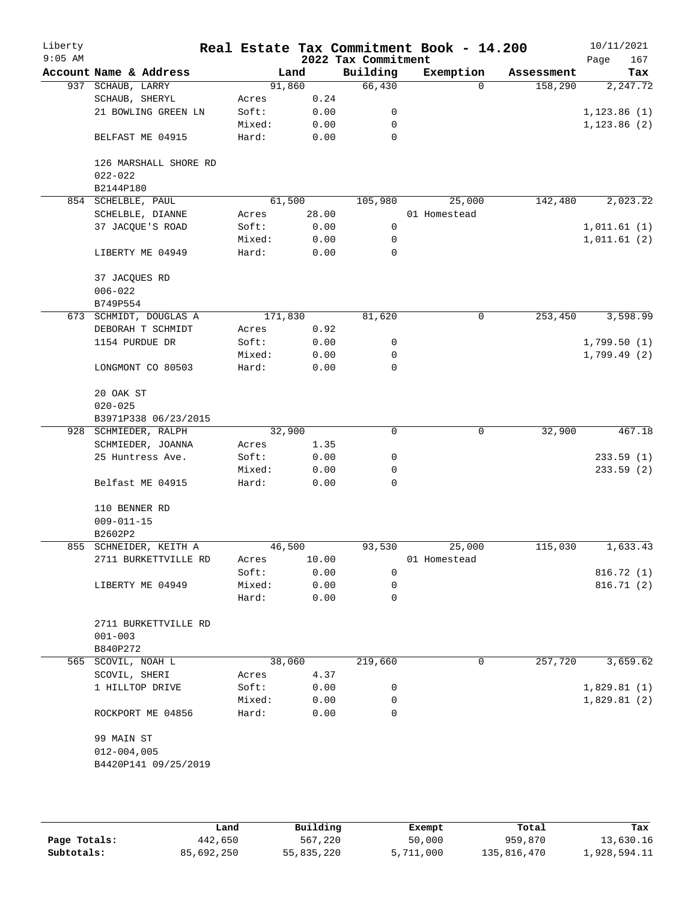# Real Estate Tax Commitment Book - 14.200

Liberty
9:05 AM

2022 Tax Commitment

10/11/2021

| Account | Name & Address | Land | | Building | Exemption | Assessment | Tax |
|---|---|---|---|---|---|---|---|
| 937 | SCHAUB, LARRY | 91,860 | | 66,430 | 0 | 158,290 | 2,247.72 |
| | SCHAUB, SHERYL | Acres | 0.24 | | | | |
| | 21 BOWLING GREEN LN | Soft: | 0.00 | 0 | | | 1,123.86 (1) |
| | | Mixed: | 0.00 | 0 | | | 1,123.86 (2) |
| | BELFAST ME 04915 | Hard: | 0.00 | 0 | | | |
| | 126 MARSHALL SHORE RD | | | | | | |
| | 022-022 | | | | | | |
| | B2144P180 | | | | | | |
| 854 | SCHELBLE, PAUL | 61,500 | | 105,980 | 25,000 | 142,480 | 2,023.22 |
| | SCHELBLE, DIANNE | Acres | 28.00 | | 01 Homestead | | |
| | 37 JACQUE'S ROAD | Soft: | 0.00 | 0 | | | 1,011.61 (1) |
| | | Mixed: | 0.00 | 0 | | | 1,011.61 (2) |
| | LIBERTY ME 04949 | Hard: | 0.00 | 0 | | | |
| | 37 JACQUES RD | | | | | | |
| | 006-022 | | | | | | |
| | B749P554 | | | | | | |
| 673 | SCHMIDT, DOUGLAS A | 171,830 | | 81,620 | 0 | 253,450 | 3,598.99 |
| | DEBORAH T SCHMIDT | Acres | 0.92 | | | | |
| | 1154 PURDUE DR | Soft: | 0.00 | 0 | | | 1,799.50 (1) |
| | | Mixed: | 0.00 | 0 | | | 1,799.49 (2) |
| | LONGMONT CO 80503 | Hard: | 0.00 | 0 | | | |
| | 20 OAK ST | | | | | | |
| | 020-025 | | | | | | |
| | B3971P338 06/23/2015 | | | | | | |
| 928 | SCHMIEDER, RALPH | 32,900 | | 0 | 0 | 32,900 | 467.18 |
| | SCHMIEDER, JOANNA | Acres | 1.35 | | | | |
| | 25 Huntress Ave. | Soft: | 0.00 | 0 | | | 233.59 (1) |
| | | Mixed: | 0.00 | 0 | | | 233.59 (2) |
| | Belfast ME 04915 | Hard: | 0.00 | 0 | | | |
| | 110 BENNER RD | | | | | | |
| | 009-011-15 | | | | | | |
| | B2602P2 | | | | | | |
| 855 | SCHNEIDER, KEITH A | 46,500 | | 93,530 | 25,000 | 115,030 | 1,633.43 |
| | 2711 BURKETTVILLE RD | Acres | 10.00 | | 01 Homestead | | |
| | | Soft: | 0.00 | 0 | | | 816.72 (1) |
| | LIBERTY ME 04949 | Mixed: | 0.00 | 0 | | | 816.71 (2) |
| | | Hard: | 0.00 | 0 | | | |
| | 2711 BURKETTVILLE RD | | | | | | |
| | 001-003 | | | | | | |
| | B840P272 | | | | | | |
| 565 | SCOVIL, NOAH L | 38,060 | | 219,660 | 0 | 257,720 | 3,659.62 |
| | SCOVIL, SHERI | Acres | 4.37 | | | | |
| | 1 HILLTOP DRIVE | Soft: | 0.00 | 0 | | | 1,829.81 (1) |
| | | Mixed: | 0.00 | 0 | | | 1,829.81 (2) |
| | ROCKPORT ME 04856 | Hard: | 0.00 | 0 | | | |
| | 99 MAIN ST | | | | | | |
| | 012-004,005 | | | | | | |
| | B4420P141 09/25/2019 | | | | | | |

| | Land | Building | Exempt | Total | Tax |
|---|---|---|---|---|---|
| Page Totals: | 442,650 | 567,220 | 50,000 | 959,870 | 13,630.16 |
| Subtotals: | 85,692,250 | 55,835,220 | 5,711,000 | 135,816,470 | 1,928,594.11 |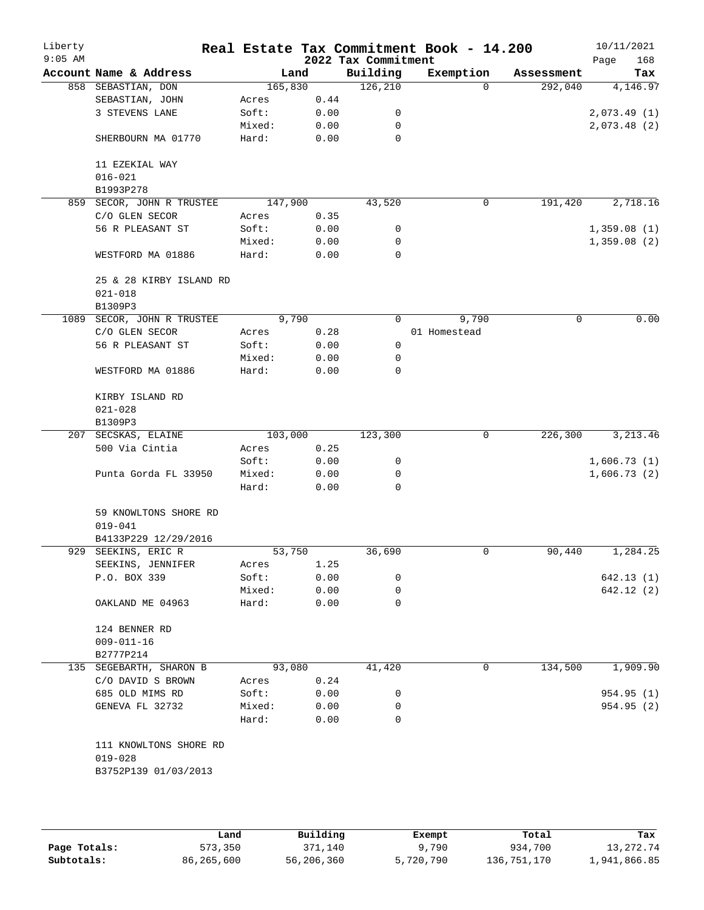# Real Estate Tax Commitment Book - 14.200

Liberty
9:05 AM

2022 Tax Commitment

10/11/2021

| Account Name & Address | Land | | Building | Exemption | Assessment | Tax |
|---|---|---|---|---|---|---|
| 858 SEBASTIAN, DON | 165,830 | | 126,210 | 0 | 292,040 | 4,146.97 |
| SEBASTIAN, JOHN | Acres | 0.44 | | | | |
| 3 STEVENS LANE | Soft: | 0.00 | 0 | | | 2,073.49 (1) |
| | Mixed: | 0.00 | 0 | | | 2,073.48 (2) |
| SHERBOURN MA 01770 | Hard: | 0.00 | 0 | | | |
| 11 EZEKIAL WAY | | | | | | |
| 016-021 | | | | | | |
| B1993P278 | | | | | | |
| 859 SECOR, JOHN R TRUSTEE | 147,900 | | 43,520 | 0 | 191,420 | 2,718.16 |
| C/O GLEN SECOR | Acres | 0.35 | | | | |
| 56 R PLEASANT ST | Soft: | 0.00 | 0 | | | 1,359.08 (1) |
| | Mixed: | 0.00 | 0 | | | 1,359.08 (2) |
| WESTFORD MA 01886 | Hard: | 0.00 | 0 | | | |
| 25 & 28 KIRBY ISLAND RD | | | | | | |
| 021-018 | | | | | | |
| B1309P3 | | | | | | |
| 1089 SECOR, JOHN R TRUSTEE | 9,790 | | 0 | 9,790 | 0 | 0.00 |
| C/O GLEN SECOR | Acres | 0.28 | | 01 Homestead | | |
| 56 R PLEASANT ST | Soft: | 0.00 | 0 | | | |
| | Mixed: | 0.00 | 0 | | | |
| WESTFORD MA 01886 | Hard: | 0.00 | 0 | | | |
| KIRBY ISLAND RD | | | | | | |
| 021-028 | | | | | | |
| B1309P3 | | | | | | |
| 207 SECSKAS, ELAINE | 103,000 | | 123,300 | 0 | 226,300 | 3,213.46 |
| 500 Via Cintia | Acres | 0.25 | | | | |
| | Soft: | 0.00 | 0 | | | 1,606.73 (1) |
| Punta Gorda FL 33950 | Mixed: | 0.00 | 0 | | | 1,606.73 (2) |
| | Hard: | 0.00 | 0 | | | |
| 59 KNOWLTONS SHORE RD | | | | | | |
| 019-041 | | | | | | |
| B4133P229 12/29/2016 | | | | | | |
| 929 SEEKINS, ERIC R | 53,750 | | 36,690 | 0 | 90,440 | 1,284.25 |
| SEEKINS, JENNIFER | Acres | 1.25 | | | | |
| P.O. BOX 339 | Soft: | 0.00 | 0 | | | 642.13 (1) |
| | Mixed: | 0.00 | 0 | | | 642.12 (2) |
| OAKLAND ME 04963 | Hard: | 0.00 | 0 | | | |
| 124 BENNER RD | | | | | | |
| 009-011-16 | | | | | | |
| B2777P214 | | | | | | |
| 135 SEGEBARTH, SHARON B | 93,080 | | 41,420 | 0 | 134,500 | 1,909.90 |
| C/O DAVID S BROWN | Acres | 0.24 | | | | |
| 685 OLD MIMS RD | Soft: | 0.00 | 0 | | | 954.95 (1) |
| GENEVA FL 32732 | Mixed: | 0.00 | 0 | | | 954.95 (2) |
| | Hard: | 0.00 | 0 | | | |
| 111 KNOWLTONS SHORE RD | | | | | | |
| 019-028 | | | | | | |
| B3752P139 01/03/2013 | | | | | | |

| | Land | Building | Exempt | Total | Tax |
|---|---|---|---|---|---|
| Page Totals: | 573,350 | 371,140 | 9,790 | 934,700 | 13,272.74 |
| Subtotals: | 86,265,600 | 56,206,360 | 5,720,790 | 136,751,170 | 1,941,866.85 |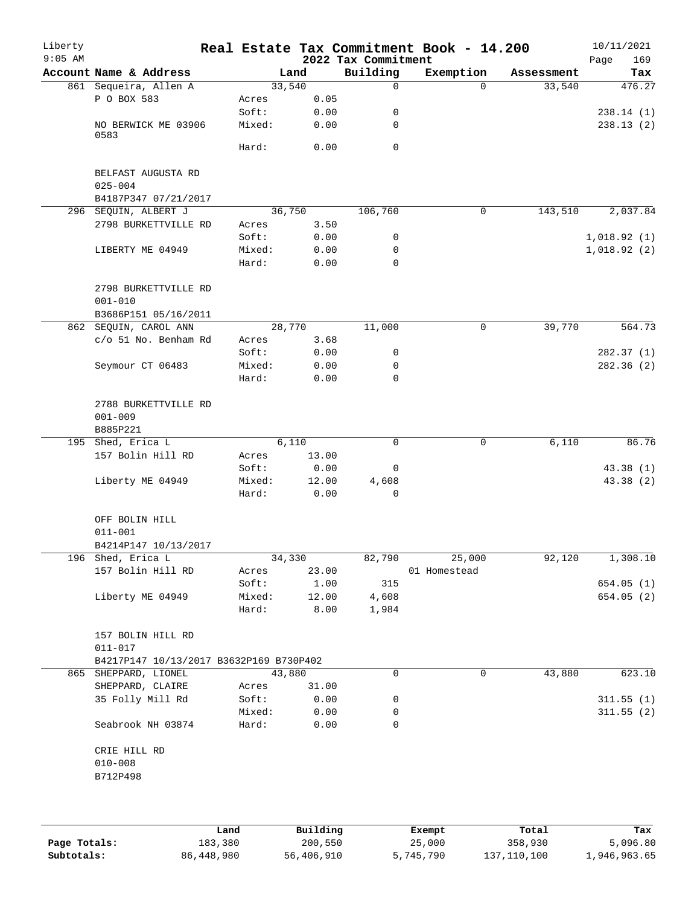# Real Estate Tax Commitment Book - 14.200

## 2022 Tax Commitment

Liberty 9:05 AM — 10/11/2021

| Account Name & Address | | Land | Building | Exemption | Assessment | Tax |
|---|---|---|---|---|---|---|
| 861 Sequeira, Allen A | | 33,540 | 0 | 0 | 33,540 | 476.27 |
| P O BOX 583 | Acres | 0.05 | | | | |
| | Soft: | 0.00 | 0 | | | 238.14 (1) |
| NO BERWICK ME 03906 0583 | Mixed: | 0.00 | 0 | | | 238.13 (2) |
| | Hard: | 0.00 | 0 | | | |
| BELFAST AUGUSTA RD | | | | | | |
| 025-004 | | | | | | |
| B4187P347 07/21/2017 | | | | | | |
| 296 SEQUIN, ALBERT J | | 36,750 | 106,760 | 0 | 143,510 | 2,037.84 |
| 2798 BURKETTVILLE RD | Acres | 3.50 | | | | |
| | Soft: | 0.00 | 0 | | | 1,018.92 (1) |
| LIBERTY ME 04949 | Mixed: | 0.00 | 0 | | | 1,018.92 (2) |
| | Hard: | 0.00 | 0 | | | |
| 2798 BURKETTVILLE RD | | | | | | |
| 001-010 | | | | | | |
| B3686P151 05/16/2011 | | | | | | |
| 862 SEQUIN, CAROL ANN | | 28,770 | 11,000 | 0 | 39,770 | 564.73 |
| c/o 51 No. Benham Rd | Acres | 3.68 | | | | |
| | Soft: | 0.00 | 0 | | | 282.37 (1) |
| Seymour CT 06483 | Mixed: | 0.00 | 0 | | | 282.36 (2) |
| | Hard: | 0.00 | 0 | | | |
| 2788 BURKETTVILLE RD | | | | | | |
| 001-009 | | | | | | |
| B885P221 | | | | | | |
| 195 Shed, Erica L | | 6,110 | 0 | 0 | 6,110 | 86.76 |
| 157 Bolin Hill RD | Acres | 13.00 | | | | |
| | Soft: | 0.00 | 0 | | | 43.38 (1) |
| Liberty ME 04949 | Mixed: | 12.00 | 4,608 | | | 43.38 (2) |
| | Hard: | 0.00 | 0 | | | |
| OFF BOLIN HILL | | | | | | |
| 011-001 | | | | | | |
| B4214P147 10/13/2017 | | | | | | |
| 196 Shed, Erica L | | 34,330 | 82,790 | 25,000 | 92,120 | 1,308.10 |
| 157 Bolin Hill RD | Acres | 23.00 | | 01 Homestead | | |
| | Soft: | 1.00 | 315 | | | 654.05 (1) |
| Liberty ME 04949 | Mixed: | 12.00 | 4,608 | | | 654.05 (2) |
| | Hard: | 8.00 | 1,984 | | | |
| 157 BOLIN HILL RD | | | | | | |
| 011-017 | | | | | | |
| B4217P147 10/13/2017 B3632P169 B730P402 | | | | | | |
| 865 SHEPPARD, LIONEL | | 43,880 | 0 | 0 | 43,880 | 623.10 |
| SHEPPARD, CLAIRE | Acres | 31.00 | | | | |
| 35 Folly Mill Rd | Soft: | 0.00 | 0 | | | 311.55 (1) |
| | Mixed: | 0.00 | 0 | | | 311.55 (2) |
| Seabrook NH 03874 | Hard: | 0.00 | 0 | | | |
| CRIE HILL RD | | | | | | |
| 010-008 | | | | | | |
| B712P498 | | | | | | |

| | Land | Building | Exempt | Total | Tax |
|---|---|---|---|---|---|
| Page Totals: | 183,380 | 200,550 | 25,000 | 358,930 | 5,096.80 |
| Subtotals: | 86,448,980 | 56,406,910 | 5,745,790 | 137,110,100 | 1,946,963.65 |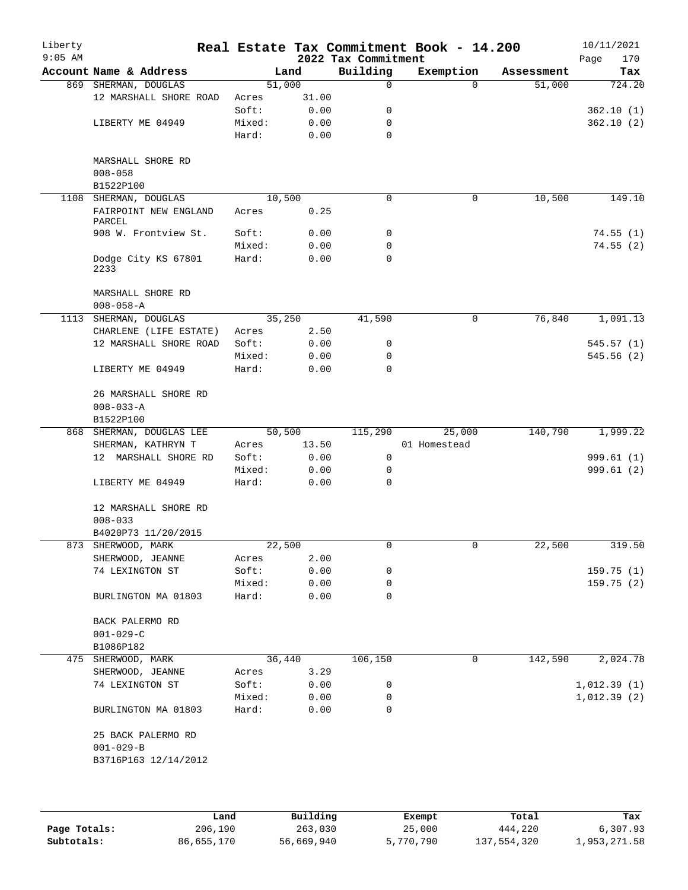Liberty
9:05 AM

# Real Estate Tax Commitment Book - 14.200

2022 Tax Commitment

10/11/2021
Page 170

| Account | Name & Address | | Land | Building | Exemption | Assessment | Tax |
|---|---|---|---|---|---|---|---|
| 869 | SHERMAN, DOUGLAS | | 51,000 | 0 | 0 | 51,000 | 724.20 |
| | 12 MARSHALL SHORE ROAD | Acres | 31.00 | | | | |
| | | Soft: | 0.00 | 0 | | | 362.10 (1) |
| | LIBERTY ME 04949 | Mixed: | 0.00 | 0 | | | 362.10 (2) |
| | | Hard: | 0.00 | 0 | | | |
| | MARSHALL SHORE RD | | | | | | |
| | 008-058 | | | | | | |
| | B1522P100 | | | | | | |
| 1108 | SHERMAN, DOUGLAS | | 10,500 | 0 | 0 | 10,500 | 149.10 |
| | FAIRPOINT NEW ENGLAND PARCEL | Acres | 0.25 | | | | |
| | 908 W. Frontview St. | Soft: | 0.00 | 0 | | | 74.55 (1) |
| | | Mixed: | 0.00 | 0 | | | 74.55 (2) |
| | Dodge City KS 67801 2233 | Hard: | 0.00 | 0 | | | |
| | MARSHALL SHORE RD | | | | | | |
| | 008-058-A | | | | | | |
| 1113 | SHERMAN, DOUGLAS | | 35,250 | 41,590 | 0 | 76,840 | 1,091.13 |
| | CHARLENE (LIFE ESTATE) | Acres | 2.50 | | | | |
| | 12 MARSHALL SHORE ROAD | Soft: | 0.00 | 0 | | | 545.57 (1) |
| | | Mixed: | 0.00 | 0 | | | 545.56 (2) |
| | LIBERTY ME 04949 | Hard: | 0.00 | 0 | | | |
| | 26 MARSHALL SHORE RD | | | | | | |
| | 008-033-A | | | | | | |
| | B1522P100 | | | | | | |
| 868 | SHERMAN, DOUGLAS LEE | | 50,500 | 115,290 | 25,000 | 140,790 | 1,999.22 |
| | SHERMAN, KATHRYN T | Acres | 13.50 | | 01 Homestead | | |
| | 12 MARSHALL SHORE RD | Soft: | 0.00 | 0 | | | 999.61 (1) |
| | | Mixed: | 0.00 | 0 | | | 999.61 (2) |
| | LIBERTY ME 04949 | Hard: | 0.00 | 0 | | | |
| | 12 MARSHALL SHORE RD | | | | | | |
| | 008-033 | | | | | | |
| | B4020P73 11/20/2015 | | | | | | |
| 873 | SHERWOOD, MARK | | 22,500 | 0 | 0 | 22,500 | 319.50 |
| | SHERWOOD, JEANNE | Acres | 2.00 | | | | |
| | 74 LEXINGTON ST | Soft: | 0.00 | 0 | | | 159.75 (1) |
| | | Mixed: | 0.00 | 0 | | | 159.75 (2) |
| | BURLINGTON MA 01803 | Hard: | 0.00 | 0 | | | |
| | BACK PALERMO RD | | | | | | |
| | 001-029-C | | | | | | |
| | B1086P182 | | | | | | |
| 475 | SHERWOOD, MARK | | 36,440 | 106,150 | 0 | 142,590 | 2,024.78 |
| | SHERWOOD, JEANNE | Acres | 3.29 | | | | |
| | 74 LEXINGTON ST | Soft: | 0.00 | 0 | | | 1,012.39 (1) |
| | | Mixed: | 0.00 | 0 | | | 1,012.39 (2) |
| | BURLINGTON MA 01803 | Hard: | 0.00 | 0 | | | |
| | 25 BACK PALERMO RD | | | | | | |
| | 001-029-B | | | | | | |
| | B3716P163 12/14/2012 | | | | | | |

| | Land | Building | Exempt | Total | Tax |
|---|---|---|---|---|---|
| Page Totals: | 206,190 | 263,030 | 25,000 | 444,220 | 6,307.93 |
| Subtotals: | 86,655,170 | 56,669,940 | 5,770,790 | 137,554,320 | 1,953,271.58 |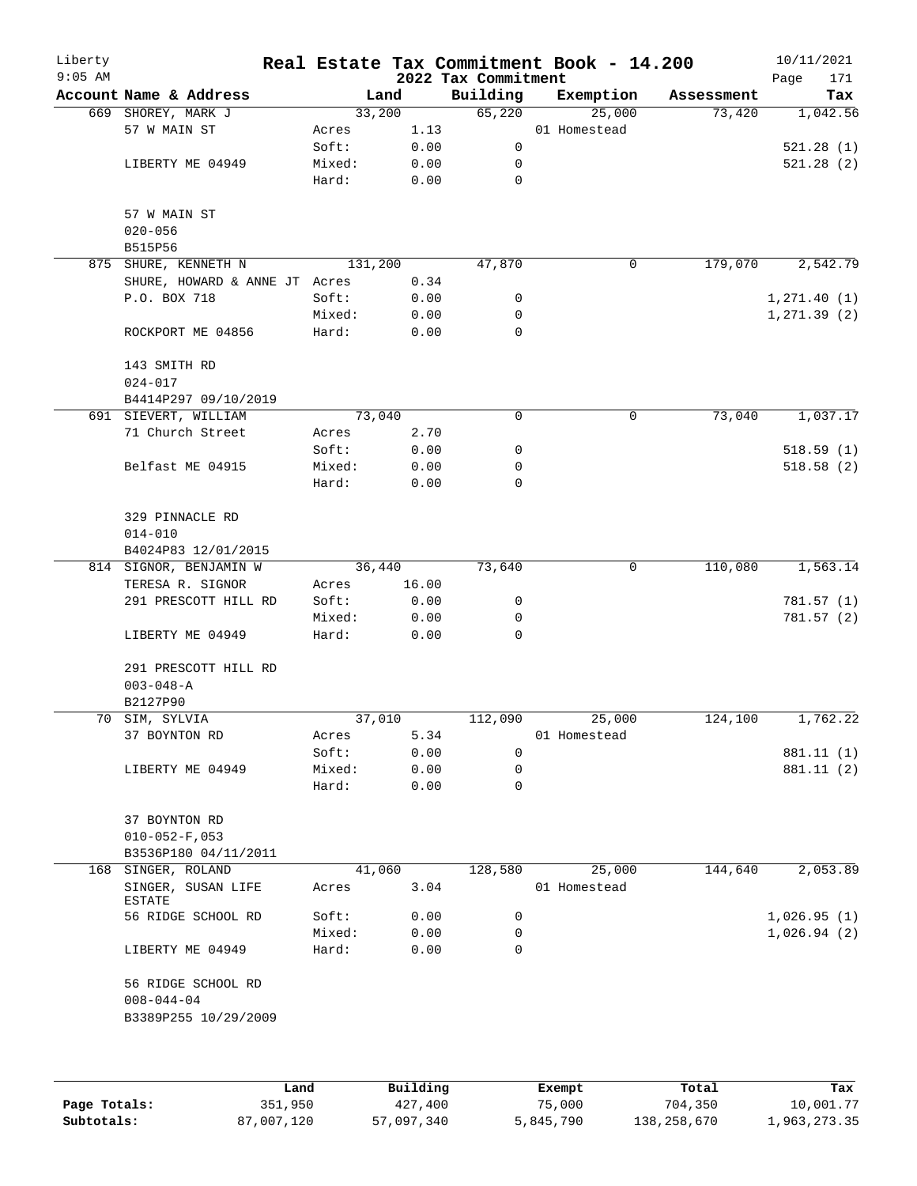# Real Estate Tax Commitment Book - 14.200

Liberty
9:05 AM

2022 Tax Commitment

10/11/2021

| Account Name & Address | | Land | Building | Exemption | Assessment | Tax |
|---|---|---|---|---|---|---|
| 669 SHOREY, MARK J | | 33,200 | 65,220 | 25,000 | 73,420 | 1,042.56 |
| 57 W MAIN ST | Acres | 1.13 | | 01 Homestead | | |
| | Soft: | 0.00 | 0 | | | 521.28 (1) |
| LIBERTY ME 04949 | Mixed: | 0.00 | 0 | | | 521.28 (2) |
| | Hard: | 0.00 | 0 | | | |
| 57 W MAIN ST | | | | | | |
| 020-056 | | | | | | |
| B515P56 | | | | | | |
| 875 SHURE, KENNETH N | | 131,200 | 47,870 | 0 | 179,070 | 2,542.79 |
| SHURE, HOWARD & ANNE JT | Acres | 0.34 | | | | |
| P.O. BOX 718 | Soft: | 0.00 | 0 | | | 1,271.40 (1) |
| | Mixed: | 0.00 | 0 | | | 1,271.39 (2) |
| ROCKPORT ME 04856 | Hard: | 0.00 | 0 | | | |
| 143 SMITH RD | | | | | | |
| 024-017 | | | | | | |
| B4414P297 09/10/2019 | | | | | | |
| 691 SIEVERT, WILLIAM | | 73,040 | 0 | 0 | 73,040 | 1,037.17 |
| 71 Church Street | Acres | 2.70 | | | | |
| | Soft: | 0.00 | 0 | | | 518.59 (1) |
| Belfast ME 04915 | Mixed: | 0.00 | 0 | | | 518.58 (2) |
| | Hard: | 0.00 | 0 | | | |
| 329 PINNACLE RD | | | | | | |
| 014-010 | | | | | | |
| B4024P83 12/01/2015 | | | | | | |
| 814 SIGNOR, BENJAMIN W | | 36,440 | 73,640 | 0 | 110,080 | 1,563.14 |
| TERESA R. SIGNOR | Acres | 16.00 | | | | |
| 291 PRESCOTT HILL RD | Soft: | 0.00 | 0 | | | 781.57 (1) |
| | Mixed: | 0.00 | 0 | | | 781.57 (2) |
| LIBERTY ME 04949 | Hard: | 0.00 | 0 | | | |
| 291 PRESCOTT HILL RD | | | | | | |
| 003-048-A | | | | | | |
| B2127P90 | | | | | | |
| 70 SIM, SYLVIA | | 37,010 | 112,090 | 25,000 | 124,100 | 1,762.22 |
| 37 BOYNTON RD | Acres | 5.34 | | 01 Homestead | | |
| | Soft: | 0.00 | 0 | | | 881.11 (1) |
| LIBERTY ME 04949 | Mixed: | 0.00 | 0 | | | 881.11 (2) |
| | Hard: | 0.00 | 0 | | | |
| 37 BOYNTON RD | | | | | | |
| 010-052-F,053 | | | | | | |
| B3536P180 04/11/2011 | | | | | | |
| 168 SINGER, ROLAND | | 41,060 | 128,580 | 25,000 | 144,640 | 2,053.89 |
| SINGER, SUSAN LIFE ESTATE | Acres | 3.04 | | 01 Homestead | | |
| 56 RIDGE SCHOOL RD | Soft: | 0.00 | 0 | | | 1,026.95 (1) |
| | Mixed: | 0.00 | 0 | | | 1,026.94 (2) |
| LIBERTY ME 04949 | Hard: | 0.00 | 0 | | | |
| 56 RIDGE SCHOOL RD | | | | | | |
| 008-044-04 | | | | | | |
| B3389P255 10/29/2009 | | | | | | |

| | Land | Building | Exempt | Total | Tax |
|---|---|---|---|---|---|
| Page Totals: | 351,950 | 427,400 | 75,000 | 704,350 | 10,001.77 |
| Subtotals: | 87,007,120 | 57,097,340 | 5,845,790 | 138,258,670 | 1,963,273.35 |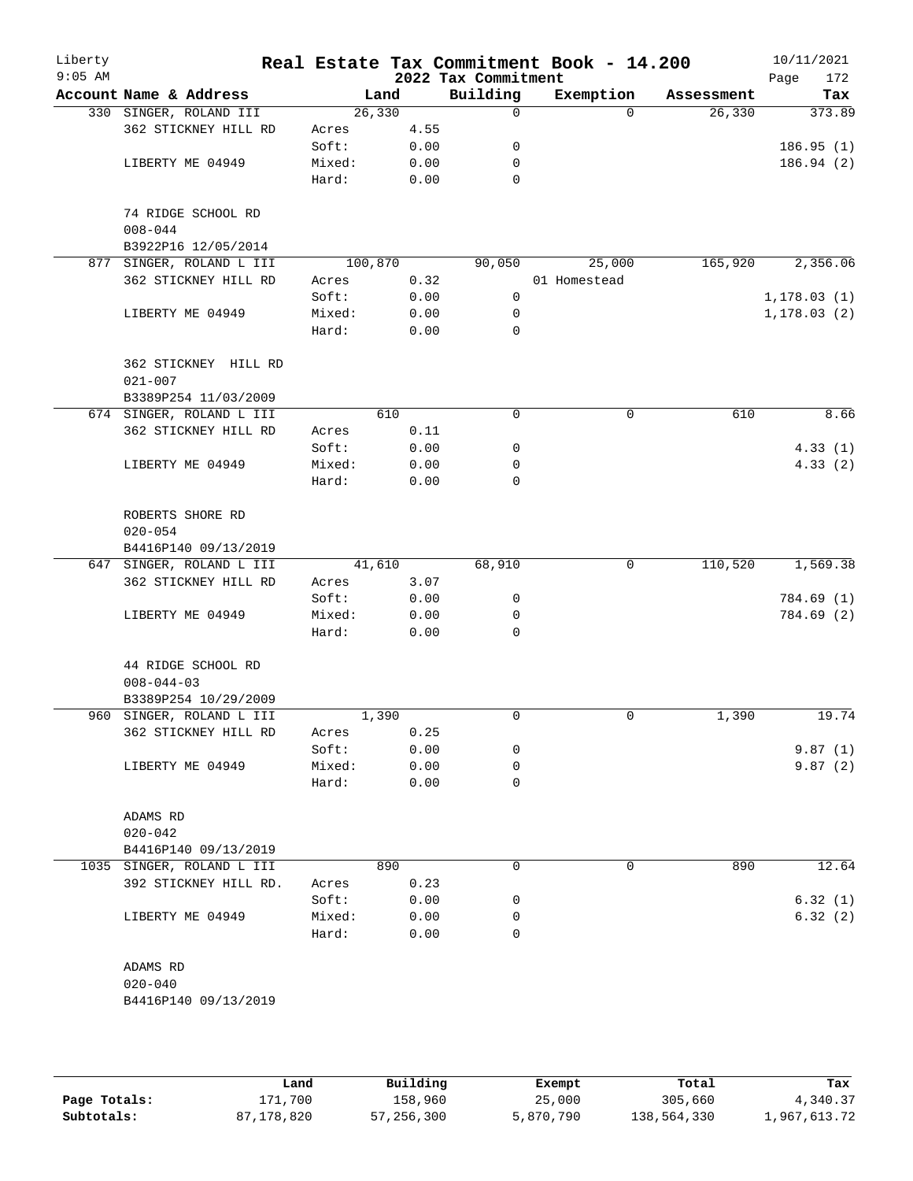# Real Estate Tax Commitment Book - 14.200

Liberty
9:05 AM

2022 Tax Commitment

10/11/2021

| Account | Name & Address | Land | | Building | Exemption | Assessment | Tax |
|---|---|---|---|---|---|---|---|
| 330 | SINGER, ROLAND III | 26,330 | | 0 | 0 | 26,330 | 373.89 |
| | 362 STICKNEY HILL RD | Acres | 4.55 | | | | |
| | | Soft: | 0.00 | 0 | | | 186.95 (1) |
| | LIBERTY ME 04949 | Mixed: | 0.00 | 0 | | | 186.94 (2) |
| | | Hard: | 0.00 | 0 | | | |
| | 74 RIDGE SCHOOL RD | | | | | | |
| | 008-044 | | | | | | |
| | B3922P16 12/05/2014 | | | | | | |
| 877 | SINGER, ROLAND L III | 100,870 | | 90,050 | 25,000 | 165,920 | 2,356.06 |
| | 362 STICKNEY HILL RD | Acres | 0.32 | | 01 Homestead | | |
| | | Soft: | 0.00 | 0 | | | 1,178.03 (1) |
| | LIBERTY ME 04949 | Mixed: | 0.00 | 0 | | | 1,178.03 (2) |
| | | Hard: | 0.00 | 0 | | | |
| | 362 STICKNEY HILL RD | | | | | | |
| | 021-007 | | | | | | |
| | B3389P254 11/03/2009 | | | | | | |
| 674 | SINGER, ROLAND L III | 610 | | 0 | 0 | 610 | 8.66 |
| | 362 STICKNEY HILL RD | Acres | 0.11 | | | | |
| | | Soft: | 0.00 | 0 | | | 4.33 (1) |
| | LIBERTY ME 04949 | Mixed: | 0.00 | 0 | | | 4.33 (2) |
| | | Hard: | 0.00 | 0 | | | |
| | ROBERTS SHORE RD | | | | | | |
| | 020-054 | | | | | | |
| | B4416P140 09/13/2019 | | | | | | |
| 647 | SINGER, ROLAND L III | 41,610 | | 68,910 | 0 | 110,520 | 1,569.38 |
| | 362 STICKNEY HILL RD | Acres | 3.07 | | | | |
| | | Soft: | 0.00 | 0 | | | 784.69 (1) |
| | LIBERTY ME 04949 | Mixed: | 0.00 | 0 | | | 784.69 (2) |
| | | Hard: | 0.00 | 0 | | | |
| | 44 RIDGE SCHOOL RD | | | | | | |
| | 008-044-03 | | | | | | |
| | B3389P254 10/29/2009 | | | | | | |
| 960 | SINGER, ROLAND L III | 1,390 | | 0 | 0 | 1,390 | 19.74 |
| | 362 STICKNEY HILL RD | Acres | 0.25 | | | | |
| | | Soft: | 0.00 | 0 | | | 9.87 (1) |
| | LIBERTY ME 04949 | Mixed: | 0.00 | 0 | | | 9.87 (2) |
| | | Hard: | 0.00 | 0 | | | |
| | ADAMS RD | | | | | | |
| | 020-042 | | | | | | |
| | B4416P140 09/13/2019 | | | | | | |
| 1035 | SINGER, ROLAND L III | 890 | | 0 | 0 | 890 | 12.64 |
| | 392 STICKNEY HILL RD. | Acres | 0.23 | | | | |
| | | Soft: | 0.00 | 0 | | | 6.32 (1) |
| | LIBERTY ME 04949 | Mixed: | 0.00 | 0 | | | 6.32 (2) |
| | | Hard: | 0.00 | 0 | | | |
| | ADAMS RD | | | | | | |
| | 020-040 | | | | | | |
| | B4416P140 09/13/2019 | | | | | | |

| | Land | Building | Exempt | Total | Tax |
|---|---|---|---|---|---|
| Page Totals: | 171,700 | 158,960 | 25,000 | 305,660 | 4,340.37 |
| Subtotals: | 87,178,820 | 57,256,300 | 5,870,790 | 138,564,330 | 1,967,613.72 |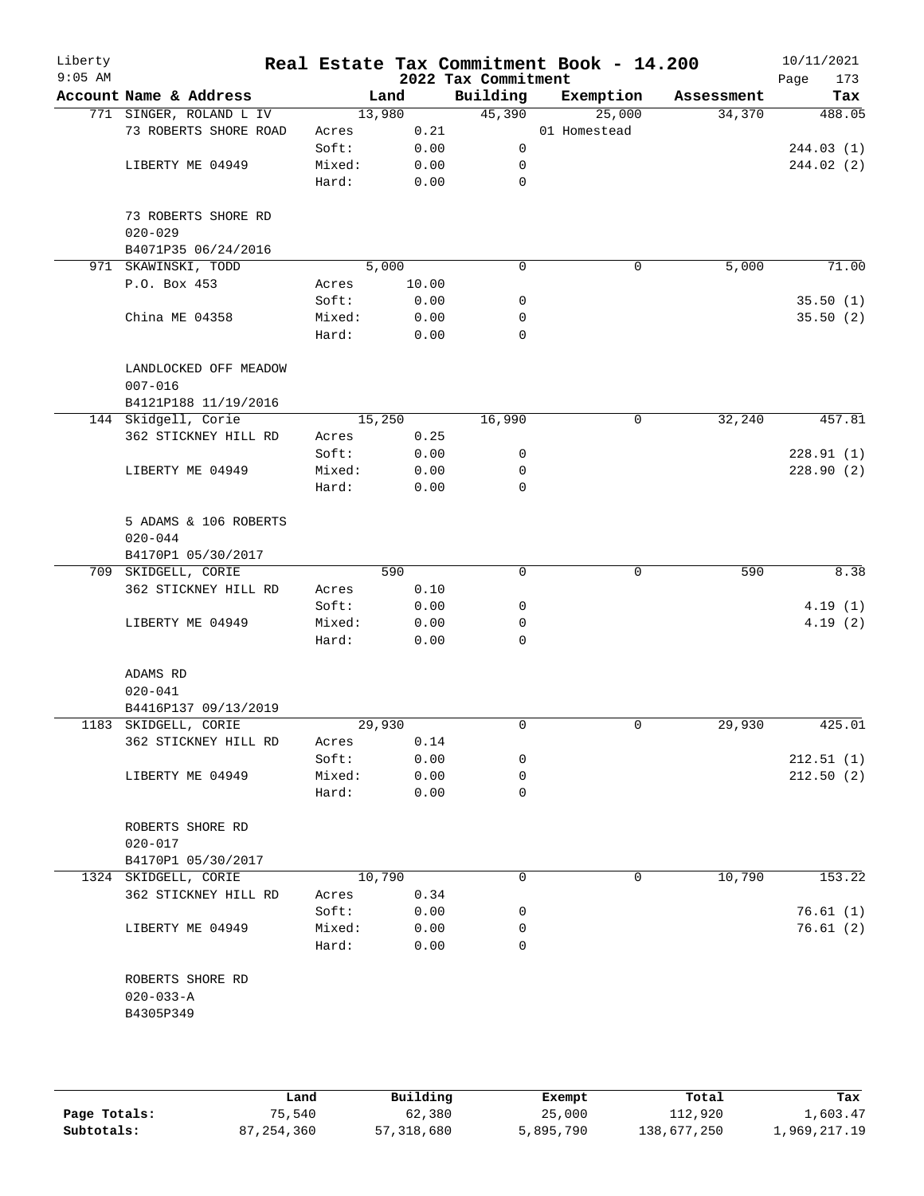Liberty
9:05 AM

# Real Estate Tax Commitment Book - 14.200

2022 Tax Commitment

10/11/2021

| Account Name & Address | Land | | Building | Exemption | Assessment | Tax |
|---|---|---|---|---|---|---|
| 771 SINGER, ROLAND L IV | 13,980 | | 45,390 | 25,000 | 34,370 | 488.05 |
| 73 ROBERTS SHORE ROAD | Acres | 0.21 | | 01 Homestead | | |
| | Soft: | 0.00 | 0 | | | 244.03 (1) |
| LIBERTY ME 04949 | Mixed: | 0.00 | 0 | | | 244.02 (2) |
| | Hard: | 0.00 | 0 | | | |
| 73 ROBERTS SHORE RD | | | | | | |
| 020-029 | | | | | | |
| B4071P35 06/24/2016 | | | | | | |
| 971 SKAWINSKI, TODD | 5,000 | | 0 | 0 | 5,000 | 71.00 |
| P.O. Box 453 | Acres | 10.00 | | | | |
| | Soft: | 0.00 | 0 | | | 35.50 (1) |
| China ME 04358 | Mixed: | 0.00 | 0 | | | 35.50 (2) |
| | Hard: | 0.00 | 0 | | | |
| LANDLOCKED OFF MEADOW | | | | | | |
| 007-016 | | | | | | |
| B4121P188 11/19/2016 | | | | | | |
| 144 Skidgell, Corie | 15,250 | | 16,990 | 0 | 32,240 | 457.81 |
| 362 STICKNEY HILL RD | Acres | 0.25 | | | | |
| | Soft: | 0.00 | 0 | | | 228.91 (1) |
| LIBERTY ME 04949 | Mixed: | 0.00 | 0 | | | 228.90 (2) |
| | Hard: | 0.00 | 0 | | | |
| 5 ADAMS & 106 ROBERTS | | | | | | |
| 020-044 | | | | | | |
| B4170P1 05/30/2017 | | | | | | |
| 709 SKIDGELL, CORIE | 590 | | 0 | 0 | 590 | 8.38 |
| 362 STICKNEY HILL RD | Acres | 0.10 | | | | |
| | Soft: | 0.00 | 0 | | | 4.19 (1) |
| LIBERTY ME 04949 | Mixed: | 0.00 | 0 | | | 4.19 (2) |
| | Hard: | 0.00 | 0 | | | |
| ADAMS RD | | | | | | |
| 020-041 | | | | | | |
| B4416P137 09/13/2019 | | | | | | |
| 1183 SKIDGELL, CORIE | 29,930 | | 0 | 0 | 29,930 | 425.01 |
| 362 STICKNEY HILL RD | Acres | 0.14 | | | | |
| | Soft: | 0.00 | 0 | | | 212.51 (1) |
| LIBERTY ME 04949 | Mixed: | 0.00 | 0 | | | 212.50 (2) |
| | Hard: | 0.00 | 0 | | | |
| ROBERTS SHORE RD | | | | | | |
| 020-017 | | | | | | |
| B4170P1 05/30/2017 | | | | | | |
| 1324 SKIDGELL, CORIE | 10,790 | | 0 | 0 | 10,790 | 153.22 |
| 362 STICKNEY HILL RD | Acres | 0.34 | | | | |
| | Soft: | 0.00 | 0 | | | 76.61 (1) |
| LIBERTY ME 04949 | Mixed: | 0.00 | 0 | | | 76.61 (2) |
| | Hard: | 0.00 | 0 | | | |
| ROBERTS SHORE RD | | | | | | |
| 020-033-A | | | | | | |
| B4305P349 | | | | | | |

| | Land | Building | Exempt | Total | Tax |
|---|---|---|---|---|---|
| **Page Totals:** | 75,540 | 62,380 | 25,000 | 112,920 | 1,603.47 |
| **Subtotals:** | 87,254,360 | 57,318,680 | 5,895,790 | 138,677,250 | 1,969,217.19 |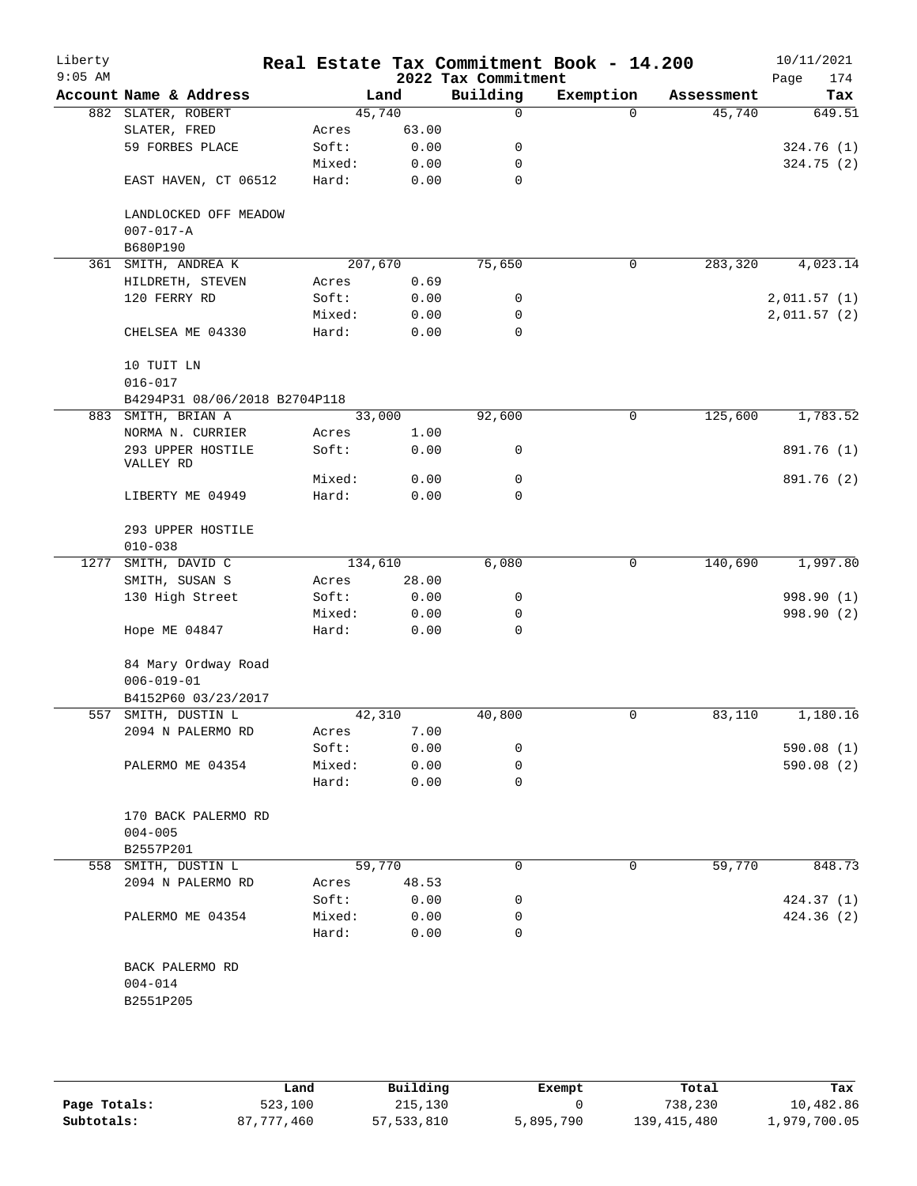# Real Estate Tax Commitment Book - 14.200

## 2022 Tax Commitment

Liberty 9:05 AM — 10/11/2021

| Account | Name & Address | | Land | Building | Exemption | Assessment | Tax |
|---|---|---|---|---|---|---|---|
| 882 | SLATER, ROBERT | | 45,740 | 0 | 0 | 45,740 | 649.51 |
| | SLATER, FRED | Acres | 63.00 | | | | |
| | 59 FORBES PLACE | Soft: | 0.00 | 0 | | | 324.76 (1) |
| | | Mixed: | 0.00 | 0 | | | 324.75 (2) |
| | EAST HAVEN, CT 06512 | Hard: | 0.00 | 0 | | | |
| | LANDLOCKED OFF MEADOW | | | | | | |
| | 007-017-A | | | | | | |
| | B680P190 | | | | | | |
| 361 | SMITH, ANDREA K | | 207,670 | 75,650 | 0 | 283,320 | 4,023.14 |
| | HILDRETH, STEVEN | Acres | 0.69 | | | | |
| | 120 FERRY RD | Soft: | 0.00 | 0 | | | 2,011.57 (1) |
| | | Mixed: | 0.00 | 0 | | | 2,011.57 (2) |
| | CHELSEA ME 04330 | Hard: | 0.00 | 0 | | | |
| | 10 TUIT LN | | | | | | |
| | 016-017 | | | | | | |
| | B4294P31 08/06/2018 B2704P118 | | | | | | |
| 883 | SMITH, BRIAN A | | 33,000 | 92,600 | 0 | 125,600 | 1,783.52 |
| | NORMA N. CURRIER | Acres | 1.00 | | | | |
| | 293 UPPER HOSTILE VALLEY RD | Soft: | 0.00 | 0 | | | 891.76 (1) |
| | | Mixed: | 0.00 | 0 | | | 891.76 (2) |
| | LIBERTY ME 04949 | Hard: | 0.00 | 0 | | | |
| | 293 UPPER HOSTILE | | | | | | |
| | 010-038 | | | | | | |
| 1277 | SMITH, DAVID C | | 134,610 | 6,080 | 0 | 140,690 | 1,997.80 |
| | SMITH, SUSAN S | Acres | 28.00 | | | | |
| | 130 High Street | Soft: | 0.00 | 0 | | | 998.90 (1) |
| | | Mixed: | 0.00 | 0 | | | 998.90 (2) |
| | Hope ME 04847 | Hard: | 0.00 | 0 | | | |
| | 84 Mary Ordway Road | | | | | | |
| | 006-019-01 | | | | | | |
| | B4152P60 03/23/2017 | | | | | | |
| 557 | SMITH, DUSTIN L | | 42,310 | 40,800 | 0 | 83,110 | 1,180.16 |
| | 2094 N PALERMO RD | Acres | 7.00 | | | | |
| | | Soft: | 0.00 | 0 | | | 590.08 (1) |
| | PALERMO ME 04354 | Mixed: | 0.00 | 0 | | | 590.08 (2) |
| | | Hard: | 0.00 | 0 | | | |
| | 170 BACK PALERMO RD | | | | | | |
| | 004-005 | | | | | | |
| | B2557P201 | | | | | | |
| 558 | SMITH, DUSTIN L | | 59,770 | 0 | 0 | 59,770 | 848.73 |
| | 2094 N PALERMO RD | Acres | 48.53 | | | | |
| | | Soft: | 0.00 | 0 | | | 424.37 (1) |
| | PALERMO ME 04354 | Mixed: | 0.00 | 0 | | | 424.36 (2) |
| | | Hard: | 0.00 | 0 | | | |
| | BACK PALERMO RD | | | | | | |
| | 004-014 | | | | | | |
| | B2551P205 | | | | | | |

| | Land | Building | Exempt | Total | Tax |
|---|---|---|---|---|---|
| Page Totals: | 523,100 | 215,130 | 0 | 738,230 | 10,482.86 |
| Subtotals: | 87,777,460 | 57,533,810 | 5,895,790 | 139,415,480 | 1,979,700.05 |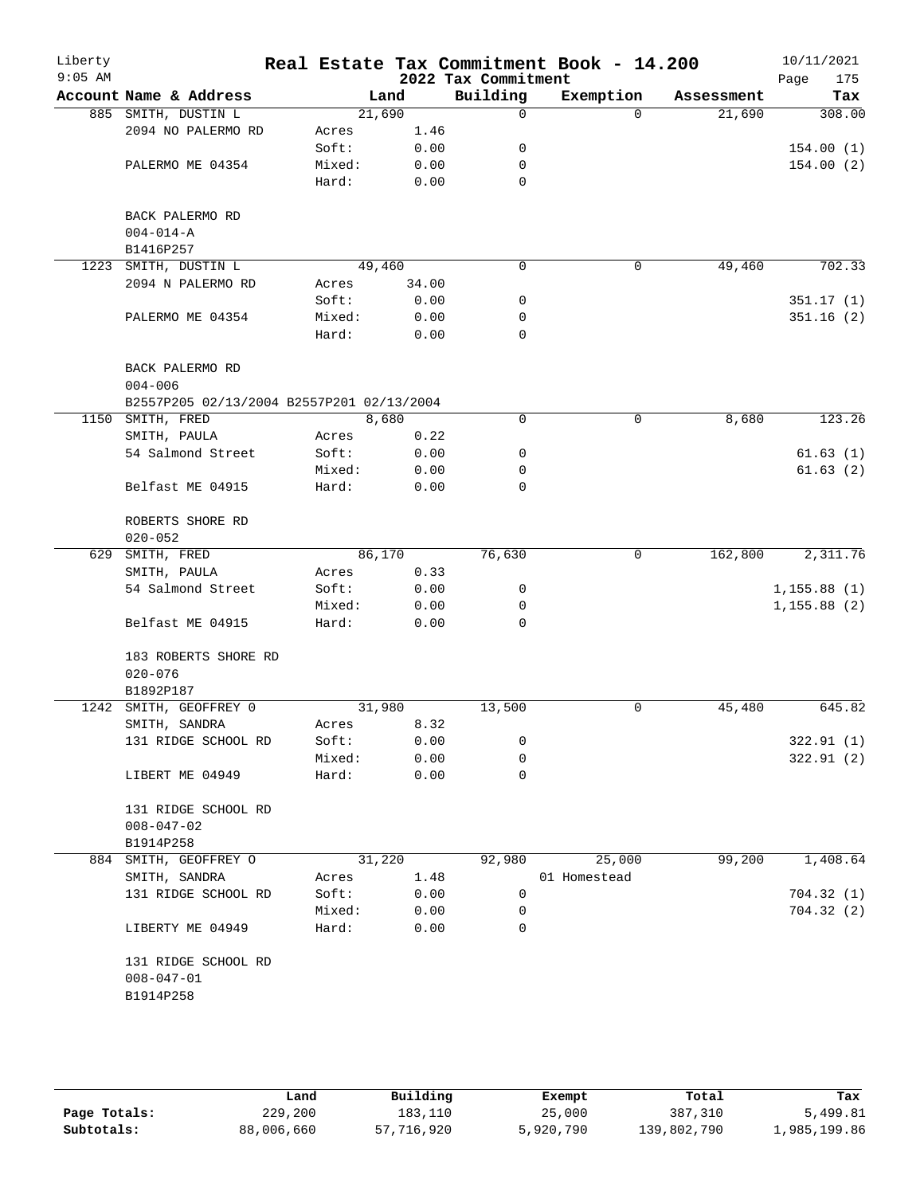# Real Estate Tax Commitment Book - 14.200

Liberty 9:05 AM — 2022 Tax Commitment — 10/11/2021

| Account | Name & Address | | Land | Building | Exemption | Assessment | Tax |
|---|---|---|---|---|---|---|---|
| 885 | SMITH, DUSTIN L | | 21,690 | 0 | 0 | 21,690 | 308.00 |
| | 2094 NO PALERMO RD | Acres | 1.46 | | | | |
| | | Soft: | 0.00 | 0 | | | 154.00 (1) |
| | PALERMO ME 04354 | Mixed: | 0.00 | 0 | | | 154.00 (2) |
| | | Hard: | 0.00 | 0 | | | |
| | BACK PALERMO RD | | | | | | |
| | 004-014-A | | | | | | |
| | B1416P257 | | | | | | |
| 1223 | SMITH, DUSTIN L | | 49,460 | 0 | 0 | 49,460 | 702.33 |
| | 2094 N PALERMO RD | Acres | 34.00 | | | | |
| | | Soft: | 0.00 | 0 | | | 351.17 (1) |
| | PALERMO ME 04354 | Mixed: | 0.00 | 0 | | | 351.16 (2) |
| | | Hard: | 0.00 | 0 | | | |
| | BACK PALERMO RD | | | | | | |
| | 004-006 | | | | | | |
| | B2557P205 02/13/2004 B2557P201 02/13/2004 | | | | | | |
| 1150 | SMITH, FRED | | 8,680 | 0 | 0 | 8,680 | 123.26 |
| | SMITH, PAULA | Acres | 0.22 | | | | |
| | 54 Salmond Street | Soft: | 0.00 | 0 | | | 61.63 (1) |
| | | Mixed: | 0.00 | 0 | | | 61.63 (2) |
| | Belfast ME 04915 | Hard: | 0.00 | 0 | | | |
| | ROBERTS SHORE RD | | | | | | |
| | 020-052 | | | | | | |
| 629 | SMITH, FRED | | 86,170 | 76,630 | 0 | 162,800 | 2,311.76 |
| | SMITH, PAULA | Acres | 0.33 | | | | |
| | 54 Salmond Street | Soft: | 0.00 | 0 | | | 1,155.88 (1) |
| | | Mixed: | 0.00 | 0 | | | 1,155.88 (2) |
| | Belfast ME 04915 | Hard: | 0.00 | 0 | | | |
| | 183 ROBERTS SHORE RD | | | | | | |
| | 020-076 | | | | | | |
| | B1892P187 | | | | | | |
| 1242 | SMITH, GEOFFREY 0 | | 31,980 | 13,500 | 0 | 45,480 | 645.82 |
| | SMITH, SANDRA | Acres | 8.32 | | | | |
| | 131 RIDGE SCHOOL RD | Soft: | 0.00 | 0 | | | 322.91 (1) |
| | | Mixed: | 0.00 | 0 | | | 322.91 (2) |
| | LIBERT ME 04949 | Hard: | 0.00 | 0 | | | |
| | 131 RIDGE SCHOOL RD | | | | | | |
| | 008-047-02 | | | | | | |
| | B1914P258 | | | | | | |
| 884 | SMITH, GEOFFREY O | | 31,220 | 92,980 | 25,000 | 99,200 | 1,408.64 |
| | SMITH, SANDRA | Acres | 1.48 | | 01 Homestead | | |
| | 131 RIDGE SCHOOL RD | Soft: | 0.00 | 0 | | | 704.32 (1) |
| | | Mixed: | 0.00 | 0 | | | 704.32 (2) |
| | LIBERTY ME 04949 | Hard: | 0.00 | 0 | | | |
| | 131 RIDGE SCHOOL RD | | | | | | |
| | 008-047-01 | | | | | | |
| | B1914P258 | | | | | | |

| | Land | Building | Exempt | Total | Tax |
|---|---|---|---|---|---|
| Page Totals: | 229,200 | 183,110 | 25,000 | 387,310 | 5,499.81 |
| Subtotals: | 88,006,660 | 57,716,920 | 5,920,790 | 139,802,790 | 1,985,199.86 |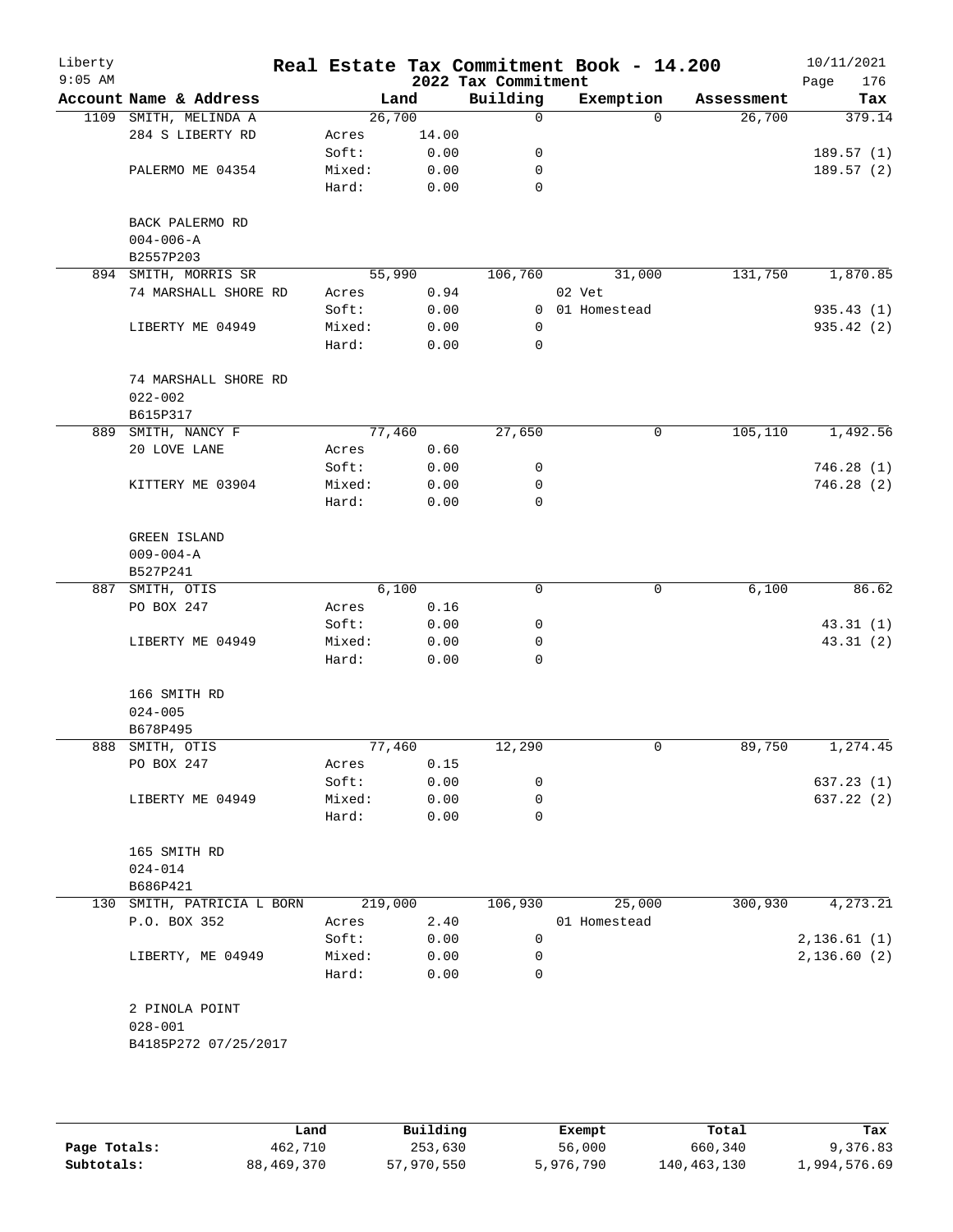# Real Estate Tax Commitment Book - 14.200

Liberty
9:05 AM

2022 Tax Commitment

10/11/2021

| Account | Name & Address | | Land | Building | Exemption | Assessment | Tax |
|---|---|---|---|---|---|---|---|
| 1109 | SMITH, MELINDA A | | 26,700 | 0 | 0 | 26,700 | 379.14 |
| | 284 S LIBERTY RD | Acres | 14.00 | | | | |
| | | Soft: | 0.00 | 0 | | | 189.57 (1) |
| | PALERMO ME 04354 | Mixed: | 0.00 | 0 | | | 189.57 (2) |
| | | Hard: | 0.00 | 0 | | | |
| | BACK PALERMO RD | | | | | | |
| | 004-006-A | | | | | | |
| | B2557P203 | | | | | | |
| 894 | SMITH, MORRIS SR | | 55,990 | 106,760 | 31,000 | 131,750 | 1,870.85 |
| | 74 MARSHALL SHORE RD | Acres | 0.94 | | 02 Vet | | |
| | | Soft: | 0.00 | 0 | 01 Homestead | | 935.43 (1) |
| | LIBERTY ME 04949 | Mixed: | 0.00 | 0 | | | 935.42 (2) |
| | | Hard: | 0.00 | 0 | | | |
| | 74 MARSHALL SHORE RD | | | | | | |
| | 022-002 | | | | | | |
| | B615P317 | | | | | | |
| 889 | SMITH, NANCY F | | 77,460 | 27,650 | 0 | 105,110 | 1,492.56 |
| | 20 LOVE LANE | Acres | 0.60 | | | | |
| | | Soft: | 0.00 | 0 | | | 746.28 (1) |
| | KITTERY ME 03904 | Mixed: | 0.00 | 0 | | | 746.28 (2) |
| | | Hard: | 0.00 | 0 | | | |
| | GREEN ISLAND | | | | | | |
| | 009-004-A | | | | | | |
| | B527P241 | | | | | | |
| 887 | SMITH, OTIS | | 6,100 | 0 | 0 | 6,100 | 86.62 |
| | PO BOX 247 | Acres | 0.16 | | | | |
| | | Soft: | 0.00 | 0 | | | 43.31 (1) |
| | LIBERTY ME 04949 | Mixed: | 0.00 | 0 | | | 43.31 (2) |
| | | Hard: | 0.00 | 0 | | | |
| | 166 SMITH RD | | | | | | |
| | 024-005 | | | | | | |
| | B678P495 | | | | | | |
| 888 | SMITH, OTIS | | 77,460 | 12,290 | 0 | 89,750 | 1,274.45 |
| | PO BOX 247 | Acres | 0.15 | | | | |
| | | Soft: | 0.00 | 0 | | | 637.23 (1) |
| | LIBERTY ME 04949 | Mixed: | 0.00 | 0 | | | 637.22 (2) |
| | | Hard: | 0.00 | 0 | | | |
| | 165 SMITH RD | | | | | | |
| | 024-014 | | | | | | |
| | B686P421 | | | | | | |
| 130 | SMITH, PATRICIA L BORN | | 219,000 | 106,930 | 25,000 | 300,930 | 4,273.21 |
| | P.O. BOX 352 | Acres | 2.40 | | 01 Homestead | | |
| | | Soft: | 0.00 | 0 | | | 2,136.61 (1) |
| | LIBERTY, ME 04949 | Mixed: | 0.00 | 0 | | | 2,136.60 (2) |
| | | Hard: | 0.00 | 0 | | | |
| | 2 PINOLA POINT | | | | | | |
| | 028-001 | | | | | | |
| | B4185P272 07/25/2017 | | | | | | |

| | Land | Building | Exempt | Total | Tax |
|---|---|---|---|---|---|
| **Page Totals:** | 462,710 | 253,630 | 56,000 | 660,340 | 9,376.83 |
| **Subtotals:** | 88,469,370 | 57,970,550 | 5,976,790 | 140,463,130 | 1,994,576.69 |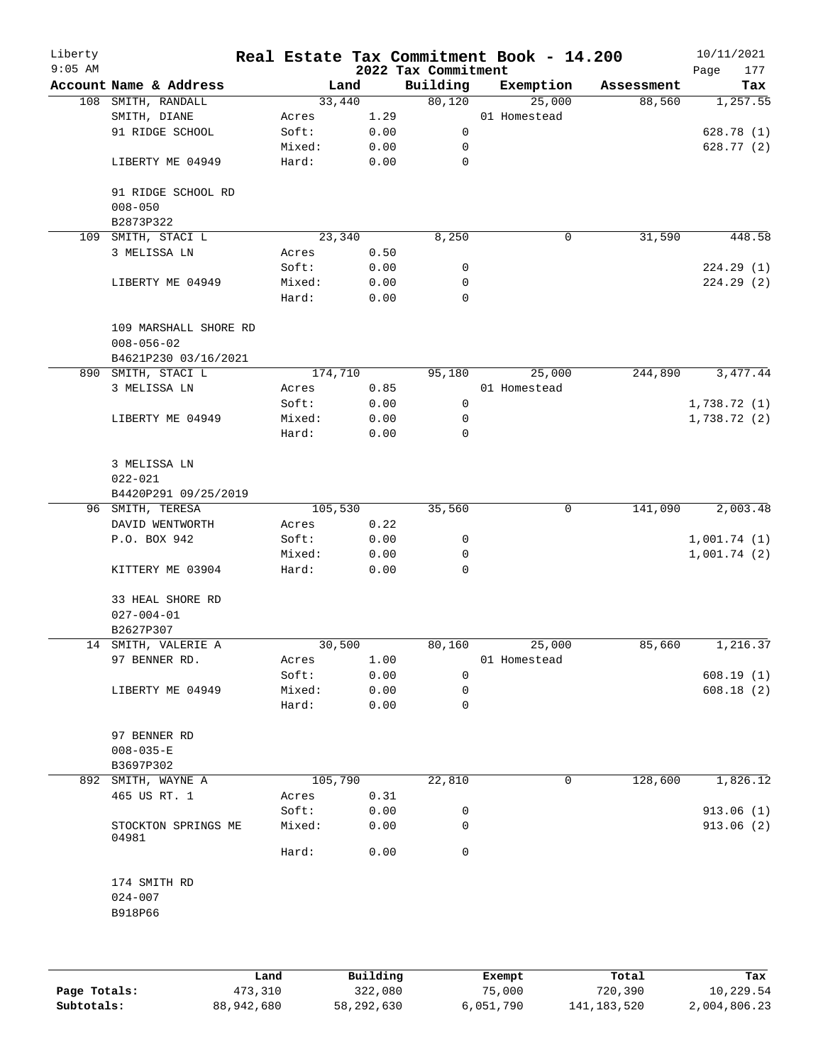# Real Estate Tax Commitment Book - 14.200

## 2022 Tax Commitment

Liberty, 9:05 AM, 10/11/2021

| Account Name & Address | Land | | Building | Exemption | Assessment | Tax |
|---|---|---|---|---|---|---|
| 108 SMITH, RANDALL | 33,440 | | 80,120 | 25,000 | 88,560 | 1,257.55 |
| SMITH, DIANE | Acres | 1.29 | | 01 Homestead | | |
| 91 RIDGE SCHOOL | Soft: | 0.00 | 0 | | | 628.78 (1) |
| | Mixed: | 0.00 | 0 | | | 628.77 (2) |
| LIBERTY ME 04949 | Hard: | 0.00 | 0 | | | |
| 91 RIDGE SCHOOL RD | | | | | | |
| 008-050 | | | | | | |
| B2873P322 | | | | | | |
| 109 SMITH, STACI L | 23,340 | | 8,250 | 0 | 31,590 | 448.58 |
| 3 MELISSA LN | Acres | 0.50 | | | | |
| | Soft: | 0.00 | 0 | | | 224.29 (1) |
| LIBERTY ME 04949 | Mixed: | 0.00 | 0 | | | 224.29 (2) |
| | Hard: | 0.00 | 0 | | | |
| 109 MARSHALL SHORE RD | | | | | | |
| 008-056-02 | | | | | | |
| B4621P230 03/16/2021 | | | | | | |
| 890 SMITH, STACI L | 174,710 | | 95,180 | 25,000 | 244,890 | 3,477.44 |
| 3 MELISSA LN | Acres | 0.85 | | 01 Homestead | | |
| | Soft: | 0.00 | 0 | | | 1,738.72 (1) |
| LIBERTY ME 04949 | Mixed: | 0.00 | 0 | | | 1,738.72 (2) |
| | Hard: | 0.00 | 0 | | | |
| 3 MELISSA LN | | | | | | |
| 022-021 | | | | | | |
| B4420P291 09/25/2019 | | | | | | |
| 96 SMITH, TERESA | 105,530 | | 35,560 | 0 | 141,090 | 2,003.48 |
| DAVID WENTWORTH | Acres | 0.22 | | | | |
| P.O. BOX 942 | Soft: | 0.00 | 0 | | | 1,001.74 (1) |
| | Mixed: | 0.00 | 0 | | | 1,001.74 (2) |
| KITTERY ME 03904 | Hard: | 0.00 | 0 | | | |
| 33 HEAL SHORE RD | | | | | | |
| 027-004-01 | | | | | | |
| B2627P307 | | | | | | |
| 14 SMITH, VALERIE A | 30,500 | | 80,160 | 25,000 | 85,660 | 1,216.37 |
| 97 BENNER RD. | Acres | 1.00 | | 01 Homestead | | |
| | Soft: | 0.00 | 0 | | | 608.19 (1) |
| LIBERTY ME 04949 | Mixed: | 0.00 | 0 | | | 608.18 (2) |
| | Hard: | 0.00 | 0 | | | |
| 97 BENNER RD | | | | | | |
| 008-035-E | | | | | | |
| B3697P302 | | | | | | |
| 892 SMITH, WAYNE A | 105,790 | | 22,810 | 0 | 128,600 | 1,826.12 |
| 465 US RT. 1 | Acres | 0.31 | | | | |
| | Soft: | 0.00 | 0 | | | 913.06 (1) |
| STOCKTON SPRINGS ME 04981 | Mixed: | 0.00 | 0 | | | 913.06 (2) |
| | Hard: | 0.00 | 0 | | | |
| 174 SMITH RD | | | | | | |
| 024-007 | | | | | | |
| B918P66 | | | | | | |

| | Land | Building | Exempt | Total | Tax |
|---|---|---|---|---|---|
| Page Totals: | 473,310 | 322,080 | 75,000 | 720,390 | 10,229.54 |
| Subtotals: | 88,942,680 | 58,292,630 | 6,051,790 | 141,183,520 | 2,004,806.23 |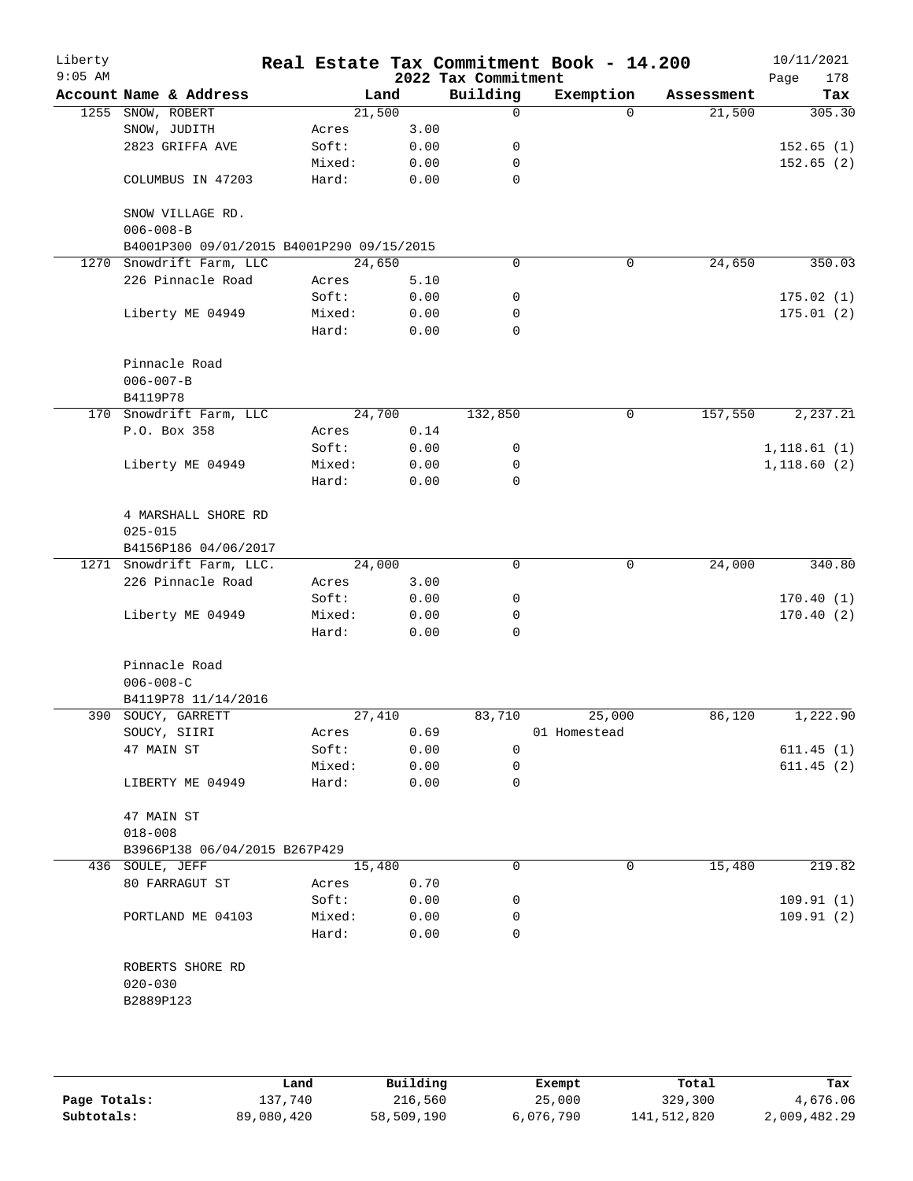# Real Estate Tax Commitment Book - 14.200

Liberty
9:05 AM

2022 Tax Commitment

10/11/2021

| Account Name & Address | Land | | Building | Exemption | Assessment | Tax |
|---|---|---|---|---|---|---|
| 1255 SNOW, ROBERT | 21,500 | | 0 | 0 | 21,500 | 305.30 |
| SNOW, JUDITH | Acres | 3.00 | | | | |
| 2823 GRIFFA AVE | Soft: | 0.00 | 0 | | | 152.65 (1) |
| | Mixed: | 0.00 | 0 | | | 152.65 (2) |
| COLUMBUS IN 47203 | Hard: | 0.00 | 0 | | | |
| SNOW VILLAGE RD. | | | | | | |
| 006-008-B | | | | | | |
| B4001P300 09/01/2015 B4001P290 09/15/2015 | | | | | | |
| 1270 Snowdrift Farm, LLC | 24,650 | | 0 | 0 | 24,650 | 350.03 |
| 226 Pinnacle Road | Acres | 5.10 | | | | |
| | Soft: | 0.00 | 0 | | | 175.02 (1) |
| Liberty ME 04949 | Mixed: | 0.00 | 0 | | | 175.01 (2) |
| | Hard: | 0.00 | 0 | | | |
| Pinnacle Road | | | | | | |
| 006-007-B | | | | | | |
| B4119P78 | | | | | | |
| 170 Snowdrift Farm, LLC | 24,700 | | 132,850 | 0 | 157,550 | 2,237.21 |
| P.O. Box 358 | Acres | 0.14 | | | | |
| | Soft: | 0.00 | 0 | | | 1,118.61 (1) |
| Liberty ME 04949 | Mixed: | 0.00 | 0 | | | 1,118.60 (2) |
| | Hard: | 0.00 | 0 | | | |
| 4 MARSHALL SHORE RD | | | | | | |
| 025-015 | | | | | | |
| B4156P186 04/06/2017 | | | | | | |
| 1271 Snowdrift Farm, LLC. | 24,000 | | 0 | 0 | 24,000 | 340.80 |
| 226 Pinnacle Road | Acres | 3.00 | | | | |
| | Soft: | 0.00 | 0 | | | 170.40 (1) |
| Liberty ME 04949 | Mixed: | 0.00 | 0 | | | 170.40 (2) |
| | Hard: | 0.00 | 0 | | | |
| Pinnacle Road | | | | | | |
| 006-008-C | | | | | | |
| B4119P78 11/14/2016 | | | | | | |
| 390 SOUCY, GARRETT | 27,410 | | 83,710 | 25,000 | 86,120 | 1,222.90 |
| SOUCY, SIIRI | Acres | 0.69 | | 01 Homestead | | |
| 47 MAIN ST | Soft: | 0.00 | 0 | | | 611.45 (1) |
| | Mixed: | 0.00 | 0 | | | 611.45 (2) |
| LIBERTY ME 04949 | Hard: | 0.00 | 0 | | | |
| 47 MAIN ST | | | | | | |
| 018-008 | | | | | | |
| B3966P138 06/04/2015 B267P429 | | | | | | |
| 436 SOULE, JEFF | 15,480 | | 0 | 0 | 15,480 | 219.82 |
| 80 FARRAGUT ST | Acres | 0.70 | | | | |
| | Soft: | 0.00 | 0 | | | 109.91 (1) |
| PORTLAND ME 04103 | Mixed: | 0.00 | 0 | | | 109.91 (2) |
| | Hard: | 0.00 | 0 | | | |
| ROBERTS SHORE RD | | | | | | |
| 020-030 | | | | | | |
| B2889P123 | | | | | | |

| | Land | Building | Exempt | Total | Tax |
|---|---|---|---|---|---|
| Page Totals: | 137,740 | 216,560 | 25,000 | 329,300 | 4,676.06 |
| Subtotals: | 89,080,420 | 58,509,190 | 6,076,790 | 141,512,820 | 2,009,482.29 |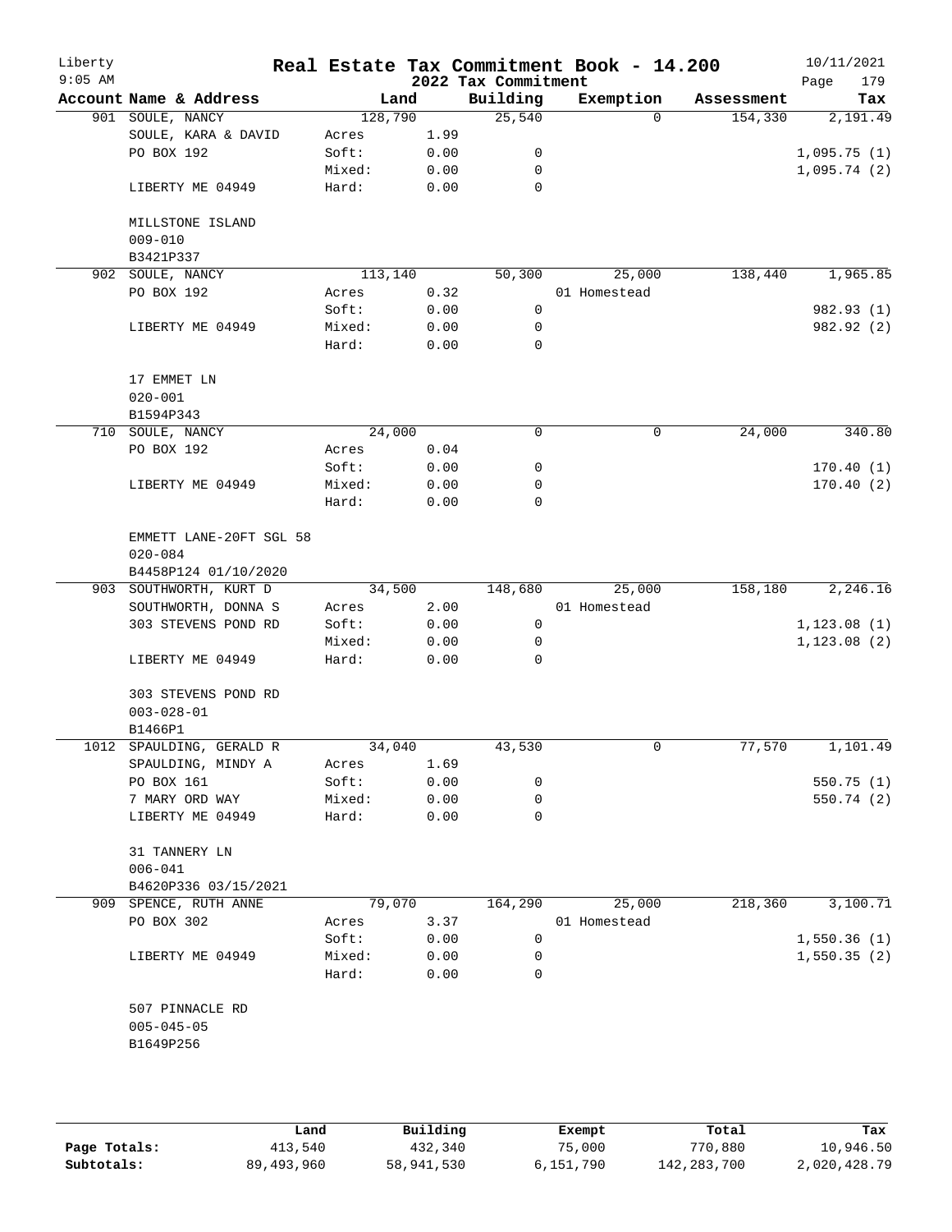# Real Estate Tax Commitment Book - 14.200

Liberty
9:05 AM

2022 Tax Commitment

10/11/2021

| Account | Name & Address | Land | | Building | Exemption | Assessment | Tax |
|---|---|---|---|---|---|---|---|
| 901 | SOULE, NANCY | 128,790 | | 25,540 | 0 | 154,330 | 2,191.49 |
| | SOULE, KARA & DAVID | Acres | 1.99 | | | | |
| | PO BOX 192 | Soft: | 0.00 | 0 | | | 1,095.75 (1) |
| | | Mixed: | 0.00 | 0 | | | 1,095.74 (2) |
| | LIBERTY ME 04949 | Hard: | 0.00 | 0 | | | |
| | MILLSTONE ISLAND | | | | | | |
| | 009-010 | | | | | | |
| | B3421P337 | | | | | | |
| 902 | SOULE, NANCY | 113,140 | | 50,300 | 25,000 | 138,440 | 1,965.85 |
| | PO BOX 192 | Acres | 0.32 | | 01 Homestead | | |
| | | Soft: | 0.00 | 0 | | | 982.93 (1) |
| | LIBERTY ME 04949 | Mixed: | 0.00 | 0 | | | 982.92 (2) |
| | | Hard: | 0.00 | 0 | | | |
| | 17 EMMET LN | | | | | | |
| | 020-001 | | | | | | |
| | B1594P343 | | | | | | |
| 710 | SOULE, NANCY | 24,000 | | 0 | 0 | 24,000 | 340.80 |
| | PO BOX 192 | Acres | 0.04 | | | | |
| | | Soft: | 0.00 | 0 | | | 170.40 (1) |
| | LIBERTY ME 04949 | Mixed: | 0.00 | 0 | | | 170.40 (2) |
| | | Hard: | 0.00 | 0 | | | |
| | EMMETT LANE-20FT SGL 58 | | | | | | |
| | 020-084 | | | | | | |
| | B4458P124 01/10/2020 | | | | | | |
| 903 | SOUTHWORTH, KURT D | 34,500 | | 148,680 | 25,000 | 158,180 | 2,246.16 |
| | SOUTHWORTH, DONNA S | Acres | 2.00 | | 01 Homestead | | |
| | 303 STEVENS POND RD | Soft: | 0.00 | 0 | | | 1,123.08 (1) |
| | | Mixed: | 0.00 | 0 | | | 1,123.08 (2) |
| | LIBERTY ME 04949 | Hard: | 0.00 | 0 | | | |
| | 303 STEVENS POND RD | | | | | | |
| | 003-028-01 | | | | | | |
| | B1466P1 | | | | | | |
| 1012 | SPAULDING, GERALD R | 34,040 | | 43,530 | 0 | 77,570 | 1,101.49 |
| | SPAULDING, MINDY A | Acres | 1.69 | | | | |
| | PO BOX 161 | Soft: | 0.00 | 0 | | | 550.75 (1) |
| | 7 MARY ORD WAY | Mixed: | 0.00 | 0 | | | 550.74 (2) |
| | LIBERTY ME 04949 | Hard: | 0.00 | 0 | | | |
| | 31 TANNERY LN | | | | | | |
| | 006-041 | | | | | | |
| | B4620P336 03/15/2021 | | | | | | |
| 909 | SPENCE, RUTH ANNE | 79,070 | | 164,290 | 25,000 | 218,360 | 3,100.71 |
| | PO BOX 302 | Acres | 3.37 | | 01 Homestead | | |
| | | Soft: | 0.00 | 0 | | | 1,550.36 (1) |
| | LIBERTY ME 04949 | Mixed: | 0.00 | 0 | | | 1,550.35 (2) |
| | | Hard: | 0.00 | 0 | | | |
| | 507 PINNACLE RD | | | | | | |
| | 005-045-05 | | | | | | |
| | B1649P256 | | | | | | |

| | Land | Building | Exempt | Total | Tax |
|---|---|---|---|---|---|
| Page Totals: | 413,540 | 432,340 | 75,000 | 770,880 | 10,946.50 |
| Subtotals: | 89,493,960 | 58,941,530 | 6,151,790 | 142,283,700 | 2,020,428.79 |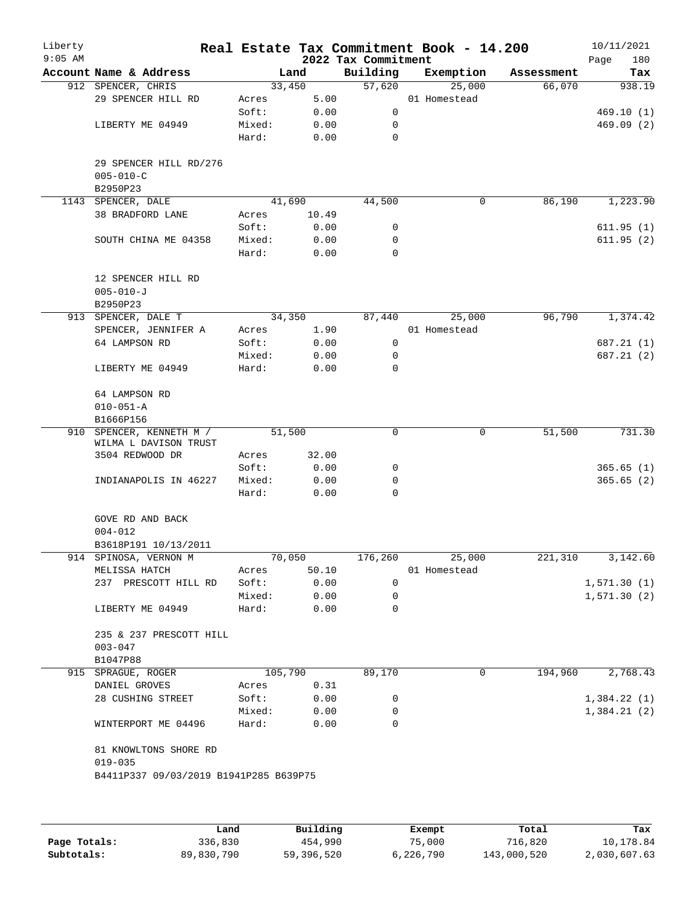# Real Estate Tax Commitment Book - 14.200

Liberty
9:05 AM

2022 Tax Commitment

10/11/2021

| Account Name & Address | | Land | Building | Exemption | Assessment | Tax |
|---|---|---|---|---|---|---|
| 912 SPENCER, CHRIS | | 33,450 | 57,620 | 25,000 | 66,070 | 938.19 |
| 29 SPENCER HILL RD | Acres | 5.00 | | 01 Homestead | | |
| | Soft: | 0.00 | 0 | | | 469.10 (1) |
| LIBERTY ME 04949 | Mixed: | 0.00 | 0 | | | 469.09 (2) |
| | Hard: | 0.00 | 0 | | | |
| 29 SPENCER HILL RD/276 | | | | | | |
| 005-010-C | | | | | | |
| B2950P23 | | | | | | |
| 1143 SPENCER, DALE | | 41,690 | 44,500 | 0 | 86,190 | 1,223.90 |
| 38 BRADFORD LANE | Acres | 10.49 | | | | |
| | Soft: | 0.00 | 0 | | | 611.95 (1) |
| SOUTH CHINA ME 04358 | Mixed: | 0.00 | 0 | | | 611.95 (2) |
| | Hard: | 0.00 | 0 | | | |
| 12 SPENCER HILL RD | | | | | | |
| 005-010-J | | | | | | |
| B2950P23 | | | | | | |
| 913 SPENCER, DALE T | | 34,350 | 87,440 | 25,000 | 96,790 | 1,374.42 |
| SPENCER, JENNIFER A | Acres | 1.90 | | 01 Homestead | | |
| 64 LAMPSON RD | Soft: | 0.00 | 0 | | | 687.21 (1) |
| | Mixed: | 0.00 | 0 | | | 687.21 (2) |
| LIBERTY ME 04949 | Hard: | 0.00 | 0 | | | |
| 64 LAMPSON RD | | | | | | |
| 010-051-A | | | | | | |
| B1666P156 | | | | | | |
| 910 SPENCER, KENNETH M / WILMA L DAVISON TRUST | | 51,500 | 0 | 0 | 51,500 | 731.30 |
| 3504 REDWOOD DR | Acres | 32.00 | | | | |
| | Soft: | 0.00 | 0 | | | 365.65 (1) |
| INDIANAPOLIS IN 46227 | Mixed: | 0.00 | 0 | | | 365.65 (2) |
| | Hard: | 0.00 | 0 | | | |
| GOVE RD AND BACK | | | | | | |
| 004-012 | | | | | | |
| B3618P191 10/13/2011 | | | | | | |
| 914 SPINOSA, VERNON M | | 70,050 | 176,260 | 25,000 | 221,310 | 3,142.60 |
| MELISSA HATCH | Acres | 50.10 | | 01 Homestead | | |
| 237 PRESCOTT HILL RD | Soft: | 0.00 | 0 | | | 1,571.30 (1) |
| | Mixed: | 0.00 | 0 | | | 1,571.30 (2) |
| LIBERTY ME 04949 | Hard: | 0.00 | 0 | | | |
| 235 & 237 PRESCOTT HILL | | | | | | |
| 003-047 | | | | | | |
| B1047P88 | | | | | | |
| 915 SPRAGUE, ROGER | | 105,790 | 89,170 | 0 | 194,960 | 2,768.43 |
| DANIEL GROVES | Acres | 0.31 | | | | |
| 28 CUSHING STREET | Soft: | 0.00 | 0 | | | 1,384.22 (1) |
| | Mixed: | 0.00 | 0 | | | 1,384.21 (2) |
| WINTERPORT ME 04496 | Hard: | 0.00 | 0 | | | |
| 81 KNOWLTONS SHORE RD | | | | | | |
| 019-035 | | | | | | |
| B4411P337 09/03/2019 B1941P285 B639P75 | | | | | | |

| | Land | Building | Exempt | Total | Tax |
|---|---|---|---|---|---|
| Page Totals: | 336,830 | 454,990 | 75,000 | 716,820 | 10,178.84 |
| Subtotals: | 89,830,790 | 59,396,520 | 6,226,790 | 143,000,520 | 2,030,607.63 |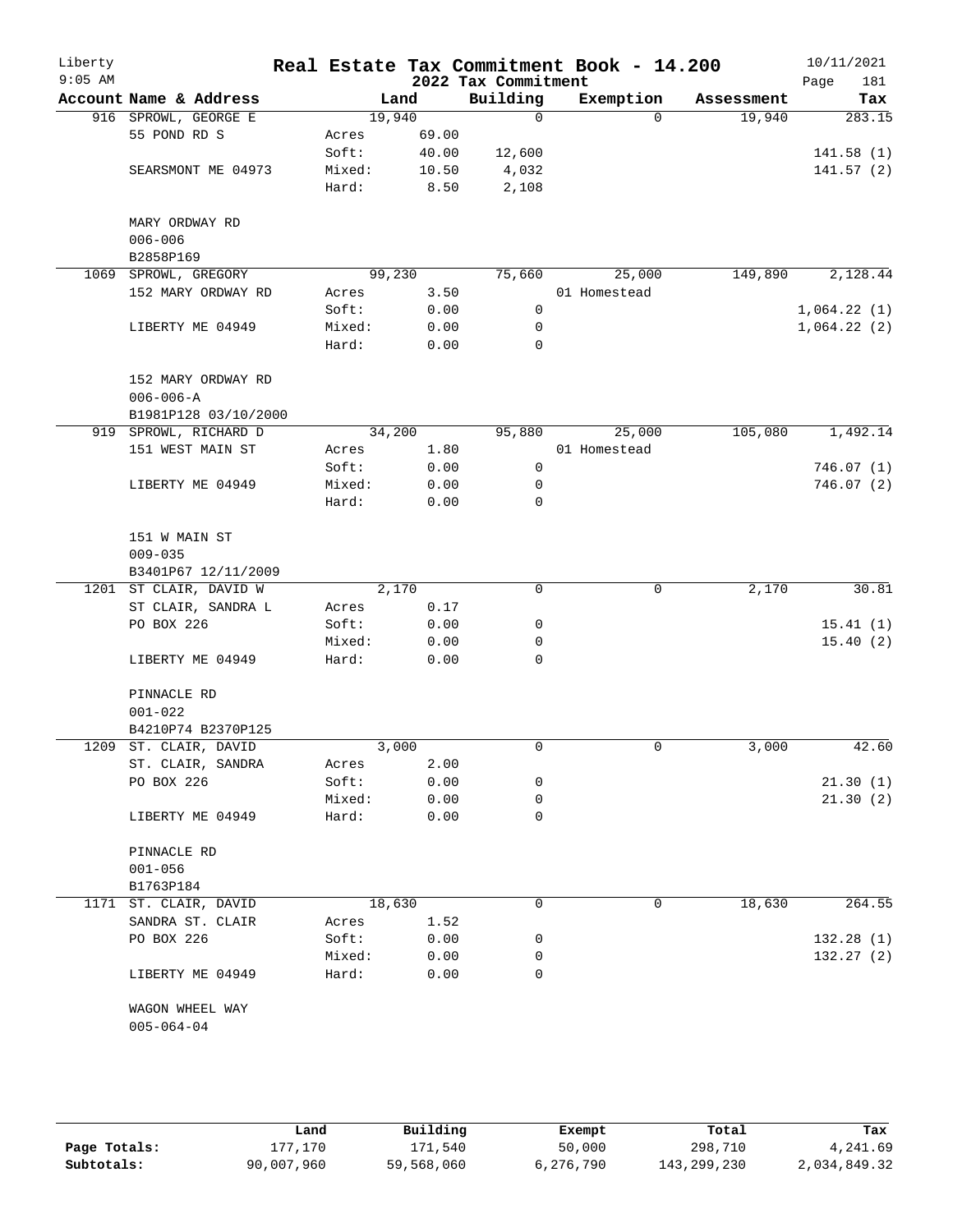# Real Estate Tax Commitment Book - 14.200

Liberty
9:05 AM

2022 Tax Commitment

10/11/2021
Page 181

| Account | Name & Address | Land | | Building | Exemption | Assessment | Tax |
|---|---|---|---|---|---|---|---|
| 916 | SPROWL, GEORGE E | 19,940 | | 0 | 0 | 19,940 | 283.15 |
| | 55 POND RD S | Acres | 69.00 | | | | |
| | | Soft: | 40.00 | 12,600 | | | 141.58 (1) |
| | SEARSMONT ME 04973 | Mixed: | 10.50 | 4,032 | | | 141.57 (2) |
| | | Hard: | 8.50 | 2,108 | | | |
| | MARY ORDWAY RD | | | | | | |
| | 006-006 | | | | | | |
| | B2858P169 | | | | | | |
| 1069 | SPROWL, GREGORY | 99,230 | | 75,660 | 25,000 | 149,890 | 2,128.44 |
| | 152 MARY ORDWAY RD | Acres | 3.50 | | 01 Homestead | | |
| | | Soft: | 0.00 | 0 | | | 1,064.22 (1) |
| | LIBERTY ME 04949 | Mixed: | 0.00 | 0 | | | 1,064.22 (2) |
| | | Hard: | 0.00 | 0 | | | |
| | 152 MARY ORDWAY RD | | | | | | |
| | 006-006-A | | | | | | |
| | B1981P128 03/10/2000 | | | | | | |
| 919 | SPROWL, RICHARD D | 34,200 | | 95,880 | 25,000 | 105,080 | 1,492.14 |
| | 151 WEST MAIN ST | Acres | 1.80 | | 01 Homestead | | |
| | | Soft: | 0.00 | 0 | | | 746.07 (1) |
| | LIBERTY ME 04949 | Mixed: | 0.00 | 0 | | | 746.07 (2) |
| | | Hard: | 0.00 | 0 | | | |
| | 151 W MAIN ST | | | | | | |
| | 009-035 | | | | | | |
| | B3401P67 12/11/2009 | | | | | | |
| 1201 | ST CLAIR, DAVID W | 2,170 | | 0 | 0 | 2,170 | 30.81 |
| | ST CLAIR, SANDRA L | Acres | 0.17 | | | | |
| | PO BOX 226 | Soft: | 0.00 | 0 | | | 15.41 (1) |
| | | Mixed: | 0.00 | 0 | | | 15.40 (2) |
| | LIBERTY ME 04949 | Hard: | 0.00 | 0 | | | |
| | PINNACLE RD | | | | | | |
| | 001-022 | | | | | | |
| | B4210P74 B2370P125 | | | | | | |
| 1209 | ST. CLAIR, DAVID | 3,000 | | 0 | 0 | 3,000 | 42.60 |
| | ST. CLAIR, SANDRA | Acres | 2.00 | | | | |
| | PO BOX 226 | Soft: | 0.00 | 0 | | | 21.30 (1) |
| | | Mixed: | 0.00 | 0 | | | 21.30 (2) |
| | LIBERTY ME 04949 | Hard: | 0.00 | 0 | | | |
| | PINNACLE RD | | | | | | |
| | 001-056 | | | | | | |
| | B1763P184 | | | | | | |
| 1171 | ST. CLAIR, DAVID | 18,630 | | 0 | 0 | 18,630 | 264.55 |
| | SANDRA ST. CLAIR | Acres | 1.52 | | | | |
| | PO BOX 226 | Soft: | 0.00 | 0 | | | 132.28 (1) |
| | | Mixed: | 0.00 | 0 | | | 132.27 (2) |
| | LIBERTY ME 04949 | Hard: | 0.00 | 0 | | | |
| | WAGON WHEEL WAY | | | | | | |
| | 005-064-04 | | | | | | |

| | Land | Building | Exempt | Total | Tax |
|---|---|---|---|---|---|
| Page Totals: | 177,170 | 171,540 | 50,000 | 298,710 | 4,241.69 |
| Subtotals: | 90,007,960 | 59,568,060 | 6,276,790 | 143,299,230 | 2,034,849.32 |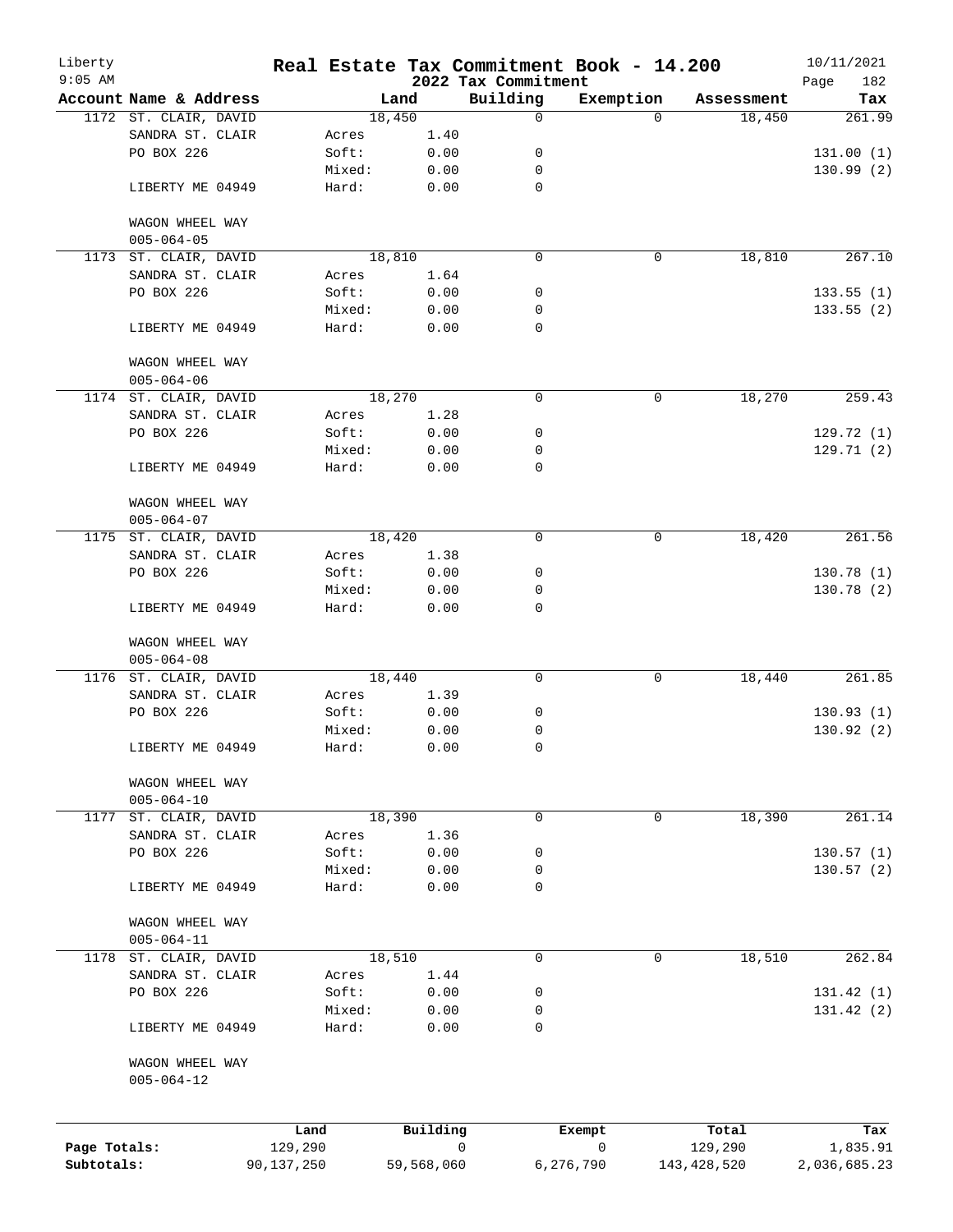# Real Estate Tax Commitment Book - 14.200

Liberty
9:05 AM

2022 Tax Commitment

10/11/2021

| Account | Name & Address | Land | | Building | Exemption | Assessment | Tax |
|---|---|---|---|---|---|---|---|
| 1172 | ST. CLAIR, DAVID | 18,450 | | 0 | 0 | 18,450 | 261.99 |
| | SANDRA ST. CLAIR | Acres | 1.40 | | | | |
| | PO BOX 226 | Soft: | 0.00 | 0 | | | 131.00 (1) |
| | | Mixed: | 0.00 | 0 | | | 130.99 (2) |
| | LIBERTY ME 04949 | Hard: | 0.00 | 0 | | | |
| | WAGON WHEEL WAY | | | | | | |
| | 005-064-05 | | | | | | |
| 1173 | ST. CLAIR, DAVID | 18,810 | | 0 | 0 | 18,810 | 267.10 |
| | SANDRA ST. CLAIR | Acres | 1.64 | | | | |
| | PO BOX 226 | Soft: | 0.00 | 0 | | | 133.55 (1) |
| | | Mixed: | 0.00 | 0 | | | 133.55 (2) |
| | LIBERTY ME 04949 | Hard: | 0.00 | 0 | | | |
| | WAGON WHEEL WAY | | | | | | |
| | 005-064-06 | | | | | | |
| 1174 | ST. CLAIR, DAVID | 18,270 | | 0 | 0 | 18,270 | 259.43 |
| | SANDRA ST. CLAIR | Acres | 1.28 | | | | |
| | PO BOX 226 | Soft: | 0.00 | 0 | | | 129.72 (1) |
| | | Mixed: | 0.00 | 0 | | | 129.71 (2) |
| | LIBERTY ME 04949 | Hard: | 0.00 | 0 | | | |
| | WAGON WHEEL WAY | | | | | | |
| | 005-064-07 | | | | | | |
| 1175 | ST. CLAIR, DAVID | 18,420 | | 0 | 0 | 18,420 | 261.56 |
| | SANDRA ST. CLAIR | Acres | 1.38 | | | | |
| | PO BOX 226 | Soft: | 0.00 | 0 | | | 130.78 (1) |
| | | Mixed: | 0.00 | 0 | | | 130.78 (2) |
| | LIBERTY ME 04949 | Hard: | 0.00 | 0 | | | |
| | WAGON WHEEL WAY | | | | | | |
| | 005-064-08 | | | | | | |
| 1176 | ST. CLAIR, DAVID | 18,440 | | 0 | 0 | 18,440 | 261.85 |
| | SANDRA ST. CLAIR | Acres | 1.39 | | | | |
| | PO BOX 226 | Soft: | 0.00 | 0 | | | 130.93 (1) |
| | | Mixed: | 0.00 | 0 | | | 130.92 (2) |
| | LIBERTY ME 04949 | Hard: | 0.00 | 0 | | | |
| | WAGON WHEEL WAY | | | | | | |
| | 005-064-10 | | | | | | |
| 1177 | ST. CLAIR, DAVID | 18,390 | | 0 | 0 | 18,390 | 261.14 |
| | SANDRA ST. CLAIR | Acres | 1.36 | | | | |
| | PO BOX 226 | Soft: | 0.00 | 0 | | | 130.57 (1) |
| | | Mixed: | 0.00 | 0 | | | 130.57 (2) |
| | LIBERTY ME 04949 | Hard: | 0.00 | 0 | | | |
| | WAGON WHEEL WAY | | | | | | |
| | 005-064-11 | | | | | | |
| 1178 | ST. CLAIR, DAVID | 18,510 | | 0 | 0 | 18,510 | 262.84 |
| | SANDRA ST. CLAIR | Acres | 1.44 | | | | |
| | PO BOX 226 | Soft: | 0.00 | 0 | | | 131.42 (1) |
| | | Mixed: | 0.00 | 0 | | | 131.42 (2) |
| | LIBERTY ME 04949 | Hard: | 0.00 | 0 | | | |
| | WAGON WHEEL WAY | | | | | | |
| | 005-064-12 | | | | | | |

| | Land | Building | Exempt | Total | Tax |
|---|---|---|---|---|---|
| Page Totals: | 129,290 | 0 | 0 | 129,290 | 1,835.91 |
| Subtotals: | 90,137,250 | 59,568,060 | 6,276,790 | 143,428,520 | 2,036,685.23 |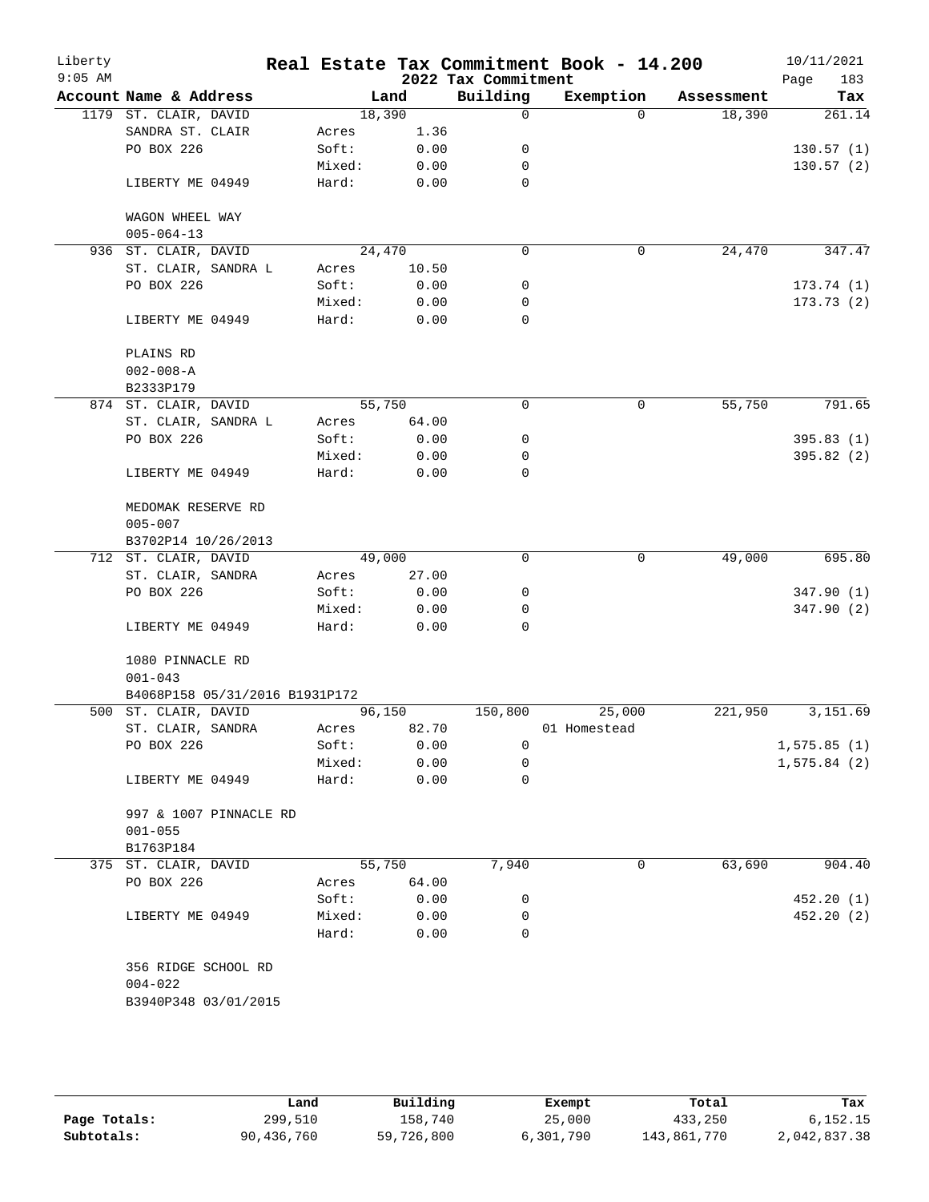# Real Estate Tax Commitment Book - 14.200

Liberty
9:05 AM

2022 Tax Commitment

10/11/2021

| Account | Name & Address | Land | | Building | Exemption | Assessment | Tax |
|---|---|---|---|---|---|---|---|
| 1179 | ST. CLAIR, DAVID | | 18,390 | 0 | 0 | 18,390 | 261.14 |
| | SANDRA ST. CLAIR | Acres | 1.36 | | | | |
| | PO BOX 226 | Soft: | 0.00 | 0 | | | 130.57 (1) |
| | | Mixed: | 0.00 | 0 | | | 130.57 (2) |
| | LIBERTY ME 04949 | Hard: | 0.00 | 0 | | | |
| | WAGON WHEEL WAY | | | | | | |
| | 005-064-13 | | | | | | |
| 936 | ST. CLAIR, DAVID | | 24,470 | 0 | 0 | 24,470 | 347.47 |
| | ST. CLAIR, SANDRA L | Acres | 10.50 | | | | |
| | PO BOX 226 | Soft: | 0.00 | 0 | | | 173.74 (1) |
| | | Mixed: | 0.00 | 0 | | | 173.73 (2) |
| | LIBERTY ME 04949 | Hard: | 0.00 | 0 | | | |
| | PLAINS RD | | | | | | |
| | 002-008-A | | | | | | |
| | B2333P179 | | | | | | |
| 874 | ST. CLAIR, DAVID | | 55,750 | 0 | 0 | 55,750 | 791.65 |
| | ST. CLAIR, SANDRA L | Acres | 64.00 | | | | |
| | PO BOX 226 | Soft: | 0.00 | 0 | | | 395.83 (1) |
| | | Mixed: | 0.00 | 0 | | | 395.82 (2) |
| | LIBERTY ME 04949 | Hard: | 0.00 | 0 | | | |
| | MEDOMAK RESERVE RD | | | | | | |
| | 005-007 | | | | | | |
| | B3702P14 10/26/2013 | | | | | | |
| 712 | ST. CLAIR, DAVID | | 49,000 | 0 | 0 | 49,000 | 695.80 |
| | ST. CLAIR, SANDRA | Acres | 27.00 | | | | |
| | PO BOX 226 | Soft: | 0.00 | 0 | | | 347.90 (1) |
| | | Mixed: | 0.00 | 0 | | | 347.90 (2) |
| | LIBERTY ME 04949 | Hard: | 0.00 | 0 | | | |
| | 1080 PINNACLE RD | | | | | | |
| | 001-043 | | | | | | |
| | B4068P158 05/31/2016 B1931P172 | | | | | | |
| 500 | ST. CLAIR, DAVID | | 96,150 | 150,800 | 25,000 | 221,950 | 3,151.69 |
| | ST. CLAIR, SANDRA | Acres | 82.70 | | 01 Homestead | | |
| | PO BOX 226 | Soft: | 0.00 | 0 | | | 1,575.85 (1) |
| | | Mixed: | 0.00 | 0 | | | 1,575.84 (2) |
| | LIBERTY ME 04949 | Hard: | 0.00 | 0 | | | |
| | 997 & 1007 PINNACLE RD | | | | | | |
| | 001-055 | | | | | | |
| | B1763P184 | | | | | | |
| 375 | ST. CLAIR, DAVID | | 55,750 | 7,940 | 0 | 63,690 | 904.40 |
| | PO BOX 226 | Acres | 64.00 | | | | |
| | | Soft: | 0.00 | 0 | | | 452.20 (1) |
| | LIBERTY ME 04949 | Mixed: | 0.00 | 0 | | | 452.20 (2) |
| | | Hard: | 0.00 | 0 | | | |
| | 356 RIDGE SCHOOL RD | | | | | | |
| | 004-022 | | | | | | |
| | B3940P348 03/01/2015 | | | | | | |

| | Land | Building | Exempt | Total | Tax |
|---|---|---|---|---|---|
| Page Totals: | 299,510 | 158,740 | 25,000 | 433,250 | 6,152.15 |
| Subtotals: | 90,436,760 | 59,726,800 | 6,301,790 | 143,861,770 | 2,042,837.38 |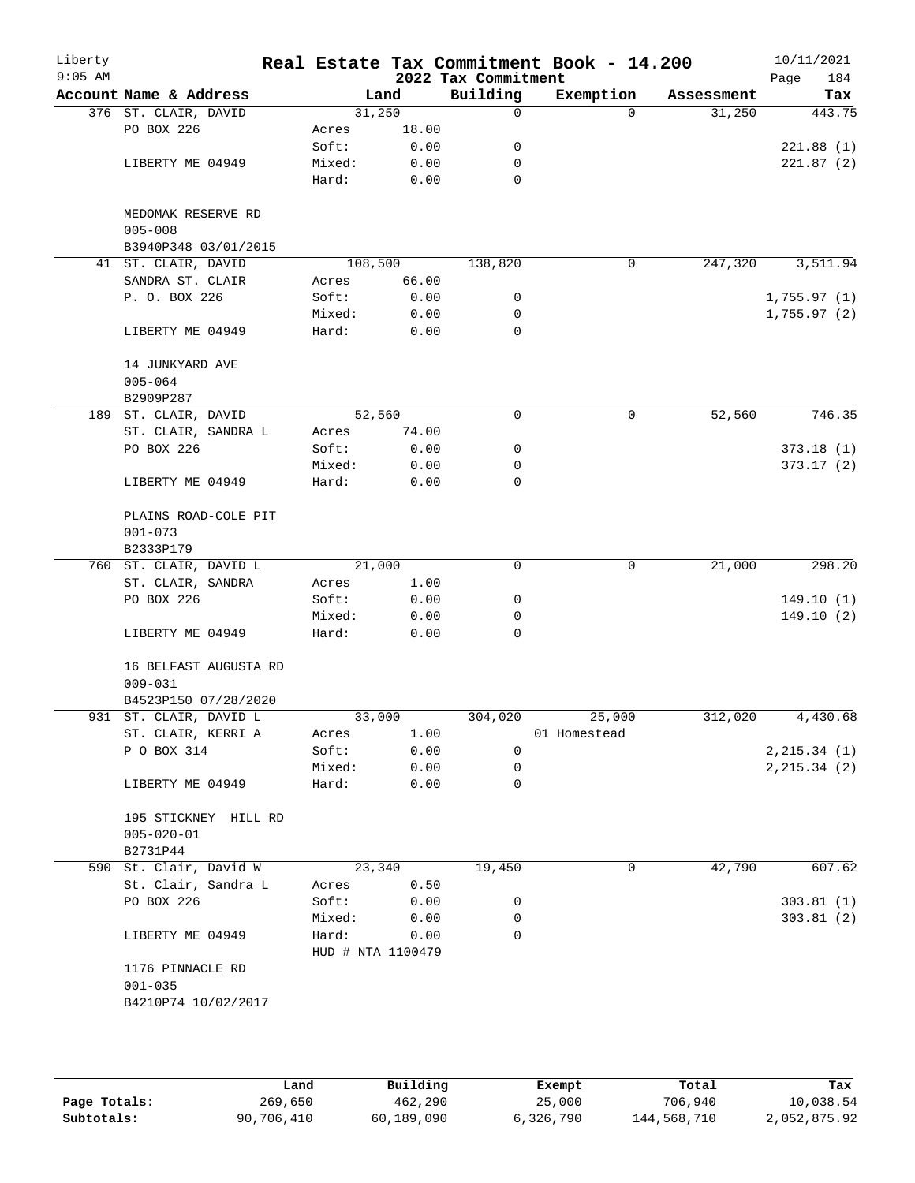# Real Estate Tax Commitment Book - 14.200

Liberty 9:05 AM — 2022 Tax Commitment — 10/11/2021

| Account Name & Address | Land | | Building | Exemption | Assessment | Tax |
|---|---|---|---|---|---|---|
| 376 ST. CLAIR, DAVID | 31,250 | | 0 | 0 | 31,250 | 443.75 |
| PO BOX 226 | Acres | 18.00 | | | | |
| | Soft: | 0.00 | 0 | | | 221.88 (1) |
| LIBERTY ME 04949 | Mixed: | 0.00 | 0 | | | 221.87 (2) |
| | Hard: | 0.00 | 0 | | | |
| MEDOMAK RESERVE RD | | | | | | |
| 005-008 | | | | | | |
| B3940P348 03/01/2015 | | | | | | |
| 41 ST. CLAIR, DAVID | 108,500 | | 138,820 | 0 | 247,320 | 3,511.94 |
| SANDRA ST. CLAIR | Acres | 66.00 | | | | |
| P. O. BOX 226 | Soft: | 0.00 | 0 | | | 1,755.97 (1) |
| | Mixed: | 0.00 | 0 | | | 1,755.97 (2) |
| LIBERTY ME 04949 | Hard: | 0.00 | 0 | | | |
| 14 JUNKYARD AVE | | | | | | |
| 005-064 | | | | | | |
| B2909P287 | | | | | | |
| 189 ST. CLAIR, DAVID | 52,560 | | 0 | 0 | 52,560 | 746.35 |
| ST. CLAIR, SANDRA L | Acres | 74.00 | | | | |
| PO BOX 226 | Soft: | 0.00 | 0 | | | 373.18 (1) |
| | Mixed: | 0.00 | 0 | | | 373.17 (2) |
| LIBERTY ME 04949 | Hard: | 0.00 | 0 | | | |
| PLAINS ROAD-COLE PIT | | | | | | |
| 001-073 | | | | | | |
| B2333P179 | | | | | | |
| 760 ST. CLAIR, DAVID L | 21,000 | | 0 | 0 | 21,000 | 298.20 |
| ST. CLAIR, SANDRA | Acres | 1.00 | | | | |
| PO BOX 226 | Soft: | 0.00 | 0 | | | 149.10 (1) |
| | Mixed: | 0.00 | 0 | | | 149.10 (2) |
| LIBERTY ME 04949 | Hard: | 0.00 | 0 | | | |
| 16 BELFAST AUGUSTA RD | | | | | | |
| 009-031 | | | | | | |
| B4523P150 07/28/2020 | | | | | | |
| 931 ST. CLAIR, DAVID L | 33,000 | | 304,020 | 25,000 | 312,020 | 4,430.68 |
| ST. CLAIR, KERRI A | Acres | 1.00 | | 01 Homestead | | |
| P O BOX 314 | Soft: | 0.00 | 0 | | | 2,215.34 (1) |
| | Mixed: | 0.00 | 0 | | | 2,215.34 (2) |
| LIBERTY ME 04949 | Hard: | 0.00 | 0 | | | |
| 195 STICKNEY HILL RD | | | | | | |
| 005-020-01 | | | | | | |
| B2731P44 | | | | | | |
| 590 St. Clair, David W | 23,340 | | 19,450 | 0 | 42,790 | 607.62 |
| St. Clair, Sandra L | Acres | 0.50 | | | | |
| PO BOX 226 | Soft: | 0.00 | 0 | | | 303.81 (1) |
| | Mixed: | 0.00 | 0 | | | 303.81 (2) |
| LIBERTY ME 04949 | Hard: | 0.00 | 0 | | | |
| | HUD # NTA 1100479 | | | | | |
| 1176 PINNACLE RD | | | | | | |
| 001-035 | | | | | | |
| B4210P74 10/02/2017 | | | | | | |

| | Land | Building | Exempt | Total | Tax |
|---|---|---|---|---|---|
| **Page Totals:** | 269,650 | 462,290 | 25,000 | 706,940 | 10,038.54 |
| **Subtotals:** | 90,706,410 | 60,189,090 | 6,326,790 | 144,568,710 | 2,052,875.92 |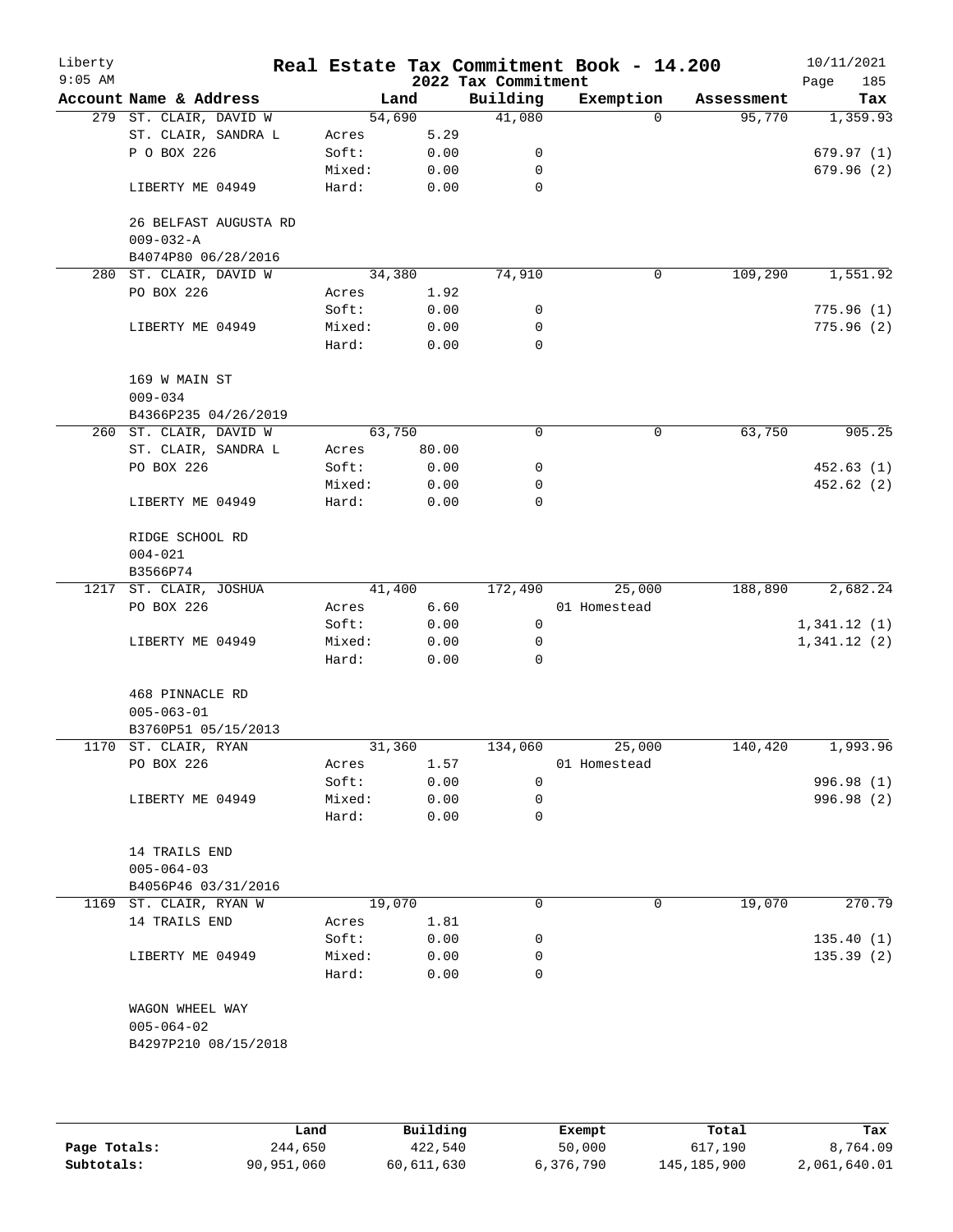# Real Estate Tax Commitment Book - 14.200

Liberty
9:05 AM

2022 Tax Commitment

10/11/2021
Page 185

| Account | Name & Address | Land | | Building | Exemption | Assessment | Tax |
|---|---|---|---|---|---|---|---|
| 279 | ST. CLAIR, DAVID W | 54,690 | | 41,080 | 0 | 95,770 | 1,359.93 |
| | ST. CLAIR, SANDRA L | Acres | 5.29 | | | | |
| | P O BOX 226 | Soft: | 0.00 | 0 | | | 679.97 (1) |
| | | Mixed: | 0.00 | 0 | | | 679.96 (2) |
| | LIBERTY ME 04949 | Hard: | 0.00 | 0 | | | |
| | 26 BELFAST AUGUSTA RD | | | | | | |
| | 009-032-A | | | | | | |
| | B4074P80 06/28/2016 | | | | | | |
| 280 | ST. CLAIR, DAVID W | 34,380 | | 74,910 | 0 | 109,290 | 1,551.92 |
| | PO BOX 226 | Acres | 1.92 | | | | |
| | | Soft: | 0.00 | 0 | | | 775.96 (1) |
| | LIBERTY ME 04949 | Mixed: | 0.00 | 0 | | | 775.96 (2) |
| | | Hard: | 0.00 | 0 | | | |
| | 169 W MAIN ST | | | | | | |
| | 009-034 | | | | | | |
| | B4366P235 04/26/2019 | | | | | | |
| 260 | ST. CLAIR, DAVID W | 63,750 | | 0 | 0 | 63,750 | 905.25 |
| | ST. CLAIR, SANDRA L | Acres | 80.00 | | | | |
| | PO BOX 226 | Soft: | 0.00 | 0 | | | 452.63 (1) |
| | | Mixed: | 0.00 | 0 | | | 452.62 (2) |
| | LIBERTY ME 04949 | Hard: | 0.00 | 0 | | | |
| | RIDGE SCHOOL RD | | | | | | |
| | 004-021 | | | | | | |
| | B3566P74 | | | | | | |
| 1217 | ST. CLAIR, JOSHUA | 41,400 | | 172,490 | 25,000 | 188,890 | 2,682.24 |
| | PO BOX 226 | Acres | 6.60 | | 01 Homestead | | |
| | | Soft: | 0.00 | 0 | | | 1,341.12 (1) |
| | LIBERTY ME 04949 | Mixed: | 0.00 | 0 | | | 1,341.12 (2) |
| | | Hard: | 0.00 | 0 | | | |
| | 468 PINNACLE RD | | | | | | |
| | 005-063-01 | | | | | | |
| | B3760P51 05/15/2013 | | | | | | |
| 1170 | ST. CLAIR, RYAN | 31,360 | | 134,060 | 25,000 | 140,420 | 1,993.96 |
| | PO BOX 226 | Acres | 1.57 | | 01 Homestead | | |
| | | Soft: | 0.00 | 0 | | | 996.98 (1) |
| | LIBERTY ME 04949 | Mixed: | 0.00 | 0 | | | 996.98 (2) |
| | | Hard: | 0.00 | 0 | | | |
| | 14 TRAILS END | | | | | | |
| | 005-064-03 | | | | | | |
| | B4056P46 03/31/2016 | | | | | | |
| 1169 | ST. CLAIR, RYAN W | 19,070 | | 0 | 0 | 19,070 | 270.79 |
| | 14 TRAILS END | Acres | 1.81 | | | | |
| | | Soft: | 0.00 | 0 | | | 135.40 (1) |
| | LIBERTY ME 04949 | Mixed: | 0.00 | 0 | | | 135.39 (2) |
| | | Hard: | 0.00 | 0 | | | |
| | WAGON WHEEL WAY | | | | | | |
| | 005-064-02 | | | | | | |
| | B4297P210 08/15/2018 | | | | | | |

| | Land | Building | Exempt | Total | Tax |
|---|---|---|---|---|---|
| Page Totals: | 244,650 | 422,540 | 50,000 | 617,190 | 8,764.09 |
| Subtotals: | 90,951,060 | 60,611,630 | 6,376,790 | 145,185,900 | 2,061,640.01 |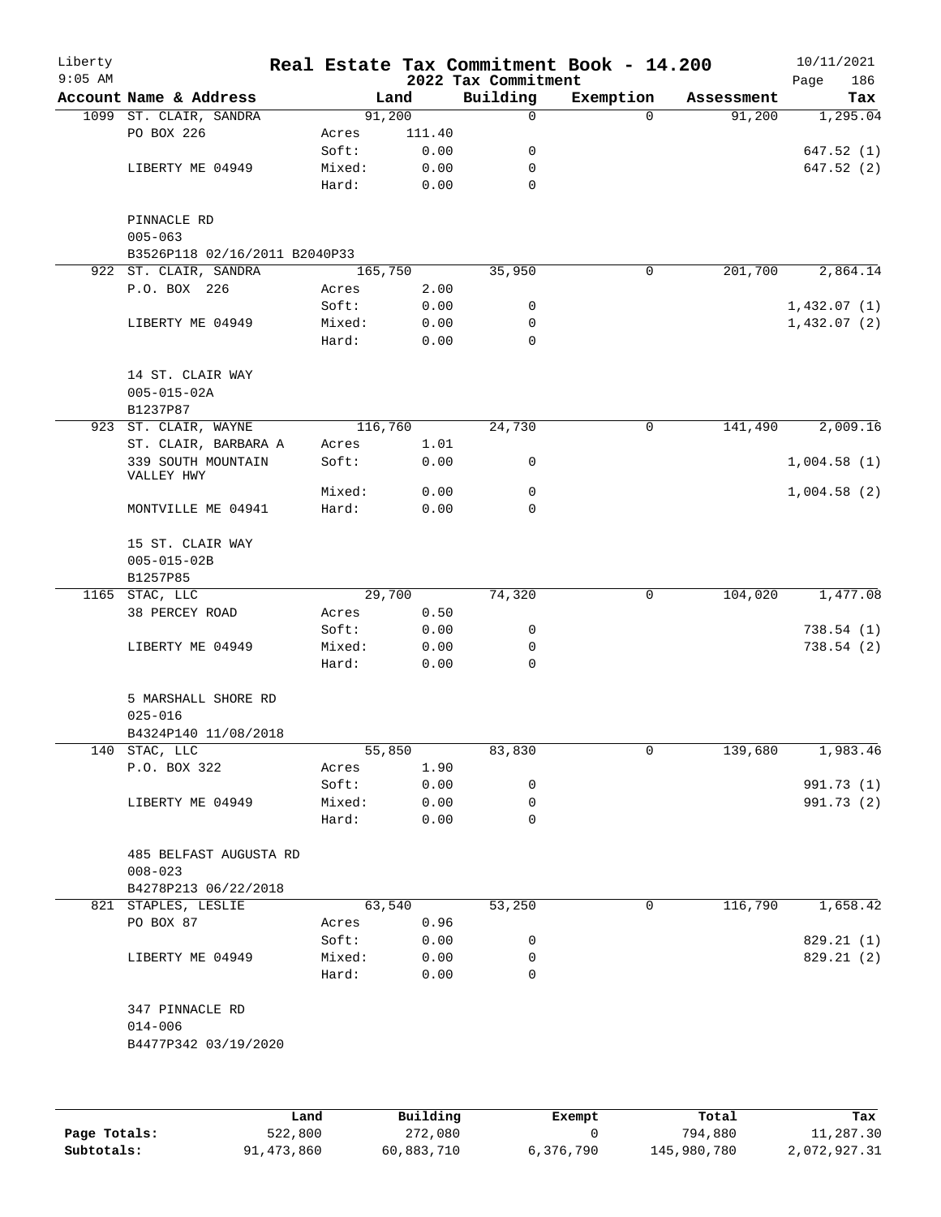Liberty
9:05 AM

# Real Estate Tax Commitment Book - 14.200

2022 Tax Commitment

10/11/2021

| Account Name & Address | | Land | Building | Exemption | Assessment | Tax |
|---|---|---|---|---|---|---|
| 1099 ST. CLAIR, SANDRA | | 91,200 | 0 | 0 | 91,200 | 1,295.04 |
| PO BOX 226 | Acres | 111.40 | | | | |
| | Soft: | 0.00 | 0 | | | 647.52 (1) |
| LIBERTY ME 04949 | Mixed: | 0.00 | 0 | | | 647.52 (2) |
| | Hard: | 0.00 | 0 | | | |
| PINNACLE RD | | | | | | |
| 005-063 | | | | | | |
| B3526P118 02/16/2011 B2040P33 | | | | | | |
| 922 ST. CLAIR, SANDRA | | 165,750 | 35,950 | 0 | 201,700 | 2,864.14 |
| P.O. BOX 226 | Acres | 2.00 | | | | |
| | Soft: | 0.00 | 0 | | | 1,432.07 (1) |
| LIBERTY ME 04949 | Mixed: | 0.00 | 0 | | | 1,432.07 (2) |
| | Hard: | 0.00 | 0 | | | |
| 14 ST. CLAIR WAY | | | | | | |
| 005-015-02A | | | | | | |
| B1237P87 | | | | | | |
| 923 ST. CLAIR, WAYNE | | 116,760 | 24,730 | 0 | 141,490 | 2,009.16 |
| ST. CLAIR, BARBARA A | Acres | 1.01 | | | | |
| 339 SOUTH MOUNTAIN VALLEY HWY | Soft: | 0.00 | 0 | | | 1,004.58 (1) |
| | Mixed: | 0.00 | 0 | | | 1,004.58 (2) |
| MONTVILLE ME 04941 | Hard: | 0.00 | 0 | | | |
| 15 ST. CLAIR WAY | | | | | | |
| 005-015-02B | | | | | | |
| B1257P85 | | | | | | |
| 1165 STAC, LLC | | 29,700 | 74,320 | 0 | 104,020 | 1,477.08 |
| 38 PERCEY ROAD | Acres | 0.50 | | | | |
| | Soft: | 0.00 | 0 | | | 738.54 (1) |
| LIBERTY ME 04949 | Mixed: | 0.00 | 0 | | | 738.54 (2) |
| | Hard: | 0.00 | 0 | | | |
| 5 MARSHALL SHORE RD | | | | | | |
| 025-016 | | | | | | |
| B4324P140 11/08/2018 | | | | | | |
| 140 STAC, LLC | | 55,850 | 83,830 | 0 | 139,680 | 1,983.46 |
| P.O. BOX 322 | Acres | 1.90 | | | | |
| | Soft: | 0.00 | 0 | | | 991.73 (1) |
| LIBERTY ME 04949 | Mixed: | 0.00 | 0 | | | 991.73 (2) |
| | Hard: | 0.00 | 0 | | | |
| 485 BELFAST AUGUSTA RD | | | | | | |
| 008-023 | | | | | | |
| B4278P213 06/22/2018 | | | | | | |
| 821 STAPLES, LESLIE | | 63,540 | 53,250 | 0 | 116,790 | 1,658.42 |
| PO BOX 87 | Acres | 0.96 | | | | |
| | Soft: | 0.00 | 0 | | | 829.21 (1) |
| LIBERTY ME 04949 | Mixed: | 0.00 | 0 | | | 829.21 (2) |
| | Hard: | 0.00 | 0 | | | |
| 347 PINNACLE RD | | | | | | |
| 014-006 | | | | | | |
| B4477P342 03/19/2020 | | | | | | |

| | Land | Building | Exempt | Total | Tax |
|---|---|---|---|---|---|
| Page Totals: | 522,800 | 272,080 | 0 | 794,880 | 11,287.30 |
| Subtotals: | 91,473,860 | 60,883,710 | 6,376,790 | 145,980,780 | 2,072,927.31 |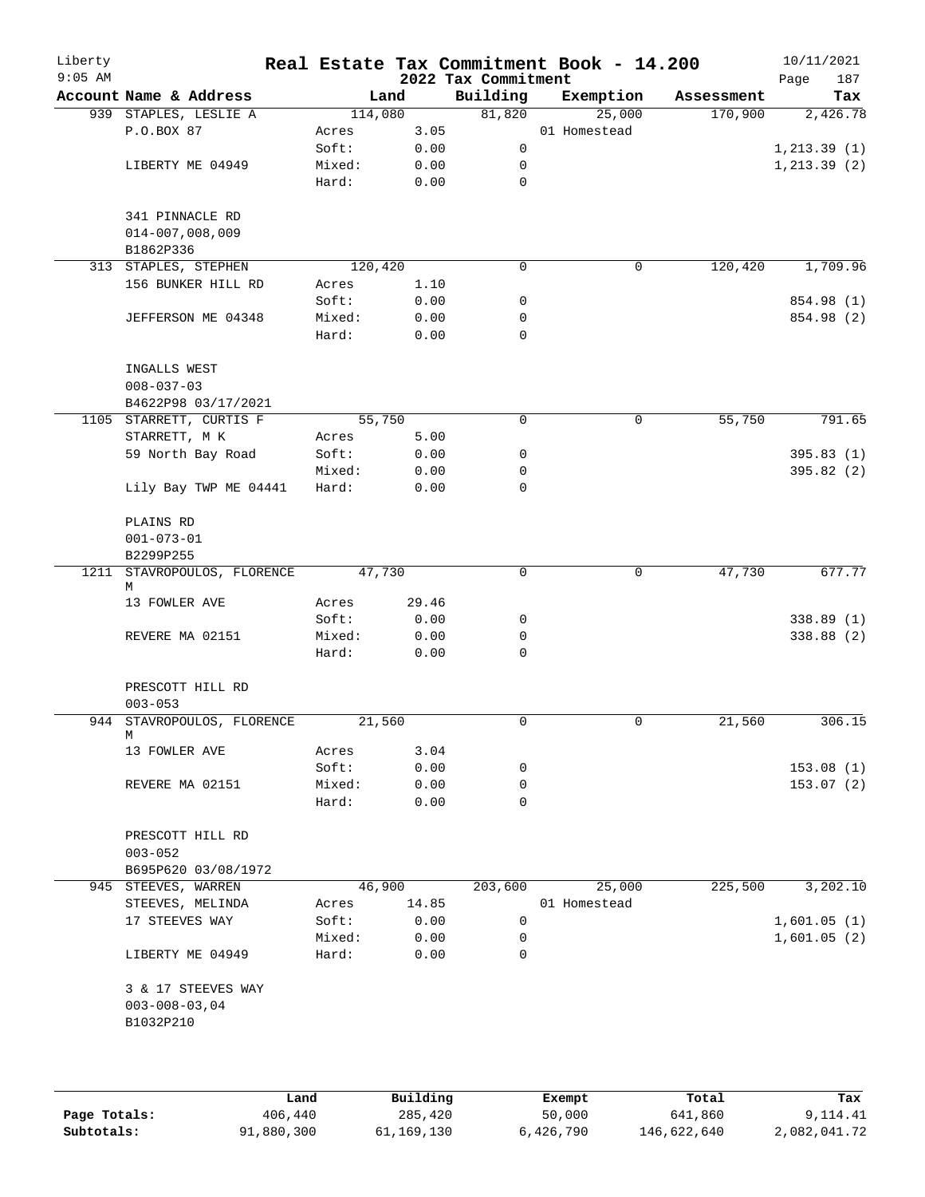Liberty 9:05 AM

# Real Estate Tax Commitment Book - 14.200

## 2022 Tax Commitment

10/11/2021 Page 187

| Account Name & Address | Land | | Building | Exemption | Assessment | Tax |
|---|---|---|---|---|---|---|
| 939 STAPLES, LESLIE A | 114,080 | | 81,820 | 25,000 | 170,900 | 2,426.78 |
| P.O.BOX 87 | Acres | 3.05 | | 01 Homestead | | |
| | Soft: | 0.00 | 0 | | | 1,213.39 (1) |
| LIBERTY ME 04949 | Mixed: | 0.00 | 0 | | | 1,213.39 (2) |
| | Hard: | 0.00 | 0 | | | |
| 341 PINNACLE RD | | | | | | |
| 014-007,008,009 | | | | | | |
| B1862P336 | | | | | | |
| 313 STAPLES, STEPHEN | 120,420 | | 0 | 0 | 120,420 | 1,709.96 |
| 156 BUNKER HILL RD | Acres | 1.10 | | | | |
| | Soft: | 0.00 | 0 | | | 854.98 (1) |
| JEFFERSON ME 04348 | Mixed: | 0.00 | 0 | | | 854.98 (2) |
| | Hard: | 0.00 | 0 | | | |
| INGALLS WEST | | | | | | |
| 008-037-03 | | | | | | |
| B4622P98 03/17/2021 | | | | | | |
| 1105 STARRETT, CURTIS F | 55,750 | | 0 | 0 | 55,750 | 791.65 |
| STARRETT, M K | Acres | 5.00 | | | | |
| 59 North Bay Road | Soft: | 0.00 | 0 | | | 395.83 (1) |
| | Mixed: | 0.00 | 0 | | | 395.82 (2) |
| Lily Bay TWP ME 04441 | Hard: | 0.00 | 0 | | | |
| PLAINS RD | | | | | | |
| 001-073-01 | | | | | | |
| B2299P255 | | | | | | |
| 1211 STAVROPOULOS, FLORENCE M | 47,730 | | 0 | 0 | 47,730 | 677.77 |
| 13 FOWLER AVE | Acres | 29.46 | | | | |
| | Soft: | 0.00 | 0 | | | 338.89 (1) |
| REVERE MA 02151 | Mixed: | 0.00 | 0 | | | 338.88 (2) |
| | Hard: | 0.00 | 0 | | | |
| PRESCOTT HILL RD | | | | | | |
| 003-053 | | | | | | |
| 944 STAVROPOULOS, FLORENCE M | 21,560 | | 0 | 0 | 21,560 | 306.15 |
| 13 FOWLER AVE | Acres | 3.04 | | | | |
| | Soft: | 0.00 | 0 | | | 153.08 (1) |
| REVERE MA 02151 | Mixed: | 0.00 | 0 | | | 153.07 (2) |
| | Hard: | 0.00 | 0 | | | |
| PRESCOTT HILL RD | | | | | | |
| 003-052 | | | | | | |
| B695P620 03/08/1972 | | | | | | |
| 945 STEEVES, WARREN | 46,900 | | 203,600 | 25,000 | 225,500 | 3,202.10 |
| STEEVES, MELINDA | Acres | 14.85 | | 01 Homestead | | |
| 17 STEEVES WAY | Soft: | 0.00 | 0 | | | 1,601.05 (1) |
| | Mixed: | 0.00 | 0 | | | 1,601.05 (2) |
| LIBERTY ME 04949 | Hard: | 0.00 | 0 | | | |
| 3 & 17 STEEVES WAY | | | | | | |
| 003-008-03,04 | | | | | | |
| B1032P210 | | | | | | |

| | Land | Building | Exempt | Total | Tax |
|---|---|---|---|---|---|
| Page Totals: | 406,440 | 285,420 | 50,000 | 641,860 | 9,114.41 |
| Subtotals: | 91,880,300 | 61,169,130 | 6,426,790 | 146,622,640 | 2,082,041.72 |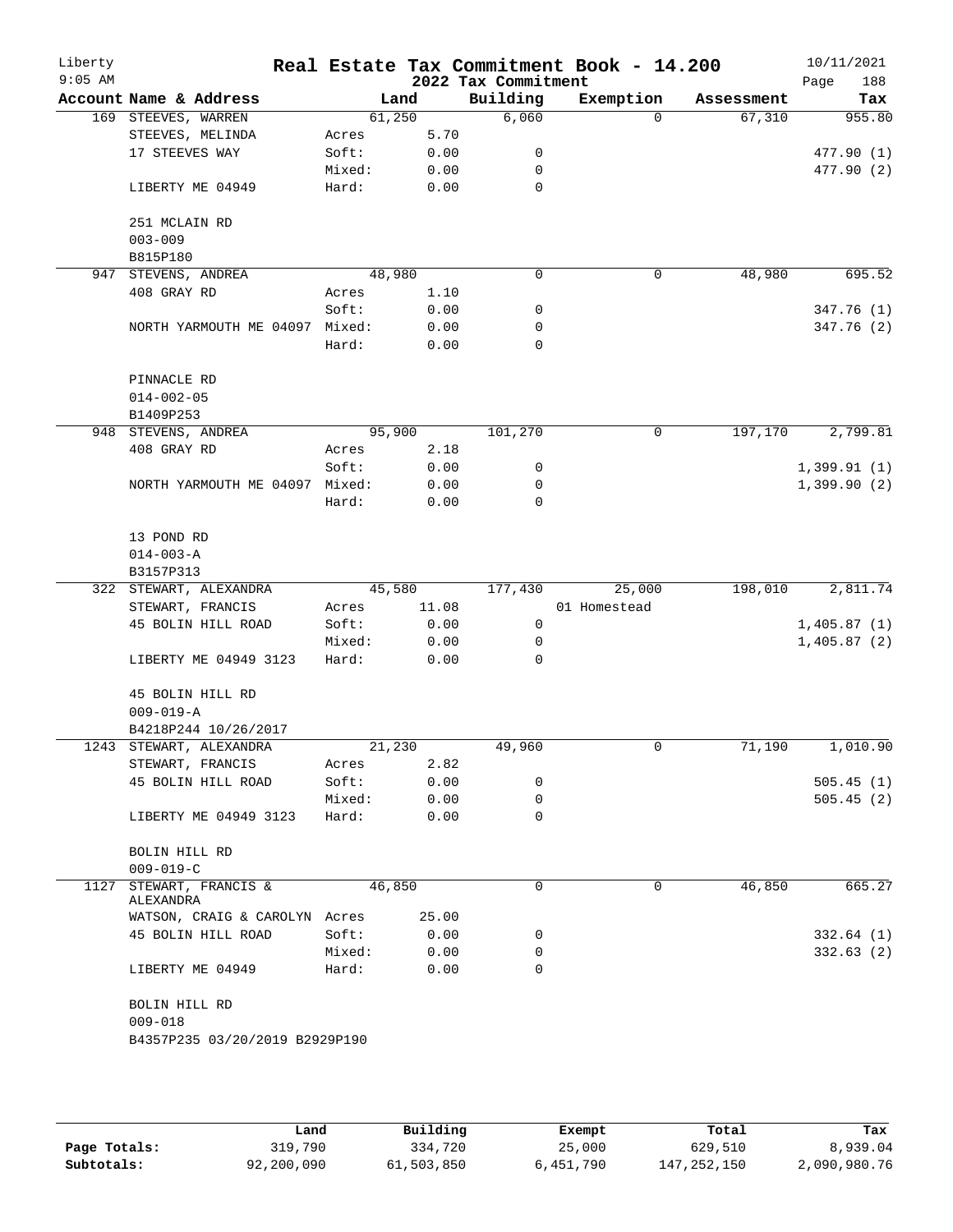# Real Estate Tax Commitment Book - 14.200

Liberty
9:05 AM

2022 Tax Commitment

10/11/2021

| Account Name & Address | | Land | Building | Exemption | Assessment | Tax |
|---|---|---|---|---|---|---|
| 169 STEEVES, WARREN | | 61,250 | 6,060 | 0 | 67,310 | 955.80 |
| STEEVES, MELINDA | Acres | 5.70 | | | | |
| 17 STEEVES WAY | Soft: | 0.00 | 0 | | | 477.90 (1) |
| | Mixed: | 0.00 | 0 | | | 477.90 (2) |
| LIBERTY ME 04949 | Hard: | 0.00 | 0 | | | |
| 251 MCLAIN RD | | | | | | |
| 003-009 | | | | | | |
| B815P180 | | | | | | |
| 947 STEVENS, ANDREA | | 48,980 | 0 | 0 | 48,980 | 695.52 |
| 408 GRAY RD | Acres | 1.10 | | | | |
| | Soft: | 0.00 | 0 | | | 347.76 (1) |
| NORTH YARMOUTH ME 04097 | Mixed: | 0.00 | 0 | | | 347.76 (2) |
| | Hard: | 0.00 | 0 | | | |
| PINNACLE RD | | | | | | |
| 014-002-05 | | | | | | |
| B1409P253 | | | | | | |
| 948 STEVENS, ANDREA | | 95,900 | 101,270 | 0 | 197,170 | 2,799.81 |
| 408 GRAY RD | Acres | 2.18 | | | | |
| | Soft: | 0.00 | 0 | | | 1,399.91 (1) |
| NORTH YARMOUTH ME 04097 | Mixed: | 0.00 | 0 | | | 1,399.90 (2) |
| | Hard: | 0.00 | 0 | | | |
| 13 POND RD | | | | | | |
| 014-003-A | | | | | | |
| B3157P313 | | | | | | |
| 322 STEWART, ALEXANDRA | | 45,580 | 177,430 | 25,000 | 198,010 | 2,811.74 |
| STEWART, FRANCIS | Acres | 11.08 | | 01 Homestead | | |
| 45 BOLIN HILL ROAD | Soft: | 0.00 | 0 | | | 1,405.87 (1) |
| | Mixed: | 0.00 | 0 | | | 1,405.87 (2) |
| LIBERTY ME 04949 3123 | Hard: | 0.00 | 0 | | | |
| 45 BOLIN HILL RD | | | | | | |
| 009-019-A | | | | | | |
| B4218P244 10/26/2017 | | | | | | |
| 1243 STEWART, ALEXANDRA | | 21,230 | 49,960 | 0 | 71,190 | 1,010.90 |
| STEWART, FRANCIS | Acres | 2.82 | | | | |
| 45 BOLIN HILL ROAD | Soft: | 0.00 | 0 | | | 505.45 (1) |
| | Mixed: | 0.00 | 0 | | | 505.45 (2) |
| LIBERTY ME 04949 3123 | Hard: | 0.00 | 0 | | | |
| BOLIN HILL RD | | | | | | |
| 009-019-C | | | | | | |
| 1127 STEWART, FRANCIS & ALEXANDRA | | 46,850 | 0 | 0 | 46,850 | 665.27 |
| WATSON, CRAIG & CAROLYN | Acres | 25.00 | | | | |
| 45 BOLIN HILL ROAD | Soft: | 0.00 | 0 | | | 332.64 (1) |
| | Mixed: | 0.00 | 0 | | | 332.63 (2) |
| LIBERTY ME 04949 | Hard: | 0.00 | 0 | | | |
| BOLIN HILL RD | | | | | | |
| 009-018 | | | | | | |
| B4357P235 03/20/2019 B2929P190 | | | | | | |

| | Land | Building | Exempt | Total | Tax |
|---|---|---|---|---|---|
| **Page Totals:** | 319,790 | 334,720 | 25,000 | 629,510 | 8,939.04 |
| **Subtotals:** | 92,200,090 | 61,503,850 | 6,451,790 | 147,252,150 | 2,090,980.76 |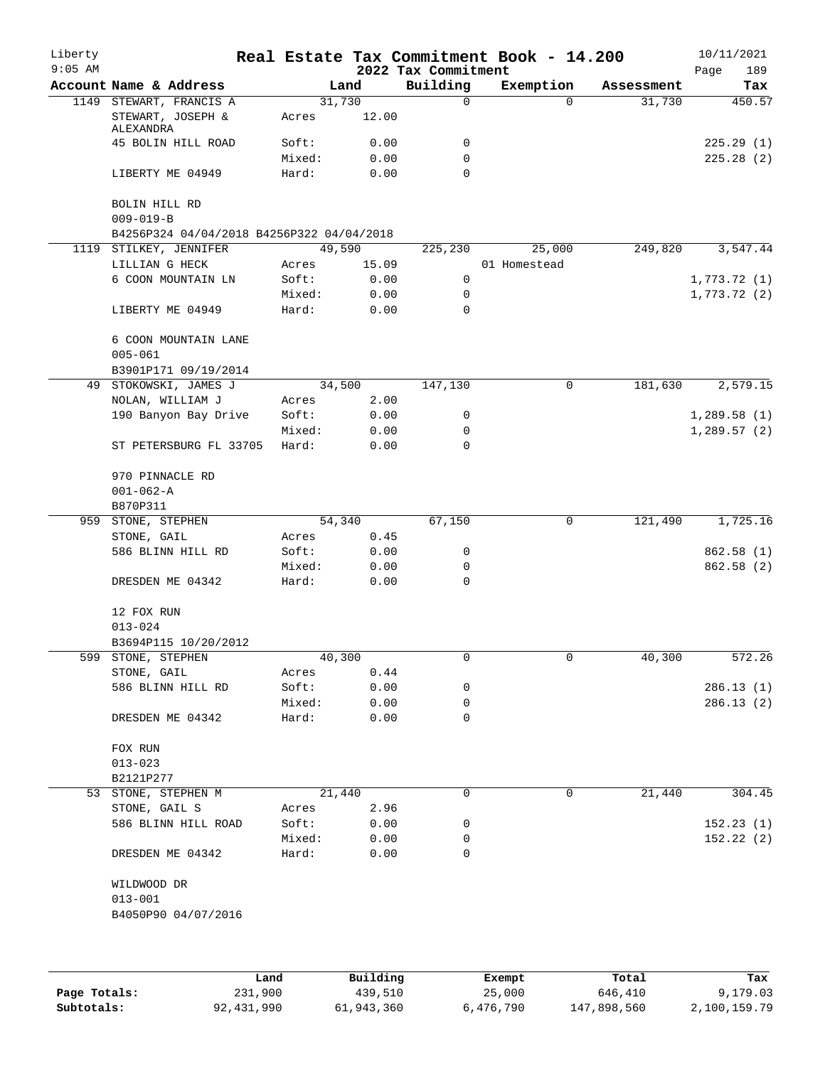# Real Estate Tax Commitment Book - 14.200

Liberty
9:05 AM

2022 Tax Commitment

10/11/2021
Page 189

| Account Name & Address | | Land | Building | Exemption | Assessment | Tax |
|---|---|---|---|---|---|---|
| 1149 STEWART, FRANCIS A | | 31,730 | 0 | 0 | 31,730 | 450.57 |
| STEWART, JOSEPH & ALEXANDRA | Acres | 12.00 | | | | |
| 45 BOLIN HILL ROAD | Soft: | 0.00 | 0 | | | 225.29 (1) |
| | Mixed: | 0.00 | 0 | | | 225.28 (2) |
| LIBERTY ME 04949 | Hard: | 0.00 | 0 | | | |
| BOLIN HILL RD | | | | | | |
| 009-019-B | | | | | | |
| B4256P324 04/04/2018 B4256P322 04/04/2018 | | | | | | |
| 1119 STILKEY, JENNIFER | | 49,590 | 225,230 | 25,000 | 249,820 | 3,547.44 |
| LILLIAN G HECK | Acres | 15.09 | | 01 Homestead | | |
| 6 COON MOUNTAIN LN | Soft: | 0.00 | 0 | | | 1,773.72 (1) |
| | Mixed: | 0.00 | 0 | | | 1,773.72 (2) |
| LIBERTY ME 04949 | Hard: | 0.00 | 0 | | | |
| 6 COON MOUNTAIN LANE | | | | | | |
| 005-061 | | | | | | |
| B3901P171 09/19/2014 | | | | | | |
| 49 STOKOWSKI, JAMES J | | 34,500 | 147,130 | 0 | 181,630 | 2,579.15 |
| NOLAN, WILLIAM J | Acres | 2.00 | | | | |
| 190 Banyon Bay Drive | Soft: | 0.00 | 0 | | | 1,289.58 (1) |
| | Mixed: | 0.00 | 0 | | | 1,289.57 (2) |
| ST PETERSBURG FL 33705 | Hard: | 0.00 | 0 | | | |
| 970 PINNACLE RD | | | | | | |
| 001-062-A | | | | | | |
| B870P311 | | | | | | |
| 959 STONE, STEPHEN | | 54,340 | 67,150 | 0 | 121,490 | 1,725.16 |
| STONE, GAIL | Acres | 0.45 | | | | |
| 586 BLINN HILL RD | Soft: | 0.00 | 0 | | | 862.58 (1) |
| | Mixed: | 0.00 | 0 | | | 862.58 (2) |
| DRESDEN ME 04342 | Hard: | 0.00 | 0 | | | |
| 12 FOX RUN | | | | | | |
| 013-024 | | | | | | |
| B3694P115 10/20/2012 | | | | | | |
| 599 STONE, STEPHEN | | 40,300 | 0 | 0 | 40,300 | 572.26 |
| STONE, GAIL | Acres | 0.44 | | | | |
| 586 BLINN HILL RD | Soft: | 0.00 | 0 | | | 286.13 (1) |
| | Mixed: | 0.00 | 0 | | | 286.13 (2) |
| DRESDEN ME 04342 | Hard: | 0.00 | 0 | | | |
| FOX RUN | | | | | | |
| 013-023 | | | | | | |
| B2121P277 | | | | | | |
| 53 STONE, STEPHEN M | | 21,440 | 0 | 0 | 21,440 | 304.45 |
| STONE, GAIL S | Acres | 2.96 | | | | |
| 586 BLINN HILL ROAD | Soft: | 0.00 | 0 | | | 152.23 (1) |
| | Mixed: | 0.00 | 0 | | | 152.22 (2) |
| DRESDEN ME 04342 | Hard: | 0.00 | 0 | | | |
| WILDWOOD DR | | | | | | |
| 013-001 | | | | | | |
| B4050P90 04/07/2016 | | | | | | |

| | Land | Building | Exempt | Total | Tax |
|---|---|---|---|---|---|
| Page Totals: | 231,900 | 439,510 | 25,000 | 646,410 | 9,179.03 |
| Subtotals: | 92,431,990 | 61,943,360 | 6,476,790 | 147,898,560 | 2,100,159.79 |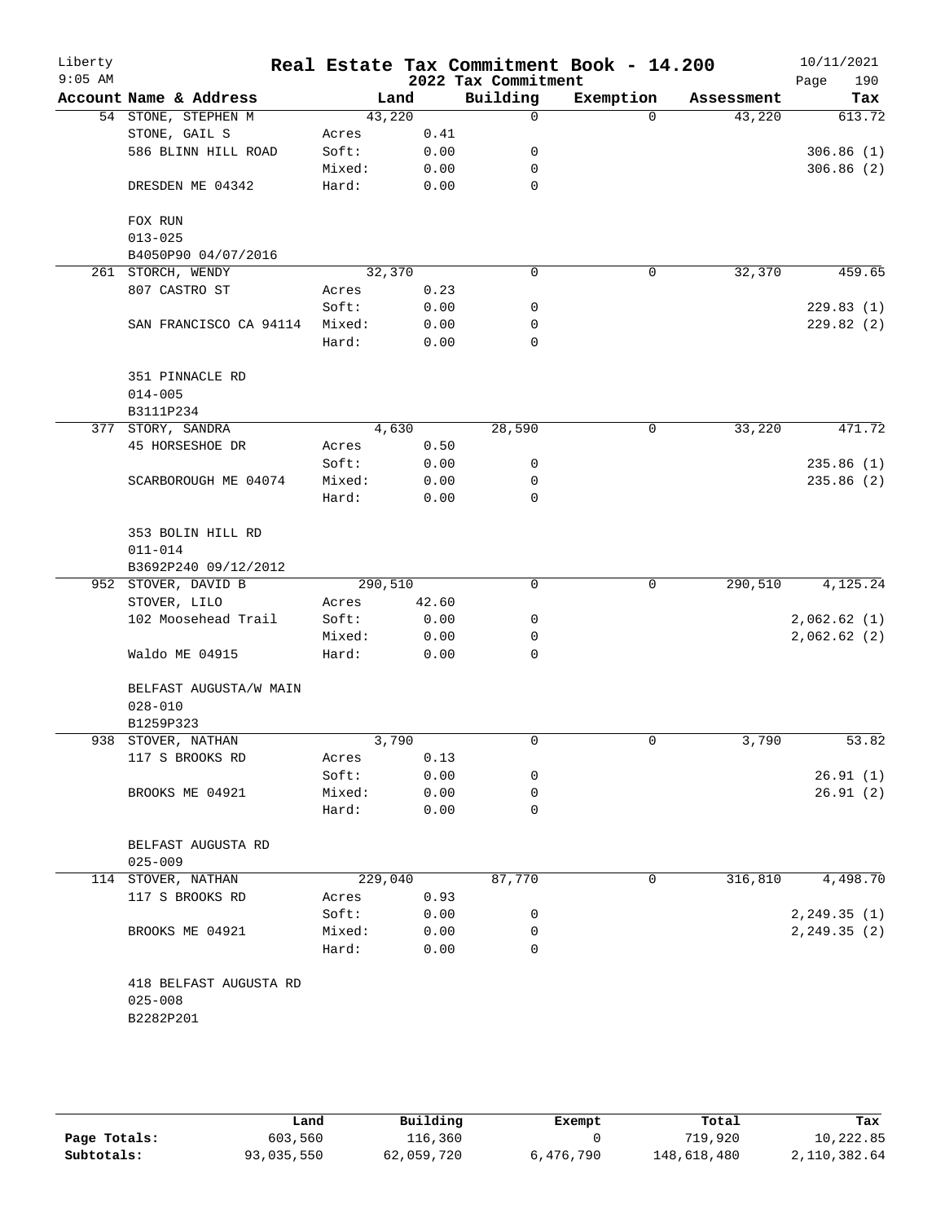# Real Estate Tax Commitment Book - 14.200

Liberty
9:05 AM

2022 Tax Commitment

10/11/2021

| Account Name & Address | | Land | Building | Exemption | Assessment | Tax |
|---|---|---|---|---|---|---|
| 54 STONE, STEPHEN M | | 43,220 | 0 | 0 | 43,220 | 613.72 |
| STONE, GAIL S | Acres | 0.41 | | | | |
| 586 BLINN HILL ROAD | Soft: | 0.00 | 0 | | | 306.86 (1) |
| | Mixed: | 0.00 | 0 | | | 306.86 (2) |
| DRESDEN ME 04342 | Hard: | 0.00 | 0 | | | |
| FOX RUN | | | | | | |
| 013-025 | | | | | | |
| B4050P90 04/07/2016 | | | | | | |
| 261 STORCH, WENDY | | 32,370 | 0 | 0 | 32,370 | 459.65 |
| 807 CASTRO ST | Acres | 0.23 | | | | |
| | Soft: | 0.00 | 0 | | | 229.83 (1) |
| SAN FRANCISCO CA 94114 | Mixed: | 0.00 | 0 | | | 229.82 (2) |
| | Hard: | 0.00 | 0 | | | |
| 351 PINNACLE RD | | | | | | |
| 014-005 | | | | | | |
| B3111P234 | | | | | | |
| 377 STORY, SANDRA | | 4,630 | 28,590 | 0 | 33,220 | 471.72 |
| 45 HORSESHOE DR | Acres | 0.50 | | | | |
| | Soft: | 0.00 | 0 | | | 235.86 (1) |
| SCARBOROUGH ME 04074 | Mixed: | 0.00 | 0 | | | 235.86 (2) |
| | Hard: | 0.00 | 0 | | | |
| 353 BOLIN HILL RD | | | | | | |
| 011-014 | | | | | | |
| B3692P240 09/12/2012 | | | | | | |
| 952 STOVER, DAVID B | | 290,510 | 0 | 0 | 290,510 | 4,125.24 |
| STOVER, LILO | Acres | 42.60 | | | | |
| 102 Moosehead Trail | Soft: | 0.00 | 0 | | | 2,062.62 (1) |
| | Mixed: | 0.00 | 0 | | | 2,062.62 (2) |
| Waldo ME 04915 | Hard: | 0.00 | 0 | | | |
| BELFAST AUGUSTA/W MAIN | | | | | | |
| 028-010 | | | | | | |
| B1259P323 | | | | | | |
| 938 STOVER, NATHAN | | 3,790 | 0 | 0 | 3,790 | 53.82 |
| 117 S BROOKS RD | Acres | 0.13 | | | | |
| | Soft: | 0.00 | 0 | | | 26.91 (1) |
| BROOKS ME 04921 | Mixed: | 0.00 | 0 | | | 26.91 (2) |
| | Hard: | 0.00 | 0 | | | |
| BELFAST AUGUSTA RD | | | | | | |
| 025-009 | | | | | | |
| 114 STOVER, NATHAN | | 229,040 | 87,770 | 0 | 316,810 | 4,498.70 |
| 117 S BROOKS RD | Acres | 0.93 | | | | |
| | Soft: | 0.00 | 0 | | | 2,249.35 (1) |
| BROOKS ME 04921 | Mixed: | 0.00 | 0 | | | 2,249.35 (2) |
| | Hard: | 0.00 | 0 | | | |
| 418 BELFAST AUGUSTA RD | | | | | | |
| 025-008 | | | | | | |
| B2282P201 | | | | | | |

| | Land | Building | Exempt | Total | Tax |
|---|---|---|---|---|---|
| Page Totals: | 603,560 | 116,360 | 0 | 719,920 | 10,222.85 |
| Subtotals: | 93,035,550 | 62,059,720 | 6,476,790 | 148,618,480 | 2,110,382.64 |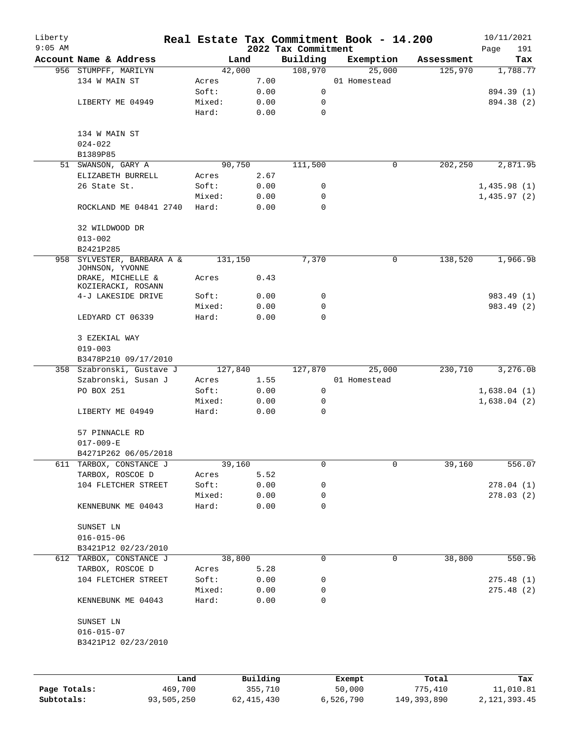# Real Estate Tax Commitment Book - 14.200

Liberty
9:05 AM

2022 Tax Commitment

10/11/2021

| Account Name & Address | Land | | Building | Exemption | Assessment | Tax |
|---|---|---|---|---|---|---|
| 956 STUMPFF, MARILYN | 42,000 | | 108,970 | 25,000 | 125,970 | 1,788.77 |
| 134 W MAIN ST | Acres | 7.00 | | 01 Homestead | | |
| | Soft: | 0.00 | 0 | | | 894.39 (1) |
| LIBERTY ME 04949 | Mixed: | 0.00 | 0 | | | 894.38 (2) |
| | Hard: | 0.00 | 0 | | | |
| 134 W MAIN ST | | | | | | |
| 024-022 | | | | | | |
| B1389P85 | | | | | | |
| 51 SWANSON, GARY A | 90,750 | | 111,500 | 0 | 202,250 | 2,871.95 |
| ELIZABETH BURRELL | Acres | 2.67 | | | | |
| 26 State St. | Soft: | 0.00 | 0 | | | 1,435.98 (1) |
| | Mixed: | 0.00 | 0 | | | 1,435.97 (2) |
| ROCKLAND ME 04841 2740 | Hard: | 0.00 | 0 | | | |
| 32 WILDWOOD DR | | | | | | |
| 013-002 | | | | | | |
| B2421P285 | | | | | | |
| 958 SYLVESTER, BARBARA A & JOHNSON, YVONNE | 131,150 | | 7,370 | 0 | 138,520 | 1,966.98 |
| DRAKE, MICHELLE & KOZIERACKI, ROSANN | Acres | 0.43 | | | | |
| 4-J LAKESIDE DRIVE | Soft: | 0.00 | 0 | | | 983.49 (1) |
| | Mixed: | 0.00 | 0 | | | 983.49 (2) |
| LEDYARD CT 06339 | Hard: | 0.00 | 0 | | | |
| 3 EZEKIAL WAY | | | | | | |
| 019-003 | | | | | | |
| B3478P210 09/17/2010 | | | | | | |
| 358 Szabronski, Gustave J | 127,840 | | 127,870 | 25,000 | 230,710 | 3,276.08 |
| Szabronski, Susan J | Acres | 1.55 | | 01 Homestead | | |
| PO BOX 251 | Soft: | 0.00 | 0 | | | 1,638.04 (1) |
| | Mixed: | 0.00 | 0 | | | 1,638.04 (2) |
| LIBERTY ME 04949 | Hard: | 0.00 | 0 | | | |
| 57 PINNACLE RD | | | | | | |
| 017-009-E | | | | | | |
| B4271P262 06/05/2018 | | | | | | |
| 611 TARBOX, CONSTANCE J | 39,160 | | 0 | 0 | 39,160 | 556.07 |
| TARBOX, ROSCOE D | Acres | 5.52 | | | | |
| 104 FLETCHER STREET | Soft: | 0.00 | 0 | | | 278.04 (1) |
| | Mixed: | 0.00 | 0 | | | 278.03 (2) |
| KENNEBUNK ME 04043 | Hard: | 0.00 | 0 | | | |
| SUNSET LN | | | | | | |
| 016-015-06 | | | | | | |
| B3421P12 02/23/2010 | | | | | | |
| 612 TARBOX, CONSTANCE J | 38,800 | | 0 | 0 | 38,800 | 550.96 |
| TARBOX, ROSCOE D | Acres | 5.28 | | | | |
| 104 FLETCHER STREET | Soft: | 0.00 | 0 | | | 275.48 (1) |
| | Mixed: | 0.00 | 0 | | | 275.48 (2) |
| KENNEBUNK ME 04043 | Hard: | 0.00 | 0 | | | |
| SUNSET LN | | | | | | |
| 016-015-07 | | | | | | |
| B3421P12 02/23/2010 | | | | | | |

| | Land | Building | Exempt | Total | Tax |
|---|---|---|---|---|---|
| Page Totals: | 469,700 | 355,710 | 50,000 | 775,410 | 11,010.81 |
| Subtotals: | 93,505,250 | 62,415,430 | 6,526,790 | 149,393,890 | 2,121,393.45 |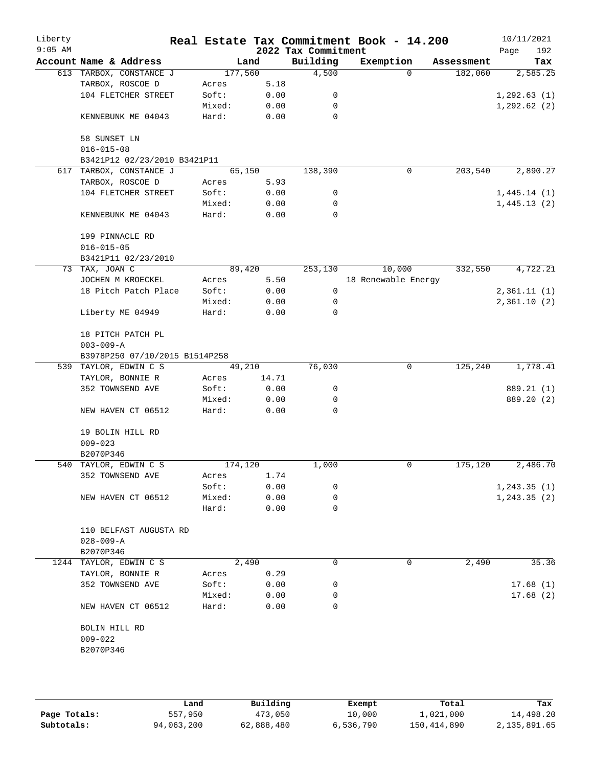Liberty 9:05 AM

# Real Estate Tax Commitment Book - 14.200

## 2022 Tax Commitment

10/11/2021

| Account Name & Address | Land | | Building | Exemption | Assessment | Tax |
|---|---|---|---|---|---|---|
| 613 TARBOX, CONSTANCE J | 177,560 | | 4,500 | 0 | 182,060 | 2,585.25 |
| TARBOX, ROSCOE D | Acres | 5.18 | | | | |
| 104 FLETCHER STREET | Soft: | 0.00 | 0 | | | 1,292.63 (1) |
| | Mixed: | 0.00 | 0 | | | 1,292.62 (2) |
| KENNEBUNK ME 04043 | Hard: | 0.00 | 0 | | | |
| 58 SUNSET LN | | | | | | |
| 016-015-08 | | | | | | |
| B3421P12 02/23/2010 B3421P11 | | | | | | |
| 617 TARBOX, CONSTANCE J | 65,150 | | 138,390 | 0 | 203,540 | 2,890.27 |
| TARBOX, ROSCOE D | Acres | 5.93 | | | | |
| 104 FLETCHER STREET | Soft: | 0.00 | 0 | | | 1,445.14 (1) |
| | Mixed: | 0.00 | 0 | | | 1,445.13 (2) |
| KENNEBUNK ME 04043 | Hard: | 0.00 | 0 | | | |
| 199 PINNACLE RD | | | | | | |
| 016-015-05 | | | | | | |
| B3421P11 02/23/2010 | | | | | | |
| 73 TAX, JOAN C | 89,420 | | 253,130 | 10,000 | 332,550 | 4,722.21 |
| JOCHEN M KROECKEL | Acres | 5.50 | | 18 Renewable Energy | | |
| 18 Pitch Patch Place | Soft: | 0.00 | 0 | | | 2,361.11 (1) |
| | Mixed: | 0.00 | 0 | | | 2,361.10 (2) |
| Liberty ME 04949 | Hard: | 0.00 | 0 | | | |
| 18 PITCH PATCH PL | | | | | | |
| 003-009-A | | | | | | |
| B3978P250 07/10/2015 B1514P258 | | | | | | |
| 539 TAYLOR, EDWIN C S | 49,210 | | 76,030 | 0 | 125,240 | 1,778.41 |
| TAYLOR, BONNIE R | Acres | 14.71 | | | | |
| 352 TOWNSEND AVE | Soft: | 0.00 | 0 | | | 889.21 (1) |
| | Mixed: | 0.00 | 0 | | | 889.20 (2) |
| NEW HAVEN CT 06512 | Hard: | 0.00 | 0 | | | |
| 19 BOLIN HILL RD | | | | | | |
| 009-023 | | | | | | |
| B2070P346 | | | | | | |
| 540 TAYLOR, EDWIN C S | 174,120 | | 1,000 | 0 | 175,120 | 2,486.70 |
| 352 TOWNSEND AVE | Acres | 1.74 | | | | |
| | Soft: | 0.00 | 0 | | | 1,243.35 (1) |
| NEW HAVEN CT 06512 | Mixed: | 0.00 | 0 | | | 1,243.35 (2) |
| | Hard: | 0.00 | 0 | | | |
| 110 BELFAST AUGUSTA RD | | | | | | |
| 028-009-A | | | | | | |
| B2070P346 | | | | | | |
| 1244 TAYLOR, EDWIN C S | 2,490 | | 0 | 0 | 2,490 | 35.36 |
| TAYLOR, BONNIE R | Acres | 0.29 | | | | |
| 352 TOWNSEND AVE | Soft: | 0.00 | 0 | | | 17.68 (1) |
| | Mixed: | 0.00 | 0 | | | 17.68 (2) |
| NEW HAVEN CT 06512 | Hard: | 0.00 | 0 | | | |
| BOLIN HILL RD | | | | | | |
| 009-022 | | | | | | |
| B2070P346 | | | | | | |

| | Land | Building | Exempt | Total | Tax |
|---|---|---|---|---|---|
| Page Totals: | 557,950 | 473,050 | 10,000 | 1,021,000 | 14,498.20 |
| Subtotals: | 94,063,200 | 62,888,480 | 6,536,790 | 150,414,890 | 2,135,891.65 |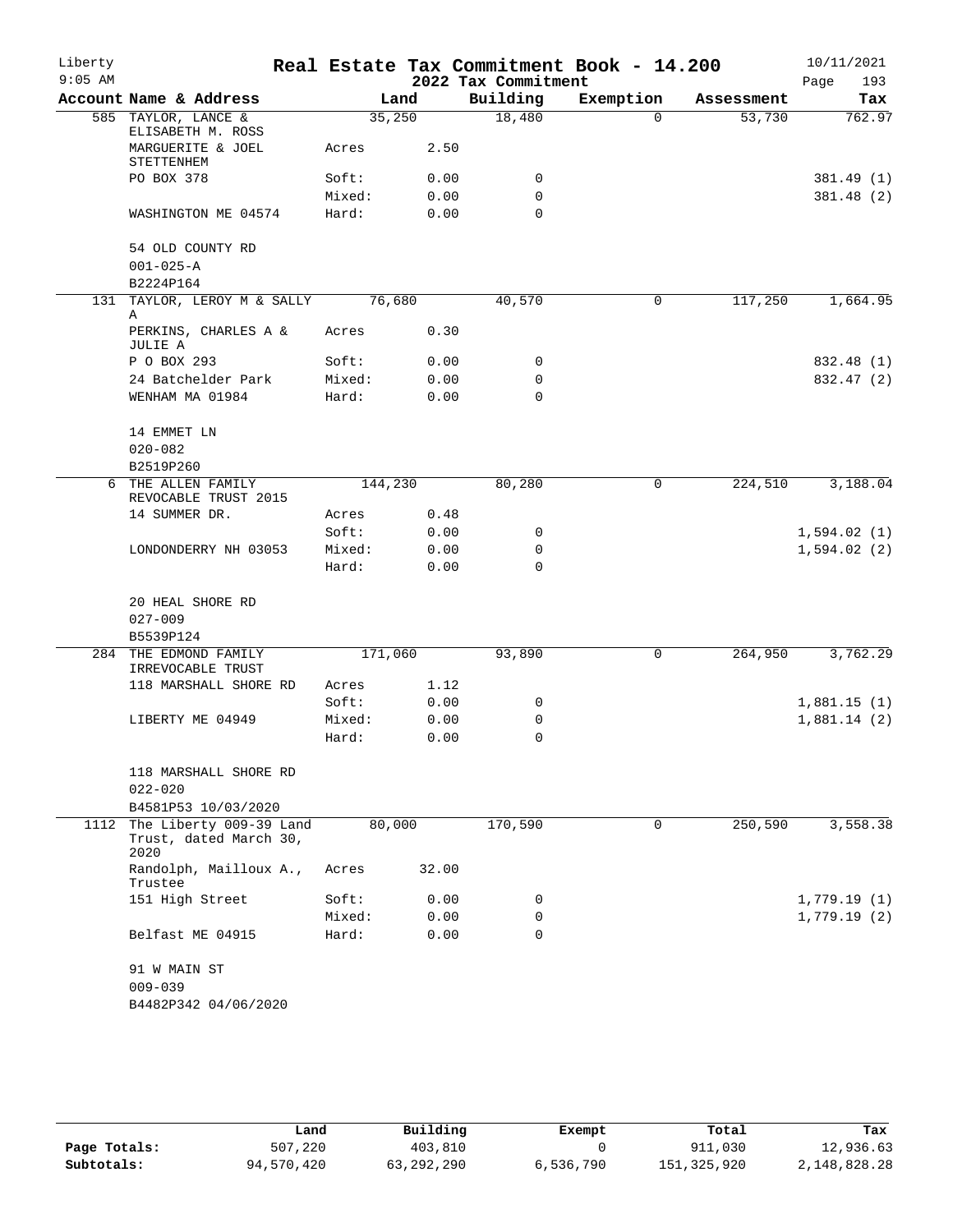# Real Estate Tax Commitment Book - 14.200

## 2022 Tax Commitment

| Account | Name & Address | Land | | Building | Exemption | Assessment | Tax |
|---|---|---|---|---|---|---|---|
| 585 | TAYLOR, LANCE & ELISABETH M. ROSS | 35,250 | | 18,480 | 0 | 53,730 | 762.97 |
| | MARGUERITE & JOEL STETTENHEM | Acres | 2.50 | | | | |
| | PO BOX 378 | Soft: | 0.00 | 0 | | | 381.49 (1) |
| | | Mixed: | 0.00 | 0 | | | 381.48 (2) |
| | WASHINGTON ME 04574 | Hard: | 0.00 | 0 | | | |
| | 54 OLD COUNTY RD | | | | | | |
| | 001-025-A | | | | | | |
| | B2224P164 | | | | | | |
| 131 | TAYLOR, LEROY M & SALLY A | 76,680 | | 40,570 | 0 | 117,250 | 1,664.95 |
| | PERKINS, CHARLES A & JULIE A | Acres | 0.30 | | | | |
| | P O BOX 293 | Soft: | 0.00 | 0 | | | 832.48 (1) |
| | 24 Batchelder Park | Mixed: | 0.00 | 0 | | | 832.47 (2) |
| | WENHAM MA 01984 | Hard: | 0.00 | 0 | | | |
| | 14 EMMET LN | | | | | | |
| | 020-082 | | | | | | |
| | B2519P260 | | | | | | |
| 6 | THE ALLEN FAMILY REVOCABLE TRUST 2015 | 144,230 | | 80,280 | 0 | 224,510 | 3,188.04 |
| | 14 SUMMER DR. | Acres | 0.48 | | | | |
| | | Soft: | 0.00 | 0 | | | 1,594.02 (1) |
| | LONDONDERRY NH 03053 | Mixed: | 0.00 | 0 | | | 1,594.02 (2) |
| | | Hard: | 0.00 | 0 | | | |
| | 20 HEAL SHORE RD | | | | | | |
| | 027-009 | | | | | | |
| | B5539P124 | | | | | | |
| 284 | THE EDMOND FAMILY IRREVOCABLE TRUST | 171,060 | | 93,890 | 0 | 264,950 | 3,762.29 |
| | 118 MARSHALL SHORE RD | Acres | 1.12 | | | | |
| | | Soft: | 0.00 | 0 | | | 1,881.15 (1) |
| | LIBERTY ME 04949 | Mixed: | 0.00 | 0 | | | 1,881.14 (2) |
| | | Hard: | 0.00 | 0 | | | |
| | 118 MARSHALL SHORE RD | | | | | | |
| | 022-020 | | | | | | |
| | B4581P53 10/03/2020 | | | | | | |
| 1112 | The Liberty 009-39 Land Trust, dated March 30, 2020 | 80,000 | | 170,590 | 0 | 250,590 | 3,558.38 |
| | Randolph, Mailloux A., Trustee | Acres | 32.00 | | | | |
| | 151 High Street | Soft: | 0.00 | 0 | | | 1,779.19 (1) |
| | | Mixed: | 0.00 | 0 | | | 1,779.19 (2) |
| | Belfast ME 04915 | Hard: | 0.00 | 0 | | | |
| | 91 W MAIN ST | | | | | | |
| | 009-039 | | | | | | |
| | B4482P342 04/06/2020 | | | | | | |

| | Land | Building | Exempt | Total | Tax |
|---|---|---|---|---|---|
| **Page Totals:** | 507,220 | 403,810 | 0 | 911,030 | 12,936.63 |
| **Subtotals:** | 94,570,420 | 63,292,290 | 6,536,790 | 151,325,920 | 2,148,828.28 |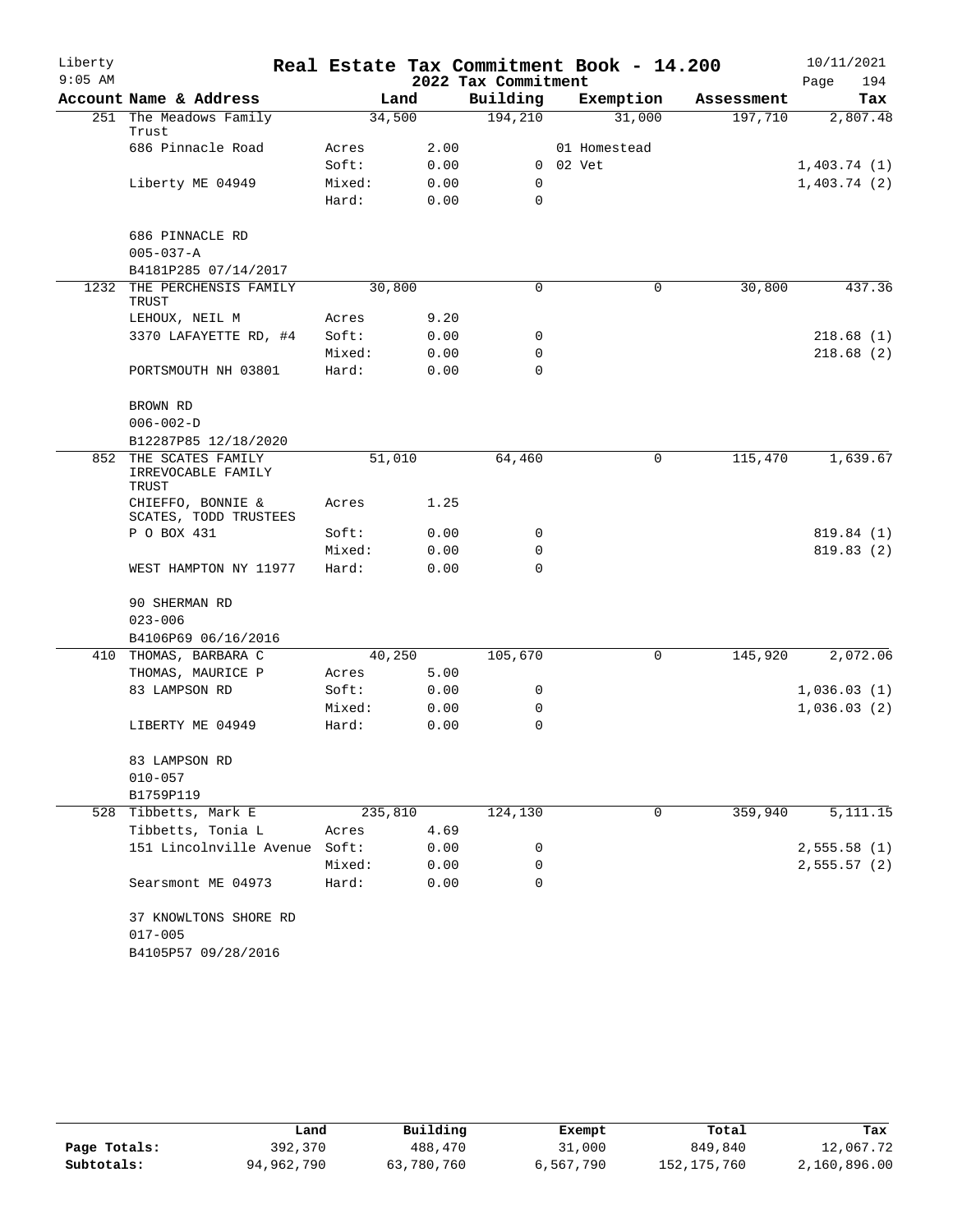# Real Estate Tax Commitment Book - 14.200

Liberty
9:05 AM

2022 Tax Commitment

10/11/2021

| Account | Name & Address | Land | | Building | Exemption | Assessment | Tax |
|---|---|---|---|---|---|---|---|
| 251 | The Meadows Family Trust | 34,500 | | 194,210 | 31,000 | 197,710 | 2,807.48 |
| | 686 Pinnacle Road | Acres | 2.00 | | 01 Homestead | | |
| | | Soft: | 0.00 | 0 | 02 Vet | | 1,403.74 (1) |
| | Liberty ME 04949 | Mixed: | 0.00 | 0 | | | 1,403.74 (2) |
| | | Hard: | 0.00 | 0 | | | |
| | 686 PINNACLE RD | | | | | | |
| | 005-037-A | | | | | | |
| | B4181P285 07/14/2017 | | | | | | |
| 1232 | THE PERCHENSIS FAMILY TRUST | 30,800 | | 0 | 0 | 30,800 | 437.36 |
| | LEHOUX, NEIL M | Acres | 9.20 | | | | |
| | 3370 LAFAYETTE RD, #4 | Soft: | 0.00 | 0 | | | 218.68 (1) |
| | | Mixed: | 0.00 | 0 | | | 218.68 (2) |
| | PORTSMOUTH NH 03801 | Hard: | 0.00 | 0 | | | |
| | BROWN RD | | | | | | |
| | 006-002-D | | | | | | |
| | B12287P85 12/18/2020 | | | | | | |
| 852 | THE SCATES FAMILY IRREVOCABLE FAMILY TRUST | 51,010 | | 64,460 | 0 | 115,470 | 1,639.67 |
| | CHIEFFO, BONNIE & SCATES, TODD TRUSTEES | Acres | 1.25 | | | | |
| | P O BOX 431 | Soft: | 0.00 | 0 | | | 819.84 (1) |
| | | Mixed: | 0.00 | 0 | | | 819.83 (2) |
| | WEST HAMPTON NY 11977 | Hard: | 0.00 | 0 | | | |
| | 90 SHERMAN RD | | | | | | |
| | 023-006 | | | | | | |
| | B4106P69 06/16/2016 | | | | | | |
| 410 | THOMAS, BARBARA C | 40,250 | | 105,670 | 0 | 145,920 | 2,072.06 |
| | THOMAS, MAURICE P | Acres | 5.00 | | | | |
| | 83 LAMPSON RD | Soft: | 0.00 | 0 | | | 1,036.03 (1) |
| | | Mixed: | 0.00 | 0 | | | 1,036.03 (2) |
| | LIBERTY ME 04949 | Hard: | 0.00 | 0 | | | |
| | 83 LAMPSON RD | | | | | | |
| | 010-057 | | | | | | |
| | B1759P119 | | | | | | |
| 528 | Tibbetts, Mark E | 235,810 | | 124,130 | 0 | 359,940 | 5,111.15 |
| | Tibbetts, Tonia L | Acres | 4.69 | | | | |
| | 151 Lincolnville Avenue | Soft: | 0.00 | 0 | | | 2,555.58 (1) |
| | | Mixed: | 0.00 | 0 | | | 2,555.57 (2) |
| | Searsmont ME 04973 | Hard: | 0.00 | 0 | | | |
| | 37 KNOWLTONS SHORE RD | | | | | | |
| | 017-005 | | | | | | |
| | B4105P57 09/28/2016 | | | | | | |

| | Land | Building | Exempt | Total | Tax |
|---|---|---|---|---|---|
| Page Totals: | 392,370 | 488,470 | 31,000 | 849,840 | 12,067.72 |
| Subtotals: | 94,962,790 | 63,780,760 | 6,567,790 | 152,175,760 | 2,160,896.00 |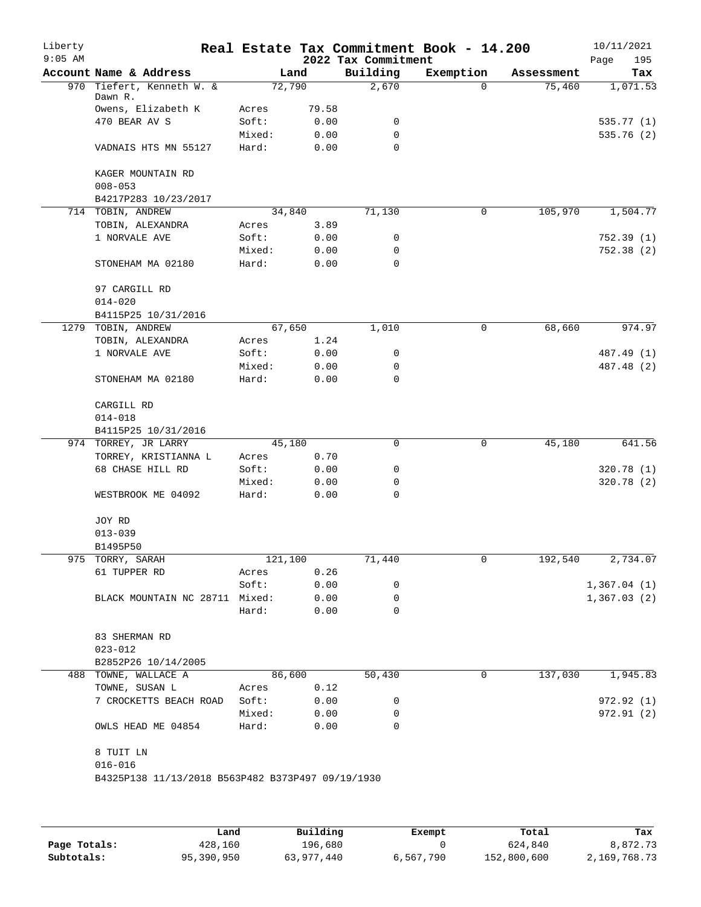Liberty
9:05 AM

# Real Estate Tax Commitment Book - 14.200

## 2022 Tax Commitment

10/11/2021

| Account | Name & Address | | Land | Building | Exemption | Assessment | Tax |
|---|---|---|---|---|---|---|---|
| 970 | Tiefert, Kenneth W. & Dawn R. | | 72,790 | 2,670 | 0 | 75,460 | 1,071.53 |
| | Owens, Elizabeth K | Acres | 79.58 | | | | |
| | 470 BEAR AV S | Soft: | 0.00 | 0 | | | 535.77 (1) |
| | | Mixed: | 0.00 | 0 | | | 535.76 (2) |
| | VADNAIS HTS MN 55127 | Hard: | 0.00 | 0 | | | |
| | KAGER MOUNTAIN RD | | | | | | |
| | 008-053 | | | | | | |
| | B4217P283 10/23/2017 | | | | | | |
| 714 | TOBIN, ANDREW | | 34,840 | 71,130 | 0 | 105,970 | 1,504.77 |
| | TOBIN, ALEXANDRA | Acres | 3.89 | | | | |
| | 1 NORVALE AVE | Soft: | 0.00 | 0 | | | 752.39 (1) |
| | | Mixed: | 0.00 | 0 | | | 752.38 (2) |
| | STONEHAM MA 02180 | Hard: | 0.00 | 0 | | | |
| | 97 CARGILL RD | | | | | | |
| | 014-020 | | | | | | |
| | B4115P25 10/31/2016 | | | | | | |
| 1279 | TOBIN, ANDREW | | 67,650 | 1,010 | 0 | 68,660 | 974.97 |
| | TOBIN, ALEXANDRA | Acres | 1.24 | | | | |
| | 1 NORVALE AVE | Soft: | 0.00 | 0 | | | 487.49 (1) |
| | | Mixed: | 0.00 | 0 | | | 487.48 (2) |
| | STONEHAM MA 02180 | Hard: | 0.00 | 0 | | | |
| | CARGILL RD | | | | | | |
| | 014-018 | | | | | | |
| | B4115P25 10/31/2016 | | | | | | |
| 974 | TORREY, JR LARRY | | 45,180 | 0 | 0 | 45,180 | 641.56 |
| | TORREY, KRISTIANNA L | Acres | 0.70 | | | | |
| | 68 CHASE HILL RD | Soft: | 0.00 | 0 | | | 320.78 (1) |
| | | Mixed: | 0.00 | 0 | | | 320.78 (2) |
| | WESTBROOK ME 04092 | Hard: | 0.00 | 0 | | | |
| | JOY RD | | | | | | |
| | 013-039 | | | | | | |
| | B1495P50 | | | | | | |
| 975 | TORRY, SARAH | | 121,100 | 71,440 | 0 | 192,540 | 2,734.07 |
| | 61 TUPPER RD | Acres | 0.26 | | | | |
| | | Soft: | 0.00 | 0 | | | 1,367.04 (1) |
| | BLACK MOUNTAIN NC 28711 | Mixed: | 0.00 | 0 | | | 1,367.03 (2) |
| | | Hard: | 0.00 | 0 | | | |
| | 83 SHERMAN RD | | | | | | |
| | 023-012 | | | | | | |
| | B2852P26 10/14/2005 | | | | | | |
| 488 | TOWNE, WALLACE A | | 86,600 | 50,430 | 0 | 137,030 | 1,945.83 |
| | TOWNE, SUSAN L | Acres | 0.12 | | | | |
| | 7 CROCKETTS BEACH ROAD | Soft: | 0.00 | 0 | | | 972.92 (1) |
| | | Mixed: | 0.00 | 0 | | | 972.91 (2) |
| | OWLS HEAD ME 04854 | Hard: | 0.00 | 0 | | | |
| | 8 TUIT LN | | | | | | |
| | 016-016 | | | | | | |
| | B4325P138 11/13/2018 B563P482 B373P497 09/19/1930 | | | | | | |

| | Land | Building | Exempt | Total | Tax |
|---|---|---|---|---|---|
| Page Totals: | 428,160 | 196,680 | 0 | 624,840 | 8,872.73 |
| Subtotals: | 95,390,950 | 63,977,440 | 6,567,790 | 152,800,600 | 2,169,768.73 |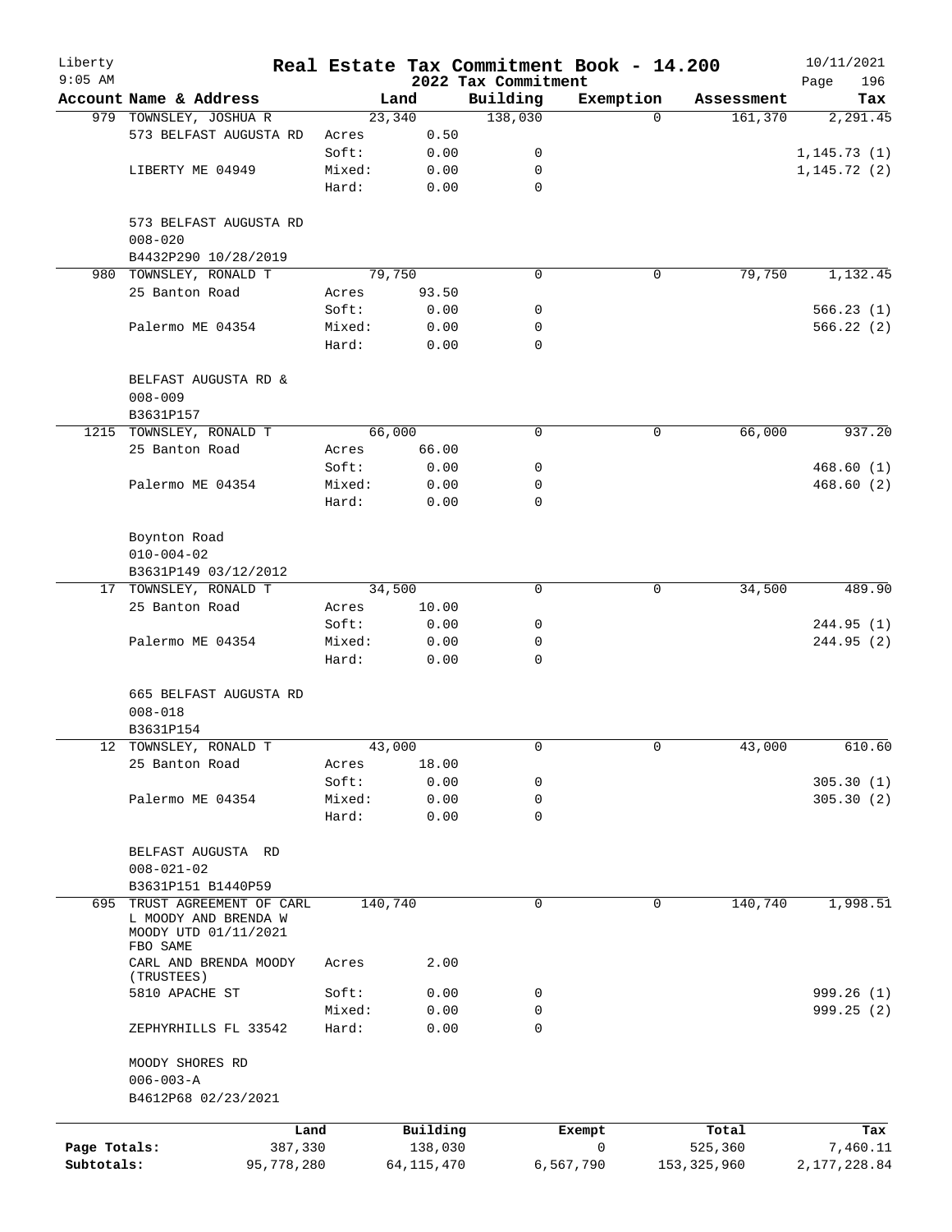Liberty
9:05 AM

# Real Estate Tax Commitment Book - 14.200

2022 Tax Commitment

10/11/2021

| Account Name & Address | | Land | Building | Exemption | Assessment | Tax |
|---|---|---|---|---|---|---|
| 979 TOWNSLEY, JOSHUA R | | 23,340 | 138,030 | 0 | 161,370 | 2,291.45 |
| 573 BELFAST AUGUSTA RD | Acres | 0.50 | | | | |
| | Soft: | 0.00 | 0 | | | 1,145.73 (1) |
| LIBERTY ME 04949 | Mixed: | 0.00 | 0 | | | 1,145.72 (2) |
| | Hard: | 0.00 | 0 | | | |
| 573 BELFAST AUGUSTA RD | | | | | | |
| 008-020 | | | | | | |
| B4432P290 10/28/2019 | | | | | | |
| 980 TOWNSLEY, RONALD T | | 79,750 | 0 | 0 | 79,750 | 1,132.45 |
| 25 Banton Road | Acres | 93.50 | | | | |
| | Soft: | 0.00 | 0 | | | 566.23 (1) |
| Palermo ME 04354 | Mixed: | 0.00 | 0 | | | 566.22 (2) |
| | Hard: | 0.00 | 0 | | | |
| BELFAST AUGUSTA RD & | | | | | | |
| 008-009 | | | | | | |
| B3631P157 | | | | | | |
| 1215 TOWNSLEY, RONALD T | | 66,000 | 0 | 0 | 66,000 | 937.20 |
| 25 Banton Road | Acres | 66.00 | | | | |
| | Soft: | 0.00 | 0 | | | 468.60 (1) |
| Palermo ME 04354 | Mixed: | 0.00 | 0 | | | 468.60 (2) |
| | Hard: | 0.00 | 0 | | | |
| Boynton Road | | | | | | |
| 010-004-02 | | | | | | |
| B3631P149 03/12/2012 | | | | | | |
| 17 TOWNSLEY, RONALD T | | 34,500 | 0 | 0 | 34,500 | 489.90 |
| 25 Banton Road | Acres | 10.00 | | | | |
| | Soft: | 0.00 | 0 | | | 244.95 (1) |
| Palermo ME 04354 | Mixed: | 0.00 | 0 | | | 244.95 (2) |
| | Hard: | 0.00 | 0 | | | |
| 665 BELFAST AUGUSTA RD | | | | | | |
| 008-018 | | | | | | |
| B3631P154 | | | | | | |
| 12 TOWNSLEY, RONALD T | | 43,000 | 0 | 0 | 43,000 | 610.60 |
| 25 Banton Road | Acres | 18.00 | | | | |
| | Soft: | 0.00 | 0 | | | 305.30 (1) |
| Palermo ME 04354 | Mixed: | 0.00 | 0 | | | 305.30 (2) |
| | Hard: | 0.00 | 0 | | | |
| BELFAST AUGUSTA RD | | | | | | |
| 008-021-02 | | | | | | |
| B3631P151 B1440P59 | | | | | | |
| 695 TRUST AGREEMENT OF CARL L MOODY AND BRENDA W MOODY UTD 01/11/2021 FBO SAME | | 140,740 | 0 | 0 | 140,740 | 1,998.51 |
| CARL AND BRENDA MOODY (TRUSTEES) | Acres | 2.00 | | | | |
| 5810 APACHE ST | Soft: | 0.00 | 0 | | | 999.26 (1) |
| | Mixed: | 0.00 | 0 | | | 999.25 (2) |
| ZEPHYRHILLS FL 33542 | Hard: | 0.00 | 0 | | | |
| MOODY SHORES RD | | | | | | |
| 006-003-A | | | | | | |
| B4612P68 02/23/2021 | | | | | | |

| | Land | Building | Exempt | Total | Tax |
|---|---|---|---|---|---|
| Page Totals: | 387,330 | 138,030 | 0 | 525,360 | 7,460.11 |
| Subtotals: | 95,778,280 | 64,115,470 | 6,567,790 | 153,325,960 | 2,177,228.84 |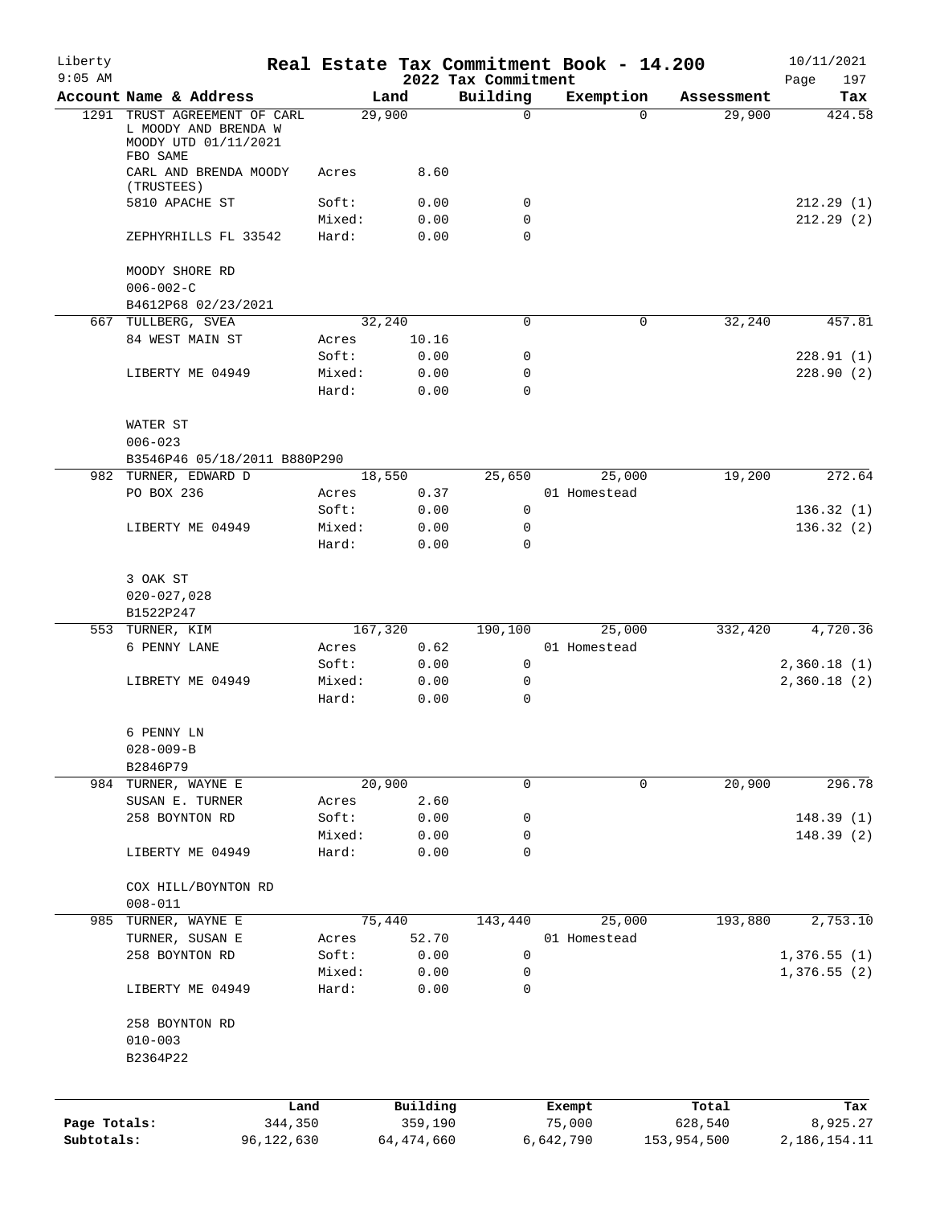# Real Estate Tax Commitment Book - 14.200

Liberty
9:05 AM

2022 Tax Commitment

10/11/2021

| Account Name & Address | | Land | Building | Exemption | Assessment | Tax |
|---|---|---|---|---|---|---|
| 1291 TRUST AGREEMENT OF CARL L MOODY AND BRENDA W MOODY UTD 01/11/2021 FBO SAME | | 29,900 | 0 | 0 | 29,900 | 424.58 |
| CARL AND BRENDA MOODY (TRUSTEES) | Acres | 8.60 | | | | |
| 5810 APACHE ST | Soft: | 0.00 | 0 | | | 212.29 (1) |
| | Mixed: | 0.00 | 0 | | | 212.29 (2) |
| ZEPHYRHILLS FL 33542 | Hard: | 0.00 | 0 | | | |
| MOODY SHORE RD | | | | | | |
| 006-002-C | | | | | | |
| B4612P68 02/23/2021 | | | | | | |
| 667 TULLBERG, SVEA | | 32,240 | 0 | 0 | 32,240 | 457.81 |
| 84 WEST MAIN ST | Acres | 10.16 | | | | |
| | Soft: | 0.00 | 0 | | | 228.91 (1) |
| LIBERTY ME 04949 | Mixed: | 0.00 | 0 | | | 228.90 (2) |
| | Hard: | 0.00 | 0 | | | |
| WATER ST | | | | | | |
| 006-023 | | | | | | |
| B3546P46 05/18/2011 B880P290 | | | | | | |
| 982 TURNER, EDWARD D | | 18,550 | 25,650 | 25,000 | 19,200 | 272.64 |
| PO BOX 236 | Acres | 0.37 | | 01 Homestead | | |
| | Soft: | 0.00 | 0 | | | 136.32 (1) |
| LIBERTY ME 04949 | Mixed: | 0.00 | 0 | | | 136.32 (2) |
| | Hard: | 0.00 | 0 | | | |
| 3 OAK ST | | | | | | |
| 020-027,028 | | | | | | |
| B1522P247 | | | | | | |
| 553 TURNER, KIM | | 167,320 | 190,100 | 25,000 | 332,420 | 4,720.36 |
| 6 PENNY LANE | Acres | 0.62 | | 01 Homestead | | |
| | Soft: | 0.00 | 0 | | | 2,360.18 (1) |
| LIBRETY ME 04949 | Mixed: | 0.00 | 0 | | | 2,360.18 (2) |
| | Hard: | 0.00 | 0 | | | |
| 6 PENNY LN | | | | | | |
| 028-009-B | | | | | | |
| B2846P79 | | | | | | |
| 984 TURNER, WAYNE E | | 20,900 | 0 | 0 | 20,900 | 296.78 |
| SUSAN E. TURNER | Acres | 2.60 | | | | |
| 258 BOYNTON RD | Soft: | 0.00 | 0 | | | 148.39 (1) |
| | Mixed: | 0.00 | 0 | | | 148.39 (2) |
| LIBERTY ME 04949 | Hard: | 0.00 | 0 | | | |
| COX HILL/BOYNTON RD | | | | | | |
| 008-011 | | | | | | |
| 985 TURNER, WAYNE E | | 75,440 | 143,440 | 25,000 | 193,880 | 2,753.10 |
| TURNER, SUSAN E | Acres | 52.70 | | 01 Homestead | | |
| 258 BOYNTON RD | Soft: | 0.00 | 0 | | | 1,376.55 (1) |
| | Mixed: | 0.00 | 0 | | | 1,376.55 (2) |
| LIBERTY ME 04949 | Hard: | 0.00 | 0 | | | |
| 258 BOYNTON RD | | | | | | |
| 010-003 | | | | | | |
| B2364P22 | | | | | | |

| | Land | Building | Exempt | Total | Tax |
|---|---|---|---|---|---|
| Page Totals: | 344,350 | 359,190 | 75,000 | 628,540 | 8,925.27 |
| Subtotals: | 96,122,630 | 64,474,660 | 6,642,790 | 153,954,500 | 2,186,154.11 |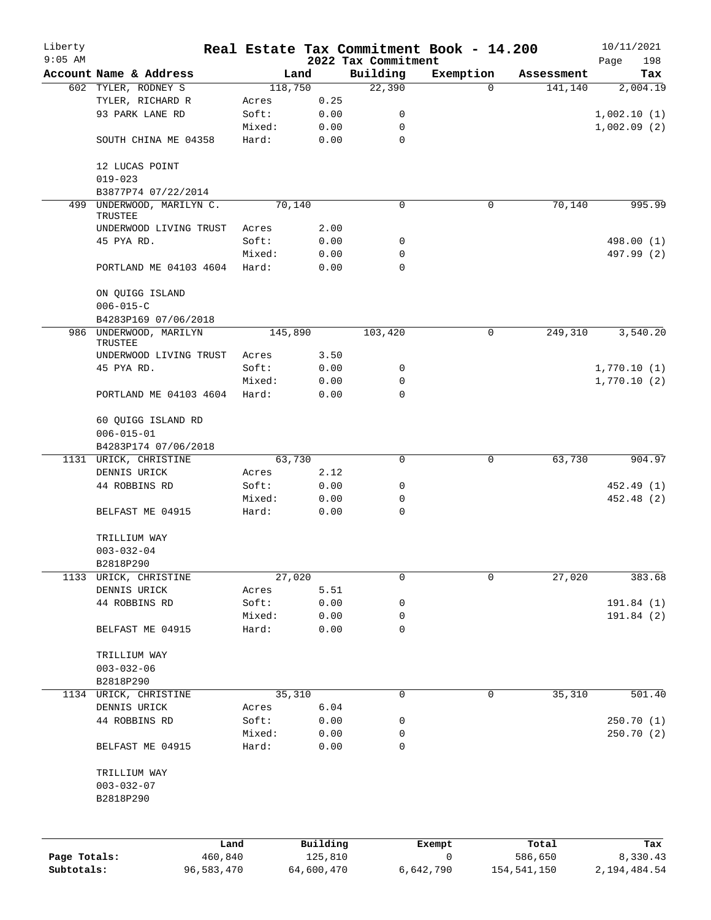# Real Estate Tax Commitment Book - 14.200

Liberty
9:05 AM

2022 Tax Commitment

10/11/2021

| Account Name & Address | Land | | Building | Exemption | Assessment | Tax |
|---|---|---|---|---|---|---|
| 602 TYLER, RODNEY S | 118,750 | | 22,390 | 0 | 141,140 | 2,004.19 |
| TYLER, RICHARD R | Acres | 0.25 | | | | |
| 93 PARK LANE RD | Soft: | 0.00 | 0 | | | 1,002.10 (1) |
| | Mixed: | 0.00 | 0 | | | 1,002.09 (2) |
| SOUTH CHINA ME 04358 | Hard: | 0.00 | 0 | | | |
| 12 LUCAS POINT | | | | | | |
| 019-023 | | | | | | |
| B3877P74 07/22/2014 | | | | | | |
| 499 UNDERWOOD, MARILYN C. TRUSTEE | 70,140 | | 0 | 0 | 70,140 | 995.99 |
| UNDERWOOD LIVING TRUST | Acres | 2.00 | | | | |
| 45 PYA RD. | Soft: | 0.00 | 0 | | | 498.00 (1) |
| | Mixed: | 0.00 | 0 | | | 497.99 (2) |
| PORTLAND ME 04103 4604 | Hard: | 0.00 | 0 | | | |
| ON QUIGG ISLAND | | | | | | |
| 006-015-C | | | | | | |
| B4283P169 07/06/2018 | | | | | | |
| 986 UNDERWOOD, MARILYN TRUSTEE | 145,890 | | 103,420 | 0 | 249,310 | 3,540.20 |
| UNDERWOOD LIVING TRUST | Acres | 3.50 | | | | |
| 45 PYA RD. | Soft: | 0.00 | 0 | | | 1,770.10 (1) |
| | Mixed: | 0.00 | 0 | | | 1,770.10 (2) |
| PORTLAND ME 04103 4604 | Hard: | 0.00 | 0 | | | |
| 60 QUIGG ISLAND RD | | | | | | |
| 006-015-01 | | | | | | |
| B4283P174 07/06/2018 | | | | | | |
| 1131 URICK, CHRISTINE | 63,730 | | 0 | 0 | 63,730 | 904.97 |
| DENNIS URICK | Acres | 2.12 | | | | |
| 44 ROBBINS RD | Soft: | 0.00 | 0 | | | 452.49 (1) |
| | Mixed: | 0.00 | 0 | | | 452.48 (2) |
| BELFAST ME 04915 | Hard: | 0.00 | 0 | | | |
| TRILLIUM WAY | | | | | | |
| 003-032-04 | | | | | | |
| B2818P290 | | | | | | |
| 1133 URICK, CHRISTINE | 27,020 | | 0 | 0 | 27,020 | 383.68 |
| DENNIS URICK | Acres | 5.51 | | | | |
| 44 ROBBINS RD | Soft: | 0.00 | 0 | | | 191.84 (1) |
| | Mixed: | 0.00 | 0 | | | 191.84 (2) |
| BELFAST ME 04915 | Hard: | 0.00 | 0 | | | |
| TRILLIUM WAY | | | | | | |
| 003-032-06 | | | | | | |
| B2818P290 | | | | | | |
| 1134 URICK, CHRISTINE | 35,310 | | 0 | 0 | 35,310 | 501.40 |
| DENNIS URICK | Acres | 6.04 | | | | |
| 44 ROBBINS RD | Soft: | 0.00 | 0 | | | 250.70 (1) |
| | Mixed: | 0.00 | 0 | | | 250.70 (2) |
| BELFAST ME 04915 | Hard: | 0.00 | 0 | | | |
| TRILLIUM WAY | | | | | | |
| 003-032-07 | | | | | | |
| B2818P290 | | | | | | |

| | Land | Building | Exempt | Total | Tax |
|---|---|---|---|---|---|
| Page Totals: | 460,840 | 125,810 | 0 | 586,650 | 8,330.43 |
| Subtotals: | 96,583,470 | 64,600,470 | 6,642,790 | 154,541,150 | 2,194,484.54 |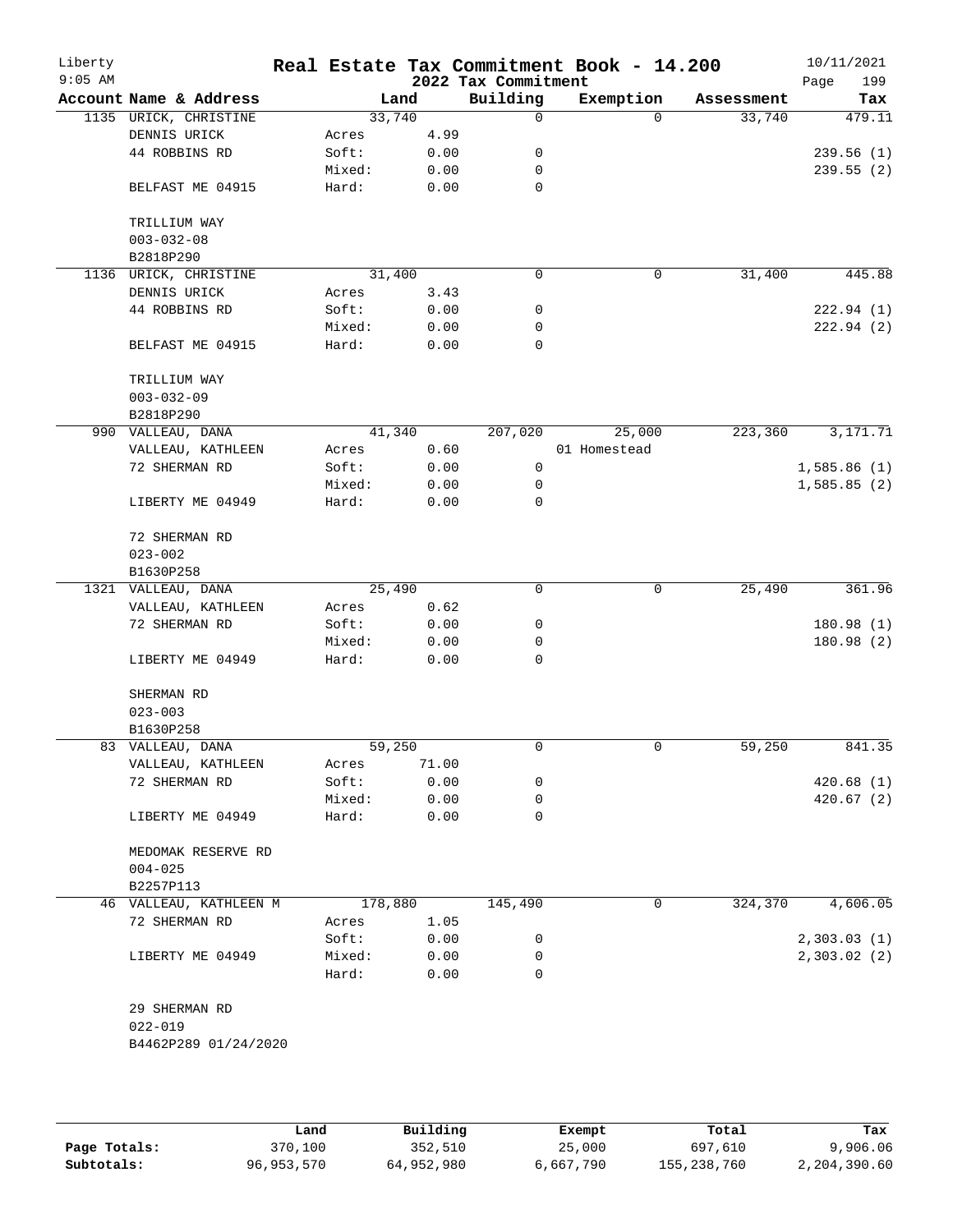Liberty 9:05 AM

# Real Estate Tax Commitment Book - 14.200

## 2022 Tax Commitment

10/11/2021

| Account Name & Address | | Land | Building | Exemption | Assessment | Tax |
|---|---|---|---|---|---|---|
| 1135 URICK, CHRISTINE | | 33,740 | 0 | 0 | 33,740 | 479.11 |
| DENNIS URICK | Acres | 4.99 | | | | |
| 44 ROBBINS RD | Soft: | 0.00 | 0 | | | 239.56 (1) |
| | Mixed: | 0.00 | 0 | | | 239.55 (2) |
| BELFAST ME 04915 | Hard: | 0.00 | 0 | | | |
| TRILLIUM WAY | | | | | | |
| 003-032-08 | | | | | | |
| B2818P290 | | | | | | |
| 1136 URICK, CHRISTINE | | 31,400 | 0 | 0 | 31,400 | 445.88 |
| DENNIS URICK | Acres | 3.43 | | | | |
| 44 ROBBINS RD | Soft: | 0.00 | 0 | | | 222.94 (1) |
| | Mixed: | 0.00 | 0 | | | 222.94 (2) |
| BELFAST ME 04915 | Hard: | 0.00 | 0 | | | |
| TRILLIUM WAY | | | | | | |
| 003-032-09 | | | | | | |
| B2818P290 | | | | | | |
| 990 VALLEAU, DANA | | 41,340 | 207,020 | 25,000 | 223,360 | 3,171.71 |
| VALLEAU, KATHLEEN | Acres | 0.60 | | 01 Homestead | | |
| 72 SHERMAN RD | Soft: | 0.00 | 0 | | | 1,585.86 (1) |
| | Mixed: | 0.00 | 0 | | | 1,585.85 (2) |
| LIBERTY ME 04949 | Hard: | 0.00 | 0 | | | |
| 72 SHERMAN RD | | | | | | |
| 023-002 | | | | | | |
| B1630P258 | | | | | | |
| 1321 VALLEAU, DANA | | 25,490 | 0 | 0 | 25,490 | 361.96 |
| VALLEAU, KATHLEEN | Acres | 0.62 | | | | |
| 72 SHERMAN RD | Soft: | 0.00 | 0 | | | 180.98 (1) |
| | Mixed: | 0.00 | 0 | | | 180.98 (2) |
| LIBERTY ME 04949 | Hard: | 0.00 | 0 | | | |
| SHERMAN RD | | | | | | |
| 023-003 | | | | | | |
| B1630P258 | | | | | | |
| 83 VALLEAU, DANA | | 59,250 | 0 | 0 | 59,250 | 841.35 |
| VALLEAU, KATHLEEN | Acres | 71.00 | | | | |
| 72 SHERMAN RD | Soft: | 0.00 | 0 | | | 420.68 (1) |
| | Mixed: | 0.00 | 0 | | | 420.67 (2) |
| LIBERTY ME 04949 | Hard: | 0.00 | 0 | | | |
| MEDOMAK RESERVE RD | | | | | | |
| 004-025 | | | | | | |
| B2257P113 | | | | | | |
| 46 VALLEAU, KATHLEEN M | | 178,880 | 145,490 | 0 | 324,370 | 4,606.05 |
| 72 SHERMAN RD | Acres | 1.05 | | | | |
| | Soft: | 0.00 | 0 | | | 2,303.03 (1) |
| LIBERTY ME 04949 | Mixed: | 0.00 | 0 | | | 2,303.02 (2) |
| | Hard: | 0.00 | 0 | | | |
| 29 SHERMAN RD | | | | | | |
| 022-019 | | | | | | |
| B4462P289 01/24/2020 | | | | | | |

| | Land | Building | Exempt | Total | Tax |
|---|---|---|---|---|---|
| **Page Totals:** | 370,100 | 352,510 | 25,000 | 697,610 | 9,906.06 |
| **Subtotals:** | 96,953,570 | 64,952,980 | 6,667,790 | 155,238,760 | 2,204,390.60 |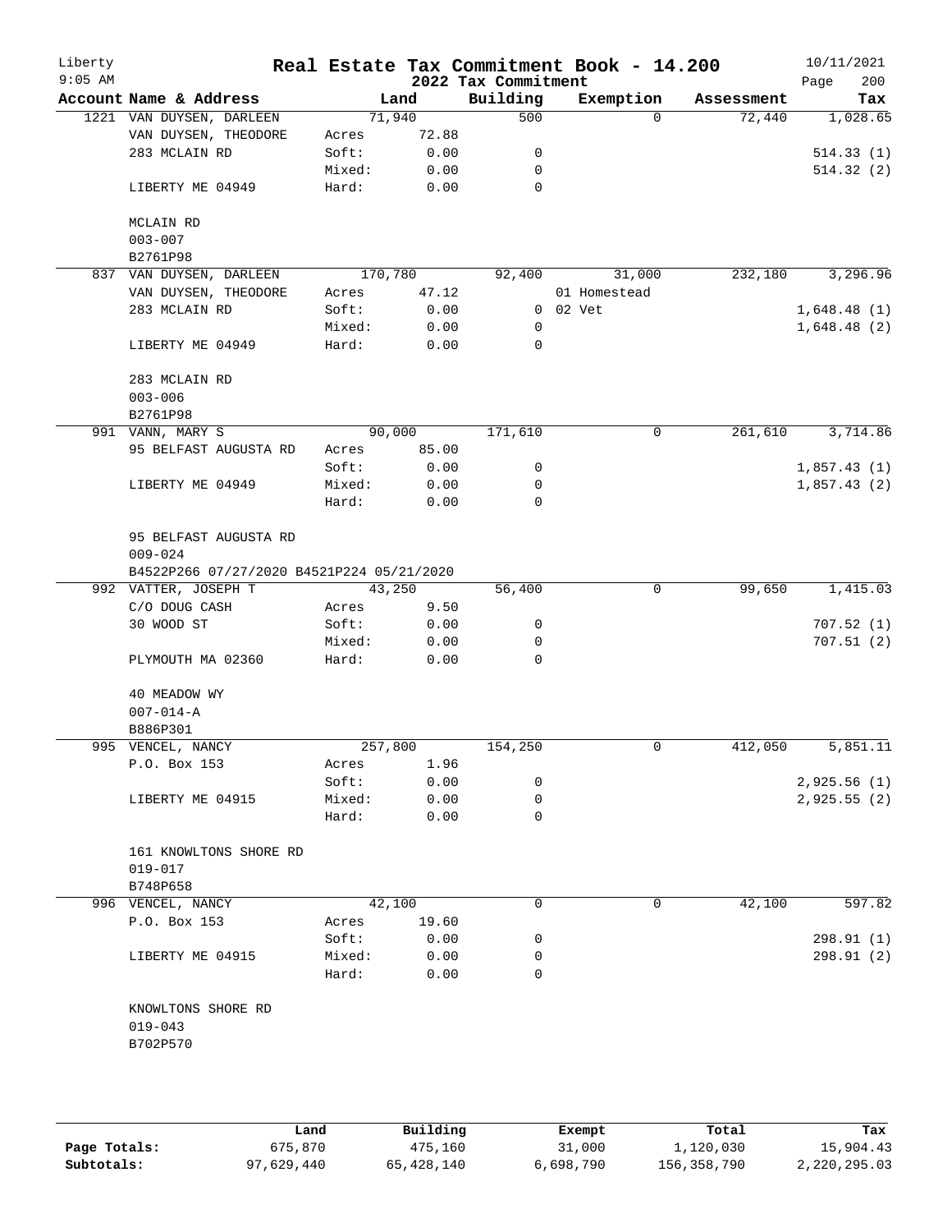# Real Estate Tax Commitment Book - 14.200

Liberty
9:05 AM

2022 Tax Commitment

10/11/2021
Page 200

| Account Name & Address | | Land | Building | Exemption | Assessment | Tax |
|---|---|---|---|---|---|---|
| 1221 VAN DUYSEN, DARLEEN | | 71,940 | 500 | 0 | 72,440 | 1,028.65 |
| VAN DUYSEN, THEODORE | Acres | 72.88 | | | | |
| 283 MCLAIN RD | Soft: | 0.00 | 0 | | | 514.33 (1) |
| | Mixed: | 0.00 | 0 | | | 514.32 (2) |
| LIBERTY ME 04949 | Hard: | 0.00 | 0 | | | |
| MCLAIN RD | | | | | | |
| 003-007 | | | | | | |
| B2761P98 | | | | | | |
| 837 VAN DUYSEN, DARLEEN | | 170,780 | 92,400 | 31,000 | 232,180 | 3,296.96 |
| VAN DUYSEN, THEODORE | Acres | 47.12 | | 01 Homestead | | |
| 283 MCLAIN RD | Soft: | 0.00 | 0 | 02 Vet | | 1,648.48 (1) |
| | Mixed: | 0.00 | 0 | | | 1,648.48 (2) |
| LIBERTY ME 04949 | Hard: | 0.00 | 0 | | | |
| 283 MCLAIN RD | | | | | | |
| 003-006 | | | | | | |
| B2761P98 | | | | | | |
| 991 VANN, MARY S | | 90,000 | 171,610 | 0 | 261,610 | 3,714.86 |
| 95 BELFAST AUGUSTA RD | Acres | 85.00 | | | | |
| | Soft: | 0.00 | 0 | | | 1,857.43 (1) |
| LIBERTY ME 04949 | Mixed: | 0.00 | 0 | | | 1,857.43 (2) |
| | Hard: | 0.00 | 0 | | | |
| 95 BELFAST AUGUSTA RD | | | | | | |
| 009-024 | | | | | | |
| B4522P266 07/27/2020 B4521P224 05/21/2020 | | | | | | |
| 992 VATTER, JOSEPH T | | 43,250 | 56,400 | 0 | 99,650 | 1,415.03 |
| C/O DOUG CASH | Acres | 9.50 | | | | |
| 30 WOOD ST | Soft: | 0.00 | 0 | | | 707.52 (1) |
| | Mixed: | 0.00 | 0 | | | 707.51 (2) |
| PLYMOUTH MA 02360 | Hard: | 0.00 | 0 | | | |
| 40 MEADOW WY | | | | | | |
| 007-014-A | | | | | | |
| B886P301 | | | | | | |
| 995 VENCEL, NANCY | | 257,800 | 154,250 | 0 | 412,050 | 5,851.11 |
| P.O. Box 153 | Acres | 1.96 | | | | |
| | Soft: | 0.00 | 0 | | | 2,925.56 (1) |
| LIBERTY ME 04915 | Mixed: | 0.00 | 0 | | | 2,925.55 (2) |
| | Hard: | 0.00 | 0 | | | |
| 161 KNOWLTONS SHORE RD | | | | | | |
| 019-017 | | | | | | |
| B748P658 | | | | | | |
| 996 VENCEL, NANCY | | 42,100 | 0 | 0 | 42,100 | 597.82 |
| P.O. Box 153 | Acres | 19.60 | | | | |
| | Soft: | 0.00 | 0 | | | 298.91 (1) |
| LIBERTY ME 04915 | Mixed: | 0.00 | 0 | | | 298.91 (2) |
| | Hard: | 0.00 | 0 | | | |
| KNOWLTONS SHORE RD | | | | | | |
| 019-043 | | | | | | |
| B702P570 | | | | | | |

| | Land | Building | Exempt | Total | Tax |
|---|---|---|---|---|---|
| Page Totals: | 675,870 | 475,160 | 31,000 | 1,120,030 | 15,904.43 |
| Subtotals: | 97,629,440 | 65,428,140 | 6,698,790 | 156,358,790 | 2,220,295.03 |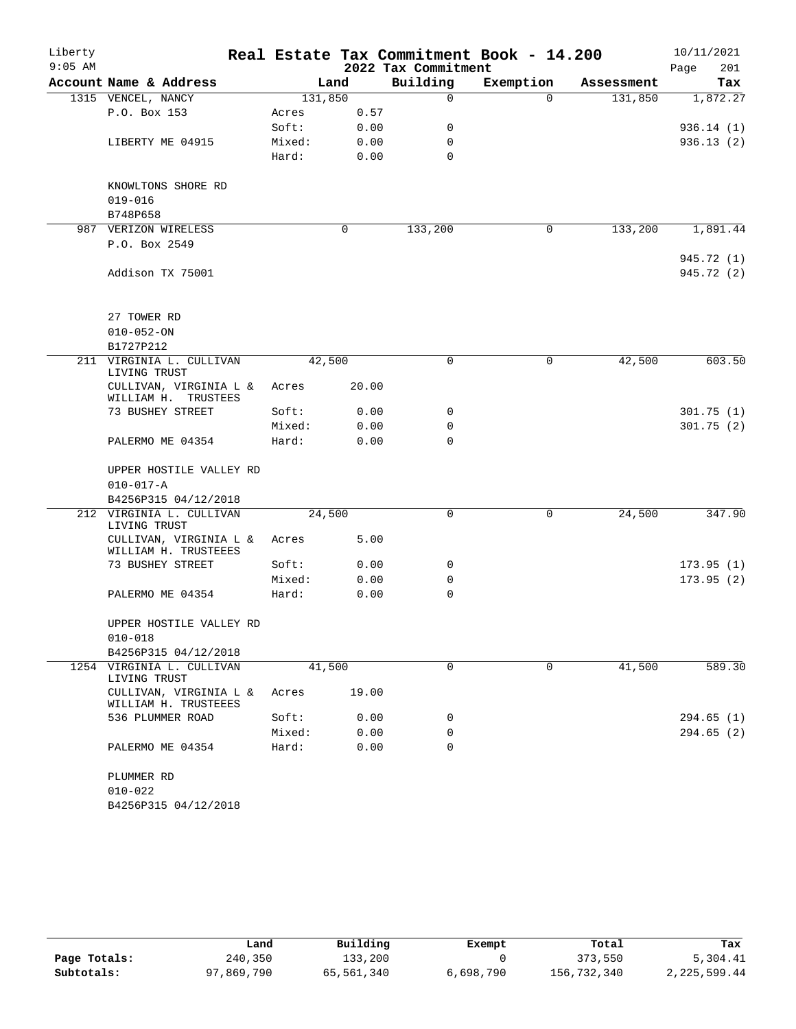Liberty 9:05 AM

# Real Estate Tax Commitment Book - 14.200

## 2022 Tax Commitment

10/11/2021

| Account Name & Address | Land | | Building | Exemption | Assessment | Tax |
|---|---|---|---|---|---|---|
| 1315 VENCEL, NANCY | 131,850 | | 0 | 0 | 131,850 | 1,872.27 |
| P.O. Box 153 | Acres | 0.57 | | | | |
| | Soft: | 0.00 | 0 | | | 936.14 (1) |
| LIBERTY ME 04915 | Mixed: | 0.00 | 0 | | | 936.13 (2) |
| | Hard: | 0.00 | 0 | | | |
| KNOWLTONS SHORE RD | | | | | | |
| 019-016 | | | | | | |
| B748P658 | | | | | | |
| 987 VERIZON WIRELESS | 0 | | 133,200 | 0 | 133,200 | 1,891.44 |
| P.O. Box 2549 | | | | | | |
| | | | | | | 945.72 (1) |
| Addison TX 75001 | | | | | | 945.72 (2) |
| 27 TOWER RD | | | | | | |
| 010-052-ON | | | | | | |
| B1727P212 | | | | | | |
| 211 VIRGINIA L. CULLIVAN LIVING TRUST | 42,500 | | 0 | 0 | 42,500 | 603.50 |
| CULLIVAN, VIRGINIA L & WILLIAM H. TRUSTEES | Acres | 20.00 | | | | |
| 73 BUSHEY STREET | Soft: | 0.00 | 0 | | | 301.75 (1) |
| | Mixed: | 0.00 | 0 | | | 301.75 (2) |
| PALERMO ME 04354 | Hard: | 0.00 | 0 | | | |
| UPPER HOSTILE VALLEY RD | | | | | | |
| 010-017-A | | | | | | |
| B4256P315 04/12/2018 | | | | | | |
| 212 VIRGINIA L. CULLIVAN LIVING TRUST | 24,500 | | 0 | 0 | 24,500 | 347.90 |
| CULLIVAN, VIRGINIA L & WILLIAM H. TRUSTEEES | Acres | 5.00 | | | | |
| 73 BUSHEY STREET | Soft: | 0.00 | 0 | | | 173.95 (1) |
| | Mixed: | 0.00 | 0 | | | 173.95 (2) |
| PALERMO ME 04354 | Hard: | 0.00 | 0 | | | |
| UPPER HOSTILE VALLEY RD | | | | | | |
| 010-018 | | | | | | |
| B4256P315 04/12/2018 | | | | | | |
| 1254 VIRGINIA L. CULLIVAN LIVING TRUST | 41,500 | | 0 | 0 | 41,500 | 589.30 |
| CULLIVAN, VIRGINIA L & WILLIAM H. TRUSTEEES | Acres | 19.00 | | | | |
| 536 PLUMMER ROAD | Soft: | 0.00 | 0 | | | 294.65 (1) |
| | Mixed: | 0.00 | 0 | | | 294.65 (2) |
| PALERMO ME 04354 | Hard: | 0.00 | 0 | | | |
| PLUMMER RD | | | | | | |
| 010-022 | | | | | | |
| B4256P315 04/12/2018 | | | | | | |

| | Land | Building | Exempt | Total | Tax |
|---|---|---|---|---|---|
| Page Totals: | 240,350 | 133,200 | 0 | 373,550 | 5,304.41 |
| Subtotals: | 97,869,790 | 65,561,340 | 6,698,790 | 156,732,340 | 2,225,599.44 |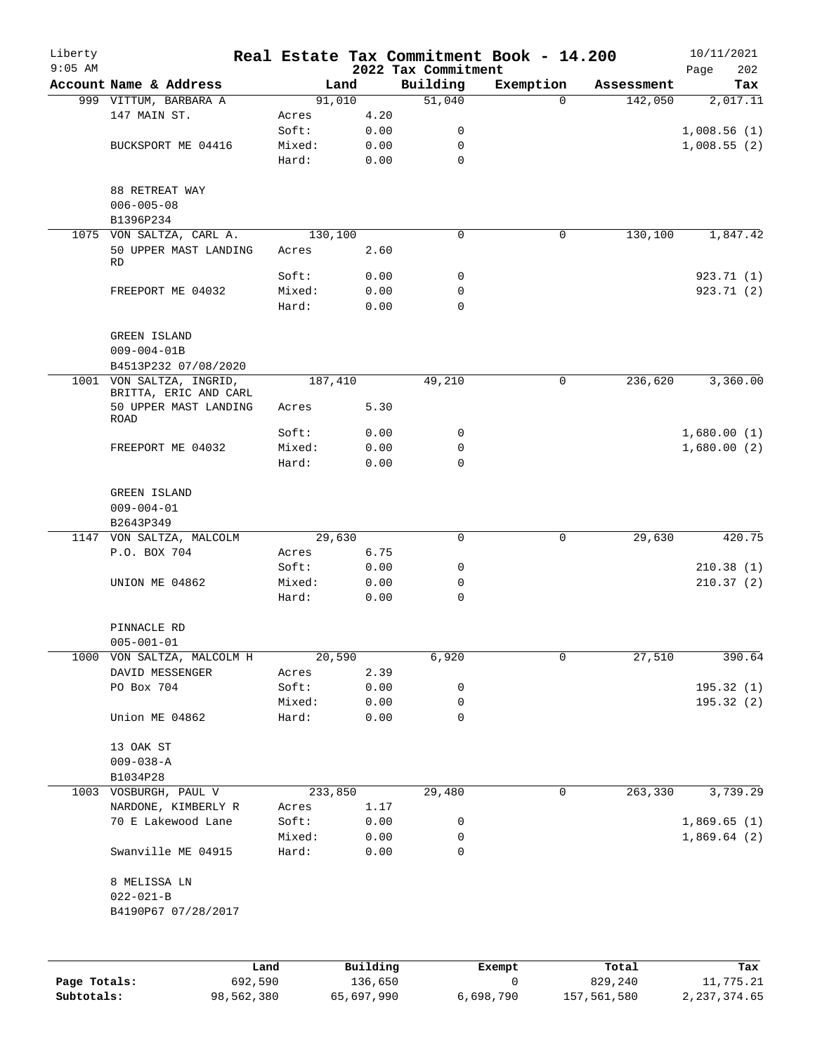# Liberty — Real Estate Tax Commitment Book - 14.200

9:05 AM — 2022 Tax Commitment — 10/11/2021

| Account | Name & Address | Land | | Building | Exemption | Assessment | Tax |
|---|---|---|---|---|---|---|---|
| 999 | VITTUM, BARBARA A | 91,010 | | 51,040 | 0 | 142,050 | 2,017.11 |
| | 147 MAIN ST. | Acres | 4.20 | | | | |
| | | Soft: | 0.00 | 0 | | | 1,008.56 (1) |
| | BUCKSPORT ME 04416 | Mixed: | 0.00 | 0 | | | 1,008.55 (2) |
| | | Hard: | 0.00 | 0 | | | |
| | 88 RETREAT WAY | | | | | | |
| | 006-005-08 | | | | | | |
| | B1396P234 | | | | | | |
| 1075 | VON SALTZA, CARL A. | 130,100 | | 0 | 0 | 130,100 | 1,847.42 |
| | 50 UPPER MAST LANDING RD | Acres | 2.60 | | | | |
| | | Soft: | 0.00 | 0 | | | 923.71 (1) |
| | FREEPORT ME 04032 | Mixed: | 0.00 | 0 | | | 923.71 (2) |
| | | Hard: | 0.00 | 0 | | | |
| | GREEN ISLAND | | | | | | |
| | 009-004-01B | | | | | | |
| | B4513P232 07/08/2020 | | | | | | |
| 1001 | VON SALTZA, INGRID, BRITTA, ERIC AND CARL | 187,410 | | 49,210 | 0 | 236,620 | 3,360.00 |
| | 50 UPPER MAST LANDING ROAD | Acres | 5.30 | | | | |
| | | Soft: | 0.00 | 0 | | | 1,680.00 (1) |
| | FREEPORT ME 04032 | Mixed: | 0.00 | 0 | | | 1,680.00 (2) |
| | | Hard: | 0.00 | 0 | | | |
| | GREEN ISLAND | | | | | | |
| | 009-004-01 | | | | | | |
| | B2643P349 | | | | | | |
| 1147 | VON SALTZA, MALCOLM | 29,630 | | 0 | 0 | 29,630 | 420.75 |
| | P.O. BOX 704 | Acres | 6.75 | | | | |
| | | Soft: | 0.00 | 0 | | | 210.38 (1) |
| | UNION ME 04862 | Mixed: | 0.00 | 0 | | | 210.37 (2) |
| | | Hard: | 0.00 | 0 | | | |
| | PINNACLE RD | | | | | | |
| | 005-001-01 | | | | | | |
| 1000 | VON SALTZA, MALCOLM H | 20,590 | | 6,920 | 0 | 27,510 | 390.64 |
| | DAVID MESSENGER | Acres | 2.39 | | | | |
| | PO Box 704 | Soft: | 0.00 | 0 | | | 195.32 (1) |
| | | Mixed: | 0.00 | 0 | | | 195.32 (2) |
| | Union ME 04862 | Hard: | 0.00 | 0 | | | |
| | 13 OAK ST | | | | | | |
| | 009-038-A | | | | | | |
| | B1034P28 | | | | | | |
| 1003 | VOSBURGH, PAUL V | 233,850 | | 29,480 | 0 | 263,330 | 3,739.29 |
| | NARDONE, KIMBERLY R | Acres | 1.17 | | | | |
| | 70 E Lakewood Lane | Soft: | 0.00 | 0 | | | 1,869.65 (1) |
| | | Mixed: | 0.00 | 0 | | | 1,869.64 (2) |
| | Swanville ME 04915 | Hard: | 0.00 | 0 | | | |
| | 8 MELISSA LN | | | | | | |
| | 022-021-B | | | | | | |
| | B4190P67 07/28/2017 | | | | | | |

| | Land | Building | Exempt | Total | Tax |
|---|---|---|---|---|---|
| Page Totals: | 692,590 | 136,650 | 0 | 829,240 | 11,775.21 |
| Subtotals: | 98,562,380 | 65,697,990 | 6,698,790 | 157,561,580 | 2,237,374.65 |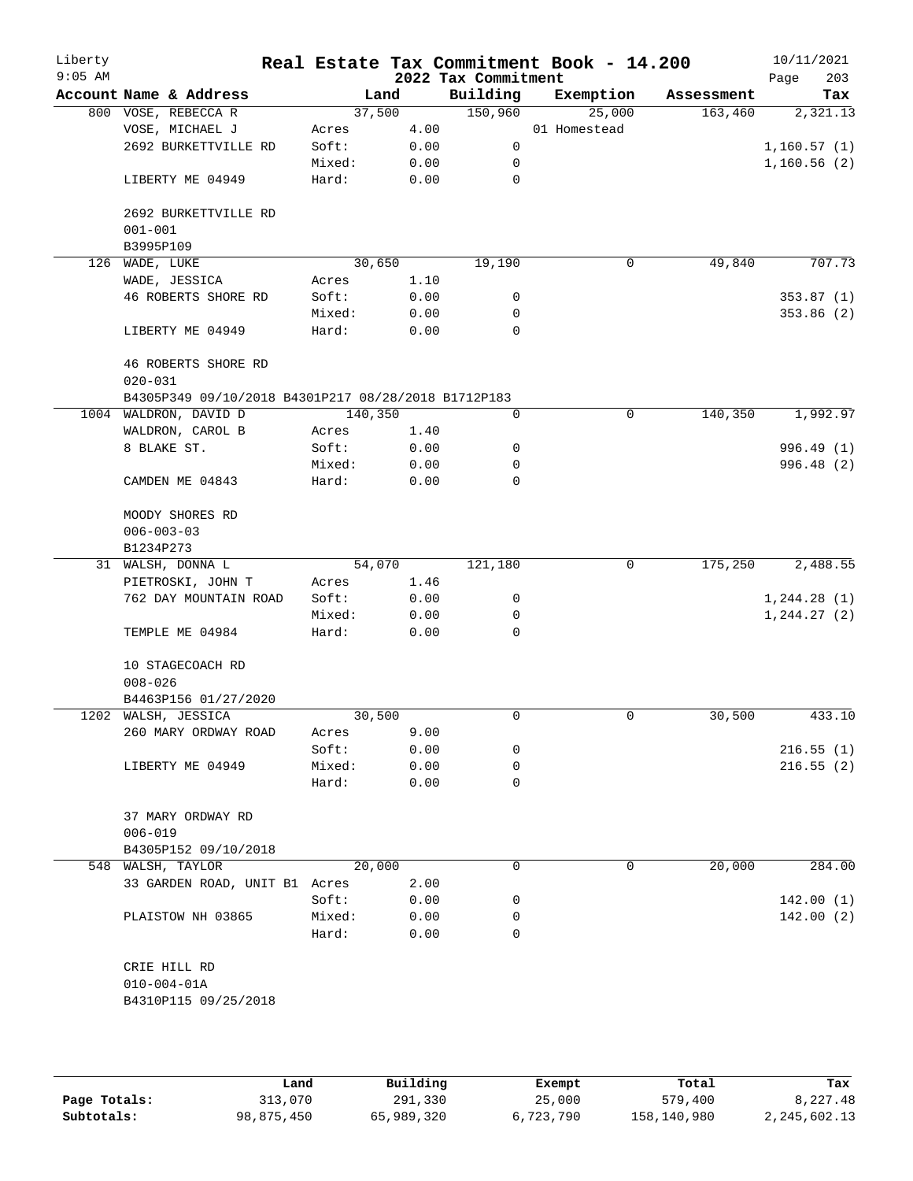# Real Estate Tax Commitment Book - 14.200

Liberty
9:05 AM

2022 Tax Commitment

10/11/2021

| Account | Name & Address | | Land | Building | Exemption | Assessment | Tax |
|---|---|---|---|---|---|---|---|
| 800 | VOSE, REBECCA R | | 37,500 | 150,960 | 25,000 | 163,460 | 2,321.13 |
| | VOSE, MICHAEL J | Acres | 4.00 | | 01 Homestead | | |
| | 2692 BURKETTVILLE RD | Soft: | 0.00 | 0 | | | 1,160.57 (1) |
| | | Mixed: | 0.00 | 0 | | | 1,160.56 (2) |
| | LIBERTY ME 04949 | Hard: | 0.00 | 0 | | | |
| | 2692 BURKETTVILLE RD | | | | | | |
| | 001-001 | | | | | | |
| | B3995P109 | | | | | | |
| 126 | WADE, LUKE | | 30,650 | 19,190 | 0 | 49,840 | 707.73 |
| | WADE, JESSICA | Acres | 1.10 | | | | |
| | 46 ROBERTS SHORE RD | Soft: | 0.00 | 0 | | | 353.87 (1) |
| | | Mixed: | 0.00 | 0 | | | 353.86 (2) |
| | LIBERTY ME 04949 | Hard: | 0.00 | 0 | | | |
| | 46 ROBERTS SHORE RD | | | | | | |
| | 020-031 | | | | | | |
| | B4305P349 09/10/2018 B4301P217 08/28/2018 B1712P183 | | | | | | |
| 1004 | WALDRON, DAVID D | | 140,350 | 0 | 0 | 140,350 | 1,992.97 |
| | WALDRON, CAROL B | Acres | 1.40 | | | | |
| | 8 BLAKE ST. | Soft: | 0.00 | 0 | | | 996.49 (1) |
| | | Mixed: | 0.00 | 0 | | | 996.48 (2) |
| | CAMDEN ME 04843 | Hard: | 0.00 | 0 | | | |
| | MOODY SHORES RD | | | | | | |
| | 006-003-03 | | | | | | |
| | B1234P273 | | | | | | |
| 31 | WALSH, DONNA L | | 54,070 | 121,180 | 0 | 175,250 | 2,488.55 |
| | PIETROSKI, JOHN T | Acres | 1.46 | | | | |
| | 762 DAY MOUNTAIN ROAD | Soft: | 0.00 | 0 | | | 1,244.28 (1) |
| | | Mixed: | 0.00 | 0 | | | 1,244.27 (2) |
| | TEMPLE ME 04984 | Hard: | 0.00 | 0 | | | |
| | 10 STAGECOACH RD | | | | | | |
| | 008-026 | | | | | | |
| | B4463P156 01/27/2020 | | | | | | |
| 1202 | WALSH, JESSICA | | 30,500 | 0 | 0 | 30,500 | 433.10 |
| | 260 MARY ORDWAY ROAD | Acres | 9.00 | | | | |
| | | Soft: | 0.00 | 0 | | | 216.55 (1) |
| | LIBERTY ME 04949 | Mixed: | 0.00 | 0 | | | 216.55 (2) |
| | | Hard: | 0.00 | 0 | | | |
| | 37 MARY ORDWAY RD | | | | | | |
| | 006-019 | | | | | | |
| | B4305P152 09/10/2018 | | | | | | |
| 548 | WALSH, TAYLOR | | 20,000 | 0 | 0 | 20,000 | 284.00 |
| | 33 GARDEN ROAD, UNIT B1 | Acres | 2.00 | | | | |
| | | Soft: | 0.00 | 0 | | | 142.00 (1) |
| | PLAISTOW NH 03865 | Mixed: | 0.00 | 0 | | | 142.00 (2) |
| | | Hard: | 0.00 | 0 | | | |
| | CRIE HILL RD | | | | | | |
| | 010-004-01A | | | | | | |
| | B4310P115 09/25/2018 | | | | | | |

| | Land | Building | Exempt | Total | Tax |
|---|---|---|---|---|---|
| Page Totals: | 313,070 | 291,330 | 25,000 | 579,400 | 8,227.48 |
| Subtotals: | 98,875,450 | 65,989,320 | 6,723,790 | 158,140,980 | 2,245,602.13 |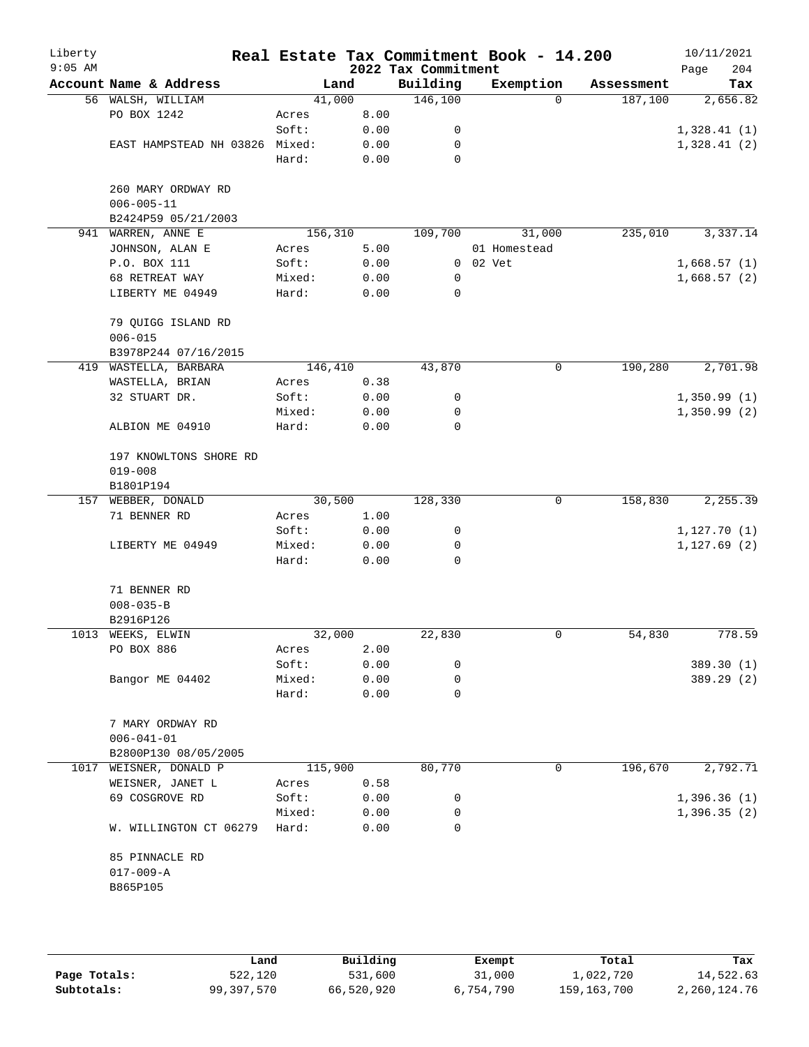Liberty 9:05 AM

# Real Estate Tax Commitment Book - 14.200

## 2022 Tax Commitment

10/11/2021 Page 204

| Account Name & Address | | Land | Building | Exemption | Assessment | Tax |
|---|---|---|---|---|---|---|
| 56 WALSH, WILLIAM | | 41,000 | 146,100 | 0 | 187,100 | 2,656.82 |
| PO BOX 1242 | Acres | 8.00 | | | | |
| | Soft: | 0.00 | 0 | | | 1,328.41 (1) |
| EAST HAMPSTEAD NH 03826 | Mixed: | 0.00 | 0 | | | 1,328.41 (2) |
| | Hard: | 0.00 | 0 | | | |
| 260 MARY ORDWAY RD | | | | | | |
| 006-005-11 | | | | | | |
| B2424P59 05/21/2003 | | | | | | |
| 941 WARREN, ANNE E | | 156,310 | 109,700 | 31,000 | 235,010 | 3,337.14 |
| JOHNSON, ALAN E | Acres | 5.00 | | 01 Homestead | | |
| P.O. BOX 111 | Soft: | 0.00 | 0 | 02 Vet | | 1,668.57 (1) |
| 68 RETREAT WAY | Mixed: | 0.00 | 0 | | | 1,668.57 (2) |
| LIBERTY ME 04949 | Hard: | 0.00 | 0 | | | |
| 79 QUIGG ISLAND RD | | | | | | |
| 006-015 | | | | | | |
| B3978P244 07/16/2015 | | | | | | |
| 419 WASTELLA, BARBARA | | 146,410 | 43,870 | 0 | 190,280 | 2,701.98 |
| WASTELLA, BRIAN | Acres | 0.38 | | | | |
| 32 STUART DR. | Soft: | 0.00 | 0 | | | 1,350.99 (1) |
| | Mixed: | 0.00 | 0 | | | 1,350.99 (2) |
| ALBION ME 04910 | Hard: | 0.00 | 0 | | | |
| 197 KNOWLTONS SHORE RD | | | | | | |
| 019-008 | | | | | | |
| B1801P194 | | | | | | |
| 157 WEBBER, DONALD | | 30,500 | 128,330 | 0 | 158,830 | 2,255.39 |
| 71 BENNER RD | Acres | 1.00 | | | | |
| | Soft: | 0.00 | 0 | | | 1,127.70 (1) |
| LIBERTY ME 04949 | Mixed: | 0.00 | 0 | | | 1,127.69 (2) |
| | Hard: | 0.00 | 0 | | | |
| 71 BENNER RD | | | | | | |
| 008-035-B | | | | | | |
| B2916P126 | | | | | | |
| 1013 WEEKS, ELWIN | | 32,000 | 22,830 | 0 | 54,830 | 778.59 |
| PO BOX 886 | Acres | 2.00 | | | | |
| | Soft: | 0.00 | 0 | | | 389.30 (1) |
| Bangor ME 04402 | Mixed: | 0.00 | 0 | | | 389.29 (2) |
| | Hard: | 0.00 | 0 | | | |
| 7 MARY ORDWAY RD | | | | | | |
| 006-041-01 | | | | | | |
| B2800P130 08/05/2005 | | | | | | |
| 1017 WEISNER, DONALD P | | 115,900 | 80,770 | 0 | 196,670 | 2,792.71 |
| WEISNER, JANET L | Acres | 0.58 | | | | |
| 69 COSGROVE RD | Soft: | 0.00 | 0 | | | 1,396.36 (1) |
| | Mixed: | 0.00 | 0 | | | 1,396.35 (2) |
| W. WILLINGTON CT 06279 | Hard: | 0.00 | 0 | | | |
| 85 PINNACLE RD | | | | | | |
| 017-009-A | | | | | | |
| B865P105 | | | | | | |

| | Land | Building | Exempt | Total | Tax |
|---|---|---|---|---|---|
| Page Totals: | 522,120 | 531,600 | 31,000 | 1,022,720 | 14,522.63 |
| Subtotals: | 99,397,570 | 66,520,920 | 6,754,790 | 159,163,700 | 2,260,124.76 |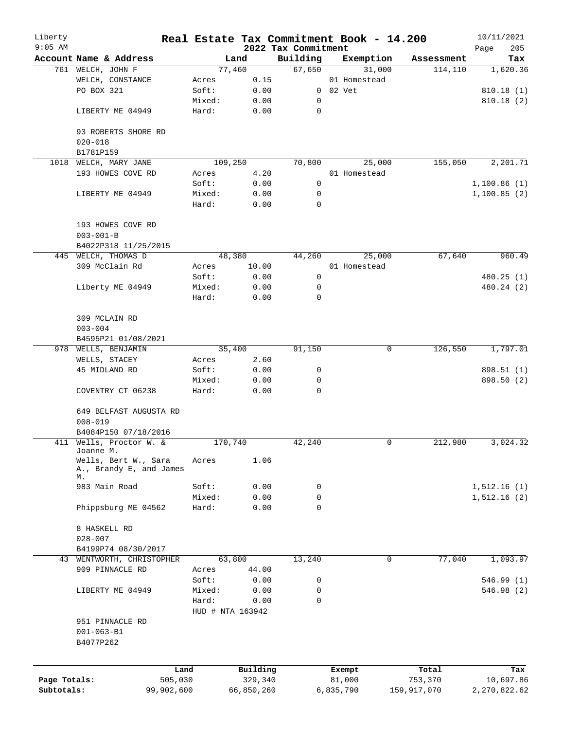# Real Estate Tax Commitment Book - 14.200

Liberty
9:05 AM

2022 Tax Commitment

10/11/2021

| Account Name & Address | Land | | Building | Exemption | Assessment | Tax |
|---|---|---|---|---|---|---|
| 761 WELCH, JOHN F | 77,460 | | 67,650 | 31,000 | 114,110 | 1,620.36 |
| WELCH, CONSTANCE | Acres | 0.15 | | 01 Homestead | | |
| PO BOX 321 | Soft: | 0.00 | 0 | 02 Vet | | 810.18 (1) |
| | Mixed: | 0.00 | 0 | | | 810.18 (2) |
| LIBERTY ME 04949 | Hard: | 0.00 | 0 | | | |
| 93 ROBERTS SHORE RD | | | | | | |
| 020-018 | | | | | | |
| B1781P159 | | | | | | |
| 1018 WELCH, MARY JANE | 109,250 | | 70,800 | 25,000 | 155,050 | 2,201.71 |
| 193 HOWES COVE RD | Acres | 4.20 | | 01 Homestead | | |
| | Soft: | 0.00 | 0 | | | 1,100.86 (1) |
| LIBERTY ME 04949 | Mixed: | 0.00 | 0 | | | 1,100.85 (2) |
| | Hard: | 0.00 | 0 | | | |
| 193 HOWES COVE RD | | | | | | |
| 003-001-B | | | | | | |
| B4022P318 11/25/2015 | | | | | | |
| 445 WELCH, THOMAS D | 48,380 | | 44,260 | 25,000 | 67,640 | 960.49 |
| 309 McClain Rd | Acres | 10.00 | | 01 Homestead | | |
| | Soft: | 0.00 | 0 | | | 480.25 (1) |
| Liberty ME 04949 | Mixed: | 0.00 | 0 | | | 480.24 (2) |
| | Hard: | 0.00 | 0 | | | |
| 309 MCLAIN RD | | | | | | |
| 003-004 | | | | | | |
| B4595P21 01/08/2021 | | | | | | |
| 978 WELLS, BENJAMIN | 35,400 | | 91,150 | 0 | 126,550 | 1,797.01 |
| WELLS, STACEY | Acres | 2.60 | | | | |
| 45 MIDLAND RD | Soft: | 0.00 | 0 | | | 898.51 (1) |
| | Mixed: | 0.00 | 0 | | | 898.50 (2) |
| COVENTRY CT 06238 | Hard: | 0.00 | 0 | | | |
| 649 BELFAST AUGUSTA RD | | | | | | |
| 008-019 | | | | | | |
| B4084P150 07/18/2016 | | | | | | |
| 411 Wells, Proctor W. & Joanne M. | 170,740 | | 42,240 | 0 | 212,980 | 3,024.32 |
| Wells, Bert W., Sara A., Brandy E, and James M. | Acres | 1.06 | | | | |
| 983 Main Road | Soft: | 0.00 | 0 | | | 1,512.16 (1) |
| | Mixed: | 0.00 | 0 | | | 1,512.16 (2) |
| Phippsburg ME 04562 | Hard: | 0.00 | 0 | | | |
| 8 HASKELL RD | | | | | | |
| 028-007 | | | | | | |
| B4199P74 08/30/2017 | | | | | | |
| 43 WENTWORTH, CHRISTOPHER | 63,800 | | 13,240 | 0 | 77,040 | 1,093.97 |
| 909 PINNACLE RD | Acres | 44.00 | | | | |
| | Soft: | 0.00 | 0 | | | 546.99 (1) |
| LIBERTY ME 04949 | Mixed: | 0.00 | 0 | | | 546.98 (2) |
| | Hard: | 0.00 | 0 | | | |
| | HUD # NTA 163942 | | | | | |
| 951 PINNACLE RD | | | | | | |
| 001-063-B1 | | | | | | |
| B4077P262 | | | | | | |

| | Land | Building | Exempt | Total | Tax |
|---|---|---|---|---|---|
| Page Totals: | 505,030 | 329,340 | 81,000 | 753,370 | 10,697.86 |
| Subtotals: | 99,902,600 | 66,850,260 | 6,835,790 | 159,917,070 | 2,270,822.62 |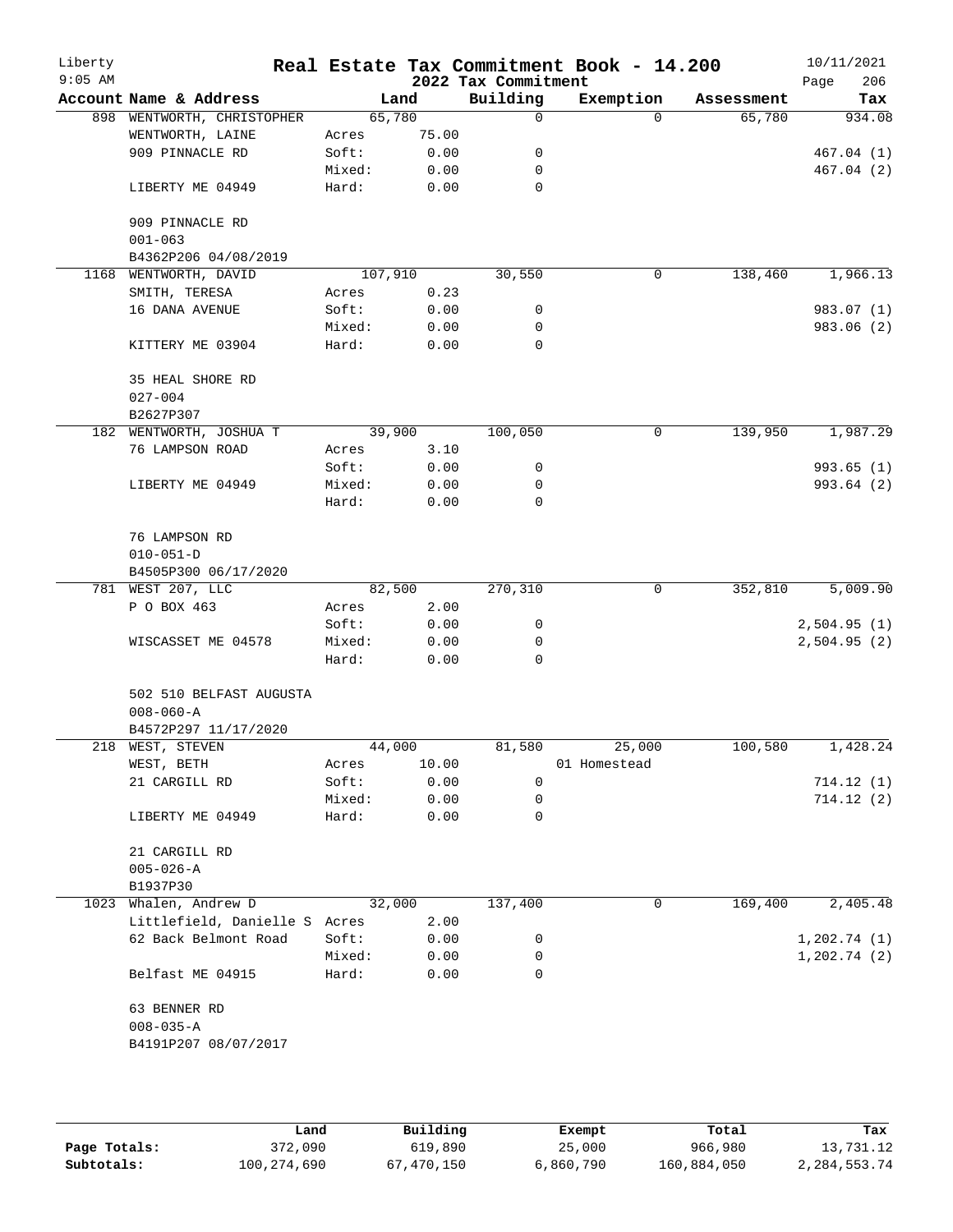# Real Estate Tax Commitment Book - 14.200

Liberty
9:05 AM

2022 Tax Commitment

10/11/2021

| Account | Name & Address | | Land | Building | Exemption | Assessment | Tax |
|---|---|---|---|---|---|---|---|
| 898 | WENTWORTH, CHRISTOPHER | | 65,780 | 0 | 0 | 65,780 | 934.08 |
| | WENTWORTH, LAINE | Acres | 75.00 | | | | |
| | 909 PINNACLE RD | Soft: | 0.00 | 0 | | | 467.04 (1) |
| | | Mixed: | 0.00 | 0 | | | 467.04 (2) |
| | LIBERTY ME 04949 | Hard: | 0.00 | 0 | | | |
| | 909 PINNACLE RD | | | | | | |
| | 001-063 | | | | | | |
| | B4362P206 04/08/2019 | | | | | | |
| 1168 | WENTWORTH, DAVID | | 107,910 | 30,550 | 0 | 138,460 | 1,966.13 |
| | SMITH, TERESA | Acres | 0.23 | | | | |
| | 16 DANA AVENUE | Soft: | 0.00 | 0 | | | 983.07 (1) |
| | | Mixed: | 0.00 | 0 | | | 983.06 (2) |
| | KITTERY ME 03904 | Hard: | 0.00 | 0 | | | |
| | 35 HEAL SHORE RD | | | | | | |
| | 027-004 | | | | | | |
| | B2627P307 | | | | | | |
| 182 | WENTWORTH, JOSHUA T | | 39,900 | 100,050 | 0 | 139,950 | 1,987.29 |
| | 76 LAMPSON ROAD | Acres | 3.10 | | | | |
| | | Soft: | 0.00 | 0 | | | 993.65 (1) |
| | LIBERTY ME 04949 | Mixed: | 0.00 | 0 | | | 993.64 (2) |
| | | Hard: | 0.00 | 0 | | | |
| | 76 LAMPSON RD | | | | | | |
| | 010-051-D | | | | | | |
| | B4505P300 06/17/2020 | | | | | | |
| 781 | WEST 207, LLC | | 82,500 | 270,310 | 0 | 352,810 | 5,009.90 |
| | P O BOX 463 | Acres | 2.00 | | | | |
| | | Soft: | 0.00 | 0 | | | 2,504.95 (1) |
| | WISCASSET ME 04578 | Mixed: | 0.00 | 0 | | | 2,504.95 (2) |
| | | Hard: | 0.00 | 0 | | | |
| | 502 510 BELFAST AUGUSTA | | | | | | |
| | 008-060-A | | | | | | |
| | B4572P297 11/17/2020 | | | | | | |
| 218 | WEST, STEVEN | | 44,000 | 81,580 | 25,000 | 100,580 | 1,428.24 |
| | WEST, BETH | Acres | 10.00 | | 01 Homestead | | |
| | 21 CARGILL RD | Soft: | 0.00 | 0 | | | 714.12 (1) |
| | | Mixed: | 0.00 | 0 | | | 714.12 (2) |
| | LIBERTY ME 04949 | Hard: | 0.00 | 0 | | | |
| | 21 CARGILL RD | | | | | | |
| | 005-026-A | | | | | | |
| | B1937P30 | | | | | | |
| 1023 | Whalen, Andrew D | | 32,000 | 137,400 | 0 | 169,400 | 2,405.48 |
| | Littlefield, Danielle S | Acres | 2.00 | | | | |
| | 62 Back Belmont Road | Soft: | 0.00 | 0 | | | 1,202.74 (1) |
| | | Mixed: | 0.00 | 0 | | | 1,202.74 (2) |
| | Belfast ME 04915 | Hard: | 0.00 | 0 | | | |
| | 63 BENNER RD | | | | | | |
| | 008-035-A | | | | | | |
| | B4191P207 08/07/2017 | | | | | | |

| | Land | Building | Exempt | Total | Tax |
|---|---|---|---|---|---|
| Page Totals: | 372,090 | 619,890 | 25,000 | 966,980 | 13,731.12 |
| Subtotals: | 100,274,690 | 67,470,150 | 6,860,790 | 160,884,050 | 2,284,553.74 |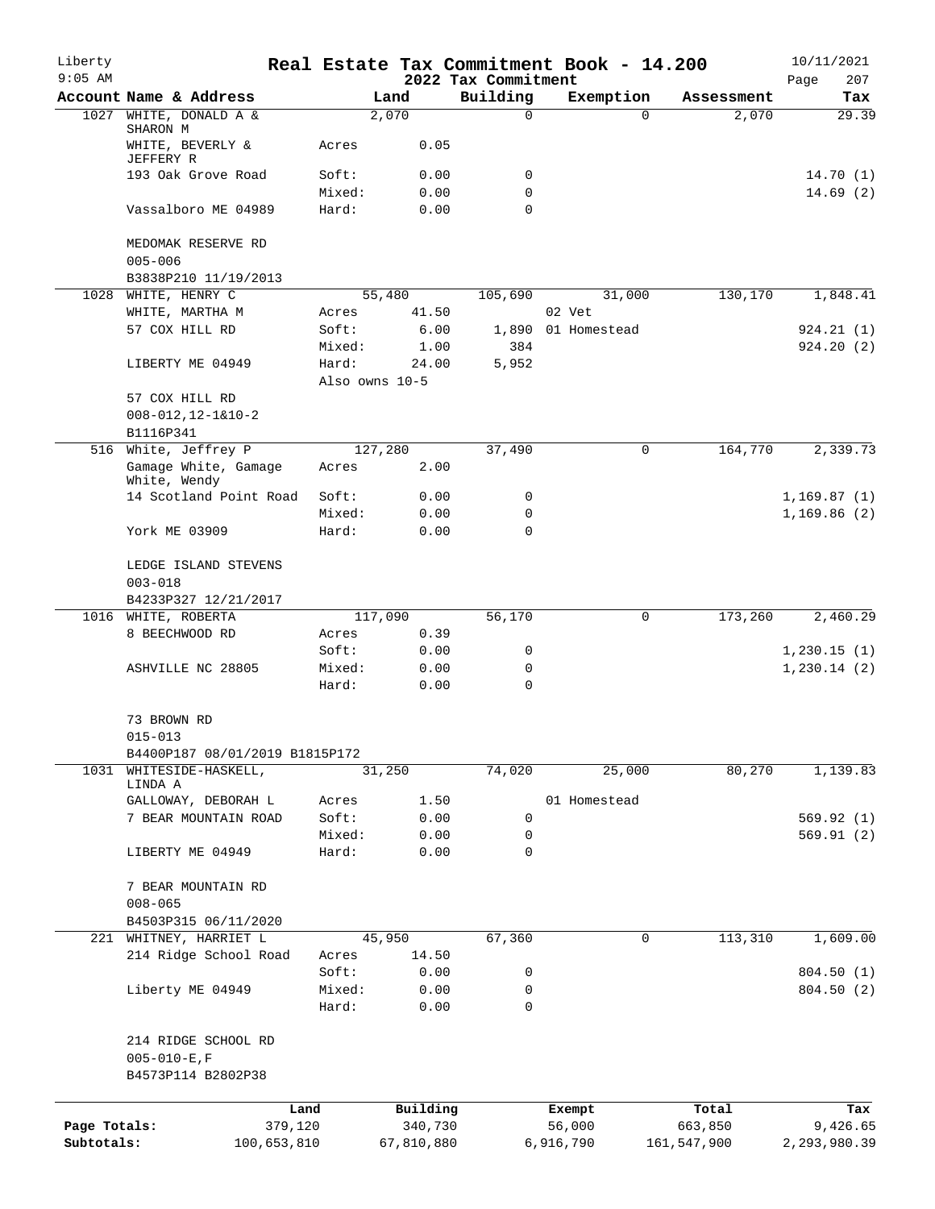Liberty
9:05 AM

# Real Estate Tax Commitment Book - 14.200
## 2022 Tax Commitment

10/11/2021
Page 207

| Account | Name & Address | | Land | Building | Exemption | Assessment | Tax |
|---|---|---|---|---|---|---|---|
| 1027 | WHITE, DONALD A & SHARON M | | 2,070 | 0 | 0 | 2,070 | 29.39 |
| | WHITE, BEVERLY & JEFFERY R | Acres | 0.05 | | | | |
| | 193 Oak Grove Road | Soft: | 0.00 | 0 | | | 14.70 (1) |
| | | Mixed: | 0.00 | 0 | | | 14.69 (2) |
| | Vassalboro ME 04989 | Hard: | 0.00 | 0 | | | |
| | MEDOMAK RESERVE RD | | | | | | |
| | 005-006 | | | | | | |
| | B3838P210 11/19/2013 | | | | | | |
| 1028 | WHITE, HENRY C | | 55,480 | 105,690 | 31,000 | 130,170 | 1,848.41 |
| | WHITE, MARTHA M | Acres | 41.50 | | 02 Vet | | |
| | 57 COX HILL RD | Soft: | 6.00 | 1,890 | 01 Homestead | | 924.21 (1) |
| | | Mixed: | 1.00 | 384 | | | 924.20 (2) |
| | LIBERTY ME 04949 | Hard: | 24.00 | 5,952 | | | |
| | | Also owns 10-5 | | | | | |
| | 57 COX HILL RD | | | | | | |
| | 008-012,12-1&10-2 | | | | | | |
| | B1116P341 | | | | | | |
| 516 | White, Jeffrey P | | 127,280 | 37,490 | 0 | 164,770 | 2,339.73 |
| | Gamage White, Gamage White, Wendy | Acres | 2.00 | | | | |
| | 14 Scotland Point Road | Soft: | 0.00 | 0 | | | 1,169.87 (1) |
| | | Mixed: | 0.00 | 0 | | | 1,169.86 (2) |
| | York ME 03909 | Hard: | 0.00 | 0 | | | |
| | LEDGE ISLAND STEVENS | | | | | | |
| | 003-018 | | | | | | |
| | B4233P327 12/21/2017 | | | | | | |
| 1016 | WHITE, ROBERTA | | 117,090 | 56,170 | 0 | 173,260 | 2,460.29 |
| | 8 BEECHWOOD RD | Acres | 0.39 | | | | |
| | | Soft: | 0.00 | 0 | | | 1,230.15 (1) |
| | ASHVILLE NC 28805 | Mixed: | 0.00 | 0 | | | 1,230.14 (2) |
| | | Hard: | 0.00 | 0 | | | |
| | 73 BROWN RD | | | | | | |
| | 015-013 | | | | | | |
| | B4400P187 08/01/2019 B1815P172 | | | | | | |
| 1031 | WHITESIDE-HASKELL, LINDA A | | 31,250 | 74,020 | 25,000 | 80,270 | 1,139.83 |
| | GALLOWAY, DEBORAH L | Acres | 1.50 | | 01 Homestead | | |
| | 7 BEAR MOUNTAIN ROAD | Soft: | 0.00 | 0 | | | 569.92 (1) |
| | | Mixed: | 0.00 | 0 | | | 569.91 (2) |
| | LIBERTY ME 04949 | Hard: | 0.00 | 0 | | | |
| | 7 BEAR MOUNTAIN RD | | | | | | |
| | 008-065 | | | | | | |
| | B4503P315 06/11/2020 | | | | | | |
| 221 | WHITNEY, HARRIET L | | 45,950 | 67,360 | 0 | 113,310 | 1,609.00 |
| | 214 Ridge School Road | Acres | 14.50 | | | | |
| | | Soft: | 0.00 | 0 | | | 804.50 (1) |
| | Liberty ME 04949 | Mixed: | 0.00 | 0 | | | 804.50 (2) |
| | | Hard: | 0.00 | 0 | | | |
| | 214 RIDGE SCHOOL RD | | | | | | |
| | 005-010-E,F | | | | | | |
| | B4573P114 B2802P38 | | | | | | |

| | Land | Building | Exempt | Total | Tax |
|---|---|---|---|---|---|
| Page Totals: | 379,120 | 340,730 | 56,000 | 663,850 | 9,426.65 |
| Subtotals: | 100,653,810 | 67,810,880 | 6,916,790 | 161,547,900 | 2,293,980.39 |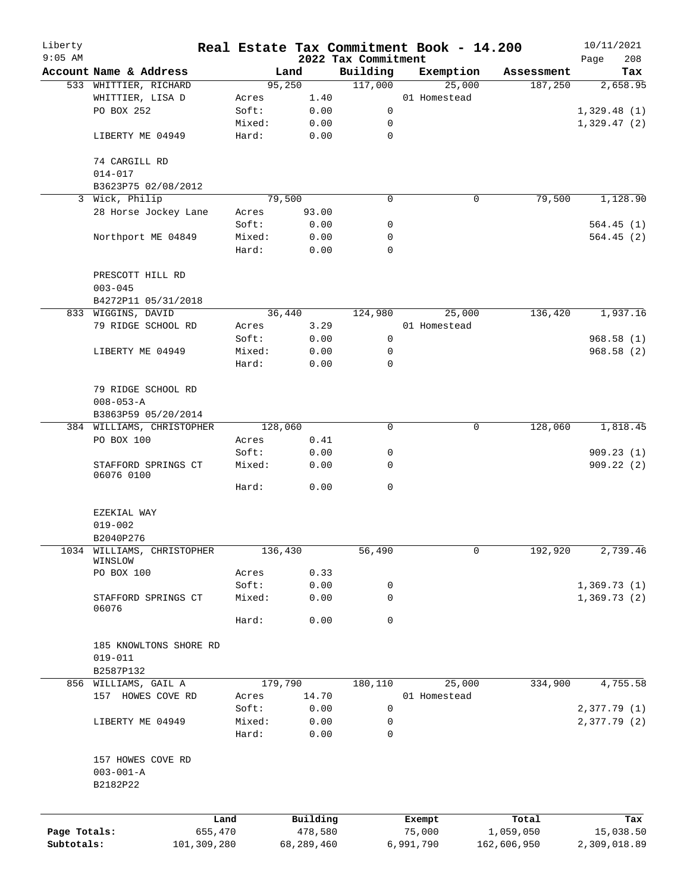# Real Estate Tax Commitment Book - 14.200

Liberty 9:05 AM — 2022 Tax Commitment — 10/11/2021

| Account Name & Address | Land | | Building | Exemption | Assessment | Tax |
|---|---|---|---|---|---|---|
| 533 WHITTIER, RICHARD | 95,250 | | 117,000 | 25,000 | 187,250 | 2,658.95 |
| WHITTIER, LISA D | Acres | 1.40 | | 01 Homestead | | |
| PO BOX 252 | Soft: | 0.00 | 0 | | | 1,329.48 (1) |
| | Mixed: | 0.00 | 0 | | | 1,329.47 (2) |
| LIBERTY ME 04949 | Hard: | 0.00 | 0 | | | |
| 74 CARGILL RD | | | | | | |
| 014-017 | | | | | | |
| B3623P75 02/08/2012 | | | | | | |
| 3 Wick, Philip | 79,500 | | 0 | 0 | 79,500 | 1,128.90 |
| 28 Horse Jockey Lane | Acres | 93.00 | | | | |
| | Soft: | 0.00 | 0 | | | 564.45 (1) |
| Northport ME 04849 | Mixed: | 0.00 | 0 | | | 564.45 (2) |
| | Hard: | 0.00 | 0 | | | |
| PRESCOTT HILL RD | | | | | | |
| 003-045 | | | | | | |
| B4272P11 05/31/2018 | | | | | | |
| 833 WIGGINS, DAVID | 36,440 | | 124,980 | 25,000 | 136,420 | 1,937.16 |
| 79 RIDGE SCHOOL RD | Acres | 3.29 | | 01 Homestead | | |
| | Soft: | 0.00 | 0 | | | 968.58 (1) |
| LIBERTY ME 04949 | Mixed: | 0.00 | 0 | | | 968.58 (2) |
| | Hard: | 0.00 | 0 | | | |
| 79 RIDGE SCHOOL RD | | | | | | |
| 008-053-A | | | | | | |
| B3863P59 05/20/2014 | | | | | | |
| 384 WILLIAMS, CHRISTOPHER | 128,060 | | 0 | 0 | 128,060 | 1,818.45 |
| PO BOX 100 | Acres | 0.41 | | | | |
| | Soft: | 0.00 | 0 | | | 909.23 (1) |
| STAFFORD SPRINGS CT 06076 0100 | Mixed: | 0.00 | 0 | | | 909.22 (2) |
| | Hard: | 0.00 | 0 | | | |
| EZEKIAL WAY | | | | | | |
| 019-002 | | | | | | |
| B2040P276 | | | | | | |
| 1034 WILLIAMS, CHRISTOPHER WINSLOW | 136,430 | | 56,490 | 0 | 192,920 | 2,739.46 |
| PO BOX 100 | Acres | 0.33 | | | | |
| | Soft: | 0.00 | 0 | | | 1,369.73 (1) |
| STAFFORD SPRINGS CT 06076 | Mixed: | 0.00 | 0 | | | 1,369.73 (2) |
| | Hard: | 0.00 | 0 | | | |
| 185 KNOWLTONS SHORE RD | | | | | | |
| 019-011 | | | | | | |
| B2587P132 | | | | | | |
| 856 WILLIAMS, GAIL A | 179,790 | | 180,110 | 25,000 | 334,900 | 4,755.58 |
| 157 HOWES COVE RD | Acres | 14.70 | | 01 Homestead | | |
| | Soft: | 0.00 | 0 | | | 2,377.79 (1) |
| LIBERTY ME 04949 | Mixed: | 0.00 | 0 | | | 2,377.79 (2) |
| | Hard: | 0.00 | 0 | | | |
| 157 HOWES COVE RD | | | | | | |
| 003-001-A | | | | | | |
| B2182P22 | | | | | | |

| | Land | Building | Exempt | Total | Tax |
|---|---|---|---|---|---|
| Page Totals: | 655,470 | 478,580 | 75,000 | 1,059,050 | 15,038.50 |
| Subtotals: | 101,309,280 | 68,289,460 | 6,991,790 | 162,606,950 | 2,309,018.89 |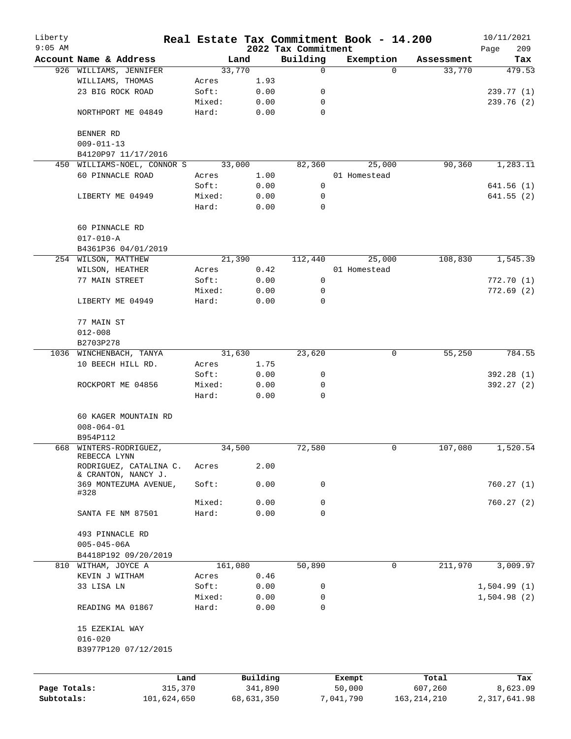# Real Estate Tax Commitment Book - 14.200

## 2022 Tax Commitment

Liberty
9:05 AM

10/11/2021

| Account Name & Address | Land | | Building | Exemption | Assessment | Tax |
|---|---|---|---|---|---|---|
| 926 WILLIAMS, JENNIFER | 33,770 | | 0 | 0 | 33,770 | 479.53 |
| WILLIAMS, THOMAS | Acres | 1.93 | | | | |
| 23 BIG ROCK ROAD | Soft: | 0.00 | 0 | | | 239.77 (1) |
| | Mixed: | 0.00 | 0 | | | 239.76 (2) |
| NORTHPORT ME 04849 | Hard: | 0.00 | 0 | | | |
| BENNER RD | | | | | | |
| 009-011-13 | | | | | | |
| B4120P97 11/17/2016 | | | | | | |
| 450 WILLIAMS-NOEL, CONNOR S | 33,000 | | 82,360 | 25,000 | 90,360 | 1,283.11 |
| 60 PINNACLE ROAD | Acres | 1.00 | | 01 Homestead | | |
| | Soft: | 0.00 | 0 | | | 641.56 (1) |
| LIBERTY ME 04949 | Mixed: | 0.00 | 0 | | | 641.55 (2) |
| | Hard: | 0.00 | 0 | | | |
| 60 PINNACLE RD | | | | | | |
| 017-010-A | | | | | | |
| B4361P36 04/01/2019 | | | | | | |
| 254 WILSON, MATTHEW | 21,390 | | 112,440 | 25,000 | 108,830 | 1,545.39 |
| WILSON, HEATHER | Acres | 0.42 | | 01 Homestead | | |
| 77 MAIN STREET | Soft: | 0.00 | 0 | | | 772.70 (1) |
| | Mixed: | 0.00 | 0 | | | 772.69 (2) |
| LIBERTY ME 04949 | Hard: | 0.00 | 0 | | | |
| 77 MAIN ST | | | | | | |
| 012-008 | | | | | | |
| B2703P278 | | | | | | |
| 1036 WINCHENBACH, TANYA | 31,630 | | 23,620 | 0 | 55,250 | 784.55 |
| 10 BEECH HILL RD. | Acres | 1.75 | | | | |
| | Soft: | 0.00 | 0 | | | 392.28 (1) |
| ROCKPORT ME 04856 | Mixed: | 0.00 | 0 | | | 392.27 (2) |
| | Hard: | 0.00 | 0 | | | |
| 60 KAGER MOUNTAIN RD | | | | | | |
| 008-064-01 | | | | | | |
| B954P112 | | | | | | |
| 668 WINTERS-RODRIGUEZ, REBECCA LYNN | 34,500 | | 72,580 | 0 | 107,080 | 1,520.54 |
| RODRIGUEZ, CATALINA C. & CRANTON, NANCY J. | Acres | 2.00 | | | | |
| 369 MONTEZUMA AVENUE, #328 | Soft: | 0.00 | 0 | | | 760.27 (1) |
| | Mixed: | 0.00 | 0 | | | 760.27 (2) |
| SANTA FE NM 87501 | Hard: | 0.00 | 0 | | | |
| 493 PINNACLE RD | | | | | | |
| 005-045-06A | | | | | | |
| B4418P192 09/20/2019 | | | | | | |
| 810 WITHAM, JOYCE A | 161,080 | | 50,890 | 0 | 211,970 | 3,009.97 |
| KEVIN J WITHAM | Acres | 0.46 | | | | |
| 33 LISA LN | Soft: | 0.00 | 0 | | | 1,504.99 (1) |
| | Mixed: | 0.00 | 0 | | | 1,504.98 (2) |
| READING MA 01867 | Hard: | 0.00 | 0 | | | |
| 15 EZEKIAL WAY | | | | | | |
| 016-020 | | | | | | |
| B3977P120 07/12/2015 | | | | | | |

| | Land | Building | Exempt | Total | Tax |
|---|---|---|---|---|---|
| Page Totals: | 315,370 | 341,890 | 50,000 | 607,260 | 8,623.09 |
| Subtotals: | 101,624,650 | 68,631,350 | 7,041,790 | 163,214,210 | 2,317,641.98 |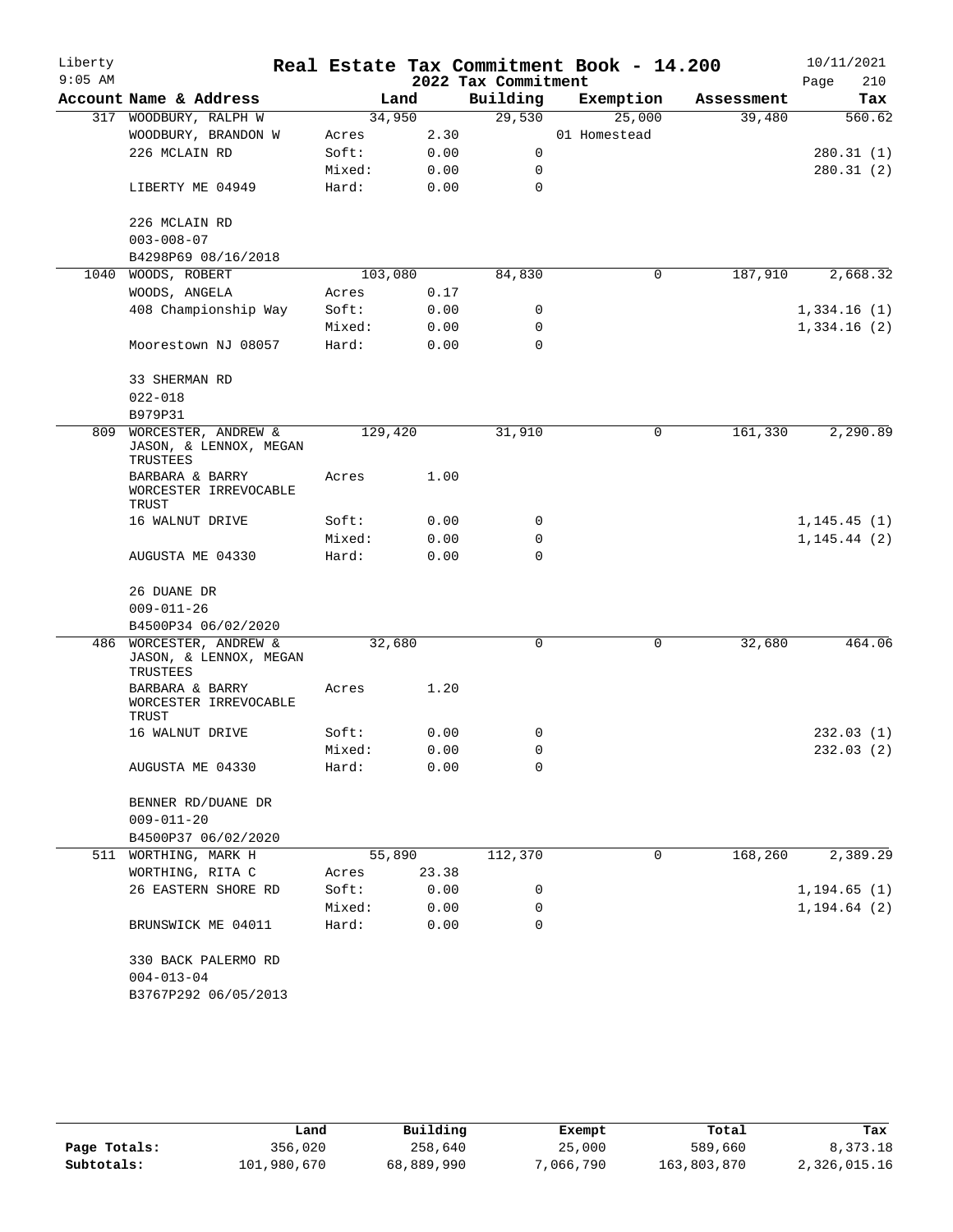Liberty
9:05 AM

# Real Estate Tax Commitment Book - 14.200

## 2022 Tax Commitment

10/11/2021

| Account | Name & Address | Land | | Building | Exemption | Assessment | Tax |
|---|---|---|---|---|---|---|---|
| 317 | WOODBURY, RALPH W | 34,950 | | 29,530 | 25,000 | 39,480 | 560.62 |
| | WOODBURY, BRANDON W | Acres | 2.30 | | 01 Homestead | | |
| | 226 MCLAIN RD | Soft: | 0.00 | 0 | | | 280.31 (1) |
| | | Mixed: | 0.00 | 0 | | | 280.31 (2) |
| | LIBERTY ME 04949 | Hard: | 0.00 | 0 | | | |
| | 226 MCLAIN RD | | | | | | |
| | 003-008-07 | | | | | | |
| | B4298P69 08/16/2018 | | | | | | |
| 1040 | WOODS, ROBERT | 103,080 | | 84,830 | 0 | 187,910 | 2,668.32 |
| | WOODS, ANGELA | Acres | 0.17 | | | | |
| | 408 Championship Way | Soft: | 0.00 | 0 | | | 1,334.16 (1) |
| | | Mixed: | 0.00 | 0 | | | 1,334.16 (2) |
| | Moorestown NJ 08057 | Hard: | 0.00 | 0 | | | |
| | 33 SHERMAN RD | | | | | | |
| | 022-018 | | | | | | |
| | B979P31 | | | | | | |
| 809 | WORCESTER, ANDREW & JASON, & LENNOX, MEGAN TRUSTEES | 129,420 | | 31,910 | 0 | 161,330 | 2,290.89 |
| | BARBARA & BARRY WORCESTER IRREVOCABLE TRUST | Acres | 1.00 | | | | |
| | 16 WALNUT DRIVE | Soft: | 0.00 | 0 | | | 1,145.45 (1) |
| | | Mixed: | 0.00 | 0 | | | 1,145.44 (2) |
| | AUGUSTA ME 04330 | Hard: | 0.00 | 0 | | | |
| | 26 DUANE DR | | | | | | |
| | 009-011-26 | | | | | | |
| | B4500P34 06/02/2020 | | | | | | |
| 486 | WORCESTER, ANDREW & JASON, & LENNOX, MEGAN TRUSTEES | 32,680 | | 0 | 0 | 32,680 | 464.06 |
| | BARBARA & BARRY WORCESTER IRREVOCABLE TRUST | Acres | 1.20 | | | | |
| | 16 WALNUT DRIVE | Soft: | 0.00 | 0 | | | 232.03 (1) |
| | | Mixed: | 0.00 | 0 | | | 232.03 (2) |
| | AUGUSTA ME 04330 | Hard: | 0.00 | 0 | | | |
| | BENNER RD/DUANE DR | | | | | | |
| | 009-011-20 | | | | | | |
| | B4500P37 06/02/2020 | | | | | | |
| 511 | WORTHING, MARK H | 55,890 | | 112,370 | 0 | 168,260 | 2,389.29 |
| | WORTHING, RITA C | Acres | 23.38 | | | | |
| | 26 EASTERN SHORE RD | Soft: | 0.00 | 0 | | | 1,194.65 (1) |
| | | Mixed: | 0.00 | 0 | | | 1,194.64 (2) |
| | BRUNSWICK ME 04011 | Hard: | 0.00 | 0 | | | |
| | 330 BACK PALERMO RD | | | | | | |
| | 004-013-04 | | | | | | |
| | B3767P292 06/05/2013 | | | | | | |

| | Land | Building | Exempt | Total | Tax |
|---|---|---|---|---|---|
| **Page Totals:** | 356,020 | 258,640 | 25,000 | 589,660 | 8,373.18 |
| **Subtotals:** | 101,980,670 | 68,889,990 | 7,066,790 | 163,803,870 | 2,326,015.16 |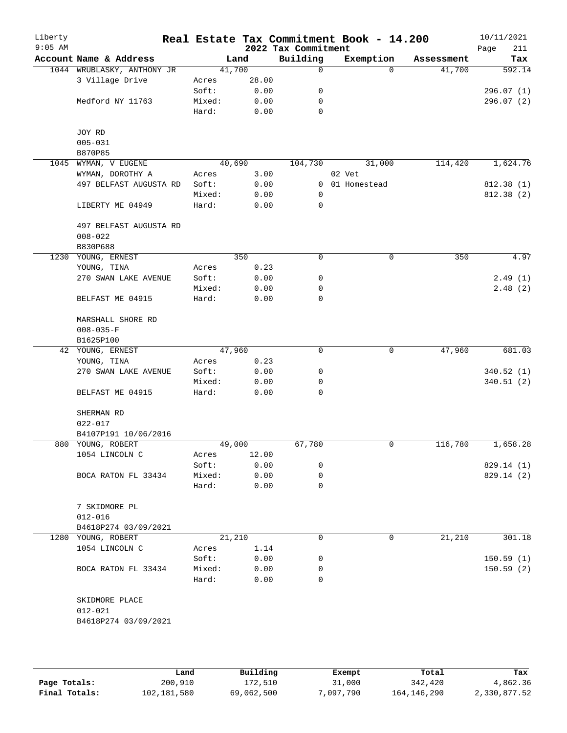# Liberty — Real Estate Tax Commitment Book - 14.200

9:05 AM — 2022 Tax Commitment — 10/11/2021

| Account | Name & Address | | Land | Building | Exemption | Assessment | Tax |
|---|---|---|---|---|---|---|---|
| 1044 | WRUBLASKY, ANTHONY JR | | 41,700 | 0 | 0 | 41,700 | 592.14 |
| | 3 Village Drive | Acres | 28.00 | | | | |
| | | Soft: | 0.00 | 0 | | | 296.07 (1) |
| | Medford NY 11763 | Mixed: | 0.00 | 0 | | | 296.07 (2) |
| | | Hard: | 0.00 | 0 | | | |
| | JOY RD | | | | | | |
| | 005-031 | | | | | | |
| | B870P85 | | | | | | |
| 1045 | WYMAN, V EUGENE | | 40,690 | 104,730 | 31,000 | 114,420 | 1,624.76 |
| | WYMAN, DOROTHY A | Acres | 3.00 | | 02 Vet | | |
| | 497 BELFAST AUGUSTA RD | Soft: | 0.00 | 0 | 01 Homestead | | 812.38 (1) |
| | | Mixed: | 0.00 | 0 | | | 812.38 (2) |
| | LIBERTY ME 04949 | Hard: | 0.00 | 0 | | | |
| | 497 BELFAST AUGUSTA RD | | | | | | |
| | 008-022 | | | | | | |
| | B830P688 | | | | | | |
| 1230 | YOUNG, ERNEST | | 350 | 0 | 0 | 350 | 4.97 |
| | YOUNG, TINA | Acres | 0.23 | | | | |
| | 270 SWAN LAKE AVENUE | Soft: | 0.00 | 0 | | | 2.49 (1) |
| | | Mixed: | 0.00 | 0 | | | 2.48 (2) |
| | BELFAST ME 04915 | Hard: | 0.00 | 0 | | | |
| | MARSHALL SHORE RD | | | | | | |
| | 008-035-F | | | | | | |
| | B1625P100 | | | | | | |
| 42 | YOUNG, ERNEST | | 47,960 | 0 | 0 | 47,960 | 681.03 |
| | YOUNG, TINA | Acres | 0.23 | | | | |
| | 270 SWAN LAKE AVENUE | Soft: | 0.00 | 0 | | | 340.52 (1) |
| | | Mixed: | 0.00 | 0 | | | 340.51 (2) |
| | BELFAST ME 04915 | Hard: | 0.00 | 0 | | | |
| | SHERMAN RD | | | | | | |
| | 022-017 | | | | | | |
| | B4107P191 10/06/2016 | | | | | | |
| 880 | YOUNG, ROBERT | | 49,000 | 67,780 | 0 | 116,780 | 1,658.28 |
| | 1054 LINCOLN C | Acres | 12.00 | | | | |
| | | Soft: | 0.00 | 0 | | | 829.14 (1) |
| | BOCA RATON FL 33434 | Mixed: | 0.00 | 0 | | | 829.14 (2) |
| | | Hard: | 0.00 | 0 | | | |
| | 7 SKIDMORE PL | | | | | | |
| | 012-016 | | | | | | |
| | B4618P274 03/09/2021 | | | | | | |
| 1280 | YOUNG, ROBERT | | 21,210 | 0 | 0 | 21,210 | 301.18 |
| | 1054 LINCOLN C | Acres | 1.14 | | | | |
| | | Soft: | 0.00 | 0 | | | 150.59 (1) |
| | BOCA RATON FL 33434 | Mixed: | 0.00 | 0 | | | 150.59 (2) |
| | | Hard: | 0.00 | 0 | | | |
| | SKIDMORE PLACE | | | | | | |
| | 012-021 | | | | | | |
| | B4618P274 03/09/2021 | | | | | | |

| | Land | Building | Exempt | Total | Tax |
|---|---|---|---|---|---|
| Page Totals: | 200,910 | 172,510 | 31,000 | 342,420 | 4,862.36 |
| Final Totals: | 102,181,580 | 69,062,500 | 7,097,790 | 164,146,290 | 2,330,877.52 |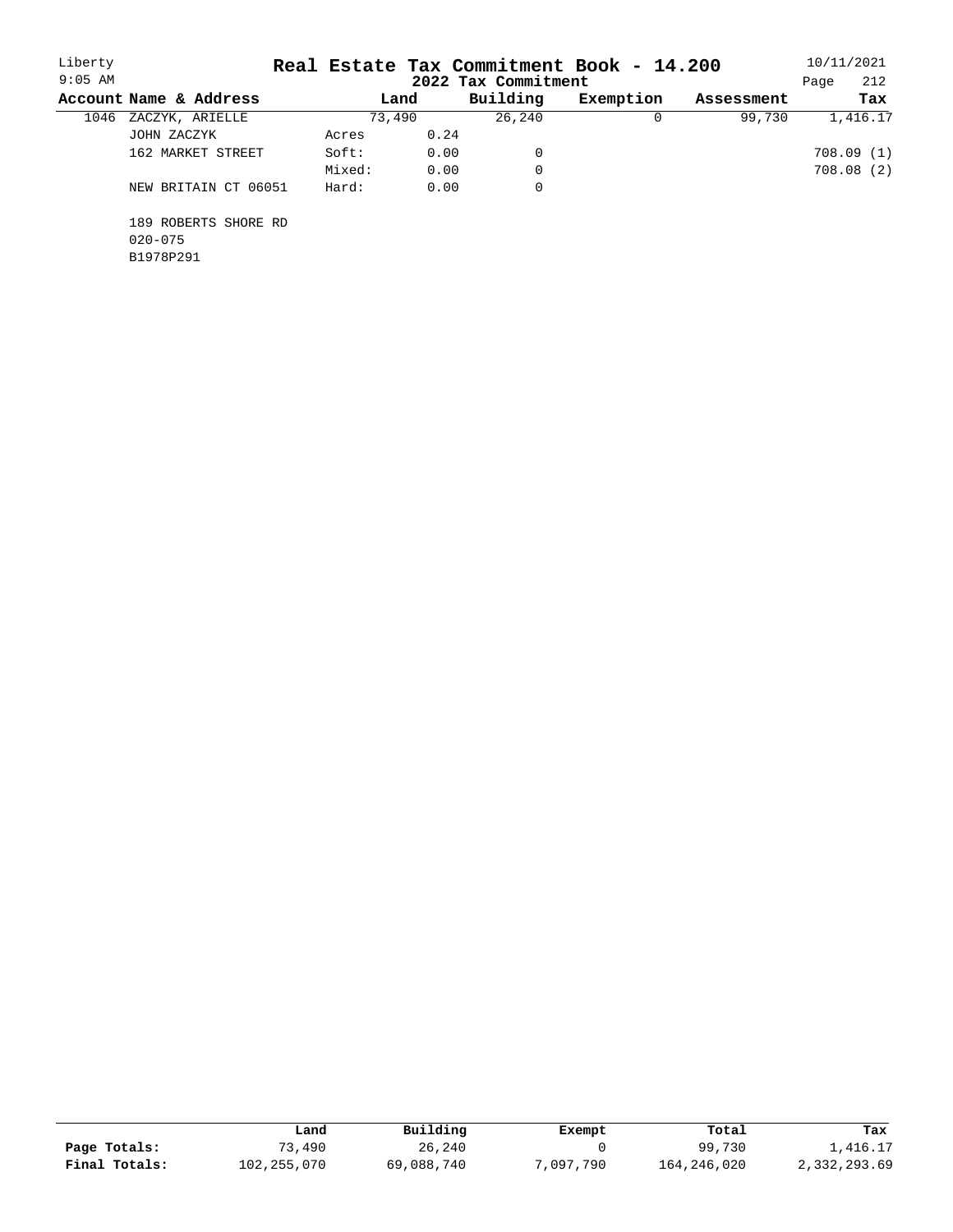Liberty
9:05 AM

# Real Estate Tax Commitment Book - 14.200

2022 Tax Commitment

10/11/2021

| Account | Name & Address | | Land | Building | Exemption | Assessment | Tax |
|---|---|---|---|---|---|---|---|
| 1046 | ZACZYK, ARIELLE | | 73,490 | 26,240 | 0 | 99,730 | 1,416.17 |
| | JOHN ZACZYK | Acres | 0.24 | | | | |
| | 162 MARKET STREET | Soft: | 0.00 | 0 | | | 708.09 (1) |
| | | Mixed: | 0.00 | 0 | | | 708.08 (2) |
| | NEW BRITAIN CT 06051 | Hard: | 0.00 | 0 | | | |
| | 189 ROBERTS SHORE RD | | | | | | |
| | 020-075 | | | | | | |
| | B1978P291 | | | | | | |

| | Land | Building | Exempt | Total | Tax |
|---|---|---|---|---|---|
| **Page Totals:** | 73,490 | 26,240 | 0 | 99,730 | 1,416.17 |
| **Final Totals:** | 102,255,070 | 69,088,740 | 7,097,790 | 164,246,020 | 2,332,293.69 |